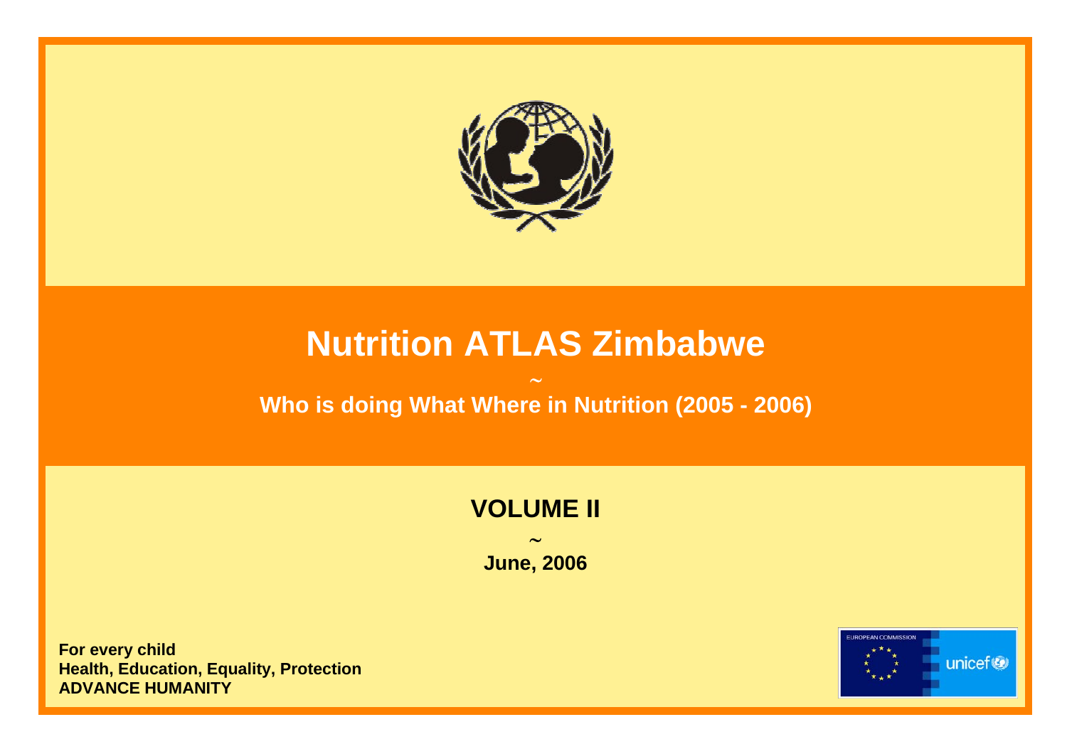# Nutrition ATLAS Zimbabwe

~

## Who is doing What Where in Nutrition (2005 - 2006)

## VOLUME II

~

**June, 2006**

**For every child**
**Health, Education, Equality, Protection**
**ADVANCE HUMANITY**

EUROPEAN COMMISSION

unicef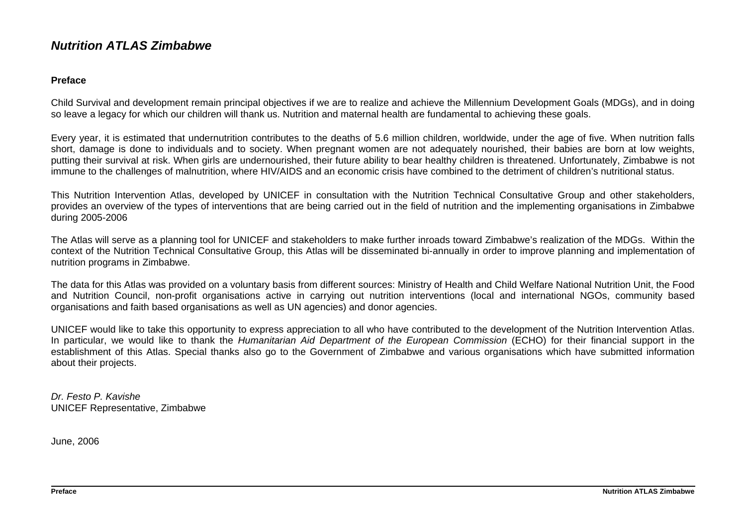# *Nutrition ATLAS Zimbabwe*

## Preface

Child Survival and development remain principal objectives if we are to realize and achieve the Millennium Development Goals (MDGs), and in doing so leave a legacy for which our children will thank us. Nutrition and maternal health are fundamental to achieving these goals.

Every year, it is estimated that undernutrition contributes to the deaths of 5.6 million children, worldwide, under the age of five. When nutrition falls short, damage is done to individuals and to society. When pregnant women are not adequately nourished, their babies are born at low weights, putting their survival at risk. When girls are undernourished, their future ability to bear healthy children is threatened. Unfortunately, Zimbabwe is not immune to the challenges of malnutrition, where HIV/AIDS and an economic crisis have combined to the detriment of children's nutritional status.

This Nutrition Intervention Atlas, developed by UNICEF in consultation with the Nutrition Technical Consultative Group and other stakeholders, provides an overview of the types of interventions that are being carried out in the field of nutrition and the implementing organisations in Zimbabwe during 2005-2006

The Atlas will serve as a planning tool for UNICEF and stakeholders to make further inroads toward Zimbabwe's realization of the MDGs. Within the context of the Nutrition Technical Consultative Group, this Atlas will be disseminated bi-annually in order to improve planning and implementation of nutrition programs in Zimbabwe.

The data for this Atlas was provided on a voluntary basis from different sources: Ministry of Health and Child Welfare National Nutrition Unit, the Food and Nutrition Council, non-profit organisations active in carrying out nutrition interventions (local and international NGOs, community based organisations and faith based organisations as well as UN agencies) and donor agencies.

UNICEF would like to take this opportunity to express appreciation to all who have contributed to the development of the Nutrition Intervention Atlas. In particular, we would like to thank the *Humanitarian Aid Department of the European Commission* (ECHO) for their financial support in the establishment of this Atlas. Special thanks also go to the Government of Zimbabwe and various organisations which have submitted information about their projects.

*Dr. Festo P. Kavishe*  
UNICEF Representative, Zimbabwe

June, 2006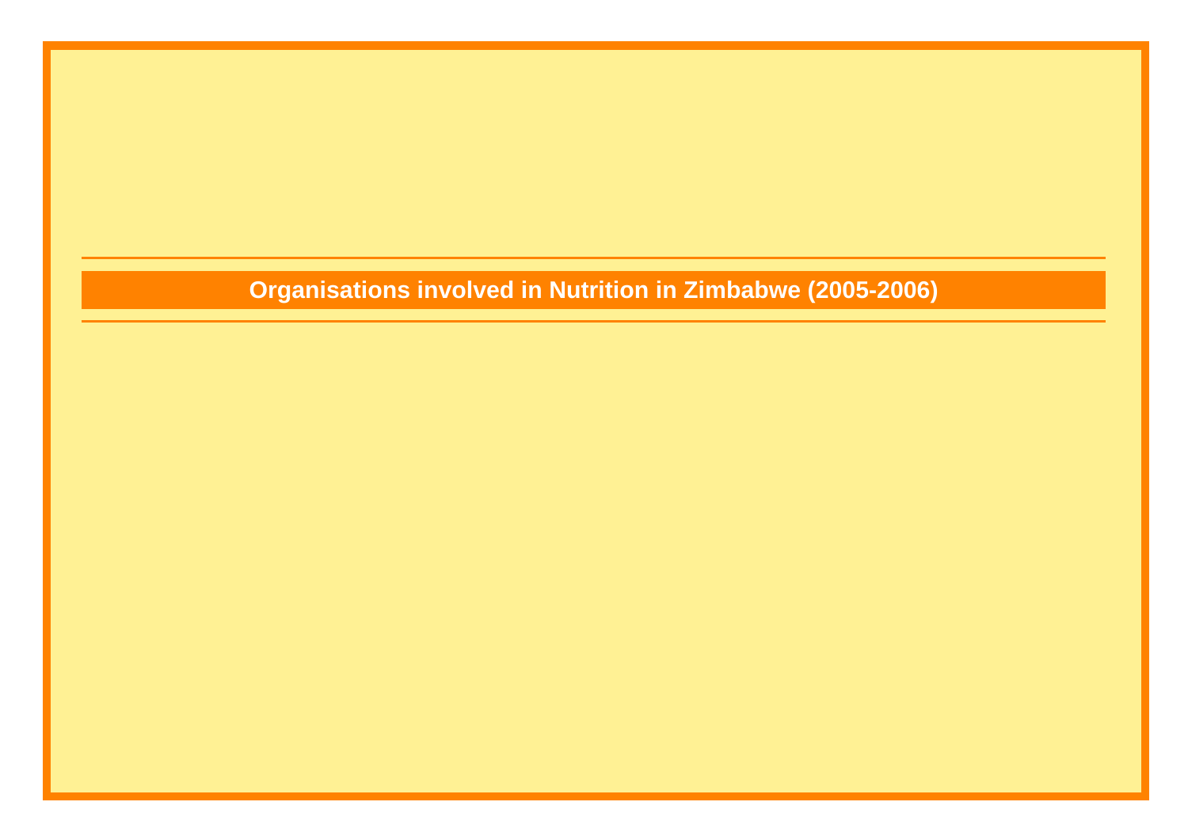# Organisations involved in Nutrition in Zimbabwe (2005-2006)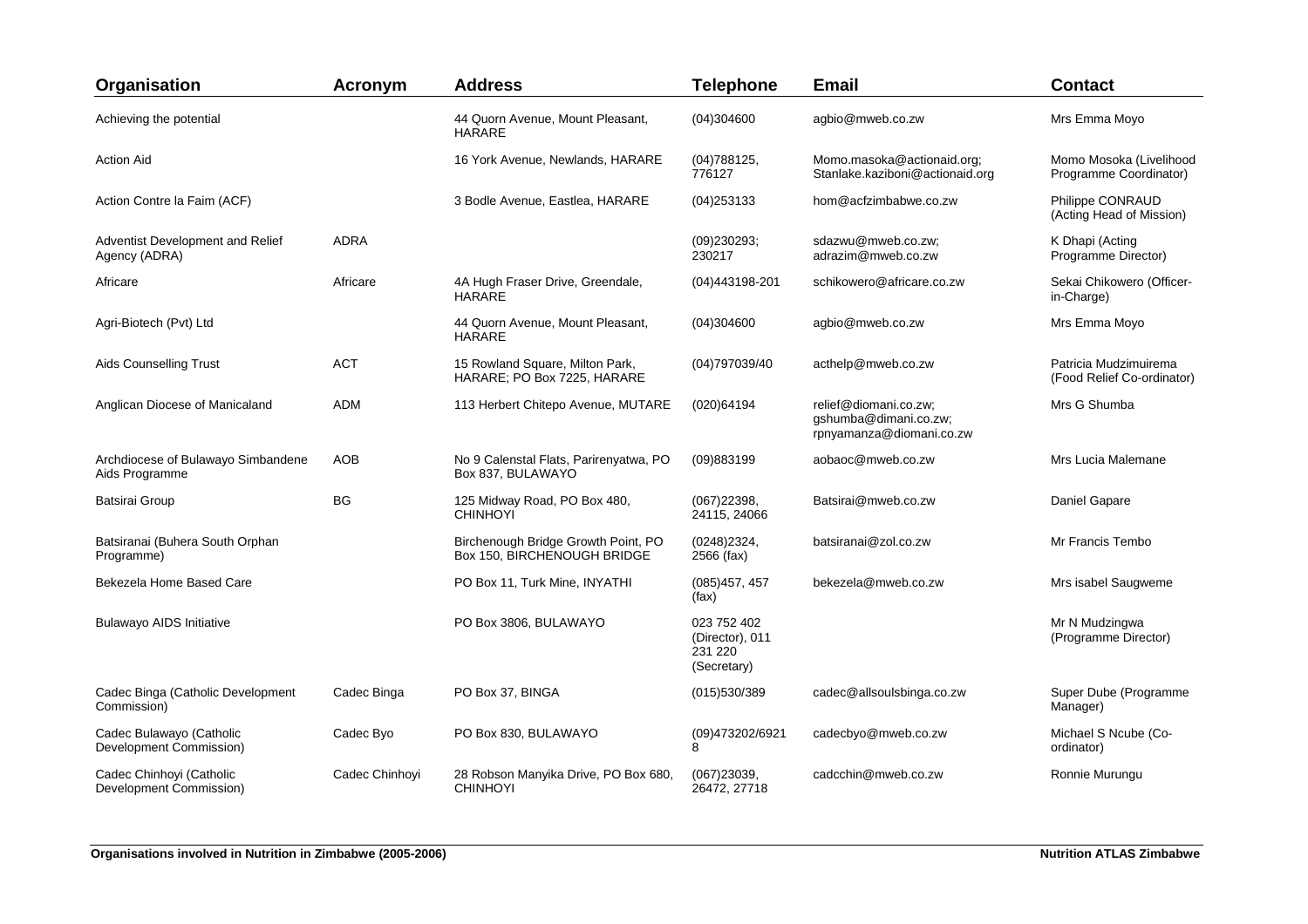| Organisation | Acronym | Address | Telephone | Email | Contact |
|---|---|---|---|---|---|
| Achieving the potential | | 44 Quorn Avenue, Mount Pleasant, HARARE | (04)304600 | agbio@mweb.co.zw | Mrs Emma Moyo |
| Action Aid | | 16 York Avenue, Newlands, HARARE | (04)788125, 776127 | Momo.masoka@actionaid.org; Stanlake.kaziboni@actionaid.org | Momo Mosoka (Livelihood Programme Coordinator) |
| Action Contre la Faim (ACF) | | 3 Bodle Avenue, Eastlea, HARARE | (04)253133 | hom@acfzimbabwe.co.zw | Philippe CONRAUD (Acting Head of Mission) |
| Adventist Development and Relief Agency (ADRA) | ADRA | | (09)230293; 230217 | sdazwu@mweb.co.zw; adrazim@mweb.co.zw | K Dhapi (Acting Programme Director) |
| Africare | Africare | 4A Hugh Fraser Drive, Greendale, HARARE | (04)443198-201 | schikowero@africare.co.zw | Sekai Chikowero (Officer-in-Charge) |
| Agri-Biotech (Pvt) Ltd | | 44 Quorn Avenue, Mount Pleasant, HARARE | (04)304600 | agbio@mweb.co.zw | Mrs Emma Moyo |
| Aids Counselling Trust | ACT | 15 Rowland Square, Milton Park, HARARE; PO Box 7225, HARARE | (04)797039/40 | acthelp@mweb.co.zw | Patricia Mudzimuirema (Food Relief Co-ordinator) |
| Anglican Diocese of Manicaland | ADM | 113 Herbert Chitepo Avenue, MUTARE | (020)64194 | relief@diomani.co.zw; gshumba@dimani.co.zw; rpnyamanza@diomani.co.zw | Mrs G Shumba |
| Archdiocese of Bulawayo Simbandene Aids Programme | AOB | No 9 Calenstal Flats, Parirenyatwa, PO Box 837, BULAWAYO | (09)883199 | aobaoc@mweb.co.zw | Mrs Lucia Malemane |
| Batsirai Group | BG | 125 Midway Road, PO Box 480, CHINHOYI | (067)22398, 24115, 24066 | Batsirai@mweb.co.zw | Daniel Gapare |
| Batsiranai (Buhera South Orphan Programme) | | Birchenough Bridge Growth Point, PO Box 150, BIRCHENOUGH BRIDGE | (0248)2324, 2566 (fax) | batsiranai@zol.co.zw | Mr Francis Tembo |
| Bekezela Home Based Care | | PO Box 11, Turk Mine, INYATHI | (085)457, 457 (fax) | bekezela@mweb.co.zw | Mrs isabel Saugweme |
| Bulawayo AIDS Initiative | | PO Box 3806, BULAWAYO | 023 752 402 (Director), 011 231 220 (Secretary) | | Mr N Mudzingwa (Programme Director) |
| Cadec Binga (Catholic Development Commission) | Cadec Binga | PO Box 37, BINGA | (015)530/389 | cadec@allsoulsbinga.co.zw | Super Dube (Programme Manager) |
| Cadec Bulawayo (Catholic Development Commission) | Cadec Byo | PO Box 830, BULAWAYO | (09)473202/69218 | cadecbyo@mweb.co.zw | Michael S Ncube (Co-ordinator) |
| Cadec Chinhoyi (Catholic Development Commission) | Cadec Chinhoyi | 28 Robson Manyika Drive, PO Box 680, CHINHOYI | (067)23039, 26472, 27718 | cadcchin@mweb.co.zw | Ronnie Murungu |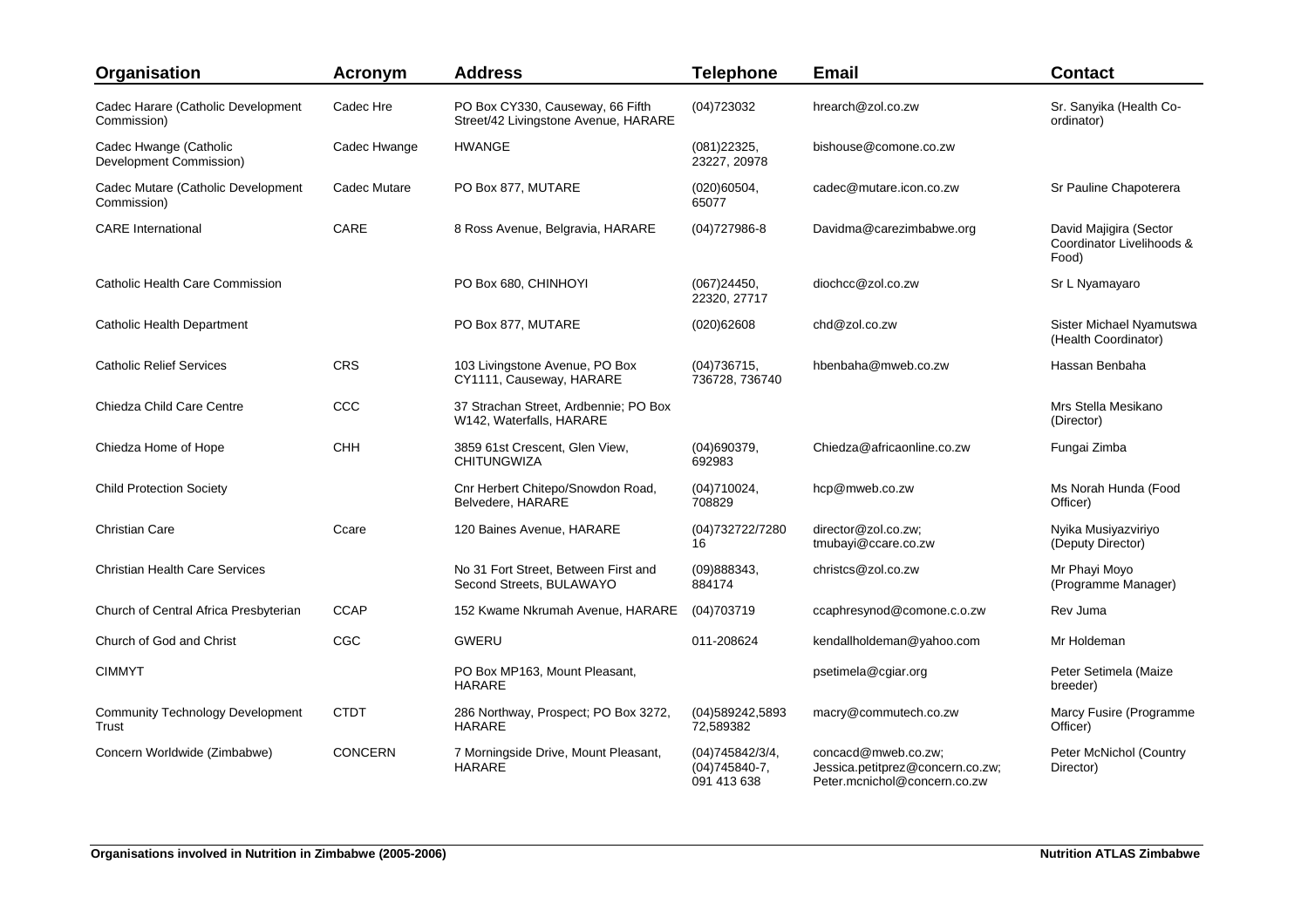| Organisation | Acronym | Address | Telephone | Email | Contact |
|---|---|---|---|---|---|
| Cadec Harare (Catholic Development Commission) | Cadec Hre | PO Box CY330, Causeway, 66 Fifth Street/42 Livingstone Avenue, HARARE | (04)723032 | hrearch@zol.co.zw | Sr. Sanyika (Health Co-ordinator) |
| Cadec Hwange (Catholic Development Commission) | Cadec Hwange | HWANGE | (081)22325, 23227, 20978 | bishouse@comone.co.zw | |
| Cadec Mutare (Catholic Development Commission) | Cadec Mutare | PO Box 877, MUTARE | (020)60504, 65077 | cadec@mutare.icon.co.zw | Sr Pauline Chapoterera |
| CARE International | CARE | 8 Ross Avenue, Belgravia, HARARE | (04)727986-8 | Davidma@carezimbabwe.org | David Majigira (Sector Coordinator Livelihoods & Food) |
| Catholic Health Care Commission | | PO Box 680, CHINHOYI | (067)24450, 22320, 27717 | diochcc@zol.co.zw | Sr L Nyamayaro |
| Catholic Health Department | | PO Box 877, MUTARE | (020)62608 | chd@zol.co.zw | Sister Michael Nyamutswa (Health Coordinator) |
| Catholic Relief Services | CRS | 103 Livingstone Avenue, PO Box CY1111, Causeway, HARARE | (04)736715, 736728, 736740 | hbenbaha@mweb.co.zw | Hassan Benbaha |
| Chiedza Child Care Centre | CCC | 37 Strachan Street, Ardbennie; PO Box W142, Waterfalls, HARARE | | | Mrs Stella Mesikano (Director) |
| Chiedza Home of Hope | CHH | 3859 61st Crescent, Glen View, CHITUNGWIZA | (04)690379, 692983 | Chiedza@africaonline.co.zw | Fungai Zimba |
| Child Protection Society | | Cnr Herbert Chitepo/Snowdon Road, Belvedere, HARARE | (04)710024, 708829 | hcp@mweb.co.zw | Ms Norah Hunda (Food Officer) |
| Christian Care | Ccare | 120 Baines Avenue, HARARE | (04)732722/7280 16 | director@zol.co.zw; tmubayi@ccare.co.zw | Nyika Musiyazviriyo (Deputy Director) |
| Christian Health Care Services | | No 31 Fort Street, Between First and Second Streets, BULAWAYO | (09)888343, 884174 | christcs@zol.co.zw | Mr Phayi Moyo (Programme Manager) |
| Church of Central Africa Presbyterian | CCAP | 152 Kwame Nkrumah Avenue, HARARE | (04)703719 | ccaphresynod@comone.c.o.zw | Rev Juma |
| Church of God and Christ | CGC | GWERU | 011-208624 | kendallholdeman@yahoo.com | Mr Holdeman |
| CIMMYT | | PO Box MP163, Mount Pleasant, HARARE | | psetimela@cgiar.org | Peter Setimela (Maize breeder) |
| Community Technology Development Trust | CTDT | 286 Northway, Prospect; PO Box 3272, HARARE | (04)589242,5893 72,589382 | macry@commutech.co.zw | Marcy Fusire (Programme Officer) |
| Concern Worldwide (Zimbabwe) | CONCERN | 7 Morningside Drive, Mount Pleasant, HARARE | (04)745842/3/4, (04)745840-7, 091 413 638 | concacd@mweb.co.zw; Jessica.petitprez@concern.co.zw; Peter.mcnichol@concern.co.zw | Peter McNichol (Country Director) |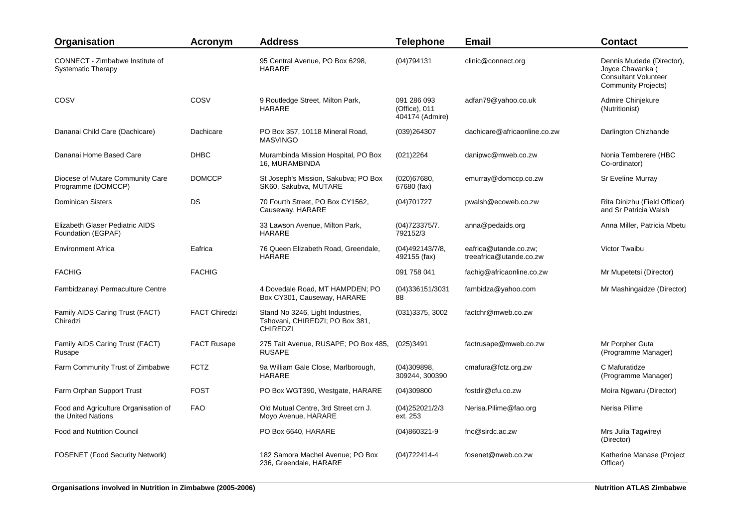| Organisation | Acronym | Address | Telephone | Email | Contact |
|---|---|---|---|---|---|
| CONNECT - Zimbabwe Institute of Systematic Therapy | | 95 Central Avenue, PO Box 6298, HARARE | (04)794131 | clinic@connect.org | Dennis Mudede (Director), Joyce Chavanka ( Consultant Volunteer Community Projects) |
| COSV | COSV | 9 Routledge Street, Milton Park, HARARE | 091 286 093 (Office), 011 404174 (Admire) | adfan79@yahoo.co.uk | Admire Chinjekure (Nutritionist) |
| Dananai Child Care (Dachicare) | Dachicare | PO Box 357, 10118 Mineral Road, MASVINGO | (039)264307 | dachicare@africaonline.co.zw | Darlington Chizhande |
| Dananai Home Based Care | DHBC | Murambinda Mission Hospital, PO Box 16, MURAMBINDA | (021)2264 | danipwc@mweb.co.zw | Nonia Temberere (HBC Co-ordinator) |
| Diocese of Mutare Community Care Programme (DOMCCP) | DOMCCP | St Joseph's Mission, Sakubva; PO Box SK60, Sakubva, MUTARE | (020)67680, 67680 (fax) | emurray@domccp.co.zw | Sr Eveline Murray |
| Dominican Sisters | DS | 70 Fourth Street, PO Box CY1562, Causeway, HARARE | (04)701727 | pwalsh@ecoweb.co.zw | Rita Dinizhu (Field Officer) and Sr Patricia Walsh |
| Elizabeth Glaser Pediatric AIDS Foundation (EGPAF) | | 33 Lawson Avenue, Milton Park, HARARE | (04)723375/7. 792152/3 | anna@pedaids.org | Anna Miller, Patricia Mbetu |
| Environment Africa | Eafrica | 76 Queen Elizabeth Road, Greendale, HARARE | (04)492143/7/8, 492155 (fax) | eafrica@utande.co.zw; treeafrica@utande.co.zw | Victor Twaibu |
| FACHIG | FACHIG | | 091 758 041 | fachig@africaonline.co.zw | Mr Mupetetsi (Director) |
| Fambidzanayi Permaculture Centre | | 4 Dovedale Road, MT HAMPDEN; PO Box CY301, Causeway, HARARE | (04)336151/3031 88 | fambidza@yahoo.com | Mr Mashingaidze (Director) |
| Family AIDS Caring Trust (FACT) Chiredzi | FACT Chiredzi | Stand No 3246, Light Industries, Tshovani, CHIREDZI; PO Box 381, CHIREDZI | (031)3375, 3002 | factchr@mweb.co.zw | |
| Family AIDS Caring Trust (FACT) Rusape | FACT Rusape | 275 Tait Avenue, RUSAPE; PO Box 485, RUSAPE | (025)3491 | factrusape@mweb.co.zw | Mr Porpher Guta (Programme Manager) |
| Farm Community Trust of Zimbabwe | FCTZ | 9a William Gale Close, Marlborough, HARARE | (04)309898, 309244, 300390 | cmafura@fctz.org.zw | C Mafuratidze (Programme Manager) |
| Farm Orphan Support Trust | FOST | PO Box WGT390, Westgate, HARARE | (04)309800 | fostdir@cfu.co.zw | Moira Ngwaru (Director) |
| Food and Agriculture Organisation of the United Nations | FAO | Old Mutual Centre, 3rd Street crn J. Moyo Avenue, HARARE | (04)252021/2/3 ext. 253 | Nerisa.Pilime@fao.org | Nerisa Pilime |
| Food and Nutrition Council | | PO Box 6640, HARARE | (04)860321-9 | fnc@sirdc.ac.zw | Mrs Julia Tagwireyi (Director) |
| FOSENET (Food Security Network) | | 182 Samora Machel Avenue; PO Box 236, Greendale, HARARE | (04)722414-4 | fosenet@nweb.co.zw | Katherine Manase (Project Officer) |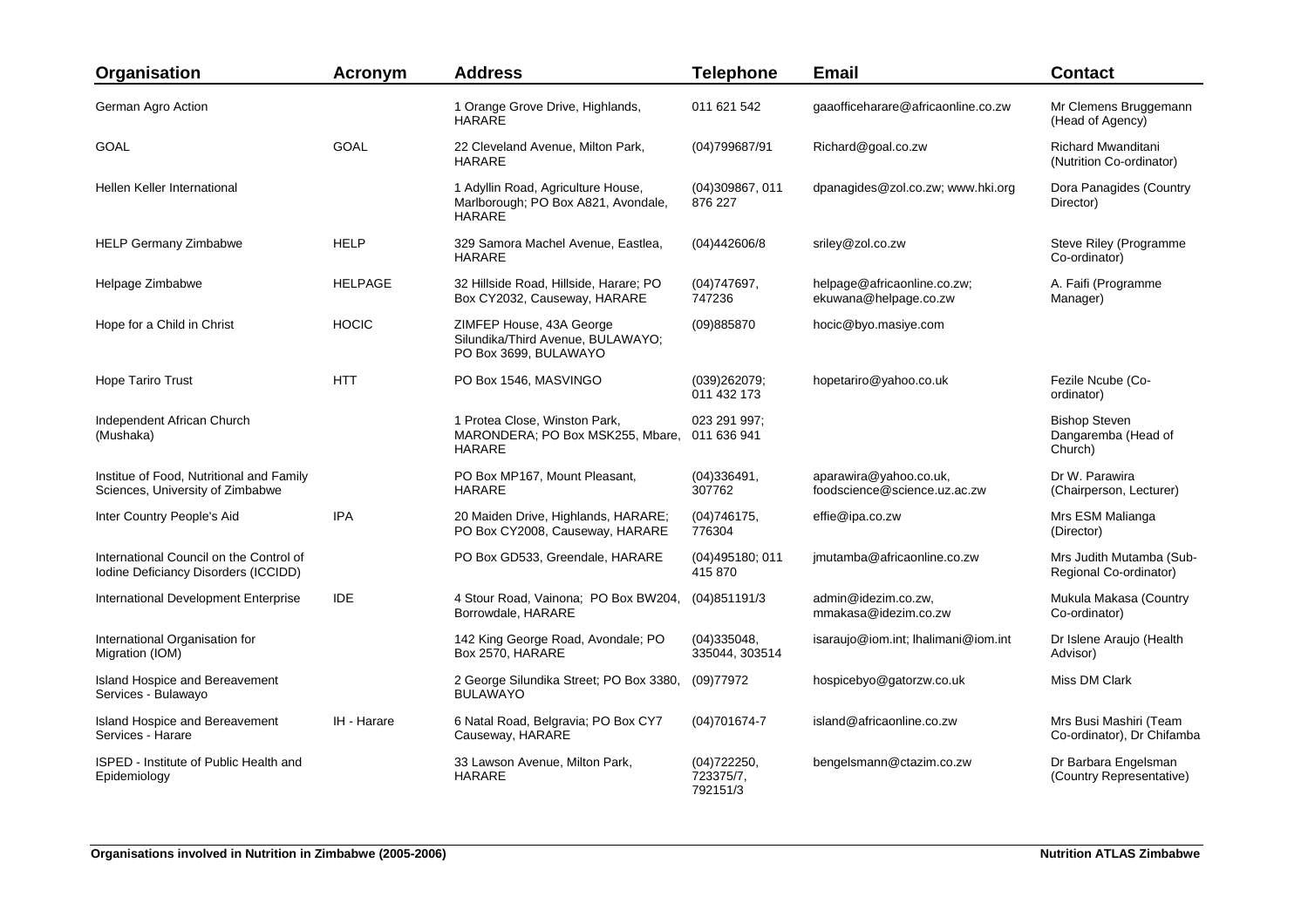| Organisation | Acronym | Address | Telephone | Email | Contact |
|---|---|---|---|---|---|
| German Agro Action | | 1 Orange Grove Drive, Highlands, HARARE | 011 621 542 | gaaofficeharare@africaonline.co.zw | Mr Clemens Bruggemann (Head of Agency) |
| GOAL | GOAL | 22 Cleveland Avenue, Milton Park, HARARE | (04)799687/91 | Richard@goal.co.zw | Richard Mwanditani (Nutrition Co-ordinator) |
| Hellen Keller International | | 1 Adyllin Road, Agriculture House, Marlborough; PO Box A821, Avondale, HARARE | (04)309867, 011 876 227 | dpanagides@zol.co.zw; www.hki.org | Dora Panagides (Country Director) |
| HELP Germany Zimbabwe | HELP | 329 Samora Machel Avenue, Eastlea, HARARE | (04)442606/8 | sriley@zol.co.zw | Steve Riley (Programme Co-ordinator) |
| Helpage Zimbabwe | HELPAGE | 32 Hillside Road, Hillside, Harare; PO Box CY2032, Causeway, HARARE | (04)747697, 747236 | helpage@africaonline.co.zw; ekuwana@helpage.co.zw | A. Faifi (Programme Manager) |
| Hope for a Child in Christ | HOCIC | ZIMFEP House, 43A George Silundika/Third Avenue, BULAWAYO; PO Box 3699, BULAWAYO | (09)885870 | hocic@byo.masiye.com | |
| Hope Tariro Trust | HTT | PO Box 1546, MASVINGO | (039)262079; 011 432 173 | hopetariro@yahoo.co.uk | Fezile Ncube (Co-ordinator) |
| Independent African Church (Mushaka) | | 1 Protea Close, Winston Park, MARONDERA; PO Box MSK255, Mbare, HARARE | 023 291 997; 011 636 941 | | Bishop Steven Dangaremba (Head of Church) |
| Institue of Food, Nutritional and Family Sciences, University of Zimbabwe | | PO Box MP167, Mount Pleasant, HARARE | (04)336491, 307762 | aparawira@yahoo.co.uk, foodscience@science.uz.ac.zw | Dr W. Parawira (Chairperson, Lecturer) |
| Inter Country People's Aid | IPA | 20 Maiden Drive, Highlands, HARARE; PO Box CY2008, Causeway, HARARE | (04)746175, 776304 | effie@ipa.co.zw | Mrs ESM Malianga (Director) |
| International Council on the Control of Iodine Deficiancy Disorders (ICCIDD) | | PO Box GD533, Greendale, HARARE | (04)495180; 011 415 870 | jmutamba@africaonline.co.zw | Mrs Judith Mutamba (Sub-Regional Co-ordinator) |
| International Development Enterprise | IDE | 4 Stour Road, Vainona; PO Box BW204, Borrowdale, HARARE | (04)851191/3 | admin@idezim.co.zw, mmakasa@idezim.co.zw | Mukula Makasa (Country Co-ordinator) |
| International Organisation for Migration (IOM) | | 142 King George Road, Avondale; PO Box 2570, HARARE | (04)335048, 335044, 303514 | isaraujo@iom.int; lhalimani@iom.int | Dr Islene Araujo (Health Advisor) |
| Island Hospice and Bereavement Services - Bulawayo | | 2 George Silundika Street; PO Box 3380, BULAWAYO | (09)77972 | hospicebyo@gatorzw.co.uk | Miss DM Clark |
| Island Hospice and Bereavement Services - Harare | IH - Harare | 6 Natal Road, Belgravia; PO Box CY7 Causeway, HARARE | (04)701674-7 | island@africaonline.co.zw | Mrs Busi Mashiri (Team Co-ordinator), Dr Chifamba |
| ISPED - Institute of Public Health and Epidemiology | | 33 Lawson Avenue, Milton Park, HARARE | (04)722250, 723375/7, 792151/3 | bengelsmann@ctazim.co.zw | Dr Barbara Engelsman (Country Representative) |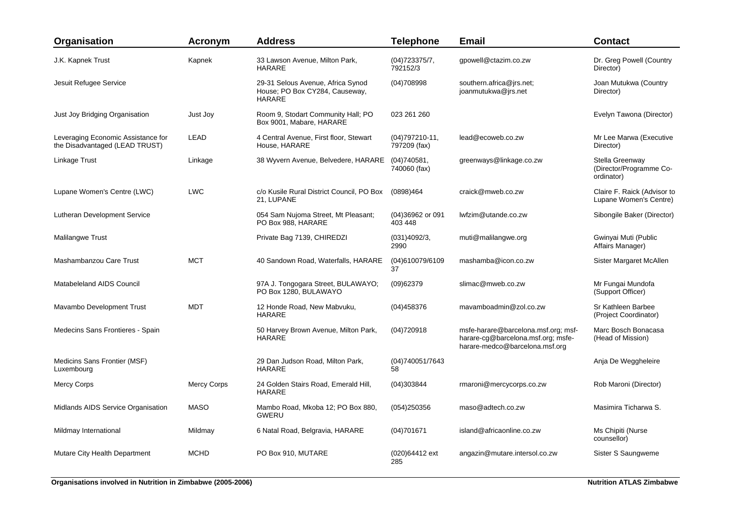| Organisation | Acronym | Address | Telephone | Email | Contact |
|---|---|---|---|---|---|
| J.K. Kapnek Trust | Kapnek | 33 Lawson Avenue, Milton Park, HARARE | (04)723375/7, 792152/3 | gpowell@ctazim.co.zw | Dr. Greg Powell (Country Director) |
| Jesuit Refugee Service | | 29-31 Selous Avenue, Africa Synod House; PO Box CY284, Causeway, HARARE | (04)708998 | southern.africa@jrs.net; joanmutukwa@jrs.net | Joan Mutukwa (Country Director) |
| Just Joy Bridging Organisation | Just Joy | Room 9, Stodart Community Hall; PO Box 9001, Mabare, HARARE | 023 261 260 | | Evelyn Tawona (Director) |
| Leveraging Economic Assistance for the Disadvantaged (LEAD TRUST) | LEAD | 4 Central Avenue, First floor, Stewart House, HARARE | (04)797210-11, 797209 (fax) | lead@ecoweb.co.zw | Mr Lee Marwa (Executive Director) |
| Linkage Trust | Linkage | 38 Wyvern Avenue, Belvedere, HARARE | (04)740581, 740060 (fax) | greenways@linkage.co.zw | Stella Greenway (Director/Programme Co-ordinator) |
| Lupane Women's Centre (LWC) | LWC | c/o Kusile Rural District Council, PO Box 21, LUPANE | (0898)464 | craick@mweb.co.zw | Claire F. Raick (Advisor to Lupane Women's Centre) |
| Lutheran Development Service | | 054 Sam Nujoma Street, Mt Pleasant; PO Box 988, HARARE | (04)36962 or 091 403 448 | lwfzim@utande.co.zw | Sibongile Baker (Director) |
| Malilangwe Trust | | Private Bag 7139, CHIREDZI | (031)4092/3, 2990 | muti@malilangwe.org | Gwinyai Muti (Public Affairs Manager) |
| Mashambanzou Care Trust | MCT | 40 Sandown Road, Waterfalls, HARARE | (04)610079/6109 37 | mashamba@icon.co.zw | Sister Margaret McAllen |
| Matabeleland AIDS Council | | 97A J. Tongogara Street, BULAWAYO; PO Box 1280, BULAWAYO | (09)62379 | slimac@mweb.co.zw | Mr Fungai Mundofa (Support Officer) |
| Mavambo Development Trust | MDT | 12 Honde Road, New Mabvuku, HARARE | (04)458376 | mavamboadmin@zol.co.zw | Sr Kathleen Barbee (Project Coordinator) |
| Medecins Sans Frontieres - Spain | | 50 Harvey Brown Avenue, Milton Park, HARARE | (04)720918 | msfe-harare@barcelona.msf.org; msf-harare-cg@barcelona.msf.org; msfe-harare-medco@barcelona.msf.org | Marc Bosch Bonacasa (Head of Mission) |
| Medicins Sans Frontier (MSF) Luxembourg | | 29 Dan Judson Road, Milton Park, HARARE | (04)740051/7643 58 | | Anja De Weggheleire |
| Mercy Corps | Mercy Corps | 24 Golden Stairs Road, Emerald Hill, HARARE | (04)303844 | rmaroni@mercycorps.co.zw | Rob Maroni (Director) |
| Midlands AIDS Service Organisation | MASO | Mambo Road, Mkoba 12; PO Box 880, GWERU | (054)250356 | maso@adtech.co.zw | Masimira Ticharwa S. |
| Mildmay International | Mildmay | 6 Natal Road, Belgravia, HARARE | (04)701671 | island@africaonline.co.zw | Ms Chipiti (Nurse counsellor) |
| Mutare City Health Department | MCHD | PO Box 910, MUTARE | (020)64412 ext 285 | angazin@mutare.intersol.co.zw | Sister S Saungweme |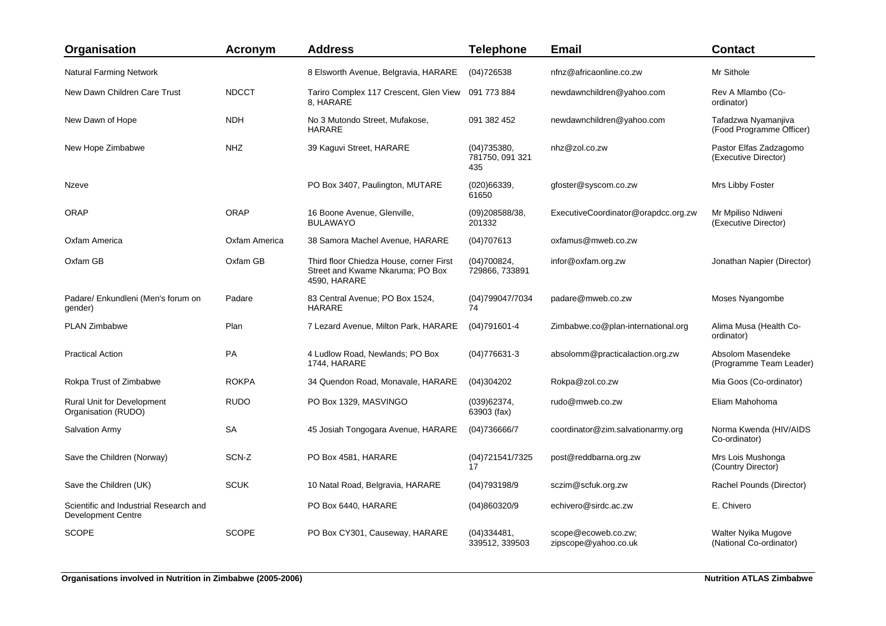| Organisation | Acronym | Address | Telephone | Email | Contact |
|---|---|---|---|---|---|
| Natural Farming Network | | 8 Elsworth Avenue, Belgravia, HARARE | (04)726538 | nfnz@africaonline.co.zw | Mr Sithole |
| New Dawn Children Care Trust | NDCCT | Tariro Complex 117 Crescent, Glen View 8, HARARE | 091 773 884 | newdawnchildren@yahoo.com | Rev A Mlambo (Co-ordinator) |
| New Dawn of Hope | NDH | No 3 Mutondo Street, Mufakose, HARARE | 091 382 452 | newdawnchildren@yahoo.com | Tafadzwa Nyamanjiva (Food Programme Officer) |
| New Hope Zimbabwe | NHZ | 39 Kaguvi Street, HARARE | (04)735380, 781750, 091 321 435 | nhz@zol.co.zw | Pastor Elfas Zadzagomo (Executive Director) |
| Nzeve | | PO Box 3407, Paulington, MUTARE | (020)66339, 61650 | gfoster@syscom.co.zw | Mrs Libby Foster |
| ORAP | ORAP | 16 Boone Avenue, Glenville, BULAWAYO | (09)208588/38, 201332 | ExecutiveCoordinator@orapdcc.org.zw | Mr Mpiliso Ndiweni (Executive Director) |
| Oxfam America | Oxfam America | 38 Samora Machel Avenue, HARARE | (04)707613 | oxfamus@mweb.co.zw | |
| Oxfam GB | Oxfam GB | Third floor Chiedza House, corner First Street and Kwame Nkaruma; PO Box 4590, HARARE | (04)700824, 729866, 733891 | infor@oxfam.org.zw | Jonathan Napier (Director) |
| Padare/ Enkundleni (Men's forum on gender) | Padare | 83 Central Avenue; PO Box 1524, HARARE | (04)799047/703474 | padare@mweb.co.zw | Moses Nyangombe |
| PLAN Zimbabwe | Plan | 7 Lezard Avenue, Milton Park, HARARE | (04)791601-4 | Zimbabwe.co@plan-international.org | Alima Musa (Health Co-ordinator) |
| Practical Action | PA | 4 Ludlow Road, Newlands; PO Box 1744, HARARE | (04)776631-3 | absolomm@practicalaction.org.zw | Absolom Masendeke (Programme Team Leader) |
| Rokpa Trust of Zimbabwe | ROKPA | 34 Quendon Road, Monavale, HARARE | (04)304202 | Rokpa@zol.co.zw | Mia Goos (Co-ordinator) |
| Rural Unit for Development Organisation (RUDO) | RUDO | PO Box 1329, MASVINGO | (039)62374, 63903 (fax) | rudo@mweb.co.zw | Eliam Mahohoma |
| Salvation Army | SA | 45 Josiah Tongogara Avenue, HARARE | (04)736666/7 | coordinator@zim.salvationarmy.org | Norma Kwenda (HIV/AIDS Co-ordinator) |
| Save the Children (Norway) | SCN-Z | PO Box 4581, HARARE | (04)721541/732517 | post@reddbarna.org.zw | Mrs Lois Mushonga (Country Director) |
| Save the Children (UK) | SCUK | 10 Natal Road, Belgravia, HARARE | (04)793198/9 | sczim@scfuk.org.zw | Rachel Pounds (Director) |
| Scientific and Industrial Research and Development Centre | | PO Box 6440, HARARE | (04)860320/9 | echivero@sirdc.ac.zw | E. Chivero |
| SCOPE | SCOPE | PO Box CY301, Causeway, HARARE | (04)334481, 339512, 339503 | scope@ecoweb.co.zw; zipscope@yahoo.co.uk | Walter Nyika Mugove (National Co-ordinator) |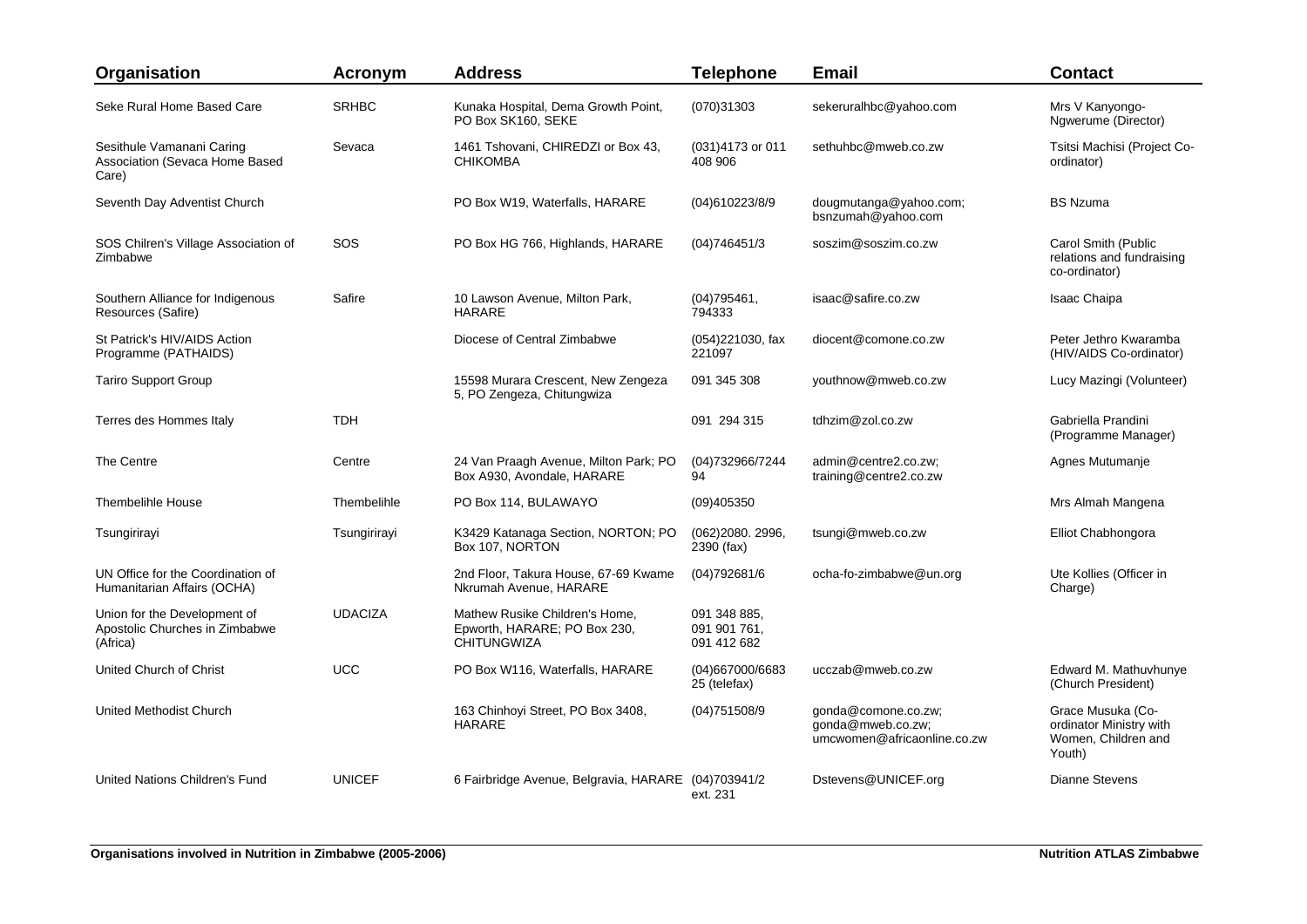| Organisation | Acronym | Address | Telephone | Email | Contact |
|---|---|---|---|---|---|
| Seke Rural Home Based Care | SRHBC | Kunaka Hospital, Dema Growth Point, PO Box SK160, SEKE | (070)31303 | sekeruralhbc@yahoo.com | Mrs V Kanyongo-Ngwerume (Director) |
| Sesithule Vamanani Caring Association (Sevaca Home Based Care) | Sevaca | 1461 Tshovani, CHIREDZI or Box 43, CHIKOMBA | (031)4173 or 011 408 906 | sethuhbc@mweb.co.zw | Tsitsi Machisi (Project Co-ordinator) |
| Seventh Day Adventist Church | | PO Box W19, Waterfalls, HARARE | (04)610223/8/9 | dougmutanga@yahoo.com; bsnzumah@yahoo.com | BS Nzuma |
| SOS Chilren's Village Association of Zimbabwe | SOS | PO Box HG 766, Highlands, HARARE | (04)746451/3 | soszim@soszim.co.zw | Carol Smith (Public relations and fundraising co-ordinator) |
| Southern Alliance for Indigenous Resources (Safire) | Safire | 10 Lawson Avenue, Milton Park, HARARE | (04)795461, 794333 | isaac@safire.co.zw | Isaac Chaipa |
| St Patrick's HIV/AIDS Action Programme (PATHAIDS) | | Diocese of Central Zimbabwe | (054)221030, fax 221097 | diocent@comone.co.zw | Peter Jethro Kwaramba (HIV/AIDS Co-ordinator) |
| Tariro Support Group | | 15598 Murara Crescent, New Zengeza 5, PO Zengeza, Chitungwiza | 091 345 308 | youthnow@mweb.co.zw | Lucy Mazingi (Volunteer) |
| Terres des Hommes Italy | TDH | | 091 294 315 | tdhzim@zol.co.zw | Gabriella Prandini (Programme Manager) |
| The Centre | Centre | 24 Van Praagh Avenue, Milton Park; PO Box A930, Avondale, HARARE | (04)732966/7244 94 | admin@centre2.co.zw; training@centre2.co.zw | Agnes Mutumanje |
| Thembelihle House | Thembelihle | PO Box 114, BULAWAYO | (09)405350 | | Mrs Almah Mangena |
| Tsungirirayi | Tsungirirayi | K3429 Katanaga Section, NORTON; PO Box 107, NORTON | (062)2080. 2996, 2390 (fax) | tsungi@mweb.co.zw | Elliot Chabhongora |
| UN Office for the Coordination of Humanitarian Affairs (OCHA) | | 2nd Floor, Takura House, 67-69 Kwame Nkrumah Avenue, HARARE | (04)792681/6 | ocha-fo-zimbabwe@un.org | Ute Kollies (Officer in Charge) |
| Union for the Development of Apostolic Churches in Zimbabwe (Africa) | UDACIZA | Mathew Rusike Children's Home, Epworth, HARARE; PO Box 230, CHITUNGWIZA | 091 348 885, 091 901 761, 091 412 682 | | |
| United Church of Christ | UCC | PO Box W116, Waterfalls, HARARE | (04)667000/6683 25 (telefax) | ucczab@mweb.co.zw | Edward M. Mathuvhunye (Church President) |
| United Methodist Church | | 163 Chinhoyi Street, PO Box 3408, HARARE | (04)751508/9 | gonda@comone.co.zw; gonda@mweb.co.zw; umcwomen@africaonline.co.zw | Grace Musuka (Co-ordinator Ministry with Women, Children and Youth) |
| United Nations Children's Fund | UNICEF | 6 Fairbridge Avenue, Belgravia, HARARE | (04)703941/2 ext. 231 | Dstevens@UNICEF.org | Dianne Stevens |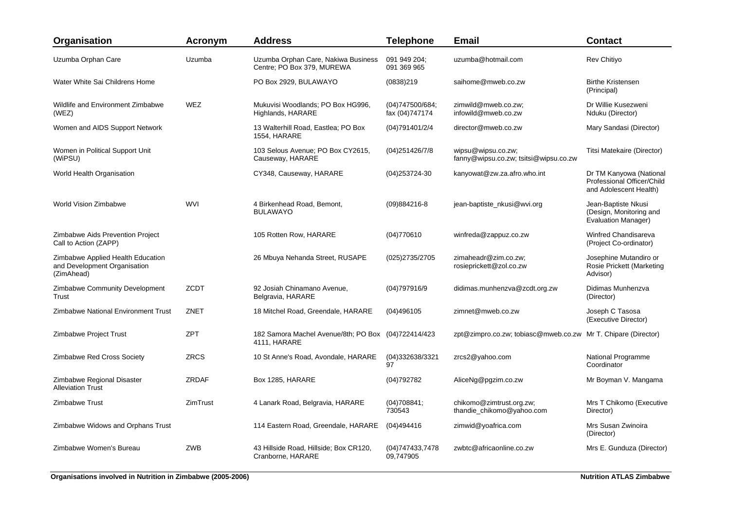| Organisation | Acronym | Address | Telephone | Email | Contact |
|---|---|---|---|---|---|
| Uzumba Orphan Care | Uzumba | Uzumba Orphan Care, Nakiwa Business Centre; PO Box 379, MUREWA | 091 949 204; 091 369 965 | uzumba@hotmail.com | Rev Chitiyo |
| Water White Sai Childrens Home | | PO Box 2929, BULAWAYO | (0838)219 | saihome@mweb.co.zw | Birthe Kristensen (Principal) |
| Wildlife and Environment Zimbabwe (WEZ) | WEZ | Mukuvisi Woodlands; PO Box HG996, Highlands, HARARE | (04)747500/684; fax (04)747174 | zimwild@mweb.co.zw; infowild@mweb.co.zw | Dr Willie Kusezweni Nduku (Director) |
| Women and AIDS Support Network | | 13 Walterhill Road, Eastlea; PO Box 1554, HARARE | (04)791401/2/4 | director@mweb.co.zw | Mary Sandasi (Director) |
| Women in Political Support Unit (WiPSU) | | 103 Selous Avenue; PO Box CY2615, Causeway, HARARE | (04)251426/7/8 | wipsu@wipsu.co.zw; fanny@wipsu.co.zw; tsitsi@wipsu.co.zw | Titsi Matekaire (Director) |
| World Health Organisation | | CY348, Causeway, HARARE | (04)253724-30 | kanyowat@zw.za.afro.who.int | Dr TM Kanyowa (National Professional Officer/Child and Adolescent Health) |
| World Vision Zimbabwe | WVI | 4 Birkenhead Road, Bemont, BULAWAYO | (09)884216-8 | jean-baptiste_nkusi@wvi.org | Jean-Baptiste Nkusi (Design, Monitoring and Evaluation Manager) |
| Zimbabwe Aids Prevention Project Call to Action (ZAPP) | | 105 Rotten Row, HARARE | (04)770610 | winfreda@zappuz.co.zw | Winfred Chandisareva (Project Co-ordinator) |
| Zimbabwe Applied Health Education and Development Organisation (ZimAhead) | | 26 Mbuya Nehanda Street, RUSAPE | (025)2735/2705 | zimaheadr@zim.co.zw; rosieprickett@zol.co.zw | Josephine Mutandiro or Rosie Prickett (Marketing Advisor) |
| Zimbabwe Community Development Trust | ZCDT | 92 Josiah Chinamano Avenue, Belgravia, HARARE | (04)797916/9 | didimas.munhenzva@zcdt.org.zw | Didimas Munhenzva (Director) |
| Zimbabwe National Environment Trust | ZNET | 18 Mitchel Road, Greendale, HARARE | (04)496105 | zimnet@mweb.co.zw | Joseph C Tasosa (Executive Director) |
| Zimbabwe Project Trust | ZPT | 182 Samora Machel Avenue/8th; PO Box 4111, HARARE | (04)722414/423 | zpt@zimpro.co.zw; tobiasc@mweb.co.zw | Mr T. Chipare (Director) |
| Zimbabwe Red Cross Society | ZRCS | 10 St Anne's Road, Avondale, HARARE | (04)332638/332197 | zrcs2@yahoo.com | National Programme Coordinator |
| Zimbabwe Regional Disaster Alleviation Trust | ZRDAF | Box 1285, HARARE | (04)792782 | AliceNg@pgzim.co.zw | Mr Boyman V. Mangama |
| Zimbabwe Trust | ZimTrust | 4 Lanark Road, Belgravia, HARARE | (04)708841; 730543 | chikomo@zimtrust.org.zw; thandie_chikomo@yahoo.com | Mrs T Chikomo (Executive Director) |
| Zimbabwe Widows and Orphans Trust | | 114 Eastern Road, Greendale, HARARE | (04)494416 | zimwid@yoafrica.com | Mrs Susan Zwinoira (Director) |
| Zimbabwe Women's Bureau | ZWB | 43 Hillside Road, Hillside; Box CR120, Cranborne, HARARE | (04)747433,747809,747905 | zwbtc@africaonline.co.zw | Mrs E. Gunduza (Director) |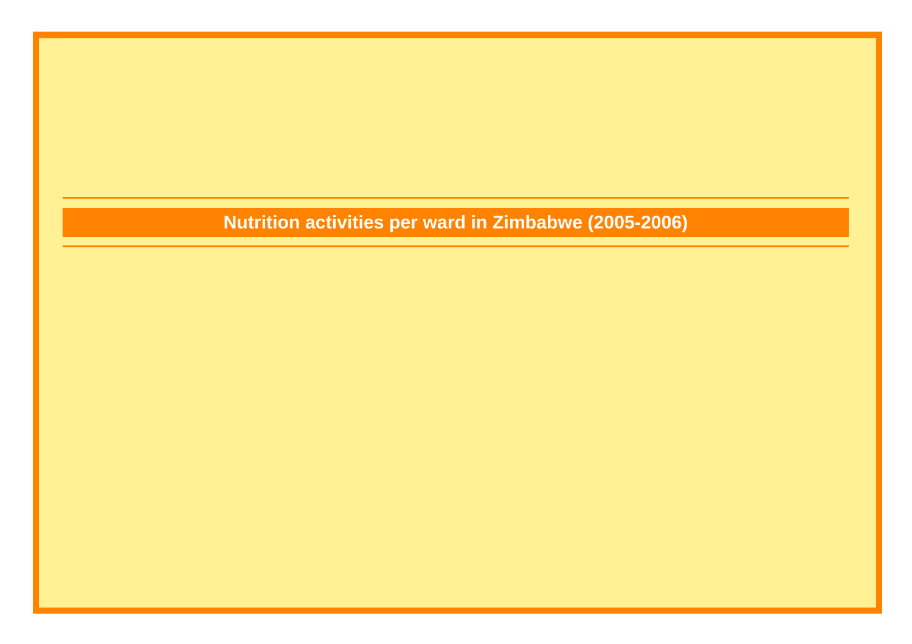# Nutrition activities per ward in Zimbabwe (2005-2006)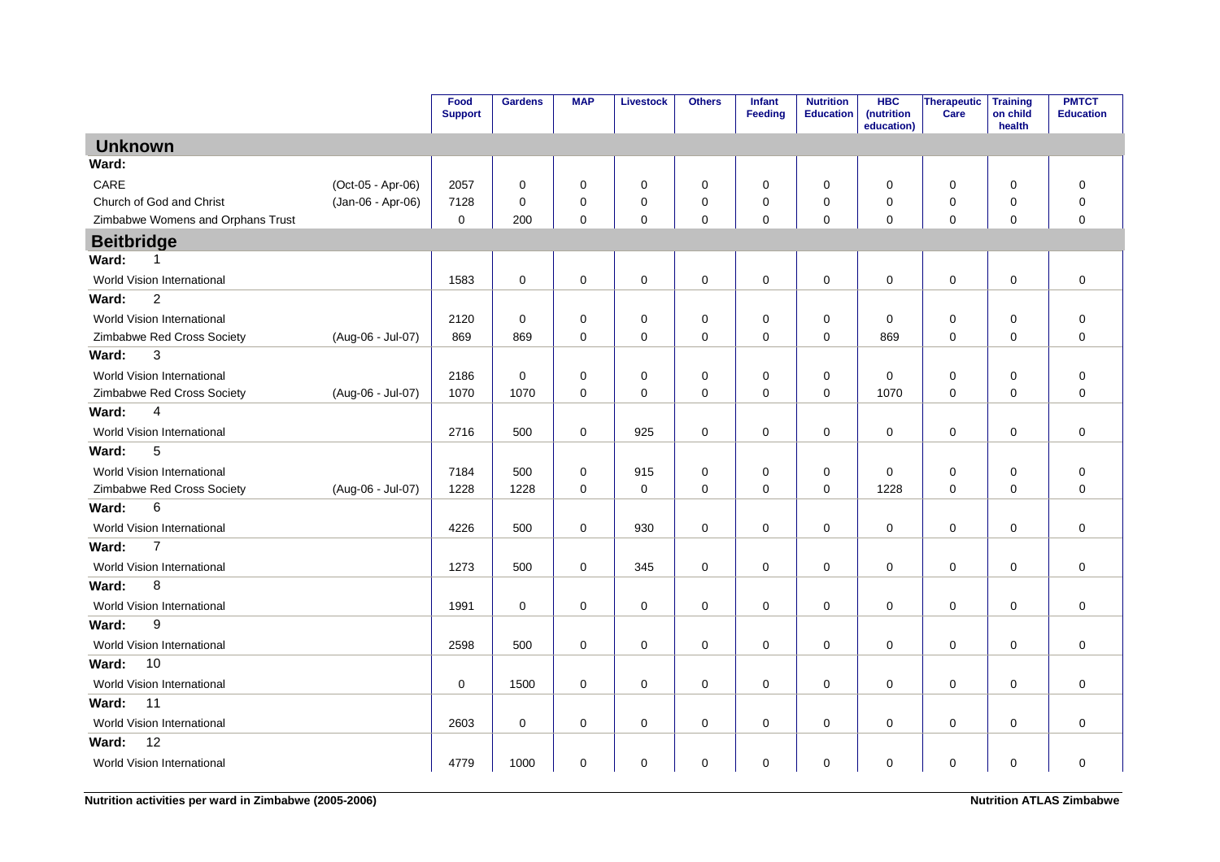| | | Food Support | Gardens | MAP | Livestock | Others | Infant Feeding | Nutrition Education | HBC (nutrition education) | Therapeutic Care | Training on child health | PMTCT Education |
|---|---|---|---|---|---|---|---|---|---|---|---|---|
| **Unknown** | | | | | | | | | | | | |
| **Ward:** | | | | | | | | | | | | |
| CARE | (Oct-05 - Apr-06) | 2057 | 0 | 0 | 0 | 0 | 0 | 0 | 0 | 0 | 0 | 0 |
| Church of God and Christ | (Jan-06 - Apr-06) | 7128 | 0 | 0 | 0 | 0 | 0 | 0 | 0 | 0 | 0 | 0 |
| Zimbabwe Womens and Orphans Trust | | 0 | 200 | 0 | 0 | 0 | 0 | 0 | 0 | 0 | 0 | 0 |
| **Beitbridge** | | | | | | | | | | | | |
| **Ward:** 1 | | | | | | | | | | | | |
| World Vision International | | 1583 | 0 | 0 | 0 | 0 | 0 | 0 | 0 | 0 | 0 | 0 |
| **Ward:** 2 | | | | | | | | | | | | |
| World Vision International | | 2120 | 0 | 0 | 0 | 0 | 0 | 0 | 0 | 0 | 0 | 0 |
| Zimbabwe Red Cross Society | (Aug-06 - Jul-07) | 869 | 869 | 0 | 0 | 0 | 0 | 0 | 869 | 0 | 0 | 0 |
| **Ward:** 3 | | | | | | | | | | | | |
| World Vision International | | 2186 | 0 | 0 | 0 | 0 | 0 | 0 | 0 | 0 | 0 | 0 |
| Zimbabwe Red Cross Society | (Aug-06 - Jul-07) | 1070 | 1070 | 0 | 0 | 0 | 0 | 0 | 1070 | 0 | 0 | 0 |
| **Ward:** 4 | | | | | | | | | | | | |
| World Vision International | | 2716 | 500 | 0 | 925 | 0 | 0 | 0 | 0 | 0 | 0 | 0 |
| **Ward:** 5 | | | | | | | | | | | | |
| World Vision International | | 7184 | 500 | 0 | 915 | 0 | 0 | 0 | 0 | 0 | 0 | 0 |
| Zimbabwe Red Cross Society | (Aug-06 - Jul-07) | 1228 | 1228 | 0 | 0 | 0 | 0 | 0 | 1228 | 0 | 0 | 0 |
| **Ward:** 6 | | | | | | | | | | | | |
| World Vision International | | 4226 | 500 | 0 | 930 | 0 | 0 | 0 | 0 | 0 | 0 | 0 |
| **Ward:** 7 | | | | | | | | | | | | |
| World Vision International | | 1273 | 500 | 0 | 345 | 0 | 0 | 0 | 0 | 0 | 0 | 0 |
| **Ward:** 8 | | | | | | | | | | | | |
| World Vision International | | 1991 | 0 | 0 | 0 | 0 | 0 | 0 | 0 | 0 | 0 | 0 |
| **Ward:** 9 | | | | | | | | | | | | |
| World Vision International | | 2598 | 500 | 0 | 0 | 0 | 0 | 0 | 0 | 0 | 0 | 0 |
| **Ward:** 10 | | | | | | | | | | | | |
| World Vision International | | 0 | 1500 | 0 | 0 | 0 | 0 | 0 | 0 | 0 | 0 | 0 |
| **Ward:** 11 | | | | | | | | | | | | |
| World Vision International | | 2603 | 0 | 0 | 0 | 0 | 0 | 0 | 0 | 0 | 0 | 0 |
| **Ward:** 12 | | | | | | | | | | | | |
| World Vision International | | 4779 | 1000 | 0 | 0 | 0 | 0 | 0 | 0 | 0 | 0 | 0 |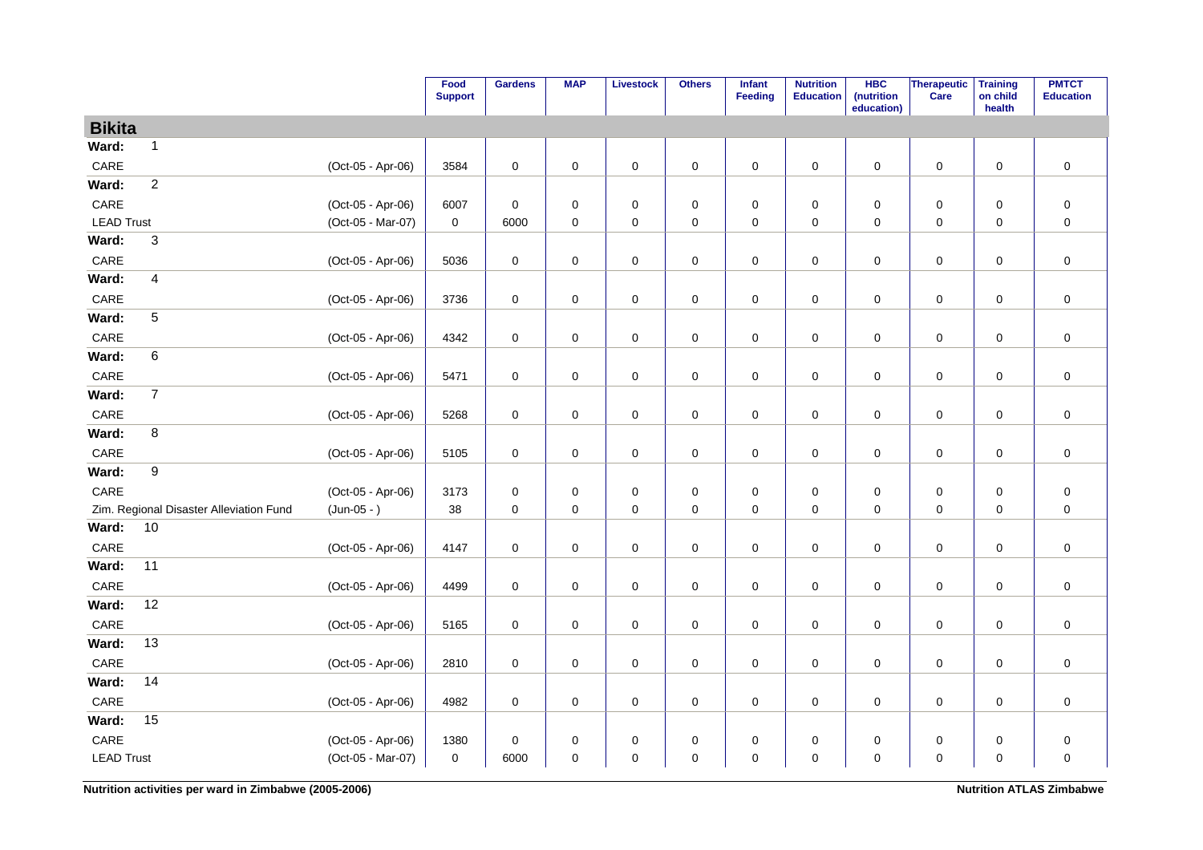| | | Food Support | Gardens | MAP | Livestock | Others | Infant Feeding | Nutrition Education | HBC (nutrition education) | Therapeutic Care | Training on child health | PMTCT Education |
|---|---|---|---|---|---|---|---|---|---|---|---|---|
| **Bikita** | | | | | | | | | | | | |
| **Ward: 1** | | | | | | | | | | | | |
| CARE | (Oct-05 - Apr-06) | 3584 | 0 | 0 | 0 | 0 | 0 | 0 | 0 | 0 | 0 | 0 |
| **Ward: 2** | | | | | | | | | | | | |
| CARE | (Oct-05 - Apr-06) | 6007 | 0 | 0 | 0 | 0 | 0 | 0 | 0 | 0 | 0 | 0 |
| LEAD Trust | (Oct-05 - Mar-07) | 0 | 6000 | 0 | 0 | 0 | 0 | 0 | 0 | 0 | 0 | 0 |
| **Ward: 3** | | | | | | | | | | | | |
| CARE | (Oct-05 - Apr-06) | 5036 | 0 | 0 | 0 | 0 | 0 | 0 | 0 | 0 | 0 | 0 |
| **Ward: 4** | | | | | | | | | | | | |
| CARE | (Oct-05 - Apr-06) | 3736 | 0 | 0 | 0 | 0 | 0 | 0 | 0 | 0 | 0 | 0 |
| **Ward: 5** | | | | | | | | | | | | |
| CARE | (Oct-05 - Apr-06) | 4342 | 0 | 0 | 0 | 0 | 0 | 0 | 0 | 0 | 0 | 0 |
| **Ward: 6** | | | | | | | | | | | | |
| CARE | (Oct-05 - Apr-06) | 5471 | 0 | 0 | 0 | 0 | 0 | 0 | 0 | 0 | 0 | 0 |
| **Ward: 7** | | | | | | | | | | | | |
| CARE | (Oct-05 - Apr-06) | 5268 | 0 | 0 | 0 | 0 | 0 | 0 | 0 | 0 | 0 | 0 |
| **Ward: 8** | | | | | | | | | | | | |
| CARE | (Oct-05 - Apr-06) | 5105 | 0 | 0 | 0 | 0 | 0 | 0 | 0 | 0 | 0 | 0 |
| **Ward: 9** | | | | | | | | | | | | |
| CARE | (Oct-05 - Apr-06) | 3173 | 0 | 0 | 0 | 0 | 0 | 0 | 0 | 0 | 0 | 0 |
| Zim. Regional Disaster Alleviation Fund | (Jun-05 - ) | 38 | 0 | 0 | 0 | 0 | 0 | 0 | 0 | 0 | 0 | 0 |
| **Ward: 10** | | | | | | | | | | | | |
| CARE | (Oct-05 - Apr-06) | 4147 | 0 | 0 | 0 | 0 | 0 | 0 | 0 | 0 | 0 | 0 |
| **Ward: 11** | | | | | | | | | | | | |
| CARE | (Oct-05 - Apr-06) | 4499 | 0 | 0 | 0 | 0 | 0 | 0 | 0 | 0 | 0 | 0 |
| **Ward: 12** | | | | | | | | | | | | |
| CARE | (Oct-05 - Apr-06) | 5165 | 0 | 0 | 0 | 0 | 0 | 0 | 0 | 0 | 0 | 0 |
| **Ward: 13** | | | | | | | | | | | | |
| CARE | (Oct-05 - Apr-06) | 2810 | 0 | 0 | 0 | 0 | 0 | 0 | 0 | 0 | 0 | 0 |
| **Ward: 14** | | | | | | | | | | | | |
| CARE | (Oct-05 - Apr-06) | 4982 | 0 | 0 | 0 | 0 | 0 | 0 | 0 | 0 | 0 | 0 |
| **Ward: 15** | | | | | | | | | | | | |
| CARE | (Oct-05 - Apr-06) | 1380 | 0 | 0 | 0 | 0 | 0 | 0 | 0 | 0 | 0 | 0 |
| LEAD Trust | (Oct-05 - Mar-07) | 0 | 6000 | 0 | 0 | 0 | 0 | 0 | 0 | 0 | 0 | 0 |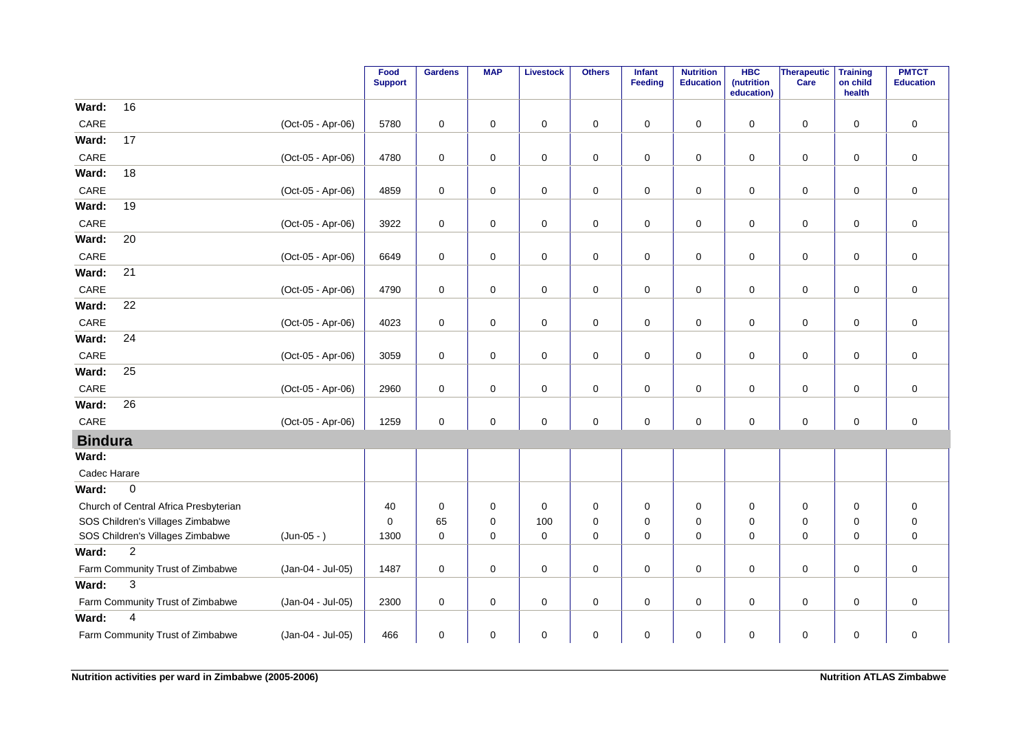| | | Food Support | Gardens | MAP | Livestock | Others | Infant Feeding | Nutrition Education | HBC (nutrition education) | Therapeutic Care | Training on child health | PMTCT Education |
|---|---|---|---|---|---|---|---|---|---|---|---|---|
| **Ward: 16** | | | | | | | | | | | | |
| CARE | (Oct-05 - Apr-06) | 5780 | 0 | 0 | 0 | 0 | 0 | 0 | 0 | 0 | 0 | 0 |
| **Ward: 17** | | | | | | | | | | | | |
| CARE | (Oct-05 - Apr-06) | 4780 | 0 | 0 | 0 | 0 | 0 | 0 | 0 | 0 | 0 | 0 |
| **Ward: 18** | | | | | | | | | | | | |
| CARE | (Oct-05 - Apr-06) | 4859 | 0 | 0 | 0 | 0 | 0 | 0 | 0 | 0 | 0 | 0 |
| **Ward: 19** | | | | | | | | | | | | |
| CARE | (Oct-05 - Apr-06) | 3922 | 0 | 0 | 0 | 0 | 0 | 0 | 0 | 0 | 0 | 0 |
| **Ward: 20** | | | | | | | | | | | | |
| CARE | (Oct-05 - Apr-06) | 6649 | 0 | 0 | 0 | 0 | 0 | 0 | 0 | 0 | 0 | 0 |
| **Ward: 21** | | | | | | | | | | | | |
| CARE | (Oct-05 - Apr-06) | 4790 | 0 | 0 | 0 | 0 | 0 | 0 | 0 | 0 | 0 | 0 |
| **Ward: 22** | | | | | | | | | | | | |
| CARE | (Oct-05 - Apr-06) | 4023 | 0 | 0 | 0 | 0 | 0 | 0 | 0 | 0 | 0 | 0 |
| **Ward: 24** | | | | | | | | | | | | |
| CARE | (Oct-05 - Apr-06) | 3059 | 0 | 0 | 0 | 0 | 0 | 0 | 0 | 0 | 0 | 0 |
| **Ward: 25** | | | | | | | | | | | | |
| CARE | (Oct-05 - Apr-06) | 2960 | 0 | 0 | 0 | 0 | 0 | 0 | 0 | 0 | 0 | 0 |
| **Ward: 26** | | | | | | | | | | | | |
| CARE | (Oct-05 - Apr-06) | 1259 | 0 | 0 | 0 | 0 | 0 | 0 | 0 | 0 | 0 | 0 |
| **Bindura** | | | | | | | | | | | | |
| **Ward:** | | | | | | | | | | | | |
| Cadec Harare | | | | | | | | | | | | |
| **Ward: 0** | | | | | | | | | | | | |
| Church of Central Africa Presbyterian | | 40 | 0 | 0 | 0 | 0 | 0 | 0 | 0 | 0 | 0 | 0 |
| SOS Children's Villages Zimbabwe | | 0 | 65 | 0 | 100 | 0 | 0 | 0 | 0 | 0 | 0 | 0 |
| SOS Children's Villages Zimbabwe | (Jun-05 - ) | 1300 | 0 | 0 | 0 | 0 | 0 | 0 | 0 | 0 | 0 | 0 |
| **Ward: 2** | | | | | | | | | | | | |
| Farm Community Trust of Zimbabwe | (Jan-04 - Jul-05) | 1487 | 0 | 0 | 0 | 0 | 0 | 0 | 0 | 0 | 0 | 0 |
| **Ward: 3** | | | | | | | | | | | | |
| Farm Community Trust of Zimbabwe | (Jan-04 - Jul-05) | 2300 | 0 | 0 | 0 | 0 | 0 | 0 | 0 | 0 | 0 | 0 |
| **Ward: 4** | | | | | | | | | | | | |
| Farm Community Trust of Zimbabwe | (Jan-04 - Jul-05) | 466 | 0 | 0 | 0 | 0 | 0 | 0 | 0 | 0 | 0 | 0 |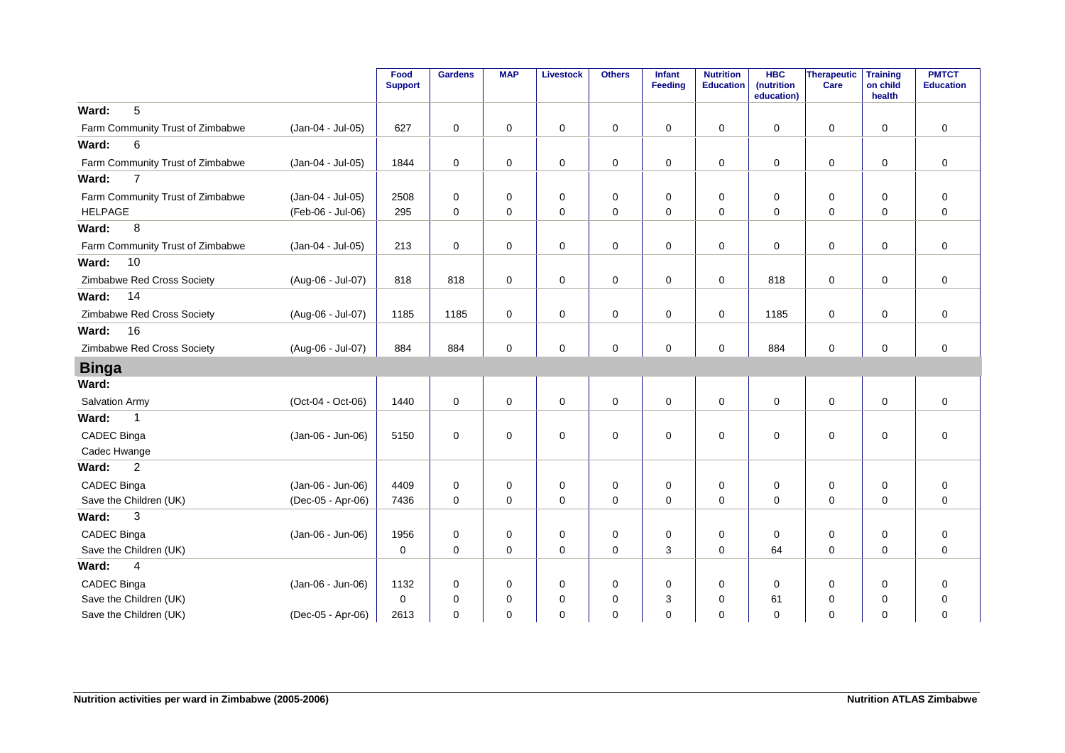| | | Food Support | Gardens | MAP | Livestock | Others | Infant Feeding | Nutrition Education | HBC (nutrition education) | Therapeutic Care | Training on child health | PMTCT Education |
|---|---|---|---|---|---|---|---|---|---|---|---|---|
| **Ward: 5** | | | | | | | | | | | | |
| Farm Community Trust of Zimbabwe | (Jan-04 - Jul-05) | 627 | 0 | 0 | 0 | 0 | 0 | 0 | 0 | 0 | 0 | 0 |
| **Ward: 6** | | | | | | | | | | | | |
| Farm Community Trust of Zimbabwe | (Jan-04 - Jul-05) | 1844 | 0 | 0 | 0 | 0 | 0 | 0 | 0 | 0 | 0 | 0 |
| **Ward: 7** | | | | | | | | | | | | |
| Farm Community Trust of Zimbabwe | (Jan-04 - Jul-05) | 2508 | 0 | 0 | 0 | 0 | 0 | 0 | 0 | 0 | 0 | 0 |
| HELPAGE | (Feb-06 - Jul-06) | 295 | 0 | 0 | 0 | 0 | 0 | 0 | 0 | 0 | 0 | 0 |
| **Ward: 8** | | | | | | | | | | | | |
| Farm Community Trust of Zimbabwe | (Jan-04 - Jul-05) | 213 | 0 | 0 | 0 | 0 | 0 | 0 | 0 | 0 | 0 | 0 |
| **Ward: 10** | | | | | | | | | | | | |
| Zimbabwe Red Cross Society | (Aug-06 - Jul-07) | 818 | 818 | 0 | 0 | 0 | 0 | 0 | 818 | 0 | 0 | 0 |
| **Ward: 14** | | | | | | | | | | | | |
| Zimbabwe Red Cross Society | (Aug-06 - Jul-07) | 1185 | 1185 | 0 | 0 | 0 | 0 | 0 | 1185 | 0 | 0 | 0 |
| **Ward: 16** | | | | | | | | | | | | |
| Zimbabwe Red Cross Society | (Aug-06 - Jul-07) | 884 | 884 | 0 | 0 | 0 | 0 | 0 | 884 | 0 | 0 | 0 |
| **Binga** | | | | | | | | | | | | |
| **Ward:** | | | | | | | | | | | | |
| Salvation Army | (Oct-04 - Oct-06) | 1440 | 0 | 0 | 0 | 0 | 0 | 0 | 0 | 0 | 0 | 0 |
| **Ward: 1** | | | | | | | | | | | | |
| CADEC Binga<br>Cadec Hwange | (Jan-06 - Jun-06) | 5150 | 0 | 0 | 0 | 0 | 0 | 0 | 0 | 0 | 0 | 0 |
| **Ward: 2** | | | | | | | | | | | | |
| CADEC Binga | (Jan-06 - Jun-06) | 4409 | 0 | 0 | 0 | 0 | 0 | 0 | 0 | 0 | 0 | 0 |
| Save the Children (UK) | (Dec-05 - Apr-06) | 7436 | 0 | 0 | 0 | 0 | 0 | 0 | 0 | 0 | 0 | 0 |
| **Ward: 3** | | | | | | | | | | | | |
| CADEC Binga | (Jan-06 - Jun-06) | 1956 | 0 | 0 | 0 | 0 | 0 | 0 | 0 | 0 | 0 | 0 |
| Save the Children (UK) | | 0 | 0 | 0 | 0 | 0 | 3 | 0 | 64 | 0 | 0 | 0 |
| **Ward: 4** | | | | | | | | | | | | |
| CADEC Binga | (Jan-06 - Jun-06) | 1132 | 0 | 0 | 0 | 0 | 0 | 0 | 0 | 0 | 0 | 0 |
| Save the Children (UK) | | 0 | 0 | 0 | 0 | 0 | 3 | 0 | 61 | 0 | 0 | 0 |
| Save the Children (UK) | (Dec-05 - Apr-06) | 2613 | 0 | 0 | 0 | 0 | 0 | 0 | 0 | 0 | 0 | 0 |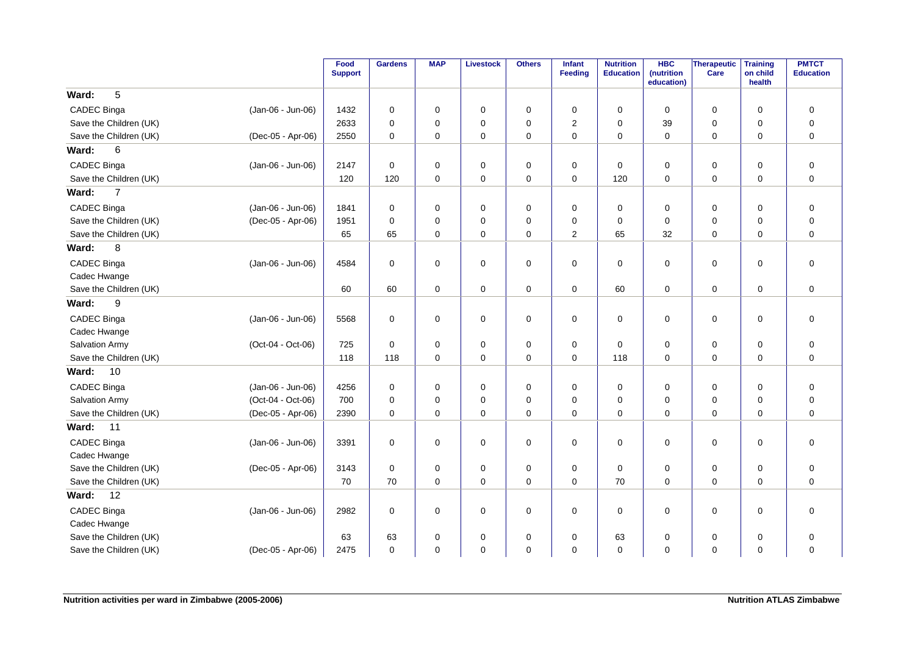| | | Food Support | Gardens | MAP | Livestock | Others | Infant Feeding | Nutrition Education | HBC (nutrition education) | Therapeutic Care | Training on child health | PMTCT Education |
|---|---|---|---|---|---|---|---|---|---|---|---|---|
| **Ward: 5** | | | | | | | | | | | | |
| CADEC Binga | (Jan-06 - Jun-06) | 1432 | 0 | 0 | 0 | 0 | 0 | 0 | 0 | 0 | 0 | 0 |
| Save the Children (UK) | | 2633 | 0 | 0 | 0 | 0 | 2 | 0 | 39 | 0 | 0 | 0 |
| Save the Children (UK) | (Dec-05 - Apr-06) | 2550 | 0 | 0 | 0 | 0 | 0 | 0 | 0 | 0 | 0 | 0 |
| **Ward: 6** | | | | | | | | | | | | |
| CADEC Binga | (Jan-06 - Jun-06) | 2147 | 0 | 0 | 0 | 0 | 0 | 0 | 0 | 0 | 0 | 0 |
| Save the Children (UK) | | 120 | 120 | 0 | 0 | 0 | 0 | 120 | 0 | 0 | 0 | 0 |
| **Ward: 7** | | | | | | | | | | | | |
| CADEC Binga | (Jan-06 - Jun-06) | 1841 | 0 | 0 | 0 | 0 | 0 | 0 | 0 | 0 | 0 | 0 |
| Save the Children (UK) | (Dec-05 - Apr-06) | 1951 | 0 | 0 | 0 | 0 | 0 | 0 | 0 | 0 | 0 | 0 |
| Save the Children (UK) | | 65 | 65 | 0 | 0 | 0 | 2 | 65 | 32 | 0 | 0 | 0 |
| **Ward: 8** | | | | | | | | | | | | |
| CADEC Binga<br>Cadec Hwange | (Jan-06 - Jun-06) | 4584 | 0 | 0 | 0 | 0 | 0 | 0 | 0 | 0 | 0 | 0 |
| Save the Children (UK) | | 60 | 60 | 0 | 0 | 0 | 0 | 60 | 0 | 0 | 0 | 0 |
| **Ward: 9** | | | | | | | | | | | | |
| CADEC Binga<br>Cadec Hwange | (Jan-06 - Jun-06) | 5568 | 0 | 0 | 0 | 0 | 0 | 0 | 0 | 0 | 0 | 0 |
| Salvation Army | (Oct-04 - Oct-06) | 725 | 0 | 0 | 0 | 0 | 0 | 0 | 0 | 0 | 0 | 0 |
| Save the Children (UK) | | 118 | 118 | 0 | 0 | 0 | 0 | 118 | 0 | 0 | 0 | 0 |
| **Ward: 10** | | | | | | | | | | | | |
| CADEC Binga | (Jan-06 - Jun-06) | 4256 | 0 | 0 | 0 | 0 | 0 | 0 | 0 | 0 | 0 | 0 |
| Salvation Army | (Oct-04 - Oct-06) | 700 | 0 | 0 | 0 | 0 | 0 | 0 | 0 | 0 | 0 | 0 |
| Save the Children (UK) | (Dec-05 - Apr-06) | 2390 | 0 | 0 | 0 | 0 | 0 | 0 | 0 | 0 | 0 | 0 |
| **Ward: 11** | | | | | | | | | | | | |
| CADEC Binga<br>Cadec Hwange | (Jan-06 - Jun-06) | 3391 | 0 | 0 | 0 | 0 | 0 | 0 | 0 | 0 | 0 | 0 |
| Save the Children (UK) | (Dec-05 - Apr-06) | 3143 | 0 | 0 | 0 | 0 | 0 | 0 | 0 | 0 | 0 | 0 |
| Save the Children (UK) | | 70 | 70 | 0 | 0 | 0 | 0 | 70 | 0 | 0 | 0 | 0 |
| **Ward: 12** | | | | | | | | | | | | |
| CADEC Binga<br>Cadec Hwange | (Jan-06 - Jun-06) | 2982 | 0 | 0 | 0 | 0 | 0 | 0 | 0 | 0 | 0 | 0 |
| Save the Children (UK) | | 63 | 63 | 0 | 0 | 0 | 0 | 63 | 0 | 0 | 0 | 0 |
| Save the Children (UK) | (Dec-05 - Apr-06) | 2475 | 0 | 0 | 0 | 0 | 0 | 0 | 0 | 0 | 0 | 0 |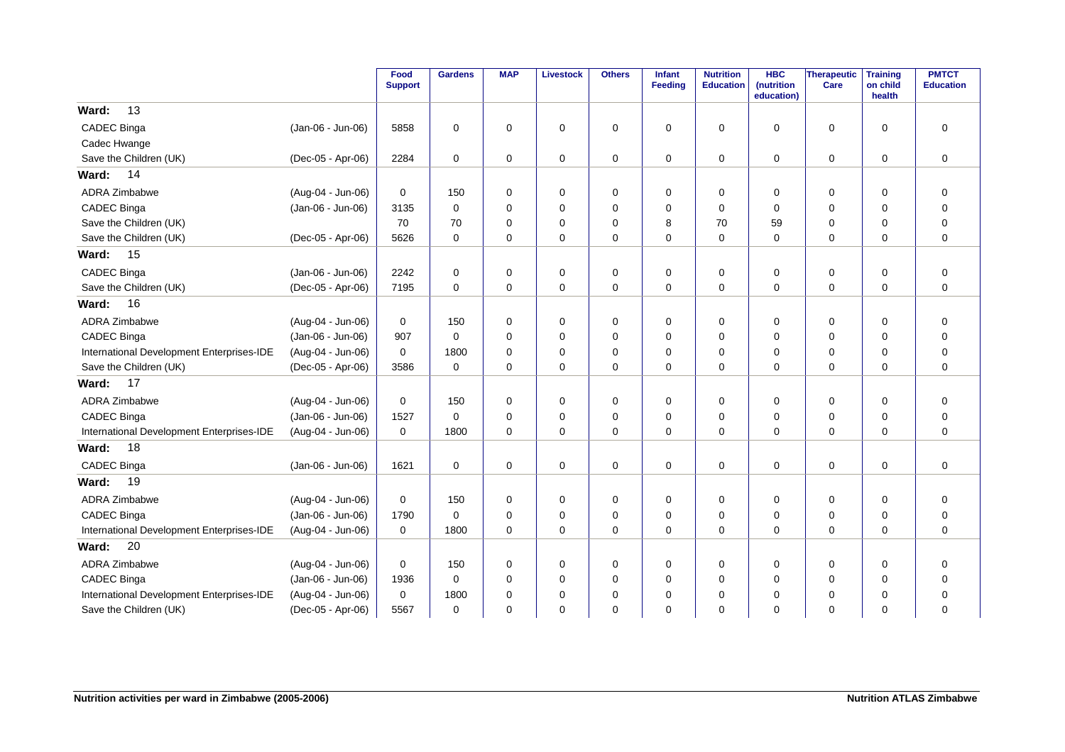| | | Food Support | Gardens | MAP | Livestock | Others | Infant Feeding | Nutrition Education | HBC (nutrition education) | Therapeutic Care | Training on child health | PMTCT Education |
|---|---|---|---|---|---|---|---|---|---|---|---|---|
| **Ward: 13** | | | | | | | | | | | | |
| CADEC Binga | (Jan-06 - Jun-06) | 5858 | 0 | 0 | 0 | 0 | 0 | 0 | 0 | 0 | 0 | 0 |
| Cadec Hwange | | | | | | | | | | | | |
| Save the Children (UK) | (Dec-05 - Apr-06) | 2284 | 0 | 0 | 0 | 0 | 0 | 0 | 0 | 0 | 0 | 0 |
| **Ward: 14** | | | | | | | | | | | | |
| ADRA Zimbabwe | (Aug-04 - Jun-06) | 0 | 150 | 0 | 0 | 0 | 0 | 0 | 0 | 0 | 0 | 0 |
| CADEC Binga | (Jan-06 - Jun-06) | 3135 | 0 | 0 | 0 | 0 | 0 | 0 | 0 | 0 | 0 | 0 |
| Save the Children (UK) | | 70 | 70 | 0 | 0 | 0 | 8 | 70 | 59 | 0 | 0 | 0 |
| Save the Children (UK) | (Dec-05 - Apr-06) | 5626 | 0 | 0 | 0 | 0 | 0 | 0 | 0 | 0 | 0 | 0 |
| **Ward: 15** | | | | | | | | | | | | |
| CADEC Binga | (Jan-06 - Jun-06) | 2242 | 0 | 0 | 0 | 0 | 0 | 0 | 0 | 0 | 0 | 0 |
| Save the Children (UK) | (Dec-05 - Apr-06) | 7195 | 0 | 0 | 0 | 0 | 0 | 0 | 0 | 0 | 0 | 0 |
| **Ward: 16** | | | | | | | | | | | | |
| ADRA Zimbabwe | (Aug-04 - Jun-06) | 0 | 150 | 0 | 0 | 0 | 0 | 0 | 0 | 0 | 0 | 0 |
| CADEC Binga | (Jan-06 - Jun-06) | 907 | 0 | 0 | 0 | 0 | 0 | 0 | 0 | 0 | 0 | 0 |
| International Development Enterprises-IDE | (Aug-04 - Jun-06) | 0 | 1800 | 0 | 0 | 0 | 0 | 0 | 0 | 0 | 0 | 0 |
| Save the Children (UK) | (Dec-05 - Apr-06) | 3586 | 0 | 0 | 0 | 0 | 0 | 0 | 0 | 0 | 0 | 0 |
| **Ward: 17** | | | | | | | | | | | | |
| ADRA Zimbabwe | (Aug-04 - Jun-06) | 0 | 150 | 0 | 0 | 0 | 0 | 0 | 0 | 0 | 0 | 0 |
| CADEC Binga | (Jan-06 - Jun-06) | 1527 | 0 | 0 | 0 | 0 | 0 | 0 | 0 | 0 | 0 | 0 |
| International Development Enterprises-IDE | (Aug-04 - Jun-06) | 0 | 1800 | 0 | 0 | 0 | 0 | 0 | 0 | 0 | 0 | 0 |
| **Ward: 18** | | | | | | | | | | | | |
| CADEC Binga | (Jan-06 - Jun-06) | 1621 | 0 | 0 | 0 | 0 | 0 | 0 | 0 | 0 | 0 | 0 |
| **Ward: 19** | | | | | | | | | | | | |
| ADRA Zimbabwe | (Aug-04 - Jun-06) | 0 | 150 | 0 | 0 | 0 | 0 | 0 | 0 | 0 | 0 | 0 |
| CADEC Binga | (Jan-06 - Jun-06) | 1790 | 0 | 0 | 0 | 0 | 0 | 0 | 0 | 0 | 0 | 0 |
| International Development Enterprises-IDE | (Aug-04 - Jun-06) | 0 | 1800 | 0 | 0 | 0 | 0 | 0 | 0 | 0 | 0 | 0 |
| **Ward: 20** | | | | | | | | | | | | |
| ADRA Zimbabwe | (Aug-04 - Jun-06) | 0 | 150 | 0 | 0 | 0 | 0 | 0 | 0 | 0 | 0 | 0 |
| CADEC Binga | (Jan-06 - Jun-06) | 1936 | 0 | 0 | 0 | 0 | 0 | 0 | 0 | 0 | 0 | 0 |
| International Development Enterprises-IDE | (Aug-04 - Jun-06) | 0 | 1800 | 0 | 0 | 0 | 0 | 0 | 0 | 0 | 0 | 0 |
| Save the Children (UK) | (Dec-05 - Apr-06) | 5567 | 0 | 0 | 0 | 0 | 0 | 0 | 0 | 0 | 0 | 0 |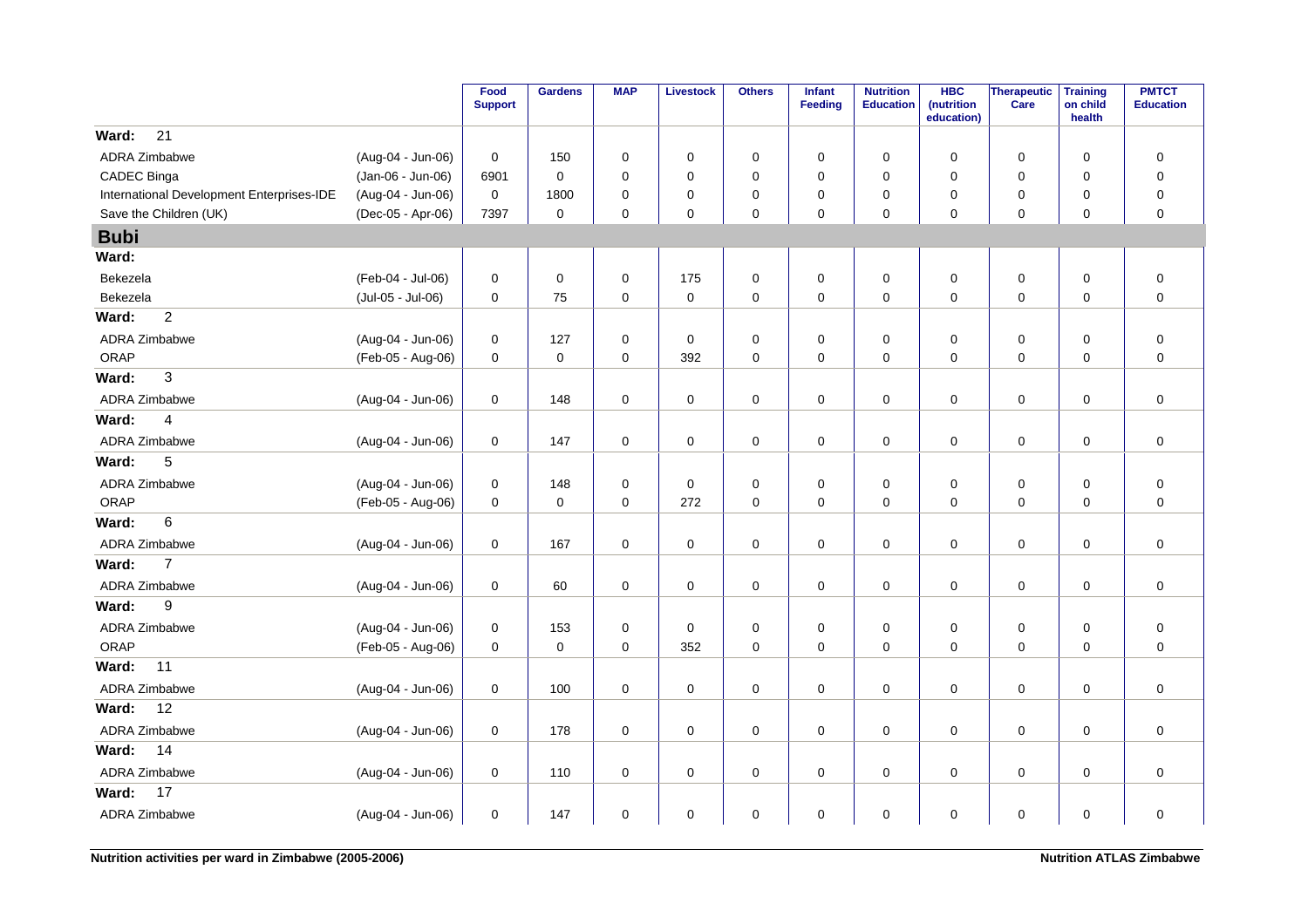| | | Food Support | Gardens | MAP | Livestock | Others | Infant Feeding | Nutrition Education | HBC (nutrition education) | Therapeutic Care | Training on child health | PMTCT Education |
|---|---|---|---|---|---|---|---|---|---|---|---|---|
| **Ward: 21** | | | | | | | | | | | | |
| ADRA Zimbabwe | (Aug-04 - Jun-06) | 0 | 150 | 0 | 0 | 0 | 0 | 0 | 0 | 0 | 0 | 0 |
| CADEC Binga | (Jan-06 - Jun-06) | 6901 | 0 | 0 | 0 | 0 | 0 | 0 | 0 | 0 | 0 | 0 |
| International Development Enterprises-IDE | (Aug-04 - Jun-06) | 0 | 1800 | 0 | 0 | 0 | 0 | 0 | 0 | 0 | 0 | 0 |
| Save the Children (UK) | (Dec-05 - Apr-06) | 7397 | 0 | 0 | 0 | 0 | 0 | 0 | 0 | 0 | 0 | 0 |
| **Bubi** | | | | | | | | | | | | |
| **Ward:** | | | | | | | | | | | | |
| Bekezela | (Feb-04 - Jul-06) | 0 | 0 | 0 | 175 | 0 | 0 | 0 | 0 | 0 | 0 | 0 |
| Bekezela | (Jul-05 - Jul-06) | 0 | 75 | 0 | 0 | 0 | 0 | 0 | 0 | 0 | 0 | 0 |
| **Ward: 2** | | | | | | | | | | | | |
| ADRA Zimbabwe | (Aug-04 - Jun-06) | 0 | 127 | 0 | 0 | 0 | 0 | 0 | 0 | 0 | 0 | 0 |
| ORAP | (Feb-05 - Aug-06) | 0 | 0 | 0 | 392 | 0 | 0 | 0 | 0 | 0 | 0 | 0 |
| **Ward: 3** | | | | | | | | | | | | |
| ADRA Zimbabwe | (Aug-04 - Jun-06) | 0 | 148 | 0 | 0 | 0 | 0 | 0 | 0 | 0 | 0 | 0 |
| **Ward: 4** | | | | | | | | | | | | |
| ADRA Zimbabwe | (Aug-04 - Jun-06) | 0 | 147 | 0 | 0 | 0 | 0 | 0 | 0 | 0 | 0 | 0 |
| **Ward: 5** | | | | | | | | | | | | |
| ADRA Zimbabwe | (Aug-04 - Jun-06) | 0 | 148 | 0 | 0 | 0 | 0 | 0 | 0 | 0 | 0 | 0 |
| ORAP | (Feb-05 - Aug-06) | 0 | 0 | 0 | 272 | 0 | 0 | 0 | 0 | 0 | 0 | 0 |
| **Ward: 6** | | | | | | | | | | | | |
| ADRA Zimbabwe | (Aug-04 - Jun-06) | 0 | 167 | 0 | 0 | 0 | 0 | 0 | 0 | 0 | 0 | 0 |
| **Ward: 7** | | | | | | | | | | | | |
| ADRA Zimbabwe | (Aug-04 - Jun-06) | 0 | 60 | 0 | 0 | 0 | 0 | 0 | 0 | 0 | 0 | 0 |
| **Ward: 9** | | | | | | | | | | | | |
| ADRA Zimbabwe | (Aug-04 - Jun-06) | 0 | 153 | 0 | 0 | 0 | 0 | 0 | 0 | 0 | 0 | 0 |
| ORAP | (Feb-05 - Aug-06) | 0 | 0 | 0 | 352 | 0 | 0 | 0 | 0 | 0 | 0 | 0 |
| **Ward: 11** | | | | | | | | | | | | |
| ADRA Zimbabwe | (Aug-04 - Jun-06) | 0 | 100 | 0 | 0 | 0 | 0 | 0 | 0 | 0 | 0 | 0 |
| **Ward: 12** | | | | | | | | | | | | |
| ADRA Zimbabwe | (Aug-04 - Jun-06) | 0 | 178 | 0 | 0 | 0 | 0 | 0 | 0 | 0 | 0 | 0 |
| **Ward: 14** | | | | | | | | | | | | |
| ADRA Zimbabwe | (Aug-04 - Jun-06) | 0 | 110 | 0 | 0 | 0 | 0 | 0 | 0 | 0 | 0 | 0 |
| **Ward: 17** | | | | | | | | | | | | |
| ADRA Zimbabwe | (Aug-04 - Jun-06) | 0 | 147 | 0 | 0 | 0 | 0 | 0 | 0 | 0 | 0 | 0 |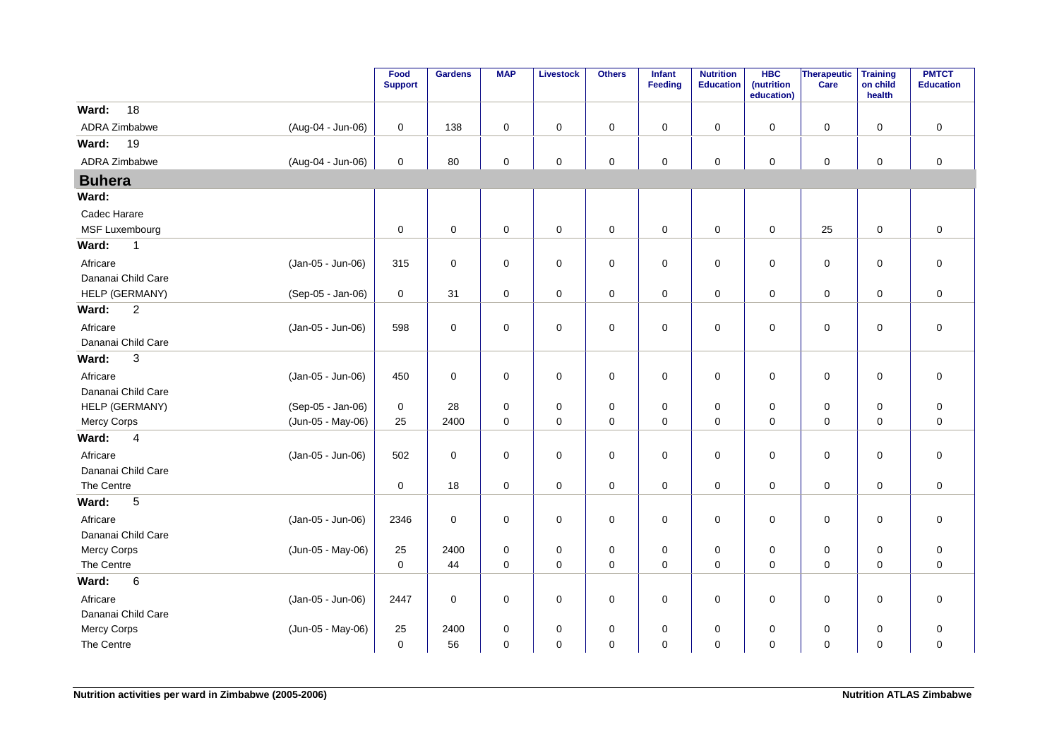| | | Food Support | Gardens | MAP | Livestock | Others | Infant Feeding | Nutrition Education | HBC (nutrition education) | Therapeutic Care | Training on child health | PMTCT Education |
|---|---|---|---|---|---|---|---|---|---|---|---|---|
| **Ward: 18** | | | | | | | | | | | | |
| ADRA Zimbabwe | (Aug-04 - Jun-06) | 0 | 138 | 0 | 0 | 0 | 0 | 0 | 0 | 0 | 0 | 0 |
| **Ward: 19** | | | | | | | | | | | | |
| ADRA Zimbabwe | (Aug-04 - Jun-06) | 0 | 80 | 0 | 0 | 0 | 0 | 0 | 0 | 0 | 0 | 0 |
| **Buhera** | | | | | | | | | | | | |
| **Ward:** | | | | | | | | | | | | |
| Cadec Harare | | | | | | | | | | | | |
| MSF Luxembourg | | 0 | 0 | 0 | 0 | 0 | 0 | 0 | 0 | 25 | 0 | 0 |
| **Ward: 1** | | | | | | | | | | | | |
| Africare | (Jan-05 - Jun-06) | 315 | 0 | 0 | 0 | 0 | 0 | 0 | 0 | 0 | 0 | 0 |
| Dananai Child Care | | | | | | | | | | | | |
| HELP (GERMANY) | (Sep-05 - Jan-06) | 0 | 31 | 0 | 0 | 0 | 0 | 0 | 0 | 0 | 0 | 0 |
| **Ward: 2** | | | | | | | | | | | | |
| Africare | (Jan-05 - Jun-06) | 598 | 0 | 0 | 0 | 0 | 0 | 0 | 0 | 0 | 0 | 0 |
| Dananai Child Care | | | | | | | | | | | | |
| **Ward: 3** | | | | | | | | | | | | |
| Africare | (Jan-05 - Jun-06) | 450 | 0 | 0 | 0 | 0 | 0 | 0 | 0 | 0 | 0 | 0 |
| Dananai Child Care | | | | | | | | | | | | |
| HELP (GERMANY) | (Sep-05 - Jan-06) | 0 | 28 | 0 | 0 | 0 | 0 | 0 | 0 | 0 | 0 | 0 |
| Mercy Corps | (Jun-05 - May-06) | 25 | 2400 | 0 | 0 | 0 | 0 | 0 | 0 | 0 | 0 | 0 |
| **Ward: 4** | | | | | | | | | | | | |
| Africare | (Jan-05 - Jun-06) | 502 | 0 | 0 | 0 | 0 | 0 | 0 | 0 | 0 | 0 | 0 |
| Dananai Child Care | | | | | | | | | | | | |
| The Centre | | 0 | 18 | 0 | 0 | 0 | 0 | 0 | 0 | 0 | 0 | 0 |
| **Ward: 5** | | | | | | | | | | | | |
| Africare | (Jan-05 - Jun-06) | 2346 | 0 | 0 | 0 | 0 | 0 | 0 | 0 | 0 | 0 | 0 |
| Dananai Child Care | | | | | | | | | | | | |
| Mercy Corps | (Jun-05 - May-06) | 25 | 2400 | 0 | 0 | 0 | 0 | 0 | 0 | 0 | 0 | 0 |
| The Centre | | 0 | 44 | 0 | 0 | 0 | 0 | 0 | 0 | 0 | 0 | 0 |
| **Ward: 6** | | | | | | | | | | | | |
| Africare | (Jan-05 - Jun-06) | 2447 | 0 | 0 | 0 | 0 | 0 | 0 | 0 | 0 | 0 | 0 |
| Dananai Child Care | | | | | | | | | | | | |
| Mercy Corps | (Jun-05 - May-06) | 25 | 2400 | 0 | 0 | 0 | 0 | 0 | 0 | 0 | 0 | 0 |
| The Centre | | 0 | 56 | 0 | 0 | 0 | 0 | 0 | 0 | 0 | 0 | 0 |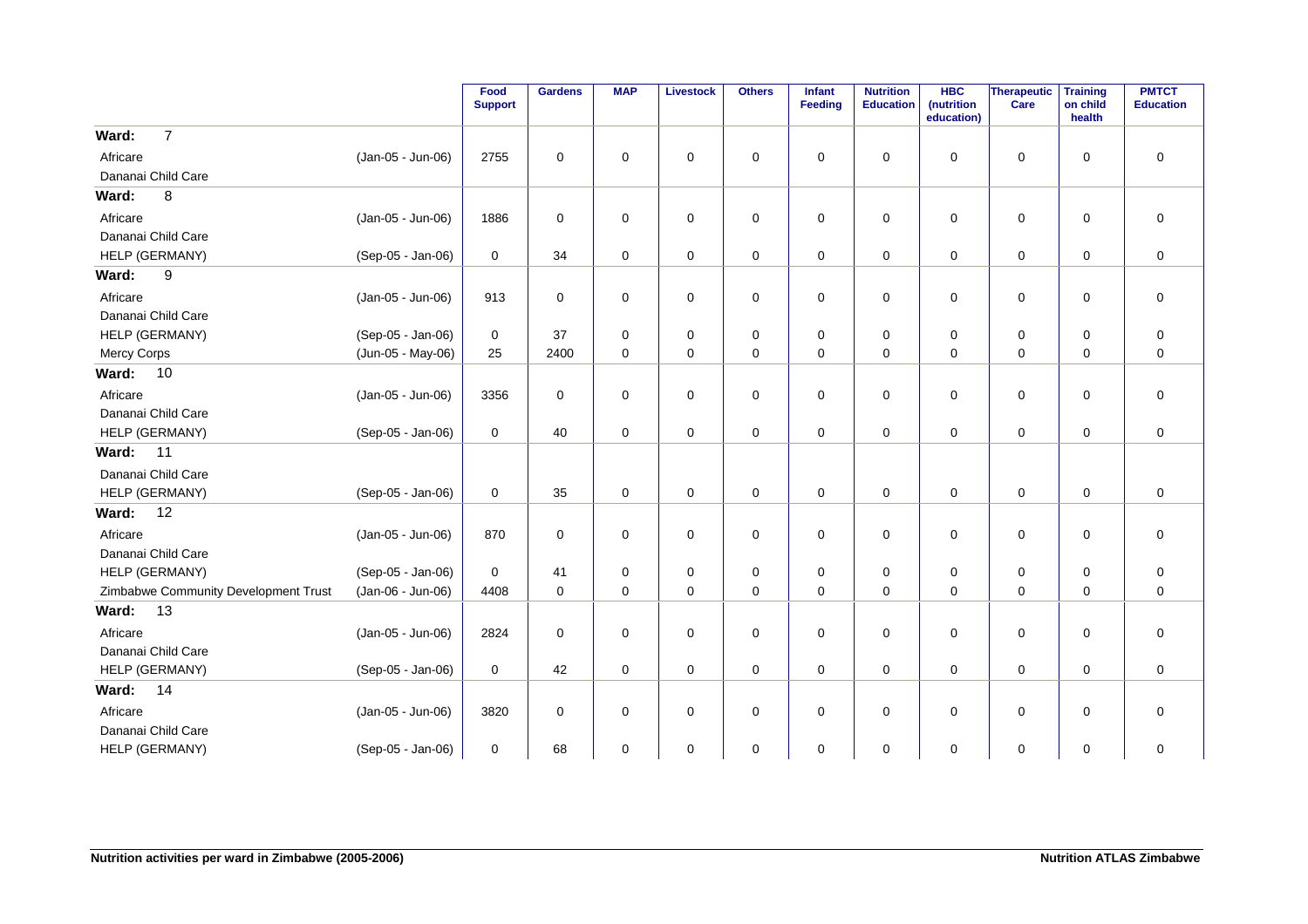| | | Food Support | Gardens | MAP | Livestock | Others | Infant Feeding | Nutrition Education | HBC (nutrition education) | Therapeutic Care | Training on child health | PMTCT Education |
|---|---|---|---|---|---|---|---|---|---|---|---|---|
| **Ward: 7** | | | | | | | | | | | | |
| Africare | (Jan-05 - Jun-06) | 2755 | 0 | 0 | 0 | 0 | 0 | 0 | 0 | 0 | 0 | 0 |
| Dananai Child Care | | | | | | | | | | | | |
| **Ward: 8** | | | | | | | | | | | | |
| Africare | (Jan-05 - Jun-06) | 1886 | 0 | 0 | 0 | 0 | 0 | 0 | 0 | 0 | 0 | 0 |
| Dananai Child Care | | | | | | | | | | | | |
| HELP (GERMANY) | (Sep-05 - Jan-06) | 0 | 34 | 0 | 0 | 0 | 0 | 0 | 0 | 0 | 0 | 0 |
| **Ward: 9** | | | | | | | | | | | | |
| Africare | (Jan-05 - Jun-06) | 913 | 0 | 0 | 0 | 0 | 0 | 0 | 0 | 0 | 0 | 0 |
| Dananai Child Care | | | | | | | | | | | | |
| HELP (GERMANY) | (Sep-05 - Jan-06) | 0 | 37 | 0 | 0 | 0 | 0 | 0 | 0 | 0 | 0 | 0 |
| Mercy Corps | (Jun-05 - May-06) | 25 | 2400 | 0 | 0 | 0 | 0 | 0 | 0 | 0 | 0 | 0 |
| **Ward: 10** | | | | | | | | | | | | |
| Africare | (Jan-05 - Jun-06) | 3356 | 0 | 0 | 0 | 0 | 0 | 0 | 0 | 0 | 0 | 0 |
| Dananai Child Care | | | | | | | | | | | | |
| HELP (GERMANY) | (Sep-05 - Jan-06) | 0 | 40 | 0 | 0 | 0 | 0 | 0 | 0 | 0 | 0 | 0 |
| **Ward: 11** | | | | | | | | | | | | |
| Dananai Child Care | | | | | | | | | | | | |
| HELP (GERMANY) | (Sep-05 - Jan-06) | 0 | 35 | 0 | 0 | 0 | 0 | 0 | 0 | 0 | 0 | 0 |
| **Ward: 12** | | | | | | | | | | | | |
| Africare | (Jan-05 - Jun-06) | 870 | 0 | 0 | 0 | 0 | 0 | 0 | 0 | 0 | 0 | 0 |
| Dananai Child Care | | | | | | | | | | | | |
| HELP (GERMANY) | (Sep-05 - Jan-06) | 0 | 41 | 0 | 0 | 0 | 0 | 0 | 0 | 0 | 0 | 0 |
| Zimbabwe Community Development Trust | (Jan-06 - Jun-06) | 4408 | 0 | 0 | 0 | 0 | 0 | 0 | 0 | 0 | 0 | 0 |
| **Ward: 13** | | | | | | | | | | | | |
| Africare | (Jan-05 - Jun-06) | 2824 | 0 | 0 | 0 | 0 | 0 | 0 | 0 | 0 | 0 | 0 |
| Dananai Child Care | | | | | | | | | | | | |
| HELP (GERMANY) | (Sep-05 - Jan-06) | 0 | 42 | 0 | 0 | 0 | 0 | 0 | 0 | 0 | 0 | 0 |
| **Ward: 14** | | | | | | | | | | | | |
| Africare | (Jan-05 - Jun-06) | 3820 | 0 | 0 | 0 | 0 | 0 | 0 | 0 | 0 | 0 | 0 |
| Dananai Child Care | | | | | | | | | | | | |
| HELP (GERMANY) | (Sep-05 - Jan-06) | 0 | 68 | 0 | 0 | 0 | 0 | 0 | 0 | 0 | 0 | 0 |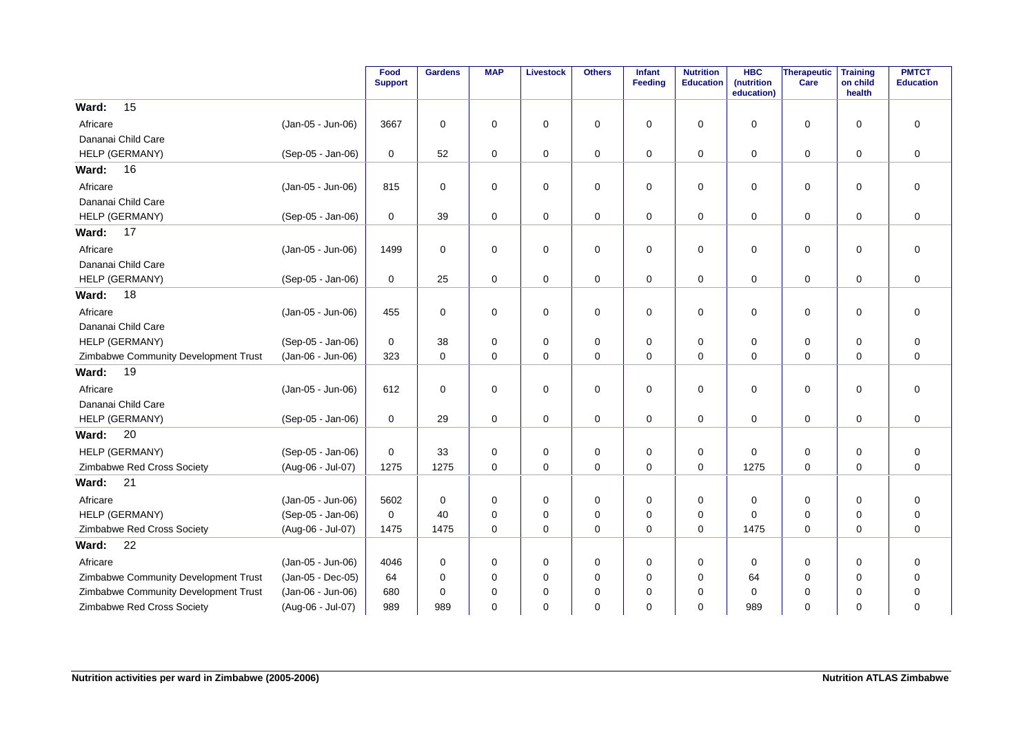| | | Food Support | Gardens | MAP | Livestock | Others | Infant Feeding | Nutrition Education | HBC (nutrition education) | Therapeutic Care | Training on child health | PMTCT Education |
|---|---|---|---|---|---|---|---|---|---|---|---|---|
| **Ward: 15** | | | | | | | | | | | | |
| Africare | (Jan-05 - Jun-06) | 3667 | 0 | 0 | 0 | 0 | 0 | 0 | 0 | 0 | 0 | 0 |
| Dananai Child Care | | | | | | | | | | | | |
| HELP (GERMANY) | (Sep-05 - Jan-06) | 0 | 52 | 0 | 0 | 0 | 0 | 0 | 0 | 0 | 0 | 0 |
| **Ward: 16** | | | | | | | | | | | | |
| Africare | (Jan-05 - Jun-06) | 815 | 0 | 0 | 0 | 0 | 0 | 0 | 0 | 0 | 0 | 0 |
| Dananai Child Care | | | | | | | | | | | | |
| HELP (GERMANY) | (Sep-05 - Jan-06) | 0 | 39 | 0 | 0 | 0 | 0 | 0 | 0 | 0 | 0 | 0 |
| **Ward: 17** | | | | | | | | | | | | |
| Africare | (Jan-05 - Jun-06) | 1499 | 0 | 0 | 0 | 0 | 0 | 0 | 0 | 0 | 0 | 0 |
| Dananai Child Care | | | | | | | | | | | | |
| HELP (GERMANY) | (Sep-05 - Jan-06) | 0 | 25 | 0 | 0 | 0 | 0 | 0 | 0 | 0 | 0 | 0 |
| **Ward: 18** | | | | | | | | | | | | |
| Africare | (Jan-05 - Jun-06) | 455 | 0 | 0 | 0 | 0 | 0 | 0 | 0 | 0 | 0 | 0 |
| Dananai Child Care | | | | | | | | | | | | |
| HELP (GERMANY) | (Sep-05 - Jan-06) | 0 | 38 | 0 | 0 | 0 | 0 | 0 | 0 | 0 | 0 | 0 |
| Zimbabwe Community Development Trust | (Jan-06 - Jun-06) | 323 | 0 | 0 | 0 | 0 | 0 | 0 | 0 | 0 | 0 | 0 |
| **Ward: 19** | | | | | | | | | | | | |
| Africare | (Jan-05 - Jun-06) | 612 | 0 | 0 | 0 | 0 | 0 | 0 | 0 | 0 | 0 | 0 |
| Dananai Child Care | | | | | | | | | | | | |
| HELP (GERMANY) | (Sep-05 - Jan-06) | 0 | 29 | 0 | 0 | 0 | 0 | 0 | 0 | 0 | 0 | 0 |
| **Ward: 20** | | | | | | | | | | | | |
| HELP (GERMANY) | (Sep-05 - Jan-06) | 0 | 33 | 0 | 0 | 0 | 0 | 0 | 0 | 0 | 0 | 0 |
| Zimbabwe Red Cross Society | (Aug-06 - Jul-07) | 1275 | 1275 | 0 | 0 | 0 | 0 | 0 | 1275 | 0 | 0 | 0 |
| **Ward: 21** | | | | | | | | | | | | |
| Africare | (Jan-05 - Jun-06) | 5602 | 0 | 0 | 0 | 0 | 0 | 0 | 0 | 0 | 0 | 0 |
| HELP (GERMANY) | (Sep-05 - Jan-06) | 0 | 40 | 0 | 0 | 0 | 0 | 0 | 0 | 0 | 0 | 0 |
| Zimbabwe Red Cross Society | (Aug-06 - Jul-07) | 1475 | 1475 | 0 | 0 | 0 | 0 | 0 | 1475 | 0 | 0 | 0 |
| **Ward: 22** | | | | | | | | | | | | |
| Africare | (Jan-05 - Jun-06) | 4046 | 0 | 0 | 0 | 0 | 0 | 0 | 0 | 0 | 0 | 0 |
| Zimbabwe Community Development Trust | (Jan-05 - Dec-05) | 64 | 0 | 0 | 0 | 0 | 0 | 0 | 64 | 0 | 0 | 0 |
| Zimbabwe Community Development Trust | (Jan-06 - Jun-06) | 680 | 0 | 0 | 0 | 0 | 0 | 0 | 0 | 0 | 0 | 0 |
| Zimbabwe Red Cross Society | (Aug-06 - Jul-07) | 989 | 989 | 0 | 0 | 0 | 0 | 0 | 989 | 0 | 0 | 0 |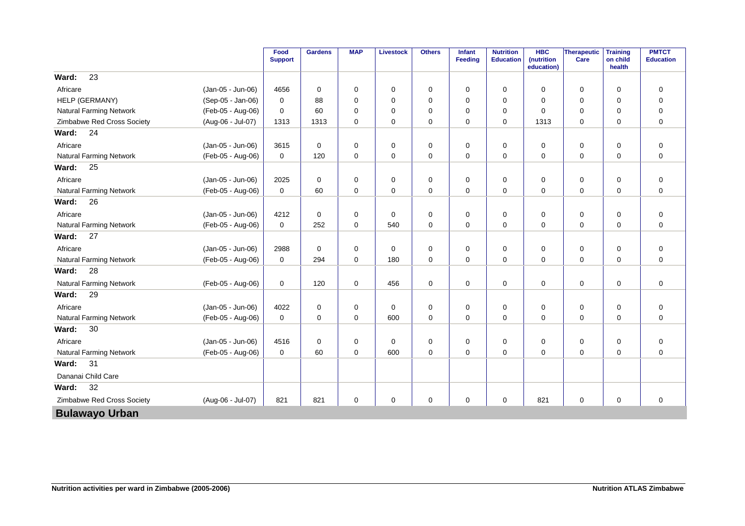| | | Food Support | Gardens | MAP | Livestock | Others | Infant Feeding | Nutrition Education | HBC (nutrition education) | Therapeutic Care | Training on child health | PMTCT Education |
|---|---|---|---|---|---|---|---|---|---|---|---|---|
| **Ward: 23** | | | | | | | | | | | | |
| Africare | (Jan-05 - Jun-06) | 4656 | 0 | 0 | 0 | 0 | 0 | 0 | 0 | 0 | 0 | 0 |
| HELP (GERMANY) | (Sep-05 - Jan-06) | 0 | 88 | 0 | 0 | 0 | 0 | 0 | 0 | 0 | 0 | 0 |
| Natural Farming Network | (Feb-05 - Aug-06) | 0 | 60 | 0 | 0 | 0 | 0 | 0 | 0 | 0 | 0 | 0 |
| Zimbabwe Red Cross Society | (Aug-06 - Jul-07) | 1313 | 1313 | 0 | 0 | 0 | 0 | 0 | 1313 | 0 | 0 | 0 |
| **Ward: 24** | | | | | | | | | | | | |
| Africare | (Jan-05 - Jun-06) | 3615 | 0 | 0 | 0 | 0 | 0 | 0 | 0 | 0 | 0 | 0 |
| Natural Farming Network | (Feb-05 - Aug-06) | 0 | 120 | 0 | 0 | 0 | 0 | 0 | 0 | 0 | 0 | 0 |
| **Ward: 25** | | | | | | | | | | | | |
| Africare | (Jan-05 - Jun-06) | 2025 | 0 | 0 | 0 | 0 | 0 | 0 | 0 | 0 | 0 | 0 |
| Natural Farming Network | (Feb-05 - Aug-06) | 0 | 60 | 0 | 0 | 0 | 0 | 0 | 0 | 0 | 0 | 0 |
| **Ward: 26** | | | | | | | | | | | | |
| Africare | (Jan-05 - Jun-06) | 4212 | 0 | 0 | 0 | 0 | 0 | 0 | 0 | 0 | 0 | 0 |
| Natural Farming Network | (Feb-05 - Aug-06) | 0 | 252 | 0 | 540 | 0 | 0 | 0 | 0 | 0 | 0 | 0 |
| **Ward: 27** | | | | | | | | | | | | |
| Africare | (Jan-05 - Jun-06) | 2988 | 0 | 0 | 0 | 0 | 0 | 0 | 0 | 0 | 0 | 0 |
| Natural Farming Network | (Feb-05 - Aug-06) | 0 | 294 | 0 | 180 | 0 | 0 | 0 | 0 | 0 | 0 | 0 |
| **Ward: 28** | | | | | | | | | | | | |
| Natural Farming Network | (Feb-05 - Aug-06) | 0 | 120 | 0 | 456 | 0 | 0 | 0 | 0 | 0 | 0 | 0 |
| **Ward: 29** | | | | | | | | | | | | |
| Africare | (Jan-05 - Jun-06) | 4022 | 0 | 0 | 0 | 0 | 0 | 0 | 0 | 0 | 0 | 0 |
| Natural Farming Network | (Feb-05 - Aug-06) | 0 | 0 | 0 | 600 | 0 | 0 | 0 | 0 | 0 | 0 | 0 |
| **Ward: 30** | | | | | | | | | | | | |
| Africare | (Jan-05 - Jun-06) | 4516 | 0 | 0 | 0 | 0 | 0 | 0 | 0 | 0 | 0 | 0 |
| Natural Farming Network | (Feb-05 - Aug-06) | 0 | 60 | 0 | 600 | 0 | 0 | 0 | 0 | 0 | 0 | 0 |
| **Ward: 31** | | | | | | | | | | | | |
| Dananai Child Care | | | | | | | | | | | | |
| **Ward: 32** | | | | | | | | | | | | |
| Zimbabwe Red Cross Society | (Aug-06 - Jul-07) | 821 | 821 | 0 | 0 | 0 | 0 | 0 | 821 | 0 | 0 | 0 |

## Bulawayo Urban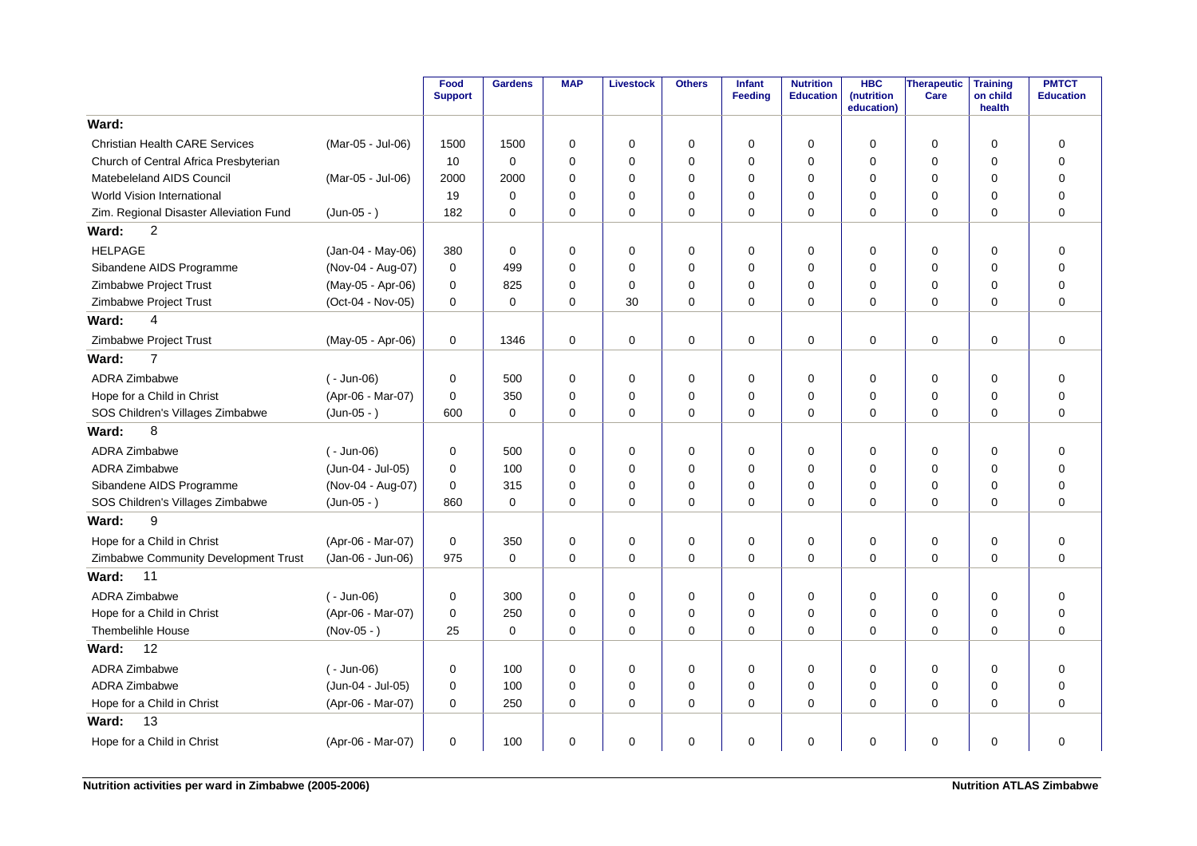| | | Food Support | Gardens | MAP | Livestock | Others | Infant Feeding | Nutrition Education | HBC (nutrition education) | Therapeutic Care | Training on child health | PMTCT Education |
|---|---|---|---|---|---|---|---|---|---|---|---|---|
| **Ward:** | | | | | | | | | | | | |
| Christian Health CARE Services | (Mar-05 - Jul-06) | 1500 | 1500 | 0 | 0 | 0 | 0 | 0 | 0 | 0 | 0 | 0 |
| Church of Central Africa Presbyterian | | 10 | 0 | 0 | 0 | 0 | 0 | 0 | 0 | 0 | 0 | 0 |
| Matebeleland AIDS Council | (Mar-05 - Jul-06) | 2000 | 2000 | 0 | 0 | 0 | 0 | 0 | 0 | 0 | 0 | 0 |
| World Vision International | | 19 | 0 | 0 | 0 | 0 | 0 | 0 | 0 | 0 | 0 | 0 |
| Zim. Regional Disaster Alleviation Fund | (Jun-05 - ) | 182 | 0 | 0 | 0 | 0 | 0 | 0 | 0 | 0 | 0 | 0 |
| **Ward: 2** | | | | | | | | | | | | |
| HELPAGE | (Jan-04 - May-06) | 380 | 0 | 0 | 0 | 0 | 0 | 0 | 0 | 0 | 0 | 0 |
| Sibandene AIDS Programme | (Nov-04 - Aug-07) | 0 | 499 | 0 | 0 | 0 | 0 | 0 | 0 | 0 | 0 | 0 |
| Zimbabwe Project Trust | (May-05 - Apr-06) | 0 | 825 | 0 | 0 | 0 | 0 | 0 | 0 | 0 | 0 | 0 |
| Zimbabwe Project Trust | (Oct-04 - Nov-05) | 0 | 0 | 0 | 30 | 0 | 0 | 0 | 0 | 0 | 0 | 0 |
| **Ward: 4** | | | | | | | | | | | | |
| Zimbabwe Project Trust | (May-05 - Apr-06) | 0 | 1346 | 0 | 0 | 0 | 0 | 0 | 0 | 0 | 0 | 0 |
| **Ward: 7** | | | | | | | | | | | | |
| ADRA Zimbabwe | ( - Jun-06) | 0 | 500 | 0 | 0 | 0 | 0 | 0 | 0 | 0 | 0 | 0 |
| Hope for a Child in Christ | (Apr-06 - Mar-07) | 0 | 350 | 0 | 0 | 0 | 0 | 0 | 0 | 0 | 0 | 0 |
| SOS Children's Villages Zimbabwe | (Jun-05 - ) | 600 | 0 | 0 | 0 | 0 | 0 | 0 | 0 | 0 | 0 | 0 |
| **Ward: 8** | | | | | | | | | | | | |
| ADRA Zimbabwe | ( - Jun-06) | 0 | 500 | 0 | 0 | 0 | 0 | 0 | 0 | 0 | 0 | 0 |
| ADRA Zimbabwe | (Jun-04 - Jul-05) | 0 | 100 | 0 | 0 | 0 | 0 | 0 | 0 | 0 | 0 | 0 |
| Sibandene AIDS Programme | (Nov-04 - Aug-07) | 0 | 315 | 0 | 0 | 0 | 0 | 0 | 0 | 0 | 0 | 0 |
| SOS Children's Villages Zimbabwe | (Jun-05 - ) | 860 | 0 | 0 | 0 | 0 | 0 | 0 | 0 | 0 | 0 | 0 |
| **Ward: 9** | | | | | | | | | | | | |
| Hope for a Child in Christ | (Apr-06 - Mar-07) | 0 | 350 | 0 | 0 | 0 | 0 | 0 | 0 | 0 | 0 | 0 |
| Zimbabwe Community Development Trust | (Jan-06 - Jun-06) | 975 | 0 | 0 | 0 | 0 | 0 | 0 | 0 | 0 | 0 | 0 |
| **Ward: 11** | | | | | | | | | | | | |
| ADRA Zimbabwe | ( - Jun-06) | 0 | 300 | 0 | 0 | 0 | 0 | 0 | 0 | 0 | 0 | 0 |
| Hope for a Child in Christ | (Apr-06 - Mar-07) | 0 | 250 | 0 | 0 | 0 | 0 | 0 | 0 | 0 | 0 | 0 |
| Thembelihle House | (Nov-05 - ) | 25 | 0 | 0 | 0 | 0 | 0 | 0 | 0 | 0 | 0 | 0 |
| **Ward: 12** | | | | | | | | | | | | |
| ADRA Zimbabwe | ( - Jun-06) | 0 | 100 | 0 | 0 | 0 | 0 | 0 | 0 | 0 | 0 | 0 |
| ADRA Zimbabwe | (Jun-04 - Jul-05) | 0 | 100 | 0 | 0 | 0 | 0 | 0 | 0 | 0 | 0 | 0 |
| Hope for a Child in Christ | (Apr-06 - Mar-07) | 0 | 250 | 0 | 0 | 0 | 0 | 0 | 0 | 0 | 0 | 0 |
| **Ward: 13** | | | | | | | | | | | | |
| Hope for a Child in Christ | (Apr-06 - Mar-07) | 0 | 100 | 0 | 0 | 0 | 0 | 0 | 0 | 0 | 0 | 0 |

**Nutrition activities per ward in Zimbabwe (2005-2006)** **Nutrition ATLAS Zimbabwe**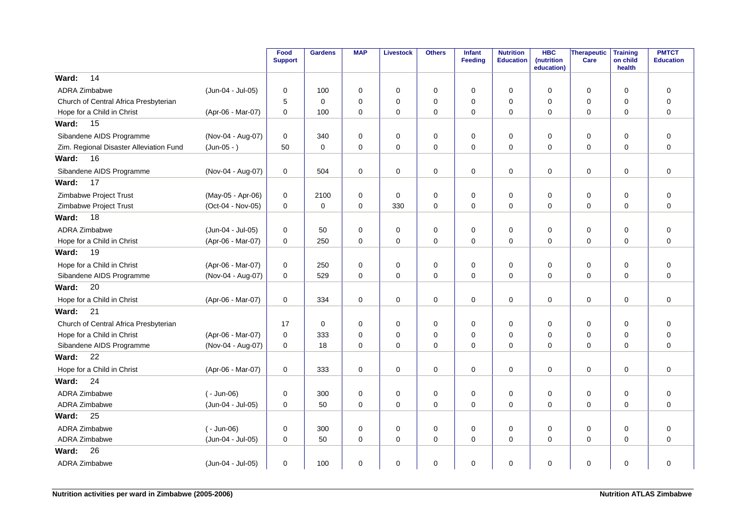| | | Food Support | Gardens | MAP | Livestock | Others | Infant Feeding | Nutrition Education | HBC (nutrition education) | Therapeutic Care | Training on child health | PMTCT Education |
|---|---|---|---|---|---|---|---|---|---|---|---|---|
| **Ward: 14** | | | | | | | | | | | | |
| ADRA Zimbabwe | (Jun-04 - Jul-05) | 0 | 100 | 0 | 0 | 0 | 0 | 0 | 0 | 0 | 0 | 0 |
| Church of Central Africa Presbyterian | | 5 | 0 | 0 | 0 | 0 | 0 | 0 | 0 | 0 | 0 | 0 |
| Hope for a Child in Christ | (Apr-06 - Mar-07) | 0 | 100 | 0 | 0 | 0 | 0 | 0 | 0 | 0 | 0 | 0 |
| **Ward: 15** | | | | | | | | | | | | |
| Sibandene AIDS Programme | (Nov-04 - Aug-07) | 0 | 340 | 0 | 0 | 0 | 0 | 0 | 0 | 0 | 0 | 0 |
| Zim. Regional Disaster Alleviation Fund | (Jun-05 - ) | 50 | 0 | 0 | 0 | 0 | 0 | 0 | 0 | 0 | 0 | 0 |
| **Ward: 16** | | | | | | | | | | | | |
| Sibandene AIDS Programme | (Nov-04 - Aug-07) | 0 | 504 | 0 | 0 | 0 | 0 | 0 | 0 | 0 | 0 | 0 |
| **Ward: 17** | | | | | | | | | | | | |
| Zimbabwe Project Trust | (May-05 - Apr-06) | 0 | 2100 | 0 | 0 | 0 | 0 | 0 | 0 | 0 | 0 | 0 |
| Zimbabwe Project Trust | (Oct-04 - Nov-05) | 0 | 0 | 0 | 330 | 0 | 0 | 0 | 0 | 0 | 0 | 0 |
| **Ward: 18** | | | | | | | | | | | | |
| ADRA Zimbabwe | (Jun-04 - Jul-05) | 0 | 50 | 0 | 0 | 0 | 0 | 0 | 0 | 0 | 0 | 0 |
| Hope for a Child in Christ | (Apr-06 - Mar-07) | 0 | 250 | 0 | 0 | 0 | 0 | 0 | 0 | 0 | 0 | 0 |
| **Ward: 19** | | | | | | | | | | | | |
| Hope for a Child in Christ | (Apr-06 - Mar-07) | 0 | 250 | 0 | 0 | 0 | 0 | 0 | 0 | 0 | 0 | 0 |
| Sibandene AIDS Programme | (Nov-04 - Aug-07) | 0 | 529 | 0 | 0 | 0 | 0 | 0 | 0 | 0 | 0 | 0 |
| **Ward: 20** | | | | | | | | | | | | |
| Hope for a Child in Christ | (Apr-06 - Mar-07) | 0 | 334 | 0 | 0 | 0 | 0 | 0 | 0 | 0 | 0 | 0 |
| **Ward: 21** | | | | | | | | | | | | |
| Church of Central Africa Presbyterian | | 17 | 0 | 0 | 0 | 0 | 0 | 0 | 0 | 0 | 0 | 0 |
| Hope for a Child in Christ | (Apr-06 - Mar-07) | 0 | 333 | 0 | 0 | 0 | 0 | 0 | 0 | 0 | 0 | 0 |
| Sibandene AIDS Programme | (Nov-04 - Aug-07) | 0 | 18 | 0 | 0 | 0 | 0 | 0 | 0 | 0 | 0 | 0 |
| **Ward: 22** | | | | | | | | | | | | |
| Hope for a Child in Christ | (Apr-06 - Mar-07) | 0 | 333 | 0 | 0 | 0 | 0 | 0 | 0 | 0 | 0 | 0 |
| **Ward: 24** | | | | | | | | | | | | |
| ADRA Zimbabwe | ( - Jun-06) | 0 | 300 | 0 | 0 | 0 | 0 | 0 | 0 | 0 | 0 | 0 |
| ADRA Zimbabwe | (Jun-04 - Jul-05) | 0 | 50 | 0 | 0 | 0 | 0 | 0 | 0 | 0 | 0 | 0 |
| **Ward: 25** | | | | | | | | | | | | |
| ADRA Zimbabwe | ( - Jun-06) | 0 | 300 | 0 | 0 | 0 | 0 | 0 | 0 | 0 | 0 | 0 |
| ADRA Zimbabwe | (Jun-04 - Jul-05) | 0 | 50 | 0 | 0 | 0 | 0 | 0 | 0 | 0 | 0 | 0 |
| **Ward: 26** | | | | | | | | | | | | |
| ADRA Zimbabwe | (Jun-04 - Jul-05) | 0 | 100 | 0 | 0 | 0 | 0 | 0 | 0 | 0 | 0 | 0 |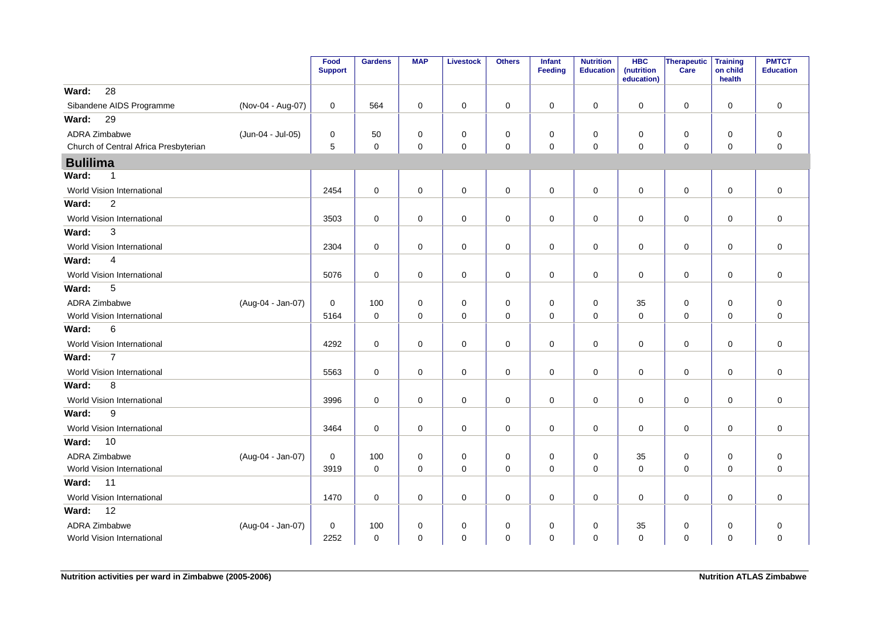| | | Food Support | Gardens | MAP | Livestock | Others | Infant Feeding | Nutrition Education | HBC (nutrition education) | Therapeutic Care | Training on child health | PMTCT Education |
|---|---|---|---|---|---|---|---|---|---|---|---|---|
| **Ward: 28** | | | | | | | | | | | | |
| Sibandene AIDS Programme | (Nov-04 - Aug-07) | 0 | 564 | 0 | 0 | 0 | 0 | 0 | 0 | 0 | 0 | 0 |
| **Ward: 29** | | | | | | | | | | | | |
| ADRA Zimbabwe | (Jun-04 - Jul-05) | 0 | 50 | 0 | 0 | 0 | 0 | 0 | 0 | 0 | 0 | 0 |
| Church of Central Africa Presbyterian | | 5 | 0 | 0 | 0 | 0 | 0 | 0 | 0 | 0 | 0 | 0 |
| **Bulilima** | | | | | | | | | | | | |
| **Ward: 1** | | | | | | | | | | | | |
| World Vision International | | 2454 | 0 | 0 | 0 | 0 | 0 | 0 | 0 | 0 | 0 | 0 |
| **Ward: 2** | | | | | | | | | | | | |
| World Vision International | | 3503 | 0 | 0 | 0 | 0 | 0 | 0 | 0 | 0 | 0 | 0 |
| **Ward: 3** | | | | | | | | | | | | |
| World Vision International | | 2304 | 0 | 0 | 0 | 0 | 0 | 0 | 0 | 0 | 0 | 0 |
| **Ward: 4** | | | | | | | | | | | | |
| World Vision International | | 5076 | 0 | 0 | 0 | 0 | 0 | 0 | 0 | 0 | 0 | 0 |
| **Ward: 5** | | | | | | | | | | | | |
| ADRA Zimbabwe | (Aug-04 - Jan-07) | 0 | 100 | 0 | 0 | 0 | 0 | 0 | 35 | 0 | 0 | 0 |
| World Vision International | | 5164 | 0 | 0 | 0 | 0 | 0 | 0 | 0 | 0 | 0 | 0 |
| **Ward: 6** | | | | | | | | | | | | |
| World Vision International | | 4292 | 0 | 0 | 0 | 0 | 0 | 0 | 0 | 0 | 0 | 0 |
| **Ward: 7** | | | | | | | | | | | | |
| World Vision International | | 5563 | 0 | 0 | 0 | 0 | 0 | 0 | 0 | 0 | 0 | 0 |
| **Ward: 8** | | | | | | | | | | | | |
| World Vision International | | 3996 | 0 | 0 | 0 | 0 | 0 | 0 | 0 | 0 | 0 | 0 |
| **Ward: 9** | | | | | | | | | | | | |
| World Vision International | | 3464 | 0 | 0 | 0 | 0 | 0 | 0 | 0 | 0 | 0 | 0 |
| **Ward: 10** | | | | | | | | | | | | |
| ADRA Zimbabwe | (Aug-04 - Jan-07) | 0 | 100 | 0 | 0 | 0 | 0 | 0 | 35 | 0 | 0 | 0 |
| World Vision International | | 3919 | 0 | 0 | 0 | 0 | 0 | 0 | 0 | 0 | 0 | 0 |
| **Ward: 11** | | | | | | | | | | | | |
| World Vision International | | 1470 | 0 | 0 | 0 | 0 | 0 | 0 | 0 | 0 | 0 | 0 |
| **Ward: 12** | | | | | | | | | | | | |
| ADRA Zimbabwe | (Aug-04 - Jan-07) | 0 | 100 | 0 | 0 | 0 | 0 | 0 | 35 | 0 | 0 | 0 |
| World Vision International | | 2252 | 0 | 0 | 0 | 0 | 0 | 0 | 0 | 0 | 0 | 0 |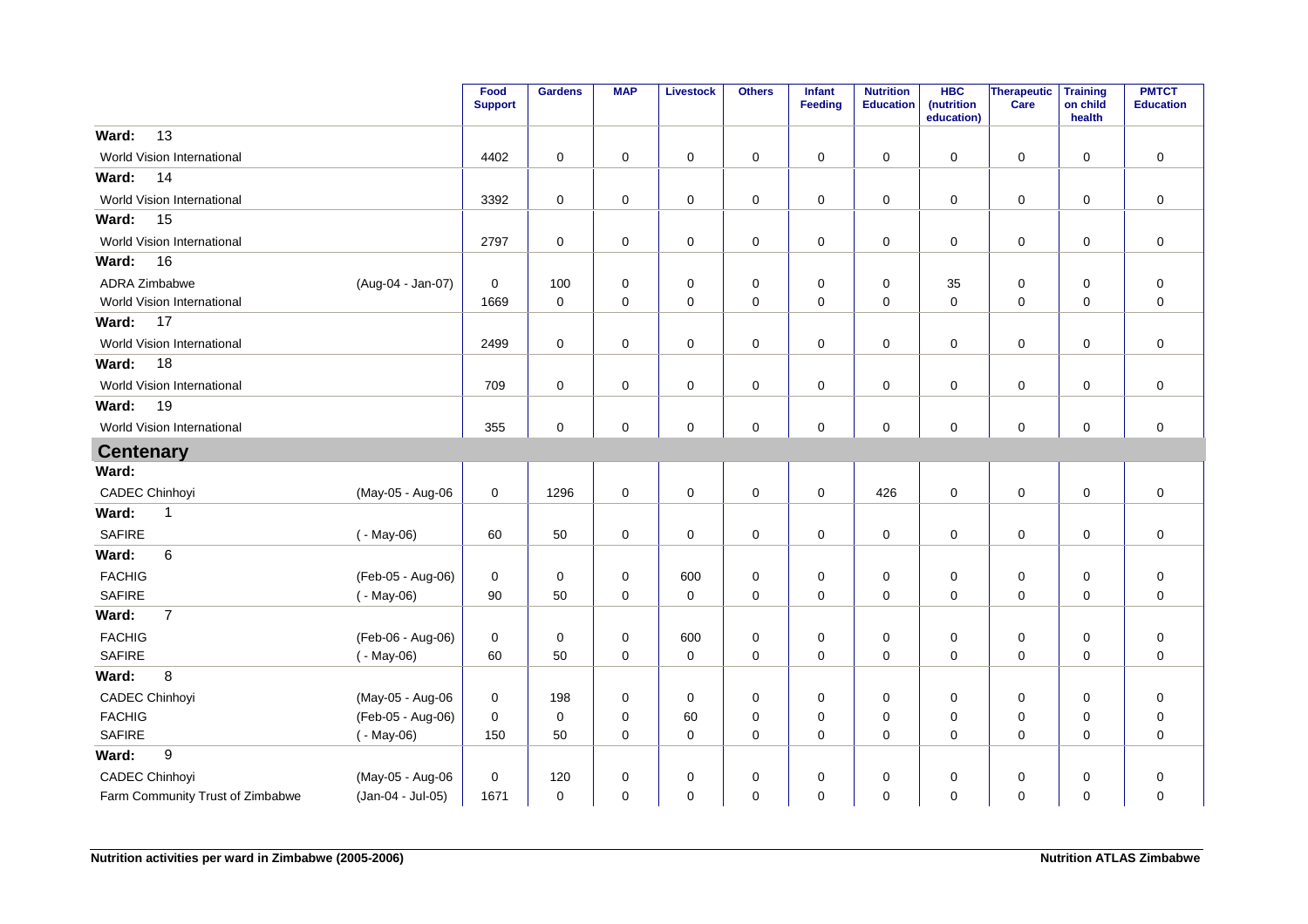| | | Food Support | Gardens | MAP | Livestock | Others | Infant Feeding | Nutrition Education | HBC (nutrition education) | Therapeutic Care | Training on child health | PMTCT Education |
|---|---|---|---|---|---|---|---|---|---|---|---|---|
| **Ward: 13** | | | | | | | | | | | | |
| World Vision International | | 4402 | 0 | 0 | 0 | 0 | 0 | 0 | 0 | 0 | 0 | 0 |
| **Ward: 14** | | | | | | | | | | | | |
| World Vision International | | 3392 | 0 | 0 | 0 | 0 | 0 | 0 | 0 | 0 | 0 | 0 |
| **Ward: 15** | | | | | | | | | | | | |
| World Vision International | | 2797 | 0 | 0 | 0 | 0 | 0 | 0 | 0 | 0 | 0 | 0 |
| **Ward: 16** | | | | | | | | | | | | |
| ADRA Zimbabwe | (Aug-04 - Jan-07) | 0 | 100 | 0 | 0 | 0 | 0 | 0 | 35 | 0 | 0 | 0 |
| World Vision International | | 1669 | 0 | 0 | 0 | 0 | 0 | 0 | 0 | 0 | 0 | 0 |
| **Ward: 17** | | | | | | | | | | | | |
| World Vision International | | 2499 | 0 | 0 | 0 | 0 | 0 | 0 | 0 | 0 | 0 | 0 |
| **Ward: 18** | | | | | | | | | | | | |
| World Vision International | | 709 | 0 | 0 | 0 | 0 | 0 | 0 | 0 | 0 | 0 | 0 |
| **Ward: 19** | | | | | | | | | | | | |
| World Vision International | | 355 | 0 | 0 | 0 | 0 | 0 | 0 | 0 | 0 | 0 | 0 |
| **Centenary** | | | | | | | | | | | | |
| **Ward:** | | | | | | | | | | | | |
| CADEC Chinhoyi | (May-05 - Aug-06 | 0 | 1296 | 0 | 0 | 0 | 0 | 426 | 0 | 0 | 0 | 0 |
| **Ward: 1** | | | | | | | | | | | | |
| SAFIRE | ( - May-06) | 60 | 50 | 0 | 0 | 0 | 0 | 0 | 0 | 0 | 0 | 0 |
| **Ward: 6** | | | | | | | | | | | | |
| FACHIG | (Feb-05 - Aug-06) | 0 | 0 | 0 | 600 | 0 | 0 | 0 | 0 | 0 | 0 | 0 |
| SAFIRE | ( - May-06) | 90 | 50 | 0 | 0 | 0 | 0 | 0 | 0 | 0 | 0 | 0 |
| **Ward: 7** | | | | | | | | | | | | |
| FACHIG | (Feb-06 - Aug-06) | 0 | 0 | 0 | 600 | 0 | 0 | 0 | 0 | 0 | 0 | 0 |
| SAFIRE | ( - May-06) | 60 | 50 | 0 | 0 | 0 | 0 | 0 | 0 | 0 | 0 | 0 |
| **Ward: 8** | | | | | | | | | | | | |
| CADEC Chinhoyi | (May-05 - Aug-06 | 0 | 198 | 0 | 0 | 0 | 0 | 0 | 0 | 0 | 0 | 0 |
| FACHIG | (Feb-05 - Aug-06) | 0 | 0 | 0 | 60 | 0 | 0 | 0 | 0 | 0 | 0 | 0 |
| SAFIRE | ( - May-06) | 150 | 50 | 0 | 0 | 0 | 0 | 0 | 0 | 0 | 0 | 0 |
| **Ward: 9** | | | | | | | | | | | | |
| CADEC Chinhoyi | (May-05 - Aug-06 | 0 | 120 | 0 | 0 | 0 | 0 | 0 | 0 | 0 | 0 | 0 |
| Farm Community Trust of Zimbabwe | (Jan-04 - Jul-05) | 1671 | 0 | 0 | 0 | 0 | 0 | 0 | 0 | 0 | 0 | 0 |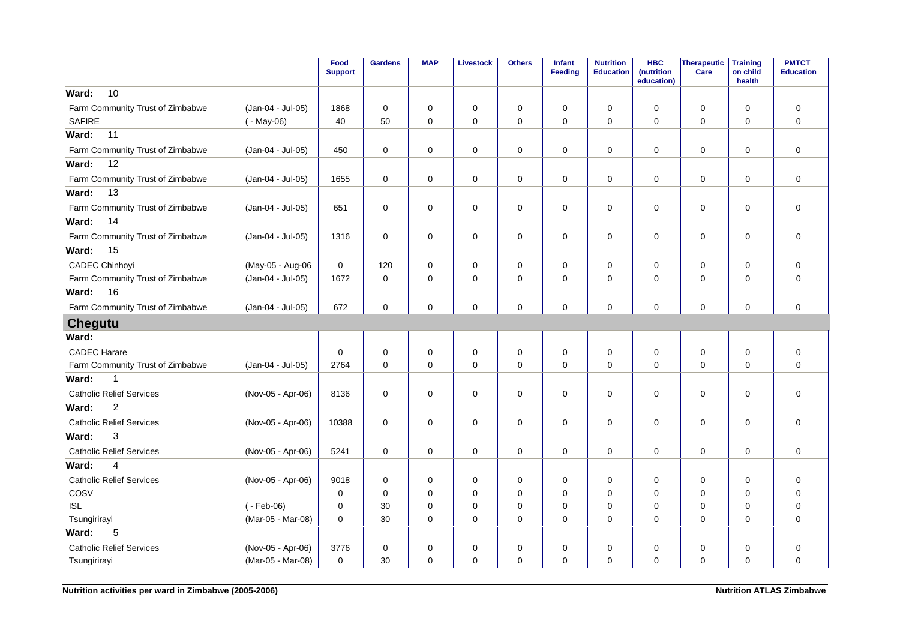| | | Food Support | Gardens | MAP | Livestock | Others | Infant Feeding | Nutrition Education | HBC (nutrition education) | Therapeutic Care | Training on child health | PMTCT Education |
|---|---|---|---|---|---|---|---|---|---|---|---|---|
| **Ward: 10** | | | | | | | | | | | | |
| Farm Community Trust of Zimbabwe | (Jan-04 - Jul-05) | 1868 | 0 | 0 | 0 | 0 | 0 | 0 | 0 | 0 | 0 | 0 |
| SAFIRE | ( - May-06) | 40 | 50 | 0 | 0 | 0 | 0 | 0 | 0 | 0 | 0 | 0 |
| **Ward: 11** | | | | | | | | | | | | |
| Farm Community Trust of Zimbabwe | (Jan-04 - Jul-05) | 450 | 0 | 0 | 0 | 0 | 0 | 0 | 0 | 0 | 0 | 0 |
| **Ward: 12** | | | | | | | | | | | | |
| Farm Community Trust of Zimbabwe | (Jan-04 - Jul-05) | 1655 | 0 | 0 | 0 | 0 | 0 | 0 | 0 | 0 | 0 | 0 |
| **Ward: 13** | | | | | | | | | | | | |
| Farm Community Trust of Zimbabwe | (Jan-04 - Jul-05) | 651 | 0 | 0 | 0 | 0 | 0 | 0 | 0 | 0 | 0 | 0 |
| **Ward: 14** | | | | | | | | | | | | |
| Farm Community Trust of Zimbabwe | (Jan-04 - Jul-05) | 1316 | 0 | 0 | 0 | 0 | 0 | 0 | 0 | 0 | 0 | 0 |
| **Ward: 15** | | | | | | | | | | | | |
| CADEC Chinhoyi | (May-05 - Aug-06 | 0 | 120 | 0 | 0 | 0 | 0 | 0 | 0 | 0 | 0 | 0 |
| Farm Community Trust of Zimbabwe | (Jan-04 - Jul-05) | 1672 | 0 | 0 | 0 | 0 | 0 | 0 | 0 | 0 | 0 | 0 |
| **Ward: 16** | | | | | | | | | | | | |
| Farm Community Trust of Zimbabwe | (Jan-04 - Jul-05) | 672 | 0 | 0 | 0 | 0 | 0 | 0 | 0 | 0 | 0 | 0 |
| **Chegutu** | | | | | | | | | | | | |
| **Ward:** | | | | | | | | | | | | |
| CADEC Harare | | 0 | 0 | 0 | 0 | 0 | 0 | 0 | 0 | 0 | 0 | 0 |
| Farm Community Trust of Zimbabwe | (Jan-04 - Jul-05) | 2764 | 0 | 0 | 0 | 0 | 0 | 0 | 0 | 0 | 0 | 0 |
| **Ward: 1** | | | | | | | | | | | | |
| Catholic Relief Services | (Nov-05 - Apr-06) | 8136 | 0 | 0 | 0 | 0 | 0 | 0 | 0 | 0 | 0 | 0 |
| **Ward: 2** | | | | | | | | | | | | |
| Catholic Relief Services | (Nov-05 - Apr-06) | 10388 | 0 | 0 | 0 | 0 | 0 | 0 | 0 | 0 | 0 | 0 |
| **Ward: 3** | | | | | | | | | | | | |
| Catholic Relief Services | (Nov-05 - Apr-06) | 5241 | 0 | 0 | 0 | 0 | 0 | 0 | 0 | 0 | 0 | 0 |
| **Ward: 4** | | | | | | | | | | | | |
| Catholic Relief Services | (Nov-05 - Apr-06) | 9018 | 0 | 0 | 0 | 0 | 0 | 0 | 0 | 0 | 0 | 0 |
| COSV | | 0 | 0 | 0 | 0 | 0 | 0 | 0 | 0 | 0 | 0 | 0 |
| ISL | ( - Feb-06) | 0 | 30 | 0 | 0 | 0 | 0 | 0 | 0 | 0 | 0 | 0 |
| Tsungirirayi | (Mar-05 - Mar-08) | 0 | 30 | 0 | 0 | 0 | 0 | 0 | 0 | 0 | 0 | 0 |
| **Ward: 5** | | | | | | | | | | | | |
| Catholic Relief Services | (Nov-05 - Apr-06) | 3776 | 0 | 0 | 0 | 0 | 0 | 0 | 0 | 0 | 0 | 0 |
| Tsungirirayi | (Mar-05 - Mar-08) | 0 | 30 | 0 | 0 | 0 | 0 | 0 | 0 | 0 | 0 | 0 |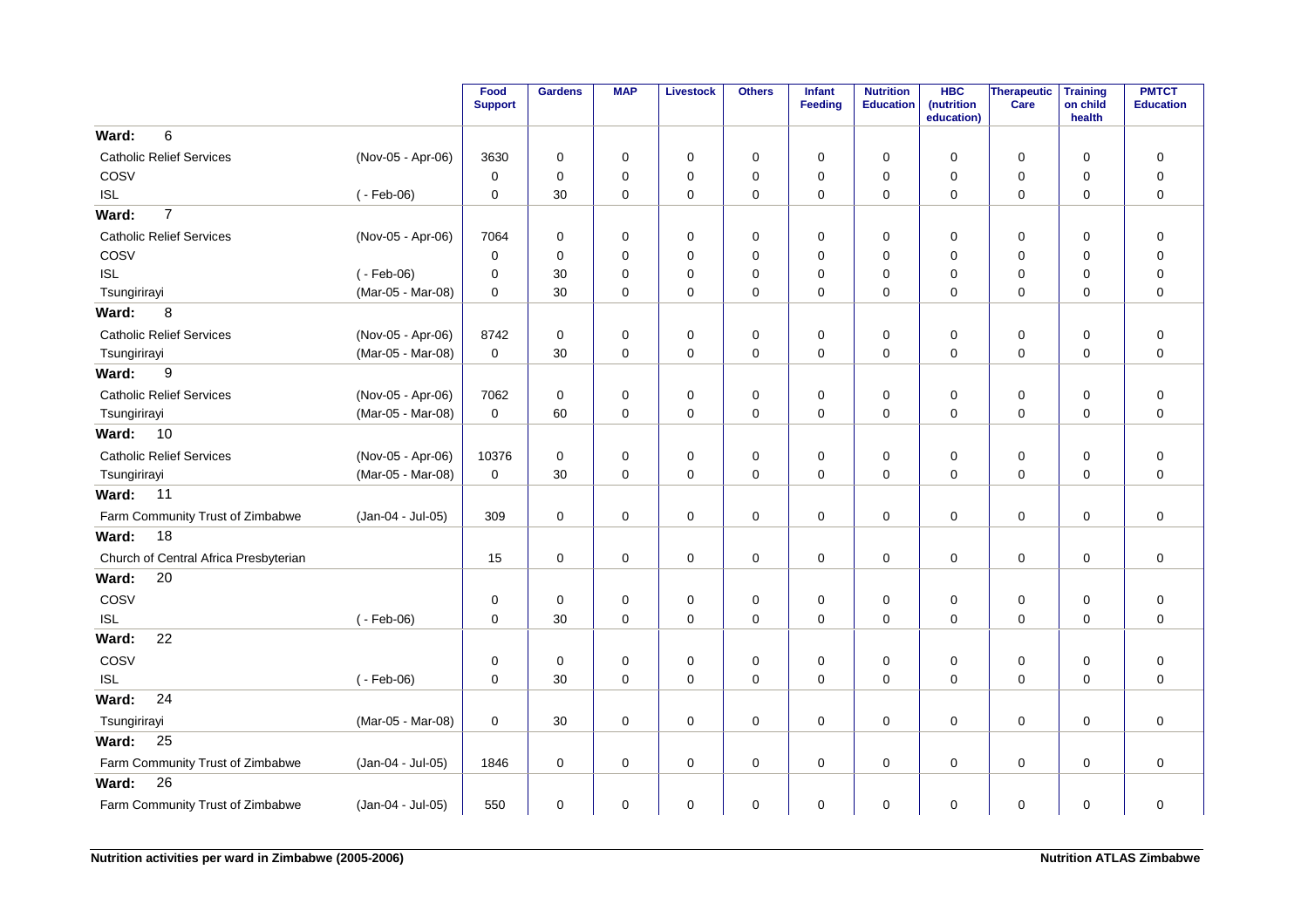| | | Food Support | Gardens | MAP | Livestock | Others | Infant Feeding | Nutrition Education | HBC (nutrition education) | Therapeutic Care | Training on child health | PMTCT Education |
|---|---|---|---|---|---|---|---|---|---|---|---|---|
| **Ward: 6** | | | | | | | | | | | | |
| Catholic Relief Services | (Nov-05 - Apr-06) | 3630 | 0 | 0 | 0 | 0 | 0 | 0 | 0 | 0 | 0 | 0 |
| COSV | | 0 | 0 | 0 | 0 | 0 | 0 | 0 | 0 | 0 | 0 | 0 |
| ISL | ( - Feb-06) | 0 | 30 | 0 | 0 | 0 | 0 | 0 | 0 | 0 | 0 | 0 |
| **Ward: 7** | | | | | | | | | | | | |
| Catholic Relief Services | (Nov-05 - Apr-06) | 7064 | 0 | 0 | 0 | 0 | 0 | 0 | 0 | 0 | 0 | 0 |
| COSV | | 0 | 0 | 0 | 0 | 0 | 0 | 0 | 0 | 0 | 0 | 0 |
| ISL | ( - Feb-06) | 0 | 30 | 0 | 0 | 0 | 0 | 0 | 0 | 0 | 0 | 0 |
| Tsungirirayi | (Mar-05 - Mar-08) | 0 | 30 | 0 | 0 | 0 | 0 | 0 | 0 | 0 | 0 | 0 |
| **Ward: 8** | | | | | | | | | | | | |
| Catholic Relief Services | (Nov-05 - Apr-06) | 8742 | 0 | 0 | 0 | 0 | 0 | 0 | 0 | 0 | 0 | 0 |
| Tsungirirayi | (Mar-05 - Mar-08) | 0 | 30 | 0 | 0 | 0 | 0 | 0 | 0 | 0 | 0 | 0 |
| **Ward: 9** | | | | | | | | | | | | |
| Catholic Relief Services | (Nov-05 - Apr-06) | 7062 | 0 | 0 | 0 | 0 | 0 | 0 | 0 | 0 | 0 | 0 |
| Tsungirirayi | (Mar-05 - Mar-08) | 0 | 60 | 0 | 0 | 0 | 0 | 0 | 0 | 0 | 0 | 0 |
| **Ward: 10** | | | | | | | | | | | | |
| Catholic Relief Services | (Nov-05 - Apr-06) | 10376 | 0 | 0 | 0 | 0 | 0 | 0 | 0 | 0 | 0 | 0 |
| Tsungirirayi | (Mar-05 - Mar-08) | 0 | 30 | 0 | 0 | 0 | 0 | 0 | 0 | 0 | 0 | 0 |
| **Ward: 11** | | | | | | | | | | | | |
| Farm Community Trust of Zimbabwe | (Jan-04 - Jul-05) | 309 | 0 | 0 | 0 | 0 | 0 | 0 | 0 | 0 | 0 | 0 |
| **Ward: 18** | | | | | | | | | | | | |
| Church of Central Africa Presbyterian | | 15 | 0 | 0 | 0 | 0 | 0 | 0 | 0 | 0 | 0 | 0 |
| **Ward: 20** | | | | | | | | | | | | |
| COSV | | 0 | 0 | 0 | 0 | 0 | 0 | 0 | 0 | 0 | 0 | 0 |
| ISL | ( - Feb-06) | 0 | 30 | 0 | 0 | 0 | 0 | 0 | 0 | 0 | 0 | 0 |
| **Ward: 22** | | | | | | | | | | | | |
| COSV | | 0 | 0 | 0 | 0 | 0 | 0 | 0 | 0 | 0 | 0 | 0 |
| ISL | ( - Feb-06) | 0 | 30 | 0 | 0 | 0 | 0 | 0 | 0 | 0 | 0 | 0 |
| **Ward: 24** | | | | | | | | | | | | |
| Tsungirirayi | (Mar-05 - Mar-08) | 0 | 30 | 0 | 0 | 0 | 0 | 0 | 0 | 0 | 0 | 0 |
| **Ward: 25** | | | | | | | | | | | | |
| Farm Community Trust of Zimbabwe | (Jan-04 - Jul-05) | 1846 | 0 | 0 | 0 | 0 | 0 | 0 | 0 | 0 | 0 | 0 |
| **Ward: 26** | | | | | | | | | | | | |
| Farm Community Trust of Zimbabwe | (Jan-04 - Jul-05) | 550 | 0 | 0 | 0 | 0 | 0 | 0 | 0 | 0 | 0 | 0 |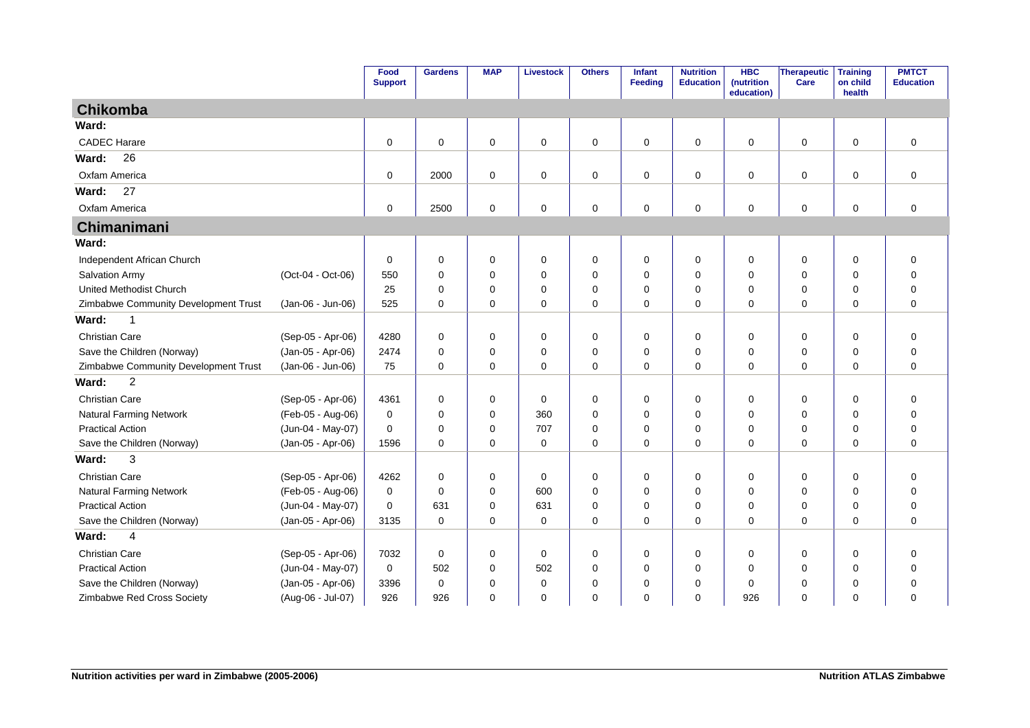| | | Food Support | Gardens | MAP | Livestock | Others | Infant Feeding | Nutrition Education | HBC (nutrition education) | Therapeutic Care | Training on child health | PMTCT Education |
|---|---|---|---|---|---|---|---|---|---|---|---|---|
| **Chikomba** | | | | | | | | | | | | |
| **Ward:** | | | | | | | | | | | | |
| CADEC Harare | | 0 | 0 | 0 | 0 | 0 | 0 | 0 | 0 | 0 | 0 | 0 |
| **Ward: 26** | | | | | | | | | | | | |
| Oxfam America | | 0 | 2000 | 0 | 0 | 0 | 0 | 0 | 0 | 0 | 0 | 0 |
| **Ward: 27** | | | | | | | | | | | | |
| Oxfam America | | 0 | 2500 | 0 | 0 | 0 | 0 | 0 | 0 | 0 | 0 | 0 |
| **Chimanimani** | | | | | | | | | | | | |
| **Ward:** | | | | | | | | | | | | |
| Independent African Church | | 0 | 0 | 0 | 0 | 0 | 0 | 0 | 0 | 0 | 0 | 0 |
| Salvation Army | (Oct-04 - Oct-06) | 550 | 0 | 0 | 0 | 0 | 0 | 0 | 0 | 0 | 0 | 0 |
| United Methodist Church | | 25 | 0 | 0 | 0 | 0 | 0 | 0 | 0 | 0 | 0 | 0 |
| Zimbabwe Community Development Trust | (Jan-06 - Jun-06) | 525 | 0 | 0 | 0 | 0 | 0 | 0 | 0 | 0 | 0 | 0 |
| **Ward: 1** | | | | | | | | | | | | |
| Christian Care | (Sep-05 - Apr-06) | 4280 | 0 | 0 | 0 | 0 | 0 | 0 | 0 | 0 | 0 | 0 |
| Save the Children (Norway) | (Jan-05 - Apr-06) | 2474 | 0 | 0 | 0 | 0 | 0 | 0 | 0 | 0 | 0 | 0 |
| Zimbabwe Community Development Trust | (Jan-06 - Jun-06) | 75 | 0 | 0 | 0 | 0 | 0 | 0 | 0 | 0 | 0 | 0 |
| **Ward: 2** | | | | | | | | | | | | |
| Christian Care | (Sep-05 - Apr-06) | 4361 | 0 | 0 | 0 | 0 | 0 | 0 | 0 | 0 | 0 | 0 |
| Natural Farming Network | (Feb-05 - Aug-06) | 0 | 0 | 0 | 360 | 0 | 0 | 0 | 0 | 0 | 0 | 0 |
| Practical Action | (Jun-04 - May-07) | 0 | 0 | 0 | 707 | 0 | 0 | 0 | 0 | 0 | 0 | 0 |
| Save the Children (Norway) | (Jan-05 - Apr-06) | 1596 | 0 | 0 | 0 | 0 | 0 | 0 | 0 | 0 | 0 | 0 |
| **Ward: 3** | | | | | | | | | | | | |
| Christian Care | (Sep-05 - Apr-06) | 4262 | 0 | 0 | 0 | 0 | 0 | 0 | 0 | 0 | 0 | 0 |
| Natural Farming Network | (Feb-05 - Aug-06) | 0 | 0 | 0 | 600 | 0 | 0 | 0 | 0 | 0 | 0 | 0 |
| Practical Action | (Jun-04 - May-07) | 0 | 631 | 0 | 631 | 0 | 0 | 0 | 0 | 0 | 0 | 0 |
| Save the Children (Norway) | (Jan-05 - Apr-06) | 3135 | 0 | 0 | 0 | 0 | 0 | 0 | 0 | 0 | 0 | 0 |
| **Ward: 4** | | | | | | | | | | | | |
| Christian Care | (Sep-05 - Apr-06) | 7032 | 0 | 0 | 0 | 0 | 0 | 0 | 0 | 0 | 0 | 0 |
| Practical Action | (Jun-04 - May-07) | 0 | 502 | 0 | 502 | 0 | 0 | 0 | 0 | 0 | 0 | 0 |
| Save the Children (Norway) | (Jan-05 - Apr-06) | 3396 | 0 | 0 | 0 | 0 | 0 | 0 | 0 | 0 | 0 | 0 |
| Zimbabwe Red Cross Society | (Aug-06 - Jul-07) | 926 | 926 | 0 | 0 | 0 | 0 | 0 | 926 | 0 | 0 | 0 |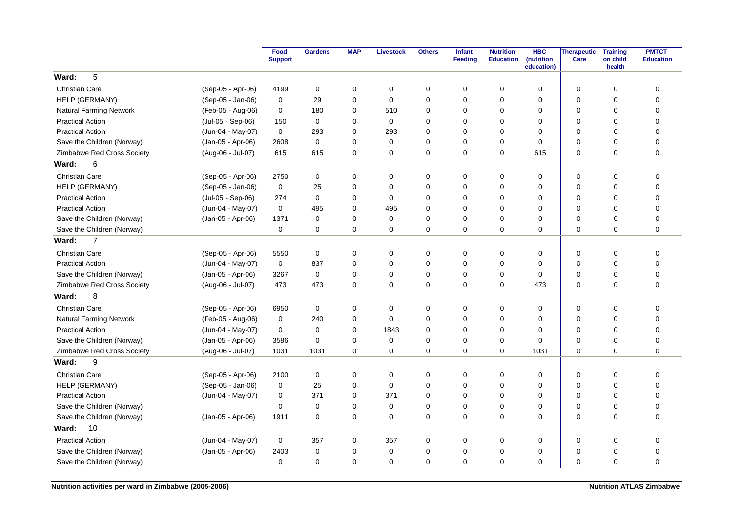| | | Food Support | Gardens | MAP | Livestock | Others | Infant Feeding | Nutrition Education | HBC (nutrition education) | Therapeutic Care | Training on child health | PMTCT Education |
|---|---|---|---|---|---|---|---|---|---|---|---|---|
| **Ward: 5** | | | | | | | | | | | | |
| Christian Care | (Sep-05 - Apr-06) | 4199 | 0 | 0 | 0 | 0 | 0 | 0 | 0 | 0 | 0 | 0 |
| HELP (GERMANY) | (Sep-05 - Jan-06) | 0 | 29 | 0 | 0 | 0 | 0 | 0 | 0 | 0 | 0 | 0 |
| Natural Farming Network | (Feb-05 - Aug-06) | 0 | 180 | 0 | 510 | 0 | 0 | 0 | 0 | 0 | 0 | 0 |
| Practical Action | (Jul-05 - Sep-06) | 150 | 0 | 0 | 0 | 0 | 0 | 0 | 0 | 0 | 0 | 0 |
| Practical Action | (Jun-04 - May-07) | 0 | 293 | 0 | 293 | 0 | 0 | 0 | 0 | 0 | 0 | 0 |
| Save the Children (Norway) | (Jan-05 - Apr-06) | 2608 | 0 | 0 | 0 | 0 | 0 | 0 | 0 | 0 | 0 | 0 |
| Zimbabwe Red Cross Society | (Aug-06 - Jul-07) | 615 | 615 | 0 | 0 | 0 | 0 | 0 | 615 | 0 | 0 | 0 |
| **Ward: 6** | | | | | | | | | | | | |
| Christian Care | (Sep-05 - Apr-06) | 2750 | 0 | 0 | 0 | 0 | 0 | 0 | 0 | 0 | 0 | 0 |
| HELP (GERMANY) | (Sep-05 - Jan-06) | 0 | 25 | 0 | 0 | 0 | 0 | 0 | 0 | 0 | 0 | 0 |
| Practical Action | (Jul-05 - Sep-06) | 274 | 0 | 0 | 0 | 0 | 0 | 0 | 0 | 0 | 0 | 0 |
| Practical Action | (Jun-04 - May-07) | 0 | 495 | 0 | 495 | 0 | 0 | 0 | 0 | 0 | 0 | 0 |
| Save the Children (Norway) | (Jan-05 - Apr-06) | 1371 | 0 | 0 | 0 | 0 | 0 | 0 | 0 | 0 | 0 | 0 |
| Save the Children (Norway) | | 0 | 0 | 0 | 0 | 0 | 0 | 0 | 0 | 0 | 0 | 0 |
| **Ward: 7** | | | | | | | | | | | | |
| Christian Care | (Sep-05 - Apr-06) | 5550 | 0 | 0 | 0 | 0 | 0 | 0 | 0 | 0 | 0 | 0 |
| Practical Action | (Jun-04 - May-07) | 0 | 837 | 0 | 0 | 0 | 0 | 0 | 0 | 0 | 0 | 0 |
| Save the Children (Norway) | (Jan-05 - Apr-06) | 3267 | 0 | 0 | 0 | 0 | 0 | 0 | 0 | 0 | 0 | 0 |
| Zimbabwe Red Cross Society | (Aug-06 - Jul-07) | 473 | 473 | 0 | 0 | 0 | 0 | 0 | 473 | 0 | 0 | 0 |
| **Ward: 8** | | | | | | | | | | | | |
| Christian Care | (Sep-05 - Apr-06) | 6950 | 0 | 0 | 0 | 0 | 0 | 0 | 0 | 0 | 0 | 0 |
| Natural Farming Network | (Feb-05 - Aug-06) | 0 | 240 | 0 | 0 | 0 | 0 | 0 | 0 | 0 | 0 | 0 |
| Practical Action | (Jun-04 - May-07) | 0 | 0 | 0 | 1843 | 0 | 0 | 0 | 0 | 0 | 0 | 0 |
| Save the Children (Norway) | (Jan-05 - Apr-06) | 3586 | 0 | 0 | 0 | 0 | 0 | 0 | 0 | 0 | 0 | 0 |
| Zimbabwe Red Cross Society | (Aug-06 - Jul-07) | 1031 | 1031 | 0 | 0 | 0 | 0 | 0 | 1031 | 0 | 0 | 0 |
| **Ward: 9** | | | | | | | | | | | | |
| Christian Care | (Sep-05 - Apr-06) | 2100 | 0 | 0 | 0 | 0 | 0 | 0 | 0 | 0 | 0 | 0 |
| HELP (GERMANY) | (Sep-05 - Jan-06) | 0 | 25 | 0 | 0 | 0 | 0 | 0 | 0 | 0 | 0 | 0 |
| Practical Action | (Jun-04 - May-07) | 0 | 371 | 0 | 371 | 0 | 0 | 0 | 0 | 0 | 0 | 0 |
| Save the Children (Norway) | | 0 | 0 | 0 | 0 | 0 | 0 | 0 | 0 | 0 | 0 | 0 |
| Save the Children (Norway) | (Jan-05 - Apr-06) | 1911 | 0 | 0 | 0 | 0 | 0 | 0 | 0 | 0 | 0 | 0 |
| **Ward: 10** | | | | | | | | | | | | |
| Practical Action | (Jun-04 - May-07) | 0 | 357 | 0 | 357 | 0 | 0 | 0 | 0 | 0 | 0 | 0 |
| Save the Children (Norway) | (Jan-05 - Apr-06) | 2403 | 0 | 0 | 0 | 0 | 0 | 0 | 0 | 0 | 0 | 0 |
| Save the Children (Norway) | | 0 | 0 | 0 | 0 | 0 | 0 | 0 | 0 | 0 | 0 | 0 |

**Nutrition activities per ward in Zimbabwe (2005-2006)**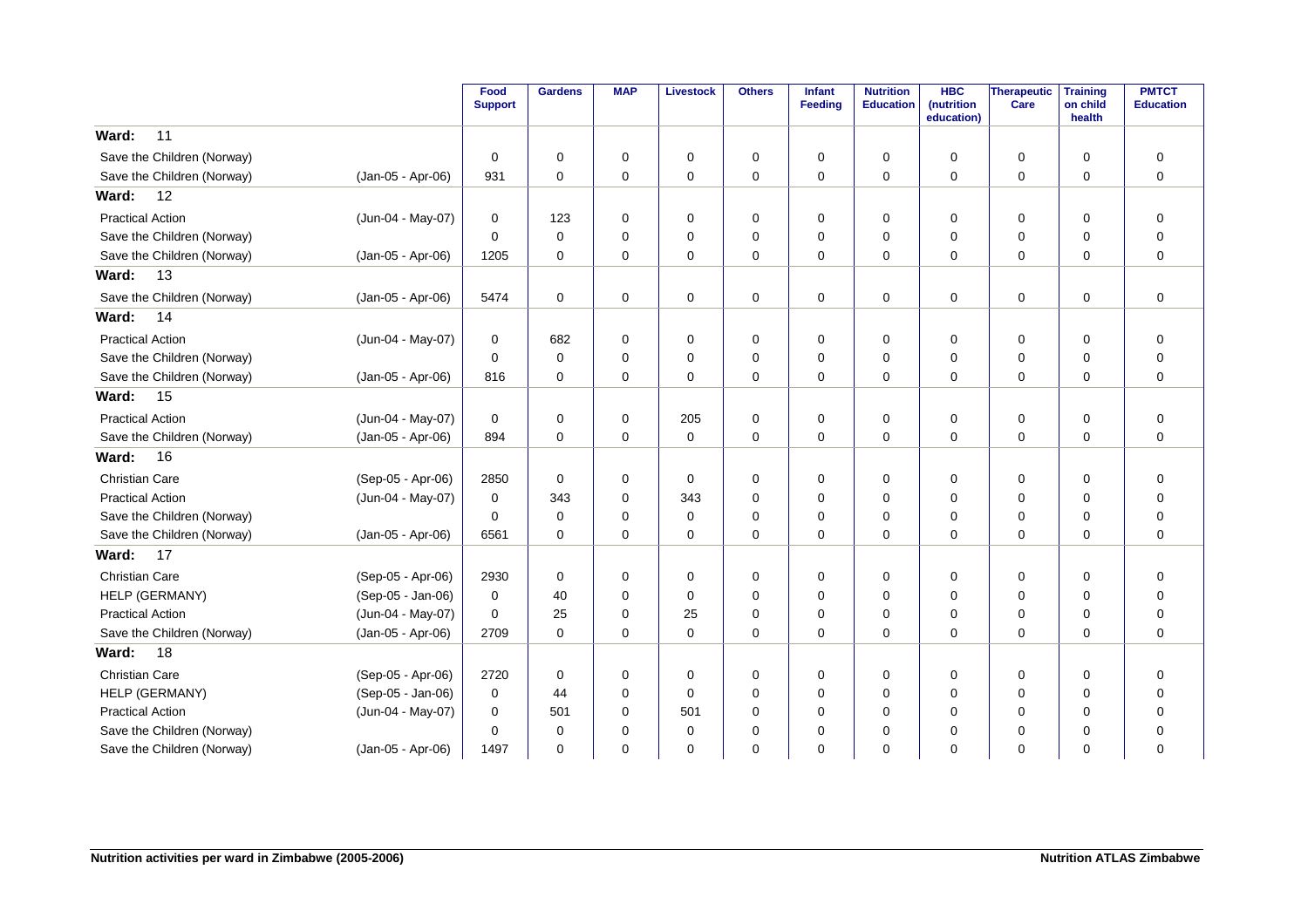| | | Food Support | Gardens | MAP | Livestock | Others | Infant Feeding | Nutrition Education | HBC (nutrition education) | Therapeutic Care | Training on child health | PMTCT Education |
|---|---|---|---|---|---|---|---|---|---|---|---|---|
| **Ward: 11** | | | | | | | | | | | | |
| Save the Children (Norway) | | 0 | 0 | 0 | 0 | 0 | 0 | 0 | 0 | 0 | 0 | 0 |
| Save the Children (Norway) | (Jan-05 - Apr-06) | 931 | 0 | 0 | 0 | 0 | 0 | 0 | 0 | 0 | 0 | 0 |
| **Ward: 12** | | | | | | | | | | | | |
| Practical Action | (Jun-04 - May-07) | 0 | 123 | 0 | 0 | 0 | 0 | 0 | 0 | 0 | 0 | 0 |
| Save the Children (Norway) | | 0 | 0 | 0 | 0 | 0 | 0 | 0 | 0 | 0 | 0 | 0 |
| Save the Children (Norway) | (Jan-05 - Apr-06) | 1205 | 0 | 0 | 0 | 0 | 0 | 0 | 0 | 0 | 0 | 0 |
| **Ward: 13** | | | | | | | | | | | | |
| Save the Children (Norway) | (Jan-05 - Apr-06) | 5474 | 0 | 0 | 0 | 0 | 0 | 0 | 0 | 0 | 0 | 0 |
| **Ward: 14** | | | | | | | | | | | | |
| Practical Action | (Jun-04 - May-07) | 0 | 682 | 0 | 0 | 0 | 0 | 0 | 0 | 0 | 0 | 0 |
| Save the Children (Norway) | | 0 | 0 | 0 | 0 | 0 | 0 | 0 | 0 | 0 | 0 | 0 |
| Save the Children (Norway) | (Jan-05 - Apr-06) | 816 | 0 | 0 | 0 | 0 | 0 | 0 | 0 | 0 | 0 | 0 |
| **Ward: 15** | | | | | | | | | | | | |
| Practical Action | (Jun-04 - May-07) | 0 | 0 | 0 | 205 | 0 | 0 | 0 | 0 | 0 | 0 | 0 |
| Save the Children (Norway) | (Jan-05 - Apr-06) | 894 | 0 | 0 | 0 | 0 | 0 | 0 | 0 | 0 | 0 | 0 |
| **Ward: 16** | | | | | | | | | | | | |
| Christian Care | (Sep-05 - Apr-06) | 2850 | 0 | 0 | 0 | 0 | 0 | 0 | 0 | 0 | 0 | 0 |
| Practical Action | (Jun-04 - May-07) | 0 | 343 | 0 | 343 | 0 | 0 | 0 | 0 | 0 | 0 | 0 |
| Save the Children (Norway) | | 0 | 0 | 0 | 0 | 0 | 0 | 0 | 0 | 0 | 0 | 0 |
| Save the Children (Norway) | (Jan-05 - Apr-06) | 6561 | 0 | 0 | 0 | 0 | 0 | 0 | 0 | 0 | 0 | 0 |
| **Ward: 17** | | | | | | | | | | | | |
| Christian Care | (Sep-05 - Apr-06) | 2930 | 0 | 0 | 0 | 0 | 0 | 0 | 0 | 0 | 0 | 0 |
| HELP (GERMANY) | (Sep-05 - Jan-06) | 0 | 40 | 0 | 0 | 0 | 0 | 0 | 0 | 0 | 0 | 0 |
| Practical Action | (Jun-04 - May-07) | 0 | 25 | 0 | 25 | 0 | 0 | 0 | 0 | 0 | 0 | 0 |
| Save the Children (Norway) | (Jan-05 - Apr-06) | 2709 | 0 | 0 | 0 | 0 | 0 | 0 | 0 | 0 | 0 | 0 |
| **Ward: 18** | | | | | | | | | | | | |
| Christian Care | (Sep-05 - Apr-06) | 2720 | 0 | 0 | 0 | 0 | 0 | 0 | 0 | 0 | 0 | 0 |
| HELP (GERMANY) | (Sep-05 - Jan-06) | 0 | 44 | 0 | 0 | 0 | 0 | 0 | 0 | 0 | 0 | 0 |
| Practical Action | (Jun-04 - May-07) | 0 | 501 | 0 | 501 | 0 | 0 | 0 | 0 | 0 | 0 | 0 |
| Save the Children (Norway) | | 0 | 0 | 0 | 0 | 0 | 0 | 0 | 0 | 0 | 0 | 0 |
| Save the Children (Norway) | (Jan-05 - Apr-06) | 1497 | 0 | 0 | 0 | 0 | 0 | 0 | 0 | 0 | 0 | 0 |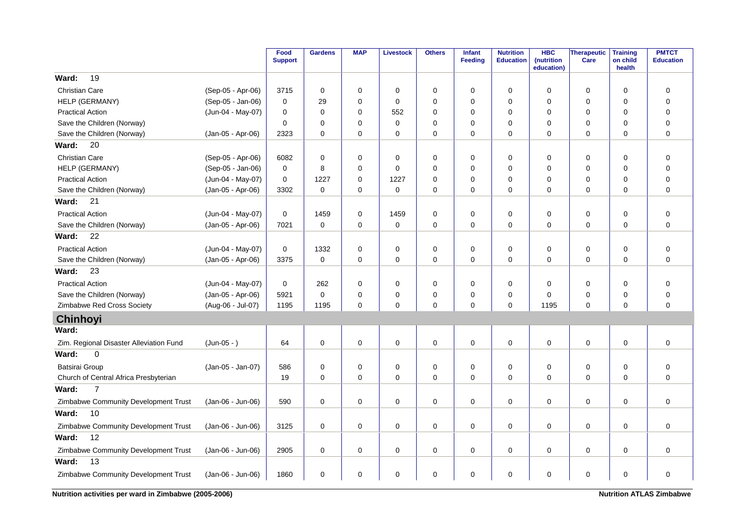| | | Food Support | Gardens | MAP | Livestock | Others | Infant Feeding | Nutrition Education | HBC (nutrition education) | Therapeutic Care | Training on child health | PMTCT Education |
|---|---|---|---|---|---|---|---|---|---|---|---|---|
| **Ward: 19** | | | | | | | | | | | | |
| Christian Care | (Sep-05 - Apr-06) | 3715 | 0 | 0 | 0 | 0 | 0 | 0 | 0 | 0 | 0 | 0 |
| HELP (GERMANY) | (Sep-05 - Jan-06) | 0 | 29 | 0 | 0 | 0 | 0 | 0 | 0 | 0 | 0 | 0 |
| Practical Action | (Jun-04 - May-07) | 0 | 0 | 0 | 552 | 0 | 0 | 0 | 0 | 0 | 0 | 0 |
| Save the Children (Norway) | | 0 | 0 | 0 | 0 | 0 | 0 | 0 | 0 | 0 | 0 | 0 |
| Save the Children (Norway) | (Jan-05 - Apr-06) | 2323 | 0 | 0 | 0 | 0 | 0 | 0 | 0 | 0 | 0 | 0 |
| **Ward: 20** | | | | | | | | | | | | |
| Christian Care | (Sep-05 - Apr-06) | 6082 | 0 | 0 | 0 | 0 | 0 | 0 | 0 | 0 | 0 | 0 |
| HELP (GERMANY) | (Sep-05 - Jan-06) | 0 | 8 | 0 | 0 | 0 | 0 | 0 | 0 | 0 | 0 | 0 |
| Practical Action | (Jun-04 - May-07) | 0 | 1227 | 0 | 1227 | 0 | 0 | 0 | 0 | 0 | 0 | 0 |
| Save the Children (Norway) | (Jan-05 - Apr-06) | 3302 | 0 | 0 | 0 | 0 | 0 | 0 | 0 | 0 | 0 | 0 |
| **Ward: 21** | | | | | | | | | | | | |
| Practical Action | (Jun-04 - May-07) | 0 | 1459 | 0 | 1459 | 0 | 0 | 0 | 0 | 0 | 0 | 0 |
| Save the Children (Norway) | (Jan-05 - Apr-06) | 7021 | 0 | 0 | 0 | 0 | 0 | 0 | 0 | 0 | 0 | 0 |
| **Ward: 22** | | | | | | | | | | | | |
| Practical Action | (Jun-04 - May-07) | 0 | 1332 | 0 | 0 | 0 | 0 | 0 | 0 | 0 | 0 | 0 |
| Save the Children (Norway) | (Jan-05 - Apr-06) | 3375 | 0 | 0 | 0 | 0 | 0 | 0 | 0 | 0 | 0 | 0 |
| **Ward: 23** | | | | | | | | | | | | |
| Practical Action | (Jun-04 - May-07) | 0 | 262 | 0 | 0 | 0 | 0 | 0 | 0 | 0 | 0 | 0 |
| Save the Children (Norway) | (Jan-05 - Apr-06) | 5921 | 0 | 0 | 0 | 0 | 0 | 0 | 0 | 0 | 0 | 0 |
| Zimbabwe Red Cross Society | (Aug-06 - Jul-07) | 1195 | 1195 | 0 | 0 | 0 | 0 | 0 | 1195 | 0 | 0 | 0 |
| **Chinhoyi** | | | | | | | | | | | | |
| **Ward:** | | | | | | | | | | | | |
| Zim. Regional Disaster Alleviation Fund | (Jun-05 - ) | 64 | 0 | 0 | 0 | 0 | 0 | 0 | 0 | 0 | 0 | 0 |
| **Ward: 0** | | | | | | | | | | | | |
| Batsirai Group | (Jan-05 - Jan-07) | 586 | 0 | 0 | 0 | 0 | 0 | 0 | 0 | 0 | 0 | 0 |
| Church of Central Africa Presbyterian | | 19 | 0 | 0 | 0 | 0 | 0 | 0 | 0 | 0 | 0 | 0 |
| **Ward: 7** | | | | | | | | | | | | |
| Zimbabwe Community Development Trust | (Jan-06 - Jun-06) | 590 | 0 | 0 | 0 | 0 | 0 | 0 | 0 | 0 | 0 | 0 |
| **Ward: 10** | | | | | | | | | | | | |
| Zimbabwe Community Development Trust | (Jan-06 - Jun-06) | 3125 | 0 | 0 | 0 | 0 | 0 | 0 | 0 | 0 | 0 | 0 |
| **Ward: 12** | | | | | | | | | | | | |
| Zimbabwe Community Development Trust | (Jan-06 - Jun-06) | 2905 | 0 | 0 | 0 | 0 | 0 | 0 | 0 | 0 | 0 | 0 |
| **Ward: 13** | | | | | | | | | | | | |
| Zimbabwe Community Development Trust | (Jan-06 - Jun-06) | 1860 | 0 | 0 | 0 | 0 | 0 | 0 | 0 | 0 | 0 | 0 |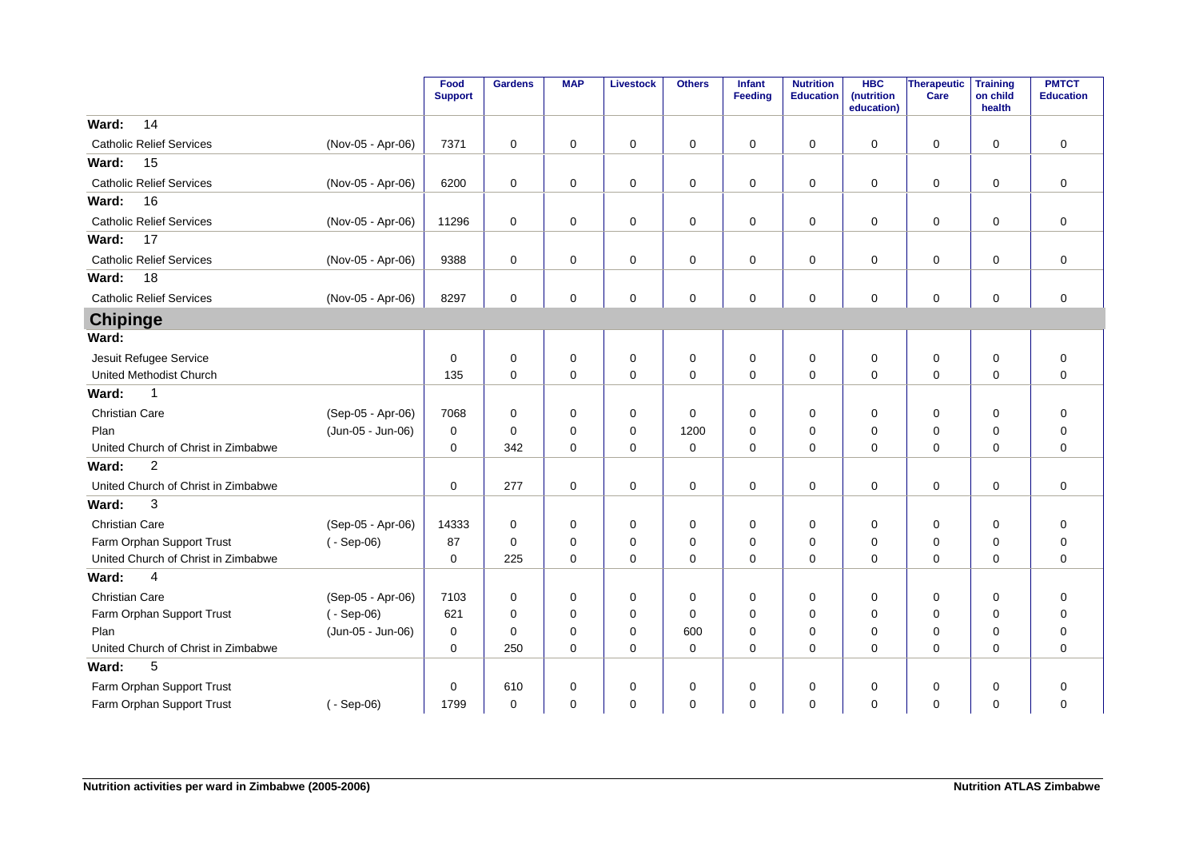| | | Food Support | Gardens | MAP | Livestock | Others | Infant Feeding | Nutrition Education | HBC (nutrition education) | Therapeutic Care | Training on child health | PMTCT Education |
|---|---|---|---|---|---|---|---|---|---|---|---|---|
| **Ward: 14** | | | | | | | | | | | | |
| Catholic Relief Services | (Nov-05 - Apr-06) | 7371 | 0 | 0 | 0 | 0 | 0 | 0 | 0 | 0 | 0 | 0 |
| **Ward: 15** | | | | | | | | | | | | |
| Catholic Relief Services | (Nov-05 - Apr-06) | 6200 | 0 | 0 | 0 | 0 | 0 | 0 | 0 | 0 | 0 | 0 |
| **Ward: 16** | | | | | | | | | | | | |
| Catholic Relief Services | (Nov-05 - Apr-06) | 11296 | 0 | 0 | 0 | 0 | 0 | 0 | 0 | 0 | 0 | 0 |
| **Ward: 17** | | | | | | | | | | | | |
| Catholic Relief Services | (Nov-05 - Apr-06) | 9388 | 0 | 0 | 0 | 0 | 0 | 0 | 0 | 0 | 0 | 0 |
| **Ward: 18** | | | | | | | | | | | | |
| Catholic Relief Services | (Nov-05 - Apr-06) | 8297 | 0 | 0 | 0 | 0 | 0 | 0 | 0 | 0 | 0 | 0 |
| **Chipinge** | | | | | | | | | | | | |
| **Ward:** | | | | | | | | | | | | |
| Jesuit Refugee Service | | 0 | 0 | 0 | 0 | 0 | 0 | 0 | 0 | 0 | 0 | 0 |
| United Methodist Church | | 135 | 0 | 0 | 0 | 0 | 0 | 0 | 0 | 0 | 0 | 0 |
| **Ward: 1** | | | | | | | | | | | | |
| Christian Care | (Sep-05 - Apr-06) | 7068 | 0 | 0 | 0 | 0 | 0 | 0 | 0 | 0 | 0 | 0 |
| Plan | (Jun-05 - Jun-06) | 0 | 0 | 0 | 0 | 1200 | 0 | 0 | 0 | 0 | 0 | 0 |
| United Church of Christ in Zimbabwe | | 0 | 342 | 0 | 0 | 0 | 0 | 0 | 0 | 0 | 0 | 0 |
| **Ward: 2** | | | | | | | | | | | | |
| United Church of Christ in Zimbabwe | | 0 | 277 | 0 | 0 | 0 | 0 | 0 | 0 | 0 | 0 | 0 |
| **Ward: 3** | | | | | | | | | | | | |
| Christian Care | (Sep-05 - Apr-06) | 14333 | 0 | 0 | 0 | 0 | 0 | 0 | 0 | 0 | 0 | 0 |
| Farm Orphan Support Trust | ( - Sep-06) | 87 | 0 | 0 | 0 | 0 | 0 | 0 | 0 | 0 | 0 | 0 |
| United Church of Christ in Zimbabwe | | 0 | 225 | 0 | 0 | 0 | 0 | 0 | 0 | 0 | 0 | 0 |
| **Ward: 4** | | | | | | | | | | | | |
| Christian Care | (Sep-05 - Apr-06) | 7103 | 0 | 0 | 0 | 0 | 0 | 0 | 0 | 0 | 0 | 0 |
| Farm Orphan Support Trust | ( - Sep-06) | 621 | 0 | 0 | 0 | 0 | 0 | 0 | 0 | 0 | 0 | 0 |
| Plan | (Jun-05 - Jun-06) | 0 | 0 | 0 | 0 | 600 | 0 | 0 | 0 | 0 | 0 | 0 |
| United Church of Christ in Zimbabwe | | 0 | 250 | 0 | 0 | 0 | 0 | 0 | 0 | 0 | 0 | 0 |
| **Ward: 5** | | | | | | | | | | | | |
| Farm Orphan Support Trust | | 0 | 610 | 0 | 0 | 0 | 0 | 0 | 0 | 0 | 0 | 0 |
| Farm Orphan Support Trust | ( - Sep-06) | 1799 | 0 | 0 | 0 | 0 | 0 | 0 | 0 | 0 | 0 | 0 |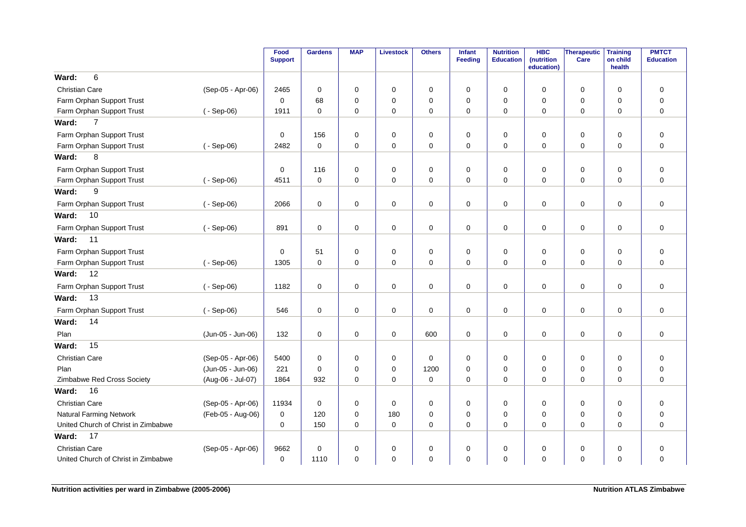| | | Food Support | Gardens | MAP | Livestock | Others | Infant Feeding | Nutrition Education | HBC (nutrition education) | Therapeutic Care | Training on child health | PMTCT Education |
|---|---|---|---|---|---|---|---|---|---|---|---|---|
| **Ward: 6** | | | | | | | | | | | | |
| Christian Care | (Sep-05 - Apr-06) | 2465 | 0 | 0 | 0 | 0 | 0 | 0 | 0 | 0 | 0 | 0 |
| Farm Orphan Support Trust | | 0 | 68 | 0 | 0 | 0 | 0 | 0 | 0 | 0 | 0 | 0 |
| Farm Orphan Support Trust | ( - Sep-06) | 1911 | 0 | 0 | 0 | 0 | 0 | 0 | 0 | 0 | 0 | 0 |
| **Ward: 7** | | | | | | | | | | | | |
| Farm Orphan Support Trust | | 0 | 156 | 0 | 0 | 0 | 0 | 0 | 0 | 0 | 0 | 0 |
| Farm Orphan Support Trust | ( - Sep-06) | 2482 | 0 | 0 | 0 | 0 | 0 | 0 | 0 | 0 | 0 | 0 |
| **Ward: 8** | | | | | | | | | | | | |
| Farm Orphan Support Trust | | 0 | 116 | 0 | 0 | 0 | 0 | 0 | 0 | 0 | 0 | 0 |
| Farm Orphan Support Trust | ( - Sep-06) | 4511 | 0 | 0 | 0 | 0 | 0 | 0 | 0 | 0 | 0 | 0 |
| **Ward: 9** | | | | | | | | | | | | |
| Farm Orphan Support Trust | ( - Sep-06) | 2066 | 0 | 0 | 0 | 0 | 0 | 0 | 0 | 0 | 0 | 0 |
| **Ward: 10** | | | | | | | | | | | | |
| Farm Orphan Support Trust | ( - Sep-06) | 891 | 0 | 0 | 0 | 0 | 0 | 0 | 0 | 0 | 0 | 0 |
| **Ward: 11** | | | | | | | | | | | | |
| Farm Orphan Support Trust | | 0 | 51 | 0 | 0 | 0 | 0 | 0 | 0 | 0 | 0 | 0 |
| Farm Orphan Support Trust | ( - Sep-06) | 1305 | 0 | 0 | 0 | 0 | 0 | 0 | 0 | 0 | 0 | 0 |
| **Ward: 12** | | | | | | | | | | | | |
| Farm Orphan Support Trust | ( - Sep-06) | 1182 | 0 | 0 | 0 | 0 | 0 | 0 | 0 | 0 | 0 | 0 |
| **Ward: 13** | | | | | | | | | | | | |
| Farm Orphan Support Trust | ( - Sep-06) | 546 | 0 | 0 | 0 | 0 | 0 | 0 | 0 | 0 | 0 | 0 |
| **Ward: 14** | | | | | | | | | | | | |
| Plan | (Jun-05 - Jun-06) | 132 | 0 | 0 | 0 | 600 | 0 | 0 | 0 | 0 | 0 | 0 |
| **Ward: 15** | | | | | | | | | | | | |
| Christian Care | (Sep-05 - Apr-06) | 5400 | 0 | 0 | 0 | 0 | 0 | 0 | 0 | 0 | 0 | 0 |
| Plan | (Jun-05 - Jun-06) | 221 | 0 | 0 | 0 | 1200 | 0 | 0 | 0 | 0 | 0 | 0 |
| Zimbabwe Red Cross Society | (Aug-06 - Jul-07) | 1864 | 932 | 0 | 0 | 0 | 0 | 0 | 0 | 0 | 0 | 0 |
| **Ward: 16** | | | | | | | | | | | | |
| Christian Care | (Sep-05 - Apr-06) | 11934 | 0 | 0 | 0 | 0 | 0 | 0 | 0 | 0 | 0 | 0 |
| Natural Farming Network | (Feb-05 - Aug-06) | 0 | 120 | 0 | 180 | 0 | 0 | 0 | 0 | 0 | 0 | 0 |
| United Church of Christ in Zimbabwe | | 0 | 150 | 0 | 0 | 0 | 0 | 0 | 0 | 0 | 0 | 0 |
| **Ward: 17** | | | | | | | | | | | | |
| Christian Care | (Sep-05 - Apr-06) | 9662 | 0 | 0 | 0 | 0 | 0 | 0 | 0 | 0 | 0 | 0 |
| United Church of Christ in Zimbabwe | | 0 | 1110 | 0 | 0 | 0 | 0 | 0 | 0 | 0 | 0 | 0 |

**Nutrition activities per ward in Zimbabwe (2005-2006)** **Nutrition ATLAS Zimbabwe**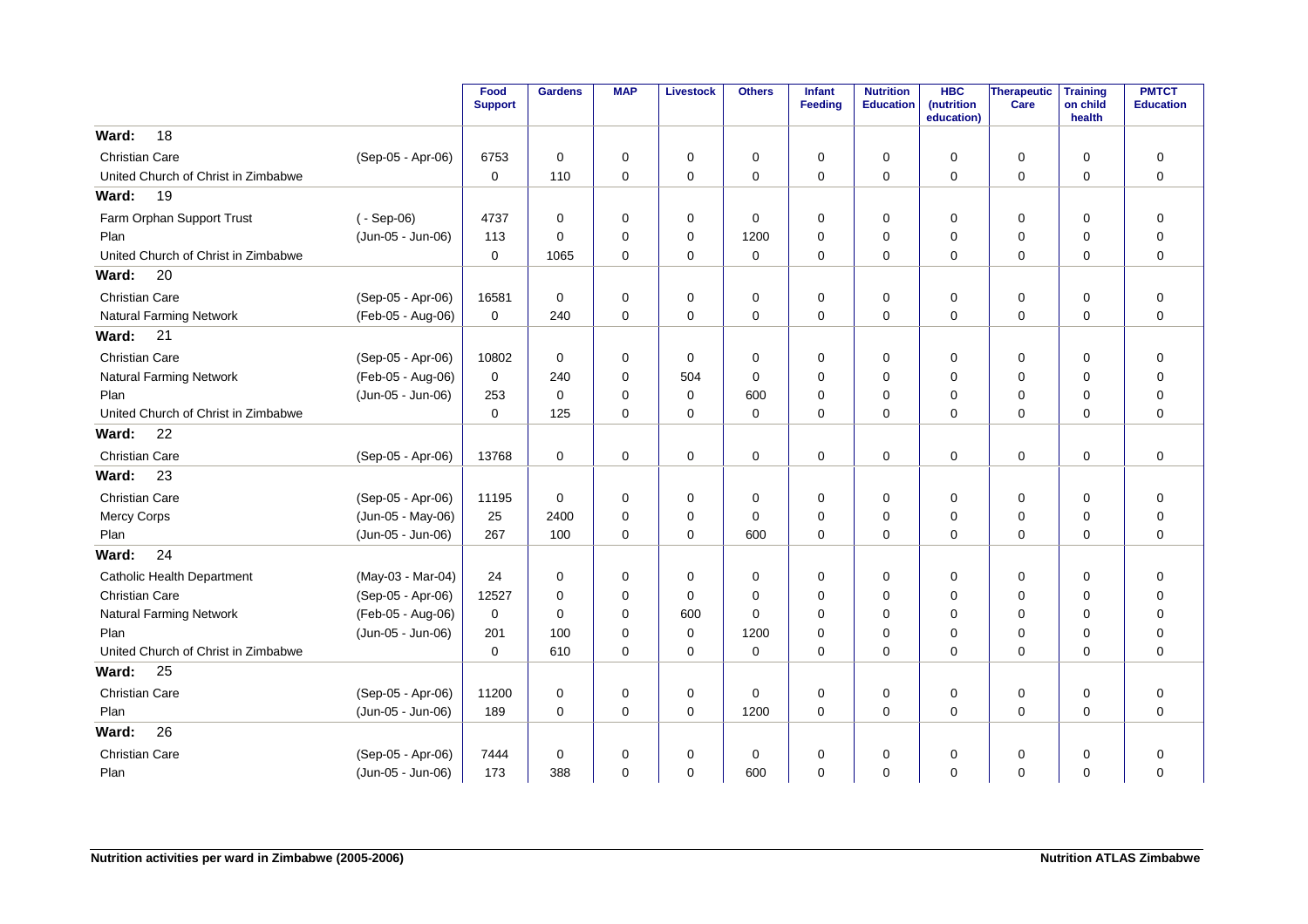| | | Food Support | Gardens | MAP | Livestock | Others | Infant Feeding | Nutrition Education | HBC (nutrition education) | Therapeutic Care | Training on child health | PMTCT Education |
|---|---|---|---|---|---|---|---|---|---|---|---|---|
| **Ward: 18** | | | | | | | | | | | | |
| Christian Care | (Sep-05 - Apr-06) | 6753 | 0 | 0 | 0 | 0 | 0 | 0 | 0 | 0 | 0 | 0 |
| United Church of Christ in Zimbabwe | | 0 | 110 | 0 | 0 | 0 | 0 | 0 | 0 | 0 | 0 | 0 |
| **Ward: 19** | | | | | | | | | | | | |
| Farm Orphan Support Trust | ( - Sep-06) | 4737 | 0 | 0 | 0 | 0 | 0 | 0 | 0 | 0 | 0 | 0 |
| Plan | (Jun-05 - Jun-06) | 113 | 0 | 0 | 0 | 1200 | 0 | 0 | 0 | 0 | 0 | 0 |
| United Church of Christ in Zimbabwe | | 0 | 1065 | 0 | 0 | 0 | 0 | 0 | 0 | 0 | 0 | 0 |
| **Ward: 20** | | | | | | | | | | | | |
| Christian Care | (Sep-05 - Apr-06) | 16581 | 0 | 0 | 0 | 0 | 0 | 0 | 0 | 0 | 0 | 0 |
| Natural Farming Network | (Feb-05 - Aug-06) | 0 | 240 | 0 | 0 | 0 | 0 | 0 | 0 | 0 | 0 | 0 |
| **Ward: 21** | | | | | | | | | | | | |
| Christian Care | (Sep-05 - Apr-06) | 10802 | 0 | 0 | 0 | 0 | 0 | 0 | 0 | 0 | 0 | 0 |
| Natural Farming Network | (Feb-05 - Aug-06) | 0 | 240 | 0 | 504 | 0 | 0 | 0 | 0 | 0 | 0 | 0 |
| Plan | (Jun-05 - Jun-06) | 253 | 0 | 0 | 0 | 600 | 0 | 0 | 0 | 0 | 0 | 0 |
| United Church of Christ in Zimbabwe | | 0 | 125 | 0 | 0 | 0 | 0 | 0 | 0 | 0 | 0 | 0 |
| **Ward: 22** | | | | | | | | | | | | |
| Christian Care | (Sep-05 - Apr-06) | 13768 | 0 | 0 | 0 | 0 | 0 | 0 | 0 | 0 | 0 | 0 |
| **Ward: 23** | | | | | | | | | | | | |
| Christian Care | (Sep-05 - Apr-06) | 11195 | 0 | 0 | 0 | 0 | 0 | 0 | 0 | 0 | 0 | 0 |
| Mercy Corps | (Jun-05 - May-06) | 25 | 2400 | 0 | 0 | 0 | 0 | 0 | 0 | 0 | 0 | 0 |
| Plan | (Jun-05 - Jun-06) | 267 | 100 | 0 | 0 | 600 | 0 | 0 | 0 | 0 | 0 | 0 |
| **Ward: 24** | | | | | | | | | | | | |
| Catholic Health Department | (May-03 - Mar-04) | 24 | 0 | 0 | 0 | 0 | 0 | 0 | 0 | 0 | 0 | 0 |
| Christian Care | (Sep-05 - Apr-06) | 12527 | 0 | 0 | 0 | 0 | 0 | 0 | 0 | 0 | 0 | 0 |
| Natural Farming Network | (Feb-05 - Aug-06) | 0 | 0 | 0 | 600 | 0 | 0 | 0 | 0 | 0 | 0 | 0 |
| Plan | (Jun-05 - Jun-06) | 201 | 100 | 0 | 0 | 1200 | 0 | 0 | 0 | 0 | 0 | 0 |
| United Church of Christ in Zimbabwe | | 0 | 610 | 0 | 0 | 0 | 0 | 0 | 0 | 0 | 0 | 0 |
| **Ward: 25** | | | | | | | | | | | | |
| Christian Care | (Sep-05 - Apr-06) | 11200 | 0 | 0 | 0 | 0 | 0 | 0 | 0 | 0 | 0 | 0 |
| Plan | (Jun-05 - Jun-06) | 189 | 0 | 0 | 0 | 1200 | 0 | 0 | 0 | 0 | 0 | 0 |
| **Ward: 26** | | | | | | | | | | | | |
| Christian Care | (Sep-05 - Apr-06) | 7444 | 0 | 0 | 0 | 0 | 0 | 0 | 0 | 0 | 0 | 0 |
| Plan | (Jun-05 - Jun-06) | 173 | 388 | 0 | 0 | 600 | 0 | 0 | 0 | 0 | 0 | 0 |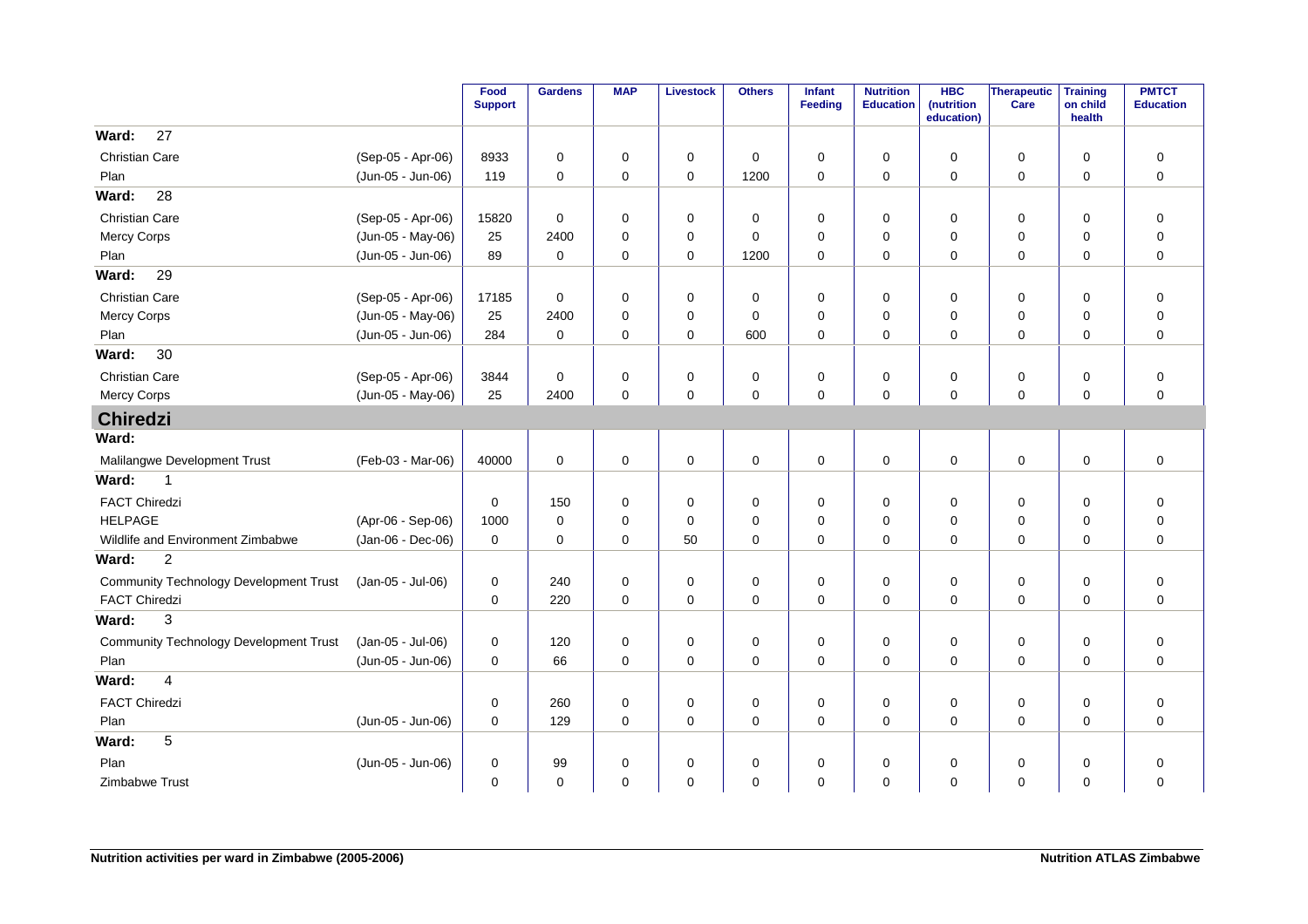| | | Food Support | Gardens | MAP | Livestock | Others | Infant Feeding | Nutrition Education | HBC (nutrition education) | Therapeutic Care | Training on child health | PMTCT Education |
|---|---|---|---|---|---|---|---|---|---|---|---|---|
| **Ward: 27** | | | | | | | | | | | | |
| Christian Care | (Sep-05 - Apr-06) | 8933 | 0 | 0 | 0 | 0 | 0 | 0 | 0 | 0 | 0 | 0 |
| Plan | (Jun-05 - Jun-06) | 119 | 0 | 0 | 0 | 1200 | 0 | 0 | 0 | 0 | 0 | 0 |
| **Ward: 28** | | | | | | | | | | | | |
| Christian Care | (Sep-05 - Apr-06) | 15820 | 0 | 0 | 0 | 0 | 0 | 0 | 0 | 0 | 0 | 0 |
| Mercy Corps | (Jun-05 - May-06) | 25 | 2400 | 0 | 0 | 0 | 0 | 0 | 0 | 0 | 0 | 0 |
| Plan | (Jun-05 - Jun-06) | 89 | 0 | 0 | 0 | 1200 | 0 | 0 | 0 | 0 | 0 | 0 |
| **Ward: 29** | | | | | | | | | | | | |
| Christian Care | (Sep-05 - Apr-06) | 17185 | 0 | 0 | 0 | 0 | 0 | 0 | 0 | 0 | 0 | 0 |
| Mercy Corps | (Jun-05 - May-06) | 25 | 2400 | 0 | 0 | 0 | 0 | 0 | 0 | 0 | 0 | 0 |
| Plan | (Jun-05 - Jun-06) | 284 | 0 | 0 | 0 | 600 | 0 | 0 | 0 | 0 | 0 | 0 |
| **Ward: 30** | | | | | | | | | | | | |
| Christian Care | (Sep-05 - Apr-06) | 3844 | 0 | 0 | 0 | 0 | 0 | 0 | 0 | 0 | 0 | 0 |
| Mercy Corps | (Jun-05 - May-06) | 25 | 2400 | 0 | 0 | 0 | 0 | 0 | 0 | 0 | 0 | 0 |
| **Chiredzi** | | | | | | | | | | | | |
| **Ward:** | | | | | | | | | | | | |
| Malilangwe Development Trust | (Feb-03 - Mar-06) | 40000 | 0 | 0 | 0 | 0 | 0 | 0 | 0 | 0 | 0 | 0 |
| **Ward: 1** | | | | | | | | | | | | |
| FACT Chiredzi | | 0 | 150 | 0 | 0 | 0 | 0 | 0 | 0 | 0 | 0 | 0 |
| HELPAGE | (Apr-06 - Sep-06) | 1000 | 0 | 0 | 0 | 0 | 0 | 0 | 0 | 0 | 0 | 0 |
| Wildlife and Environment Zimbabwe | (Jan-06 - Dec-06) | 0 | 0 | 0 | 50 | 0 | 0 | 0 | 0 | 0 | 0 | 0 |
| **Ward: 2** | | | | | | | | | | | | |
| Community Technology Development Trust | (Jan-05 - Jul-06) | 0 | 240 | 0 | 0 | 0 | 0 | 0 | 0 | 0 | 0 | 0 |
| FACT Chiredzi | | 0 | 220 | 0 | 0 | 0 | 0 | 0 | 0 | 0 | 0 | 0 |
| **Ward: 3** | | | | | | | | | | | | |
| Community Technology Development Trust | (Jan-05 - Jul-06) | 0 | 120 | 0 | 0 | 0 | 0 | 0 | 0 | 0 | 0 | 0 |
| Plan | (Jun-05 - Jun-06) | 0 | 66 | 0 | 0 | 0 | 0 | 0 | 0 | 0 | 0 | 0 |
| **Ward: 4** | | | | | | | | | | | | |
| FACT Chiredzi | | 0 | 260 | 0 | 0 | 0 | 0 | 0 | 0 | 0 | 0 | 0 |
| Plan | (Jun-05 - Jun-06) | 0 | 129 | 0 | 0 | 0 | 0 | 0 | 0 | 0 | 0 | 0 |
| **Ward: 5** | | | | | | | | | | | | |
| Plan | (Jun-05 - Jun-06) | 0 | 99 | 0 | 0 | 0 | 0 | 0 | 0 | 0 | 0 | 0 |
| Zimbabwe Trust | | 0 | 0 | 0 | 0 | 0 | 0 | 0 | 0 | 0 | 0 | 0 |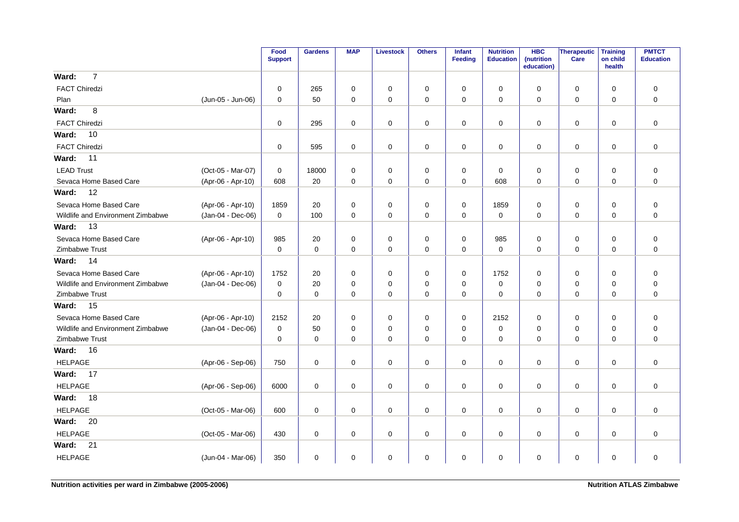| | | Food Support | Gardens | MAP | Livestock | Others | Infant Feeding | Nutrition Education | HBC (nutrition education) | Therapeutic Care | Training on child health | PMTCT Education |
|---|---|---|---|---|---|---|---|---|---|---|---|---|
| **Ward: 7** | | | | | | | | | | | | |
| FACT Chiredzi | | 0 | 265 | 0 | 0 | 0 | 0 | 0 | 0 | 0 | 0 | 0 |
| Plan | (Jun-05 - Jun-06) | 0 | 50 | 0 | 0 | 0 | 0 | 0 | 0 | 0 | 0 | 0 |
| **Ward: 8** | | | | | | | | | | | | |
| FACT Chiredzi | | 0 | 295 | 0 | 0 | 0 | 0 | 0 | 0 | 0 | 0 | 0 |
| **Ward: 10** | | | | | | | | | | | | |
| FACT Chiredzi | | 0 | 595 | 0 | 0 | 0 | 0 | 0 | 0 | 0 | 0 | 0 |
| **Ward: 11** | | | | | | | | | | | | |
| LEAD Trust | (Oct-05 - Mar-07) | 0 | 18000 | 0 | 0 | 0 | 0 | 0 | 0 | 0 | 0 | 0 |
| Sevaca Home Based Care | (Apr-06 - Apr-10) | 608 | 20 | 0 | 0 | 0 | 0 | 608 | 0 | 0 | 0 | 0 |
| **Ward: 12** | | | | | | | | | | | | |
| Sevaca Home Based Care | (Apr-06 - Apr-10) | 1859 | 20 | 0 | 0 | 0 | 0 | 1859 | 0 | 0 | 0 | 0 |
| Wildlife and Environment Zimbabwe | (Jan-04 - Dec-06) | 0 | 100 | 0 | 0 | 0 | 0 | 0 | 0 | 0 | 0 | 0 |
| **Ward: 13** | | | | | | | | | | | | |
| Sevaca Home Based Care | (Apr-06 - Apr-10) | 985 | 20 | 0 | 0 | 0 | 0 | 985 | 0 | 0 | 0 | 0 |
| Zimbabwe Trust | | 0 | 0 | 0 | 0 | 0 | 0 | 0 | 0 | 0 | 0 | 0 |
| **Ward: 14** | | | | | | | | | | | | |
| Sevaca Home Based Care | (Apr-06 - Apr-10) | 1752 | 20 | 0 | 0 | 0 | 0 | 1752 | 0 | 0 | 0 | 0 |
| Wildlife and Environment Zimbabwe | (Jan-04 - Dec-06) | 0 | 20 | 0 | 0 | 0 | 0 | 0 | 0 | 0 | 0 | 0 |
| Zimbabwe Trust | | 0 | 0 | 0 | 0 | 0 | 0 | 0 | 0 | 0 | 0 | 0 |
| **Ward: 15** | | | | | | | | | | | | |
| Sevaca Home Based Care | (Apr-06 - Apr-10) | 2152 | 20 | 0 | 0 | 0 | 0 | 2152 | 0 | 0 | 0 | 0 |
| Wildlife and Environment Zimbabwe | (Jan-04 - Dec-06) | 0 | 50 | 0 | 0 | 0 | 0 | 0 | 0 | 0 | 0 | 0 |
| Zimbabwe Trust | | 0 | 0 | 0 | 0 | 0 | 0 | 0 | 0 | 0 | 0 | 0 |
| **Ward: 16** | | | | | | | | | | | | |
| HELPAGE | (Apr-06 - Sep-06) | 750 | 0 | 0 | 0 | 0 | 0 | 0 | 0 | 0 | 0 | 0 |
| **Ward: 17** | | | | | | | | | | | | |
| HELPAGE | (Apr-06 - Sep-06) | 6000 | 0 | 0 | 0 | 0 | 0 | 0 | 0 | 0 | 0 | 0 |
| **Ward: 18** | | | | | | | | | | | | |
| HELPAGE | (Oct-05 - Mar-06) | 600 | 0 | 0 | 0 | 0 | 0 | 0 | 0 | 0 | 0 | 0 |
| **Ward: 20** | | | | | | | | | | | | |
| HELPAGE | (Oct-05 - Mar-06) | 430 | 0 | 0 | 0 | 0 | 0 | 0 | 0 | 0 | 0 | 0 |
| **Ward: 21** | | | | | | | | | | | | |
| HELPAGE | (Jun-04 - Mar-06) | 350 | 0 | 0 | 0 | 0 | 0 | 0 | 0 | 0 | 0 | 0 |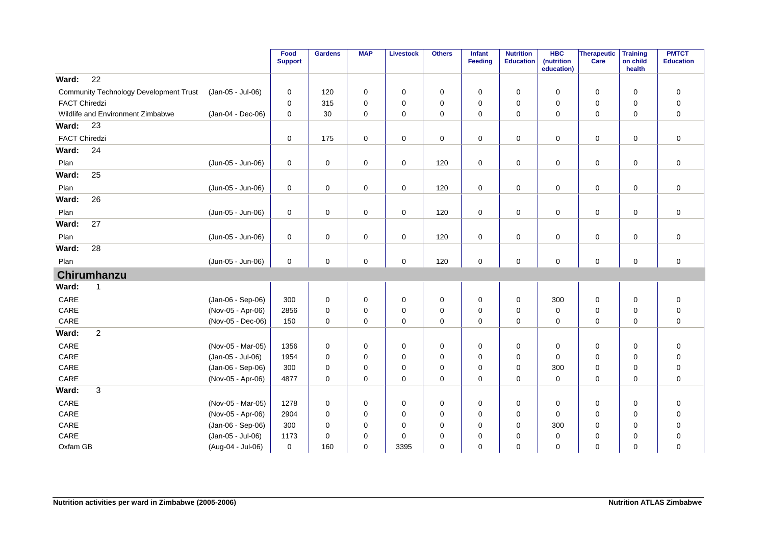| | | Food Support | Gardens | MAP | Livestock | Others | Infant Feeding | Nutrition Education | HBC (nutrition education) | Therapeutic Care | Training on child health | PMTCT Education |
|---|---|---|---|---|---|---|---|---|---|---|---|---|
| **Ward: 22** | | | | | | | | | | | | |
| Community Technology Development Trust | (Jan-05 - Jul-06) | 0 | 120 | 0 | 0 | 0 | 0 | 0 | 0 | 0 | 0 | 0 |
| FACT Chiredzi | | 0 | 315 | 0 | 0 | 0 | 0 | 0 | 0 | 0 | 0 | 0 |
| Wildlife and Environment Zimbabwe | (Jan-04 - Dec-06) | 0 | 30 | 0 | 0 | 0 | 0 | 0 | 0 | 0 | 0 | 0 |
| **Ward: 23** | | | | | | | | | | | | |
| FACT Chiredzi | | 0 | 175 | 0 | 0 | 0 | 0 | 0 | 0 | 0 | 0 | 0 |
| **Ward: 24** | | | | | | | | | | | | |
| Plan | (Jun-05 - Jun-06) | 0 | 0 | 0 | 0 | 120 | 0 | 0 | 0 | 0 | 0 | 0 |
| **Ward: 25** | | | | | | | | | | | | |
| Plan | (Jun-05 - Jun-06) | 0 | 0 | 0 | 0 | 120 | 0 | 0 | 0 | 0 | 0 | 0 |
| **Ward: 26** | | | | | | | | | | | | |
| Plan | (Jun-05 - Jun-06) | 0 | 0 | 0 | 0 | 120 | 0 | 0 | 0 | 0 | 0 | 0 |
| **Ward: 27** | | | | | | | | | | | | |
| Plan | (Jun-05 - Jun-06) | 0 | 0 | 0 | 0 | 120 | 0 | 0 | 0 | 0 | 0 | 0 |
| **Ward: 28** | | | | | | | | | | | | |
| Plan | (Jun-05 - Jun-06) | 0 | 0 | 0 | 0 | 120 | 0 | 0 | 0 | 0 | 0 | 0 |
| **Chirumhanzu** | | | | | | | | | | | | |
| **Ward: 1** | | | | | | | | | | | | |
| CARE | (Jan-06 - Sep-06) | 300 | 0 | 0 | 0 | 0 | 0 | 0 | 300 | 0 | 0 | 0 |
| CARE | (Nov-05 - Apr-06) | 2856 | 0 | 0 | 0 | 0 | 0 | 0 | 0 | 0 | 0 | 0 |
| CARE | (Nov-05 - Dec-06) | 150 | 0 | 0 | 0 | 0 | 0 | 0 | 0 | 0 | 0 | 0 |
| **Ward: 2** | | | | | | | | | | | | |
| CARE | (Nov-05 - Mar-05) | 1356 | 0 | 0 | 0 | 0 | 0 | 0 | 0 | 0 | 0 | 0 |
| CARE | (Jan-05 - Jul-06) | 1954 | 0 | 0 | 0 | 0 | 0 | 0 | 0 | 0 | 0 | 0 |
| CARE | (Jan-06 - Sep-06) | 300 | 0 | 0 | 0 | 0 | 0 | 0 | 300 | 0 | 0 | 0 |
| CARE | (Nov-05 - Apr-06) | 4877 | 0 | 0 | 0 | 0 | 0 | 0 | 0 | 0 | 0 | 0 |
| **Ward: 3** | | | | | | | | | | | | |
| CARE | (Nov-05 - Mar-05) | 1278 | 0 | 0 | 0 | 0 | 0 | 0 | 0 | 0 | 0 | 0 |
| CARE | (Nov-05 - Apr-06) | 2904 | 0 | 0 | 0 | 0 | 0 | 0 | 0 | 0 | 0 | 0 |
| CARE | (Jan-06 - Sep-06) | 300 | 0 | 0 | 0 | 0 | 0 | 0 | 300 | 0 | 0 | 0 |
| CARE | (Jan-05 - Jul-06) | 1173 | 0 | 0 | 0 | 0 | 0 | 0 | 0 | 0 | 0 | 0 |
| Oxfam GB | (Aug-04 - Jul-06) | 0 | 160 | 0 | 3395 | 0 | 0 | 0 | 0 | 0 | 0 | 0 |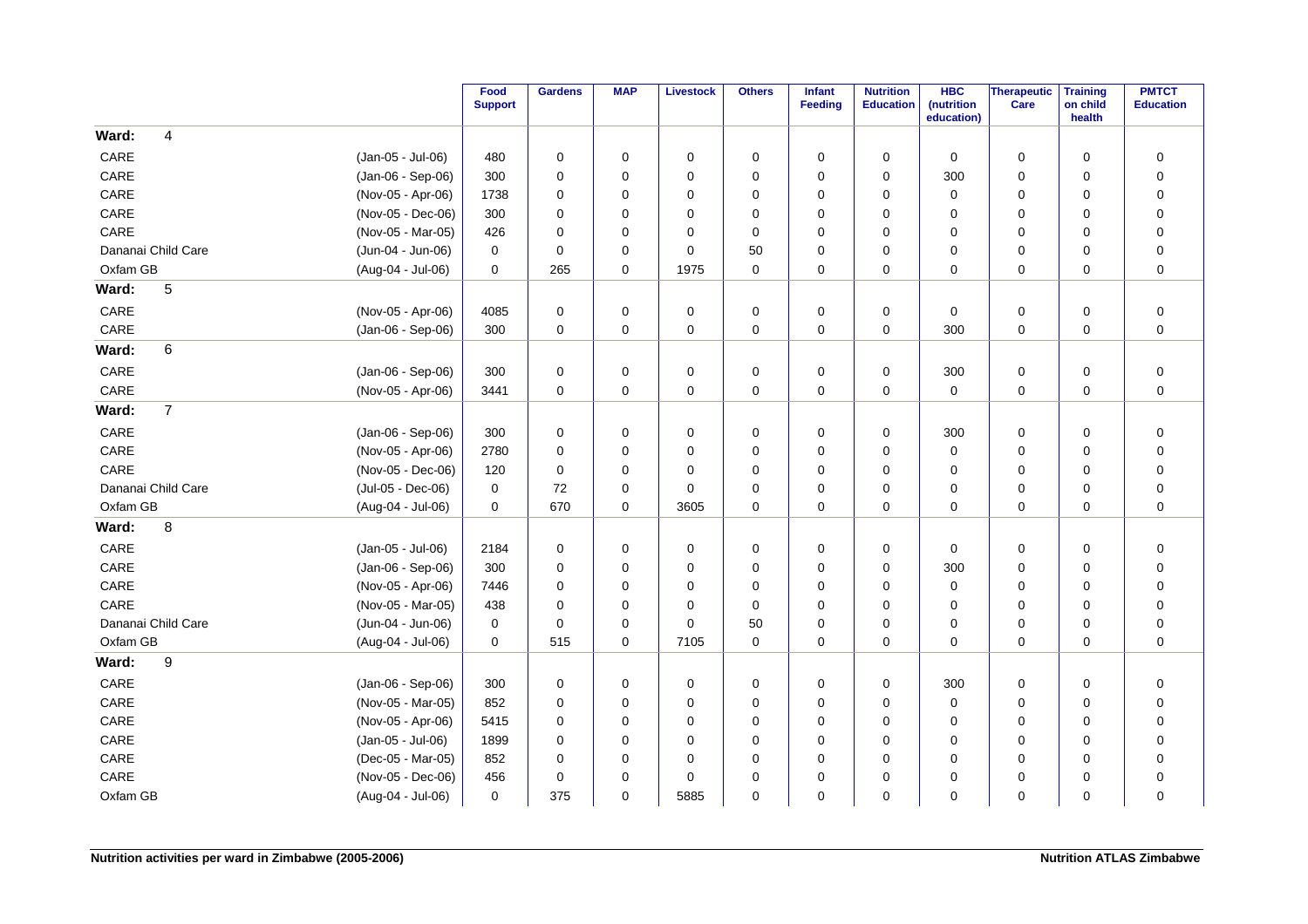| | | Food Support | Gardens | MAP | Livestock | Others | Infant Feeding | Nutrition Education | HBC (nutrition education) | Therapeutic Care | Training on child health | PMTCT Education |
|---|---|---|---|---|---|---|---|---|---|---|---|---|
| **Ward: 4** | | | | | | | | | | | | |
| CARE | (Jan-05 - Jul-06) | 480 | 0 | 0 | 0 | 0 | 0 | 0 | 0 | 0 | 0 | 0 |
| CARE | (Jan-06 - Sep-06) | 300 | 0 | 0 | 0 | 0 | 0 | 0 | 300 | 0 | 0 | 0 |
| CARE | (Nov-05 - Apr-06) | 1738 | 0 | 0 | 0 | 0 | 0 | 0 | 0 | 0 | 0 | 0 |
| CARE | (Nov-05 - Dec-06) | 300 | 0 | 0 | 0 | 0 | 0 | 0 | 0 | 0 | 0 | 0 |
| CARE | (Nov-05 - Mar-05) | 426 | 0 | 0 | 0 | 0 | 0 | 0 | 0 | 0 | 0 | 0 |
| Dananai Child Care | (Jun-04 - Jun-06) | 0 | 0 | 0 | 0 | 50 | 0 | 0 | 0 | 0 | 0 | 0 |
| Oxfam GB | (Aug-04 - Jul-06) | 0 | 265 | 0 | 1975 | 0 | 0 | 0 | 0 | 0 | 0 | 0 |
| **Ward: 5** | | | | | | | | | | | | |
| CARE | (Nov-05 - Apr-06) | 4085 | 0 | 0 | 0 | 0 | 0 | 0 | 0 | 0 | 0 | 0 |
| CARE | (Jan-06 - Sep-06) | 300 | 0 | 0 | 0 | 0 | 0 | 0 | 300 | 0 | 0 | 0 |
| **Ward: 6** | | | | | | | | | | | | |
| CARE | (Jan-06 - Sep-06) | 300 | 0 | 0 | 0 | 0 | 0 | 0 | 300 | 0 | 0 | 0 |
| CARE | (Nov-05 - Apr-06) | 3441 | 0 | 0 | 0 | 0 | 0 | 0 | 0 | 0 | 0 | 0 |
| **Ward: 7** | | | | | | | | | | | | |
| CARE | (Jan-06 - Sep-06) | 300 | 0 | 0 | 0 | 0 | 0 | 0 | 300 | 0 | 0 | 0 |
| CARE | (Nov-05 - Apr-06) | 2780 | 0 | 0 | 0 | 0 | 0 | 0 | 0 | 0 | 0 | 0 |
| CARE | (Nov-05 - Dec-06) | 120 | 0 | 0 | 0 | 0 | 0 | 0 | 0 | 0 | 0 | 0 |
| Dananai Child Care | (Jul-05 - Dec-06) | 0 | 72 | 0 | 0 | 0 | 0 | 0 | 0 | 0 | 0 | 0 |
| Oxfam GB | (Aug-04 - Jul-06) | 0 | 670 | 0 | 3605 | 0 | 0 | 0 | 0 | 0 | 0 | 0 |
| **Ward: 8** | | | | | | | | | | | | |
| CARE | (Jan-05 - Jul-06) | 2184 | 0 | 0 | 0 | 0 | 0 | 0 | 0 | 0 | 0 | 0 |
| CARE | (Jan-06 - Sep-06) | 300 | 0 | 0 | 0 | 0 | 0 | 0 | 300 | 0 | 0 | 0 |
| CARE | (Nov-05 - Apr-06) | 7446 | 0 | 0 | 0 | 0 | 0 | 0 | 0 | 0 | 0 | 0 |
| CARE | (Nov-05 - Mar-05) | 438 | 0 | 0 | 0 | 0 | 0 | 0 | 0 | 0 | 0 | 0 |
| Dananai Child Care | (Jun-04 - Jun-06) | 0 | 0 | 0 | 0 | 50 | 0 | 0 | 0 | 0 | 0 | 0 |
| Oxfam GB | (Aug-04 - Jul-06) | 0 | 515 | 0 | 7105 | 0 | 0 | 0 | 0 | 0 | 0 | 0 |
| **Ward: 9** | | | | | | | | | | | | |
| CARE | (Jan-06 - Sep-06) | 300 | 0 | 0 | 0 | 0 | 0 | 0 | 300 | 0 | 0 | 0 |
| CARE | (Nov-05 - Mar-05) | 852 | 0 | 0 | 0 | 0 | 0 | 0 | 0 | 0 | 0 | 0 |
| CARE | (Nov-05 - Apr-06) | 5415 | 0 | 0 | 0 | 0 | 0 | 0 | 0 | 0 | 0 | 0 |
| CARE | (Jan-05 - Jul-06) | 1899 | 0 | 0 | 0 | 0 | 0 | 0 | 0 | 0 | 0 | 0 |
| CARE | (Dec-05 - Mar-05) | 852 | 0 | 0 | 0 | 0 | 0 | 0 | 0 | 0 | 0 | 0 |
| CARE | (Nov-05 - Dec-06) | 456 | 0 | 0 | 0 | 0 | 0 | 0 | 0 | 0 | 0 | 0 |
| Oxfam GB | (Aug-04 - Jul-06) | 0 | 375 | 0 | 5885 | 0 | 0 | 0 | 0 | 0 | 0 | 0 |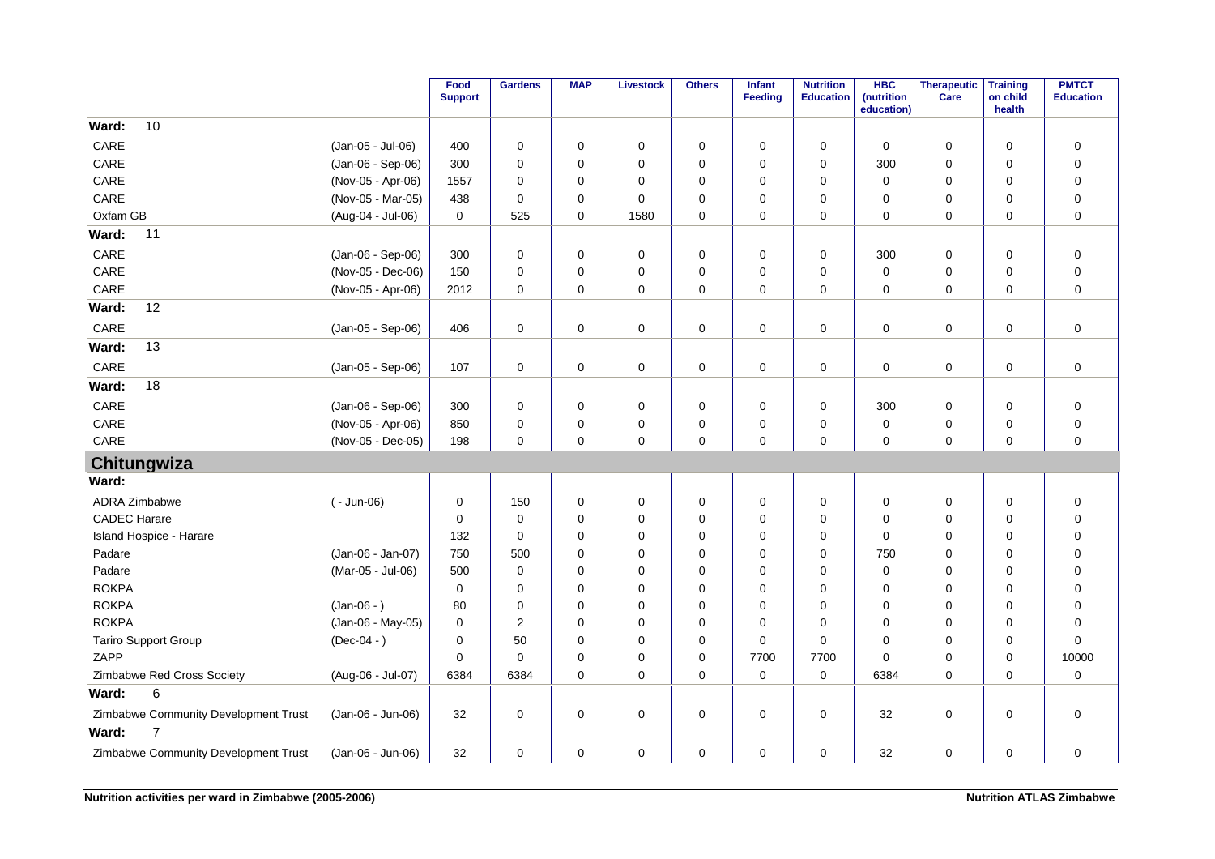| | | Food Support | Gardens | MAP | Livestock | Others | Infant Feeding | Nutrition Education | HBC (nutrition education) | Therapeutic Care | Training on child health | PMTCT Education |
|---|---|---|---|---|---|---|---|---|---|---|---|---|
| **Ward: 10** | | | | | | | | | | | | |
| CARE | (Jan-05 - Jul-06) | 400 | 0 | 0 | 0 | 0 | 0 | 0 | 0 | 0 | 0 | 0 |
| CARE | (Jan-06 - Sep-06) | 300 | 0 | 0 | 0 | 0 | 0 | 0 | 300 | 0 | 0 | 0 |
| CARE | (Nov-05 - Apr-06) | 1557 | 0 | 0 | 0 | 0 | 0 | 0 | 0 | 0 | 0 | 0 |
| CARE | (Nov-05 - Mar-05) | 438 | 0 | 0 | 0 | 0 | 0 | 0 | 0 | 0 | 0 | 0 |
| Oxfam GB | (Aug-04 - Jul-06) | 0 | 525 | 0 | 1580 | 0 | 0 | 0 | 0 | 0 | 0 | 0 |
| **Ward: 11** | | | | | | | | | | | | |
| CARE | (Jan-06 - Sep-06) | 300 | 0 | 0 | 0 | 0 | 0 | 0 | 300 | 0 | 0 | 0 |
| CARE | (Nov-05 - Dec-06) | 150 | 0 | 0 | 0 | 0 | 0 | 0 | 0 | 0 | 0 | 0 |
| CARE | (Nov-05 - Apr-06) | 2012 | 0 | 0 | 0 | 0 | 0 | 0 | 0 | 0 | 0 | 0 |
| **Ward: 12** | | | | | | | | | | | | |
| CARE | (Jan-05 - Sep-06) | 406 | 0 | 0 | 0 | 0 | 0 | 0 | 0 | 0 | 0 | 0 |
| **Ward: 13** | | | | | | | | | | | | |
| CARE | (Jan-05 - Sep-06) | 107 | 0 | 0 | 0 | 0 | 0 | 0 | 0 | 0 | 0 | 0 |
| **Ward: 18** | | | | | | | | | | | | |
| CARE | (Jan-06 - Sep-06) | 300 | 0 | 0 | 0 | 0 | 0 | 0 | 300 | 0 | 0 | 0 |
| CARE | (Nov-05 - Apr-06) | 850 | 0 | 0 | 0 | 0 | 0 | 0 | 0 | 0 | 0 | 0 |
| CARE | (Nov-05 - Dec-05) | 198 | 0 | 0 | 0 | 0 | 0 | 0 | 0 | 0 | 0 | 0 |
| **Chitungwiza** | | | | | | | | | | | | |
| **Ward:** | | | | | | | | | | | | |
| ADRA Zimbabwe | ( - Jun-06) | 0 | 150 | 0 | 0 | 0 | 0 | 0 | 0 | 0 | 0 | 0 |
| CADEC Harare | | 0 | 0 | 0 | 0 | 0 | 0 | 0 | 0 | 0 | 0 | 0 |
| Island Hospice - Harare | | 132 | 0 | 0 | 0 | 0 | 0 | 0 | 0 | 0 | 0 | 0 |
| Padare | (Jan-06 - Jan-07) | 750 | 500 | 0 | 0 | 0 | 0 | 0 | 750 | 0 | 0 | 0 |
| Padare | (Mar-05 - Jul-06) | 500 | 0 | 0 | 0 | 0 | 0 | 0 | 0 | 0 | 0 | 0 |
| ROKPA | | 0 | 0 | 0 | 0 | 0 | 0 | 0 | 0 | 0 | 0 | 0 |
| ROKPA | (Jan-06 - ) | 80 | 0 | 0 | 0 | 0 | 0 | 0 | 0 | 0 | 0 | 0 |
| ROKPA | (Jan-06 - May-05) | 0 | 2 | 0 | 0 | 0 | 0 | 0 | 0 | 0 | 0 | 0 |
| Tariro Support Group | (Dec-04 - ) | 0 | 50 | 0 | 0 | 0 | 0 | 0 | 0 | 0 | 0 | 0 |
| ZAPP | | 0 | 0 | 0 | 0 | 0 | 7700 | 7700 | 0 | 0 | 0 | 10000 |
| Zimbabwe Red Cross Society | (Aug-06 - Jul-07) | 6384 | 6384 | 0 | 0 | 0 | 0 | 0 | 6384 | 0 | 0 | 0 |
| **Ward: 6** | | | | | | | | | | | | |
| Zimbabwe Community Development Trust | (Jan-06 - Jun-06) | 32 | 0 | 0 | 0 | 0 | 0 | 0 | 32 | 0 | 0 | 0 |
| **Ward: 7** | | | | | | | | | | | | |
| Zimbabwe Community Development Trust | (Jan-06 - Jun-06) | 32 | 0 | 0 | 0 | 0 | 0 | 0 | 32 | 0 | 0 | 0 |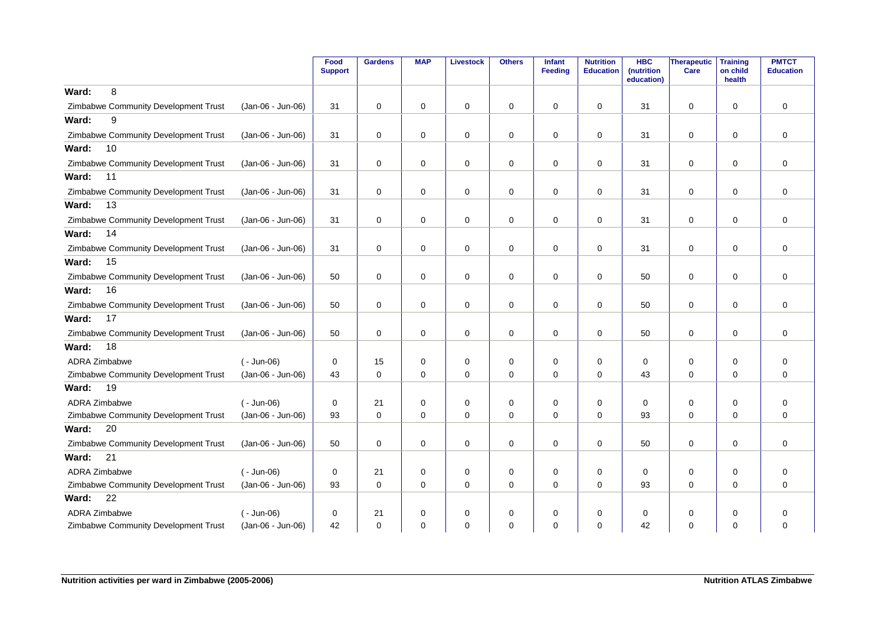| | | Food Support | Gardens | MAP | Livestock | Others | Infant Feeding | Nutrition Education | HBC (nutrition education) | Therapeutic Care | Training on child health | PMTCT Education |
|---|---|---|---|---|---|---|---|---|---|---|---|---|
| **Ward: 8** | | | | | | | | | | | | |
| Zimbabwe Community Development Trust | (Jan-06 - Jun-06) | 31 | 0 | 0 | 0 | 0 | 0 | 0 | 31 | 0 | 0 | 0 |
| **Ward: 9** | | | | | | | | | | | | |
| Zimbabwe Community Development Trust | (Jan-06 - Jun-06) | 31 | 0 | 0 | 0 | 0 | 0 | 0 | 31 | 0 | 0 | 0 |
| **Ward: 10** | | | | | | | | | | | | |
| Zimbabwe Community Development Trust | (Jan-06 - Jun-06) | 31 | 0 | 0 | 0 | 0 | 0 | 0 | 31 | 0 | 0 | 0 |
| **Ward: 11** | | | | | | | | | | | | |
| Zimbabwe Community Development Trust | (Jan-06 - Jun-06) | 31 | 0 | 0 | 0 | 0 | 0 | 0 | 31 | 0 | 0 | 0 |
| **Ward: 13** | | | | | | | | | | | | |
| Zimbabwe Community Development Trust | (Jan-06 - Jun-06) | 31 | 0 | 0 | 0 | 0 | 0 | 0 | 31 | 0 | 0 | 0 |
| **Ward: 14** | | | | | | | | | | | | |
| Zimbabwe Community Development Trust | (Jan-06 - Jun-06) | 31 | 0 | 0 | 0 | 0 | 0 | 0 | 31 | 0 | 0 | 0 |
| **Ward: 15** | | | | | | | | | | | | |
| Zimbabwe Community Development Trust | (Jan-06 - Jun-06) | 50 | 0 | 0 | 0 | 0 | 0 | 0 | 50 | 0 | 0 | 0 |
| **Ward: 16** | | | | | | | | | | | | |
| Zimbabwe Community Development Trust | (Jan-06 - Jun-06) | 50 | 0 | 0 | 0 | 0 | 0 | 0 | 50 | 0 | 0 | 0 |
| **Ward: 17** | | | | | | | | | | | | |
| Zimbabwe Community Development Trust | (Jan-06 - Jun-06) | 50 | 0 | 0 | 0 | 0 | 0 | 0 | 50 | 0 | 0 | 0 |
| **Ward: 18** | | | | | | | | | | | | |
| ADRA Zimbabwe | ( - Jun-06) | 0 | 15 | 0 | 0 | 0 | 0 | 0 | 0 | 0 | 0 | 0 |
| Zimbabwe Community Development Trust | (Jan-06 - Jun-06) | 43 | 0 | 0 | 0 | 0 | 0 | 0 | 43 | 0 | 0 | 0 |
| **Ward: 19** | | | | | | | | | | | | |
| ADRA Zimbabwe | ( - Jun-06) | 0 | 21 | 0 | 0 | 0 | 0 | 0 | 0 | 0 | 0 | 0 |
| Zimbabwe Community Development Trust | (Jan-06 - Jun-06) | 93 | 0 | 0 | 0 | 0 | 0 | 0 | 93 | 0 | 0 | 0 |
| **Ward: 20** | | | | | | | | | | | | |
| Zimbabwe Community Development Trust | (Jan-06 - Jun-06) | 50 | 0 | 0 | 0 | 0 | 0 | 0 | 50 | 0 | 0 | 0 |
| **Ward: 21** | | | | | | | | | | | | |
| ADRA Zimbabwe | ( - Jun-06) | 0 | 21 | 0 | 0 | 0 | 0 | 0 | 0 | 0 | 0 | 0 |
| Zimbabwe Community Development Trust | (Jan-06 - Jun-06) | 93 | 0 | 0 | 0 | 0 | 0 | 0 | 93 | 0 | 0 | 0 |
| **Ward: 22** | | | | | | | | | | | | |
| ADRA Zimbabwe | ( - Jun-06) | 0 | 21 | 0 | 0 | 0 | 0 | 0 | 0 | 0 | 0 | 0 |
| Zimbabwe Community Development Trust | (Jan-06 - Jun-06) | 42 | 0 | 0 | 0 | 0 | 0 | 0 | 42 | 0 | 0 | 0 |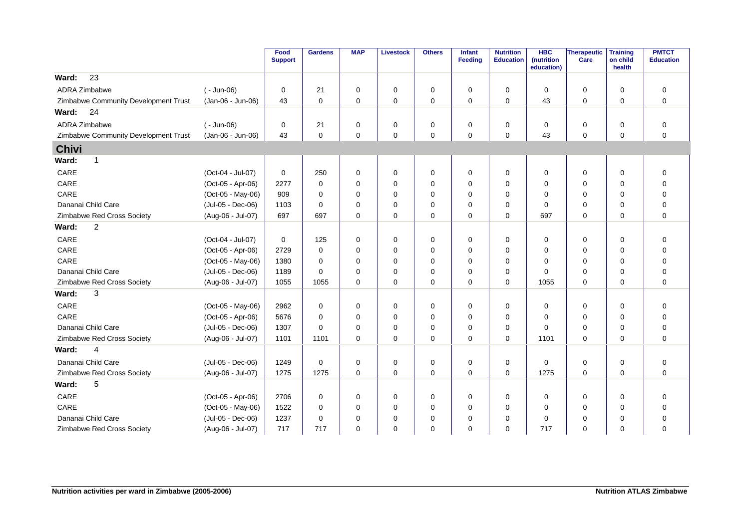| | | Food Support | Gardens | MAP | Livestock | Others | Infant Feeding | Nutrition Education | HBC (nutrition education) | Therapeutic Care | Training on child health | PMTCT Education |
|---|---|---|---|---|---|---|---|---|---|---|---|---|
| **Ward: 23** | | | | | | | | | | | | |
| ADRA Zimbabwe | ( - Jun-06) | 0 | 21 | 0 | 0 | 0 | 0 | 0 | 0 | 0 | 0 | 0 |
| Zimbabwe Community Development Trust | (Jan-06 - Jun-06) | 43 | 0 | 0 | 0 | 0 | 0 | 0 | 43 | 0 | 0 | 0 |
| **Ward: 24** | | | | | | | | | | | | |
| ADRA Zimbabwe | ( - Jun-06) | 0 | 21 | 0 | 0 | 0 | 0 | 0 | 0 | 0 | 0 | 0 |
| Zimbabwe Community Development Trust | (Jan-06 - Jun-06) | 43 | 0 | 0 | 0 | 0 | 0 | 0 | 43 | 0 | 0 | 0 |
| **Chivi** | | | | | | | | | | | | |
| **Ward: 1** | | | | | | | | | | | | |
| CARE | (Oct-04 - Jul-07) | 0 | 250 | 0 | 0 | 0 | 0 | 0 | 0 | 0 | 0 | 0 |
| CARE | (Oct-05 - Apr-06) | 2277 | 0 | 0 | 0 | 0 | 0 | 0 | 0 | 0 | 0 | 0 |
| CARE | (Oct-05 - May-06) | 909 | 0 | 0 | 0 | 0 | 0 | 0 | 0 | 0 | 0 | 0 |
| Dananai Child Care | (Jul-05 - Dec-06) | 1103 | 0 | 0 | 0 | 0 | 0 | 0 | 0 | 0 | 0 | 0 |
| Zimbabwe Red Cross Society | (Aug-06 - Jul-07) | 697 | 697 | 0 | 0 | 0 | 0 | 0 | 697 | 0 | 0 | 0 |
| **Ward: 2** | | | | | | | | | | | | |
| CARE | (Oct-04 - Jul-07) | 0 | 125 | 0 | 0 | 0 | 0 | 0 | 0 | 0 | 0 | 0 |
| CARE | (Oct-05 - Apr-06) | 2729 | 0 | 0 | 0 | 0 | 0 | 0 | 0 | 0 | 0 | 0 |
| CARE | (Oct-05 - May-06) | 1380 | 0 | 0 | 0 | 0 | 0 | 0 | 0 | 0 | 0 | 0 |
| Dananai Child Care | (Jul-05 - Dec-06) | 1189 | 0 | 0 | 0 | 0 | 0 | 0 | 0 | 0 | 0 | 0 |
| Zimbabwe Red Cross Society | (Aug-06 - Jul-07) | 1055 | 1055 | 0 | 0 | 0 | 0 | 0 | 1055 | 0 | 0 | 0 |
| **Ward: 3** | | | | | | | | | | | | |
| CARE | (Oct-05 - May-06) | 2962 | 0 | 0 | 0 | 0 | 0 | 0 | 0 | 0 | 0 | 0 |
| CARE | (Oct-05 - Apr-06) | 5676 | 0 | 0 | 0 | 0 | 0 | 0 | 0 | 0 | 0 | 0 |
| Dananai Child Care | (Jul-05 - Dec-06) | 1307 | 0 | 0 | 0 | 0 | 0 | 0 | 0 | 0 | 0 | 0 |
| Zimbabwe Red Cross Society | (Aug-06 - Jul-07) | 1101 | 1101 | 0 | 0 | 0 | 0 | 0 | 1101 | 0 | 0 | 0 |
| **Ward: 4** | | | | | | | | | | | | |
| Dananai Child Care | (Jul-05 - Dec-06) | 1249 | 0 | 0 | 0 | 0 | 0 | 0 | 0 | 0 | 0 | 0 |
| Zimbabwe Red Cross Society | (Aug-06 - Jul-07) | 1275 | 1275 | 0 | 0 | 0 | 0 | 0 | 1275 | 0 | 0 | 0 |
| **Ward: 5** | | | | | | | | | | | | |
| CARE | (Oct-05 - Apr-06) | 2706 | 0 | 0 | 0 | 0 | 0 | 0 | 0 | 0 | 0 | 0 |
| CARE | (Oct-05 - May-06) | 1522 | 0 | 0 | 0 | 0 | 0 | 0 | 0 | 0 | 0 | 0 |
| Dananai Child Care | (Jul-05 - Dec-06) | 1237 | 0 | 0 | 0 | 0 | 0 | 0 | 0 | 0 | 0 | 0 |
| Zimbabwe Red Cross Society | (Aug-06 - Jul-07) | 717 | 717 | 0 | 0 | 0 | 0 | 0 | 717 | 0 | 0 | 0 |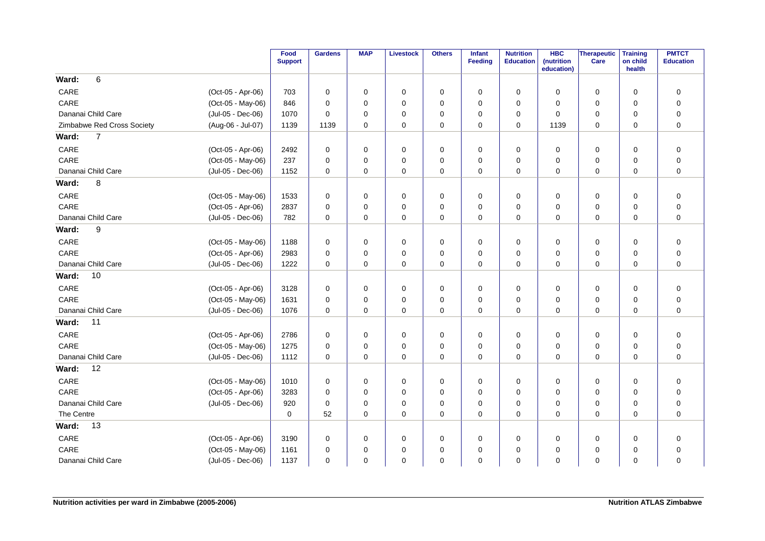| | | Food Support | Gardens | MAP | Livestock | Others | Infant Feeding | Nutrition Education | HBC (nutrition education) | Therapeutic Care | Training on child health | PMTCT Education |
|---|---|---|---|---|---|---|---|---|---|---|---|---|
| **Ward: 6** | | | | | | | | | | | | |
| CARE | (Oct-05 - Apr-06) | 703 | 0 | 0 | 0 | 0 | 0 | 0 | 0 | 0 | 0 | 0 |
| CARE | (Oct-05 - May-06) | 846 | 0 | 0 | 0 | 0 | 0 | 0 | 0 | 0 | 0 | 0 |
| Dananai Child Care | (Jul-05 - Dec-06) | 1070 | 0 | 0 | 0 | 0 | 0 | 0 | 0 | 0 | 0 | 0 |
| Zimbabwe Red Cross Society | (Aug-06 - Jul-07) | 1139 | 1139 | 0 | 0 | 0 | 0 | 0 | 1139 | 0 | 0 | 0 |
| **Ward: 7** | | | | | | | | | | | | |
| CARE | (Oct-05 - Apr-06) | 2492 | 0 | 0 | 0 | 0 | 0 | 0 | 0 | 0 | 0 | 0 |
| CARE | (Oct-05 - May-06) | 237 | 0 | 0 | 0 | 0 | 0 | 0 | 0 | 0 | 0 | 0 |
| Dananai Child Care | (Jul-05 - Dec-06) | 1152 | 0 | 0 | 0 | 0 | 0 | 0 | 0 | 0 | 0 | 0 |
| **Ward: 8** | | | | | | | | | | | | |
| CARE | (Oct-05 - May-06) | 1533 | 0 | 0 | 0 | 0 | 0 | 0 | 0 | 0 | 0 | 0 |
| CARE | (Oct-05 - Apr-06) | 2837 | 0 | 0 | 0 | 0 | 0 | 0 | 0 | 0 | 0 | 0 |
| Dananai Child Care | (Jul-05 - Dec-06) | 782 | 0 | 0 | 0 | 0 | 0 | 0 | 0 | 0 | 0 | 0 |
| **Ward: 9** | | | | | | | | | | | | |
| CARE | (Oct-05 - May-06) | 1188 | 0 | 0 | 0 | 0 | 0 | 0 | 0 | 0 | 0 | 0 |
| CARE | (Oct-05 - Apr-06) | 2983 | 0 | 0 | 0 | 0 | 0 | 0 | 0 | 0 | 0 | 0 |
| Dananai Child Care | (Jul-05 - Dec-06) | 1222 | 0 | 0 | 0 | 0 | 0 | 0 | 0 | 0 | 0 | 0 |
| **Ward: 10** | | | | | | | | | | | | |
| CARE | (Oct-05 - Apr-06) | 3128 | 0 | 0 | 0 | 0 | 0 | 0 | 0 | 0 | 0 | 0 |
| CARE | (Oct-05 - May-06) | 1631 | 0 | 0 | 0 | 0 | 0 | 0 | 0 | 0 | 0 | 0 |
| Dananai Child Care | (Jul-05 - Dec-06) | 1076 | 0 | 0 | 0 | 0 | 0 | 0 | 0 | 0 | 0 | 0 |
| **Ward: 11** | | | | | | | | | | | | |
| CARE | (Oct-05 - Apr-06) | 2786 | 0 | 0 | 0 | 0 | 0 | 0 | 0 | 0 | 0 | 0 |
| CARE | (Oct-05 - May-06) | 1275 | 0 | 0 | 0 | 0 | 0 | 0 | 0 | 0 | 0 | 0 |
| Dananai Child Care | (Jul-05 - Dec-06) | 1112 | 0 | 0 | 0 | 0 | 0 | 0 | 0 | 0 | 0 | 0 |
| **Ward: 12** | | | | | | | | | | | | |
| CARE | (Oct-05 - May-06) | 1010 | 0 | 0 | 0 | 0 | 0 | 0 | 0 | 0 | 0 | 0 |
| CARE | (Oct-05 - Apr-06) | 3283 | 0 | 0 | 0 | 0 | 0 | 0 | 0 | 0 | 0 | 0 |
| Dananai Child Care | (Jul-05 - Dec-06) | 920 | 0 | 0 | 0 | 0 | 0 | 0 | 0 | 0 | 0 | 0 |
| The Centre | | 0 | 52 | 0 | 0 | 0 | 0 | 0 | 0 | 0 | 0 | 0 |
| **Ward: 13** | | | | | | | | | | | | |
| CARE | (Oct-05 - Apr-06) | 3190 | 0 | 0 | 0 | 0 | 0 | 0 | 0 | 0 | 0 | 0 |
| CARE | (Oct-05 - May-06) | 1161 | 0 | 0 | 0 | 0 | 0 | 0 | 0 | 0 | 0 | 0 |
| Dananai Child Care | (Jul-05 - Dec-06) | 1137 | 0 | 0 | 0 | 0 | 0 | 0 | 0 | 0 | 0 | 0 |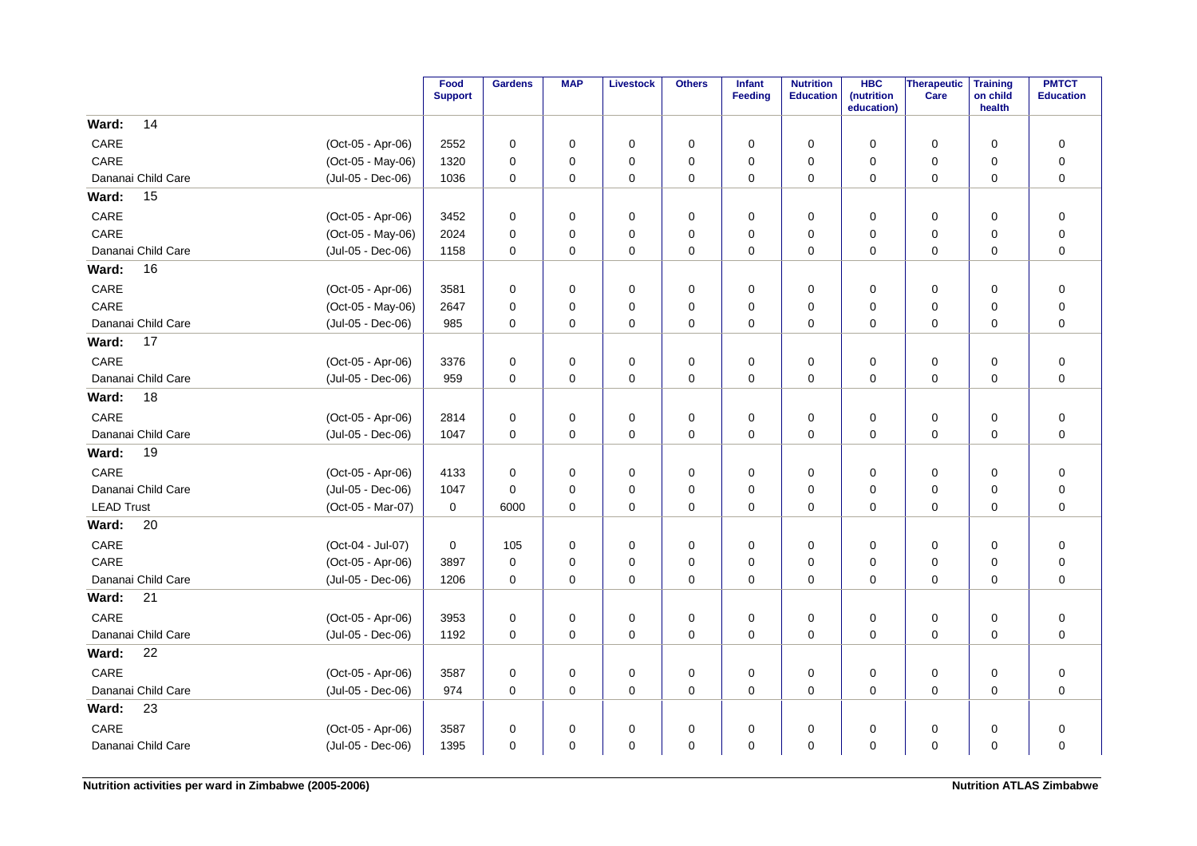| | | Food Support | Gardens | MAP | Livestock | Others | Infant Feeding | Nutrition Education | HBC (nutrition education) | Therapeutic Care | Training on child health | PMTCT Education |
|---|---|---|---|---|---|---|---|---|---|---|---|---|
| **Ward: 14** | | | | | | | | | | | | |
| CARE | (Oct-05 - Apr-06) | 2552 | 0 | 0 | 0 | 0 | 0 | 0 | 0 | 0 | 0 | 0 |
| CARE | (Oct-05 - May-06) | 1320 | 0 | 0 | 0 | 0 | 0 | 0 | 0 | 0 | 0 | 0 |
| Dananai Child Care | (Jul-05 - Dec-06) | 1036 | 0 | 0 | 0 | 0 | 0 | 0 | 0 | 0 | 0 | 0 |
| **Ward: 15** | | | | | | | | | | | | |
| CARE | (Oct-05 - Apr-06) | 3452 | 0 | 0 | 0 | 0 | 0 | 0 | 0 | 0 | 0 | 0 |
| CARE | (Oct-05 - May-06) | 2024 | 0 | 0 | 0 | 0 | 0 | 0 | 0 | 0 | 0 | 0 |
| Dananai Child Care | (Jul-05 - Dec-06) | 1158 | 0 | 0 | 0 | 0 | 0 | 0 | 0 | 0 | 0 | 0 |
| **Ward: 16** | | | | | | | | | | | | |
| CARE | (Oct-05 - Apr-06) | 3581 | 0 | 0 | 0 | 0 | 0 | 0 | 0 | 0 | 0 | 0 |
| CARE | (Oct-05 - May-06) | 2647 | 0 | 0 | 0 | 0 | 0 | 0 | 0 | 0 | 0 | 0 |
| Dananai Child Care | (Jul-05 - Dec-06) | 985 | 0 | 0 | 0 | 0 | 0 | 0 | 0 | 0 | 0 | 0 |
| **Ward: 17** | | | | | | | | | | | | |
| CARE | (Oct-05 - Apr-06) | 3376 | 0 | 0 | 0 | 0 | 0 | 0 | 0 | 0 | 0 | 0 |
| Dananai Child Care | (Jul-05 - Dec-06) | 959 | 0 | 0 | 0 | 0 | 0 | 0 | 0 | 0 | 0 | 0 |
| **Ward: 18** | | | | | | | | | | | | |
| CARE | (Oct-05 - Apr-06) | 2814 | 0 | 0 | 0 | 0 | 0 | 0 | 0 | 0 | 0 | 0 |
| Dananai Child Care | (Jul-05 - Dec-06) | 1047 | 0 | 0 | 0 | 0 | 0 | 0 | 0 | 0 | 0 | 0 |
| **Ward: 19** | | | | | | | | | | | | |
| CARE | (Oct-05 - Apr-06) | 4133 | 0 | 0 | 0 | 0 | 0 | 0 | 0 | 0 | 0 | 0 |
| Dananai Child Care | (Jul-05 - Dec-06) | 1047 | 0 | 0 | 0 | 0 | 0 | 0 | 0 | 0 | 0 | 0 |
| LEAD Trust | (Oct-05 - Mar-07) | 0 | 6000 | 0 | 0 | 0 | 0 | 0 | 0 | 0 | 0 | 0 |
| **Ward: 20** | | | | | | | | | | | | |
| CARE | (Oct-04 - Jul-07) | 0 | 105 | 0 | 0 | 0 | 0 | 0 | 0 | 0 | 0 | 0 |
| CARE | (Oct-05 - Apr-06) | 3897 | 0 | 0 | 0 | 0 | 0 | 0 | 0 | 0 | 0 | 0 |
| Dananai Child Care | (Jul-05 - Dec-06) | 1206 | 0 | 0 | 0 | 0 | 0 | 0 | 0 | 0 | 0 | 0 |
| **Ward: 21** | | | | | | | | | | | | |
| CARE | (Oct-05 - Apr-06) | 3953 | 0 | 0 | 0 | 0 | 0 | 0 | 0 | 0 | 0 | 0 |
| Dananai Child Care | (Jul-05 - Dec-06) | 1192 | 0 | 0 | 0 | 0 | 0 | 0 | 0 | 0 | 0 | 0 |
| **Ward: 22** | | | | | | | | | | | | |
| CARE | (Oct-05 - Apr-06) | 3587 | 0 | 0 | 0 | 0 | 0 | 0 | 0 | 0 | 0 | 0 |
| Dananai Child Care | (Jul-05 - Dec-06) | 974 | 0 | 0 | 0 | 0 | 0 | 0 | 0 | 0 | 0 | 0 |
| **Ward: 23** | | | | | | | | | | | | |
| CARE | (Oct-05 - Apr-06) | 3587 | 0 | 0 | 0 | 0 | 0 | 0 | 0 | 0 | 0 | 0 |
| Dananai Child Care | (Jul-05 - Dec-06) | 1395 | 0 | 0 | 0 | 0 | 0 | 0 | 0 | 0 | 0 | 0 |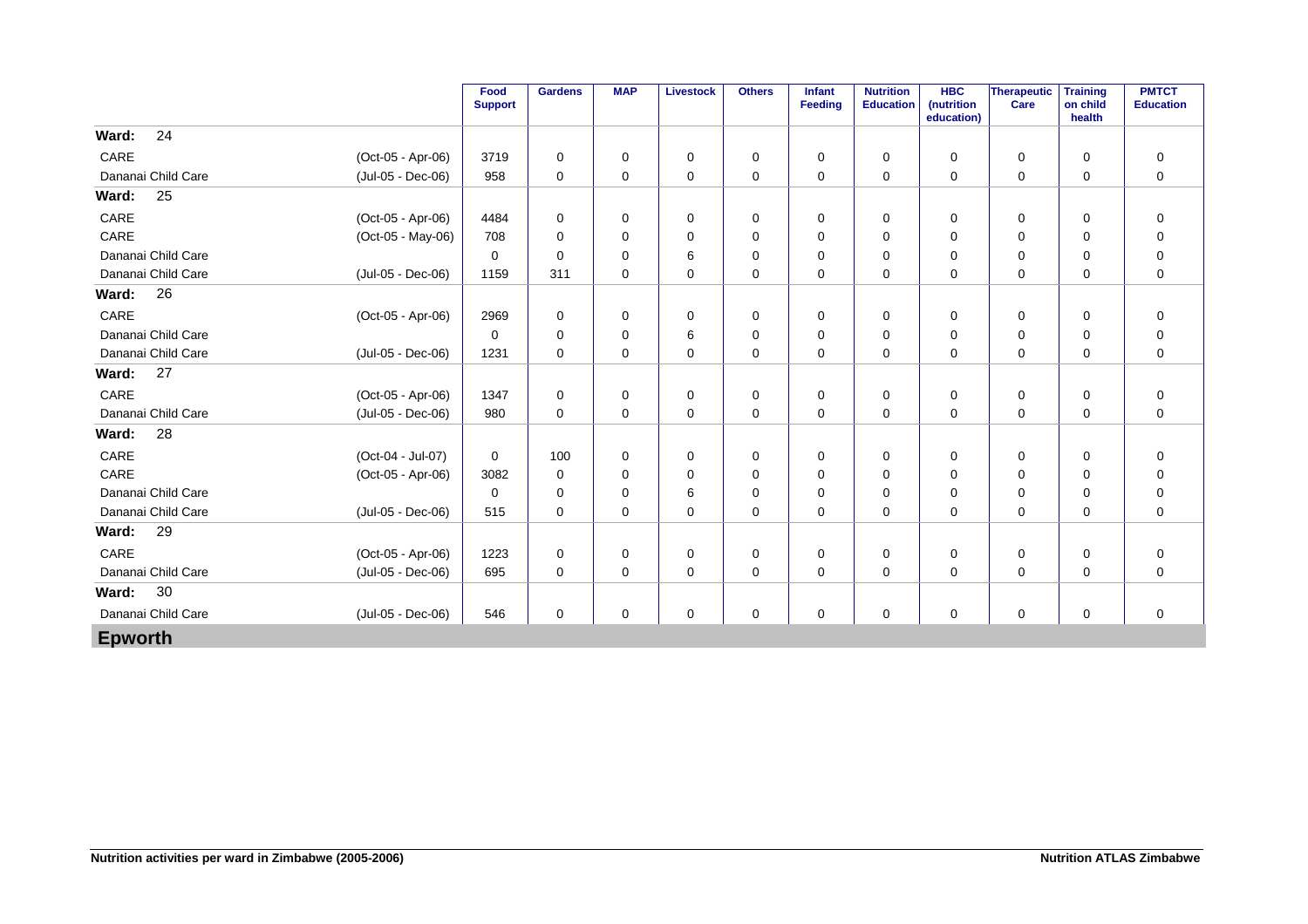| | | Food Support | Gardens | MAP | Livestock | Others | Infant Feeding | Nutrition Education | HBC (nutrition education) | Therapeutic Care | Training on child health | PMTCT Education |
|---|---|---|---|---|---|---|---|---|---|---|---|---|
| **Ward: 24** | | | | | | | | | | | | |
| CARE | (Oct-05 - Apr-06) | 3719 | 0 | 0 | 0 | 0 | 0 | 0 | 0 | 0 | 0 | 0 |
| Dananai Child Care | (Jul-05 - Dec-06) | 958 | 0 | 0 | 0 | 0 | 0 | 0 | 0 | 0 | 0 | 0 |
| **Ward: 25** | | | | | | | | | | | | |
| CARE | (Oct-05 - Apr-06) | 4484 | 0 | 0 | 0 | 0 | 0 | 0 | 0 | 0 | 0 | 0 |
| CARE | (Oct-05 - May-06) | 708 | 0 | 0 | 0 | 0 | 0 | 0 | 0 | 0 | 0 | 0 |
| Dananai Child Care | | 0 | 0 | 0 | 6 | 0 | 0 | 0 | 0 | 0 | 0 | 0 |
| Dananai Child Care | (Jul-05 - Dec-06) | 1159 | 311 | 0 | 0 | 0 | 0 | 0 | 0 | 0 | 0 | 0 |
| **Ward: 26** | | | | | | | | | | | | |
| CARE | (Oct-05 - Apr-06) | 2969 | 0 | 0 | 0 | 0 | 0 | 0 | 0 | 0 | 0 | 0 |
| Dananai Child Care | | 0 | 0 | 0 | 6 | 0 | 0 | 0 | 0 | 0 | 0 | 0 |
| Dananai Child Care | (Jul-05 - Dec-06) | 1231 | 0 | 0 | 0 | 0 | 0 | 0 | 0 | 0 | 0 | 0 |
| **Ward: 27** | | | | | | | | | | | | |
| CARE | (Oct-05 - Apr-06) | 1347 | 0 | 0 | 0 | 0 | 0 | 0 | 0 | 0 | 0 | 0 |
| Dananai Child Care | (Jul-05 - Dec-06) | 980 | 0 | 0 | 0 | 0 | 0 | 0 | 0 | 0 | 0 | 0 |
| **Ward: 28** | | | | | | | | | | | | |
| CARE | (Oct-04 - Jul-07) | 0 | 100 | 0 | 0 | 0 | 0 | 0 | 0 | 0 | 0 | 0 |
| CARE | (Oct-05 - Apr-06) | 3082 | 0 | 0 | 0 | 0 | 0 | 0 | 0 | 0 | 0 | 0 |
| Dananai Child Care | | 0 | 0 | 0 | 6 | 0 | 0 | 0 | 0 | 0 | 0 | 0 |
| Dananai Child Care | (Jul-05 - Dec-06) | 515 | 0 | 0 | 0 | 0 | 0 | 0 | 0 | 0 | 0 | 0 |
| **Ward: 29** | | | | | | | | | | | | |
| CARE | (Oct-05 - Apr-06) | 1223 | 0 | 0 | 0 | 0 | 0 | 0 | 0 | 0 | 0 | 0 |
| Dananai Child Care | (Jul-05 - Dec-06) | 695 | 0 | 0 | 0 | 0 | 0 | 0 | 0 | 0 | 0 | 0 |
| **Ward: 30** | | | | | | | | | | | | |
| Dananai Child Care | (Jul-05 - Dec-06) | 546 | 0 | 0 | 0 | 0 | 0 | 0 | 0 | 0 | 0 | 0 |

## Epworth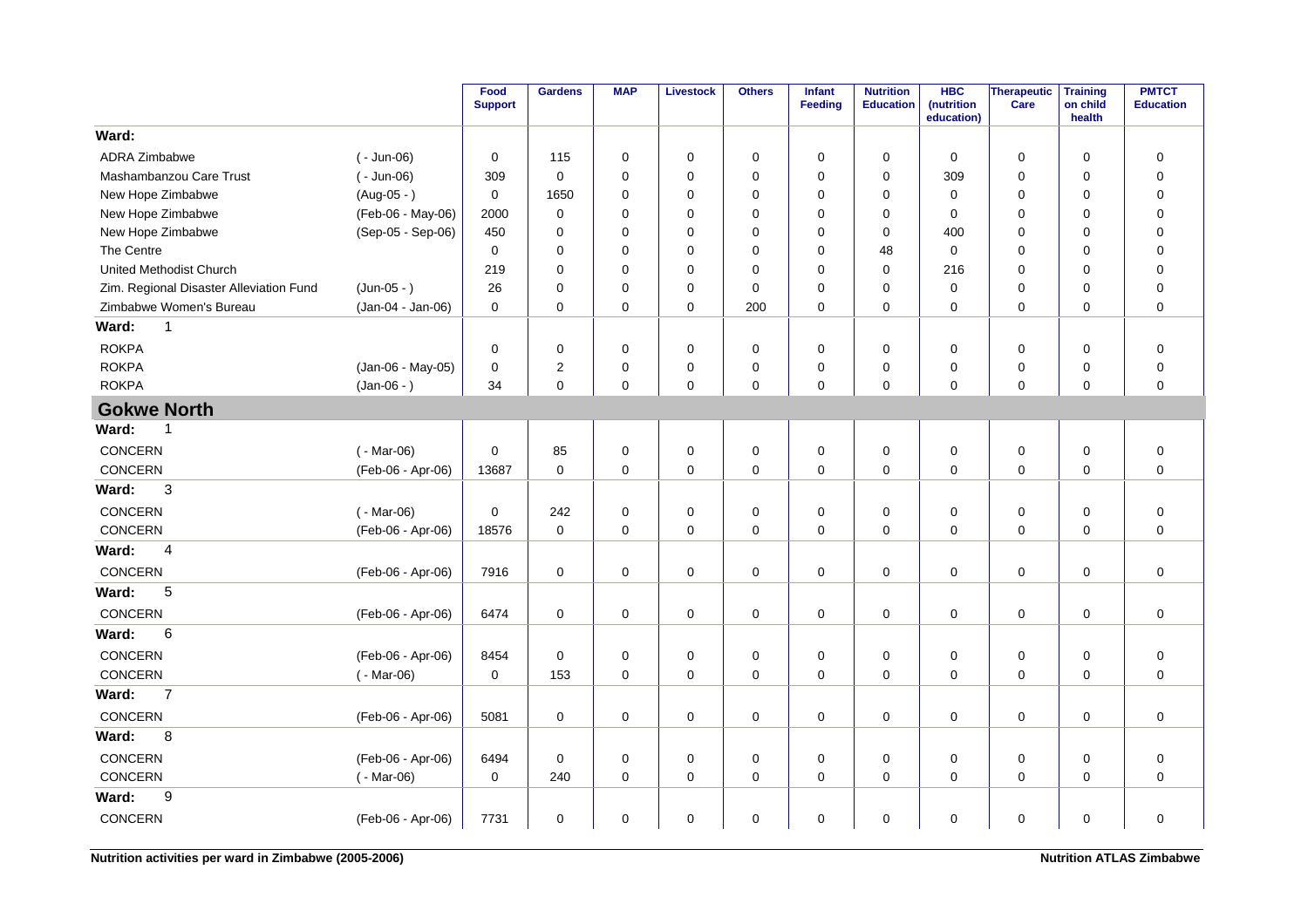| | | Food Support | Gardens | MAP | Livestock | Others | Infant Feeding | Nutrition Education | HBC (nutrition education) | Therapeutic Care | Training on child health | PMTCT Education |
|---|---|---|---|---|---|---|---|---|---|---|---|---|
| **Ward:** | | | | | | | | | | | | |
| ADRA Zimbabwe | ( - Jun-06) | 0 | 115 | 0 | 0 | 0 | 0 | 0 | 0 | 0 | 0 | 0 |
| Mashambanzou Care Trust | ( - Jun-06) | 309 | 0 | 0 | 0 | 0 | 0 | 0 | 309 | 0 | 0 | 0 |
| New Hope Zimbabwe | (Aug-05 - ) | 0 | 1650 | 0 | 0 | 0 | 0 | 0 | 0 | 0 | 0 | 0 |
| New Hope Zimbabwe | (Feb-06 - May-06) | 2000 | 0 | 0 | 0 | 0 | 0 | 0 | 0 | 0 | 0 | 0 |
| New Hope Zimbabwe | (Sep-05 - Sep-06) | 450 | 0 | 0 | 0 | 0 | 0 | 0 | 400 | 0 | 0 | 0 |
| The Centre | | 0 | 0 | 0 | 0 | 0 | 0 | 48 | 0 | 0 | 0 | 0 |
| United Methodist Church | | 219 | 0 | 0 | 0 | 0 | 0 | 0 | 216 | 0 | 0 | 0 |
| Zim. Regional Disaster Alleviation Fund | (Jun-05 - ) | 26 | 0 | 0 | 0 | 0 | 0 | 0 | 0 | 0 | 0 | 0 |
| Zimbabwe Women's Bureau | (Jan-04 - Jan-06) | 0 | 0 | 0 | 0 | 200 | 0 | 0 | 0 | 0 | 0 | 0 |
| **Ward: 1** | | | | | | | | | | | | |
| ROKPA | | 0 | 0 | 0 | 0 | 0 | 0 | 0 | 0 | 0 | 0 | 0 |
| ROKPA | (Jan-06 - May-05) | 0 | 2 | 0 | 0 | 0 | 0 | 0 | 0 | 0 | 0 | 0 |
| ROKPA | (Jan-06 - ) | 34 | 0 | 0 | 0 | 0 | 0 | 0 | 0 | 0 | 0 | 0 |
| **Gokwe North** | | | | | | | | | | | | |
| **Ward: 1** | | | | | | | | | | | | |
| CONCERN | ( - Mar-06) | 0 | 85 | 0 | 0 | 0 | 0 | 0 | 0 | 0 | 0 | 0 |
| CONCERN | (Feb-06 - Apr-06) | 13687 | 0 | 0 | 0 | 0 | 0 | 0 | 0 | 0 | 0 | 0 |
| **Ward: 3** | | | | | | | | | | | | |
| CONCERN | ( - Mar-06) | 0 | 242 | 0 | 0 | 0 | 0 | 0 | 0 | 0 | 0 | 0 |
| CONCERN | (Feb-06 - Apr-06) | 18576 | 0 | 0 | 0 | 0 | 0 | 0 | 0 | 0 | 0 | 0 |
| **Ward: 4** | | | | | | | | | | | | |
| CONCERN | (Feb-06 - Apr-06) | 7916 | 0 | 0 | 0 | 0 | 0 | 0 | 0 | 0 | 0 | 0 |
| **Ward: 5** | | | | | | | | | | | | |
| CONCERN | (Feb-06 - Apr-06) | 6474 | 0 | 0 | 0 | 0 | 0 | 0 | 0 | 0 | 0 | 0 |
| **Ward: 6** | | | | | | | | | | | | |
| CONCERN | (Feb-06 - Apr-06) | 8454 | 0 | 0 | 0 | 0 | 0 | 0 | 0 | 0 | 0 | 0 |
| CONCERN | ( - Mar-06) | 0 | 153 | 0 | 0 | 0 | 0 | 0 | 0 | 0 | 0 | 0 |
| **Ward: 7** | | | | | | | | | | | | |
| CONCERN | (Feb-06 - Apr-06) | 5081 | 0 | 0 | 0 | 0 | 0 | 0 | 0 | 0 | 0 | 0 |
| **Ward: 8** | | | | | | | | | | | | |
| CONCERN | (Feb-06 - Apr-06) | 6494 | 0 | 0 | 0 | 0 | 0 | 0 | 0 | 0 | 0 | 0 |
| CONCERN | ( - Mar-06) | 0 | 240 | 0 | 0 | 0 | 0 | 0 | 0 | 0 | 0 | 0 |
| **Ward: 9** | | | | | | | | | | | | |
| CONCERN | (Feb-06 - Apr-06) | 7731 | 0 | 0 | 0 | 0 | 0 | 0 | 0 | 0 | 0 | 0 |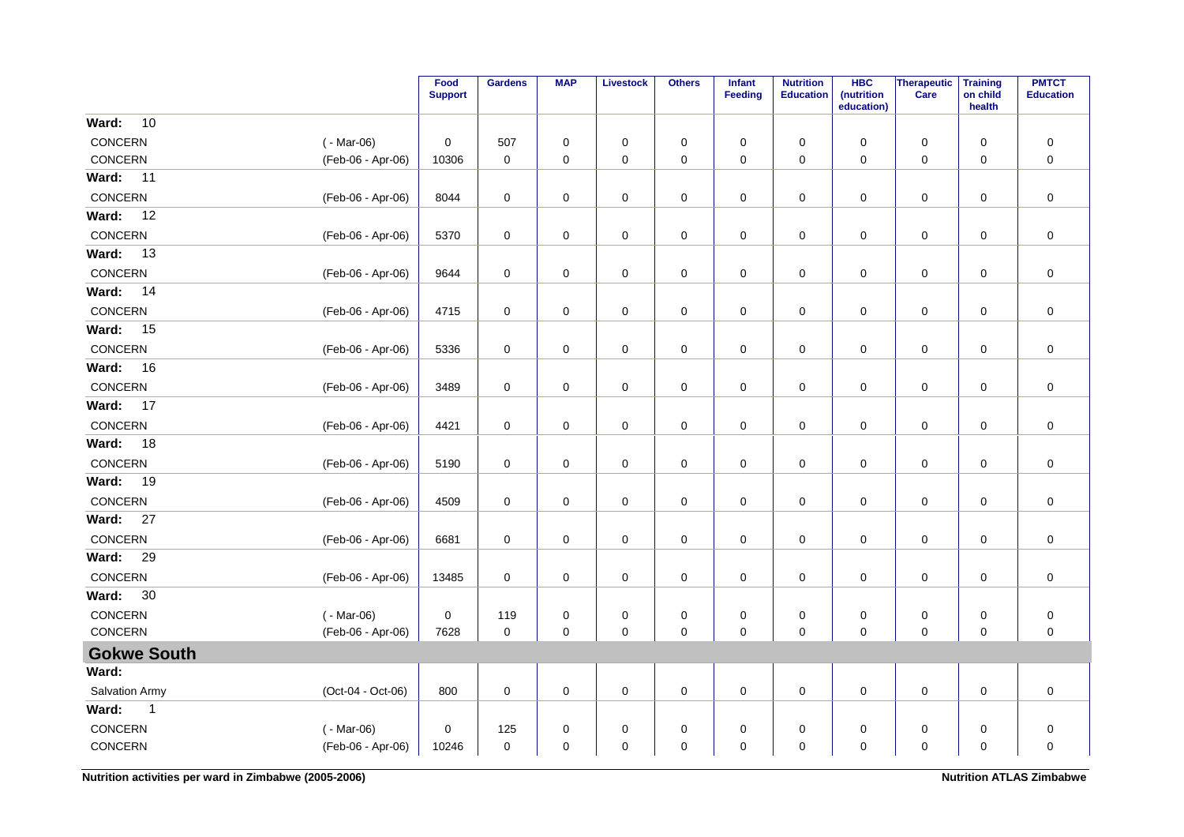| | | Food Support | Gardens | MAP | Livestock | Others | Infant Feeding | Nutrition Education | HBC (nutrition education) | Therapeutic Care | Training on child health | PMTCT Education |
|---|---|---|---|---|---|---|---|---|---|---|---|---|
| **Ward: 10** | | | | | | | | | | | | |
| CONCERN | ( - Mar-06) | 0 | 507 | 0 | 0 | 0 | 0 | 0 | 0 | 0 | 0 | 0 |
| CONCERN | (Feb-06 - Apr-06) | 10306 | 0 | 0 | 0 | 0 | 0 | 0 | 0 | 0 | 0 | 0 |
| **Ward: 11** | | | | | | | | | | | | |
| CONCERN | (Feb-06 - Apr-06) | 8044 | 0 | 0 | 0 | 0 | 0 | 0 | 0 | 0 | 0 | 0 |
| **Ward: 12** | | | | | | | | | | | | |
| CONCERN | (Feb-06 - Apr-06) | 5370 | 0 | 0 | 0 | 0 | 0 | 0 | 0 | 0 | 0 | 0 |
| **Ward: 13** | | | | | | | | | | | | |
| CONCERN | (Feb-06 - Apr-06) | 9644 | 0 | 0 | 0 | 0 | 0 | 0 | 0 | 0 | 0 | 0 |
| **Ward: 14** | | | | | | | | | | | | |
| CONCERN | (Feb-06 - Apr-06) | 4715 | 0 | 0 | 0 | 0 | 0 | 0 | 0 | 0 | 0 | 0 |
| **Ward: 15** | | | | | | | | | | | | |
| CONCERN | (Feb-06 - Apr-06) | 5336 | 0 | 0 | 0 | 0 | 0 | 0 | 0 | 0 | 0 | 0 |
| **Ward: 16** | | | | | | | | | | | | |
| CONCERN | (Feb-06 - Apr-06) | 3489 | 0 | 0 | 0 | 0 | 0 | 0 | 0 | 0 | 0 | 0 |
| **Ward: 17** | | | | | | | | | | | | |
| CONCERN | (Feb-06 - Apr-06) | 4421 | 0 | 0 | 0 | 0 | 0 | 0 | 0 | 0 | 0 | 0 |
| **Ward: 18** | | | | | | | | | | | | |
| CONCERN | (Feb-06 - Apr-06) | 5190 | 0 | 0 | 0 | 0 | 0 | 0 | 0 | 0 | 0 | 0 |
| **Ward: 19** | | | | | | | | | | | | |
| CONCERN | (Feb-06 - Apr-06) | 4509 | 0 | 0 | 0 | 0 | 0 | 0 | 0 | 0 | 0 | 0 |
| **Ward: 27** | | | | | | | | | | | | |
| CONCERN | (Feb-06 - Apr-06) | 6681 | 0 | 0 | 0 | 0 | 0 | 0 | 0 | 0 | 0 | 0 |
| **Ward: 29** | | | | | | | | | | | | |
| CONCERN | (Feb-06 - Apr-06) | 13485 | 0 | 0 | 0 | 0 | 0 | 0 | 0 | 0 | 0 | 0 |
| **Ward: 30** | | | | | | | | | | | | |
| CONCERN | ( - Mar-06) | 0 | 119 | 0 | 0 | 0 | 0 | 0 | 0 | 0 | 0 | 0 |
| CONCERN | (Feb-06 - Apr-06) | 7628 | 0 | 0 | 0 | 0 | 0 | 0 | 0 | 0 | 0 | 0 |
| **Gokwe South** | | | | | | | | | | | | |
| **Ward:** | | | | | | | | | | | | |
| Salvation Army | (Oct-04 - Oct-06) | 800 | 0 | 0 | 0 | 0 | 0 | 0 | 0 | 0 | 0 | 0 |
| **Ward: 1** | | | | | | | | | | | | |
| CONCERN | ( - Mar-06) | 0 | 125 | 0 | 0 | 0 | 0 | 0 | 0 | 0 | 0 | 0 |
| CONCERN | (Feb-06 - Apr-06) | 10246 | 0 | 0 | 0 | 0 | 0 | 0 | 0 | 0 | 0 | 0 |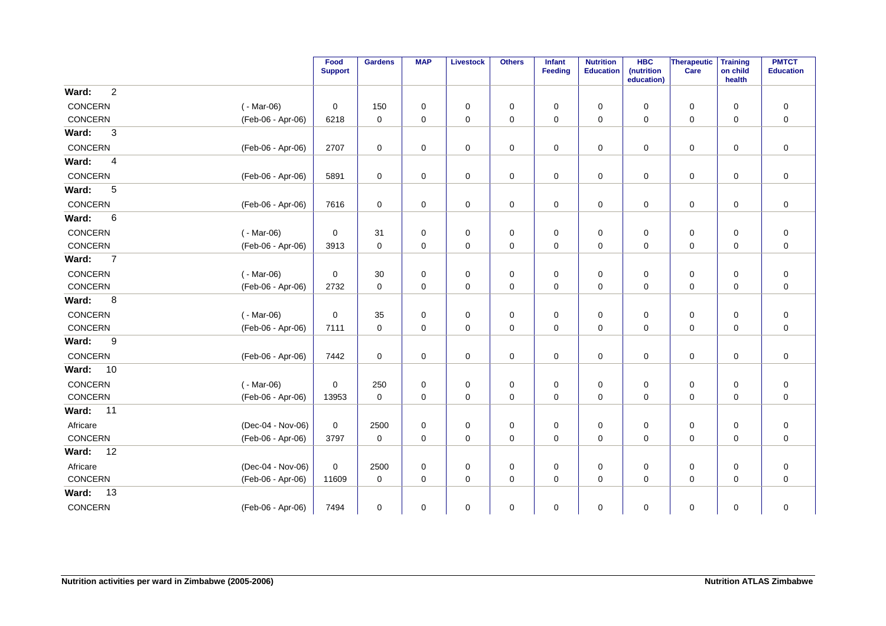| | | Food Support | Gardens | MAP | Livestock | Others | Infant Feeding | Nutrition Education | HBC (nutrition education) | Therapeutic Care | Training on child health | PMTCT Education |
|---|---|---|---|---|---|---|---|---|---|---|---|---|
| **Ward: 2** | | | | | | | | | | | | |
| CONCERN | ( - Mar-06) | 0 | 150 | 0 | 0 | 0 | 0 | 0 | 0 | 0 | 0 | 0 |
| CONCERN | (Feb-06 - Apr-06) | 6218 | 0 | 0 | 0 | 0 | 0 | 0 | 0 | 0 | 0 | 0 |
| **Ward: 3** | | | | | | | | | | | | |
| CONCERN | (Feb-06 - Apr-06) | 2707 | 0 | 0 | 0 | 0 | 0 | 0 | 0 | 0 | 0 | 0 |
| **Ward: 4** | | | | | | | | | | | | |
| CONCERN | (Feb-06 - Apr-06) | 5891 | 0 | 0 | 0 | 0 | 0 | 0 | 0 | 0 | 0 | 0 |
| **Ward: 5** | | | | | | | | | | | | |
| CONCERN | (Feb-06 - Apr-06) | 7616 | 0 | 0 | 0 | 0 | 0 | 0 | 0 | 0 | 0 | 0 |
| **Ward: 6** | | | | | | | | | | | | |
| CONCERN | ( - Mar-06) | 0 | 31 | 0 | 0 | 0 | 0 | 0 | 0 | 0 | 0 | 0 |
| CONCERN | (Feb-06 - Apr-06) | 3913 | 0 | 0 | 0 | 0 | 0 | 0 | 0 | 0 | 0 | 0 |
| **Ward: 7** | | | | | | | | | | | | |
| CONCERN | ( - Mar-06) | 0 | 30 | 0 | 0 | 0 | 0 | 0 | 0 | 0 | 0 | 0 |
| CONCERN | (Feb-06 - Apr-06) | 2732 | 0 | 0 | 0 | 0 | 0 | 0 | 0 | 0 | 0 | 0 |
| **Ward: 8** | | | | | | | | | | | | |
| CONCERN | ( - Mar-06) | 0 | 35 | 0 | 0 | 0 | 0 | 0 | 0 | 0 | 0 | 0 |
| CONCERN | (Feb-06 - Apr-06) | 7111 | 0 | 0 | 0 | 0 | 0 | 0 | 0 | 0 | 0 | 0 |
| **Ward: 9** | | | | | | | | | | | | |
| CONCERN | (Feb-06 - Apr-06) | 7442 | 0 | 0 | 0 | 0 | 0 | 0 | 0 | 0 | 0 | 0 |
| **Ward: 10** | | | | | | | | | | | | |
| CONCERN | ( - Mar-06) | 0 | 250 | 0 | 0 | 0 | 0 | 0 | 0 | 0 | 0 | 0 |
| CONCERN | (Feb-06 - Apr-06) | 13953 | 0 | 0 | 0 | 0 | 0 | 0 | 0 | 0 | 0 | 0 |
| **Ward: 11** | | | | | | | | | | | | |
| Africare | (Dec-04 - Nov-06) | 0 | 2500 | 0 | 0 | 0 | 0 | 0 | 0 | 0 | 0 | 0 |
| CONCERN | (Feb-06 - Apr-06) | 3797 | 0 | 0 | 0 | 0 | 0 | 0 | 0 | 0 | 0 | 0 |
| **Ward: 12** | | | | | | | | | | | | |
| Africare | (Dec-04 - Nov-06) | 0 | 2500 | 0 | 0 | 0 | 0 | 0 | 0 | 0 | 0 | 0 |
| CONCERN | (Feb-06 - Apr-06) | 11609 | 0 | 0 | 0 | 0 | 0 | 0 | 0 | 0 | 0 | 0 |
| **Ward: 13** | | | | | | | | | | | | |
| CONCERN | (Feb-06 - Apr-06) | 7494 | 0 | 0 | 0 | 0 | 0 | 0 | 0 | 0 | 0 | 0 |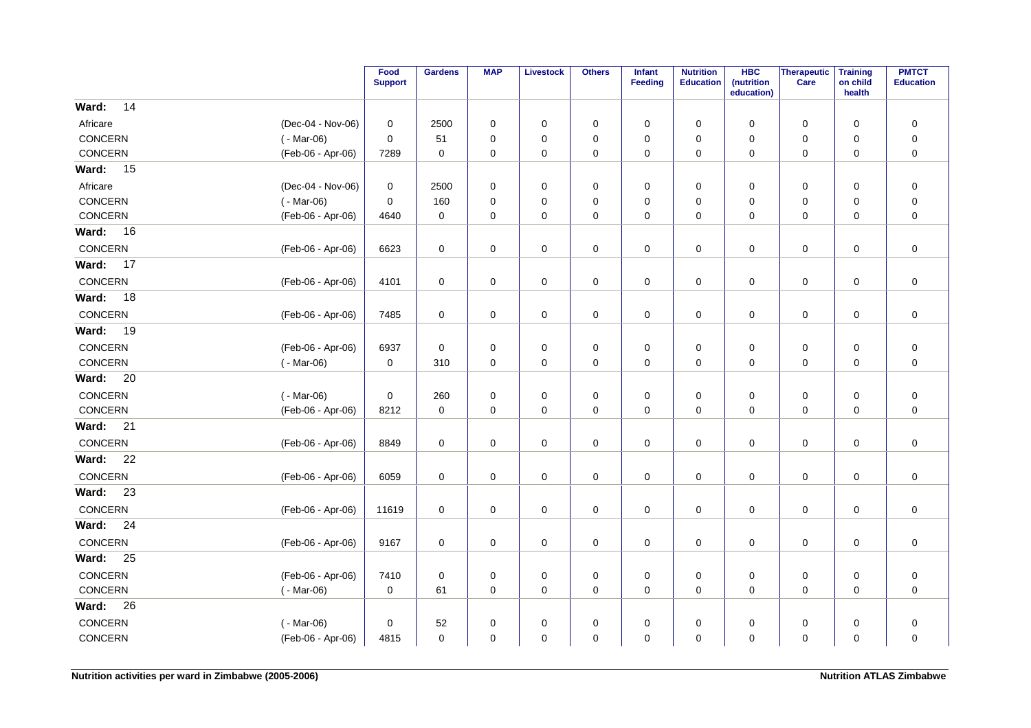| | | Food Support | Gardens | MAP | Livestock | Others | Infant Feeding | Nutrition Education | HBC (nutrition education) | Therapeutic Care | Training on child health | PMTCT Education |
|---|---|---|---|---|---|---|---|---|---|---|---|---|
| **Ward: 14** | | | | | | | | | | | | |
| Africare | (Dec-04 - Nov-06) | 0 | 2500 | 0 | 0 | 0 | 0 | 0 | 0 | 0 | 0 | 0 |
| CONCERN | ( - Mar-06) | 0 | 51 | 0 | 0 | 0 | 0 | 0 | 0 | 0 | 0 | 0 |
| CONCERN | (Feb-06 - Apr-06) | 7289 | 0 | 0 | 0 | 0 | 0 | 0 | 0 | 0 | 0 | 0 |
| **Ward: 15** | | | | | | | | | | | | |
| Africare | (Dec-04 - Nov-06) | 0 | 2500 | 0 | 0 | 0 | 0 | 0 | 0 | 0 | 0 | 0 |
| CONCERN | ( - Mar-06) | 0 | 160 | 0 | 0 | 0 | 0 | 0 | 0 | 0 | 0 | 0 |
| CONCERN | (Feb-06 - Apr-06) | 4640 | 0 | 0 | 0 | 0 | 0 | 0 | 0 | 0 | 0 | 0 |
| **Ward: 16** | | | | | | | | | | | | |
| CONCERN | (Feb-06 - Apr-06) | 6623 | 0 | 0 | 0 | 0 | 0 | 0 | 0 | 0 | 0 | 0 |
| **Ward: 17** | | | | | | | | | | | | |
| CONCERN | (Feb-06 - Apr-06) | 4101 | 0 | 0 | 0 | 0 | 0 | 0 | 0 | 0 | 0 | 0 |
| **Ward: 18** | | | | | | | | | | | | |
| CONCERN | (Feb-06 - Apr-06) | 7485 | 0 | 0 | 0 | 0 | 0 | 0 | 0 | 0 | 0 | 0 |
| **Ward: 19** | | | | | | | | | | | | |
| CONCERN | (Feb-06 - Apr-06) | 6937 | 0 | 0 | 0 | 0 | 0 | 0 | 0 | 0 | 0 | 0 |
| CONCERN | ( - Mar-06) | 0 | 310 | 0 | 0 | 0 | 0 | 0 | 0 | 0 | 0 | 0 |
| **Ward: 20** | | | | | | | | | | | | |
| CONCERN | ( - Mar-06) | 0 | 260 | 0 | 0 | 0 | 0 | 0 | 0 | 0 | 0 | 0 |
| CONCERN | (Feb-06 - Apr-06) | 8212 | 0 | 0 | 0 | 0 | 0 | 0 | 0 | 0 | 0 | 0 |
| **Ward: 21** | | | | | | | | | | | | |
| CONCERN | (Feb-06 - Apr-06) | 8849 | 0 | 0 | 0 | 0 | 0 | 0 | 0 | 0 | 0 | 0 |
| **Ward: 22** | | | | | | | | | | | | |
| CONCERN | (Feb-06 - Apr-06) | 6059 | 0 | 0 | 0 | 0 | 0 | 0 | 0 | 0 | 0 | 0 |
| **Ward: 23** | | | | | | | | | | | | |
| CONCERN | (Feb-06 - Apr-06) | 11619 | 0 | 0 | 0 | 0 | 0 | 0 | 0 | 0 | 0 | 0 |
| **Ward: 24** | | | | | | | | | | | | |
| CONCERN | (Feb-06 - Apr-06) | 9167 | 0 | 0 | 0 | 0 | 0 | 0 | 0 | 0 | 0 | 0 |
| **Ward: 25** | | | | | | | | | | | | |
| CONCERN | (Feb-06 - Apr-06) | 7410 | 0 | 0 | 0 | 0 | 0 | 0 | 0 | 0 | 0 | 0 |
| CONCERN | ( - Mar-06) | 0 | 61 | 0 | 0 | 0 | 0 | 0 | 0 | 0 | 0 | 0 |
| **Ward: 26** | | | | | | | | | | | | |
| CONCERN | ( - Mar-06) | 0 | 52 | 0 | 0 | 0 | 0 | 0 | 0 | 0 | 0 | 0 |
| CONCERN | (Feb-06 - Apr-06) | 4815 | 0 | 0 | 0 | 0 | 0 | 0 | 0 | 0 | 0 | 0 |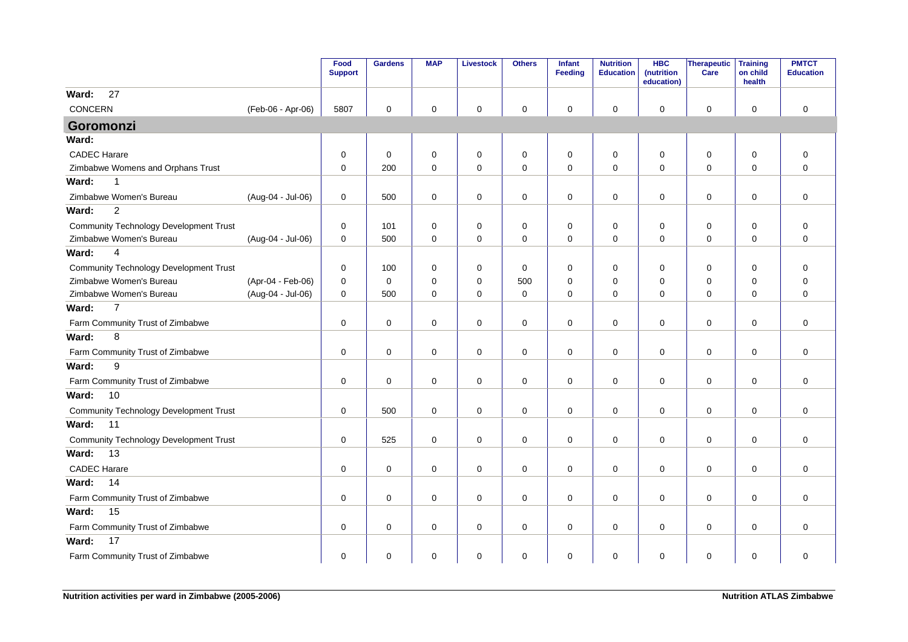| | | Food Support | Gardens | MAP | Livestock | Others | Infant Feeding | Nutrition Education | HBC (nutrition education) | Therapeutic Care | Training on child health | PMTCT Education |
|---|---|---|---|---|---|---|---|---|---|---|---|---|
| **Ward: 27** | | | | | | | | | | | | |
| CONCERN | (Feb-06 - Apr-06) | 5807 | 0 | 0 | 0 | 0 | 0 | 0 | 0 | 0 | 0 | 0 |
| **Goromonzi** | | | | | | | | | | | | |
| **Ward:** | | | | | | | | | | | | |
| CADEC Harare | | 0 | 0 | 0 | 0 | 0 | 0 | 0 | 0 | 0 | 0 | 0 |
| Zimbabwe Womens and Orphans Trust | | 0 | 200 | 0 | 0 | 0 | 0 | 0 | 0 | 0 | 0 | 0 |
| **Ward: 1** | | | | | | | | | | | | |
| Zimbabwe Women's Bureau | (Aug-04 - Jul-06) | 0 | 500 | 0 | 0 | 0 | 0 | 0 | 0 | 0 | 0 | 0 |
| **Ward: 2** | | | | | | | | | | | | |
| Community Technology Development Trust | | 0 | 101 | 0 | 0 | 0 | 0 | 0 | 0 | 0 | 0 | 0 |
| Zimbabwe Women's Bureau | (Aug-04 - Jul-06) | 0 | 500 | 0 | 0 | 0 | 0 | 0 | 0 | 0 | 0 | 0 |
| **Ward: 4** | | | | | | | | | | | | |
| Community Technology Development Trust | | 0 | 100 | 0 | 0 | 0 | 0 | 0 | 0 | 0 | 0 | 0 |
| Zimbabwe Women's Bureau | (Apr-04 - Feb-06) | 0 | 0 | 0 | 0 | 500 | 0 | 0 | 0 | 0 | 0 | 0 |
| Zimbabwe Women's Bureau | (Aug-04 - Jul-06) | 0 | 500 | 0 | 0 | 0 | 0 | 0 | 0 | 0 | 0 | 0 |
| **Ward: 7** | | | | | | | | | | | | |
| Farm Community Trust of Zimbabwe | | 0 | 0 | 0 | 0 | 0 | 0 | 0 | 0 | 0 | 0 | 0 |
| **Ward: 8** | | | | | | | | | | | | |
| Farm Community Trust of Zimbabwe | | 0 | 0 | 0 | 0 | 0 | 0 | 0 | 0 | 0 | 0 | 0 |
| **Ward: 9** | | | | | | | | | | | | |
| Farm Community Trust of Zimbabwe | | 0 | 0 | 0 | 0 | 0 | 0 | 0 | 0 | 0 | 0 | 0 |
| **Ward: 10** | | | | | | | | | | | | |
| Community Technology Development Trust | | 0 | 500 | 0 | 0 | 0 | 0 | 0 | 0 | 0 | 0 | 0 |
| **Ward: 11** | | | | | | | | | | | | |
| Community Technology Development Trust | | 0 | 525 | 0 | 0 | 0 | 0 | 0 | 0 | 0 | 0 | 0 |
| **Ward: 13** | | | | | | | | | | | | |
| CADEC Harare | | 0 | 0 | 0 | 0 | 0 | 0 | 0 | 0 | 0 | 0 | 0 |
| **Ward: 14** | | | | | | | | | | | | |
| Farm Community Trust of Zimbabwe | | 0 | 0 | 0 | 0 | 0 | 0 | 0 | 0 | 0 | 0 | 0 |
| **Ward: 15** | | | | | | | | | | | | |
| Farm Community Trust of Zimbabwe | | 0 | 0 | 0 | 0 | 0 | 0 | 0 | 0 | 0 | 0 | 0 |
| **Ward: 17** | | | | | | | | | | | | |
| Farm Community Trust of Zimbabwe | | 0 | 0 | 0 | 0 | 0 | 0 | 0 | 0 | 0 | 0 | 0 |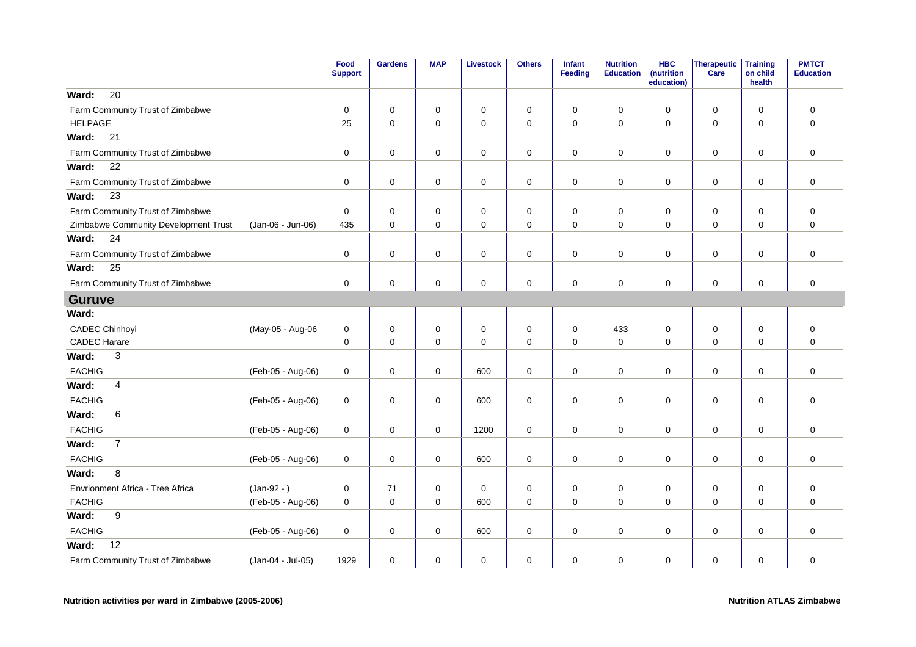| | | Food Support | Gardens | MAP | Livestock | Others | Infant Feeding | Nutrition Education | HBC (nutrition education) | Therapeutic Care | Training on child health | PMTCT Education |
|---|---|---|---|---|---|---|---|---|---|---|---|---|
| **Ward: 20** | | | | | | | | | | | | |
| Farm Community Trust of Zimbabwe | | 0 | 0 | 0 | 0 | 0 | 0 | 0 | 0 | 0 | 0 | 0 |
| HELPAGE | | 25 | 0 | 0 | 0 | 0 | 0 | 0 | 0 | 0 | 0 | 0 |
| **Ward: 21** | | | | | | | | | | | | |
| Farm Community Trust of Zimbabwe | | 0 | 0 | 0 | 0 | 0 | 0 | 0 | 0 | 0 | 0 | 0 |
| **Ward: 22** | | | | | | | | | | | | |
| Farm Community Trust of Zimbabwe | | 0 | 0 | 0 | 0 | 0 | 0 | 0 | 0 | 0 | 0 | 0 |
| **Ward: 23** | | | | | | | | | | | | |
| Farm Community Trust of Zimbabwe | | 0 | 0 | 0 | 0 | 0 | 0 | 0 | 0 | 0 | 0 | 0 |
| Zimbabwe Community Development Trust | (Jan-06 - Jun-06) | 435 | 0 | 0 | 0 | 0 | 0 | 0 | 0 | 0 | 0 | 0 |
| **Ward: 24** | | | | | | | | | | | | |
| Farm Community Trust of Zimbabwe | | 0 | 0 | 0 | 0 | 0 | 0 | 0 | 0 | 0 | 0 | 0 |
| **Ward: 25** | | | | | | | | | | | | |
| Farm Community Trust of Zimbabwe | | 0 | 0 | 0 | 0 | 0 | 0 | 0 | 0 | 0 | 0 | 0 |
| **Guruve** | | | | | | | | | | | | |
| **Ward:** | | | | | | | | | | | | |
| CADEC Chinhoyi | (May-05 - Aug-06 | 0 | 0 | 0 | 0 | 0 | 0 | 433 | 0 | 0 | 0 | 0 |
| CADEC Harare | | 0 | 0 | 0 | 0 | 0 | 0 | 0 | 0 | 0 | 0 | 0 |
| **Ward: 3** | | | | | | | | | | | | |
| FACHIG | (Feb-05 - Aug-06) | 0 | 0 | 0 | 600 | 0 | 0 | 0 | 0 | 0 | 0 | 0 |
| **Ward: 4** | | | | | | | | | | | | |
| FACHIG | (Feb-05 - Aug-06) | 0 | 0 | 0 | 600 | 0 | 0 | 0 | 0 | 0 | 0 | 0 |
| **Ward: 6** | | | | | | | | | | | | |
| FACHIG | (Feb-05 - Aug-06) | 0 | 0 | 0 | 1200 | 0 | 0 | 0 | 0 | 0 | 0 | 0 |
| **Ward: 7** | | | | | | | | | | | | |
| FACHIG | (Feb-05 - Aug-06) | 0 | 0 | 0 | 600 | 0 | 0 | 0 | 0 | 0 | 0 | 0 |
| **Ward: 8** | | | | | | | | | | | | |
| Envrionment Africa - Tree Africa | (Jan-92 - ) | 0 | 71 | 0 | 0 | 0 | 0 | 0 | 0 | 0 | 0 | 0 |
| FACHIG | (Feb-05 - Aug-06) | 0 | 0 | 0 | 600 | 0 | 0 | 0 | 0 | 0 | 0 | 0 |
| **Ward: 9** | | | | | | | | | | | | |
| FACHIG | (Feb-05 - Aug-06) | 0 | 0 | 0 | 600 | 0 | 0 | 0 | 0 | 0 | 0 | 0 |
| **Ward: 12** | | | | | | | | | | | | |
| Farm Community Trust of Zimbabwe | (Jan-04 - Jul-05) | 1929 | 0 | 0 | 0 | 0 | 0 | 0 | 0 | 0 | 0 | 0 |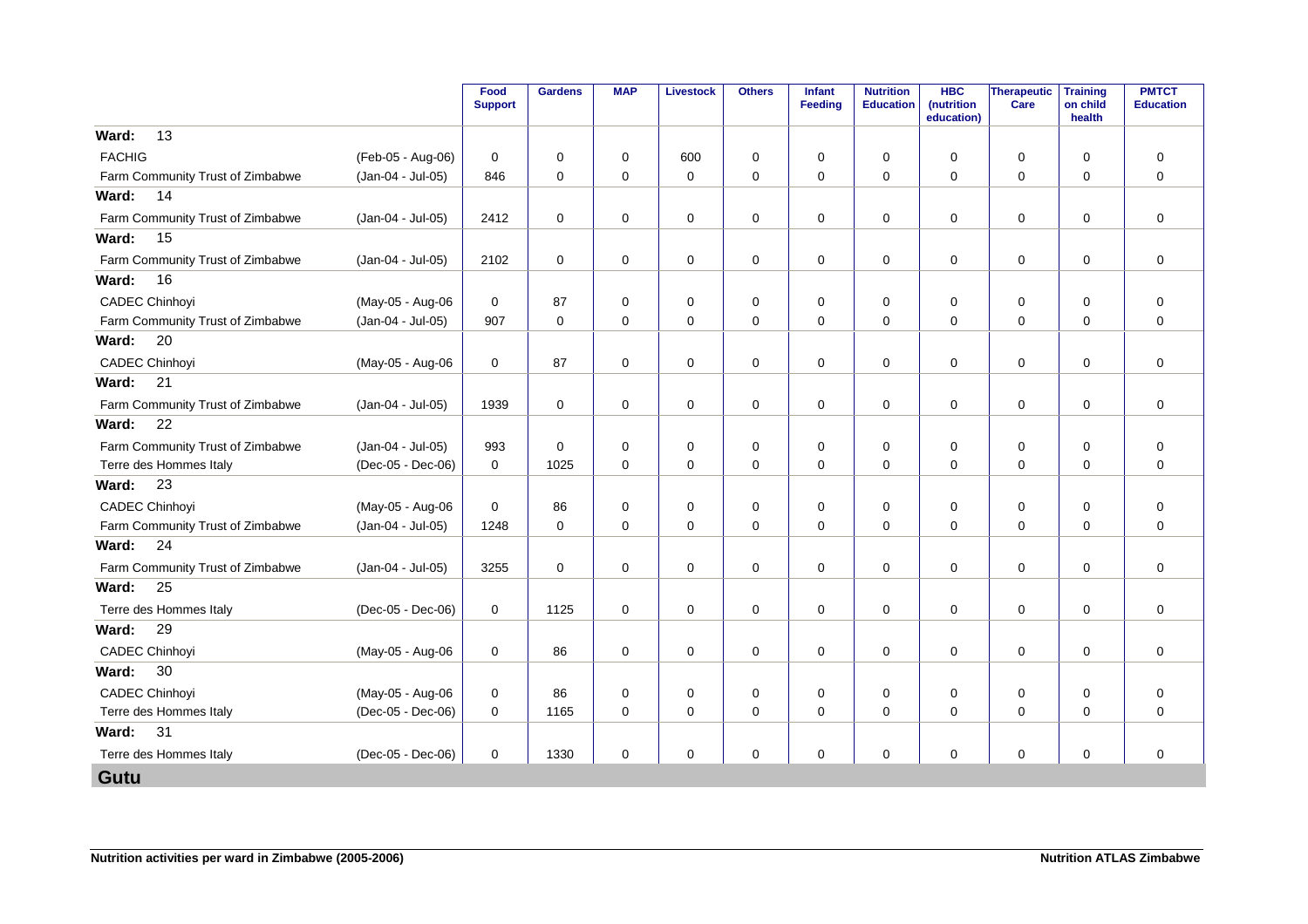| | | Food Support | Gardens | MAP | Livestock | Others | Infant Feeding | Nutrition Education | HBC (nutrition education) | Therapeutic Care | Training on child health | PMTCT Education |
|---|---|---|---|---|---|---|---|---|---|---|---|---|
| **Ward: 13** | | | | | | | | | | | | |
| FACHIG | (Feb-05 - Aug-06) | 0 | 0 | 0 | 600 | 0 | 0 | 0 | 0 | 0 | 0 | 0 |
| Farm Community Trust of Zimbabwe | (Jan-04 - Jul-05) | 846 | 0 | 0 | 0 | 0 | 0 | 0 | 0 | 0 | 0 | 0 |
| **Ward: 14** | | | | | | | | | | | | |
| Farm Community Trust of Zimbabwe | (Jan-04 - Jul-05) | 2412 | 0 | 0 | 0 | 0 | 0 | 0 | 0 | 0 | 0 | 0 |
| **Ward: 15** | | | | | | | | | | | | |
| Farm Community Trust of Zimbabwe | (Jan-04 - Jul-05) | 2102 | 0 | 0 | 0 | 0 | 0 | 0 | 0 | 0 | 0 | 0 |
| **Ward: 16** | | | | | | | | | | | | |
| CADEC Chinhoyi | (May-05 - Aug-06 | 0 | 87 | 0 | 0 | 0 | 0 | 0 | 0 | 0 | 0 | 0 |
| Farm Community Trust of Zimbabwe | (Jan-04 - Jul-05) | 907 | 0 | 0 | 0 | 0 | 0 | 0 | 0 | 0 | 0 | 0 |
| **Ward: 20** | | | | | | | | | | | | |
| CADEC Chinhoyi | (May-05 - Aug-06 | 0 | 87 | 0 | 0 | 0 | 0 | 0 | 0 | 0 | 0 | 0 |
| **Ward: 21** | | | | | | | | | | | | |
| Farm Community Trust of Zimbabwe | (Jan-04 - Jul-05) | 1939 | 0 | 0 | 0 | 0 | 0 | 0 | 0 | 0 | 0 | 0 |
| **Ward: 22** | | | | | | | | | | | | |
| Farm Community Trust of Zimbabwe | (Jan-04 - Jul-05) | 993 | 0 | 0 | 0 | 0 | 0 | 0 | 0 | 0 | 0 | 0 |
| Terre des Hommes Italy | (Dec-05 - Dec-06) | 0 | 1025 | 0 | 0 | 0 | 0 | 0 | 0 | 0 | 0 | 0 |
| **Ward: 23** | | | | | | | | | | | | |
| CADEC Chinhoyi | (May-05 - Aug-06 | 0 | 86 | 0 | 0 | 0 | 0 | 0 | 0 | 0 | 0 | 0 |
| Farm Community Trust of Zimbabwe | (Jan-04 - Jul-05) | 1248 | 0 | 0 | 0 | 0 | 0 | 0 | 0 | 0 | 0 | 0 |
| **Ward: 24** | | | | | | | | | | | | |
| Farm Community Trust of Zimbabwe | (Jan-04 - Jul-05) | 3255 | 0 | 0 | 0 | 0 | 0 | 0 | 0 | 0 | 0 | 0 |
| **Ward: 25** | | | | | | | | | | | | |
| Terre des Hommes Italy | (Dec-05 - Dec-06) | 0 | 1125 | 0 | 0 | 0 | 0 | 0 | 0 | 0 | 0 | 0 |
| **Ward: 29** | | | | | | | | | | | | |
| CADEC Chinhoyi | (May-05 - Aug-06 | 0 | 86 | 0 | 0 | 0 | 0 | 0 | 0 | 0 | 0 | 0 |
| **Ward: 30** | | | | | | | | | | | | |
| CADEC Chinhoyi | (May-05 - Aug-06 | 0 | 86 | 0 | 0 | 0 | 0 | 0 | 0 | 0 | 0 | 0 |
| Terre des Hommes Italy | (Dec-05 - Dec-06) | 0 | 1165 | 0 | 0 | 0 | 0 | 0 | 0 | 0 | 0 | 0 |
| **Ward: 31** | | | | | | | | | | | | |
| Terre des Hommes Italy | (Dec-05 - Dec-06) | 0 | 1330 | 0 | 0 | 0 | 0 | 0 | 0 | 0 | 0 | 0 |

## Gutu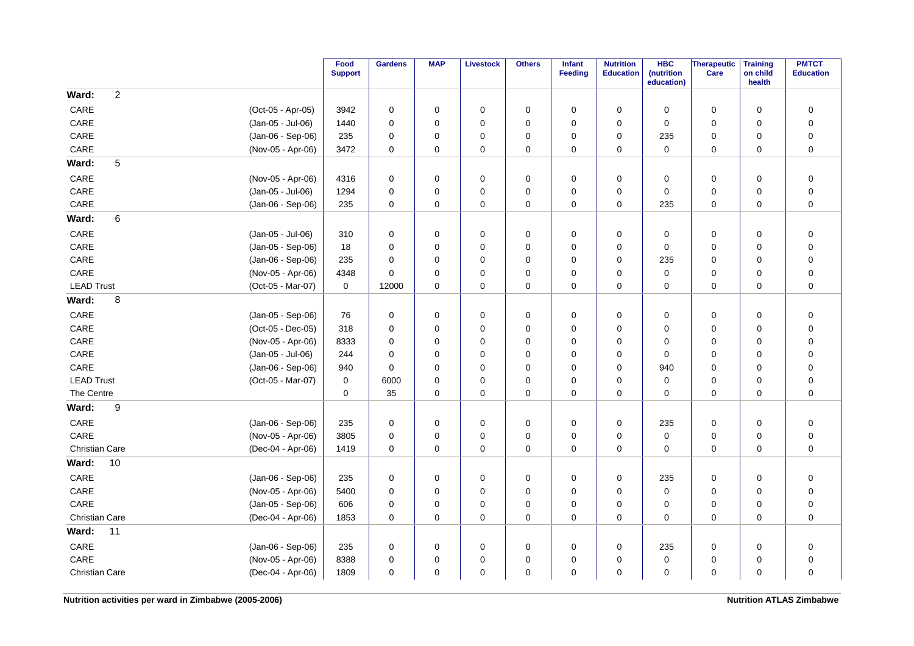| | | Food Support | Gardens | MAP | Livestock | Others | Infant Feeding | Nutrition Education | HBC (nutrition education) | Therapeutic Care | Training on child health | PMTCT Education |
|---|---|---|---|---|---|---|---|---|---|---|---|---|
| **Ward: 2** | | | | | | | | | | | | |
| CARE | (Oct-05 - Apr-05) | 3942 | 0 | 0 | 0 | 0 | 0 | 0 | 0 | 0 | 0 | 0 |
| CARE | (Jan-05 - Jul-06) | 1440 | 0 | 0 | 0 | 0 | 0 | 0 | 0 | 0 | 0 | 0 |
| CARE | (Jan-06 - Sep-06) | 235 | 0 | 0 | 0 | 0 | 0 | 0 | 235 | 0 | 0 | 0 |
| CARE | (Nov-05 - Apr-06) | 3472 | 0 | 0 | 0 | 0 | 0 | 0 | 0 | 0 | 0 | 0 |
| **Ward: 5** | | | | | | | | | | | | |
| CARE | (Nov-05 - Apr-06) | 4316 | 0 | 0 | 0 | 0 | 0 | 0 | 0 | 0 | 0 | 0 |
| CARE | (Jan-05 - Jul-06) | 1294 | 0 | 0 | 0 | 0 | 0 | 0 | 0 | 0 | 0 | 0 |
| CARE | (Jan-06 - Sep-06) | 235 | 0 | 0 | 0 | 0 | 0 | 0 | 235 | 0 | 0 | 0 |
| **Ward: 6** | | | | | | | | | | | | |
| CARE | (Jan-05 - Jul-06) | 310 | 0 | 0 | 0 | 0 | 0 | 0 | 0 | 0 | 0 | 0 |
| CARE | (Jan-05 - Sep-06) | 18 | 0 | 0 | 0 | 0 | 0 | 0 | 0 | 0 | 0 | 0 |
| CARE | (Jan-06 - Sep-06) | 235 | 0 | 0 | 0 | 0 | 0 | 0 | 235 | 0 | 0 | 0 |
| CARE | (Nov-05 - Apr-06) | 4348 | 0 | 0 | 0 | 0 | 0 | 0 | 0 | 0 | 0 | 0 |
| LEAD Trust | (Oct-05 - Mar-07) | 0 | 12000 | 0 | 0 | 0 | 0 | 0 | 0 | 0 | 0 | 0 |
| **Ward: 8** | | | | | | | | | | | | |
| CARE | (Jan-05 - Sep-06) | 76 | 0 | 0 | 0 | 0 | 0 | 0 | 0 | 0 | 0 | 0 |
| CARE | (Oct-05 - Dec-05) | 318 | 0 | 0 | 0 | 0 | 0 | 0 | 0 | 0 | 0 | 0 |
| CARE | (Nov-05 - Apr-06) | 8333 | 0 | 0 | 0 | 0 | 0 | 0 | 0 | 0 | 0 | 0 |
| CARE | (Jan-05 - Jul-06) | 244 | 0 | 0 | 0 | 0 | 0 | 0 | 0 | 0 | 0 | 0 |
| CARE | (Jan-06 - Sep-06) | 940 | 0 | 0 | 0 | 0 | 0 | 0 | 940 | 0 | 0 | 0 |
| LEAD Trust | (Oct-05 - Mar-07) | 0 | 6000 | 0 | 0 | 0 | 0 | 0 | 0 | 0 | 0 | 0 |
| The Centre | | 0 | 35 | 0 | 0 | 0 | 0 | 0 | 0 | 0 | 0 | 0 |
| **Ward: 9** | | | | | | | | | | | | |
| CARE | (Jan-06 - Sep-06) | 235 | 0 | 0 | 0 | 0 | 0 | 0 | 235 | 0 | 0 | 0 |
| CARE | (Nov-05 - Apr-06) | 3805 | 0 | 0 | 0 | 0 | 0 | 0 | 0 | 0 | 0 | 0 |
| Christian Care | (Dec-04 - Apr-06) | 1419 | 0 | 0 | 0 | 0 | 0 | 0 | 0 | 0 | 0 | 0 |
| **Ward: 10** | | | | | | | | | | | | |
| CARE | (Jan-06 - Sep-06) | 235 | 0 | 0 | 0 | 0 | 0 | 0 | 235 | 0 | 0 | 0 |
| CARE | (Nov-05 - Apr-06) | 5400 | 0 | 0 | 0 | 0 | 0 | 0 | 0 | 0 | 0 | 0 |
| CARE | (Jan-05 - Sep-06) | 606 | 0 | 0 | 0 | 0 | 0 | 0 | 0 | 0 | 0 | 0 |
| Christian Care | (Dec-04 - Apr-06) | 1853 | 0 | 0 | 0 | 0 | 0 | 0 | 0 | 0 | 0 | 0 |
| **Ward: 11** | | | | | | | | | | | | |
| CARE | (Jan-06 - Sep-06) | 235 | 0 | 0 | 0 | 0 | 0 | 0 | 235 | 0 | 0 | 0 |
| CARE | (Nov-05 - Apr-06) | 8388 | 0 | 0 | 0 | 0 | 0 | 0 | 0 | 0 | 0 | 0 |
| Christian Care | (Dec-04 - Apr-06) | 1809 | 0 | 0 | 0 | 0 | 0 | 0 | 0 | 0 | 0 | 0 |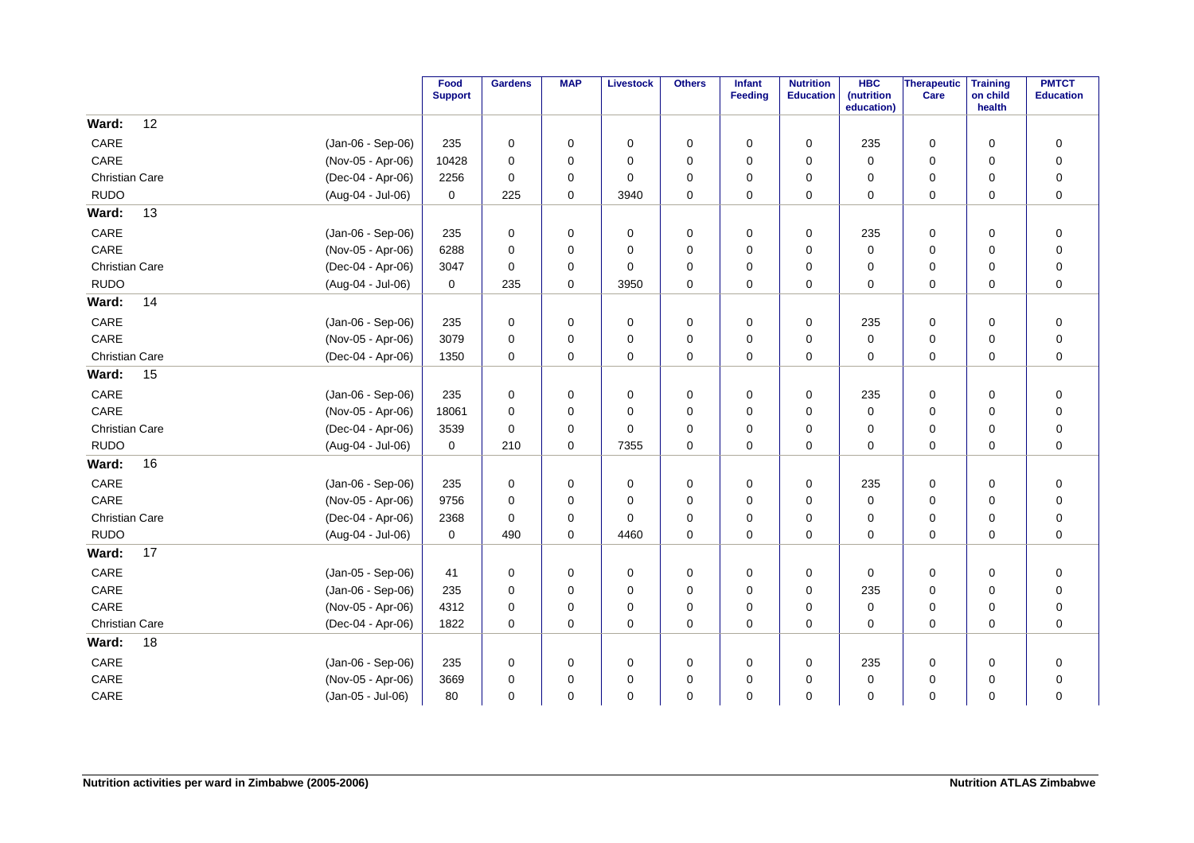| | | Food Support | Gardens | MAP | Livestock | Others | Infant Feeding | Nutrition Education | HBC (nutrition education) | Therapeutic Care | Training on child health | PMTCT Education |
|---|---|---|---|---|---|---|---|---|---|---|---|---|
| **Ward: 12** | | | | | | | | | | | | |
| CARE | (Jan-06 - Sep-06) | 235 | 0 | 0 | 0 | 0 | 0 | 0 | 235 | 0 | 0 | 0 |
| CARE | (Nov-05 - Apr-06) | 10428 | 0 | 0 | 0 | 0 | 0 | 0 | 0 | 0 | 0 | 0 |
| Christian Care | (Dec-04 - Apr-06) | 2256 | 0 | 0 | 0 | 0 | 0 | 0 | 0 | 0 | 0 | 0 |
| RUDO | (Aug-04 - Jul-06) | 0 | 225 | 0 | 3940 | 0 | 0 | 0 | 0 | 0 | 0 | 0 |
| **Ward: 13** | | | | | | | | | | | | |
| CARE | (Jan-06 - Sep-06) | 235 | 0 | 0 | 0 | 0 | 0 | 0 | 235 | 0 | 0 | 0 |
| CARE | (Nov-05 - Apr-06) | 6288 | 0 | 0 | 0 | 0 | 0 | 0 | 0 | 0 | 0 | 0 |
| Christian Care | (Dec-04 - Apr-06) | 3047 | 0 | 0 | 0 | 0 | 0 | 0 | 0 | 0 | 0 | 0 |
| RUDO | (Aug-04 - Jul-06) | 0 | 235 | 0 | 3950 | 0 | 0 | 0 | 0 | 0 | 0 | 0 |
| **Ward: 14** | | | | | | | | | | | | |
| CARE | (Jan-06 - Sep-06) | 235 | 0 | 0 | 0 | 0 | 0 | 0 | 235 | 0 | 0 | 0 |
| CARE | (Nov-05 - Apr-06) | 3079 | 0 | 0 | 0 | 0 | 0 | 0 | 0 | 0 | 0 | 0 |
| Christian Care | (Dec-04 - Apr-06) | 1350 | 0 | 0 | 0 | 0 | 0 | 0 | 0 | 0 | 0 | 0 |
| **Ward: 15** | | | | | | | | | | | | |
| CARE | (Jan-06 - Sep-06) | 235 | 0 | 0 | 0 | 0 | 0 | 0 | 235 | 0 | 0 | 0 |
| CARE | (Nov-05 - Apr-06) | 18061 | 0 | 0 | 0 | 0 | 0 | 0 | 0 | 0 | 0 | 0 |
| Christian Care | (Dec-04 - Apr-06) | 3539 | 0 | 0 | 0 | 0 | 0 | 0 | 0 | 0 | 0 | 0 |
| RUDO | (Aug-04 - Jul-06) | 0 | 210 | 0 | 7355 | 0 | 0 | 0 | 0 | 0 | 0 | 0 |
| **Ward: 16** | | | | | | | | | | | | |
| CARE | (Jan-06 - Sep-06) | 235 | 0 | 0 | 0 | 0 | 0 | 0 | 235 | 0 | 0 | 0 |
| CARE | (Nov-05 - Apr-06) | 9756 | 0 | 0 | 0 | 0 | 0 | 0 | 0 | 0 | 0 | 0 |
| Christian Care | (Dec-04 - Apr-06) | 2368 | 0 | 0 | 0 | 0 | 0 | 0 | 0 | 0 | 0 | 0 |
| RUDO | (Aug-04 - Jul-06) | 0 | 490 | 0 | 4460 | 0 | 0 | 0 | 0 | 0 | 0 | 0 |
| **Ward: 17** | | | | | | | | | | | | |
| CARE | (Jan-05 - Sep-06) | 41 | 0 | 0 | 0 | 0 | 0 | 0 | 0 | 0 | 0 | 0 |
| CARE | (Jan-06 - Sep-06) | 235 | 0 | 0 | 0 | 0 | 0 | 0 | 235 | 0 | 0 | 0 |
| CARE | (Nov-05 - Apr-06) | 4312 | 0 | 0 | 0 | 0 | 0 | 0 | 0 | 0 | 0 | 0 |
| Christian Care | (Dec-04 - Apr-06) | 1822 | 0 | 0 | 0 | 0 | 0 | 0 | 0 | 0 | 0 | 0 |
| **Ward: 18** | | | | | | | | | | | | |
| CARE | (Jan-06 - Sep-06) | 235 | 0 | 0 | 0 | 0 | 0 | 0 | 235 | 0 | 0 | 0 |
| CARE | (Nov-05 - Apr-06) | 3669 | 0 | 0 | 0 | 0 | 0 | 0 | 0 | 0 | 0 | 0 |
| CARE | (Jan-05 - Jul-06) | 80 | 0 | 0 | 0 | 0 | 0 | 0 | 0 | 0 | 0 | 0 |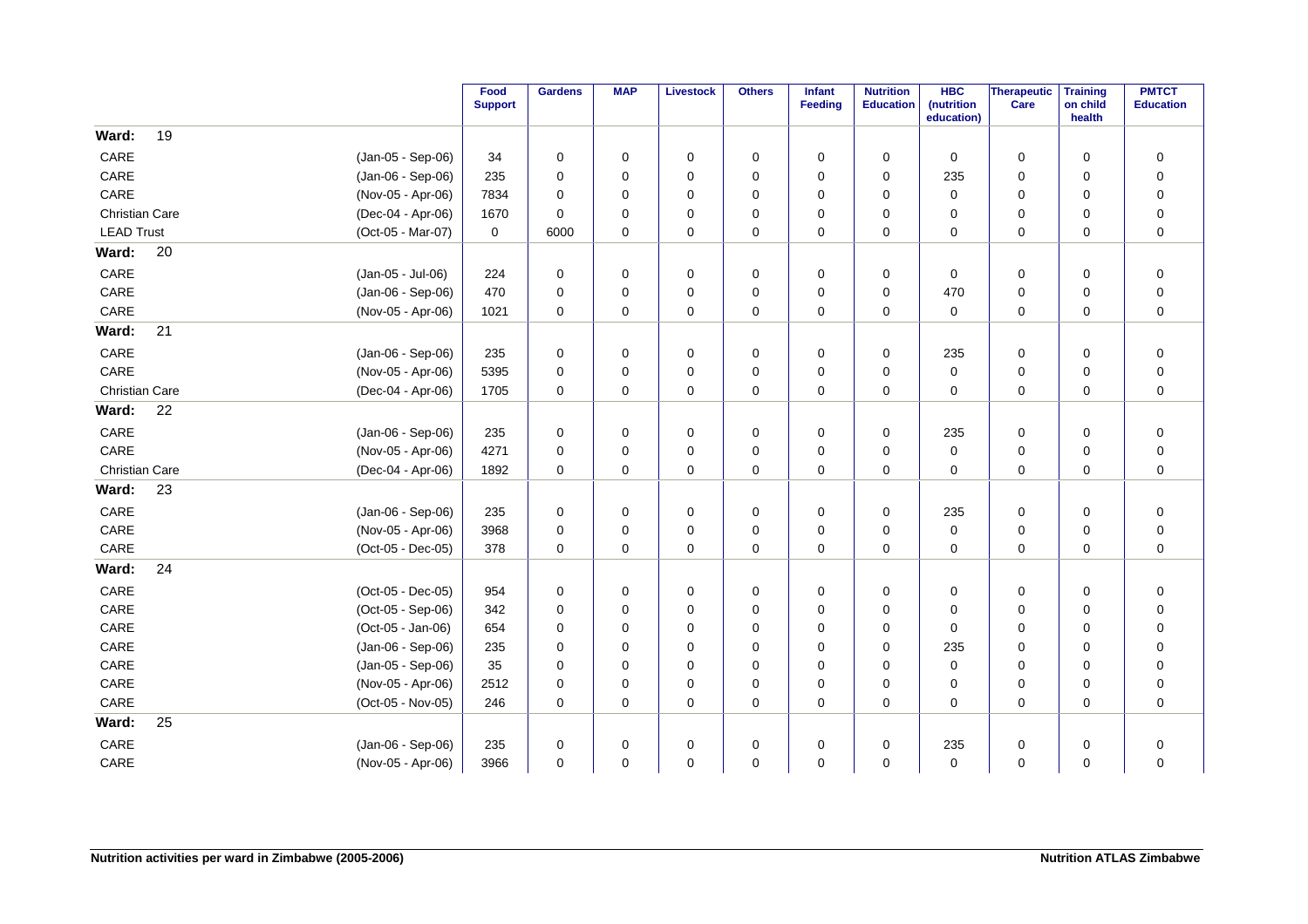| | | Food Support | Gardens | MAP | Livestock | Others | Infant Feeding | Nutrition Education | HBC (nutrition education) | Therapeutic Care | Training on child health | PMTCT Education |
|---|---|---|---|---|---|---|---|---|---|---|---|---|
| **Ward: 19** | | | | | | | | | | | | |
| CARE | (Jan-05 - Sep-06) | 34 | 0 | 0 | 0 | 0 | 0 | 0 | 0 | 0 | 0 | 0 |
| CARE | (Jan-06 - Sep-06) | 235 | 0 | 0 | 0 | 0 | 0 | 0 | 235 | 0 | 0 | 0 |
| CARE | (Nov-05 - Apr-06) | 7834 | 0 | 0 | 0 | 0 | 0 | 0 | 0 | 0 | 0 | 0 |
| Christian Care | (Dec-04 - Apr-06) | 1670 | 0 | 0 | 0 | 0 | 0 | 0 | 0 | 0 | 0 | 0 |
| LEAD Trust | (Oct-05 - Mar-07) | 0 | 6000 | 0 | 0 | 0 | 0 | 0 | 0 | 0 | 0 | 0 |
| **Ward: 20** | | | | | | | | | | | | |
| CARE | (Jan-05 - Jul-06) | 224 | 0 | 0 | 0 | 0 | 0 | 0 | 0 | 0 | 0 | 0 |
| CARE | (Jan-06 - Sep-06) | 470 | 0 | 0 | 0 | 0 | 0 | 0 | 470 | 0 | 0 | 0 |
| CARE | (Nov-05 - Apr-06) | 1021 | 0 | 0 | 0 | 0 | 0 | 0 | 0 | 0 | 0 | 0 |
| **Ward: 21** | | | | | | | | | | | | |
| CARE | (Jan-06 - Sep-06) | 235 | 0 | 0 | 0 | 0 | 0 | 0 | 235 | 0 | 0 | 0 |
| CARE | (Nov-05 - Apr-06) | 5395 | 0 | 0 | 0 | 0 | 0 | 0 | 0 | 0 | 0 | 0 |
| Christian Care | (Dec-04 - Apr-06) | 1705 | 0 | 0 | 0 | 0 | 0 | 0 | 0 | 0 | 0 | 0 |
| **Ward: 22** | | | | | | | | | | | | |
| CARE | (Jan-06 - Sep-06) | 235 | 0 | 0 | 0 | 0 | 0 | 0 | 235 | 0 | 0 | 0 |
| CARE | (Nov-05 - Apr-06) | 4271 | 0 | 0 | 0 | 0 | 0 | 0 | 0 | 0 | 0 | 0 |
| Christian Care | (Dec-04 - Apr-06) | 1892 | 0 | 0 | 0 | 0 | 0 | 0 | 0 | 0 | 0 | 0 |
| **Ward: 23** | | | | | | | | | | | | |
| CARE | (Jan-06 - Sep-06) | 235 | 0 | 0 | 0 | 0 | 0 | 0 | 235 | 0 | 0 | 0 |
| CARE | (Nov-05 - Apr-06) | 3968 | 0 | 0 | 0 | 0 | 0 | 0 | 0 | 0 | 0 | 0 |
| CARE | (Oct-05 - Dec-05) | 378 | 0 | 0 | 0 | 0 | 0 | 0 | 0 | 0 | 0 | 0 |
| **Ward: 24** | | | | | | | | | | | | |
| CARE | (Oct-05 - Dec-05) | 954 | 0 | 0 | 0 | 0 | 0 | 0 | 0 | 0 | 0 | 0 |
| CARE | (Oct-05 - Sep-06) | 342 | 0 | 0 | 0 | 0 | 0 | 0 | 0 | 0 | 0 | 0 |
| CARE | (Oct-05 - Jan-06) | 654 | 0 | 0 | 0 | 0 | 0 | 0 | 0 | 0 | 0 | 0 |
| CARE | (Jan-06 - Sep-06) | 235 | 0 | 0 | 0 | 0 | 0 | 0 | 235 | 0 | 0 | 0 |
| CARE | (Jan-05 - Sep-06) | 35 | 0 | 0 | 0 | 0 | 0 | 0 | 0 | 0 | 0 | 0 |
| CARE | (Nov-05 - Apr-06) | 2512 | 0 | 0 | 0 | 0 | 0 | 0 | 0 | 0 | 0 | 0 |
| CARE | (Oct-05 - Nov-05) | 246 | 0 | 0 | 0 | 0 | 0 | 0 | 0 | 0 | 0 | 0 |
| **Ward: 25** | | | | | | | | | | | | |
| CARE | (Jan-06 - Sep-06) | 235 | 0 | 0 | 0 | 0 | 0 | 0 | 235 | 0 | 0 | 0 |
| CARE | (Nov-05 - Apr-06) | 3966 | 0 | 0 | 0 | 0 | 0 | 0 | 0 | 0 | 0 | 0 |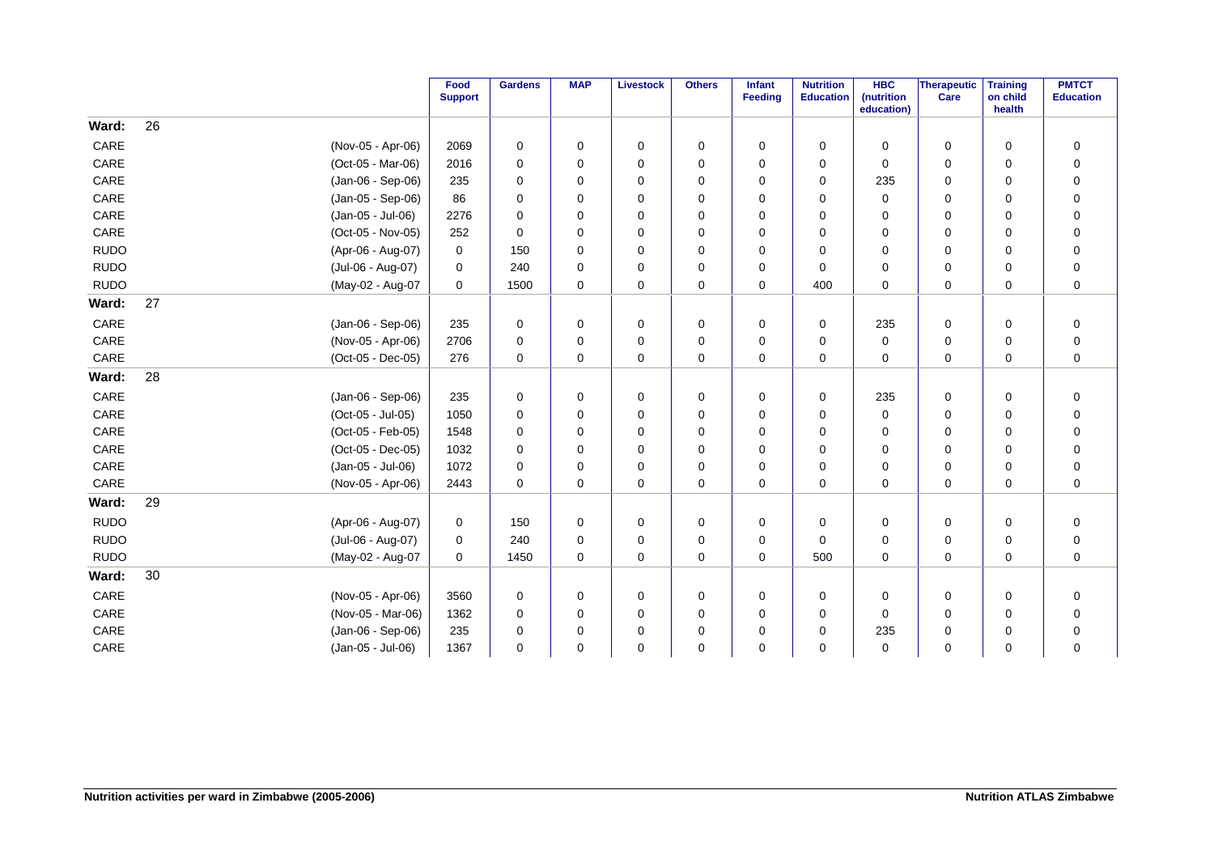| | | Food Support | Gardens | MAP | Livestock | Others | Infant Feeding | Nutrition Education | HBC (nutrition education) | Therapeutic Care | Training on child health | PMTCT Education |
|---|---|---|---|---|---|---|---|---|---|---|---|---|
| **Ward:** | **26** | | | | | | | | | | | |
| CARE | (Nov-05 - Apr-06) | 2069 | 0 | 0 | 0 | 0 | 0 | 0 | 0 | 0 | 0 | 0 |
| CARE | (Oct-05 - Mar-06) | 2016 | 0 | 0 | 0 | 0 | 0 | 0 | 0 | 0 | 0 | 0 |
| CARE | (Jan-06 - Sep-06) | 235 | 0 | 0 | 0 | 0 | 0 | 0 | 235 | 0 | 0 | 0 |
| CARE | (Jan-05 - Sep-06) | 86 | 0 | 0 | 0 | 0 | 0 | 0 | 0 | 0 | 0 | 0 |
| CARE | (Jan-05 - Jul-06) | 2276 | 0 | 0 | 0 | 0 | 0 | 0 | 0 | 0 | 0 | 0 |
| CARE | (Oct-05 - Nov-05) | 252 | 0 | 0 | 0 | 0 | 0 | 0 | 0 | 0 | 0 | 0 |
| RUDO | (Apr-06 - Aug-07) | 0 | 150 | 0 | 0 | 0 | 0 | 0 | 0 | 0 | 0 | 0 |
| RUDO | (Jul-06 - Aug-07) | 0 | 240 | 0 | 0 | 0 | 0 | 0 | 0 | 0 | 0 | 0 |
| RUDO | (May-02 - Aug-07 | 0 | 1500 | 0 | 0 | 0 | 0 | 400 | 0 | 0 | 0 | 0 |
| **Ward:** | **27** | | | | | | | | | | | |
| CARE | (Jan-06 - Sep-06) | 235 | 0 | 0 | 0 | 0 | 0 | 0 | 235 | 0 | 0 | 0 |
| CARE | (Nov-05 - Apr-06) | 2706 | 0 | 0 | 0 | 0 | 0 | 0 | 0 | 0 | 0 | 0 |
| CARE | (Oct-05 - Dec-05) | 276 | 0 | 0 | 0 | 0 | 0 | 0 | 0 | 0 | 0 | 0 |
| **Ward:** | **28** | | | | | | | | | | | |
| CARE | (Jan-06 - Sep-06) | 235 | 0 | 0 | 0 | 0 | 0 | 0 | 235 | 0 | 0 | 0 |
| CARE | (Oct-05 - Jul-05) | 1050 | 0 | 0 | 0 | 0 | 0 | 0 | 0 | 0 | 0 | 0 |
| CARE | (Oct-05 - Feb-05) | 1548 | 0 | 0 | 0 | 0 | 0 | 0 | 0 | 0 | 0 | 0 |
| CARE | (Oct-05 - Dec-05) | 1032 | 0 | 0 | 0 | 0 | 0 | 0 | 0 | 0 | 0 | 0 |
| CARE | (Jan-05 - Jul-06) | 1072 | 0 | 0 | 0 | 0 | 0 | 0 | 0 | 0 | 0 | 0 |
| CARE | (Nov-05 - Apr-06) | 2443 | 0 | 0 | 0 | 0 | 0 | 0 | 0 | 0 | 0 | 0 |
| **Ward:** | **29** | | | | | | | | | | | |
| RUDO | (Apr-06 - Aug-07) | 0 | 150 | 0 | 0 | 0 | 0 | 0 | 0 | 0 | 0 | 0 |
| RUDO | (Jul-06 - Aug-07) | 0 | 240 | 0 | 0 | 0 | 0 | 0 | 0 | 0 | 0 | 0 |
| RUDO | (May-02 - Aug-07 | 0 | 1450 | 0 | 0 | 0 | 0 | 500 | 0 | 0 | 0 | 0 |
| **Ward:** | **30** | | | | | | | | | | | |
| CARE | (Nov-05 - Apr-06) | 3560 | 0 | 0 | 0 | 0 | 0 | 0 | 0 | 0 | 0 | 0 |
| CARE | (Nov-05 - Mar-06) | 1362 | 0 | 0 | 0 | 0 | 0 | 0 | 0 | 0 | 0 | 0 |
| CARE | (Jan-06 - Sep-06) | 235 | 0 | 0 | 0 | 0 | 0 | 0 | 235 | 0 | 0 | 0 |
| CARE | (Jan-05 - Jul-06) | 1367 | 0 | 0 | 0 | 0 | 0 | 0 | 0 | 0 | 0 | 0 |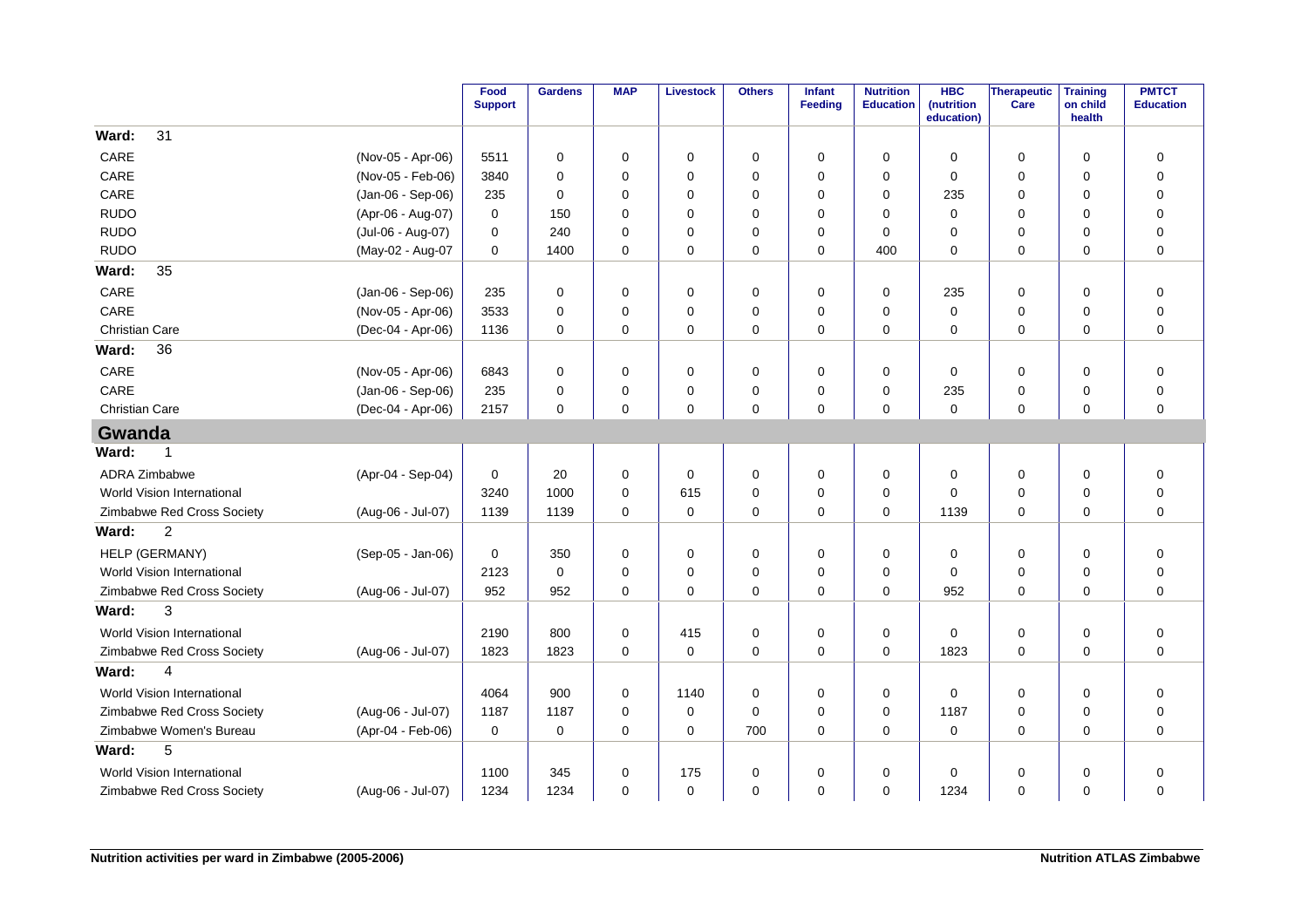| | | Food Support | Gardens | MAP | Livestock | Others | Infant Feeding | Nutrition Education | HBC (nutrition education) | Therapeutic Care | Training on child health | PMTCT Education |
|---|---|---|---|---|---|---|---|---|---|---|---|---|
| **Ward: 31** | | | | | | | | | | | | |
| CARE | (Nov-05 - Apr-06) | 5511 | 0 | 0 | 0 | 0 | 0 | 0 | 0 | 0 | 0 | 0 |
| CARE | (Nov-05 - Feb-06) | 3840 | 0 | 0 | 0 | 0 | 0 | 0 | 0 | 0 | 0 | 0 |
| CARE | (Jan-06 - Sep-06) | 235 | 0 | 0 | 0 | 0 | 0 | 0 | 235 | 0 | 0 | 0 |
| RUDO | (Apr-06 - Aug-07) | 0 | 150 | 0 | 0 | 0 | 0 | 0 | 0 | 0 | 0 | 0 |
| RUDO | (Jul-06 - Aug-07) | 0 | 240 | 0 | 0 | 0 | 0 | 0 | 0 | 0 | 0 | 0 |
| RUDO | (May-02 - Aug-07 | 0 | 1400 | 0 | 0 | 0 | 0 | 400 | 0 | 0 | 0 | 0 |
| **Ward: 35** | | | | | | | | | | | | |
| CARE | (Jan-06 - Sep-06) | 235 | 0 | 0 | 0 | 0 | 0 | 0 | 235 | 0 | 0 | 0 |
| CARE | (Nov-05 - Apr-06) | 3533 | 0 | 0 | 0 | 0 | 0 | 0 | 0 | 0 | 0 | 0 |
| Christian Care | (Dec-04 - Apr-06) | 1136 | 0 | 0 | 0 | 0 | 0 | 0 | 0 | 0 | 0 | 0 |
| **Ward: 36** | | | | | | | | | | | | |
| CARE | (Nov-05 - Apr-06) | 6843 | 0 | 0 | 0 | 0 | 0 | 0 | 0 | 0 | 0 | 0 |
| CARE | (Jan-06 - Sep-06) | 235 | 0 | 0 | 0 | 0 | 0 | 0 | 235 | 0 | 0 | 0 |
| Christian Care | (Dec-04 - Apr-06) | 2157 | 0 | 0 | 0 | 0 | 0 | 0 | 0 | 0 | 0 | 0 |
| **Gwanda** | | | | | | | | | | | | |
| **Ward: 1** | | | | | | | | | | | | |
| ADRA Zimbabwe | (Apr-04 - Sep-04) | 0 | 20 | 0 | 0 | 0 | 0 | 0 | 0 | 0 | 0 | 0 |
| World Vision International | | 3240 | 1000 | 0 | 615 | 0 | 0 | 0 | 0 | 0 | 0 | 0 |
| Zimbabwe Red Cross Society | (Aug-06 - Jul-07) | 1139 | 1139 | 0 | 0 | 0 | 0 | 0 | 1139 | 0 | 0 | 0 |
| **Ward: 2** | | | | | | | | | | | | |
| HELP (GERMANY) | (Sep-05 - Jan-06) | 0 | 350 | 0 | 0 | 0 | 0 | 0 | 0 | 0 | 0 | 0 |
| World Vision International | | 2123 | 0 | 0 | 0 | 0 | 0 | 0 | 0 | 0 | 0 | 0 |
| Zimbabwe Red Cross Society | (Aug-06 - Jul-07) | 952 | 952 | 0 | 0 | 0 | 0 | 0 | 952 | 0 | 0 | 0 |
| **Ward: 3** | | | | | | | | | | | | |
| World Vision International | | 2190 | 800 | 0 | 415 | 0 | 0 | 0 | 0 | 0 | 0 | 0 |
| Zimbabwe Red Cross Society | (Aug-06 - Jul-07) | 1823 | 1823 | 0 | 0 | 0 | 0 | 0 | 1823 | 0 | 0 | 0 |
| **Ward: 4** | | | | | | | | | | | | |
| World Vision International | | 4064 | 900 | 0 | 1140 | 0 | 0 | 0 | 0 | 0 | 0 | 0 |
| Zimbabwe Red Cross Society | (Aug-06 - Jul-07) | 1187 | 1187 | 0 | 0 | 0 | 0 | 0 | 1187 | 0 | 0 | 0 |
| Zimbabwe Women's Bureau | (Apr-04 - Feb-06) | 0 | 0 | 0 | 0 | 700 | 0 | 0 | 0 | 0 | 0 | 0 |
| **Ward: 5** | | | | | | | | | | | | |
| World Vision International | | 1100 | 345 | 0 | 175 | 0 | 0 | 0 | 0 | 0 | 0 | 0 |
| Zimbabwe Red Cross Society | (Aug-06 - Jul-07) | 1234 | 1234 | 0 | 0 | 0 | 0 | 0 | 1234 | 0 | 0 | 0 |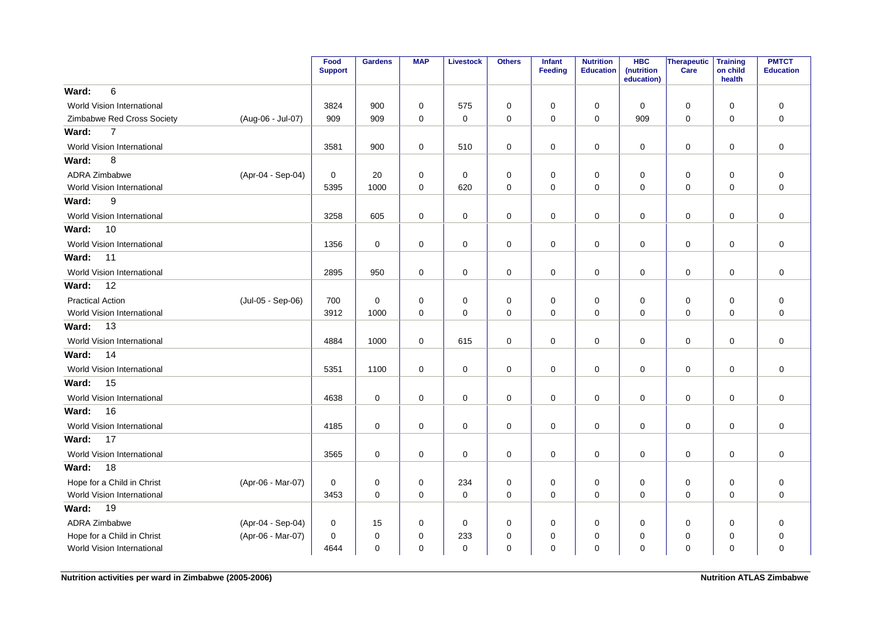| | | Food Support | Gardens | MAP | Livestock | Others | Infant Feeding | Nutrition Education | HBC (nutrition education) | Therapeutic Care | Training on child health | PMTCT Education |
|---|---|---|---|---|---|---|---|---|---|---|---|---|
| **Ward: 6** | | | | | | | | | | | | |
| World Vision International | | 3824 | 900 | 0 | 575 | 0 | 0 | 0 | 0 | 0 | 0 | 0 |
| Zimbabwe Red Cross Society | (Aug-06 - Jul-07) | 909 | 909 | 0 | 0 | 0 | 0 | 0 | 909 | 0 | 0 | 0 |
| **Ward: 7** | | | | | | | | | | | | |
| World Vision International | | 3581 | 900 | 0 | 510 | 0 | 0 | 0 | 0 | 0 | 0 | 0 |
| **Ward: 8** | | | | | | | | | | | | |
| ADRA Zimbabwe | (Apr-04 - Sep-04) | 0 | 20 | 0 | 0 | 0 | 0 | 0 | 0 | 0 | 0 | 0 |
| World Vision International | | 5395 | 1000 | 0 | 620 | 0 | 0 | 0 | 0 | 0 | 0 | 0 |
| **Ward: 9** | | | | | | | | | | | | |
| World Vision International | | 3258 | 605 | 0 | 0 | 0 | 0 | 0 | 0 | 0 | 0 | 0 |
| **Ward: 10** | | | | | | | | | | | | |
| World Vision International | | 1356 | 0 | 0 | 0 | 0 | 0 | 0 | 0 | 0 | 0 | 0 |
| **Ward: 11** | | | | | | | | | | | | |
| World Vision International | | 2895 | 950 | 0 | 0 | 0 | 0 | 0 | 0 | 0 | 0 | 0 |
| **Ward: 12** | | | | | | | | | | | | |
| Practical Action | (Jul-05 - Sep-06) | 700 | 0 | 0 | 0 | 0 | 0 | 0 | 0 | 0 | 0 | 0 |
| World Vision International | | 3912 | 1000 | 0 | 0 | 0 | 0 | 0 | 0 | 0 | 0 | 0 |
| **Ward: 13** | | | | | | | | | | | | |
| World Vision International | | 4884 | 1000 | 0 | 615 | 0 | 0 | 0 | 0 | 0 | 0 | 0 |
| **Ward: 14** | | | | | | | | | | | | |
| World Vision International | | 5351 | 1100 | 0 | 0 | 0 | 0 | 0 | 0 | 0 | 0 | 0 |
| **Ward: 15** | | | | | | | | | | | | |
| World Vision International | | 4638 | 0 | 0 | 0 | 0 | 0 | 0 | 0 | 0 | 0 | 0 |
| **Ward: 16** | | | | | | | | | | | | |
| World Vision International | | 4185 | 0 | 0 | 0 | 0 | 0 | 0 | 0 | 0 | 0 | 0 |
| **Ward: 17** | | | | | | | | | | | | |
| World Vision International | | 3565 | 0 | 0 | 0 | 0 | 0 | 0 | 0 | 0 | 0 | 0 |
| **Ward: 18** | | | | | | | | | | | | |
| Hope for a Child in Christ | (Apr-06 - Mar-07) | 0 | 0 | 0 | 234 | 0 | 0 | 0 | 0 | 0 | 0 | 0 |
| World Vision International | | 3453 | 0 | 0 | 0 | 0 | 0 | 0 | 0 | 0 | 0 | 0 |
| **Ward: 19** | | | | | | | | | | | | |
| ADRA Zimbabwe | (Apr-04 - Sep-04) | 0 | 15 | 0 | 0 | 0 | 0 | 0 | 0 | 0 | 0 | 0 |
| Hope for a Child in Christ | (Apr-06 - Mar-07) | 0 | 0 | 0 | 233 | 0 | 0 | 0 | 0 | 0 | 0 | 0 |
| World Vision International | | 4644 | 0 | 0 | 0 | 0 | 0 | 0 | 0 | 0 | 0 | 0 |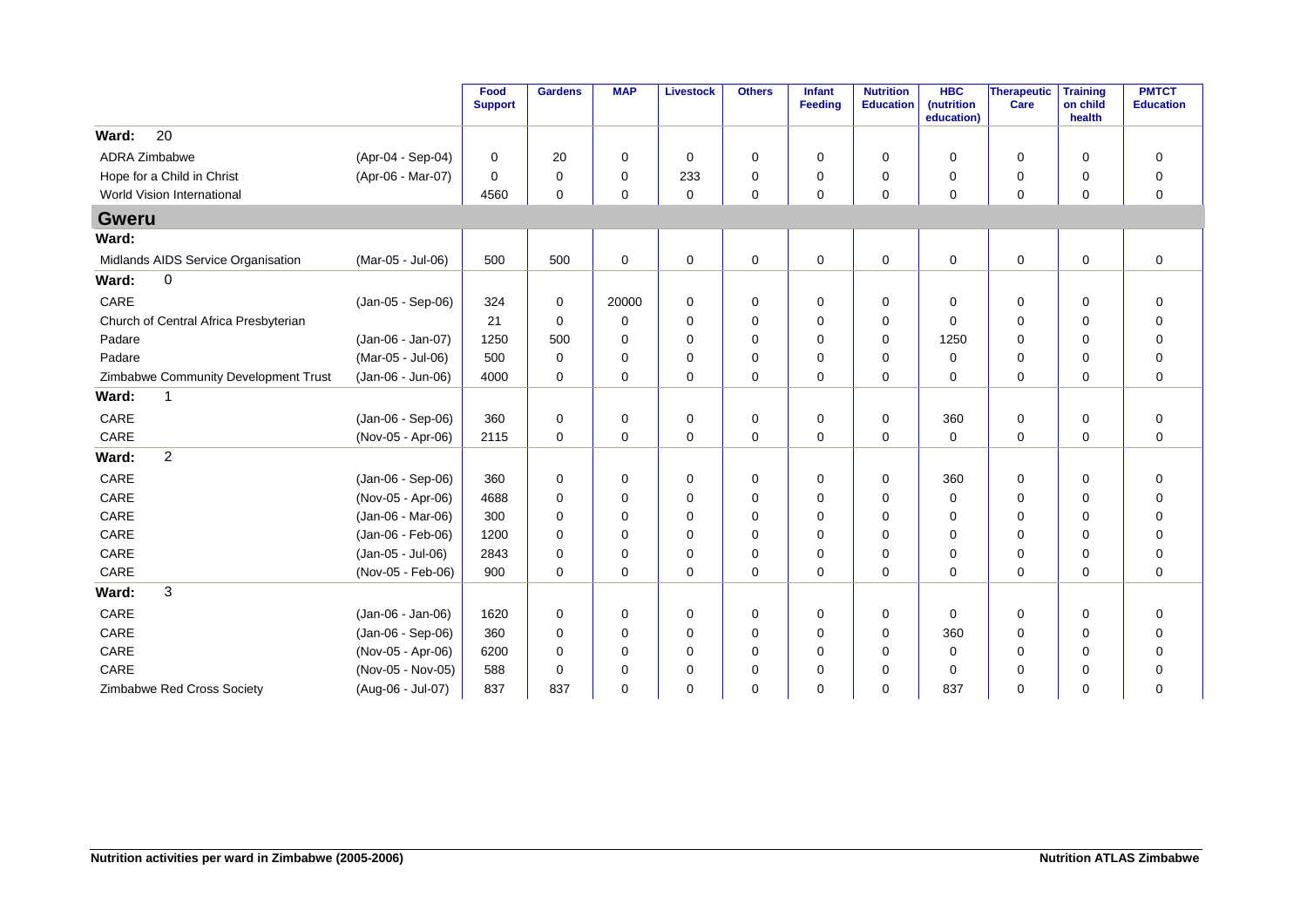| | | Food Support | Gardens | MAP | Livestock | Others | Infant Feeding | Nutrition Education | HBC (nutrition education) | Therapeutic Care | Training on child health | PMTCT Education |
|---|---|---|---|---|---|---|---|---|---|---|---|---|
| **Ward: 20** | | | | | | | | | | | | |
| ADRA Zimbabwe | (Apr-04 - Sep-04) | 0 | 20 | 0 | 0 | 0 | 0 | 0 | 0 | 0 | 0 | 0 |
| Hope for a Child in Christ | (Apr-06 - Mar-07) | 0 | 0 | 0 | 233 | 0 | 0 | 0 | 0 | 0 | 0 | 0 |
| World Vision International | | 4560 | 0 | 0 | 0 | 0 | 0 | 0 | 0 | 0 | 0 | 0 |
| **Gweru** | | | | | | | | | | | | |
| **Ward:** | | | | | | | | | | | | |
| Midlands AIDS Service Organisation | (Mar-05 - Jul-06) | 500 | 500 | 0 | 0 | 0 | 0 | 0 | 0 | 0 | 0 | 0 |
| **Ward: 0** | | | | | | | | | | | | |
| CARE | (Jan-05 - Sep-06) | 324 | 0 | 20000 | 0 | 0 | 0 | 0 | 0 | 0 | 0 | 0 |
| Church of Central Africa Presbyterian | | 21 | 0 | 0 | 0 | 0 | 0 | 0 | 0 | 0 | 0 | 0 |
| Padare | (Jan-06 - Jan-07) | 1250 | 500 | 0 | 0 | 0 | 0 | 0 | 1250 | 0 | 0 | 0 |
| Padare | (Mar-05 - Jul-06) | 500 | 0 | 0 | 0 | 0 | 0 | 0 | 0 | 0 | 0 | 0 |
| Zimbabwe Community Development Trust | (Jan-06 - Jun-06) | 4000 | 0 | 0 | 0 | 0 | 0 | 0 | 0 | 0 | 0 | 0 |
| **Ward: 1** | | | | | | | | | | | | |
| CARE | (Jan-06 - Sep-06) | 360 | 0 | 0 | 0 | 0 | 0 | 0 | 360 | 0 | 0 | 0 |
| CARE | (Nov-05 - Apr-06) | 2115 | 0 | 0 | 0 | 0 | 0 | 0 | 0 | 0 | 0 | 0 |
| **Ward: 2** | | | | | | | | | | | | |
| CARE | (Jan-06 - Sep-06) | 360 | 0 | 0 | 0 | 0 | 0 | 0 | 360 | 0 | 0 | 0 |
| CARE | (Nov-05 - Apr-06) | 4688 | 0 | 0 | 0 | 0 | 0 | 0 | 0 | 0 | 0 | 0 |
| CARE | (Jan-06 - Mar-06) | 300 | 0 | 0 | 0 | 0 | 0 | 0 | 0 | 0 | 0 | 0 |
| CARE | (Jan-06 - Feb-06) | 1200 | 0 | 0 | 0 | 0 | 0 | 0 | 0 | 0 | 0 | 0 |
| CARE | (Jan-05 - Jul-06) | 2843 | 0 | 0 | 0 | 0 | 0 | 0 | 0 | 0 | 0 | 0 |
| CARE | (Nov-05 - Feb-06) | 900 | 0 | 0 | 0 | 0 | 0 | 0 | 0 | 0 | 0 | 0 |
| **Ward: 3** | | | | | | | | | | | | |
| CARE | (Jan-06 - Jan-06) | 1620 | 0 | 0 | 0 | 0 | 0 | 0 | 0 | 0 | 0 | 0 |
| CARE | (Jan-06 - Sep-06) | 360 | 0 | 0 | 0 | 0 | 0 | 0 | 360 | 0 | 0 | 0 |
| CARE | (Nov-05 - Apr-06) | 6200 | 0 | 0 | 0 | 0 | 0 | 0 | 0 | 0 | 0 | 0 |
| CARE | (Nov-05 - Nov-05) | 588 | 0 | 0 | 0 | 0 | 0 | 0 | 0 | 0 | 0 | 0 |
| Zimbabwe Red Cross Society | (Aug-06 - Jul-07) | 837 | 837 | 0 | 0 | 0 | 0 | 0 | 837 | 0 | 0 | 0 |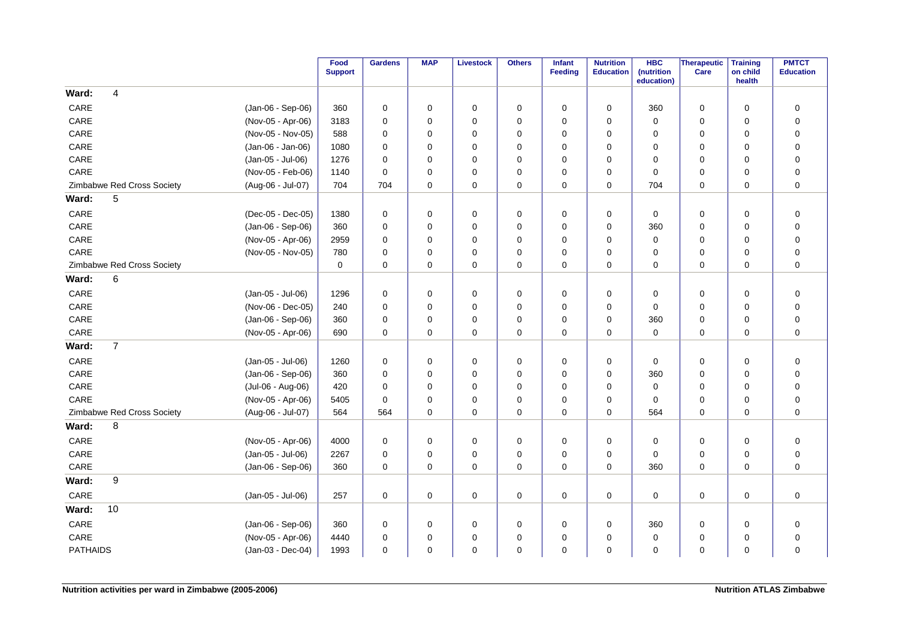| | | Food Support | Gardens | MAP | Livestock | Others | Infant Feeding | Nutrition Education | HBC (nutrition education) | Therapeutic Care | Training on child health | PMTCT Education |
|---|---|---|---|---|---|---|---|---|---|---|---|---|
| **Ward: 4** | | | | | | | | | | | | |
| CARE | (Jan-06 - Sep-06) | 360 | 0 | 0 | 0 | 0 | 0 | 0 | 360 | 0 | 0 | 0 |
| CARE | (Nov-05 - Apr-06) | 3183 | 0 | 0 | 0 | 0 | 0 | 0 | 0 | 0 | 0 | 0 |
| CARE | (Nov-05 - Nov-05) | 588 | 0 | 0 | 0 | 0 | 0 | 0 | 0 | 0 | 0 | 0 |
| CARE | (Jan-06 - Jan-06) | 1080 | 0 | 0 | 0 | 0 | 0 | 0 | 0 | 0 | 0 | 0 |
| CARE | (Jan-05 - Jul-06) | 1276 | 0 | 0 | 0 | 0 | 0 | 0 | 0 | 0 | 0 | 0 |
| CARE | (Nov-05 - Feb-06) | 1140 | 0 | 0 | 0 | 0 | 0 | 0 | 0 | 0 | 0 | 0 |
| Zimbabwe Red Cross Society | (Aug-06 - Jul-07) | 704 | 704 | 0 | 0 | 0 | 0 | 0 | 704 | 0 | 0 | 0 |
| **Ward: 5** | | | | | | | | | | | | |
| CARE | (Dec-05 - Dec-05) | 1380 | 0 | 0 | 0 | 0 | 0 | 0 | 0 | 0 | 0 | 0 |
| CARE | (Jan-06 - Sep-06) | 360 | 0 | 0 | 0 | 0 | 0 | 0 | 360 | 0 | 0 | 0 |
| CARE | (Nov-05 - Apr-06) | 2959 | 0 | 0 | 0 | 0 | 0 | 0 | 0 | 0 | 0 | 0 |
| CARE | (Nov-05 - Nov-05) | 780 | 0 | 0 | 0 | 0 | 0 | 0 | 0 | 0 | 0 | 0 |
| Zimbabwe Red Cross Society | | 0 | 0 | 0 | 0 | 0 | 0 | 0 | 0 | 0 | 0 | 0 |
| **Ward: 6** | | | | | | | | | | | | |
| CARE | (Jan-05 - Jul-06) | 1296 | 0 | 0 | 0 | 0 | 0 | 0 | 0 | 0 | 0 | 0 |
| CARE | (Nov-06 - Dec-05) | 240 | 0 | 0 | 0 | 0 | 0 | 0 | 0 | 0 | 0 | 0 |
| CARE | (Jan-06 - Sep-06) | 360 | 0 | 0 | 0 | 0 | 0 | 0 | 360 | 0 | 0 | 0 |
| CARE | (Nov-05 - Apr-06) | 690 | 0 | 0 | 0 | 0 | 0 | 0 | 0 | 0 | 0 | 0 |
| **Ward: 7** | | | | | | | | | | | | |
| CARE | (Jan-05 - Jul-06) | 1260 | 0 | 0 | 0 | 0 | 0 | 0 | 0 | 0 | 0 | 0 |
| CARE | (Jan-06 - Sep-06) | 360 | 0 | 0 | 0 | 0 | 0 | 0 | 360 | 0 | 0 | 0 |
| CARE | (Jul-06 - Aug-06) | 420 | 0 | 0 | 0 | 0 | 0 | 0 | 0 | 0 | 0 | 0 |
| CARE | (Nov-05 - Apr-06) | 5405 | 0 | 0 | 0 | 0 | 0 | 0 | 0 | 0 | 0 | 0 |
| Zimbabwe Red Cross Society | (Aug-06 - Jul-07) | 564 | 564 | 0 | 0 | 0 | 0 | 0 | 564 | 0 | 0 | 0 |
| **Ward: 8** | | | | | | | | | | | | |
| CARE | (Nov-05 - Apr-06) | 4000 | 0 | 0 | 0 | 0 | 0 | 0 | 0 | 0 | 0 | 0 |
| CARE | (Jan-05 - Jul-06) | 2267 | 0 | 0 | 0 | 0 | 0 | 0 | 0 | 0 | 0 | 0 |
| CARE | (Jan-06 - Sep-06) | 360 | 0 | 0 | 0 | 0 | 0 | 0 | 360 | 0 | 0 | 0 |
| **Ward: 9** | | | | | | | | | | | | |
| CARE | (Jan-05 - Jul-06) | 257 | 0 | 0 | 0 | 0 | 0 | 0 | 0 | 0 | 0 | 0 |
| **Ward: 10** | | | | | | | | | | | | |
| CARE | (Jan-06 - Sep-06) | 360 | 0 | 0 | 0 | 0 | 0 | 0 | 360 | 0 | 0 | 0 |
| CARE | (Nov-05 - Apr-06) | 4440 | 0 | 0 | 0 | 0 | 0 | 0 | 0 | 0 | 0 | 0 |
| PATHAIDS | (Jan-03 - Dec-04) | 1993 | 0 | 0 | 0 | 0 | 0 | 0 | 0 | 0 | 0 | 0 |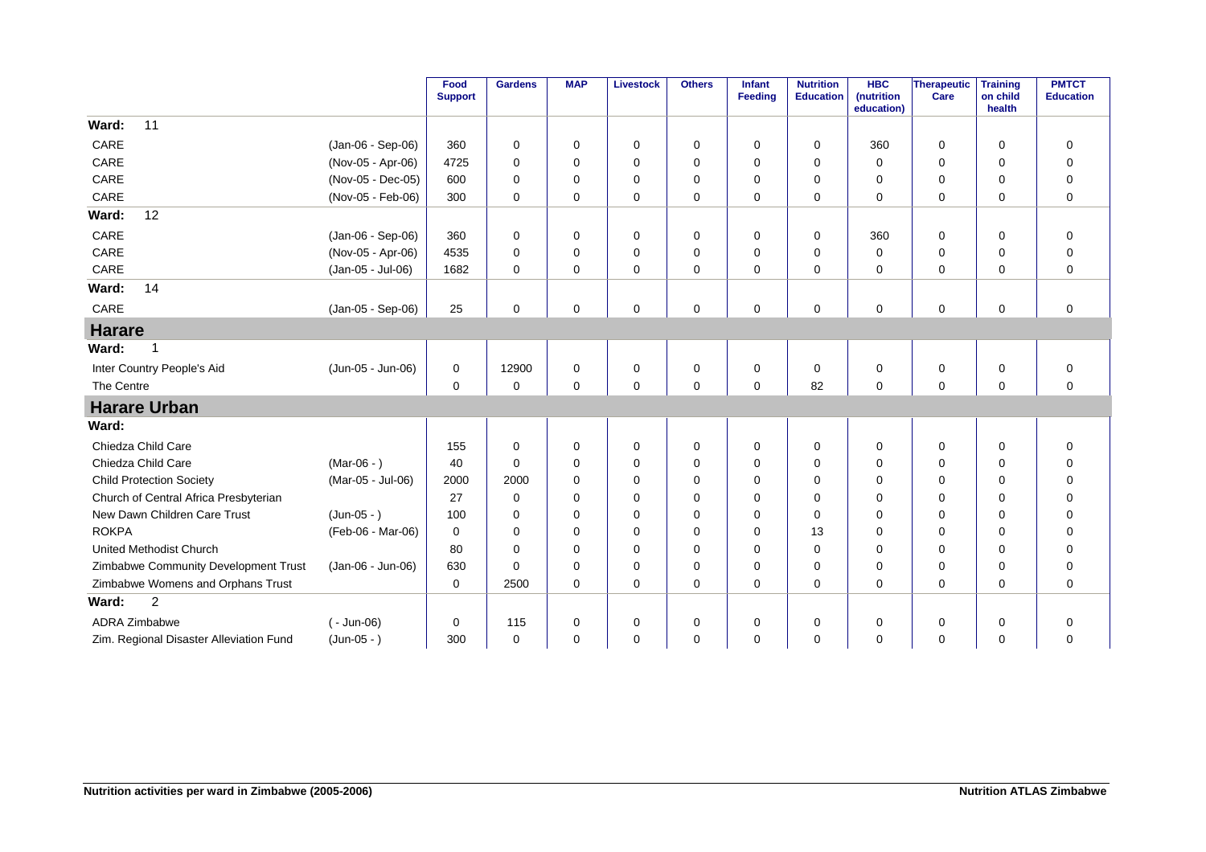| | | Food Support | Gardens | MAP | Livestock | Others | Infant Feeding | Nutrition Education | HBC (nutrition education) | Therapeutic Care | Training on child health | PMTCT Education |
|---|---|---|---|---|---|---|---|---|---|---|---|---|
| **Ward: 11** | | | | | | | | | | | | |
| CARE | (Jan-06 - Sep-06) | 360 | 0 | 0 | 0 | 0 | 0 | 0 | 360 | 0 | 0 | 0 |
| CARE | (Nov-05 - Apr-06) | 4725 | 0 | 0 | 0 | 0 | 0 | 0 | 0 | 0 | 0 | 0 |
| CARE | (Nov-05 - Dec-05) | 600 | 0 | 0 | 0 | 0 | 0 | 0 | 0 | 0 | 0 | 0 |
| CARE | (Nov-05 - Feb-06) | 300 | 0 | 0 | 0 | 0 | 0 | 0 | 0 | 0 | 0 | 0 |
| **Ward: 12** | | | | | | | | | | | | |
| CARE | (Jan-06 - Sep-06) | 360 | 0 | 0 | 0 | 0 | 0 | 0 | 360 | 0 | 0 | 0 |
| CARE | (Nov-05 - Apr-06) | 4535 | 0 | 0 | 0 | 0 | 0 | 0 | 0 | 0 | 0 | 0 |
| CARE | (Jan-05 - Jul-06) | 1682 | 0 | 0 | 0 | 0 | 0 | 0 | 0 | 0 | 0 | 0 |
| **Ward: 14** | | | | | | | | | | | | |
| CARE | (Jan-05 - Sep-06) | 25 | 0 | 0 | 0 | 0 | 0 | 0 | 0 | 0 | 0 | 0 |
| **Harare** | | | | | | | | | | | | |
| **Ward: 1** | | | | | | | | | | | | |
| Inter Country People's Aid | (Jun-05 - Jun-06) | 0 | 12900 | 0 | 0 | 0 | 0 | 0 | 0 | 0 | 0 | 0 |
| The Centre | | 0 | 0 | 0 | 0 | 0 | 0 | 82 | 0 | 0 | 0 | 0 |
| **Harare Urban** | | | | | | | | | | | | |
| **Ward:** | | | | | | | | | | | | |
| Chiedza Child Care | | 155 | 0 | 0 | 0 | 0 | 0 | 0 | 0 | 0 | 0 | 0 |
| Chiedza Child Care | (Mar-06 - ) | 40 | 0 | 0 | 0 | 0 | 0 | 0 | 0 | 0 | 0 | 0 |
| Child Protection Society | (Mar-05 - Jul-06) | 2000 | 2000 | 0 | 0 | 0 | 0 | 0 | 0 | 0 | 0 | 0 |
| Church of Central Africa Presbyterian | | 27 | 0 | 0 | 0 | 0 | 0 | 0 | 0 | 0 | 0 | 0 |
| New Dawn Children Care Trust | (Jun-05 - ) | 100 | 0 | 0 | 0 | 0 | 0 | 0 | 0 | 0 | 0 | 0 |
| ROKPA | (Feb-06 - Mar-06) | 0 | 0 | 0 | 0 | 0 | 0 | 13 | 0 | 0 | 0 | 0 |
| United Methodist Church | | 80 | 0 | 0 | 0 | 0 | 0 | 0 | 0 | 0 | 0 | 0 |
| Zimbabwe Community Development Trust | (Jan-06 - Jun-06) | 630 | 0 | 0 | 0 | 0 | 0 | 0 | 0 | 0 | 0 | 0 |
| Zimbabwe Womens and Orphans Trust | | 0 | 2500 | 0 | 0 | 0 | 0 | 0 | 0 | 0 | 0 | 0 |
| **Ward: 2** | | | | | | | | | | | | |
| ADRA Zimbabwe | ( - Jun-06) | 0 | 115 | 0 | 0 | 0 | 0 | 0 | 0 | 0 | 0 | 0 |
| Zim. Regional Disaster Alleviation Fund | (Jun-05 - ) | 300 | 0 | 0 | 0 | 0 | 0 | 0 | 0 | 0 | 0 | 0 |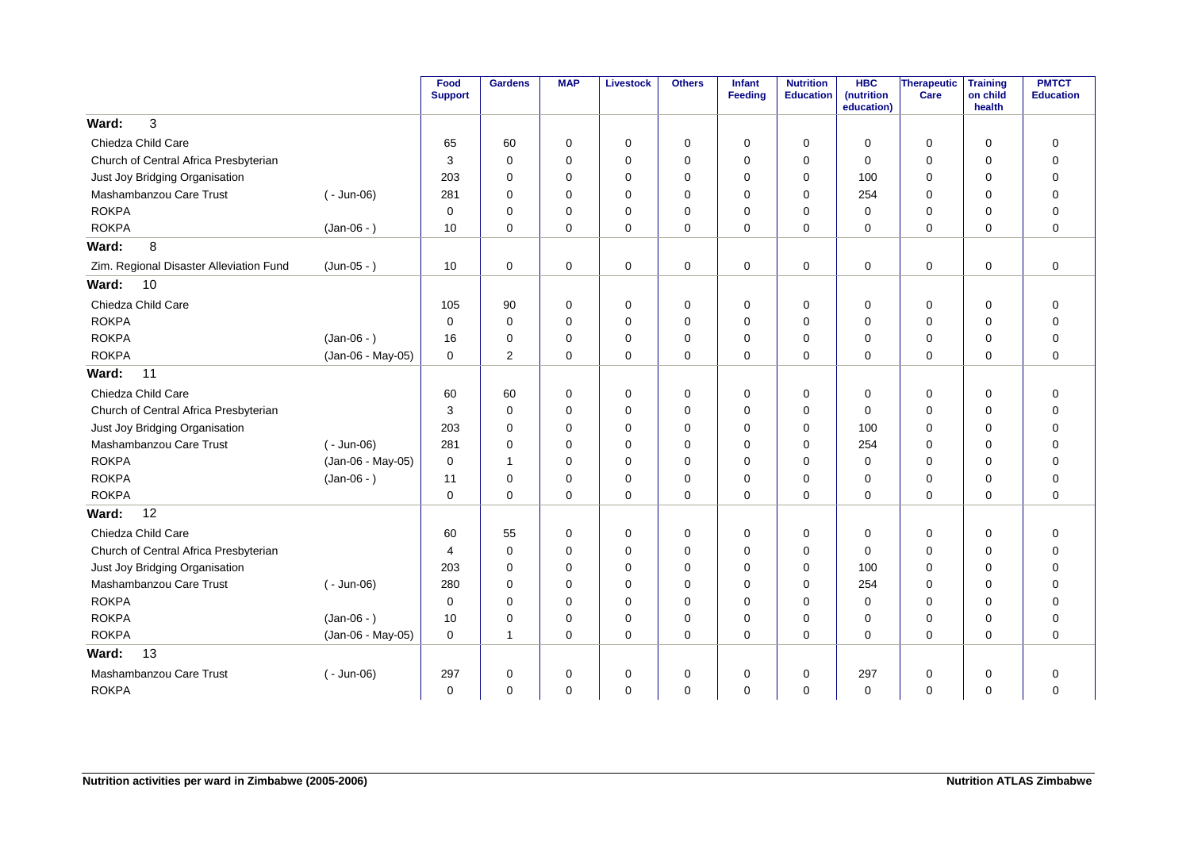| | | Food Support | Gardens | MAP | Livestock | Others | Infant Feeding | Nutrition Education | HBC (nutrition education) | Therapeutic Care | Training on child health | PMTCT Education |
|---|---|---|---|---|---|---|---|---|---|---|---|---|
| **Ward: 3** | | | | | | | | | | | | |
| Chiedza Child Care | | 65 | 60 | 0 | 0 | 0 | 0 | 0 | 0 | 0 | 0 | 0 |
| Church of Central Africa Presbyterian | | 3 | 0 | 0 | 0 | 0 | 0 | 0 | 0 | 0 | 0 | 0 |
| Just Joy Bridging Organisation | | 203 | 0 | 0 | 0 | 0 | 0 | 0 | 100 | 0 | 0 | 0 |
| Mashambanzou Care Trust | ( - Jun-06) | 281 | 0 | 0 | 0 | 0 | 0 | 0 | 254 | 0 | 0 | 0 |
| ROKPA | | 0 | 0 | 0 | 0 | 0 | 0 | 0 | 0 | 0 | 0 | 0 |
| ROKPA | (Jan-06 - ) | 10 | 0 | 0 | 0 | 0 | 0 | 0 | 0 | 0 | 0 | 0 |
| **Ward: 8** | | | | | | | | | | | | |
| Zim. Regional Disaster Alleviation Fund | (Jun-05 - ) | 10 | 0 | 0 | 0 | 0 | 0 | 0 | 0 | 0 | 0 | 0 |
| **Ward: 10** | | | | | | | | | | | | |
| Chiedza Child Care | | 105 | 90 | 0 | 0 | 0 | 0 | 0 | 0 | 0 | 0 | 0 |
| ROKPA | | 0 | 0 | 0 | 0 | 0 | 0 | 0 | 0 | 0 | 0 | 0 |
| ROKPA | (Jan-06 - ) | 16 | 0 | 0 | 0 | 0 | 0 | 0 | 0 | 0 | 0 | 0 |
| ROKPA | (Jan-06 - May-05) | 0 | 2 | 0 | 0 | 0 | 0 | 0 | 0 | 0 | 0 | 0 |
| **Ward: 11** | | | | | | | | | | | | |
| Chiedza Child Care | | 60 | 60 | 0 | 0 | 0 | 0 | 0 | 0 | 0 | 0 | 0 |
| Church of Central Africa Presbyterian | | 3 | 0 | 0 | 0 | 0 | 0 | 0 | 0 | 0 | 0 | 0 |
| Just Joy Bridging Organisation | | 203 | 0 | 0 | 0 | 0 | 0 | 0 | 100 | 0 | 0 | 0 |
| Mashambanzou Care Trust | ( - Jun-06) | 281 | 0 | 0 | 0 | 0 | 0 | 0 | 254 | 0 | 0 | 0 |
| ROKPA | (Jan-06 - May-05) | 0 | 1 | 0 | 0 | 0 | 0 | 0 | 0 | 0 | 0 | 0 |
| ROKPA | (Jan-06 - ) | 11 | 0 | 0 | 0 | 0 | 0 | 0 | 0 | 0 | 0 | 0 |
| ROKPA | | 0 | 0 | 0 | 0 | 0 | 0 | 0 | 0 | 0 | 0 | 0 |
| **Ward: 12** | | | | | | | | | | | | |
| Chiedza Child Care | | 60 | 55 | 0 | 0 | 0 | 0 | 0 | 0 | 0 | 0 | 0 |
| Church of Central Africa Presbyterian | | 4 | 0 | 0 | 0 | 0 | 0 | 0 | 0 | 0 | 0 | 0 |
| Just Joy Bridging Organisation | | 203 | 0 | 0 | 0 | 0 | 0 | 0 | 100 | 0 | 0 | 0 |
| Mashambanzou Care Trust | ( - Jun-06) | 280 | 0 | 0 | 0 | 0 | 0 | 0 | 254 | 0 | 0 | 0 |
| ROKPA | | 0 | 0 | 0 | 0 | 0 | 0 | 0 | 0 | 0 | 0 | 0 |
| ROKPA | (Jan-06 - ) | 10 | 0 | 0 | 0 | 0 | 0 | 0 | 0 | 0 | 0 | 0 |
| ROKPA | (Jan-06 - May-05) | 0 | 1 | 0 | 0 | 0 | 0 | 0 | 0 | 0 | 0 | 0 |
| **Ward: 13** | | | | | | | | | | | | |
| Mashambanzou Care Trust | ( - Jun-06) | 297 | 0 | 0 | 0 | 0 | 0 | 0 | 297 | 0 | 0 | 0 |
| ROKPA | | 0 | 0 | 0 | 0 | 0 | 0 | 0 | 0 | 0 | 0 | 0 |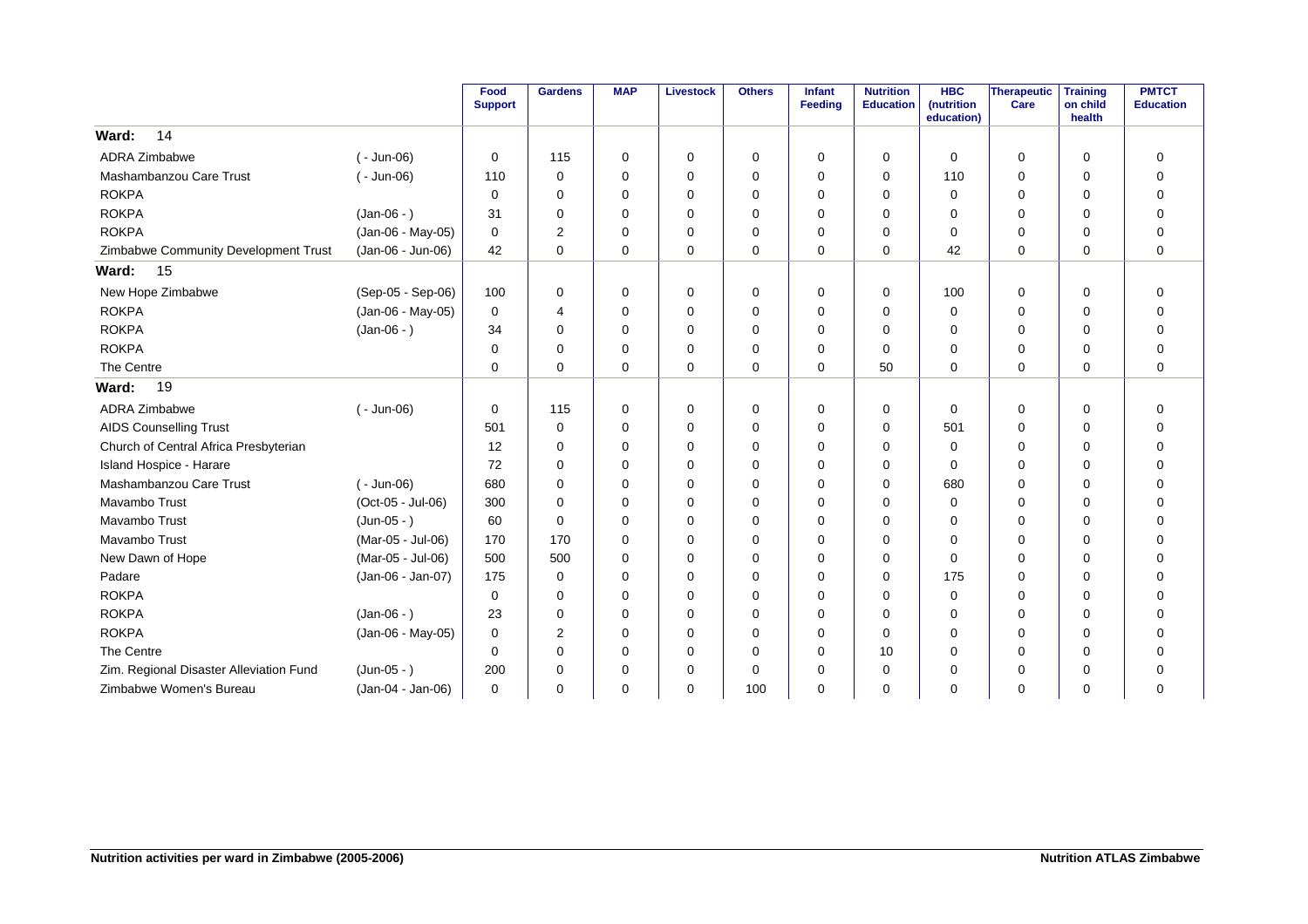| | | Food Support | Gardens | MAP | Livestock | Others | Infant Feeding | Nutrition Education | HBC (nutrition education) | Therapeutic Care | Training on child health | PMTCT Education |
|---|---|---|---|---|---|---|---|---|---|---|---|---|
| **Ward: 14** | | | | | | | | | | | | |
| ADRA Zimbabwe | ( - Jun-06) | 0 | 115 | 0 | 0 | 0 | 0 | 0 | 0 | 0 | 0 | 0 |
| Mashambanzou Care Trust | ( - Jun-06) | 110 | 0 | 0 | 0 | 0 | 0 | 0 | 110 | 0 | 0 | 0 |
| ROKPA | | 0 | 0 | 0 | 0 | 0 | 0 | 0 | 0 | 0 | 0 | 0 |
| ROKPA | (Jan-06 - ) | 31 | 0 | 0 | 0 | 0 | 0 | 0 | 0 | 0 | 0 | 0 |
| ROKPA | (Jan-06 - May-05) | 0 | 2 | 0 | 0 | 0 | 0 | 0 | 0 | 0 | 0 | 0 |
| Zimbabwe Community Development Trust | (Jan-06 - Jun-06) | 42 | 0 | 0 | 0 | 0 | 0 | 0 | 42 | 0 | 0 | 0 |
| **Ward: 15** | | | | | | | | | | | | |
| New Hope Zimbabwe | (Sep-05 - Sep-06) | 100 | 0 | 0 | 0 | 0 | 0 | 0 | 100 | 0 | 0 | 0 |
| ROKPA | (Jan-06 - May-05) | 0 | 4 | 0 | 0 | 0 | 0 | 0 | 0 | 0 | 0 | 0 |
| ROKPA | (Jan-06 - ) | 34 | 0 | 0 | 0 | 0 | 0 | 0 | 0 | 0 | 0 | 0 |
| ROKPA | | 0 | 0 | 0 | 0 | 0 | 0 | 0 | 0 | 0 | 0 | 0 |
| The Centre | | 0 | 0 | 0 | 0 | 0 | 0 | 50 | 0 | 0 | 0 | 0 |
| **Ward: 19** | | | | | | | | | | | | |
| ADRA Zimbabwe | ( - Jun-06) | 0 | 115 | 0 | 0 | 0 | 0 | 0 | 0 | 0 | 0 | 0 |
| AIDS Counselling Trust | | 501 | 0 | 0 | 0 | 0 | 0 | 0 | 501 | 0 | 0 | 0 |
| Church of Central Africa Presbyterian | | 12 | 0 | 0 | 0 | 0 | 0 | 0 | 0 | 0 | 0 | 0 |
| Island Hospice - Harare | | 72 | 0 | 0 | 0 | 0 | 0 | 0 | 0 | 0 | 0 | 0 |
| Mashambanzou Care Trust | ( - Jun-06) | 680 | 0 | 0 | 0 | 0 | 0 | 0 | 680 | 0 | 0 | 0 |
| Mavambo Trust | (Oct-05 - Jul-06) | 300 | 0 | 0 | 0 | 0 | 0 | 0 | 0 | 0 | 0 | 0 |
| Mavambo Trust | (Jun-05 - ) | 60 | 0 | 0 | 0 | 0 | 0 | 0 | 0 | 0 | 0 | 0 |
| Mavambo Trust | (Mar-05 - Jul-06) | 170 | 170 | 0 | 0 | 0 | 0 | 0 | 0 | 0 | 0 | 0 |
| New Dawn of Hope | (Mar-05 - Jul-06) | 500 | 500 | 0 | 0 | 0 | 0 | 0 | 0 | 0 | 0 | 0 |
| Padare | (Jan-06 - Jan-07) | 175 | 0 | 0 | 0 | 0 | 0 | 0 | 175 | 0 | 0 | 0 |
| ROKPA | | 0 | 0 | 0 | 0 | 0 | 0 | 0 | 0 | 0 | 0 | 0 |
| ROKPA | (Jan-06 - ) | 23 | 0 | 0 | 0 | 0 | 0 | 0 | 0 | 0 | 0 | 0 |
| ROKPA | (Jan-06 - May-05) | 0 | 2 | 0 | 0 | 0 | 0 | 0 | 0 | 0 | 0 | 0 |
| The Centre | | 0 | 0 | 0 | 0 | 0 | 0 | 10 | 0 | 0 | 0 | 0 |
| Zim. Regional Disaster Alleviation Fund | (Jun-05 - ) | 200 | 0 | 0 | 0 | 0 | 0 | 0 | 0 | 0 | 0 | 0 |
| Zimbabwe Women's Bureau | (Jan-04 - Jan-06) | 0 | 0 | 0 | 0 | 100 | 0 | 0 | 0 | 0 | 0 | 0 |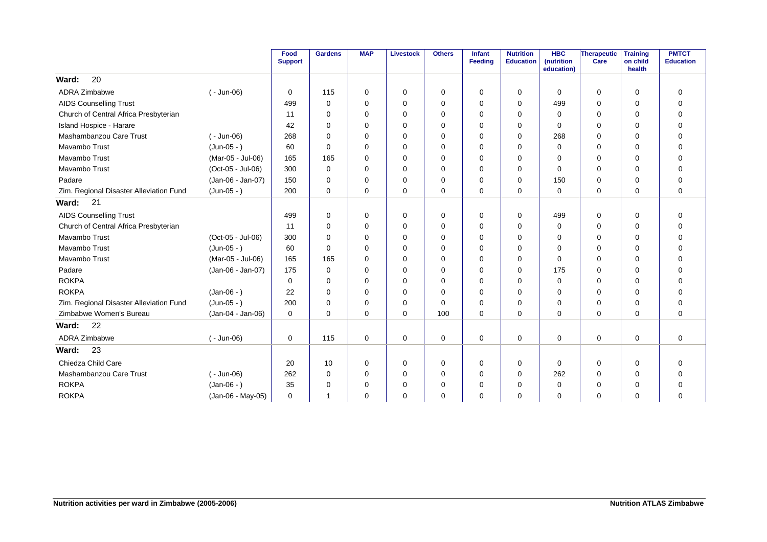| | | Food Support | Gardens | MAP | Livestock | Others | Infant Feeding | Nutrition Education | HBC (nutrition education) | Therapeutic Care | Training on child health | PMTCT Education |
|---|---|---|---|---|---|---|---|---|---|---|---|---|
| **Ward: 20** | | | | | | | | | | | | |
| ADRA Zimbabwe | ( - Jun-06) | 0 | 115 | 0 | 0 | 0 | 0 | 0 | 0 | 0 | 0 | 0 |
| AIDS Counselling Trust | | 499 | 0 | 0 | 0 | 0 | 0 | 0 | 499 | 0 | 0 | 0 |
| Church of Central Africa Presbyterian | | 11 | 0 | 0 | 0 | 0 | 0 | 0 | 0 | 0 | 0 | 0 |
| Island Hospice - Harare | | 42 | 0 | 0 | 0 | 0 | 0 | 0 | 0 | 0 | 0 | 0 |
| Mashambanzou Care Trust | ( - Jun-06) | 268 | 0 | 0 | 0 | 0 | 0 | 0 | 268 | 0 | 0 | 0 |
| Mavambo Trust | (Jun-05 - ) | 60 | 0 | 0 | 0 | 0 | 0 | 0 | 0 | 0 | 0 | 0 |
| Mavambo Trust | (Mar-05 - Jul-06) | 165 | 165 | 0 | 0 | 0 | 0 | 0 | 0 | 0 | 0 | 0 |
| Mavambo Trust | (Oct-05 - Jul-06) | 300 | 0 | 0 | 0 | 0 | 0 | 0 | 0 | 0 | 0 | 0 |
| Padare | (Jan-06 - Jan-07) | 150 | 0 | 0 | 0 | 0 | 0 | 0 | 150 | 0 | 0 | 0 |
| Zim. Regional Disaster Alleviation Fund | (Jun-05 - ) | 200 | 0 | 0 | 0 | 0 | 0 | 0 | 0 | 0 | 0 | 0 |
| **Ward: 21** | | | | | | | | | | | | |
| AIDS Counselling Trust | | 499 | 0 | 0 | 0 | 0 | 0 | 0 | 499 | 0 | 0 | 0 |
| Church of Central Africa Presbyterian | | 11 | 0 | 0 | 0 | 0 | 0 | 0 | 0 | 0 | 0 | 0 |
| Mavambo Trust | (Oct-05 - Jul-06) | 300 | 0 | 0 | 0 | 0 | 0 | 0 | 0 | 0 | 0 | 0 |
| Mavambo Trust | (Jun-05 - ) | 60 | 0 | 0 | 0 | 0 | 0 | 0 | 0 | 0 | 0 | 0 |
| Mavambo Trust | (Mar-05 - Jul-06) | 165 | 165 | 0 | 0 | 0 | 0 | 0 | 0 | 0 | 0 | 0 |
| Padare | (Jan-06 - Jan-07) | 175 | 0 | 0 | 0 | 0 | 0 | 0 | 175 | 0 | 0 | 0 |
| ROKPA | | 0 | 0 | 0 | 0 | 0 | 0 | 0 | 0 | 0 | 0 | 0 |
| ROKPA | (Jan-06 - ) | 22 | 0 | 0 | 0 | 0 | 0 | 0 | 0 | 0 | 0 | 0 |
| Zim. Regional Disaster Alleviation Fund | (Jun-05 - ) | 200 | 0 | 0 | 0 | 0 | 0 | 0 | 0 | 0 | 0 | 0 |
| Zimbabwe Women's Bureau | (Jan-04 - Jan-06) | 0 | 0 | 0 | 0 | 100 | 0 | 0 | 0 | 0 | 0 | 0 |
| **Ward: 22** | | | | | | | | | | | | |
| ADRA Zimbabwe | ( - Jun-06) | 0 | 115 | 0 | 0 | 0 | 0 | 0 | 0 | 0 | 0 | 0 |
| **Ward: 23** | | | | | | | | | | | | |
| Chiedza Child Care | | 20 | 10 | 0 | 0 | 0 | 0 | 0 | 0 | 0 | 0 | 0 |
| Mashambanzou Care Trust | ( - Jun-06) | 262 | 0 | 0 | 0 | 0 | 0 | 0 | 262 | 0 | 0 | 0 |
| ROKPA | (Jan-06 - ) | 35 | 0 | 0 | 0 | 0 | 0 | 0 | 0 | 0 | 0 | 0 |
| ROKPA | (Jan-06 - May-05) | 0 | 1 | 0 | 0 | 0 | 0 | 0 | 0 | 0 | 0 | 0 |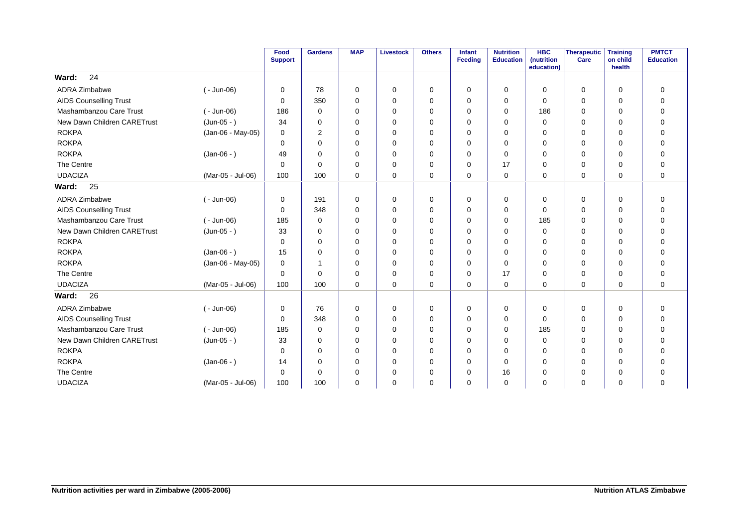| | | Food Support | Gardens | MAP | Livestock | Others | Infant Feeding | Nutrition Education | HBC (nutrition education) | Therapeutic Care | Training on child health | PMTCT Education |
|---|---|---|---|---|---|---|---|---|---|---|---|---|
| **Ward: 24** | | | | | | | | | | | | |
| ADRA Zimbabwe | ( - Jun-06) | 0 | 78 | 0 | 0 | 0 | 0 | 0 | 0 | 0 | 0 | 0 |
| AIDS Counselling Trust | | 0 | 350 | 0 | 0 | 0 | 0 | 0 | 0 | 0 | 0 | 0 |
| Mashambanzou Care Trust | ( - Jun-06) | 186 | 0 | 0 | 0 | 0 | 0 | 0 | 186 | 0 | 0 | 0 |
| New Dawn Children CARETrust | (Jun-05 - ) | 34 | 0 | 0 | 0 | 0 | 0 | 0 | 0 | 0 | 0 | 0 |
| ROKPA | (Jan-06 - May-05) | 0 | 2 | 0 | 0 | 0 | 0 | 0 | 0 | 0 | 0 | 0 |
| ROKPA | | 0 | 0 | 0 | 0 | 0 | 0 | 0 | 0 | 0 | 0 | 0 |
| ROKPA | (Jan-06 - ) | 49 | 0 | 0 | 0 | 0 | 0 | 0 | 0 | 0 | 0 | 0 |
| The Centre | | 0 | 0 | 0 | 0 | 0 | 0 | 17 | 0 | 0 | 0 | 0 |
| UDACIZA | (Mar-05 - Jul-06) | 100 | 100 | 0 | 0 | 0 | 0 | 0 | 0 | 0 | 0 | 0 |
| **Ward: 25** | | | | | | | | | | | | |
| ADRA Zimbabwe | ( - Jun-06) | 0 | 191 | 0 | 0 | 0 | 0 | 0 | 0 | 0 | 0 | 0 |
| AIDS Counselling Trust | | 0 | 348 | 0 | 0 | 0 | 0 | 0 | 0 | 0 | 0 | 0 |
| Mashambanzou Care Trust | ( - Jun-06) | 185 | 0 | 0 | 0 | 0 | 0 | 0 | 185 | 0 | 0 | 0 |
| New Dawn Children CARETrust | (Jun-05 - ) | 33 | 0 | 0 | 0 | 0 | 0 | 0 | 0 | 0 | 0 | 0 |
| ROKPA | | 0 | 0 | 0 | 0 | 0 | 0 | 0 | 0 | 0 | 0 | 0 |
| ROKPA | (Jan-06 - ) | 15 | 0 | 0 | 0 | 0 | 0 | 0 | 0 | 0 | 0 | 0 |
| ROKPA | (Jan-06 - May-05) | 0 | 1 | 0 | 0 | 0 | 0 | 0 | 0 | 0 | 0 | 0 |
| The Centre | | 0 | 0 | 0 | 0 | 0 | 0 | 17 | 0 | 0 | 0 | 0 |
| UDACIZA | (Mar-05 - Jul-06) | 100 | 100 | 0 | 0 | 0 | 0 | 0 | 0 | 0 | 0 | 0 |
| **Ward: 26** | | | | | | | | | | | | |
| ADRA Zimbabwe | ( - Jun-06) | 0 | 76 | 0 | 0 | 0 | 0 | 0 | 0 | 0 | 0 | 0 |
| AIDS Counselling Trust | | 0 | 348 | 0 | 0 | 0 | 0 | 0 | 0 | 0 | 0 | 0 |
| Mashambanzou Care Trust | ( - Jun-06) | 185 | 0 | 0 | 0 | 0 | 0 | 0 | 185 | 0 | 0 | 0 |
| New Dawn Children CARETrust | (Jun-05 - ) | 33 | 0 | 0 | 0 | 0 | 0 | 0 | 0 | 0 | 0 | 0 |
| ROKPA | | 0 | 0 | 0 | 0 | 0 | 0 | 0 | 0 | 0 | 0 | 0 |
| ROKPA | (Jan-06 - ) | 14 | 0 | 0 | 0 | 0 | 0 | 0 | 0 | 0 | 0 | 0 |
| The Centre | | 0 | 0 | 0 | 0 | 0 | 0 | 16 | 0 | 0 | 0 | 0 |
| UDACIZA | (Mar-05 - Jul-06) | 100 | 100 | 0 | 0 | 0 | 0 | 0 | 0 | 0 | 0 | 0 |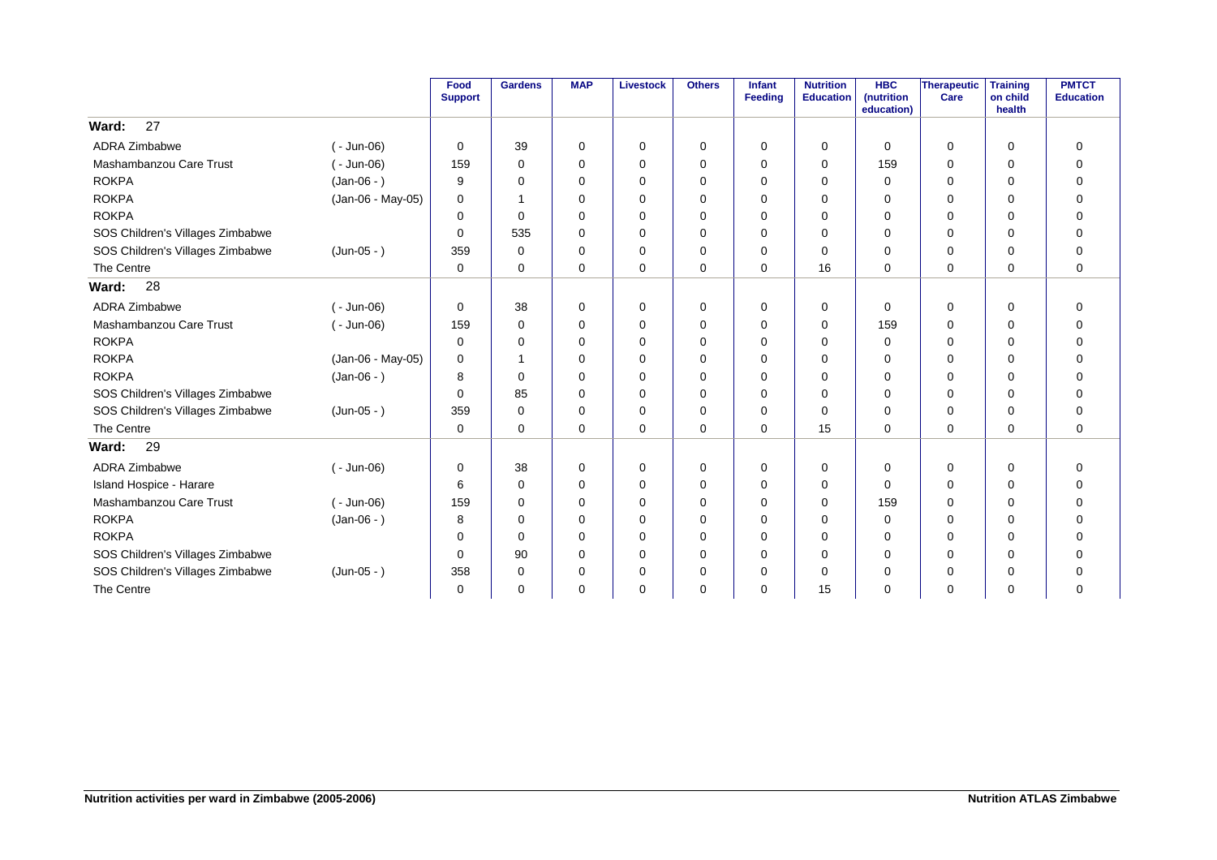| | | Food Support | Gardens | MAP | Livestock | Others | Infant Feeding | Nutrition Education | HBC (nutrition education) | Therapeutic Care | Training on child health | PMTCT Education |
|---|---|---|---|---|---|---|---|---|---|---|---|---|
| **Ward: 27** | | | | | | | | | | | | |
| ADRA Zimbabwe | ( - Jun-06) | 0 | 39 | 0 | 0 | 0 | 0 | 0 | 0 | 0 | 0 | 0 |
| Mashambanzou Care Trust | ( - Jun-06) | 159 | 0 | 0 | 0 | 0 | 0 | 0 | 159 | 0 | 0 | 0 |
| ROKPA | (Jan-06 - ) | 9 | 0 | 0 | 0 | 0 | 0 | 0 | 0 | 0 | 0 | 0 |
| ROKPA | (Jan-06 - May-05) | 0 | 1 | 0 | 0 | 0 | 0 | 0 | 0 | 0 | 0 | 0 |
| ROKPA | | 0 | 0 | 0 | 0 | 0 | 0 | 0 | 0 | 0 | 0 | 0 |
| SOS Children's Villages Zimbabwe | | 0 | 535 | 0 | 0 | 0 | 0 | 0 | 0 | 0 | 0 | 0 |
| SOS Children's Villages Zimbabwe | (Jun-05 - ) | 359 | 0 | 0 | 0 | 0 | 0 | 0 | 0 | 0 | 0 | 0 |
| The Centre | | 0 | 0 | 0 | 0 | 0 | 0 | 16 | 0 | 0 | 0 | 0 |
| **Ward: 28** | | | | | | | | | | | | |
| ADRA Zimbabwe | ( - Jun-06) | 0 | 38 | 0 | 0 | 0 | 0 | 0 | 0 | 0 | 0 | 0 |
| Mashambanzou Care Trust | ( - Jun-06) | 159 | 0 | 0 | 0 | 0 | 0 | 0 | 159 | 0 | 0 | 0 |
| ROKPA | | 0 | 0 | 0 | 0 | 0 | 0 | 0 | 0 | 0 | 0 | 0 |
| ROKPA | (Jan-06 - May-05) | 0 | 1 | 0 | 0 | 0 | 0 | 0 | 0 | 0 | 0 | 0 |
| ROKPA | (Jan-06 - ) | 8 | 0 | 0 | 0 | 0 | 0 | 0 | 0 | 0 | 0 | 0 |
| SOS Children's Villages Zimbabwe | | 0 | 85 | 0 | 0 | 0 | 0 | 0 | 0 | 0 | 0 | 0 |
| SOS Children's Villages Zimbabwe | (Jun-05 - ) | 359 | 0 | 0 | 0 | 0 | 0 | 0 | 0 | 0 | 0 | 0 |
| The Centre | | 0 | 0 | 0 | 0 | 0 | 0 | 15 | 0 | 0 | 0 | 0 |
| **Ward: 29** | | | | | | | | | | | | |
| ADRA Zimbabwe | ( - Jun-06) | 0 | 38 | 0 | 0 | 0 | 0 | 0 | 0 | 0 | 0 | 0 |
| Island Hospice - Harare | | 6 | 0 | 0 | 0 | 0 | 0 | 0 | 0 | 0 | 0 | 0 |
| Mashambanzou Care Trust | ( - Jun-06) | 159 | 0 | 0 | 0 | 0 | 0 | 0 | 159 | 0 | 0 | 0 |
| ROKPA | (Jan-06 - ) | 8 | 0 | 0 | 0 | 0 | 0 | 0 | 0 | 0 | 0 | 0 |
| ROKPA | | 0 | 0 | 0 | 0 | 0 | 0 | 0 | 0 | 0 | 0 | 0 |
| SOS Children's Villages Zimbabwe | | 0 | 90 | 0 | 0 | 0 | 0 | 0 | 0 | 0 | 0 | 0 |
| SOS Children's Villages Zimbabwe | (Jun-05 - ) | 358 | 0 | 0 | 0 | 0 | 0 | 0 | 0 | 0 | 0 | 0 |
| The Centre | | 0 | 0 | 0 | 0 | 0 | 0 | 15 | 0 | 0 | 0 | 0 |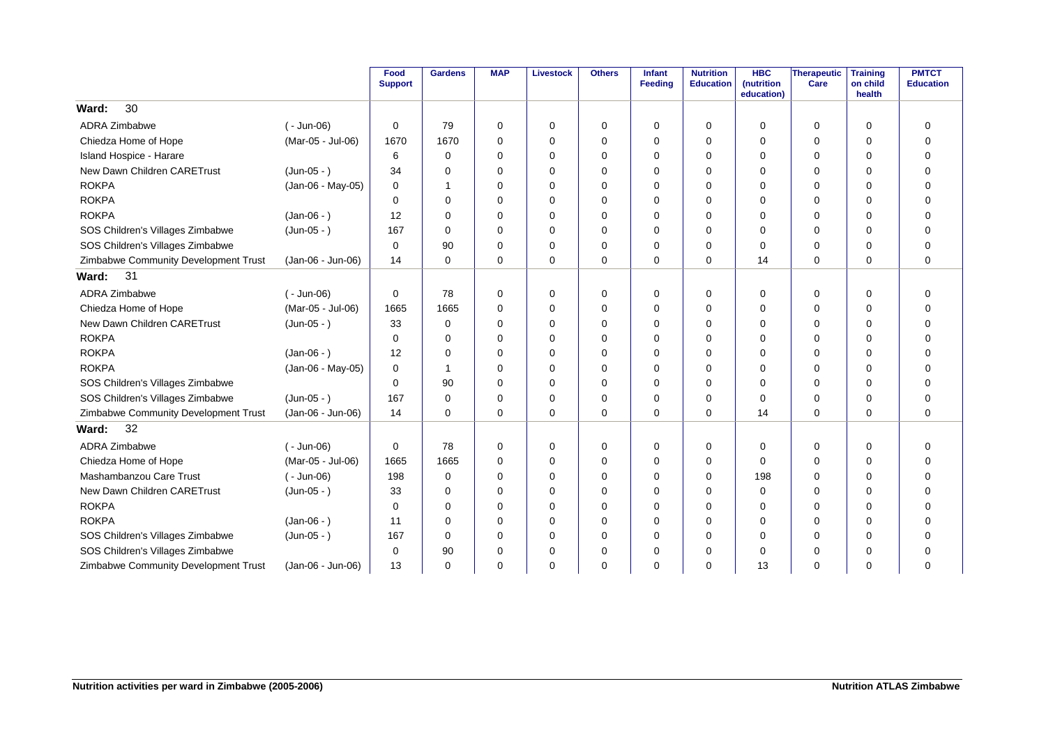| | | Food Support | Gardens | MAP | Livestock | Others | Infant Feeding | Nutrition Education | HBC (nutrition education) | Therapeutic Care | Training on child health | PMTCT Education |
|---|---|---|---|---|---|---|---|---|---|---|---|---|
| **Ward: 30** | | | | | | | | | | | | |
| ADRA Zimbabwe | ( - Jun-06) | 0 | 79 | 0 | 0 | 0 | 0 | 0 | 0 | 0 | 0 | 0 |
| Chiedza Home of Hope | (Mar-05 - Jul-06) | 1670 | 1670 | 0 | 0 | 0 | 0 | 0 | 0 | 0 | 0 | 0 |
| Island Hospice - Harare | | 6 | 0 | 0 | 0 | 0 | 0 | 0 | 0 | 0 | 0 | 0 |
| New Dawn Children CARETrust | (Jun-05 - ) | 34 | 0 | 0 | 0 | 0 | 0 | 0 | 0 | 0 | 0 | 0 |
| ROKPA | (Jan-06 - May-05) | 0 | 1 | 0 | 0 | 0 | 0 | 0 | 0 | 0 | 0 | 0 |
| ROKPA | | 0 | 0 | 0 | 0 | 0 | 0 | 0 | 0 | 0 | 0 | 0 |
| ROKPA | (Jan-06 - ) | 12 | 0 | 0 | 0 | 0 | 0 | 0 | 0 | 0 | 0 | 0 |
| SOS Children's Villages Zimbabwe | (Jun-05 - ) | 167 | 0 | 0 | 0 | 0 | 0 | 0 | 0 | 0 | 0 | 0 |
| SOS Children's Villages Zimbabwe | | 0 | 90 | 0 | 0 | 0 | 0 | 0 | 0 | 0 | 0 | 0 |
| Zimbabwe Community Development Trust | (Jan-06 - Jun-06) | 14 | 0 | 0 | 0 | 0 | 0 | 0 | 14 | 0 | 0 | 0 |
| **Ward: 31** | | | | | | | | | | | | |
| ADRA Zimbabwe | ( - Jun-06) | 0 | 78 | 0 | 0 | 0 | 0 | 0 | 0 | 0 | 0 | 0 |
| Chiedza Home of Hope | (Mar-05 - Jul-06) | 1665 | 1665 | 0 | 0 | 0 | 0 | 0 | 0 | 0 | 0 | 0 |
| New Dawn Children CARETrust | (Jun-05 - ) | 33 | 0 | 0 | 0 | 0 | 0 | 0 | 0 | 0 | 0 | 0 |
| ROKPA | | 0 | 0 | 0 | 0 | 0 | 0 | 0 | 0 | 0 | 0 | 0 |
| ROKPA | (Jan-06 - ) | 12 | 0 | 0 | 0 | 0 | 0 | 0 | 0 | 0 | 0 | 0 |
| ROKPA | (Jan-06 - May-05) | 0 | 1 | 0 | 0 | 0 | 0 | 0 | 0 | 0 | 0 | 0 |
| SOS Children's Villages Zimbabwe | | 0 | 90 | 0 | 0 | 0 | 0 | 0 | 0 | 0 | 0 | 0 |
| SOS Children's Villages Zimbabwe | (Jun-05 - ) | 167 | 0 | 0 | 0 | 0 | 0 | 0 | 0 | 0 | 0 | 0 |
| Zimbabwe Community Development Trust | (Jan-06 - Jun-06) | 14 | 0 | 0 | 0 | 0 | 0 | 0 | 14 | 0 | 0 | 0 |
| **Ward: 32** | | | | | | | | | | | | |
| ADRA Zimbabwe | ( - Jun-06) | 0 | 78 | 0 | 0 | 0 | 0 | 0 | 0 | 0 | 0 | 0 |
| Chiedza Home of Hope | (Mar-05 - Jul-06) | 1665 | 1665 | 0 | 0 | 0 | 0 | 0 | 0 | 0 | 0 | 0 |
| Mashambanzou Care Trust | ( - Jun-06) | 198 | 0 | 0 | 0 | 0 | 0 | 0 | 198 | 0 | 0 | 0 |
| New Dawn Children CARETrust | (Jun-05 - ) | 33 | 0 | 0 | 0 | 0 | 0 | 0 | 0 | 0 | 0 | 0 |
| ROKPA | | 0 | 0 | 0 | 0 | 0 | 0 | 0 | 0 | 0 | 0 | 0 |
| ROKPA | (Jan-06 - ) | 11 | 0 | 0 | 0 | 0 | 0 | 0 | 0 | 0 | 0 | 0 |
| SOS Children's Villages Zimbabwe | (Jun-05 - ) | 167 | 0 | 0 | 0 | 0 | 0 | 0 | 0 | 0 | 0 | 0 |
| SOS Children's Villages Zimbabwe | | 0 | 90 | 0 | 0 | 0 | 0 | 0 | 0 | 0 | 0 | 0 |
| Zimbabwe Community Development Trust | (Jan-06 - Jun-06) | 13 | 0 | 0 | 0 | 0 | 0 | 0 | 13 | 0 | 0 | 0 |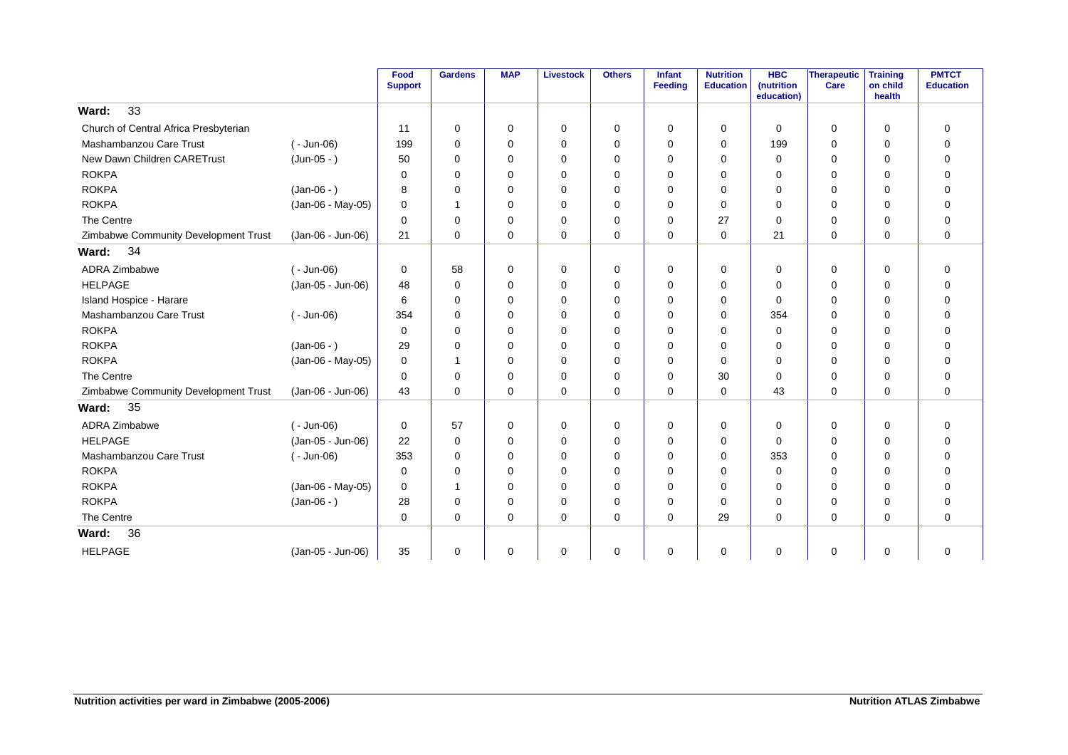| | | Food Support | Gardens | MAP | Livestock | Others | Infant Feeding | Nutrition Education | HBC (nutrition education) | Therapeutic Care | Training on child health | PMTCT Education |
|---|---|---|---|---|---|---|---|---|---|---|---|---|
| **Ward: 33** | | | | | | | | | | | | |
| Church of Central Africa Presbyterian | | 11 | 0 | 0 | 0 | 0 | 0 | 0 | 0 | 0 | 0 | 0 |
| Mashambanzou Care Trust | ( - Jun-06) | 199 | 0 | 0 | 0 | 0 | 0 | 0 | 199 | 0 | 0 | 0 |
| New Dawn Children CARETrust | (Jun-05 - ) | 50 | 0 | 0 | 0 | 0 | 0 | 0 | 0 | 0 | 0 | 0 |
| ROKPA | | 0 | 0 | 0 | 0 | 0 | 0 | 0 | 0 | 0 | 0 | 0 |
| ROKPA | (Jan-06 - ) | 8 | 0 | 0 | 0 | 0 | 0 | 0 | 0 | 0 | 0 | 0 |
| ROKPA | (Jan-06 - May-05) | 0 | 1 | 0 | 0 | 0 | 0 | 0 | 0 | 0 | 0 | 0 |
| The Centre | | 0 | 0 | 0 | 0 | 0 | 0 | 27 | 0 | 0 | 0 | 0 |
| Zimbabwe Community Development Trust | (Jan-06 - Jun-06) | 21 | 0 | 0 | 0 | 0 | 0 | 0 | 21 | 0 | 0 | 0 |
| **Ward: 34** | | | | | | | | | | | | |
| ADRA Zimbabwe | ( - Jun-06) | 0 | 58 | 0 | 0 | 0 | 0 | 0 | 0 | 0 | 0 | 0 |
| HELPAGE | (Jan-05 - Jun-06) | 48 | 0 | 0 | 0 | 0 | 0 | 0 | 0 | 0 | 0 | 0 |
| Island Hospice - Harare | | 6 | 0 | 0 | 0 | 0 | 0 | 0 | 0 | 0 | 0 | 0 |
| Mashambanzou Care Trust | ( - Jun-06) | 354 | 0 | 0 | 0 | 0 | 0 | 0 | 354 | 0 | 0 | 0 |
| ROKPA | | 0 | 0 | 0 | 0 | 0 | 0 | 0 | 0 | 0 | 0 | 0 |
| ROKPA | (Jan-06 - ) | 29 | 0 | 0 | 0 | 0 | 0 | 0 | 0 | 0 | 0 | 0 |
| ROKPA | (Jan-06 - May-05) | 0 | 1 | 0 | 0 | 0 | 0 | 0 | 0 | 0 | 0 | 0 |
| The Centre | | 0 | 0 | 0 | 0 | 0 | 0 | 30 | 0 | 0 | 0 | 0 |
| Zimbabwe Community Development Trust | (Jan-06 - Jun-06) | 43 | 0 | 0 | 0 | 0 | 0 | 0 | 43 | 0 | 0 | 0 |
| **Ward: 35** | | | | | | | | | | | | |
| ADRA Zimbabwe | ( - Jun-06) | 0 | 57 | 0 | 0 | 0 | 0 | 0 | 0 | 0 | 0 | 0 |
| HELPAGE | (Jan-05 - Jun-06) | 22 | 0 | 0 | 0 | 0 | 0 | 0 | 0 | 0 | 0 | 0 |
| Mashambanzou Care Trust | ( - Jun-06) | 353 | 0 | 0 | 0 | 0 | 0 | 0 | 353 | 0 | 0 | 0 |
| ROKPA | | 0 | 0 | 0 | 0 | 0 | 0 | 0 | 0 | 0 | 0 | 0 |
| ROKPA | (Jan-06 - May-05) | 0 | 1 | 0 | 0 | 0 | 0 | 0 | 0 | 0 | 0 | 0 |
| ROKPA | (Jan-06 - ) | 28 | 0 | 0 | 0 | 0 | 0 | 0 | 0 | 0 | 0 | 0 |
| The Centre | | 0 | 0 | 0 | 0 | 0 | 0 | 29 | 0 | 0 | 0 | 0 |
| **Ward: 36** | | | | | | | | | | | | |
| HELPAGE | (Jan-05 - Jun-06) | 35 | 0 | 0 | 0 | 0 | 0 | 0 | 0 | 0 | 0 | 0 |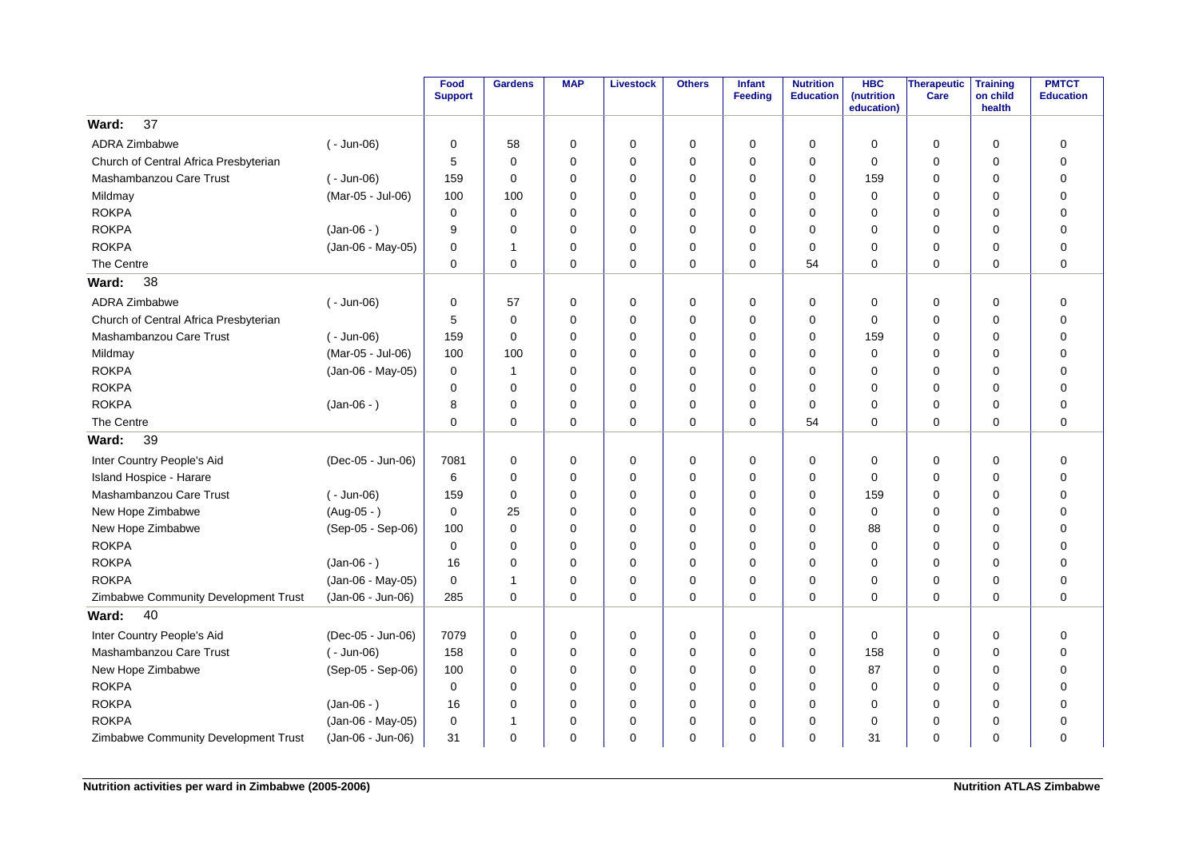| | | Food Support | Gardens | MAP | Livestock | Others | Infant Feeding | Nutrition Education | HBC (nutrition education) | Therapeutic Care | Training on child health | PMTCT Education |
|---|---|---|---|---|---|---|---|---|---|---|---|---|
| **Ward: 37** | | | | | | | | | | | | |
| ADRA Zimbabwe | ( - Jun-06) | 0 | 58 | 0 | 0 | 0 | 0 | 0 | 0 | 0 | 0 | 0 |
| Church of Central Africa Presbyterian | | 5 | 0 | 0 | 0 | 0 | 0 | 0 | 0 | 0 | 0 | 0 |
| Mashambanzou Care Trust | ( - Jun-06) | 159 | 0 | 0 | 0 | 0 | 0 | 0 | 159 | 0 | 0 | 0 |
| Mildmay | (Mar-05 - Jul-06) | 100 | 100 | 0 | 0 | 0 | 0 | 0 | 0 | 0 | 0 | 0 |
| ROKPA | | 0 | 0 | 0 | 0 | 0 | 0 | 0 | 0 | 0 | 0 | 0 |
| ROKPA | (Jan-06 - ) | 9 | 0 | 0 | 0 | 0 | 0 | 0 | 0 | 0 | 0 | 0 |
| ROKPA | (Jan-06 - May-05) | 0 | 1 | 0 | 0 | 0 | 0 | 0 | 0 | 0 | 0 | 0 |
| The Centre | | 0 | 0 | 0 | 0 | 0 | 0 | 54 | 0 | 0 | 0 | 0 |
| **Ward: 38** | | | | | | | | | | | | |
| ADRA Zimbabwe | ( - Jun-06) | 0 | 57 | 0 | 0 | 0 | 0 | 0 | 0 | 0 | 0 | 0 |
| Church of Central Africa Presbyterian | | 5 | 0 | 0 | 0 | 0 | 0 | 0 | 0 | 0 | 0 | 0 |
| Mashambanzou Care Trust | ( - Jun-06) | 159 | 0 | 0 | 0 | 0 | 0 | 0 | 159 | 0 | 0 | 0 |
| Mildmay | (Mar-05 - Jul-06) | 100 | 100 | 0 | 0 | 0 | 0 | 0 | 0 | 0 | 0 | 0 |
| ROKPA | (Jan-06 - May-05) | 0 | 1 | 0 | 0 | 0 | 0 | 0 | 0 | 0 | 0 | 0 |
| ROKPA | | 0 | 0 | 0 | 0 | 0 | 0 | 0 | 0 | 0 | 0 | 0 |
| ROKPA | (Jan-06 - ) | 8 | 0 | 0 | 0 | 0 | 0 | 0 | 0 | 0 | 0 | 0 |
| The Centre | | 0 | 0 | 0 | 0 | 0 | 0 | 54 | 0 | 0 | 0 | 0 |
| **Ward: 39** | | | | | | | | | | | | |
| Inter Country People's Aid | (Dec-05 - Jun-06) | 7081 | 0 | 0 | 0 | 0 | 0 | 0 | 0 | 0 | 0 | 0 |
| Island Hospice - Harare | | 6 | 0 | 0 | 0 | 0 | 0 | 0 | 0 | 0 | 0 | 0 |
| Mashambanzou Care Trust | ( - Jun-06) | 159 | 0 | 0 | 0 | 0 | 0 | 0 | 159 | 0 | 0 | 0 |
| New Hope Zimbabwe | (Aug-05 - ) | 0 | 25 | 0 | 0 | 0 | 0 | 0 | 0 | 0 | 0 | 0 |
| New Hope Zimbabwe | (Sep-05 - Sep-06) | 100 | 0 | 0 | 0 | 0 | 0 | 0 | 88 | 0 | 0 | 0 |
| ROKPA | | 0 | 0 | 0 | 0 | 0 | 0 | 0 | 0 | 0 | 0 | 0 |
| ROKPA | (Jan-06 - ) | 16 | 0 | 0 | 0 | 0 | 0 | 0 | 0 | 0 | 0 | 0 |
| ROKPA | (Jan-06 - May-05) | 0 | 1 | 0 | 0 | 0 | 0 | 0 | 0 | 0 | 0 | 0 |
| Zimbabwe Community Development Trust | (Jan-06 - Jun-06) | 285 | 0 | 0 | 0 | 0 | 0 | 0 | 0 | 0 | 0 | 0 |
| **Ward: 40** | | | | | | | | | | | | |
| Inter Country People's Aid | (Dec-05 - Jun-06) | 7079 | 0 | 0 | 0 | 0 | 0 | 0 | 0 | 0 | 0 | 0 |
| Mashambanzou Care Trust | ( - Jun-06) | 158 | 0 | 0 | 0 | 0 | 0 | 0 | 158 | 0 | 0 | 0 |
| New Hope Zimbabwe | (Sep-05 - Sep-06) | 100 | 0 | 0 | 0 | 0 | 0 | 0 | 87 | 0 | 0 | 0 |
| ROKPA | | 0 | 0 | 0 | 0 | 0 | 0 | 0 | 0 | 0 | 0 | 0 |
| ROKPA | (Jan-06 - ) | 16 | 0 | 0 | 0 | 0 | 0 | 0 | 0 | 0 | 0 | 0 |
| ROKPA | (Jan-06 - May-05) | 0 | 1 | 0 | 0 | 0 | 0 | 0 | 0 | 0 | 0 | 0 |
| Zimbabwe Community Development Trust | (Jan-06 - Jun-06) | 31 | 0 | 0 | 0 | 0 | 0 | 0 | 31 | 0 | 0 | 0 |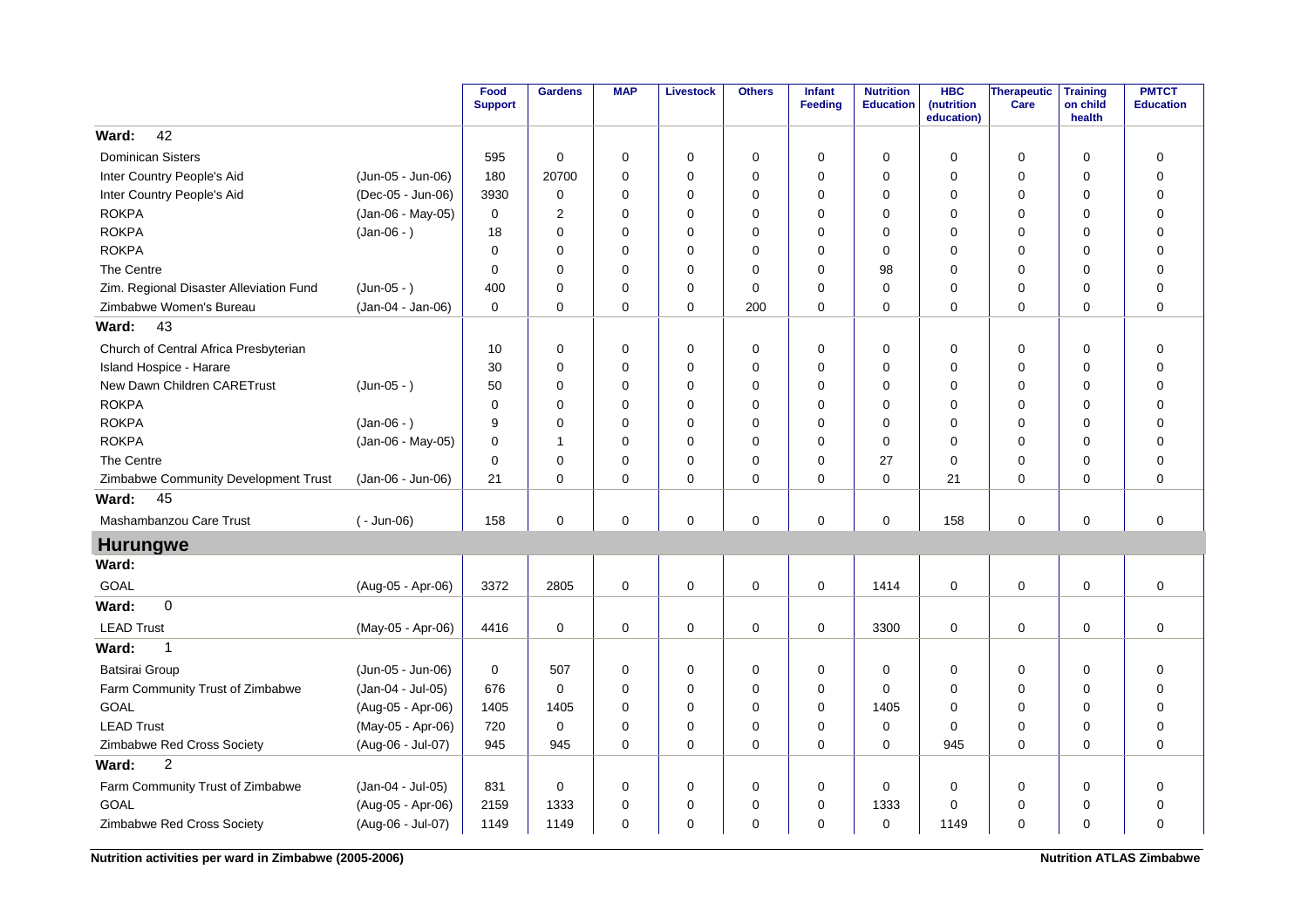| | | Food Support | Gardens | MAP | Livestock | Others | Infant Feeding | Nutrition Education | HBC (nutrition education) | Therapeutic Care | Training on child health | PMTCT Education |
|---|---|---|---|---|---|---|---|---|---|---|---|---|
| **Ward: 42** | | | | | | | | | | | | |
| Dominican Sisters | | 595 | 0 | 0 | 0 | 0 | 0 | 0 | 0 | 0 | 0 | 0 |
| Inter Country People's Aid | (Jun-05 - Jun-06) | 180 | 20700 | 0 | 0 | 0 | 0 | 0 | 0 | 0 | 0 | 0 |
| Inter Country People's Aid | (Dec-05 - Jun-06) | 3930 | 0 | 0 | 0 | 0 | 0 | 0 | 0 | 0 | 0 | 0 |
| ROKPA | (Jan-06 - May-05) | 0 | 2 | 0 | 0 | 0 | 0 | 0 | 0 | 0 | 0 | 0 |
| ROKPA | (Jan-06 - ) | 18 | 0 | 0 | 0 | 0 | 0 | 0 | 0 | 0 | 0 | 0 |
| ROKPA | | 0 | 0 | 0 | 0 | 0 | 0 | 0 | 0 | 0 | 0 | 0 |
| The Centre | | 0 | 0 | 0 | 0 | 0 | 0 | 98 | 0 | 0 | 0 | 0 |
| Zim. Regional Disaster Alleviation Fund | (Jun-05 - ) | 400 | 0 | 0 | 0 | 0 | 0 | 0 | 0 | 0 | 0 | 0 |
| Zimbabwe Women's Bureau | (Jan-04 - Jan-06) | 0 | 0 | 0 | 0 | 200 | 0 | 0 | 0 | 0 | 0 | 0 |
| **Ward: 43** | | | | | | | | | | | | |
| Church of Central Africa Presbyterian | | 10 | 0 | 0 | 0 | 0 | 0 | 0 | 0 | 0 | 0 | 0 |
| Island Hospice - Harare | | 30 | 0 | 0 | 0 | 0 | 0 | 0 | 0 | 0 | 0 | 0 |
| New Dawn Children CARETrust | (Jun-05 - ) | 50 | 0 | 0 | 0 | 0 | 0 | 0 | 0 | 0 | 0 | 0 |
| ROKPA | | 0 | 0 | 0 | 0 | 0 | 0 | 0 | 0 | 0 | 0 | 0 |
| ROKPA | (Jan-06 - ) | 9 | 0 | 0 | 0 | 0 | 0 | 0 | 0 | 0 | 0 | 0 |
| ROKPA | (Jan-06 - May-05) | 0 | 1 | 0 | 0 | 0 | 0 | 0 | 0 | 0 | 0 | 0 |
| The Centre | | 0 | 0 | 0 | 0 | 0 | 0 | 27 | 0 | 0 | 0 | 0 |
| Zimbabwe Community Development Trust | (Jan-06 - Jun-06) | 21 | 0 | 0 | 0 | 0 | 0 | 0 | 21 | 0 | 0 | 0 |
| **Ward: 45** | | | | | | | | | | | | |
| Mashambanzou Care Trust | ( - Jun-06) | 158 | 0 | 0 | 0 | 0 | 0 | 0 | 158 | 0 | 0 | 0 |
| **Hurungwe** | | | | | | | | | | | | |
| **Ward:** | | | | | | | | | | | | |
| GOAL | (Aug-05 - Apr-06) | 3372 | 2805 | 0 | 0 | 0 | 0 | 1414 | 0 | 0 | 0 | 0 |
| **Ward: 0** | | | | | | | | | | | | |
| LEAD Trust | (May-05 - Apr-06) | 4416 | 0 | 0 | 0 | 0 | 0 | 3300 | 0 | 0 | 0 | 0 |
| **Ward: 1** | | | | | | | | | | | | |
| Batsirai Group | (Jun-05 - Jun-06) | 0 | 507 | 0 | 0 | 0 | 0 | 0 | 0 | 0 | 0 | 0 |
| Farm Community Trust of Zimbabwe | (Jan-04 - Jul-05) | 676 | 0 | 0 | 0 | 0 | 0 | 0 | 0 | 0 | 0 | 0 |
| GOAL | (Aug-05 - Apr-06) | 1405 | 1405 | 0 | 0 | 0 | 0 | 1405 | 0 | 0 | 0 | 0 |
| LEAD Trust | (May-05 - Apr-06) | 720 | 0 | 0 | 0 | 0 | 0 | 0 | 0 | 0 | 0 | 0 |
| Zimbabwe Red Cross Society | (Aug-06 - Jul-07) | 945 | 945 | 0 | 0 | 0 | 0 | 0 | 945 | 0 | 0 | 0 |
| **Ward: 2** | | | | | | | | | | | | |
| Farm Community Trust of Zimbabwe | (Jan-04 - Jul-05) | 831 | 0 | 0 | 0 | 0 | 0 | 0 | 0 | 0 | 0 | 0 |
| GOAL | (Aug-05 - Apr-06) | 2159 | 1333 | 0 | 0 | 0 | 0 | 1333 | 0 | 0 | 0 | 0 |
| Zimbabwe Red Cross Society | (Aug-06 - Jul-07) | 1149 | 1149 | 0 | 0 | 0 | 0 | 0 | 1149 | 0 | 0 | 0 |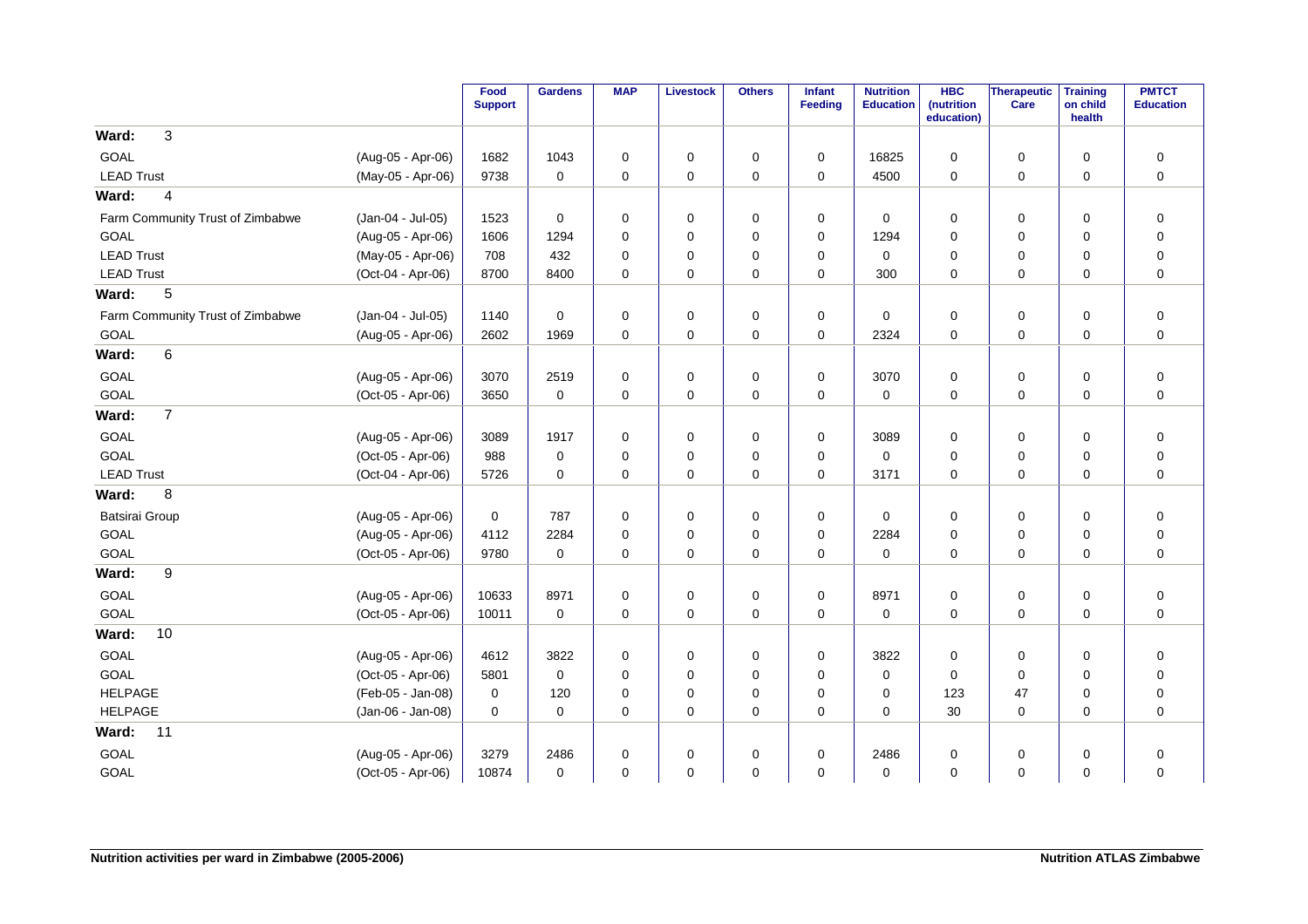| | | Food Support | Gardens | MAP | Livestock | Others | Infant Feeding | Nutrition Education | HBC (nutrition education) | Therapeutic Care | Training on child health | PMTCT Education |
|---|---|---|---|---|---|---|---|---|---|---|---|---|
| **Ward: 3** | | | | | | | | | | | | |
| GOAL | (Aug-05 - Apr-06) | 1682 | 1043 | 0 | 0 | 0 | 0 | 16825 | 0 | 0 | 0 | 0 |
| LEAD Trust | (May-05 - Apr-06) | 9738 | 0 | 0 | 0 | 0 | 0 | 4500 | 0 | 0 | 0 | 0 |
| **Ward: 4** | | | | | | | | | | | | |
| Farm Community Trust of Zimbabwe | (Jan-04 - Jul-05) | 1523 | 0 | 0 | 0 | 0 | 0 | 0 | 0 | 0 | 0 | 0 |
| GOAL | (Aug-05 - Apr-06) | 1606 | 1294 | 0 | 0 | 0 | 0 | 1294 | 0 | 0 | 0 | 0 |
| LEAD Trust | (May-05 - Apr-06) | 708 | 432 | 0 | 0 | 0 | 0 | 0 | 0 | 0 | 0 | 0 |
| LEAD Trust | (Oct-04 - Apr-06) | 8700 | 8400 | 0 | 0 | 0 | 0 | 300 | 0 | 0 | 0 | 0 |
| **Ward: 5** | | | | | | | | | | | | |
| Farm Community Trust of Zimbabwe | (Jan-04 - Jul-05) | 1140 | 0 | 0 | 0 | 0 | 0 | 0 | 0 | 0 | 0 | 0 |
| GOAL | (Aug-05 - Apr-06) | 2602 | 1969 | 0 | 0 | 0 | 0 | 2324 | 0 | 0 | 0 | 0 |
| **Ward: 6** | | | | | | | | | | | | |
| GOAL | (Aug-05 - Apr-06) | 3070 | 2519 | 0 | 0 | 0 | 0 | 3070 | 0 | 0 | 0 | 0 |
| GOAL | (Oct-05 - Apr-06) | 3650 | 0 | 0 | 0 | 0 | 0 | 0 | 0 | 0 | 0 | 0 |
| **Ward: 7** | | | | | | | | | | | | |
| GOAL | (Aug-05 - Apr-06) | 3089 | 1917 | 0 | 0 | 0 | 0 | 3089 | 0 | 0 | 0 | 0 |
| GOAL | (Oct-05 - Apr-06) | 988 | 0 | 0 | 0 | 0 | 0 | 0 | 0 | 0 | 0 | 0 |
| LEAD Trust | (Oct-04 - Apr-06) | 5726 | 0 | 0 | 0 | 0 | 0 | 3171 | 0 | 0 | 0 | 0 |
| **Ward: 8** | | | | | | | | | | | | |
| Batsirai Group | (Aug-05 - Apr-06) | 0 | 787 | 0 | 0 | 0 | 0 | 0 | 0 | 0 | 0 | 0 |
| GOAL | (Aug-05 - Apr-06) | 4112 | 2284 | 0 | 0 | 0 | 0 | 2284 | 0 | 0 | 0 | 0 |
| GOAL | (Oct-05 - Apr-06) | 9780 | 0 | 0 | 0 | 0 | 0 | 0 | 0 | 0 | 0 | 0 |
| **Ward: 9** | | | | | | | | | | | | |
| GOAL | (Aug-05 - Apr-06) | 10633 | 8971 | 0 | 0 | 0 | 0 | 8971 | 0 | 0 | 0 | 0 |
| GOAL | (Oct-05 - Apr-06) | 10011 | 0 | 0 | 0 | 0 | 0 | 0 | 0 | 0 | 0 | 0 |
| **Ward: 10** | | | | | | | | | | | | |
| GOAL | (Aug-05 - Apr-06) | 4612 | 3822 | 0 | 0 | 0 | 0 | 3822 | 0 | 0 | 0 | 0 |
| GOAL | (Oct-05 - Apr-06) | 5801 | 0 | 0 | 0 | 0 | 0 | 0 | 0 | 0 | 0 | 0 |
| HELPAGE | (Feb-05 - Jan-08) | 0 | 120 | 0 | 0 | 0 | 0 | 0 | 123 | 47 | 0 | 0 |
| HELPAGE | (Jan-06 - Jan-08) | 0 | 0 | 0 | 0 | 0 | 0 | 0 | 30 | 0 | 0 | 0 |
| **Ward: 11** | | | | | | | | | | | | |
| GOAL | (Aug-05 - Apr-06) | 3279 | 2486 | 0 | 0 | 0 | 0 | 2486 | 0 | 0 | 0 | 0 |
| GOAL | (Oct-05 - Apr-06) | 10874 | 0 | 0 | 0 | 0 | 0 | 0 | 0 | 0 | 0 | 0 |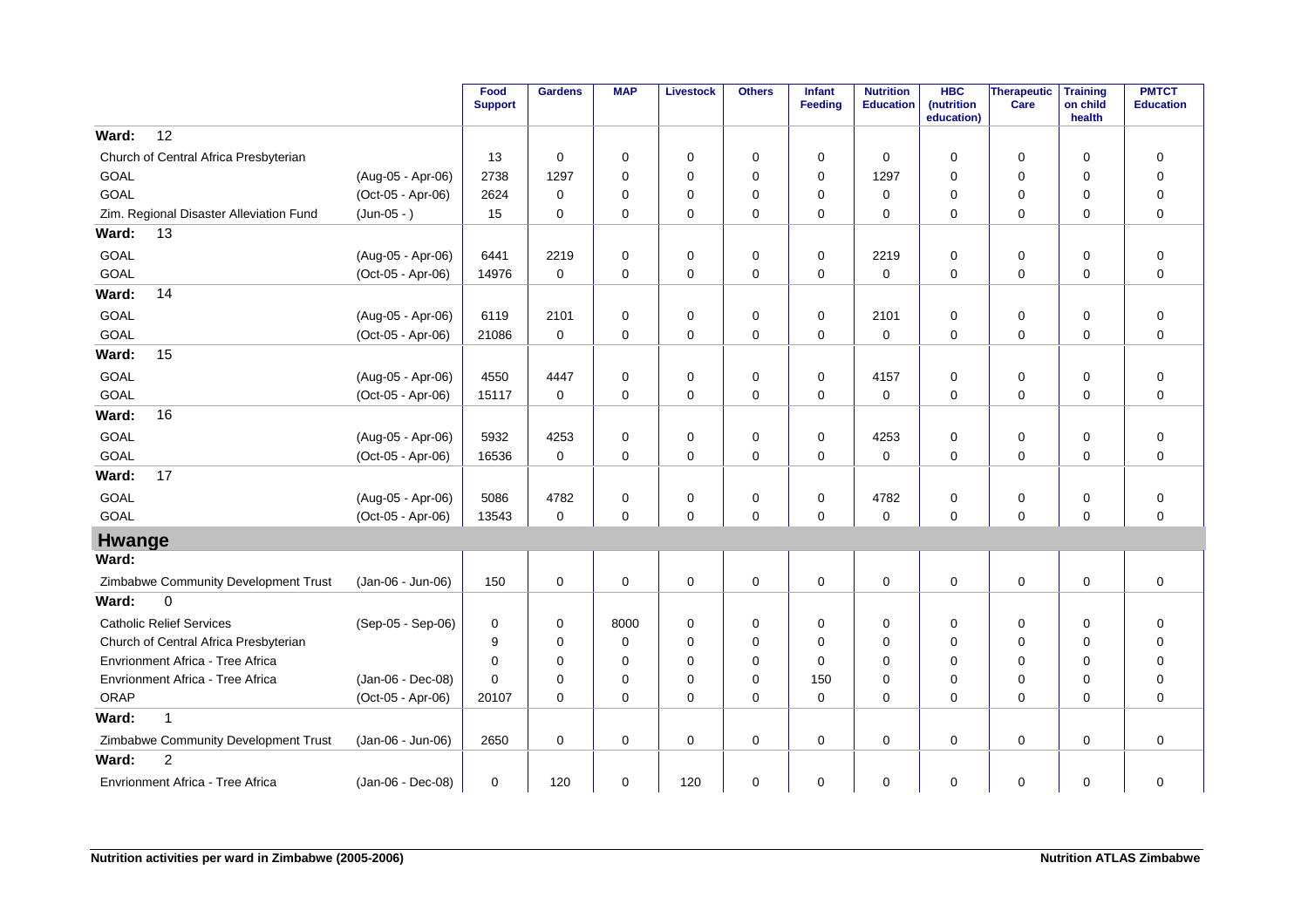| | | Food Support | Gardens | MAP | Livestock | Others | Infant Feeding | Nutrition Education | HBC (nutrition education) | Therapeutic Care | Training on child health | PMTCT Education |
|---|---|---|---|---|---|---|---|---|---|---|---|---|
| **Ward: 12** | | | | | | | | | | | | |
| Church of Central Africa Presbyterian | | 13 | 0 | 0 | 0 | 0 | 0 | 0 | 0 | 0 | 0 | 0 |
| GOAL | (Aug-05 - Apr-06) | 2738 | 1297 | 0 | 0 | 0 | 0 | 1297 | 0 | 0 | 0 | 0 |
| GOAL | (Oct-05 - Apr-06) | 2624 | 0 | 0 | 0 | 0 | 0 | 0 | 0 | 0 | 0 | 0 |
| Zim. Regional Disaster Alleviation Fund | (Jun-05 - ) | 15 | 0 | 0 | 0 | 0 | 0 | 0 | 0 | 0 | 0 | 0 |
| **Ward: 13** | | | | | | | | | | | | |
| GOAL | (Aug-05 - Apr-06) | 6441 | 2219 | 0 | 0 | 0 | 0 | 2219 | 0 | 0 | 0 | 0 |
| GOAL | (Oct-05 - Apr-06) | 14976 | 0 | 0 | 0 | 0 | 0 | 0 | 0 | 0 | 0 | 0 |
| **Ward: 14** | | | | | | | | | | | | |
| GOAL | (Aug-05 - Apr-06) | 6119 | 2101 | 0 | 0 | 0 | 0 | 2101 | 0 | 0 | 0 | 0 |
| GOAL | (Oct-05 - Apr-06) | 21086 | 0 | 0 | 0 | 0 | 0 | 0 | 0 | 0 | 0 | 0 |
| **Ward: 15** | | | | | | | | | | | | |
| GOAL | (Aug-05 - Apr-06) | 4550 | 4447 | 0 | 0 | 0 | 0 | 4157 | 0 | 0 | 0 | 0 |
| GOAL | (Oct-05 - Apr-06) | 15117 | 0 | 0 | 0 | 0 | 0 | 0 | 0 | 0 | 0 | 0 |
| **Ward: 16** | | | | | | | | | | | | |
| GOAL | (Aug-05 - Apr-06) | 5932 | 4253 | 0 | 0 | 0 | 0 | 4253 | 0 | 0 | 0 | 0 |
| GOAL | (Oct-05 - Apr-06) | 16536 | 0 | 0 | 0 | 0 | 0 | 0 | 0 | 0 | 0 | 0 |
| **Ward: 17** | | | | | | | | | | | | |
| GOAL | (Aug-05 - Apr-06) | 5086 | 4782 | 0 | 0 | 0 | 0 | 4782 | 0 | 0 | 0 | 0 |
| GOAL | (Oct-05 - Apr-06) | 13543 | 0 | 0 | 0 | 0 | 0 | 0 | 0 | 0 | 0 | 0 |
| **Hwange** | | | | | | | | | | | | |
| **Ward:** | | | | | | | | | | | | |
| Zimbabwe Community Development Trust | (Jan-06 - Jun-06) | 150 | 0 | 0 | 0 | 0 | 0 | 0 | 0 | 0 | 0 | 0 |
| **Ward: 0** | | | | | | | | | | | | |
| Catholic Relief Services | (Sep-05 - Sep-06) | 0 | 0 | 8000 | 0 | 0 | 0 | 0 | 0 | 0 | 0 | 0 |
| Church of Central Africa Presbyterian | | 9 | 0 | 0 | 0 | 0 | 0 | 0 | 0 | 0 | 0 | 0 |
| Envrionment Africa - Tree Africa | | 0 | 0 | 0 | 0 | 0 | 0 | 0 | 0 | 0 | 0 | 0 |
| Envrionment Africa - Tree Africa | (Jan-06 - Dec-08) | 0 | 0 | 0 | 0 | 0 | 150 | 0 | 0 | 0 | 0 | 0 |
| ORAP | (Oct-05 - Apr-06) | 20107 | 0 | 0 | 0 | 0 | 0 | 0 | 0 | 0 | 0 | 0 |
| **Ward: 1** | | | | | | | | | | | | |
| Zimbabwe Community Development Trust | (Jan-06 - Jun-06) | 2650 | 0 | 0 | 0 | 0 | 0 | 0 | 0 | 0 | 0 | 0 |
| **Ward: 2** | | | | | | | | | | | | |
| Envrionment Africa - Tree Africa | (Jan-06 - Dec-08) | 0 | 120 | 0 | 120 | 0 | 0 | 0 | 0 | 0 | 0 | 0 |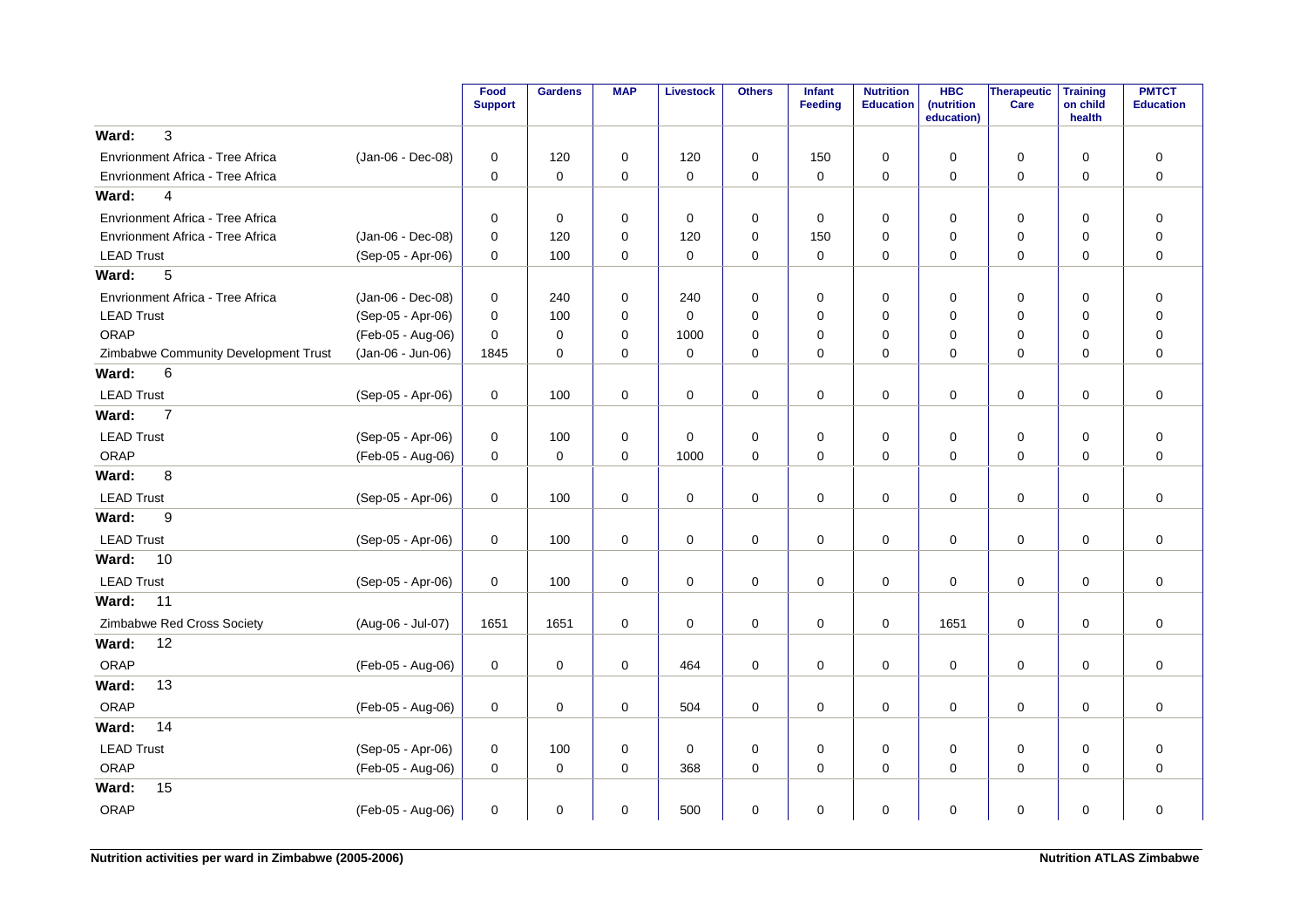| | | Food Support | Gardens | MAP | Livestock | Others | Infant Feeding | Nutrition Education | HBC (nutrition education) | Therapeutic Care | Training on child health | PMTCT Education |
|---|---|---|---|---|---|---|---|---|---|---|---|---|
| **Ward: 3** | | | | | | | | | | | | |
| Envrionment Africa - Tree Africa | (Jan-06 - Dec-08) | 0 | 120 | 0 | 120 | 0 | 150 | 0 | 0 | 0 | 0 | 0 |
| Envrionment Africa - Tree Africa | | 0 | 0 | 0 | 0 | 0 | 0 | 0 | 0 | 0 | 0 | 0 |
| **Ward: 4** | | | | | | | | | | | | |
| Envrionment Africa - Tree Africa | | 0 | 0 | 0 | 0 | 0 | 0 | 0 | 0 | 0 | 0 | 0 |
| Envrionment Africa - Tree Africa | (Jan-06 - Dec-08) | 0 | 120 | 0 | 120 | 0 | 150 | 0 | 0 | 0 | 0 | 0 |
| LEAD Trust | (Sep-05 - Apr-06) | 0 | 100 | 0 | 0 | 0 | 0 | 0 | 0 | 0 | 0 | 0 |
| **Ward: 5** | | | | | | | | | | | | |
| Envrionment Africa - Tree Africa | (Jan-06 - Dec-08) | 0 | 240 | 0 | 240 | 0 | 0 | 0 | 0 | 0 | 0 | 0 |
| LEAD Trust | (Sep-05 - Apr-06) | 0 | 100 | 0 | 0 | 0 | 0 | 0 | 0 | 0 | 0 | 0 |
| ORAP | (Feb-05 - Aug-06) | 0 | 0 | 0 | 1000 | 0 | 0 | 0 | 0 | 0 | 0 | 0 |
| Zimbabwe Community Development Trust | (Jan-06 - Jun-06) | 1845 | 0 | 0 | 0 | 0 | 0 | 0 | 0 | 0 | 0 | 0 |
| **Ward: 6** | | | | | | | | | | | | |
| LEAD Trust | (Sep-05 - Apr-06) | 0 | 100 | 0 | 0 | 0 | 0 | 0 | 0 | 0 | 0 | 0 |
| **Ward: 7** | | | | | | | | | | | | |
| LEAD Trust | (Sep-05 - Apr-06) | 0 | 100 | 0 | 0 | 0 | 0 | 0 | 0 | 0 | 0 | 0 |
| ORAP | (Feb-05 - Aug-06) | 0 | 0 | 0 | 1000 | 0 | 0 | 0 | 0 | 0 | 0 | 0 |
| **Ward: 8** | | | | | | | | | | | | |
| LEAD Trust | (Sep-05 - Apr-06) | 0 | 100 | 0 | 0 | 0 | 0 | 0 | 0 | 0 | 0 | 0 |
| **Ward: 9** | | | | | | | | | | | | |
| LEAD Trust | (Sep-05 - Apr-06) | 0 | 100 | 0 | 0 | 0 | 0 | 0 | 0 | 0 | 0 | 0 |
| **Ward: 10** | | | | | | | | | | | | |
| LEAD Trust | (Sep-05 - Apr-06) | 0 | 100 | 0 | 0 | 0 | 0 | 0 | 0 | 0 | 0 | 0 |
| **Ward: 11** | | | | | | | | | | | | |
| Zimbabwe Red Cross Society | (Aug-06 - Jul-07) | 1651 | 1651 | 0 | 0 | 0 | 0 | 0 | 1651 | 0 | 0 | 0 |
| **Ward: 12** | | | | | | | | | | | | |
| ORAP | (Feb-05 - Aug-06) | 0 | 0 | 0 | 464 | 0 | 0 | 0 | 0 | 0 | 0 | 0 |
| **Ward: 13** | | | | | | | | | | | | |
| ORAP | (Feb-05 - Aug-06) | 0 | 0 | 0 | 504 | 0 | 0 | 0 | 0 | 0 | 0 | 0 |
| **Ward: 14** | | | | | | | | | | | | |
| LEAD Trust | (Sep-05 - Apr-06) | 0 | 100 | 0 | 0 | 0 | 0 | 0 | 0 | 0 | 0 | 0 |
| ORAP | (Feb-05 - Aug-06) | 0 | 0 | 0 | 368 | 0 | 0 | 0 | 0 | 0 | 0 | 0 |
| **Ward: 15** | | | | | | | | | | | | |
| ORAP | (Feb-05 - Aug-06) | 0 | 0 | 0 | 500 | 0 | 0 | 0 | 0 | 0 | 0 | 0 |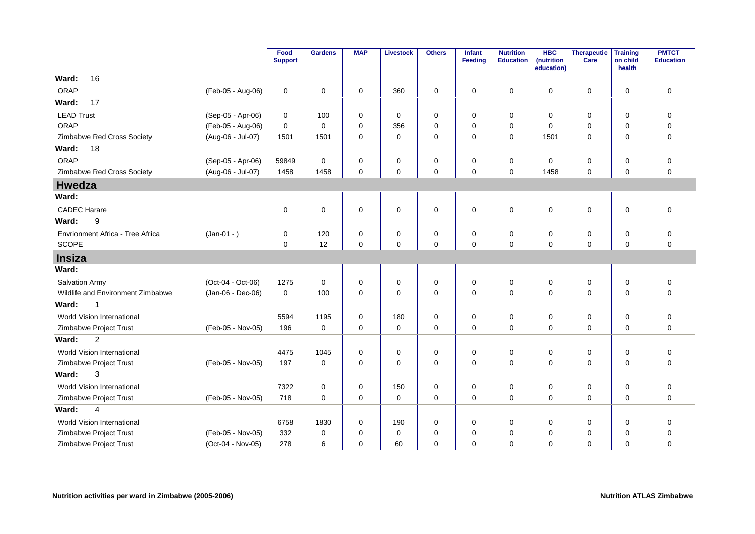| | | Food Support | Gardens | MAP | Livestock | Others | Infant Feeding | Nutrition Education | HBC (nutrition education) | Therapeutic Care | Training on child health | PMTCT Education |
|---|---|---|---|---|---|---|---|---|---|---|---|---|
| **Ward: 16** | | | | | | | | | | | | |
| ORAP | (Feb-05 - Aug-06) | 0 | 0 | 0 | 360 | 0 | 0 | 0 | 0 | 0 | 0 | 0 |
| **Ward: 17** | | | | | | | | | | | | |
| LEAD Trust | (Sep-05 - Apr-06) | 0 | 100 | 0 | 0 | 0 | 0 | 0 | 0 | 0 | 0 | 0 |
| ORAP | (Feb-05 - Aug-06) | 0 | 0 | 0 | 356 | 0 | 0 | 0 | 0 | 0 | 0 | 0 |
| Zimbabwe Red Cross Society | (Aug-06 - Jul-07) | 1501 | 1501 | 0 | 0 | 0 | 0 | 0 | 1501 | 0 | 0 | 0 |
| **Ward: 18** | | | | | | | | | | | | |
| ORAP | (Sep-05 - Apr-06) | 59849 | 0 | 0 | 0 | 0 | 0 | 0 | 0 | 0 | 0 | 0 |
| Zimbabwe Red Cross Society | (Aug-06 - Jul-07) | 1458 | 1458 | 0 | 0 | 0 | 0 | 0 | 1458 | 0 | 0 | 0 |
| **Hwedza** | | | | | | | | | | | | |
| **Ward:** | | | | | | | | | | | | |
| CADEC Harare | | 0 | 0 | 0 | 0 | 0 | 0 | 0 | 0 | 0 | 0 | 0 |
| **Ward: 9** | | | | | | | | | | | | |
| Envrionment Africa - Tree Africa | (Jan-01 - ) | 0 | 120 | 0 | 0 | 0 | 0 | 0 | 0 | 0 | 0 | 0 |
| SCOPE | | 0 | 12 | 0 | 0 | 0 | 0 | 0 | 0 | 0 | 0 | 0 |
| **Insiza** | | | | | | | | | | | | |
| **Ward:** | | | | | | | | | | | | |
| Salvation Army | (Oct-04 - Oct-06) | 1275 | 0 | 0 | 0 | 0 | 0 | 0 | 0 | 0 | 0 | 0 |
| Wildlife and Environment Zimbabwe | (Jan-06 - Dec-06) | 0 | 100 | 0 | 0 | 0 | 0 | 0 | 0 | 0 | 0 | 0 |
| **Ward: 1** | | | | | | | | | | | | |
| World Vision International | | 5594 | 1195 | 0 | 180 | 0 | 0 | 0 | 0 | 0 | 0 | 0 |
| Zimbabwe Project Trust | (Feb-05 - Nov-05) | 196 | 0 | 0 | 0 | 0 | 0 | 0 | 0 | 0 | 0 | 0 |
| **Ward: 2** | | | | | | | | | | | | |
| World Vision International | | 4475 | 1045 | 0 | 0 | 0 | 0 | 0 | 0 | 0 | 0 | 0 |
| Zimbabwe Project Trust | (Feb-05 - Nov-05) | 197 | 0 | 0 | 0 | 0 | 0 | 0 | 0 | 0 | 0 | 0 |
| **Ward: 3** | | | | | | | | | | | | |
| World Vision International | | 7322 | 0 | 0 | 150 | 0 | 0 | 0 | 0 | 0 | 0 | 0 |
| Zimbabwe Project Trust | (Feb-05 - Nov-05) | 718 | 0 | 0 | 0 | 0 | 0 | 0 | 0 | 0 | 0 | 0 |
| **Ward: 4** | | | | | | | | | | | | |
| World Vision International | | 6758 | 1830 | 0 | 190 | 0 | 0 | 0 | 0 | 0 | 0 | 0 |
| Zimbabwe Project Trust | (Feb-05 - Nov-05) | 332 | 0 | 0 | 0 | 0 | 0 | 0 | 0 | 0 | 0 | 0 |
| Zimbabwe Project Trust | (Oct-04 - Nov-05) | 278 | 6 | 0 | 60 | 0 | 0 | 0 | 0 | 0 | 0 | 0 |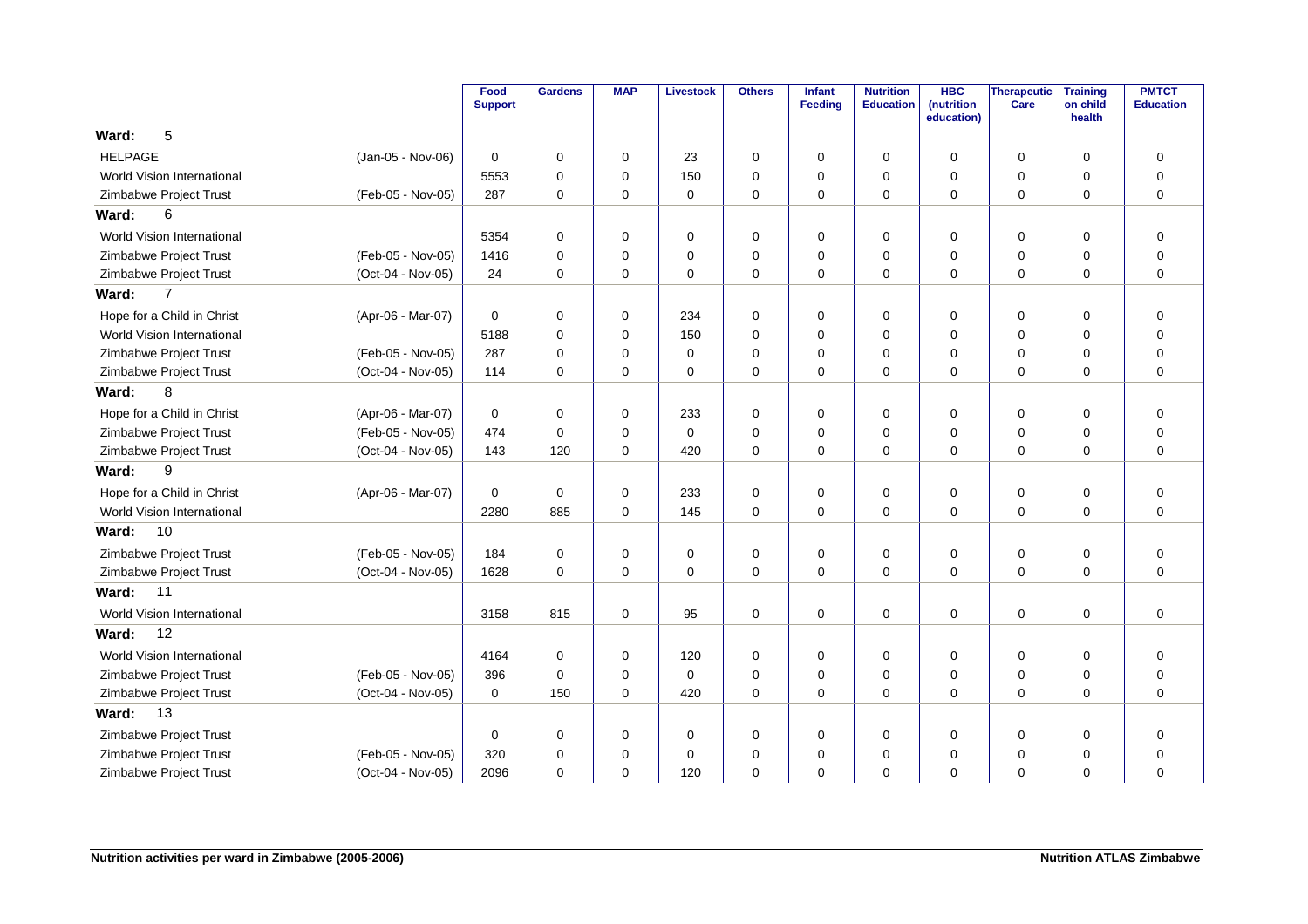| | | Food Support | Gardens | MAP | Livestock | Others | Infant Feeding | Nutrition Education | HBC (nutrition education) | Therapeutic Care | Training on child health | PMTCT Education |
|---|---|---|---|---|---|---|---|---|---|---|---|---|
| **Ward: 5** | | | | | | | | | | | | |
| HELPAGE | (Jan-05 - Nov-06) | 0 | 0 | 0 | 23 | 0 | 0 | 0 | 0 | 0 | 0 | 0 |
| World Vision International | | 5553 | 0 | 0 | 150 | 0 | 0 | 0 | 0 | 0 | 0 | 0 |
| Zimbabwe Project Trust | (Feb-05 - Nov-05) | 287 | 0 | 0 | 0 | 0 | 0 | 0 | 0 | 0 | 0 | 0 |
| **Ward: 6** | | | | | | | | | | | | |
| World Vision International | | 5354 | 0 | 0 | 0 | 0 | 0 | 0 | 0 | 0 | 0 | 0 |
| Zimbabwe Project Trust | (Feb-05 - Nov-05) | 1416 | 0 | 0 | 0 | 0 | 0 | 0 | 0 | 0 | 0 | 0 |
| Zimbabwe Project Trust | (Oct-04 - Nov-05) | 24 | 0 | 0 | 0 | 0 | 0 | 0 | 0 | 0 | 0 | 0 |
| **Ward: 7** | | | | | | | | | | | | |
| Hope for a Child in Christ | (Apr-06 - Mar-07) | 0 | 0 | 0 | 234 | 0 | 0 | 0 | 0 | 0 | 0 | 0 |
| World Vision International | | 5188 | 0 | 0 | 150 | 0 | 0 | 0 | 0 | 0 | 0 | 0 |
| Zimbabwe Project Trust | (Feb-05 - Nov-05) | 287 | 0 | 0 | 0 | 0 | 0 | 0 | 0 | 0 | 0 | 0 |
| Zimbabwe Project Trust | (Oct-04 - Nov-05) | 114 | 0 | 0 | 0 | 0 | 0 | 0 | 0 | 0 | 0 | 0 |
| **Ward: 8** | | | | | | | | | | | | |
| Hope for a Child in Christ | (Apr-06 - Mar-07) | 0 | 0 | 0 | 233 | 0 | 0 | 0 | 0 | 0 | 0 | 0 |
| Zimbabwe Project Trust | (Feb-05 - Nov-05) | 474 | 0 | 0 | 0 | 0 | 0 | 0 | 0 | 0 | 0 | 0 |
| Zimbabwe Project Trust | (Oct-04 - Nov-05) | 143 | 120 | 0 | 420 | 0 | 0 | 0 | 0 | 0 | 0 | 0 |
| **Ward: 9** | | | | | | | | | | | | |
| Hope for a Child in Christ | (Apr-06 - Mar-07) | 0 | 0 | 0 | 233 | 0 | 0 | 0 | 0 | 0 | 0 | 0 |
| World Vision International | | 2280 | 885 | 0 | 145 | 0 | 0 | 0 | 0 | 0 | 0 | 0 |
| **Ward: 10** | | | | | | | | | | | | |
| Zimbabwe Project Trust | (Feb-05 - Nov-05) | 184 | 0 | 0 | 0 | 0 | 0 | 0 | 0 | 0 | 0 | 0 |
| Zimbabwe Project Trust | (Oct-04 - Nov-05) | 1628 | 0 | 0 | 0 | 0 | 0 | 0 | 0 | 0 | 0 | 0 |
| **Ward: 11** | | | | | | | | | | | | |
| World Vision International | | 3158 | 815 | 0 | 95 | 0 | 0 | 0 | 0 | 0 | 0 | 0 |
| **Ward: 12** | | | | | | | | | | | | |
| World Vision International | | 4164 | 0 | 0 | 120 | 0 | 0 | 0 | 0 | 0 | 0 | 0 |
| Zimbabwe Project Trust | (Feb-05 - Nov-05) | 396 | 0 | 0 | 0 | 0 | 0 | 0 | 0 | 0 | 0 | 0 |
| Zimbabwe Project Trust | (Oct-04 - Nov-05) | 0 | 150 | 0 | 420 | 0 | 0 | 0 | 0 | 0 | 0 | 0 |
| **Ward: 13** | | | | | | | | | | | | |
| Zimbabwe Project Trust | | 0 | 0 | 0 | 0 | 0 | 0 | 0 | 0 | 0 | 0 | 0 |
| Zimbabwe Project Trust | (Feb-05 - Nov-05) | 320 | 0 | 0 | 0 | 0 | 0 | 0 | 0 | 0 | 0 | 0 |
| Zimbabwe Project Trust | (Oct-04 - Nov-05) | 2096 | 0 | 0 | 120 | 0 | 0 | 0 | 0 | 0 | 0 | 0 |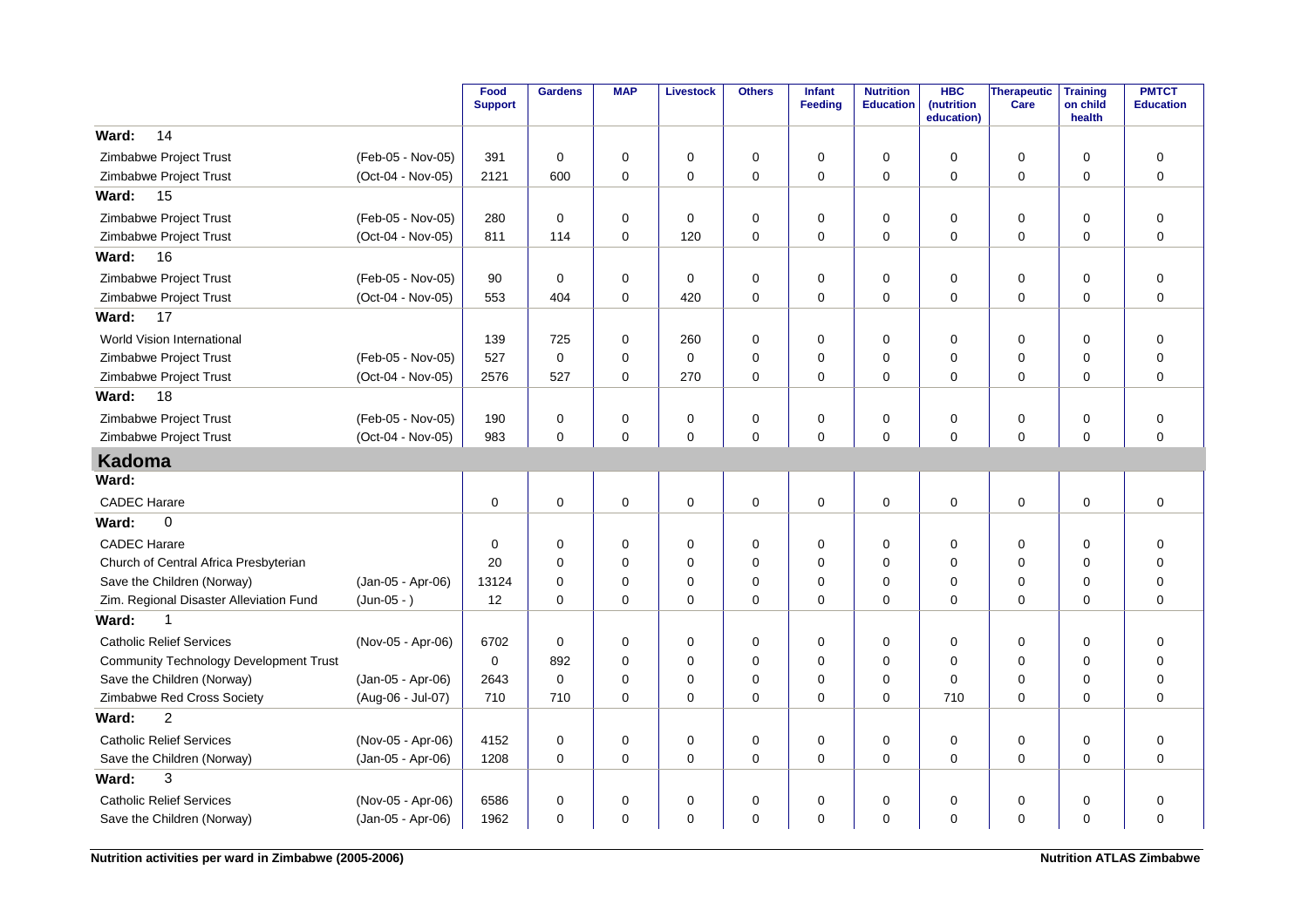| | | Food Support | Gardens | MAP | Livestock | Others | Infant Feeding | Nutrition Education | HBC (nutrition education) | Therapeutic Care | Training on child health | PMTCT Education |
|---|---|---|---|---|---|---|---|---|---|---|---|---|
| **Ward: 14** | | | | | | | | | | | | |
| Zimbabwe Project Trust | (Feb-05 - Nov-05) | 391 | 0 | 0 | 0 | 0 | 0 | 0 | 0 | 0 | 0 | 0 |
| Zimbabwe Project Trust | (Oct-04 - Nov-05) | 2121 | 600 | 0 | 0 | 0 | 0 | 0 | 0 | 0 | 0 | 0 |
| **Ward: 15** | | | | | | | | | | | | |
| Zimbabwe Project Trust | (Feb-05 - Nov-05) | 280 | 0 | 0 | 0 | 0 | 0 | 0 | 0 | 0 | 0 | 0 |
| Zimbabwe Project Trust | (Oct-04 - Nov-05) | 811 | 114 | 0 | 120 | 0 | 0 | 0 | 0 | 0 | 0 | 0 |
| **Ward: 16** | | | | | | | | | | | | |
| Zimbabwe Project Trust | (Feb-05 - Nov-05) | 90 | 0 | 0 | 0 | 0 | 0 | 0 | 0 | 0 | 0 | 0 |
| Zimbabwe Project Trust | (Oct-04 - Nov-05) | 553 | 404 | 0 | 420 | 0 | 0 | 0 | 0 | 0 | 0 | 0 |
| **Ward: 17** | | | | | | | | | | | | |
| World Vision International | | 139 | 725 | 0 | 260 | 0 | 0 | 0 | 0 | 0 | 0 | 0 |
| Zimbabwe Project Trust | (Feb-05 - Nov-05) | 527 | 0 | 0 | 0 | 0 | 0 | 0 | 0 | 0 | 0 | 0 |
| Zimbabwe Project Trust | (Oct-04 - Nov-05) | 2576 | 527 | 0 | 270 | 0 | 0 | 0 | 0 | 0 | 0 | 0 |
| **Ward: 18** | | | | | | | | | | | | |
| Zimbabwe Project Trust | (Feb-05 - Nov-05) | 190 | 0 | 0 | 0 | 0 | 0 | 0 | 0 | 0 | 0 | 0 |
| Zimbabwe Project Trust | (Oct-04 - Nov-05) | 983 | 0 | 0 | 0 | 0 | 0 | 0 | 0 | 0 | 0 | 0 |
| **Kadoma** | | | | | | | | | | | | |
| **Ward:** | | | | | | | | | | | | |
| CADEC Harare | | 0 | 0 | 0 | 0 | 0 | 0 | 0 | 0 | 0 | 0 | 0 |
| **Ward: 0** | | | | | | | | | | | | |
| CADEC Harare | | 0 | 0 | 0 | 0 | 0 | 0 | 0 | 0 | 0 | 0 | 0 |
| Church of Central Africa Presbyterian | | 20 | 0 | 0 | 0 | 0 | 0 | 0 | 0 | 0 | 0 | 0 |
| Save the Children (Norway) | (Jan-05 - Apr-06) | 13124 | 0 | 0 | 0 | 0 | 0 | 0 | 0 | 0 | 0 | 0 |
| Zim. Regional Disaster Alleviation Fund | (Jun-05 - ) | 12 | 0 | 0 | 0 | 0 | 0 | 0 | 0 | 0 | 0 | 0 |
| **Ward: 1** | | | | | | | | | | | | |
| Catholic Relief Services | (Nov-05 - Apr-06) | 6702 | 0 | 0 | 0 | 0 | 0 | 0 | 0 | 0 | 0 | 0 |
| Community Technology Development Trust | | 0 | 892 | 0 | 0 | 0 | 0 | 0 | 0 | 0 | 0 | 0 |
| Save the Children (Norway) | (Jan-05 - Apr-06) | 2643 | 0 | 0 | 0 | 0 | 0 | 0 | 0 | 0 | 0 | 0 |
| Zimbabwe Red Cross Society | (Aug-06 - Jul-07) | 710 | 710 | 0 | 0 | 0 | 0 | 0 | 710 | 0 | 0 | 0 |
| **Ward: 2** | | | | | | | | | | | | |
| Catholic Relief Services | (Nov-05 - Apr-06) | 4152 | 0 | 0 | 0 | 0 | 0 | 0 | 0 | 0 | 0 | 0 |
| Save the Children (Norway) | (Jan-05 - Apr-06) | 1208 | 0 | 0 | 0 | 0 | 0 | 0 | 0 | 0 | 0 | 0 |
| **Ward: 3** | | | | | | | | | | | | |
| Catholic Relief Services | (Nov-05 - Apr-06) | 6586 | 0 | 0 | 0 | 0 | 0 | 0 | 0 | 0 | 0 | 0 |
| Save the Children (Norway) | (Jan-05 - Apr-06) | 1962 | 0 | 0 | 0 | 0 | 0 | 0 | 0 | 0 | 0 | 0 |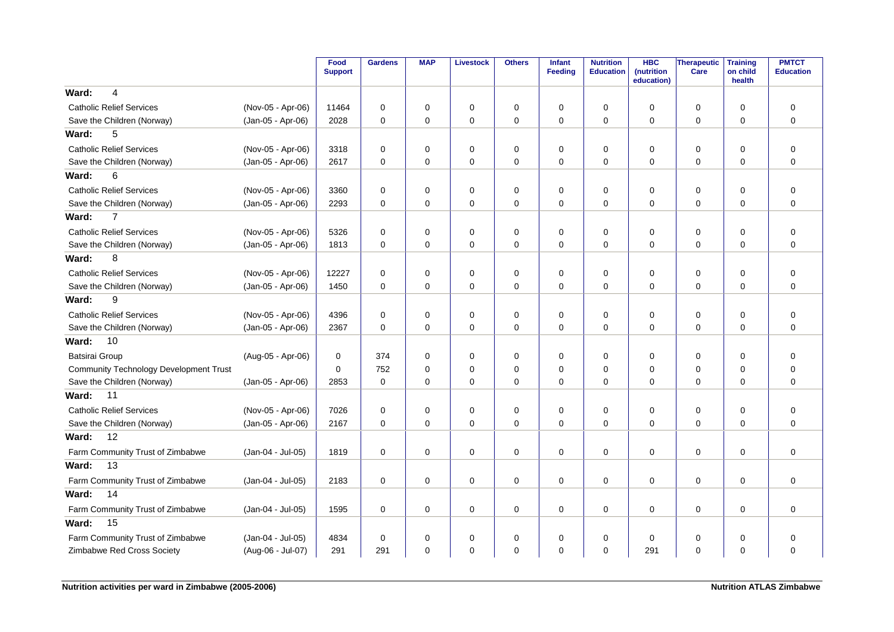| | | Food Support | Gardens | MAP | Livestock | Others | Infant Feeding | Nutrition Education | HBC (nutrition education) | Therapeutic Care | Training on child health | PMTCT Education |
|---|---|---|---|---|---|---|---|---|---|---|---|---|
| **Ward: 4** | | | | | | | | | | | | |
| Catholic Relief Services | (Nov-05 - Apr-06) | 11464 | 0 | 0 | 0 | 0 | 0 | 0 | 0 | 0 | 0 | 0 |
| Save the Children (Norway) | (Jan-05 - Apr-06) | 2028 | 0 | 0 | 0 | 0 | 0 | 0 | 0 | 0 | 0 | 0 |
| **Ward: 5** | | | | | | | | | | | | |
| Catholic Relief Services | (Nov-05 - Apr-06) | 3318 | 0 | 0 | 0 | 0 | 0 | 0 | 0 | 0 | 0 | 0 |
| Save the Children (Norway) | (Jan-05 - Apr-06) | 2617 | 0 | 0 | 0 | 0 | 0 | 0 | 0 | 0 | 0 | 0 |
| **Ward: 6** | | | | | | | | | | | | |
| Catholic Relief Services | (Nov-05 - Apr-06) | 3360 | 0 | 0 | 0 | 0 | 0 | 0 | 0 | 0 | 0 | 0 |
| Save the Children (Norway) | (Jan-05 - Apr-06) | 2293 | 0 | 0 | 0 | 0 | 0 | 0 | 0 | 0 | 0 | 0 |
| **Ward: 7** | | | | | | | | | | | | |
| Catholic Relief Services | (Nov-05 - Apr-06) | 5326 | 0 | 0 | 0 | 0 | 0 | 0 | 0 | 0 | 0 | 0 |
| Save the Children (Norway) | (Jan-05 - Apr-06) | 1813 | 0 | 0 | 0 | 0 | 0 | 0 | 0 | 0 | 0 | 0 |
| **Ward: 8** | | | | | | | | | | | | |
| Catholic Relief Services | (Nov-05 - Apr-06) | 12227 | 0 | 0 | 0 | 0 | 0 | 0 | 0 | 0 | 0 | 0 |
| Save the Children (Norway) | (Jan-05 - Apr-06) | 1450 | 0 | 0 | 0 | 0 | 0 | 0 | 0 | 0 | 0 | 0 |
| **Ward: 9** | | | | | | | | | | | | |
| Catholic Relief Services | (Nov-05 - Apr-06) | 4396 | 0 | 0 | 0 | 0 | 0 | 0 | 0 | 0 | 0 | 0 |
| Save the Children (Norway) | (Jan-05 - Apr-06) | 2367 | 0 | 0 | 0 | 0 | 0 | 0 | 0 | 0 | 0 | 0 |
| **Ward: 10** | | | | | | | | | | | | |
| Batsirai Group | (Aug-05 - Apr-06) | 0 | 374 | 0 | 0 | 0 | 0 | 0 | 0 | 0 | 0 | 0 |
| Community Technology Development Trust | | 0 | 752 | 0 | 0 | 0 | 0 | 0 | 0 | 0 | 0 | 0 |
| Save the Children (Norway) | (Jan-05 - Apr-06) | 2853 | 0 | 0 | 0 | 0 | 0 | 0 | 0 | 0 | 0 | 0 |
| **Ward: 11** | | | | | | | | | | | | |
| Catholic Relief Services | (Nov-05 - Apr-06) | 7026 | 0 | 0 | 0 | 0 | 0 | 0 | 0 | 0 | 0 | 0 |
| Save the Children (Norway) | (Jan-05 - Apr-06) | 2167 | 0 | 0 | 0 | 0 | 0 | 0 | 0 | 0 | 0 | 0 |
| **Ward: 12** | | | | | | | | | | | | |
| Farm Community Trust of Zimbabwe | (Jan-04 - Jul-05) | 1819 | 0 | 0 | 0 | 0 | 0 | 0 | 0 | 0 | 0 | 0 |
| **Ward: 13** | | | | | | | | | | | | |
| Farm Community Trust of Zimbabwe | (Jan-04 - Jul-05) | 2183 | 0 | 0 | 0 | 0 | 0 | 0 | 0 | 0 | 0 | 0 |
| **Ward: 14** | | | | | | | | | | | | |
| Farm Community Trust of Zimbabwe | (Jan-04 - Jul-05) | 1595 | 0 | 0 | 0 | 0 | 0 | 0 | 0 | 0 | 0 | 0 |
| **Ward: 15** | | | | | | | | | | | | |
| Farm Community Trust of Zimbabwe | (Jan-04 - Jul-05) | 4834 | 0 | 0 | 0 | 0 | 0 | 0 | 0 | 0 | 0 | 0 |
| Zimbabwe Red Cross Society | (Aug-06 - Jul-07) | 291 | 291 | 0 | 0 | 0 | 0 | 0 | 291 | 0 | 0 | 0 |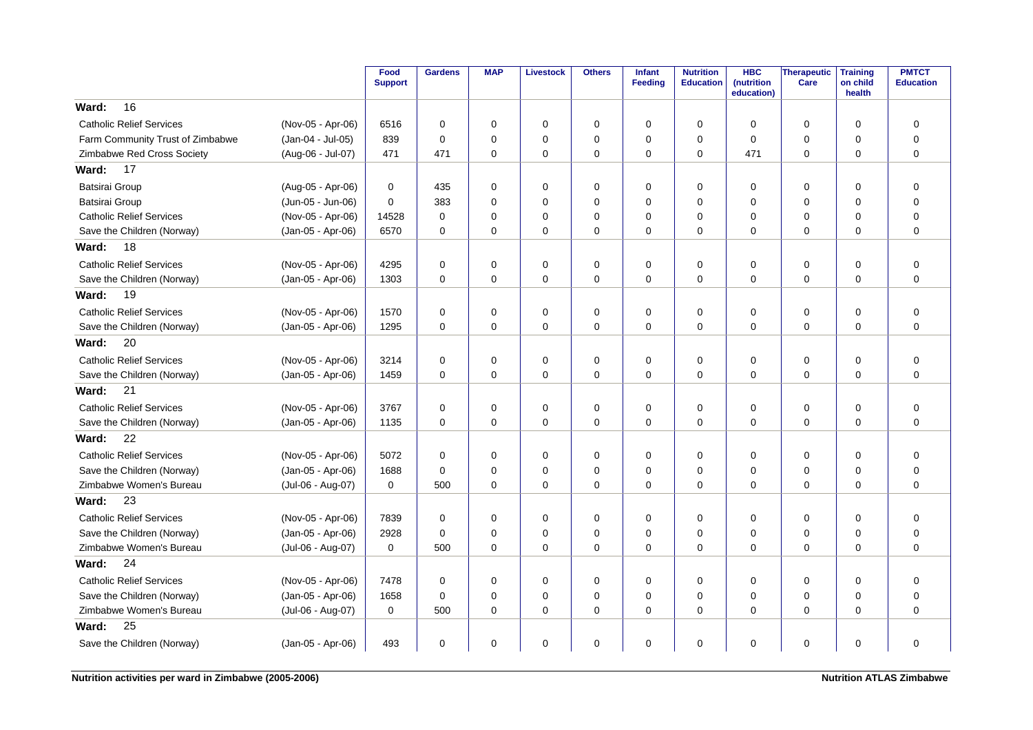| | | Food Support | Gardens | MAP | Livestock | Others | Infant Feeding | Nutrition Education | HBC (nutrition education) | Therapeutic Care | Training on child health | PMTCT Education |
|---|---|---|---|---|---|---|---|---|---|---|---|---|
| **Ward: 16** | | | | | | | | | | | | |
| Catholic Relief Services | (Nov-05 - Apr-06) | 6516 | 0 | 0 | 0 | 0 | 0 | 0 | 0 | 0 | 0 | 0 |
| Farm Community Trust of Zimbabwe | (Jan-04 - Jul-05) | 839 | 0 | 0 | 0 | 0 | 0 | 0 | 0 | 0 | 0 | 0 |
| Zimbabwe Red Cross Society | (Aug-06 - Jul-07) | 471 | 471 | 0 | 0 | 0 | 0 | 0 | 471 | 0 | 0 | 0 |
| **Ward: 17** | | | | | | | | | | | | |
| Batsirai Group | (Aug-05 - Apr-06) | 0 | 435 | 0 | 0 | 0 | 0 | 0 | 0 | 0 | 0 | 0 |
| Batsirai Group | (Jun-05 - Jun-06) | 0 | 383 | 0 | 0 | 0 | 0 | 0 | 0 | 0 | 0 | 0 |
| Catholic Relief Services | (Nov-05 - Apr-06) | 14528 | 0 | 0 | 0 | 0 | 0 | 0 | 0 | 0 | 0 | 0 |
| Save the Children (Norway) | (Jan-05 - Apr-06) | 6570 | 0 | 0 | 0 | 0 | 0 | 0 | 0 | 0 | 0 | 0 |
| **Ward: 18** | | | | | | | | | | | | |
| Catholic Relief Services | (Nov-05 - Apr-06) | 4295 | 0 | 0 | 0 | 0 | 0 | 0 | 0 | 0 | 0 | 0 |
| Save the Children (Norway) | (Jan-05 - Apr-06) | 1303 | 0 | 0 | 0 | 0 | 0 | 0 | 0 | 0 | 0 | 0 |
| **Ward: 19** | | | | | | | | | | | | |
| Catholic Relief Services | (Nov-05 - Apr-06) | 1570 | 0 | 0 | 0 | 0 | 0 | 0 | 0 | 0 | 0 | 0 |
| Save the Children (Norway) | (Jan-05 - Apr-06) | 1295 | 0 | 0 | 0 | 0 | 0 | 0 | 0 | 0 | 0 | 0 |
| **Ward: 20** | | | | | | | | | | | | |
| Catholic Relief Services | (Nov-05 - Apr-06) | 3214 | 0 | 0 | 0 | 0 | 0 | 0 | 0 | 0 | 0 | 0 |
| Save the Children (Norway) | (Jan-05 - Apr-06) | 1459 | 0 | 0 | 0 | 0 | 0 | 0 | 0 | 0 | 0 | 0 |
| **Ward: 21** | | | | | | | | | | | | |
| Catholic Relief Services | (Nov-05 - Apr-06) | 3767 | 0 | 0 | 0 | 0 | 0 | 0 | 0 | 0 | 0 | 0 |
| Save the Children (Norway) | (Jan-05 - Apr-06) | 1135 | 0 | 0 | 0 | 0 | 0 | 0 | 0 | 0 | 0 | 0 |
| **Ward: 22** | | | | | | | | | | | | |
| Catholic Relief Services | (Nov-05 - Apr-06) | 5072 | 0 | 0 | 0 | 0 | 0 | 0 | 0 | 0 | 0 | 0 |
| Save the Children (Norway) | (Jan-05 - Apr-06) | 1688 | 0 | 0 | 0 | 0 | 0 | 0 | 0 | 0 | 0 | 0 |
| Zimbabwe Women's Bureau | (Jul-06 - Aug-07) | 0 | 500 | 0 | 0 | 0 | 0 | 0 | 0 | 0 | 0 | 0 |
| **Ward: 23** | | | | | | | | | | | | |
| Catholic Relief Services | (Nov-05 - Apr-06) | 7839 | 0 | 0 | 0 | 0 | 0 | 0 | 0 | 0 | 0 | 0 |
| Save the Children (Norway) | (Jan-05 - Apr-06) | 2928 | 0 | 0 | 0 | 0 | 0 | 0 | 0 | 0 | 0 | 0 |
| Zimbabwe Women's Bureau | (Jul-06 - Aug-07) | 0 | 500 | 0 | 0 | 0 | 0 | 0 | 0 | 0 | 0 | 0 |
| **Ward: 24** | | | | | | | | | | | | |
| Catholic Relief Services | (Nov-05 - Apr-06) | 7478 | 0 | 0 | 0 | 0 | 0 | 0 | 0 | 0 | 0 | 0 |
| Save the Children (Norway) | (Jan-05 - Apr-06) | 1658 | 0 | 0 | 0 | 0 | 0 | 0 | 0 | 0 | 0 | 0 |
| Zimbabwe Women's Bureau | (Jul-06 - Aug-07) | 0 | 500 | 0 | 0 | 0 | 0 | 0 | 0 | 0 | 0 | 0 |
| **Ward: 25** | | | | | | | | | | | | |
| Save the Children (Norway) | (Jan-05 - Apr-06) | 493 | 0 | 0 | 0 | 0 | 0 | 0 | 0 | 0 | 0 | 0 |

**Nutrition activities per ward in Zimbabwe (2005-2006)** **Nutrition ATLAS Zimbabwe**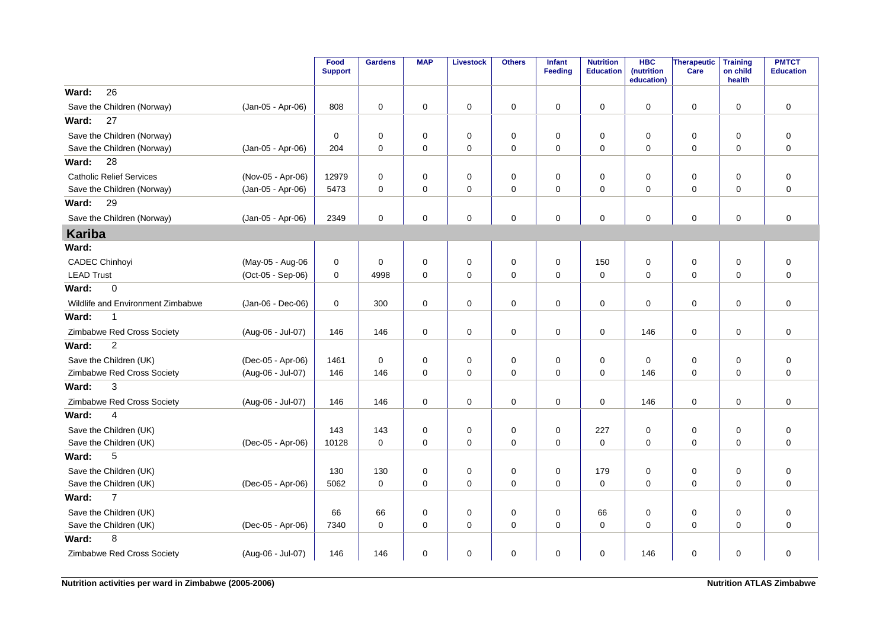| | | Food Support | Gardens | MAP | Livestock | Others | Infant Feeding | Nutrition Education | HBC (nutrition education) | Therapeutic Care | Training on child health | PMTCT Education |
|---|---|---|---|---|---|---|---|---|---|---|---|---|
| **Ward: 26** | | | | | | | | | | | | |
| Save the Children (Norway) | (Jan-05 - Apr-06) | 808 | 0 | 0 | 0 | 0 | 0 | 0 | 0 | 0 | 0 | 0 |
| **Ward: 27** | | | | | | | | | | | | |
| Save the Children (Norway) | | 0 | 0 | 0 | 0 | 0 | 0 | 0 | 0 | 0 | 0 | 0 |
| Save the Children (Norway) | (Jan-05 - Apr-06) | 204 | 0 | 0 | 0 | 0 | 0 | 0 | 0 | 0 | 0 | 0 |
| **Ward: 28** | | | | | | | | | | | | |
| Catholic Relief Services | (Nov-05 - Apr-06) | 12979 | 0 | 0 | 0 | 0 | 0 | 0 | 0 | 0 | 0 | 0 |
| Save the Children (Norway) | (Jan-05 - Apr-06) | 5473 | 0 | 0 | 0 | 0 | 0 | 0 | 0 | 0 | 0 | 0 |
| **Ward: 29** | | | | | | | | | | | | |
| Save the Children (Norway) | (Jan-05 - Apr-06) | 2349 | 0 | 0 | 0 | 0 | 0 | 0 | 0 | 0 | 0 | 0 |
| **Kariba** | | | | | | | | | | | | |
| **Ward:** | | | | | | | | | | | | |
| CADEC Chinhoyi | (May-05 - Aug-06 | 0 | 0 | 0 | 0 | 0 | 0 | 150 | 0 | 0 | 0 | 0 |
| LEAD Trust | (Oct-05 - Sep-06) | 0 | 4998 | 0 | 0 | 0 | 0 | 0 | 0 | 0 | 0 | 0 |
| **Ward: 0** | | | | | | | | | | | | |
| Wildlife and Environment Zimbabwe | (Jan-06 - Dec-06) | 0 | 300 | 0 | 0 | 0 | 0 | 0 | 0 | 0 | 0 | 0 |
| **Ward: 1** | | | | | | | | | | | | |
| Zimbabwe Red Cross Society | (Aug-06 - Jul-07) | 146 | 146 | 0 | 0 | 0 | 0 | 0 | 146 | 0 | 0 | 0 |
| **Ward: 2** | | | | | | | | | | | | |
| Save the Children (UK) | (Dec-05 - Apr-06) | 1461 | 0 | 0 | 0 | 0 | 0 | 0 | 0 | 0 | 0 | 0 |
| Zimbabwe Red Cross Society | (Aug-06 - Jul-07) | 146 | 146 | 0 | 0 | 0 | 0 | 0 | 146 | 0 | 0 | 0 |
| **Ward: 3** | | | | | | | | | | | | |
| Zimbabwe Red Cross Society | (Aug-06 - Jul-07) | 146 | 146 | 0 | 0 | 0 | 0 | 0 | 146 | 0 | 0 | 0 |
| **Ward: 4** | | | | | | | | | | | | |
| Save the Children (UK) | | 143 | 143 | 0 | 0 | 0 | 0 | 227 | 0 | 0 | 0 | 0 |
| Save the Children (UK) | (Dec-05 - Apr-06) | 10128 | 0 | 0 | 0 | 0 | 0 | 0 | 0 | 0 | 0 | 0 |
| **Ward: 5** | | | | | | | | | | | | |
| Save the Children (UK) | | 130 | 130 | 0 | 0 | 0 | 0 | 179 | 0 | 0 | 0 | 0 |
| Save the Children (UK) | (Dec-05 - Apr-06) | 5062 | 0 | 0 | 0 | 0 | 0 | 0 | 0 | 0 | 0 | 0 |
| **Ward: 7** | | | | | | | | | | | | |
| Save the Children (UK) | | 66 | 66 | 0 | 0 | 0 | 0 | 66 | 0 | 0 | 0 | 0 |
| Save the Children (UK) | (Dec-05 - Apr-06) | 7340 | 0 | 0 | 0 | 0 | 0 | 0 | 0 | 0 | 0 | 0 |
| **Ward: 8** | | | | | | | | | | | | |
| Zimbabwe Red Cross Society | (Aug-06 - Jul-07) | 146 | 146 | 0 | 0 | 0 | 0 | 0 | 146 | 0 | 0 | 0 |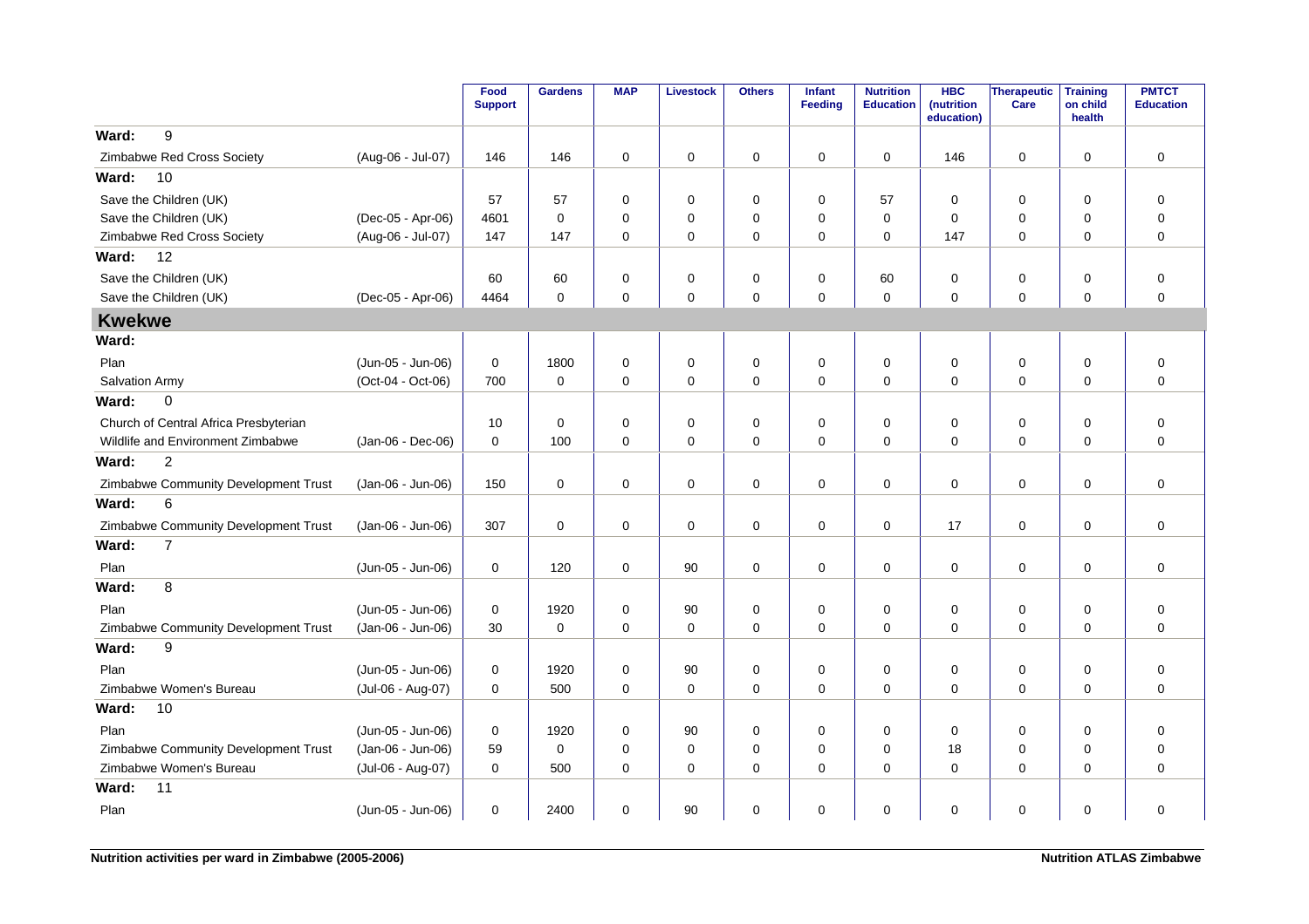| | | Food Support | Gardens | MAP | Livestock | Others | Infant Feeding | Nutrition Education | HBC (nutrition education) | Therapeutic Care | Training on child health | PMTCT Education |
|---|---|---|---|---|---|---|---|---|---|---|---|---|
| **Ward: 9** | | | | | | | | | | | | |
| Zimbabwe Red Cross Society | (Aug-06 - Jul-07) | 146 | 146 | 0 | 0 | 0 | 0 | 0 | 146 | 0 | 0 | 0 |
| **Ward: 10** | | | | | | | | | | | | |
| Save the Children (UK) | | 57 | 57 | 0 | 0 | 0 | 0 | 57 | 0 | 0 | 0 | 0 |
| Save the Children (UK) | (Dec-05 - Apr-06) | 4601 | 0 | 0 | 0 | 0 | 0 | 0 | 0 | 0 | 0 | 0 |
| Zimbabwe Red Cross Society | (Aug-06 - Jul-07) | 147 | 147 | 0 | 0 | 0 | 0 | 0 | 147 | 0 | 0 | 0 |
| **Ward: 12** | | | | | | | | | | | | |
| Save the Children (UK) | | 60 | 60 | 0 | 0 | 0 | 0 | 60 | 0 | 0 | 0 | 0 |
| Save the Children (UK) | (Dec-05 - Apr-06) | 4464 | 0 | 0 | 0 | 0 | 0 | 0 | 0 | 0 | 0 | 0 |
| **Kwekwe** | | | | | | | | | | | | |
| **Ward:** | | | | | | | | | | | | |
| Plan | (Jun-05 - Jun-06) | 0 | 1800 | 0 | 0 | 0 | 0 | 0 | 0 | 0 | 0 | 0 |
| Salvation Army | (Oct-04 - Oct-06) | 700 | 0 | 0 | 0 | 0 | 0 | 0 | 0 | 0 | 0 | 0 |
| **Ward: 0** | | | | | | | | | | | | |
| Church of Central Africa Presbyterian | | 10 | 0 | 0 | 0 | 0 | 0 | 0 | 0 | 0 | 0 | 0 |
| Wildlife and Environment Zimbabwe | (Jan-06 - Dec-06) | 0 | 100 | 0 | 0 | 0 | 0 | 0 | 0 | 0 | 0 | 0 |
| **Ward: 2** | | | | | | | | | | | | |
| Zimbabwe Community Development Trust | (Jan-06 - Jun-06) | 150 | 0 | 0 | 0 | 0 | 0 | 0 | 0 | 0 | 0 | 0 |
| **Ward: 6** | | | | | | | | | | | | |
| Zimbabwe Community Development Trust | (Jan-06 - Jun-06) | 307 | 0 | 0 | 0 | 0 | 0 | 0 | 17 | 0 | 0 | 0 |
| **Ward: 7** | | | | | | | | | | | | |
| Plan | (Jun-05 - Jun-06) | 0 | 120 | 0 | 90 | 0 | 0 | 0 | 0 | 0 | 0 | 0 |
| **Ward: 8** | | | | | | | | | | | | |
| Plan | (Jun-05 - Jun-06) | 0 | 1920 | 0 | 90 | 0 | 0 | 0 | 0 | 0 | 0 | 0 |
| Zimbabwe Community Development Trust | (Jan-06 - Jun-06) | 30 | 0 | 0 | 0 | 0 | 0 | 0 | 0 | 0 | 0 | 0 |
| **Ward: 9** | | | | | | | | | | | | |
| Plan | (Jun-05 - Jun-06) | 0 | 1920 | 0 | 90 | 0 | 0 | 0 | 0 | 0 | 0 | 0 |
| Zimbabwe Women's Bureau | (Jul-06 - Aug-07) | 0 | 500 | 0 | 0 | 0 | 0 | 0 | 0 | 0 | 0 | 0 |
| **Ward: 10** | | | | | | | | | | | | |
| Plan | (Jun-05 - Jun-06) | 0 | 1920 | 0 | 90 | 0 | 0 | 0 | 0 | 0 | 0 | 0 |
| Zimbabwe Community Development Trust | (Jan-06 - Jun-06) | 59 | 0 | 0 | 0 | 0 | 0 | 0 | 18 | 0 | 0 | 0 |
| Zimbabwe Women's Bureau | (Jul-06 - Aug-07) | 0 | 500 | 0 | 0 | 0 | 0 | 0 | 0 | 0 | 0 | 0 |
| **Ward: 11** | | | | | | | | | | | | |
| Plan | (Jun-05 - Jun-06) | 0 | 2400 | 0 | 90 | 0 | 0 | 0 | 0 | 0 | 0 | 0 |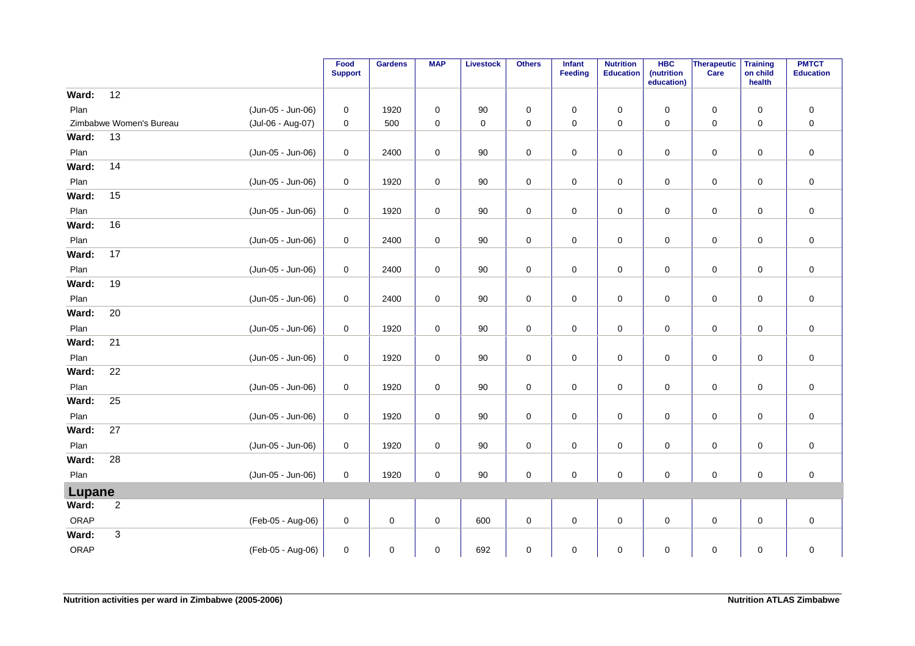| | | Food Support | Gardens | MAP | Livestock | Others | Infant Feeding | Nutrition Education | HBC (nutrition education) | Therapeutic Care | Training on child health | PMTCT Education |
|---|---|---|---|---|---|---|---|---|---|---|---|---|
| **Ward: 12** | | | | | | | | | | | | |
| Plan | (Jun-05 - Jun-06) | 0 | 1920 | 0 | 90 | 0 | 0 | 0 | 0 | 0 | 0 | 0 |
| Zimbabwe Women's Bureau | (Jul-06 - Aug-07) | 0 | 500 | 0 | 0 | 0 | 0 | 0 | 0 | 0 | 0 | 0 |
| **Ward: 13** | | | | | | | | | | | | |
| Plan | (Jun-05 - Jun-06) | 0 | 2400 | 0 | 90 | 0 | 0 | 0 | 0 | 0 | 0 | 0 |
| **Ward: 14** | | | | | | | | | | | | |
| Plan | (Jun-05 - Jun-06) | 0 | 1920 | 0 | 90 | 0 | 0 | 0 | 0 | 0 | 0 | 0 |
| **Ward: 15** | | | | | | | | | | | | |
| Plan | (Jun-05 - Jun-06) | 0 | 1920 | 0 | 90 | 0 | 0 | 0 | 0 | 0 | 0 | 0 |
| **Ward: 16** | | | | | | | | | | | | |
| Plan | (Jun-05 - Jun-06) | 0 | 2400 | 0 | 90 | 0 | 0 | 0 | 0 | 0 | 0 | 0 |
| **Ward: 17** | | | | | | | | | | | | |
| Plan | (Jun-05 - Jun-06) | 0 | 2400 | 0 | 90 | 0 | 0 | 0 | 0 | 0 | 0 | 0 |
| **Ward: 19** | | | | | | | | | | | | |
| Plan | (Jun-05 - Jun-06) | 0 | 2400 | 0 | 90 | 0 | 0 | 0 | 0 | 0 | 0 | 0 |
| **Ward: 20** | | | | | | | | | | | | |
| Plan | (Jun-05 - Jun-06) | 0 | 1920 | 0 | 90 | 0 | 0 | 0 | 0 | 0 | 0 | 0 |
| **Ward: 21** | | | | | | | | | | | | |
| Plan | (Jun-05 - Jun-06) | 0 | 1920 | 0 | 90 | 0 | 0 | 0 | 0 | 0 | 0 | 0 |
| **Ward: 22** | | | | | | | | | | | | |
| Plan | (Jun-05 - Jun-06) | 0 | 1920 | 0 | 90 | 0 | 0 | 0 | 0 | 0 | 0 | 0 |
| **Ward: 25** | | | | | | | | | | | | |
| Plan | (Jun-05 - Jun-06) | 0 | 1920 | 0 | 90 | 0 | 0 | 0 | 0 | 0 | 0 | 0 |
| **Ward: 27** | | | | | | | | | | | | |
| Plan | (Jun-05 - Jun-06) | 0 | 1920 | 0 | 90 | 0 | 0 | 0 | 0 | 0 | 0 | 0 |
| **Ward: 28** | | | | | | | | | | | | |
| Plan | (Jun-05 - Jun-06) | 0 | 1920 | 0 | 90 | 0 | 0 | 0 | 0 | 0 | 0 | 0 |
| **Lupane** | | | | | | | | | | | | |
| **Ward: 2** | | | | | | | | | | | | |
| ORAP | (Feb-05 - Aug-06) | 0 | 0 | 0 | 600 | 0 | 0 | 0 | 0 | 0 | 0 | 0 |
| **Ward: 3** | | | | | | | | | | | | |
| ORAP | (Feb-05 - Aug-06) | 0 | 0 | 0 | 692 | 0 | 0 | 0 | 0 | 0 | 0 | 0 |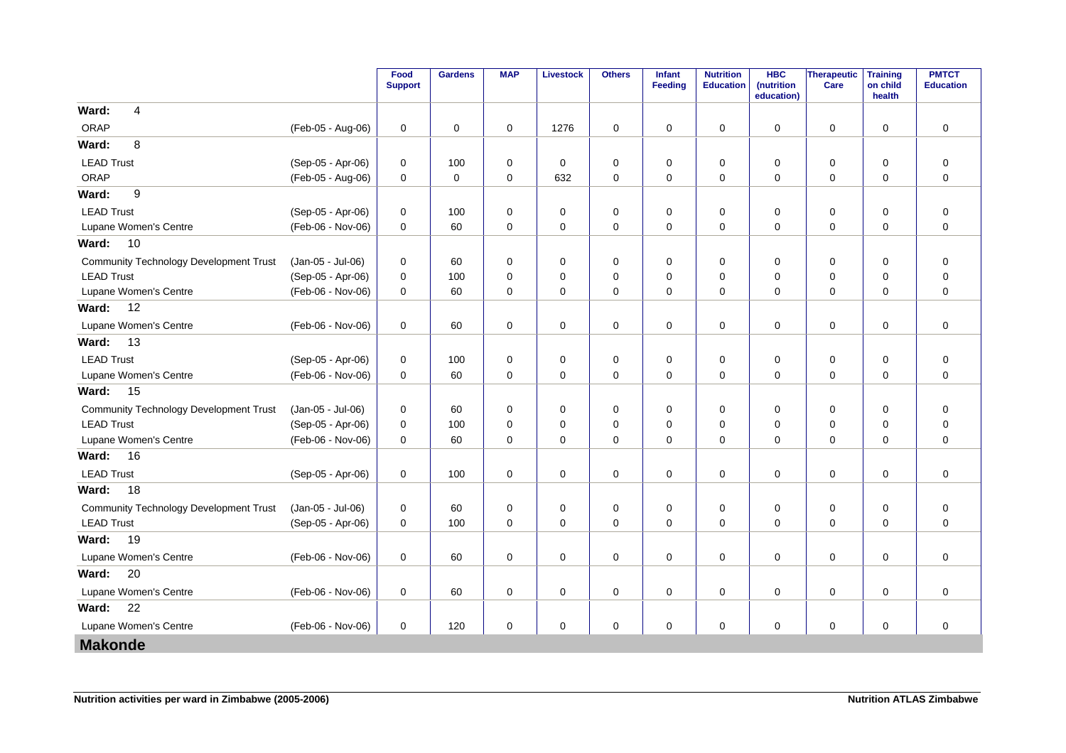| | | Food Support | Gardens | MAP | Livestock | Others | Infant Feeding | Nutrition Education | HBC (nutrition education) | Therapeutic Care | Training on child health | PMTCT Education |
|---|---|---|---|---|---|---|---|---|---|---|---|---|
| **Ward: 4** | | | | | | | | | | | | |
| ORAP | (Feb-05 - Aug-06) | 0 | 0 | 0 | 1276 | 0 | 0 | 0 | 0 | 0 | 0 | 0 |
| **Ward: 8** | | | | | | | | | | | | |
| LEAD Trust | (Sep-05 - Apr-06) | 0 | 100 | 0 | 0 | 0 | 0 | 0 | 0 | 0 | 0 | 0 |
| ORAP | (Feb-05 - Aug-06) | 0 | 0 | 0 | 632 | 0 | 0 | 0 | 0 | 0 | 0 | 0 |
| **Ward: 9** | | | | | | | | | | | | |
| LEAD Trust | (Sep-05 - Apr-06) | 0 | 100 | 0 | 0 | 0 | 0 | 0 | 0 | 0 | 0 | 0 |
| Lupane Women's Centre | (Feb-06 - Nov-06) | 0 | 60 | 0 | 0 | 0 | 0 | 0 | 0 | 0 | 0 | 0 |
| **Ward: 10** | | | | | | | | | | | | |
| Community Technology Development Trust | (Jan-05 - Jul-06) | 0 | 60 | 0 | 0 | 0 | 0 | 0 | 0 | 0 | 0 | 0 |
| LEAD Trust | (Sep-05 - Apr-06) | 0 | 100 | 0 | 0 | 0 | 0 | 0 | 0 | 0 | 0 | 0 |
| Lupane Women's Centre | (Feb-06 - Nov-06) | 0 | 60 | 0 | 0 | 0 | 0 | 0 | 0 | 0 | 0 | 0 |
| **Ward: 12** | | | | | | | | | | | | |
| Lupane Women's Centre | (Feb-06 - Nov-06) | 0 | 60 | 0 | 0 | 0 | 0 | 0 | 0 | 0 | 0 | 0 |
| **Ward: 13** | | | | | | | | | | | | |
| LEAD Trust | (Sep-05 - Apr-06) | 0 | 100 | 0 | 0 | 0 | 0 | 0 | 0 | 0 | 0 | 0 |
| Lupane Women's Centre | (Feb-06 - Nov-06) | 0 | 60 | 0 | 0 | 0 | 0 | 0 | 0 | 0 | 0 | 0 |
| **Ward: 15** | | | | | | | | | | | | |
| Community Technology Development Trust | (Jan-05 - Jul-06) | 0 | 60 | 0 | 0 | 0 | 0 | 0 | 0 | 0 | 0 | 0 |
| LEAD Trust | (Sep-05 - Apr-06) | 0 | 100 | 0 | 0 | 0 | 0 | 0 | 0 | 0 | 0 | 0 |
| Lupane Women's Centre | (Feb-06 - Nov-06) | 0 | 60 | 0 | 0 | 0 | 0 | 0 | 0 | 0 | 0 | 0 |
| **Ward: 16** | | | | | | | | | | | | |
| LEAD Trust | (Sep-05 - Apr-06) | 0 | 100 | 0 | 0 | 0 | 0 | 0 | 0 | 0 | 0 | 0 |
| **Ward: 18** | | | | | | | | | | | | |
| Community Technology Development Trust | (Jan-05 - Jul-06) | 0 | 60 | 0 | 0 | 0 | 0 | 0 | 0 | 0 | 0 | 0 |
| LEAD Trust | (Sep-05 - Apr-06) | 0 | 100 | 0 | 0 | 0 | 0 | 0 | 0 | 0 | 0 | 0 |
| **Ward: 19** | | | | | | | | | | | | |
| Lupane Women's Centre | (Feb-06 - Nov-06) | 0 | 60 | 0 | 0 | 0 | 0 | 0 | 0 | 0 | 0 | 0 |
| **Ward: 20** | | | | | | | | | | | | |
| Lupane Women's Centre | (Feb-06 - Nov-06) | 0 | 60 | 0 | 0 | 0 | 0 | 0 | 0 | 0 | 0 | 0 |
| **Ward: 22** | | | | | | | | | | | | |
| Lupane Women's Centre | (Feb-06 - Nov-06) | 0 | 120 | 0 | 0 | 0 | 0 | 0 | 0 | 0 | 0 | 0 |

## Makonde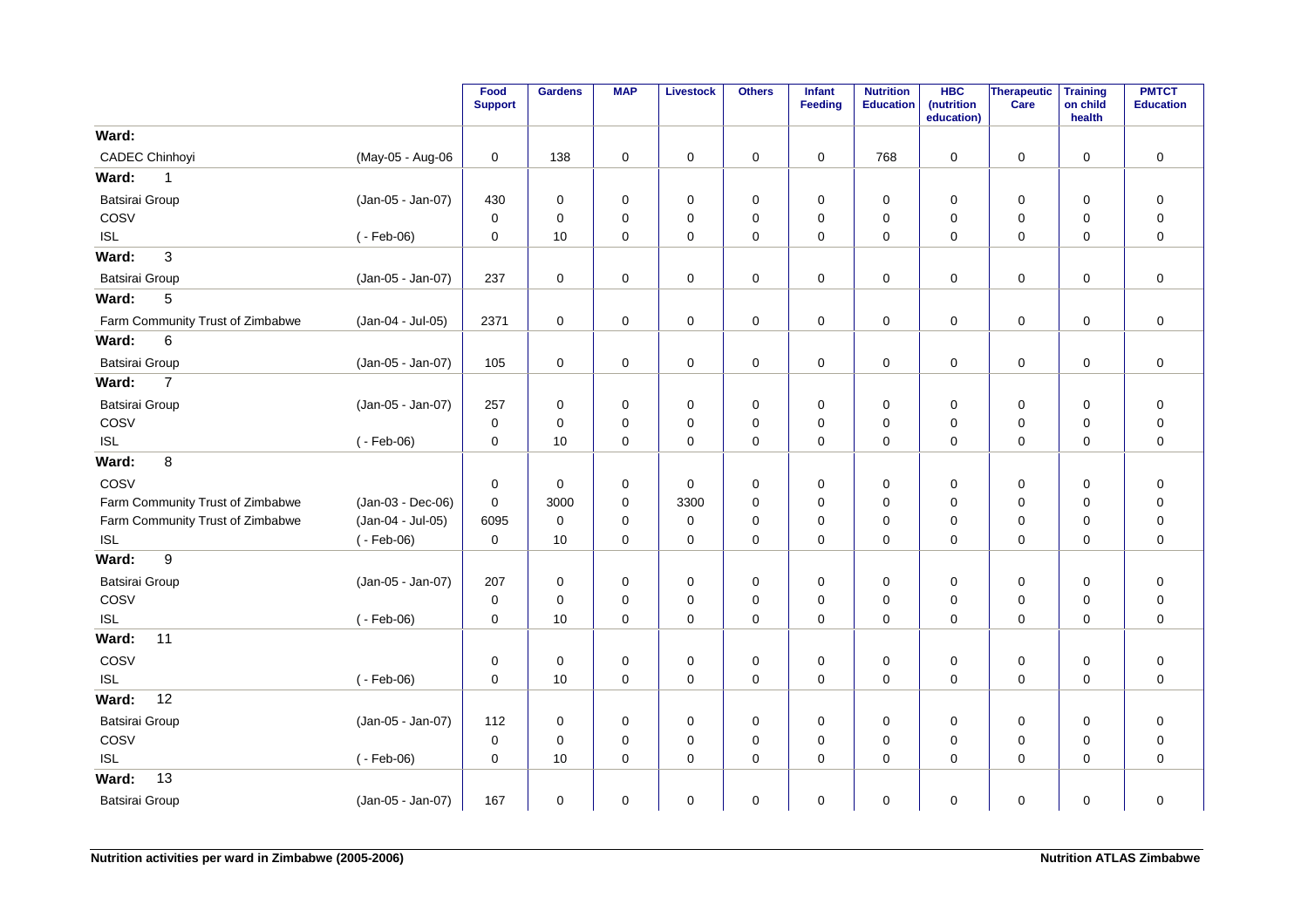| | | Food Support | Gardens | MAP | Livestock | Others | Infant Feeding | Nutrition Education | HBC (nutrition education) | Therapeutic Care | Training on child health | PMTCT Education |
|---|---|---|---|---|---|---|---|---|---|---|---|---|
| **Ward:** | | | | | | | | | | | | |
| CADEC Chinhoyi | (May-05 - Aug-06 | 0 | 138 | 0 | 0 | 0 | 0 | 768 | 0 | 0 | 0 | 0 |
| **Ward: 1** | | | | | | | | | | | | |
| Batsirai Group | (Jan-05 - Jan-07) | 430 | 0 | 0 | 0 | 0 | 0 | 0 | 0 | 0 | 0 | 0 |
| COSV | | 0 | 0 | 0 | 0 | 0 | 0 | 0 | 0 | 0 | 0 | 0 |
| ISL | ( - Feb-06) | 0 | 10 | 0 | 0 | 0 | 0 | 0 | 0 | 0 | 0 | 0 |
| **Ward: 3** | | | | | | | | | | | | |
| Batsirai Group | (Jan-05 - Jan-07) | 237 | 0 | 0 | 0 | 0 | 0 | 0 | 0 | 0 | 0 | 0 |
| **Ward: 5** | | | | | | | | | | | | |
| Farm Community Trust of Zimbabwe | (Jan-04 - Jul-05) | 2371 | 0 | 0 | 0 | 0 | 0 | 0 | 0 | 0 | 0 | 0 |
| **Ward: 6** | | | | | | | | | | | | |
| Batsirai Group | (Jan-05 - Jan-07) | 105 | 0 | 0 | 0 | 0 | 0 | 0 | 0 | 0 | 0 | 0 |
| **Ward: 7** | | | | | | | | | | | | |
| Batsirai Group | (Jan-05 - Jan-07) | 257 | 0 | 0 | 0 | 0 | 0 | 0 | 0 | 0 | 0 | 0 |
| COSV | | 0 | 0 | 0 | 0 | 0 | 0 | 0 | 0 | 0 | 0 | 0 |
| ISL | ( - Feb-06) | 0 | 10 | 0 | 0 | 0 | 0 | 0 | 0 | 0 | 0 | 0 |
| **Ward: 8** | | | | | | | | | | | | |
| COSV | | 0 | 0 | 0 | 0 | 0 | 0 | 0 | 0 | 0 | 0 | 0 |
| Farm Community Trust of Zimbabwe | (Jan-03 - Dec-06) | 0 | 3000 | 0 | 3300 | 0 | 0 | 0 | 0 | 0 | 0 | 0 |
| Farm Community Trust of Zimbabwe | (Jan-04 - Jul-05) | 6095 | 0 | 0 | 0 | 0 | 0 | 0 | 0 | 0 | 0 | 0 |
| ISL | ( - Feb-06) | 0 | 10 | 0 | 0 | 0 | 0 | 0 | 0 | 0 | 0 | 0 |
| **Ward: 9** | | | | | | | | | | | | |
| Batsirai Group | (Jan-05 - Jan-07) | 207 | 0 | 0 | 0 | 0 | 0 | 0 | 0 | 0 | 0 | 0 |
| COSV | | 0 | 0 | 0 | 0 | 0 | 0 | 0 | 0 | 0 | 0 | 0 |
| ISL | ( - Feb-06) | 0 | 10 | 0 | 0 | 0 | 0 | 0 | 0 | 0 | 0 | 0 |
| **Ward: 11** | | | | | | | | | | | | |
| COSV | | 0 | 0 | 0 | 0 | 0 | 0 | 0 | 0 | 0 | 0 | 0 |
| ISL | ( - Feb-06) | 0 | 10 | 0 | 0 | 0 | 0 | 0 | 0 | 0 | 0 | 0 |
| **Ward: 12** | | | | | | | | | | | | |
| Batsirai Group | (Jan-05 - Jan-07) | 112 | 0 | 0 | 0 | 0 | 0 | 0 | 0 | 0 | 0 | 0 |
| COSV | | 0 | 0 | 0 | 0 | 0 | 0 | 0 | 0 | 0 | 0 | 0 |
| ISL | ( - Feb-06) | 0 | 10 | 0 | 0 | 0 | 0 | 0 | 0 | 0 | 0 | 0 |
| **Ward: 13** | | | | | | | | | | | | |
| Batsirai Group | (Jan-05 - Jan-07) | 167 | 0 | 0 | 0 | 0 | 0 | 0 | 0 | 0 | 0 | 0 |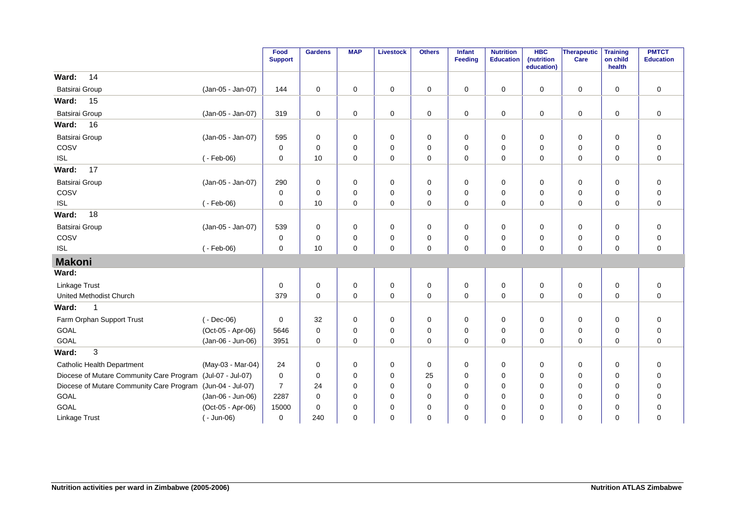| | | Food Support | Gardens | MAP | Livestock | Others | Infant Feeding | Nutrition Education | HBC (nutrition education) | Therapeutic Care | Training on child health | PMTCT Education |
|---|---|---|---|---|---|---|---|---|---|---|---|---|
| **Ward: 14** | | | | | | | | | | | | |
| Batsirai Group | (Jan-05 - Jan-07) | 144 | 0 | 0 | 0 | 0 | 0 | 0 | 0 | 0 | 0 | 0 |
| **Ward: 15** | | | | | | | | | | | | |
| Batsirai Group | (Jan-05 - Jan-07) | 319 | 0 | 0 | 0 | 0 | 0 | 0 | 0 | 0 | 0 | 0 |
| **Ward: 16** | | | | | | | | | | | | |
| Batsirai Group | (Jan-05 - Jan-07) | 595 | 0 | 0 | 0 | 0 | 0 | 0 | 0 | 0 | 0 | 0 |
| COSV | | 0 | 0 | 0 | 0 | 0 | 0 | 0 | 0 | 0 | 0 | 0 |
| ISL | ( - Feb-06) | 0 | 10 | 0 | 0 | 0 | 0 | 0 | 0 | 0 | 0 | 0 |
| **Ward: 17** | | | | | | | | | | | | |
| Batsirai Group | (Jan-05 - Jan-07) | 290 | 0 | 0 | 0 | 0 | 0 | 0 | 0 | 0 | 0 | 0 |
| COSV | | 0 | 0 | 0 | 0 | 0 | 0 | 0 | 0 | 0 | 0 | 0 |
| ISL | ( - Feb-06) | 0 | 10 | 0 | 0 | 0 | 0 | 0 | 0 | 0 | 0 | 0 |
| **Ward: 18** | | | | | | | | | | | | |
| Batsirai Group | (Jan-05 - Jan-07) | 539 | 0 | 0 | 0 | 0 | 0 | 0 | 0 | 0 | 0 | 0 |
| COSV | | 0 | 0 | 0 | 0 | 0 | 0 | 0 | 0 | 0 | 0 | 0 |
| ISL | ( - Feb-06) | 0 | 10 | 0 | 0 | 0 | 0 | 0 | 0 | 0 | 0 | 0 |
| **Makoni** | | | | | | | | | | | | |
| **Ward:** | | | | | | | | | | | | |
| Linkage Trust | | 0 | 0 | 0 | 0 | 0 | 0 | 0 | 0 | 0 | 0 | 0 |
| United Methodist Church | | 379 | 0 | 0 | 0 | 0 | 0 | 0 | 0 | 0 | 0 | 0 |
| **Ward: 1** | | | | | | | | | | | | |
| Farm Orphan Support Trust | ( - Dec-06) | 0 | 32 | 0 | 0 | 0 | 0 | 0 | 0 | 0 | 0 | 0 |
| GOAL | (Oct-05 - Apr-06) | 5646 | 0 | 0 | 0 | 0 | 0 | 0 | 0 | 0 | 0 | 0 |
| GOAL | (Jan-06 - Jun-06) | 3951 | 0 | 0 | 0 | 0 | 0 | 0 | 0 | 0 | 0 | 0 |
| **Ward: 3** | | | | | | | | | | | | |
| Catholic Health Department | (May-03 - Mar-04) | 24 | 0 | 0 | 0 | 0 | 0 | 0 | 0 | 0 | 0 | 0 |
| Diocese of Mutare Community Care Program | (Jul-07 - Jul-07) | 0 | 0 | 0 | 0 | 25 | 0 | 0 | 0 | 0 | 0 | 0 |
| Diocese of Mutare Community Care Program | (Jun-04 - Jul-07) | 7 | 24 | 0 | 0 | 0 | 0 | 0 | 0 | 0 | 0 | 0 |
| GOAL | (Jan-06 - Jun-06) | 2287 | 0 | 0 | 0 | 0 | 0 | 0 | 0 | 0 | 0 | 0 |
| GOAL | (Oct-05 - Apr-06) | 15000 | 0 | 0 | 0 | 0 | 0 | 0 | 0 | 0 | 0 | 0 |
| Linkage Trust | ( - Jun-06) | 0 | 240 | 0 | 0 | 0 | 0 | 0 | 0 | 0 | 0 | 0 |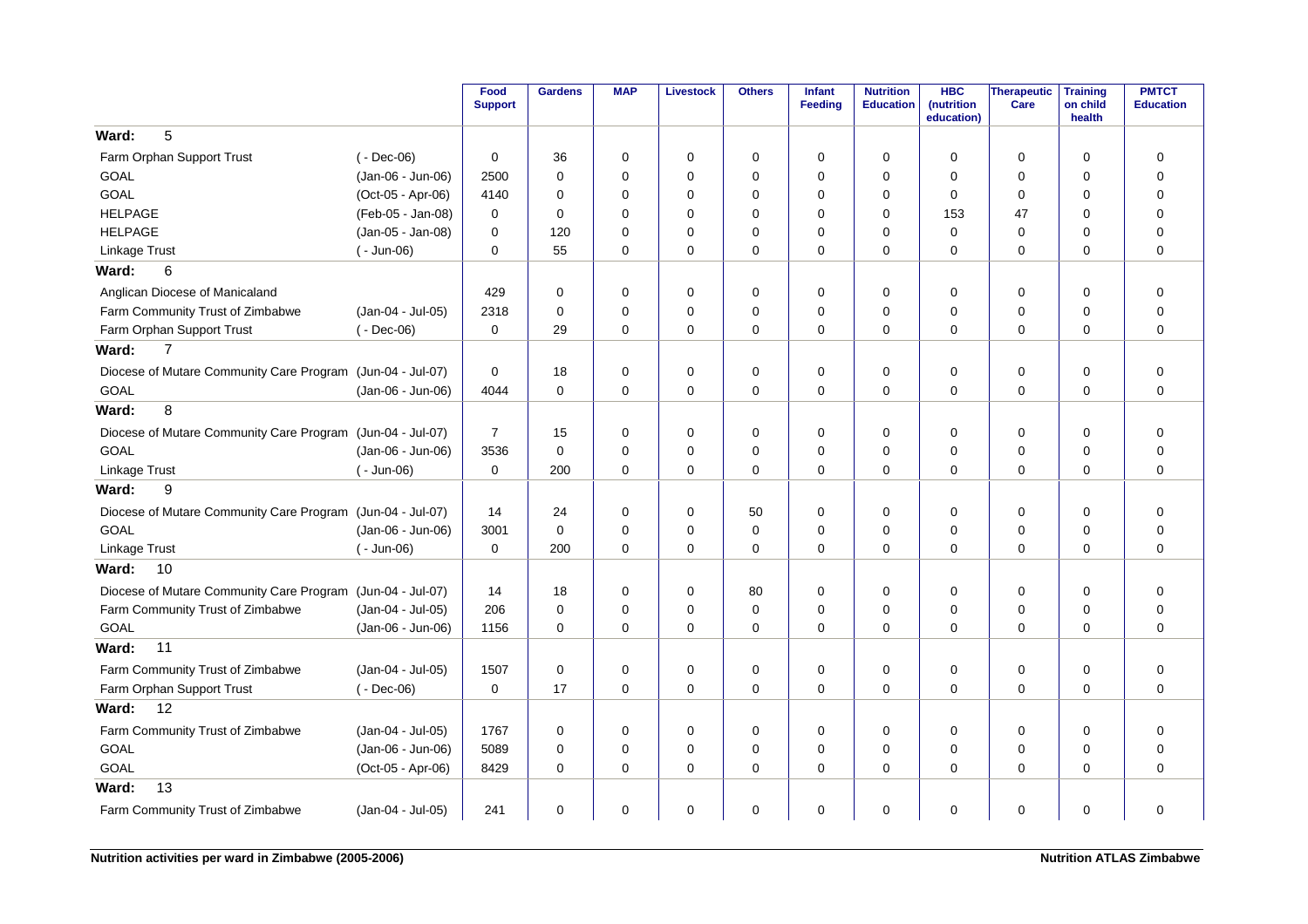| | | Food Support | Gardens | MAP | Livestock | Others | Infant Feeding | Nutrition Education | HBC (nutrition education) | Therapeutic Care | Training on child health | PMTCT Education |
|---|---|---|---|---|---|---|---|---|---|---|---|---|
| **Ward: 5** | | | | | | | | | | | | |
| Farm Orphan Support Trust | ( - Dec-06) | 0 | 36 | 0 | 0 | 0 | 0 | 0 | 0 | 0 | 0 | 0 |
| GOAL | (Jan-06 - Jun-06) | 2500 | 0 | 0 | 0 | 0 | 0 | 0 | 0 | 0 | 0 | 0 |
| GOAL | (Oct-05 - Apr-06) | 4140 | 0 | 0 | 0 | 0 | 0 | 0 | 0 | 0 | 0 | 0 |
| HELPAGE | (Feb-05 - Jan-08) | 0 | 0 | 0 | 0 | 0 | 0 | 0 | 153 | 47 | 0 | 0 |
| HELPAGE | (Jan-05 - Jan-08) | 0 | 120 | 0 | 0 | 0 | 0 | 0 | 0 | 0 | 0 | 0 |
| Linkage Trust | ( - Jun-06) | 0 | 55 | 0 | 0 | 0 | 0 | 0 | 0 | 0 | 0 | 0 |
| **Ward: 6** | | | | | | | | | | | | |
| Anglican Diocese of Manicaland | | 429 | 0 | 0 | 0 | 0 | 0 | 0 | 0 | 0 | 0 | 0 |
| Farm Community Trust of Zimbabwe | (Jan-04 - Jul-05) | 2318 | 0 | 0 | 0 | 0 | 0 | 0 | 0 | 0 | 0 | 0 |
| Farm Orphan Support Trust | ( - Dec-06) | 0 | 29 | 0 | 0 | 0 | 0 | 0 | 0 | 0 | 0 | 0 |
| **Ward: 7** | | | | | | | | | | | | |
| Diocese of Mutare Community Care Program | (Jun-04 - Jul-07) | 0 | 18 | 0 | 0 | 0 | 0 | 0 | 0 | 0 | 0 | 0 |
| GOAL | (Jan-06 - Jun-06) | 4044 | 0 | 0 | 0 | 0 | 0 | 0 | 0 | 0 | 0 | 0 |
| **Ward: 8** | | | | | | | | | | | | |
| Diocese of Mutare Community Care Program | (Jun-04 - Jul-07) | 7 | 15 | 0 | 0 | 0 | 0 | 0 | 0 | 0 | 0 | 0 |
| GOAL | (Jan-06 - Jun-06) | 3536 | 0 | 0 | 0 | 0 | 0 | 0 | 0 | 0 | 0 | 0 |
| Linkage Trust | ( - Jun-06) | 0 | 200 | 0 | 0 | 0 | 0 | 0 | 0 | 0 | 0 | 0 |
| **Ward: 9** | | | | | | | | | | | | |
| Diocese of Mutare Community Care Program | (Jun-04 - Jul-07) | 14 | 24 | 0 | 0 | 50 | 0 | 0 | 0 | 0 | 0 | 0 |
| GOAL | (Jan-06 - Jun-06) | 3001 | 0 | 0 | 0 | 0 | 0 | 0 | 0 | 0 | 0 | 0 |
| Linkage Trust | ( - Jun-06) | 0 | 200 | 0 | 0 | 0 | 0 | 0 | 0 | 0 | 0 | 0 |
| **Ward: 10** | | | | | | | | | | | | |
| Diocese of Mutare Community Care Program | (Jun-04 - Jul-07) | 14 | 18 | 0 | 0 | 80 | 0 | 0 | 0 | 0 | 0 | 0 |
| Farm Community Trust of Zimbabwe | (Jan-04 - Jul-05) | 206 | 0 | 0 | 0 | 0 | 0 | 0 | 0 | 0 | 0 | 0 |
| GOAL | (Jan-06 - Jun-06) | 1156 | 0 | 0 | 0 | 0 | 0 | 0 | 0 | 0 | 0 | 0 |
| **Ward: 11** | | | | | | | | | | | | |
| Farm Community Trust of Zimbabwe | (Jan-04 - Jul-05) | 1507 | 0 | 0 | 0 | 0 | 0 | 0 | 0 | 0 | 0 | 0 |
| Farm Orphan Support Trust | ( - Dec-06) | 0 | 17 | 0 | 0 | 0 | 0 | 0 | 0 | 0 | 0 | 0 |
| **Ward: 12** | | | | | | | | | | | | |
| Farm Community Trust of Zimbabwe | (Jan-04 - Jul-05) | 1767 | 0 | 0 | 0 | 0 | 0 | 0 | 0 | 0 | 0 | 0 |
| GOAL | (Jan-06 - Jun-06) | 5089 | 0 | 0 | 0 | 0 | 0 | 0 | 0 | 0 | 0 | 0 |
| GOAL | (Oct-05 - Apr-06) | 8429 | 0 | 0 | 0 | 0 | 0 | 0 | 0 | 0 | 0 | 0 |
| **Ward: 13** | | | | | | | | | | | | |
| Farm Community Trust of Zimbabwe | (Jan-04 - Jul-05) | 241 | 0 | 0 | 0 | 0 | 0 | 0 | 0 | 0 | 0 | 0 |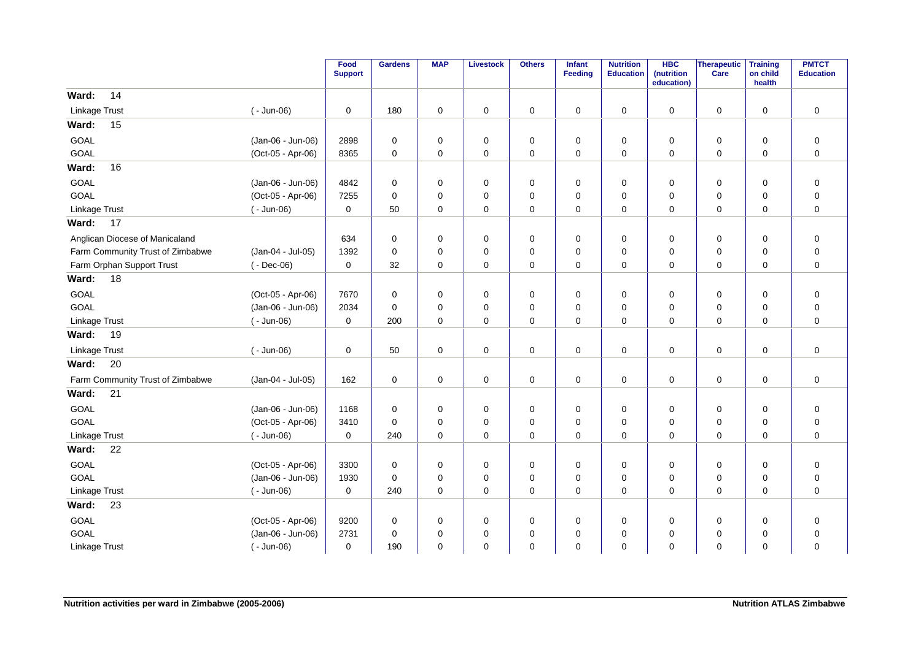| | | Food Support | Gardens | MAP | Livestock | Others | Infant Feeding | Nutrition Education | HBC (nutrition education) | Therapeutic Care | Training on child health | PMTCT Education |
|---|---|---|---|---|---|---|---|---|---|---|---|---|
| **Ward: 14** | | | | | | | | | | | | |
| Linkage Trust | ( - Jun-06) | 0 | 180 | 0 | 0 | 0 | 0 | 0 | 0 | 0 | 0 | 0 |
| **Ward: 15** | | | | | | | | | | | | |
| GOAL | (Jan-06 - Jun-06) | 2898 | 0 | 0 | 0 | 0 | 0 | 0 | 0 | 0 | 0 | 0 |
| GOAL | (Oct-05 - Apr-06) | 8365 | 0 | 0 | 0 | 0 | 0 | 0 | 0 | 0 | 0 | 0 |
| **Ward: 16** | | | | | | | | | | | | |
| GOAL | (Jan-06 - Jun-06) | 4842 | 0 | 0 | 0 | 0 | 0 | 0 | 0 | 0 | 0 | 0 |
| GOAL | (Oct-05 - Apr-06) | 7255 | 0 | 0 | 0 | 0 | 0 | 0 | 0 | 0 | 0 | 0 |
| Linkage Trust | ( - Jun-06) | 0 | 50 | 0 | 0 | 0 | 0 | 0 | 0 | 0 | 0 | 0 |
| **Ward: 17** | | | | | | | | | | | | |
| Anglican Diocese of Manicaland | | 634 | 0 | 0 | 0 | 0 | 0 | 0 | 0 | 0 | 0 | 0 |
| Farm Community Trust of Zimbabwe | (Jan-04 - Jul-05) | 1392 | 0 | 0 | 0 | 0 | 0 | 0 | 0 | 0 | 0 | 0 |
| Farm Orphan Support Trust | ( - Dec-06) | 0 | 32 | 0 | 0 | 0 | 0 | 0 | 0 | 0 | 0 | 0 |
| **Ward: 18** | | | | | | | | | | | | |
| GOAL | (Oct-05 - Apr-06) | 7670 | 0 | 0 | 0 | 0 | 0 | 0 | 0 | 0 | 0 | 0 |
| GOAL | (Jan-06 - Jun-06) | 2034 | 0 | 0 | 0 | 0 | 0 | 0 | 0 | 0 | 0 | 0 |
| Linkage Trust | ( - Jun-06) | 0 | 200 | 0 | 0 | 0 | 0 | 0 | 0 | 0 | 0 | 0 |
| **Ward: 19** | | | | | | | | | | | | |
| Linkage Trust | ( - Jun-06) | 0 | 50 | 0 | 0 | 0 | 0 | 0 | 0 | 0 | 0 | 0 |
| **Ward: 20** | | | | | | | | | | | | |
| Farm Community Trust of Zimbabwe | (Jan-04 - Jul-05) | 162 | 0 | 0 | 0 | 0 | 0 | 0 | 0 | 0 | 0 | 0 |
| **Ward: 21** | | | | | | | | | | | | |
| GOAL | (Jan-06 - Jun-06) | 1168 | 0 | 0 | 0 | 0 | 0 | 0 | 0 | 0 | 0 | 0 |
| GOAL | (Oct-05 - Apr-06) | 3410 | 0 | 0 | 0 | 0 | 0 | 0 | 0 | 0 | 0 | 0 |
| Linkage Trust | ( - Jun-06) | 0 | 240 | 0 | 0 | 0 | 0 | 0 | 0 | 0 | 0 | 0 |
| **Ward: 22** | | | | | | | | | | | | |
| GOAL | (Oct-05 - Apr-06) | 3300 | 0 | 0 | 0 | 0 | 0 | 0 | 0 | 0 | 0 | 0 |
| GOAL | (Jan-06 - Jun-06) | 1930 | 0 | 0 | 0 | 0 | 0 | 0 | 0 | 0 | 0 | 0 |
| Linkage Trust | ( - Jun-06) | 0 | 240 | 0 | 0 | 0 | 0 | 0 | 0 | 0 | 0 | 0 |
| **Ward: 23** | | | | | | | | | | | | |
| GOAL | (Oct-05 - Apr-06) | 9200 | 0 | 0 | 0 | 0 | 0 | 0 | 0 | 0 | 0 | 0 |
| GOAL | (Jan-06 - Jun-06) | 2731 | 0 | 0 | 0 | 0 | 0 | 0 | 0 | 0 | 0 | 0 |
| Linkage Trust | ( - Jun-06) | 0 | 190 | 0 | 0 | 0 | 0 | 0 | 0 | 0 | 0 | 0 |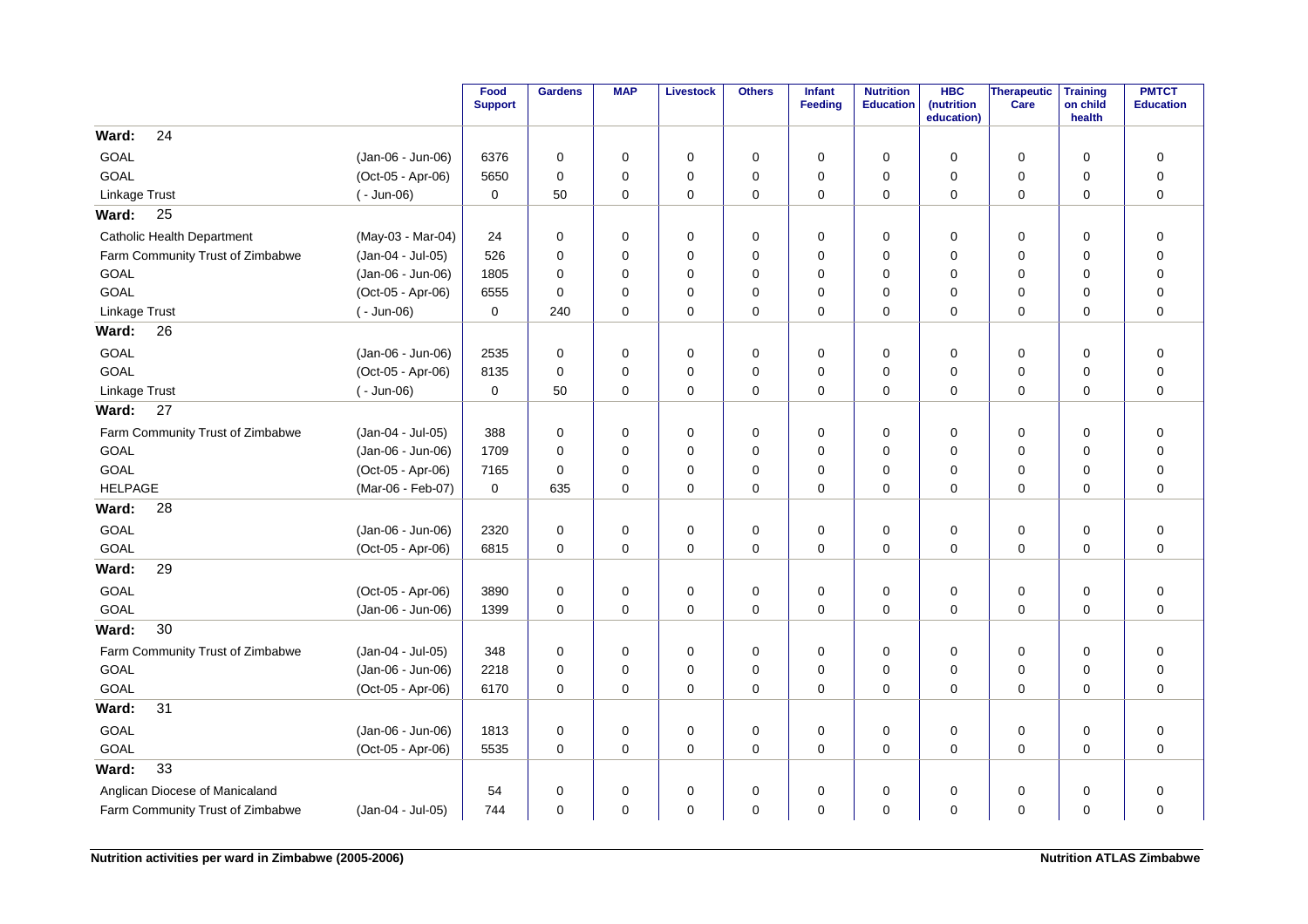| | | Food Support | Gardens | MAP | Livestock | Others | Infant Feeding | Nutrition Education | HBC (nutrition education) | Therapeutic Care | Training on child health | PMTCT Education |
|---|---|---|---|---|---|---|---|---|---|---|---|---|
| **Ward: 24** | | | | | | | | | | | | |
| GOAL | (Jan-06 - Jun-06) | 6376 | 0 | 0 | 0 | 0 | 0 | 0 | 0 | 0 | 0 | 0 |
| GOAL | (Oct-05 - Apr-06) | 5650 | 0 | 0 | 0 | 0 | 0 | 0 | 0 | 0 | 0 | 0 |
| Linkage Trust | ( - Jun-06) | 0 | 50 | 0 | 0 | 0 | 0 | 0 | 0 | 0 | 0 | 0 |
| **Ward: 25** | | | | | | | | | | | | |
| Catholic Health Department | (May-03 - Mar-04) | 24 | 0 | 0 | 0 | 0 | 0 | 0 | 0 | 0 | 0 | 0 |
| Farm Community Trust of Zimbabwe | (Jan-04 - Jul-05) | 526 | 0 | 0 | 0 | 0 | 0 | 0 | 0 | 0 | 0 | 0 |
| GOAL | (Jan-06 - Jun-06) | 1805 | 0 | 0 | 0 | 0 | 0 | 0 | 0 | 0 | 0 | 0 |
| GOAL | (Oct-05 - Apr-06) | 6555 | 0 | 0 | 0 | 0 | 0 | 0 | 0 | 0 | 0 | 0 |
| Linkage Trust | ( - Jun-06) | 0 | 240 | 0 | 0 | 0 | 0 | 0 | 0 | 0 | 0 | 0 |
| **Ward: 26** | | | | | | | | | | | | |
| GOAL | (Jan-06 - Jun-06) | 2535 | 0 | 0 | 0 | 0 | 0 | 0 | 0 | 0 | 0 | 0 |
| GOAL | (Oct-05 - Apr-06) | 8135 | 0 | 0 | 0 | 0 | 0 | 0 | 0 | 0 | 0 | 0 |
| Linkage Trust | ( - Jun-06) | 0 | 50 | 0 | 0 | 0 | 0 | 0 | 0 | 0 | 0 | 0 |
| **Ward: 27** | | | | | | | | | | | | |
| Farm Community Trust of Zimbabwe | (Jan-04 - Jul-05) | 388 | 0 | 0 | 0 | 0 | 0 | 0 | 0 | 0 | 0 | 0 |
| GOAL | (Jan-06 - Jun-06) | 1709 | 0 | 0 | 0 | 0 | 0 | 0 | 0 | 0 | 0 | 0 |
| GOAL | (Oct-05 - Apr-06) | 7165 | 0 | 0 | 0 | 0 | 0 | 0 | 0 | 0 | 0 | 0 |
| HELPAGE | (Mar-06 - Feb-07) | 0 | 635 | 0 | 0 | 0 | 0 | 0 | 0 | 0 | 0 | 0 |
| **Ward: 28** | | | | | | | | | | | | |
| GOAL | (Jan-06 - Jun-06) | 2320 | 0 | 0 | 0 | 0 | 0 | 0 | 0 | 0 | 0 | 0 |
| GOAL | (Oct-05 - Apr-06) | 6815 | 0 | 0 | 0 | 0 | 0 | 0 | 0 | 0 | 0 | 0 |
| **Ward: 29** | | | | | | | | | | | | |
| GOAL | (Oct-05 - Apr-06) | 3890 | 0 | 0 | 0 | 0 | 0 | 0 | 0 | 0 | 0 | 0 |
| GOAL | (Jan-06 - Jun-06) | 1399 | 0 | 0 | 0 | 0 | 0 | 0 | 0 | 0 | 0 | 0 |
| **Ward: 30** | | | | | | | | | | | | |
| Farm Community Trust of Zimbabwe | (Jan-04 - Jul-05) | 348 | 0 | 0 | 0 | 0 | 0 | 0 | 0 | 0 | 0 | 0 |
| GOAL | (Jan-06 - Jun-06) | 2218 | 0 | 0 | 0 | 0 | 0 | 0 | 0 | 0 | 0 | 0 |
| GOAL | (Oct-05 - Apr-06) | 6170 | 0 | 0 | 0 | 0 | 0 | 0 | 0 | 0 | 0 | 0 |
| **Ward: 31** | | | | | | | | | | | | |
| GOAL | (Jan-06 - Jun-06) | 1813 | 0 | 0 | 0 | 0 | 0 | 0 | 0 | 0 | 0 | 0 |
| GOAL | (Oct-05 - Apr-06) | 5535 | 0 | 0 | 0 | 0 | 0 | 0 | 0 | 0 | 0 | 0 |
| **Ward: 33** | | | | | | | | | | | | |
| Anglican Diocese of Manicaland | | 54 | 0 | 0 | 0 | 0 | 0 | 0 | 0 | 0 | 0 | 0 |
| Farm Community Trust of Zimbabwe | (Jan-04 - Jul-05) | 744 | 0 | 0 | 0 | 0 | 0 | 0 | 0 | 0 | 0 | 0 |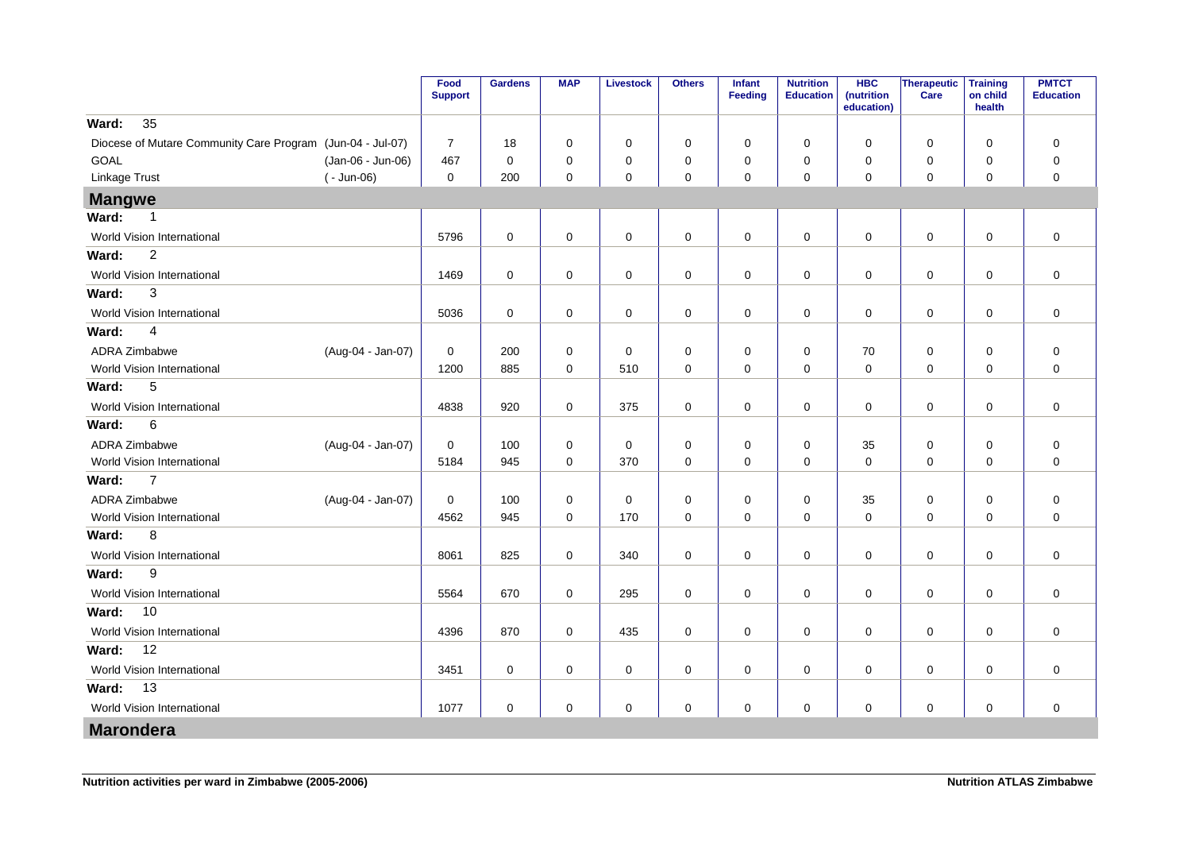| | | Food Support | Gardens | MAP | Livestock | Others | Infant Feeding | Nutrition Education | HBC (nutrition education) | Therapeutic Care | Training on child health | PMTCT Education |
|---|---|---|---|---|---|---|---|---|---|---|---|---|
| **Ward: 35** | | | | | | | | | | | | |
| Diocese of Mutare Community Care Program | (Jun-04 - Jul-07) | 7 | 18 | 0 | 0 | 0 | 0 | 0 | 0 | 0 | 0 | 0 |
| GOAL | (Jan-06 - Jun-06) | 467 | 0 | 0 | 0 | 0 | 0 | 0 | 0 | 0 | 0 | 0 |
| Linkage Trust | ( - Jun-06) | 0 | 200 | 0 | 0 | 0 | 0 | 0 | 0 | 0 | 0 | 0 |
| **Mangwe** | | | | | | | | | | | | |
| **Ward: 1** | | | | | | | | | | | | |
| World Vision International | | 5796 | 0 | 0 | 0 | 0 | 0 | 0 | 0 | 0 | 0 | 0 |
| **Ward: 2** | | | | | | | | | | | | |
| World Vision International | | 1469 | 0 | 0 | 0 | 0 | 0 | 0 | 0 | 0 | 0 | 0 |
| **Ward: 3** | | | | | | | | | | | | |
| World Vision International | | 5036 | 0 | 0 | 0 | 0 | 0 | 0 | 0 | 0 | 0 | 0 |
| **Ward: 4** | | | | | | | | | | | | |
| ADRA Zimbabwe | (Aug-04 - Jan-07) | 0 | 200 | 0 | 0 | 0 | 0 | 0 | 70 | 0 | 0 | 0 |
| World Vision International | | 1200 | 885 | 0 | 510 | 0 | 0 | 0 | 0 | 0 | 0 | 0 |
| **Ward: 5** | | | | | | | | | | | | |
| World Vision International | | 4838 | 920 | 0 | 375 | 0 | 0 | 0 | 0 | 0 | 0 | 0 |
| **Ward: 6** | | | | | | | | | | | | |
| ADRA Zimbabwe | (Aug-04 - Jan-07) | 0 | 100 | 0 | 0 | 0 | 0 | 0 | 35 | 0 | 0 | 0 |
| World Vision International | | 5184 | 945 | 0 | 370 | 0 | 0 | 0 | 0 | 0 | 0 | 0 |
| **Ward: 7** | | | | | | | | | | | | |
| ADRA Zimbabwe | (Aug-04 - Jan-07) | 0 | 100 | 0 | 0 | 0 | 0 | 0 | 35 | 0 | 0 | 0 |
| World Vision International | | 4562 | 945 | 0 | 170 | 0 | 0 | 0 | 0 | 0 | 0 | 0 |
| **Ward: 8** | | | | | | | | | | | | |
| World Vision International | | 8061 | 825 | 0 | 340 | 0 | 0 | 0 | 0 | 0 | 0 | 0 |
| **Ward: 9** | | | | | | | | | | | | |
| World Vision International | | 5564 | 670 | 0 | 295 | 0 | 0 | 0 | 0 | 0 | 0 | 0 |
| **Ward: 10** | | | | | | | | | | | | |
| World Vision International | | 4396 | 870 | 0 | 435 | 0 | 0 | 0 | 0 | 0 | 0 | 0 |
| **Ward: 12** | | | | | | | | | | | | |
| World Vision International | | 3451 | 0 | 0 | 0 | 0 | 0 | 0 | 0 | 0 | 0 | 0 |
| **Ward: 13** | | | | | | | | | | | | |
| World Vision International | | 1077 | 0 | 0 | 0 | 0 | 0 | 0 | 0 | 0 | 0 | 0 |
| **Marondera** | | | | | | | | | | | | |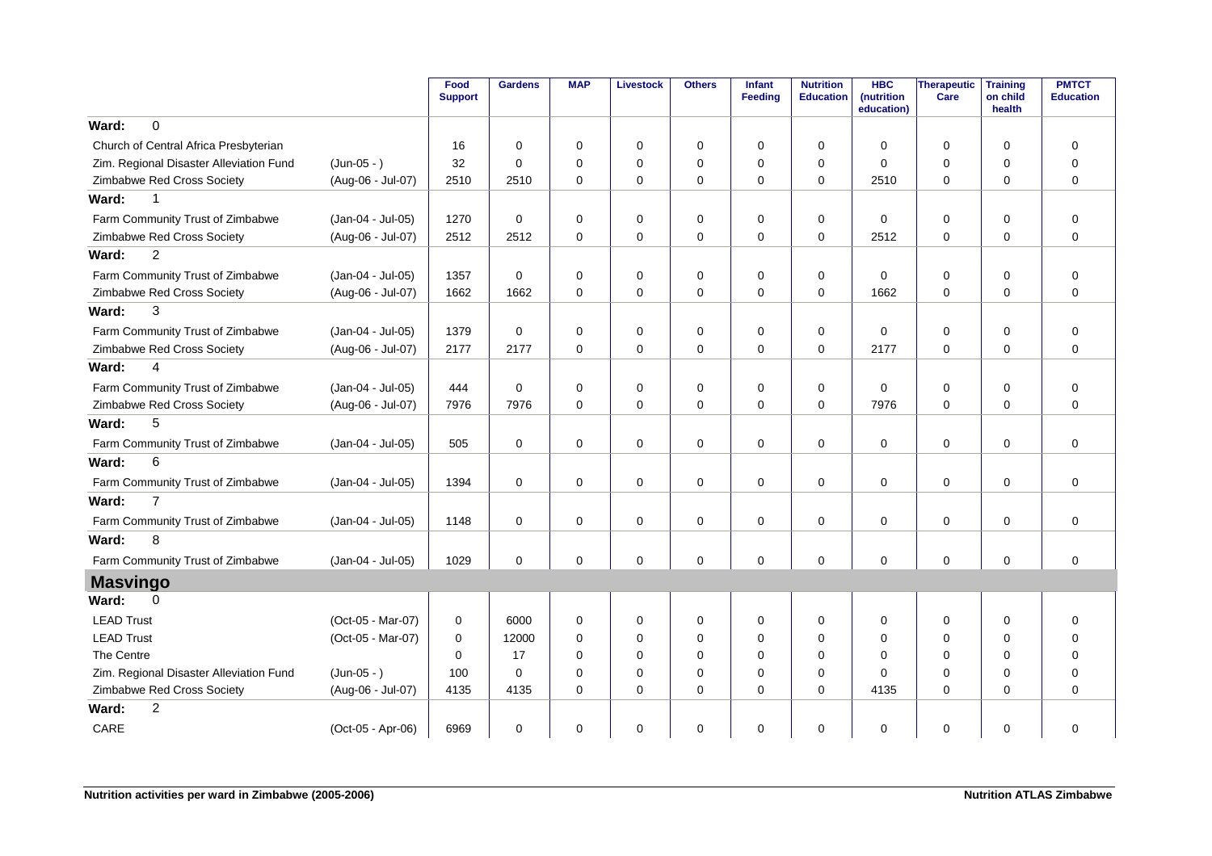| | | Food Support | Gardens | MAP | Livestock | Others | Infant Feeding | Nutrition Education | HBC (nutrition education) | Therapeutic Care | Training on child health | PMTCT Education |
|---|---|---|---|---|---|---|---|---|---|---|---|---|
| **Ward: 0** | | | | | | | | | | | | |
| Church of Central Africa Presbyterian | | 16 | 0 | 0 | 0 | 0 | 0 | 0 | 0 | 0 | 0 | 0 |
| Zim. Regional Disaster Alleviation Fund | (Jun-05 - ) | 32 | 0 | 0 | 0 | 0 | 0 | 0 | 0 | 0 | 0 | 0 |
| Zimbabwe Red Cross Society | (Aug-06 - Jul-07) | 2510 | 2510 | 0 | 0 | 0 | 0 | 0 | 2510 | 0 | 0 | 0 |
| **Ward: 1** | | | | | | | | | | | | |
| Farm Community Trust of Zimbabwe | (Jan-04 - Jul-05) | 1270 | 0 | 0 | 0 | 0 | 0 | 0 | 0 | 0 | 0 | 0 |
| Zimbabwe Red Cross Society | (Aug-06 - Jul-07) | 2512 | 2512 | 0 | 0 | 0 | 0 | 0 | 2512 | 0 | 0 | 0 |
| **Ward: 2** | | | | | | | | | | | | |
| Farm Community Trust of Zimbabwe | (Jan-04 - Jul-05) | 1357 | 0 | 0 | 0 | 0 | 0 | 0 | 0 | 0 | 0 | 0 |
| Zimbabwe Red Cross Society | (Aug-06 - Jul-07) | 1662 | 1662 | 0 | 0 | 0 | 0 | 0 | 1662 | 0 | 0 | 0 |
| **Ward: 3** | | | | | | | | | | | | |
| Farm Community Trust of Zimbabwe | (Jan-04 - Jul-05) | 1379 | 0 | 0 | 0 | 0 | 0 | 0 | 0 | 0 | 0 | 0 |
| Zimbabwe Red Cross Society | (Aug-06 - Jul-07) | 2177 | 2177 | 0 | 0 | 0 | 0 | 0 | 2177 | 0 | 0 | 0 |
| **Ward: 4** | | | | | | | | | | | | |
| Farm Community Trust of Zimbabwe | (Jan-04 - Jul-05) | 444 | 0 | 0 | 0 | 0 | 0 | 0 | 0 | 0 | 0 | 0 |
| Zimbabwe Red Cross Society | (Aug-06 - Jul-07) | 7976 | 7976 | 0 | 0 | 0 | 0 | 0 | 7976 | 0 | 0 | 0 |
| **Ward: 5** | | | | | | | | | | | | |
| Farm Community Trust of Zimbabwe | (Jan-04 - Jul-05) | 505 | 0 | 0 | 0 | 0 | 0 | 0 | 0 | 0 | 0 | 0 |
| **Ward: 6** | | | | | | | | | | | | |
| Farm Community Trust of Zimbabwe | (Jan-04 - Jul-05) | 1394 | 0 | 0 | 0 | 0 | 0 | 0 | 0 | 0 | 0 | 0 |
| **Ward: 7** | | | | | | | | | | | | |
| Farm Community Trust of Zimbabwe | (Jan-04 - Jul-05) | 1148 | 0 | 0 | 0 | 0 | 0 | 0 | 0 | 0 | 0 | 0 |
| **Ward: 8** | | | | | | | | | | | | |
| Farm Community Trust of Zimbabwe | (Jan-04 - Jul-05) | 1029 | 0 | 0 | 0 | 0 | 0 | 0 | 0 | 0 | 0 | 0 |
| **Masvingo** | | | | | | | | | | | | |
| **Ward: 0** | | | | | | | | | | | | |
| LEAD Trust | (Oct-05 - Mar-07) | 0 | 6000 | 0 | 0 | 0 | 0 | 0 | 0 | 0 | 0 | 0 |
| LEAD Trust | (Oct-05 - Mar-07) | 0 | 12000 | 0 | 0 | 0 | 0 | 0 | 0 | 0 | 0 | 0 |
| The Centre | | 0 | 17 | 0 | 0 | 0 | 0 | 0 | 0 | 0 | 0 | 0 |
| Zim. Regional Disaster Alleviation Fund | (Jun-05 - ) | 100 | 0 | 0 | 0 | 0 | 0 | 0 | 0 | 0 | 0 | 0 |
| Zimbabwe Red Cross Society | (Aug-06 - Jul-07) | 4135 | 4135 | 0 | 0 | 0 | 0 | 0 | 4135 | 0 | 0 | 0 |
| **Ward: 2** | | | | | | | | | | | | |
| CARE | (Oct-05 - Apr-06) | 6969 | 0 | 0 | 0 | 0 | 0 | 0 | 0 | 0 | 0 | 0 |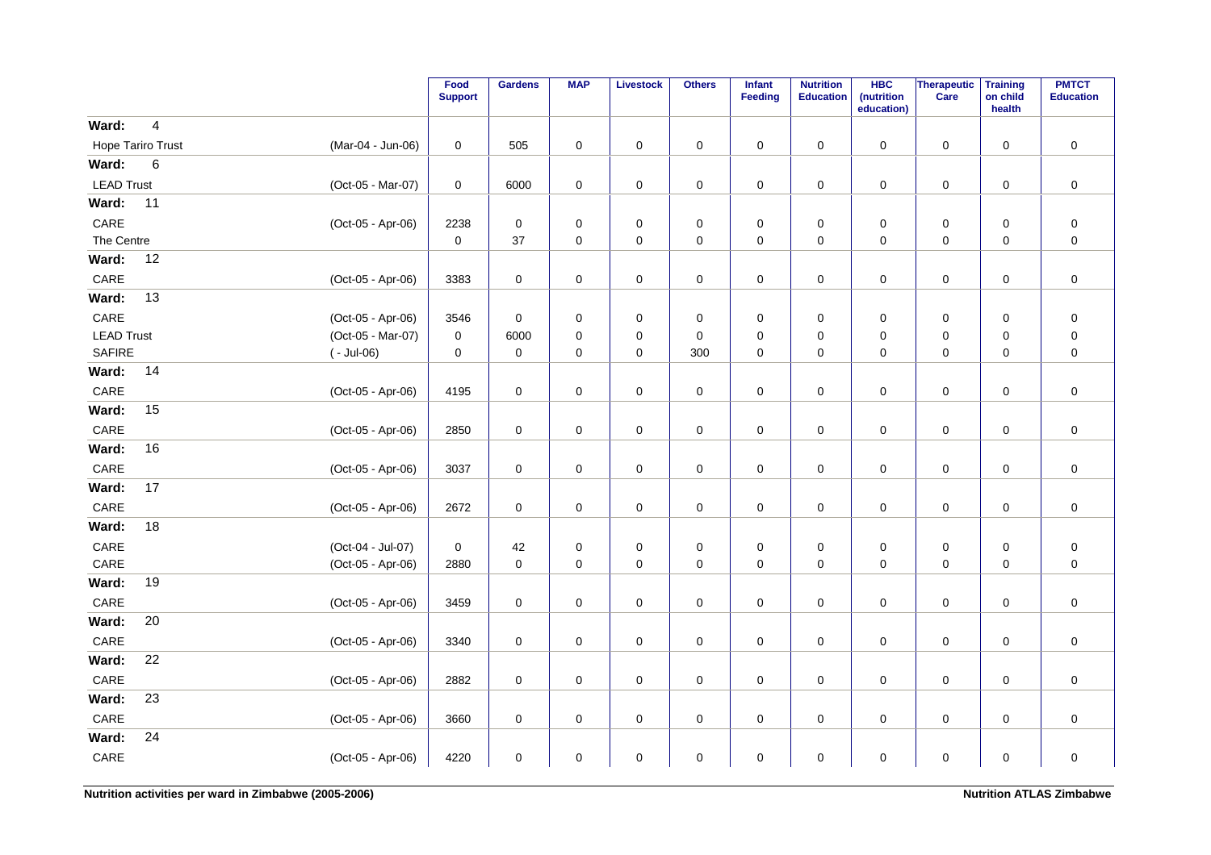| | | Food Support | Gardens | MAP | Livestock | Others | Infant Feeding | Nutrition Education | HBC (nutrition education) | Therapeutic Care | Training on child health | PMTCT Education |
|---|---|---|---|---|---|---|---|---|---|---|---|---|
| **Ward: 4** | | | | | | | | | | | | |
| Hope Tariro Trust | (Mar-04 - Jun-06) | 0 | 505 | 0 | 0 | 0 | 0 | 0 | 0 | 0 | 0 | 0 |
| **Ward: 6** | | | | | | | | | | | | |
| LEAD Trust | (Oct-05 - Mar-07) | 0 | 6000 | 0 | 0 | 0 | 0 | 0 | 0 | 0 | 0 | 0 |
| **Ward: 11** | | | | | | | | | | | | |
| CARE | (Oct-05 - Apr-06) | 2238 | 0 | 0 | 0 | 0 | 0 | 0 | 0 | 0 | 0 | 0 |
| The Centre | | 0 | 37 | 0 | 0 | 0 | 0 | 0 | 0 | 0 | 0 | 0 |
| **Ward: 12** | | | | | | | | | | | | |
| CARE | (Oct-05 - Apr-06) | 3383 | 0 | 0 | 0 | 0 | 0 | 0 | 0 | 0 | 0 | 0 |
| **Ward: 13** | | | | | | | | | | | | |
| CARE | (Oct-05 - Apr-06) | 3546 | 0 | 0 | 0 | 0 | 0 | 0 | 0 | 0 | 0 | 0 |
| LEAD Trust | (Oct-05 - Mar-07) | 0 | 6000 | 0 | 0 | 0 | 0 | 0 | 0 | 0 | 0 | 0 |
| SAFIRE | ( - Jul-06) | 0 | 0 | 0 | 0 | 300 | 0 | 0 | 0 | 0 | 0 | 0 |
| **Ward: 14** | | | | | | | | | | | | |
| CARE | (Oct-05 - Apr-06) | 4195 | 0 | 0 | 0 | 0 | 0 | 0 | 0 | 0 | 0 | 0 |
| **Ward: 15** | | | | | | | | | | | | |
| CARE | (Oct-05 - Apr-06) | 2850 | 0 | 0 | 0 | 0 | 0 | 0 | 0 | 0 | 0 | 0 |
| **Ward: 16** | | | | | | | | | | | | |
| CARE | (Oct-05 - Apr-06) | 3037 | 0 | 0 | 0 | 0 | 0 | 0 | 0 | 0 | 0 | 0 |
| **Ward: 17** | | | | | | | | | | | | |
| CARE | (Oct-05 - Apr-06) | 2672 | 0 | 0 | 0 | 0 | 0 | 0 | 0 | 0 | 0 | 0 |
| **Ward: 18** | | | | | | | | | | | | |
| CARE | (Oct-04 - Jul-07) | 0 | 42 | 0 | 0 | 0 | 0 | 0 | 0 | 0 | 0 | 0 |
| CARE | (Oct-05 - Apr-06) | 2880 | 0 | 0 | 0 | 0 | 0 | 0 | 0 | 0 | 0 | 0 |
| **Ward: 19** | | | | | | | | | | | | |
| CARE | (Oct-05 - Apr-06) | 3459 | 0 | 0 | 0 | 0 | 0 | 0 | 0 | 0 | 0 | 0 |
| **Ward: 20** | | | | | | | | | | | | |
| CARE | (Oct-05 - Apr-06) | 3340 | 0 | 0 | 0 | 0 | 0 | 0 | 0 | 0 | 0 | 0 |
| **Ward: 22** | | | | | | | | | | | | |
| CARE | (Oct-05 - Apr-06) | 2882 | 0 | 0 | 0 | 0 | 0 | 0 | 0 | 0 | 0 | 0 |
| **Ward: 23** | | | | | | | | | | | | |
| CARE | (Oct-05 - Apr-06) | 3660 | 0 | 0 | 0 | 0 | 0 | 0 | 0 | 0 | 0 | 0 |
| **Ward: 24** | | | | | | | | | | | | |
| CARE | (Oct-05 - Apr-06) | 4220 | 0 | 0 | 0 | 0 | 0 | 0 | 0 | 0 | 0 | 0 |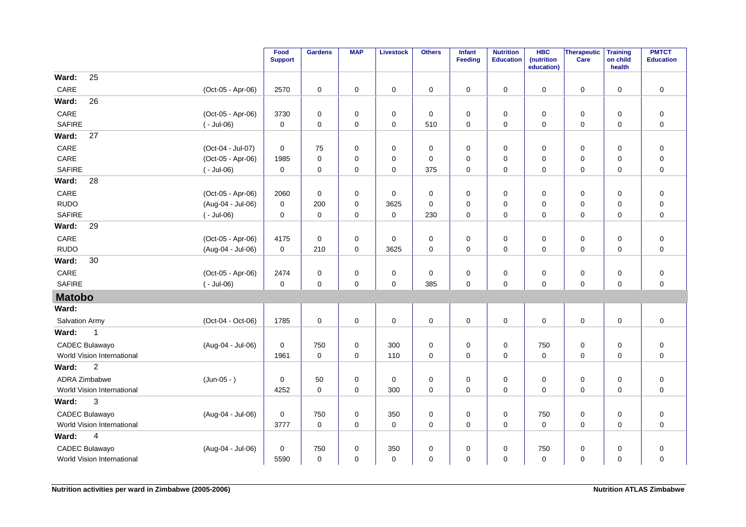| | | Food Support | Gardens | MAP | Livestock | Others | Infant Feeding | Nutrition Education | HBC (nutrition education) | Therapeutic Care | Training on child health | PMTCT Education |
|---|---|---|---|---|---|---|---|---|---|---|---|---|
| **Ward: 25** | | | | | | | | | | | | |
| CARE | (Oct-05 - Apr-06) | 2570 | 0 | 0 | 0 | 0 | 0 | 0 | 0 | 0 | 0 | 0 |
| **Ward: 26** | | | | | | | | | | | | |
| CARE | (Oct-05 - Apr-06) | 3730 | 0 | 0 | 0 | 0 | 0 | 0 | 0 | 0 | 0 | 0 |
| SAFIRE | ( - Jul-06) | 0 | 0 | 0 | 0 | 510 | 0 | 0 | 0 | 0 | 0 | 0 |
| **Ward: 27** | | | | | | | | | | | | |
| CARE | (Oct-04 - Jul-07) | 0 | 75 | 0 | 0 | 0 | 0 | 0 | 0 | 0 | 0 | 0 |
| CARE | (Oct-05 - Apr-06) | 1985 | 0 | 0 | 0 | 0 | 0 | 0 | 0 | 0 | 0 | 0 |
| SAFIRE | ( - Jul-06) | 0 | 0 | 0 | 0 | 375 | 0 | 0 | 0 | 0 | 0 | 0 |
| **Ward: 28** | | | | | | | | | | | | |
| CARE | (Oct-05 - Apr-06) | 2060 | 0 | 0 | 0 | 0 | 0 | 0 | 0 | 0 | 0 | 0 |
| RUDO | (Aug-04 - Jul-06) | 0 | 200 | 0 | 3625 | 0 | 0 | 0 | 0 | 0 | 0 | 0 |
| SAFIRE | ( - Jul-06) | 0 | 0 | 0 | 0 | 230 | 0 | 0 | 0 | 0 | 0 | 0 |
| **Ward: 29** | | | | | | | | | | | | |
| CARE | (Oct-05 - Apr-06) | 4175 | 0 | 0 | 0 | 0 | 0 | 0 | 0 | 0 | 0 | 0 |
| RUDO | (Aug-04 - Jul-06) | 0 | 210 | 0 | 3625 | 0 | 0 | 0 | 0 | 0 | 0 | 0 |
| **Ward: 30** | | | | | | | | | | | | |
| CARE | (Oct-05 - Apr-06) | 2474 | 0 | 0 | 0 | 0 | 0 | 0 | 0 | 0 | 0 | 0 |
| SAFIRE | ( - Jul-06) | 0 | 0 | 0 | 0 | 385 | 0 | 0 | 0 | 0 | 0 | 0 |
| **Matobo** | | | | | | | | | | | | |
| **Ward:** | | | | | | | | | | | | |
| Salvation Army | (Oct-04 - Oct-06) | 1785 | 0 | 0 | 0 | 0 | 0 | 0 | 0 | 0 | 0 | 0 |
| **Ward: 1** | | | | | | | | | | | | |
| CADEC Bulawayo | (Aug-04 - Jul-06) | 0 | 750 | 0 | 300 | 0 | 0 | 0 | 750 | 0 | 0 | 0 |
| World Vision International | | 1961 | 0 | 0 | 110 | 0 | 0 | 0 | 0 | 0 | 0 | 0 |
| **Ward: 2** | | | | | | | | | | | | |
| ADRA Zimbabwe | (Jun-05 - ) | 0 | 50 | 0 | 0 | 0 | 0 | 0 | 0 | 0 | 0 | 0 |
| World Vision International | | 4252 | 0 | 0 | 300 | 0 | 0 | 0 | 0 | 0 | 0 | 0 |
| **Ward: 3** | | | | | | | | | | | | |
| CADEC Bulawayo | (Aug-04 - Jul-06) | 0 | 750 | 0 | 350 | 0 | 0 | 0 | 750 | 0 | 0 | 0 |
| World Vision International | | 3777 | 0 | 0 | 0 | 0 | 0 | 0 | 0 | 0 | 0 | 0 |
| **Ward: 4** | | | | | | | | | | | | |
| CADEC Bulawayo | (Aug-04 - Jul-06) | 0 | 750 | 0 | 350 | 0 | 0 | 0 | 750 | 0 | 0 | 0 |
| World Vision International | | 5590 | 0 | 0 | 0 | 0 | 0 | 0 | 0 | 0 | 0 | 0 |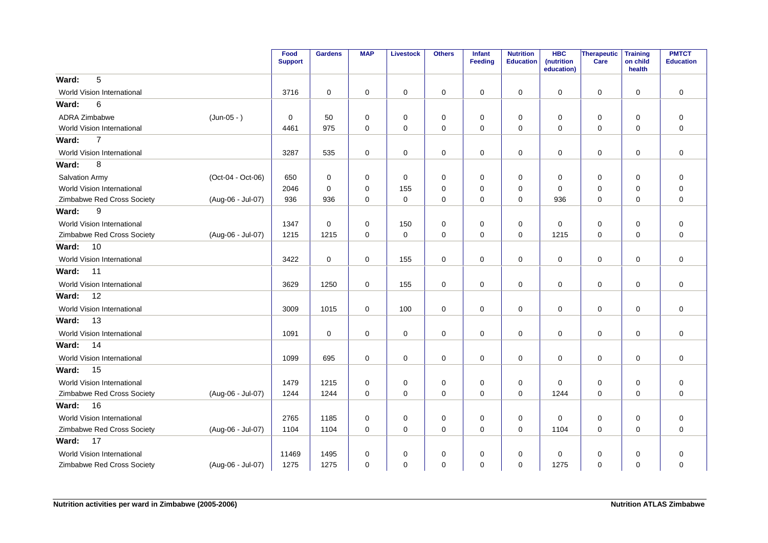| | | Food Support | Gardens | MAP | Livestock | Others | Infant Feeding | Nutrition Education | HBC (nutrition education) | Therapeutic Care | Training on child health | PMTCT Education |
|---|---|---|---|---|---|---|---|---|---|---|---|---|
| **Ward: 5** | | | | | | | | | | | | |
| World Vision International | | 3716 | 0 | 0 | 0 | 0 | 0 | 0 | 0 | 0 | 0 | 0 |
| **Ward: 6** | | | | | | | | | | | | |
| ADRA Zimbabwe | (Jun-05 - ) | 0 | 50 | 0 | 0 | 0 | 0 | 0 | 0 | 0 | 0 | 0 |
| World Vision International | | 4461 | 975 | 0 | 0 | 0 | 0 | 0 | 0 | 0 | 0 | 0 |
| **Ward: 7** | | | | | | | | | | | | |
| World Vision International | | 3287 | 535 | 0 | 0 | 0 | 0 | 0 | 0 | 0 | 0 | 0 |
| **Ward: 8** | | | | | | | | | | | | |
| Salvation Army | (Oct-04 - Oct-06) | 650 | 0 | 0 | 0 | 0 | 0 | 0 | 0 | 0 | 0 | 0 |
| World Vision International | | 2046 | 0 | 0 | 155 | 0 | 0 | 0 | 0 | 0 | 0 | 0 |
| Zimbabwe Red Cross Society | (Aug-06 - Jul-07) | 936 | 936 | 0 | 0 | 0 | 0 | 0 | 936 | 0 | 0 | 0 |
| **Ward: 9** | | | | | | | | | | | | |
| World Vision International | | 1347 | 0 | 0 | 150 | 0 | 0 | 0 | 0 | 0 | 0 | 0 |
| Zimbabwe Red Cross Society | (Aug-06 - Jul-07) | 1215 | 1215 | 0 | 0 | 0 | 0 | 0 | 1215 | 0 | 0 | 0 |
| **Ward: 10** | | | | | | | | | | | | |
| World Vision International | | 3422 | 0 | 0 | 155 | 0 | 0 | 0 | 0 | 0 | 0 | 0 |
| **Ward: 11** | | | | | | | | | | | | |
| World Vision International | | 3629 | 1250 | 0 | 155 | 0 | 0 | 0 | 0 | 0 | 0 | 0 |
| **Ward: 12** | | | | | | | | | | | | |
| World Vision International | | 3009 | 1015 | 0 | 100 | 0 | 0 | 0 | 0 | 0 | 0 | 0 |
| **Ward: 13** | | | | | | | | | | | | |
| World Vision International | | 1091 | 0 | 0 | 0 | 0 | 0 | 0 | 0 | 0 | 0 | 0 |
| **Ward: 14** | | | | | | | | | | | | |
| World Vision International | | 1099 | 695 | 0 | 0 | 0 | 0 | 0 | 0 | 0 | 0 | 0 |
| **Ward: 15** | | | | | | | | | | | | |
| World Vision International | | 1479 | 1215 | 0 | 0 | 0 | 0 | 0 | 0 | 0 | 0 | 0 |
| Zimbabwe Red Cross Society | (Aug-06 - Jul-07) | 1244 | 1244 | 0 | 0 | 0 | 0 | 0 | 1244 | 0 | 0 | 0 |
| **Ward: 16** | | | | | | | | | | | | |
| World Vision International | | 2765 | 1185 | 0 | 0 | 0 | 0 | 0 | 0 | 0 | 0 | 0 |
| Zimbabwe Red Cross Society | (Aug-06 - Jul-07) | 1104 | 1104 | 0 | 0 | 0 | 0 | 0 | 1104 | 0 | 0 | 0 |
| **Ward: 17** | | | | | | | | | | | | |
| World Vision International | | 11469 | 1495 | 0 | 0 | 0 | 0 | 0 | 0 | 0 | 0 | 0 |
| Zimbabwe Red Cross Society | (Aug-06 - Jul-07) | 1275 | 1275 | 0 | 0 | 0 | 0 | 0 | 1275 | 0 | 0 | 0 |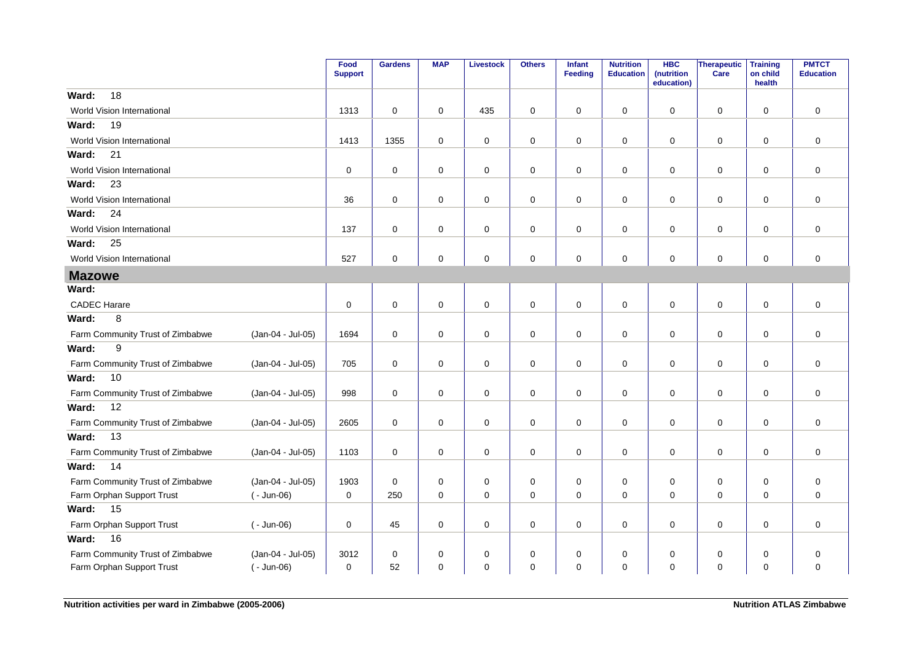| | | Food Support | Gardens | MAP | Livestock | Others | Infant Feeding | Nutrition Education | HBC (nutrition education) | Therapeutic Care | Training on child health | PMTCT Education |
|---|---|---|---|---|---|---|---|---|---|---|---|---|
| **Ward: 18** | | | | | | | | | | | | |
| World Vision International | | 1313 | 0 | 0 | 435 | 0 | 0 | 0 | 0 | 0 | 0 | 0 |
| **Ward: 19** | | | | | | | | | | | | |
| World Vision International | | 1413 | 1355 | 0 | 0 | 0 | 0 | 0 | 0 | 0 | 0 | 0 |
| **Ward: 21** | | | | | | | | | | | | |
| World Vision International | | 0 | 0 | 0 | 0 | 0 | 0 | 0 | 0 | 0 | 0 | 0 |
| **Ward: 23** | | | | | | | | | | | | |
| World Vision International | | 36 | 0 | 0 | 0 | 0 | 0 | 0 | 0 | 0 | 0 | 0 |
| **Ward: 24** | | | | | | | | | | | | |
| World Vision International | | 137 | 0 | 0 | 0 | 0 | 0 | 0 | 0 | 0 | 0 | 0 |
| **Ward: 25** | | | | | | | | | | | | |
| World Vision International | | 527 | 0 | 0 | 0 | 0 | 0 | 0 | 0 | 0 | 0 | 0 |
| **Mazowe** | | | | | | | | | | | | |
| **Ward:** | | | | | | | | | | | | |
| CADEC Harare | | 0 | 0 | 0 | 0 | 0 | 0 | 0 | 0 | 0 | 0 | 0 |
| **Ward: 8** | | | | | | | | | | | | |
| Farm Community Trust of Zimbabwe | (Jan-04 - Jul-05) | 1694 | 0 | 0 | 0 | 0 | 0 | 0 | 0 | 0 | 0 | 0 |
| **Ward: 9** | | | | | | | | | | | | |
| Farm Community Trust of Zimbabwe | (Jan-04 - Jul-05) | 705 | 0 | 0 | 0 | 0 | 0 | 0 | 0 | 0 | 0 | 0 |
| **Ward: 10** | | | | | | | | | | | | |
| Farm Community Trust of Zimbabwe | (Jan-04 - Jul-05) | 998 | 0 | 0 | 0 | 0 | 0 | 0 | 0 | 0 | 0 | 0 |
| **Ward: 12** | | | | | | | | | | | | |
| Farm Community Trust of Zimbabwe | (Jan-04 - Jul-05) | 2605 | 0 | 0 | 0 | 0 | 0 | 0 | 0 | 0 | 0 | 0 |
| **Ward: 13** | | | | | | | | | | | | |
| Farm Community Trust of Zimbabwe | (Jan-04 - Jul-05) | 1103 | 0 | 0 | 0 | 0 | 0 | 0 | 0 | 0 | 0 | 0 |
| **Ward: 14** | | | | | | | | | | | | |
| Farm Community Trust of Zimbabwe | (Jan-04 - Jul-05) | 1903 | 0 | 0 | 0 | 0 | 0 | 0 | 0 | 0 | 0 | 0 |
| Farm Orphan Support Trust | ( - Jun-06) | 0 | 250 | 0 | 0 | 0 | 0 | 0 | 0 | 0 | 0 | 0 |
| **Ward: 15** | | | | | | | | | | | | |
| Farm Orphan Support Trust | ( - Jun-06) | 0 | 45 | 0 | 0 | 0 | 0 | 0 | 0 | 0 | 0 | 0 |
| **Ward: 16** | | | | | | | | | | | | |
| Farm Community Trust of Zimbabwe | (Jan-04 - Jul-05) | 3012 | 0 | 0 | 0 | 0 | 0 | 0 | 0 | 0 | 0 | 0 |
| Farm Orphan Support Trust | ( - Jun-06) | 0 | 52 | 0 | 0 | 0 | 0 | 0 | 0 | 0 | 0 | 0 |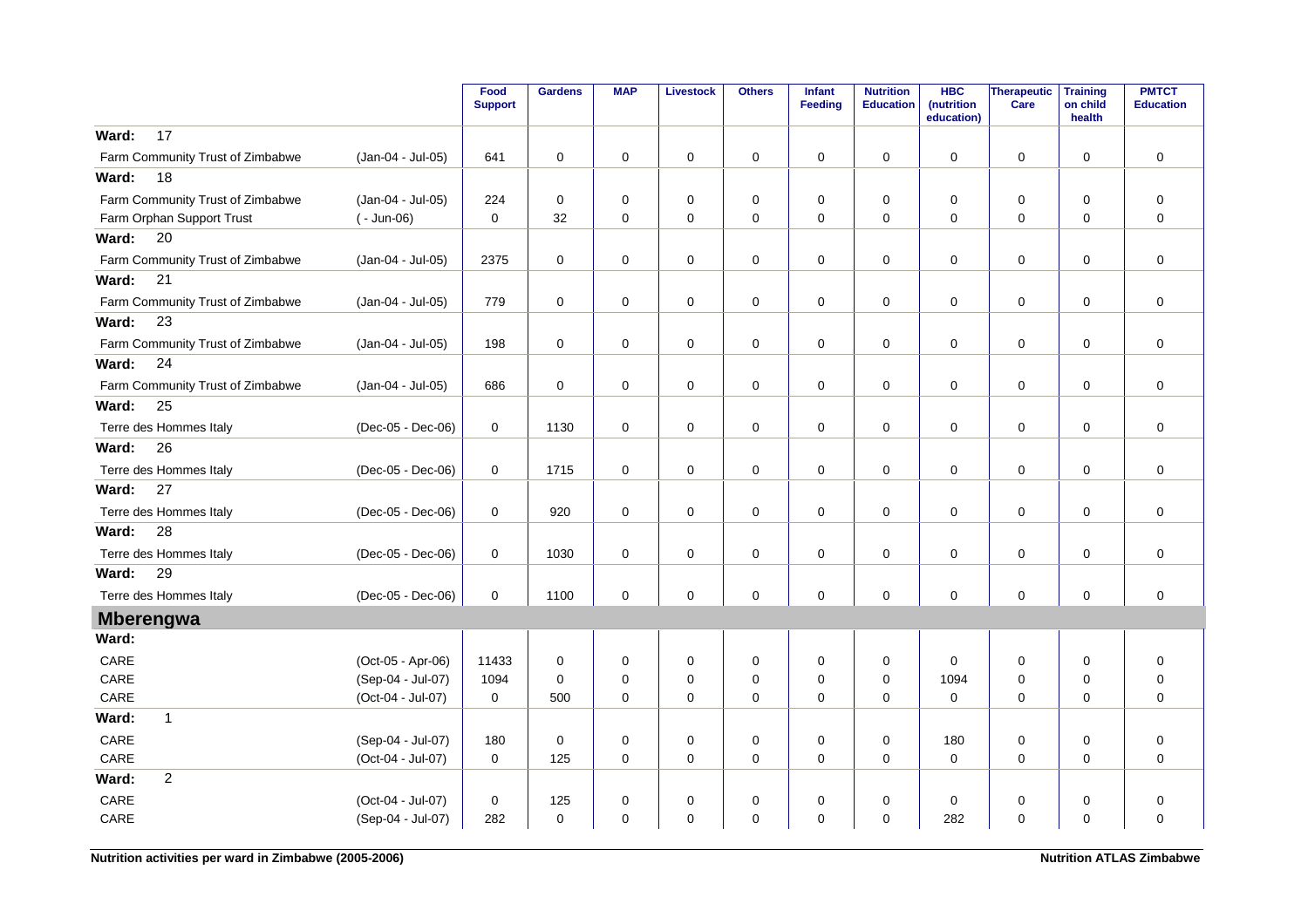| | | Food Support | Gardens | MAP | Livestock | Others | Infant Feeding | Nutrition Education | HBC (nutrition education) | Therapeutic Care | Training on child health | PMTCT Education |
|---|---|---|---|---|---|---|---|---|---|---|---|---|
| **Ward: 17** | | | | | | | | | | | | |
| Farm Community Trust of Zimbabwe | (Jan-04 - Jul-05) | 641 | 0 | 0 | 0 | 0 | 0 | 0 | 0 | 0 | 0 | 0 |
| **Ward: 18** | | | | | | | | | | | | |
| Farm Community Trust of Zimbabwe | (Jan-04 - Jul-05) | 224 | 0 | 0 | 0 | 0 | 0 | 0 | 0 | 0 | 0 | 0 |
| Farm Orphan Support Trust | ( - Jun-06) | 0 | 32 | 0 | 0 | 0 | 0 | 0 | 0 | 0 | 0 | 0 |
| **Ward: 20** | | | | | | | | | | | | |
| Farm Community Trust of Zimbabwe | (Jan-04 - Jul-05) | 2375 | 0 | 0 | 0 | 0 | 0 | 0 | 0 | 0 | 0 | 0 |
| **Ward: 21** | | | | | | | | | | | | |
| Farm Community Trust of Zimbabwe | (Jan-04 - Jul-05) | 779 | 0 | 0 | 0 | 0 | 0 | 0 | 0 | 0 | 0 | 0 |
| **Ward: 23** | | | | | | | | | | | | |
| Farm Community Trust of Zimbabwe | (Jan-04 - Jul-05) | 198 | 0 | 0 | 0 | 0 | 0 | 0 | 0 | 0 | 0 | 0 |
| **Ward: 24** | | | | | | | | | | | | |
| Farm Community Trust of Zimbabwe | (Jan-04 - Jul-05) | 686 | 0 | 0 | 0 | 0 | 0 | 0 | 0 | 0 | 0 | 0 |
| **Ward: 25** | | | | | | | | | | | | |
| Terre des Hommes Italy | (Dec-05 - Dec-06) | 0 | 1130 | 0 | 0 | 0 | 0 | 0 | 0 | 0 | 0 | 0 |
| **Ward: 26** | | | | | | | | | | | | |
| Terre des Hommes Italy | (Dec-05 - Dec-06) | 0 | 1715 | 0 | 0 | 0 | 0 | 0 | 0 | 0 | 0 | 0 |
| **Ward: 27** | | | | | | | | | | | | |
| Terre des Hommes Italy | (Dec-05 - Dec-06) | 0 | 920 | 0 | 0 | 0 | 0 | 0 | 0 | 0 | 0 | 0 |
| **Ward: 28** | | | | | | | | | | | | |
| Terre des Hommes Italy | (Dec-05 - Dec-06) | 0 | 1030 | 0 | 0 | 0 | 0 | 0 | 0 | 0 | 0 | 0 |
| **Ward: 29** | | | | | | | | | | | | |
| Terre des Hommes Italy | (Dec-05 - Dec-06) | 0 | 1100 | 0 | 0 | 0 | 0 | 0 | 0 | 0 | 0 | 0 |
| **Mberengwa** | | | | | | | | | | | | |
| **Ward:** | | | | | | | | | | | | |
| CARE | (Oct-05 - Apr-06) | 11433 | 0 | 0 | 0 | 0 | 0 | 0 | 0 | 0 | 0 | 0 |
| CARE | (Sep-04 - Jul-07) | 1094 | 0 | 0 | 0 | 0 | 0 | 0 | 1094 | 0 | 0 | 0 |
| CARE | (Oct-04 - Jul-07) | 0 | 500 | 0 | 0 | 0 | 0 | 0 | 0 | 0 | 0 | 0 |
| **Ward: 1** | | | | | | | | | | | | |
| CARE | (Sep-04 - Jul-07) | 180 | 0 | 0 | 0 | 0 | 0 | 0 | 180 | 0 | 0 | 0 |
| CARE | (Oct-04 - Jul-07) | 0 | 125 | 0 | 0 | 0 | 0 | 0 | 0 | 0 | 0 | 0 |
| **Ward: 2** | | | | | | | | | | | | |
| CARE | (Oct-04 - Jul-07) | 0 | 125 | 0 | 0 | 0 | 0 | 0 | 0 | 0 | 0 | 0 |
| CARE | (Sep-04 - Jul-07) | 282 | 0 | 0 | 0 | 0 | 0 | 0 | 282 | 0 | 0 | 0 |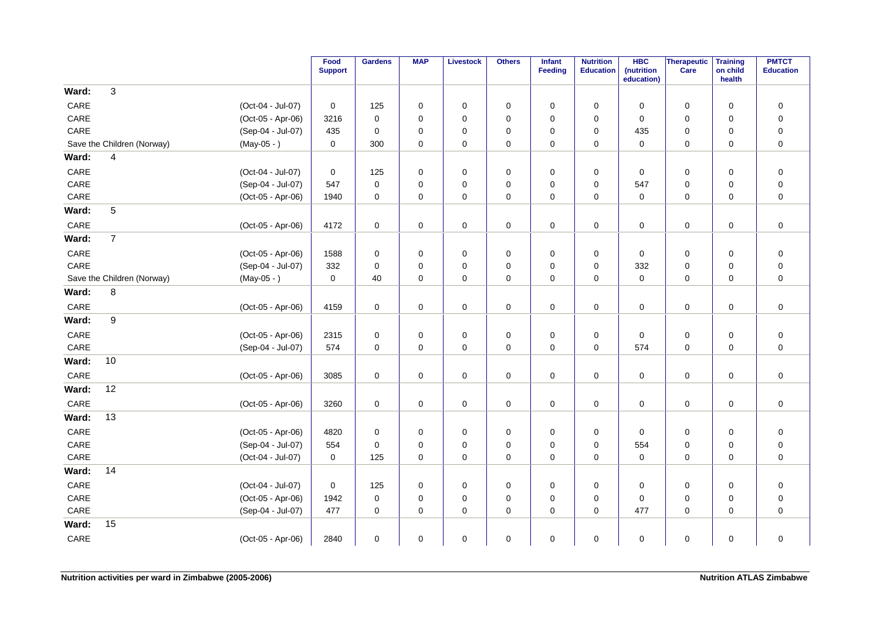| | | Food Support | Gardens | MAP | Livestock | Others | Infant Feeding | Nutrition Education | HBC (nutrition education) | Therapeutic Care | Training on child health | PMTCT Education |
|---|---|---|---|---|---|---|---|---|---|---|---|---|
| **Ward: 3** | | | | | | | | | | | | |
| CARE | (Oct-04 - Jul-07) | 0 | 125 | 0 | 0 | 0 | 0 | 0 | 0 | 0 | 0 | 0 |
| CARE | (Oct-05 - Apr-06) | 3216 | 0 | 0 | 0 | 0 | 0 | 0 | 0 | 0 | 0 | 0 |
| CARE | (Sep-04 - Jul-07) | 435 | 0 | 0 | 0 | 0 | 0 | 0 | 435 | 0 | 0 | 0 |
| Save the Children (Norway) | (May-05 - ) | 0 | 300 | 0 | 0 | 0 | 0 | 0 | 0 | 0 | 0 | 0 |
| **Ward: 4** | | | | | | | | | | | | |
| CARE | (Oct-04 - Jul-07) | 0 | 125 | 0 | 0 | 0 | 0 | 0 | 0 | 0 | 0 | 0 |
| CARE | (Sep-04 - Jul-07) | 547 | 0 | 0 | 0 | 0 | 0 | 0 | 547 | 0 | 0 | 0 |
| CARE | (Oct-05 - Apr-06) | 1940 | 0 | 0 | 0 | 0 | 0 | 0 | 0 | 0 | 0 | 0 |
| **Ward: 5** | | | | | | | | | | | | |
| CARE | (Oct-05 - Apr-06) | 4172 | 0 | 0 | 0 | 0 | 0 | 0 | 0 | 0 | 0 | 0 |
| **Ward: 7** | | | | | | | | | | | | |
| CARE | (Oct-05 - Apr-06) | 1588 | 0 | 0 | 0 | 0 | 0 | 0 | 0 | 0 | 0 | 0 |
| CARE | (Sep-04 - Jul-07) | 332 | 0 | 0 | 0 | 0 | 0 | 0 | 332 | 0 | 0 | 0 |
| Save the Children (Norway) | (May-05 - ) | 0 | 40 | 0 | 0 | 0 | 0 | 0 | 0 | 0 | 0 | 0 |
| **Ward: 8** | | | | | | | | | | | | |
| CARE | (Oct-05 - Apr-06) | 4159 | 0 | 0 | 0 | 0 | 0 | 0 | 0 | 0 | 0 | 0 |
| **Ward: 9** | | | | | | | | | | | | |
| CARE | (Oct-05 - Apr-06) | 2315 | 0 | 0 | 0 | 0 | 0 | 0 | 0 | 0 | 0 | 0 |
| CARE | (Sep-04 - Jul-07) | 574 | 0 | 0 | 0 | 0 | 0 | 0 | 574 | 0 | 0 | 0 |
| **Ward: 10** | | | | | | | | | | | | |
| CARE | (Oct-05 - Apr-06) | 3085 | 0 | 0 | 0 | 0 | 0 | 0 | 0 | 0 | 0 | 0 |
| **Ward: 12** | | | | | | | | | | | | |
| CARE | (Oct-05 - Apr-06) | 3260 | 0 | 0 | 0 | 0 | 0 | 0 | 0 | 0 | 0 | 0 |
| **Ward: 13** | | | | | | | | | | | | |
| CARE | (Oct-05 - Apr-06) | 4820 | 0 | 0 | 0 | 0 | 0 | 0 | 0 | 0 | 0 | 0 |
| CARE | (Sep-04 - Jul-07) | 554 | 0 | 0 | 0 | 0 | 0 | 0 | 554 | 0 | 0 | 0 |
| CARE | (Oct-04 - Jul-07) | 0 | 125 | 0 | 0 | 0 | 0 | 0 | 0 | 0 | 0 | 0 |
| **Ward: 14** | | | | | | | | | | | | |
| CARE | (Oct-04 - Jul-07) | 0 | 125 | 0 | 0 | 0 | 0 | 0 | 0 | 0 | 0 | 0 |
| CARE | (Oct-05 - Apr-06) | 1942 | 0 | 0 | 0 | 0 | 0 | 0 | 0 | 0 | 0 | 0 |
| CARE | (Sep-04 - Jul-07) | 477 | 0 | 0 | 0 | 0 | 0 | 0 | 477 | 0 | 0 | 0 |
| **Ward: 15** | | | | | | | | | | | | |
| CARE | (Oct-05 - Apr-06) | 2840 | 0 | 0 | 0 | 0 | 0 | 0 | 0 | 0 | 0 | 0 |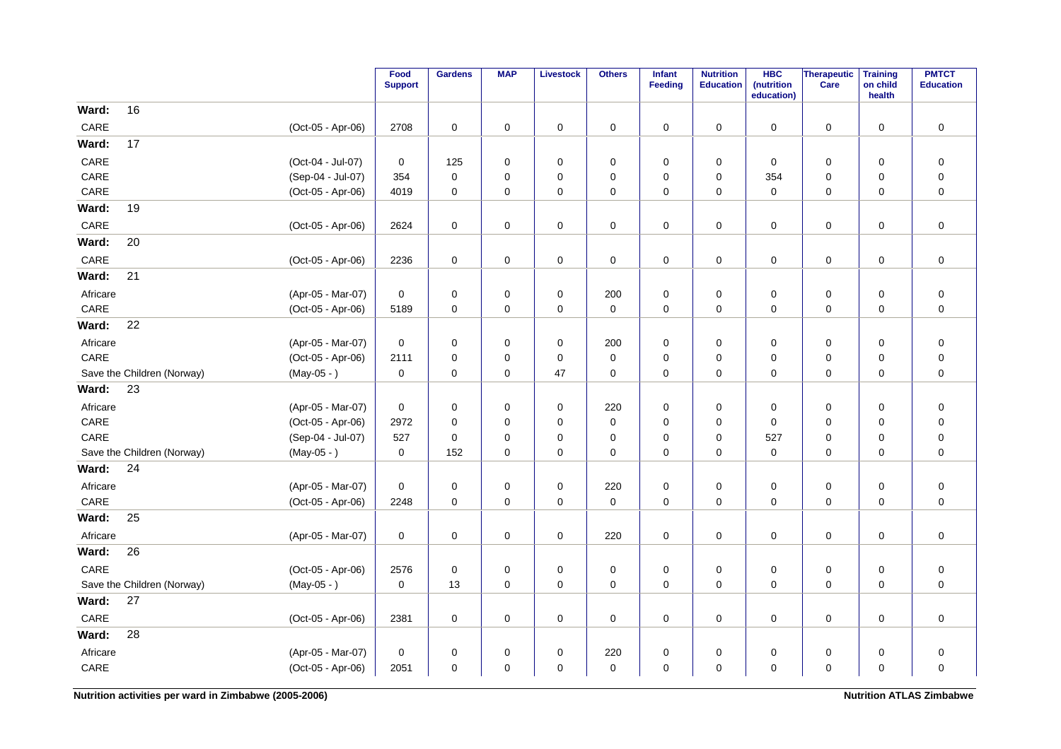| | | Food Support | Gardens | MAP | Livestock | Others | Infant Feeding | Nutrition Education | HBC (nutrition education) | Therapeutic Care | Training on child health | PMTCT Education |
|---|---|---|---|---|---|---|---|---|---|---|---|---|
| **Ward: 16** | | | | | | | | | | | | |
| CARE | (Oct-05 - Apr-06) | 2708 | 0 | 0 | 0 | 0 | 0 | 0 | 0 | 0 | 0 | 0 |
| **Ward: 17** | | | | | | | | | | | | |
| CARE | (Oct-04 - Jul-07) | 0 | 125 | 0 | 0 | 0 | 0 | 0 | 0 | 0 | 0 | 0 |
| CARE | (Sep-04 - Jul-07) | 354 | 0 | 0 | 0 | 0 | 0 | 0 | 354 | 0 | 0 | 0 |
| CARE | (Oct-05 - Apr-06) | 4019 | 0 | 0 | 0 | 0 | 0 | 0 | 0 | 0 | 0 | 0 |
| **Ward: 19** | | | | | | | | | | | | |
| CARE | (Oct-05 - Apr-06) | 2624 | 0 | 0 | 0 | 0 | 0 | 0 | 0 | 0 | 0 | 0 |
| **Ward: 20** | | | | | | | | | | | | |
| CARE | (Oct-05 - Apr-06) | 2236 | 0 | 0 | 0 | 0 | 0 | 0 | 0 | 0 | 0 | 0 |
| **Ward: 21** | | | | | | | | | | | | |
| Africare | (Apr-05 - Mar-07) | 0 | 0 | 0 | 0 | 200 | 0 | 0 | 0 | 0 | 0 | 0 |
| CARE | (Oct-05 - Apr-06) | 5189 | 0 | 0 | 0 | 0 | 0 | 0 | 0 | 0 | 0 | 0 |
| **Ward: 22** | | | | | | | | | | | | |
| Africare | (Apr-05 - Mar-07) | 0 | 0 | 0 | 0 | 200 | 0 | 0 | 0 | 0 | 0 | 0 |
| CARE | (Oct-05 - Apr-06) | 2111 | 0 | 0 | 0 | 0 | 0 | 0 | 0 | 0 | 0 | 0 |
| Save the Children (Norway) | (May-05 - ) | 0 | 0 | 0 | 47 | 0 | 0 | 0 | 0 | 0 | 0 | 0 |
| **Ward: 23** | | | | | | | | | | | | |
| Africare | (Apr-05 - Mar-07) | 0 | 0 | 0 | 0 | 220 | 0 | 0 | 0 | 0 | 0 | 0 |
| CARE | (Oct-05 - Apr-06) | 2972 | 0 | 0 | 0 | 0 | 0 | 0 | 0 | 0 | 0 | 0 |
| CARE | (Sep-04 - Jul-07) | 527 | 0 | 0 | 0 | 0 | 0 | 0 | 527 | 0 | 0 | 0 |
| Save the Children (Norway) | (May-05 - ) | 0 | 152 | 0 | 0 | 0 | 0 | 0 | 0 | 0 | 0 | 0 |
| **Ward: 24** | | | | | | | | | | | | |
| Africare | (Apr-05 - Mar-07) | 0 | 0 | 0 | 0 | 220 | 0 | 0 | 0 | 0 | 0 | 0 |
| CARE | (Oct-05 - Apr-06) | 2248 | 0 | 0 | 0 | 0 | 0 | 0 | 0 | 0 | 0 | 0 |
| **Ward: 25** | | | | | | | | | | | | |
| Africare | (Apr-05 - Mar-07) | 0 | 0 | 0 | 0 | 220 | 0 | 0 | 0 | 0 | 0 | 0 |
| **Ward: 26** | | | | | | | | | | | | |
| CARE | (Oct-05 - Apr-06) | 2576 | 0 | 0 | 0 | 0 | 0 | 0 | 0 | 0 | 0 | 0 |
| Save the Children (Norway) | (May-05 - ) | 0 | 13 | 0 | 0 | 0 | 0 | 0 | 0 | 0 | 0 | 0 |
| **Ward: 27** | | | | | | | | | | | | |
| CARE | (Oct-05 - Apr-06) | 2381 | 0 | 0 | 0 | 0 | 0 | 0 | 0 | 0 | 0 | 0 |
| **Ward: 28** | | | | | | | | | | | | |
| Africare | (Apr-05 - Mar-07) | 0 | 0 | 0 | 0 | 220 | 0 | 0 | 0 | 0 | 0 | 0 |
| CARE | (Oct-05 - Apr-06) | 2051 | 0 | 0 | 0 | 0 | 0 | 0 | 0 | 0 | 0 | 0 |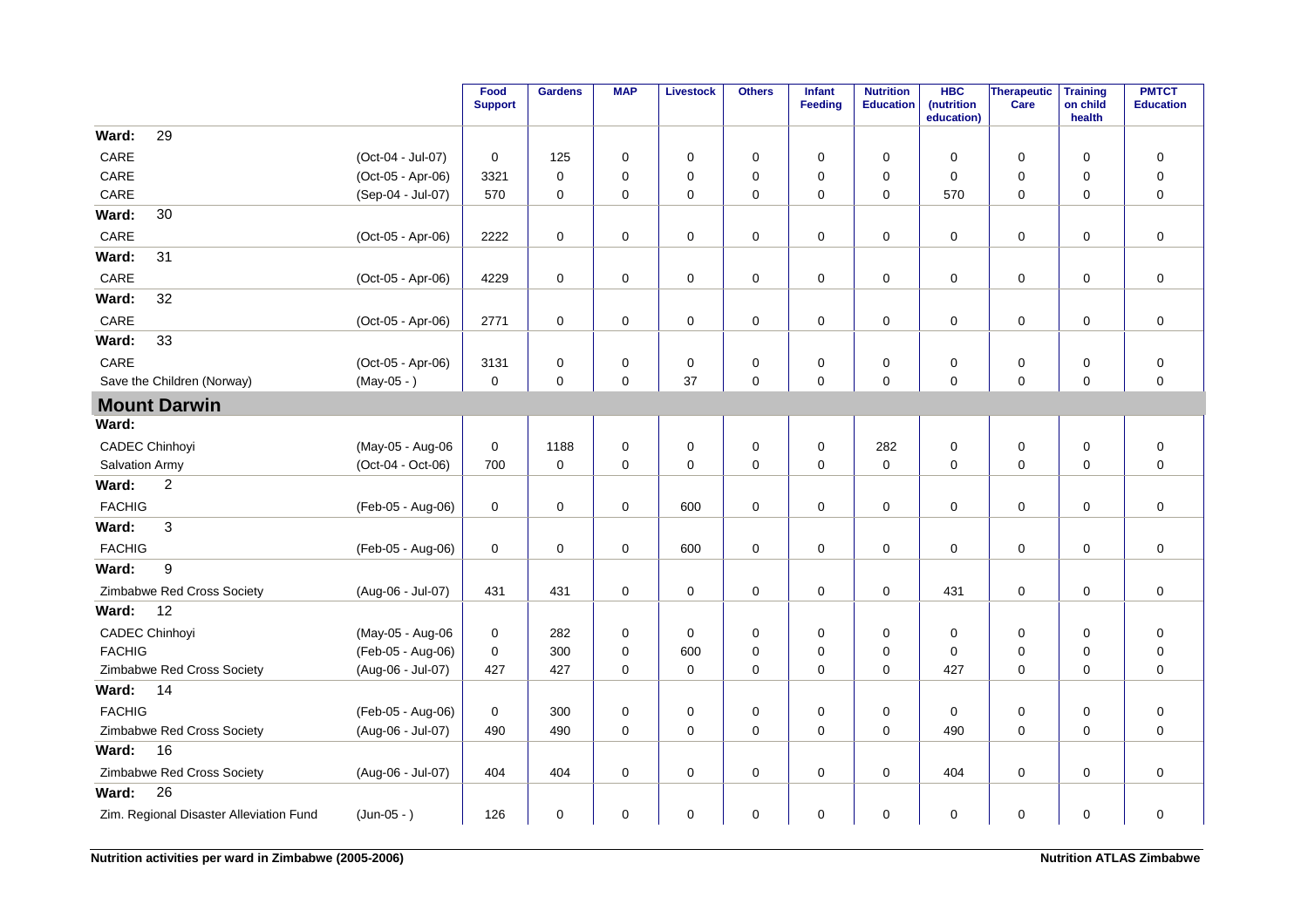| | | Food Support | Gardens | MAP | Livestock | Others | Infant Feeding | Nutrition Education | HBC (nutrition education) | Therapeutic Care | Training on child health | PMTCT Education |
|---|---|---|---|---|---|---|---|---|---|---|---|---|
| **Ward: 29** | | | | | | | | | | | | |
| CARE | (Oct-04 - Jul-07) | 0 | 125 | 0 | 0 | 0 | 0 | 0 | 0 | 0 | 0 | 0 |
| CARE | (Oct-05 - Apr-06) | 3321 | 0 | 0 | 0 | 0 | 0 | 0 | 0 | 0 | 0 | 0 |
| CARE | (Sep-04 - Jul-07) | 570 | 0 | 0 | 0 | 0 | 0 | 0 | 570 | 0 | 0 | 0 |
| **Ward: 30** | | | | | | | | | | | | |
| CARE | (Oct-05 - Apr-06) | 2222 | 0 | 0 | 0 | 0 | 0 | 0 | 0 | 0 | 0 | 0 |
| **Ward: 31** | | | | | | | | | | | | |
| CARE | (Oct-05 - Apr-06) | 4229 | 0 | 0 | 0 | 0 | 0 | 0 | 0 | 0 | 0 | 0 |
| **Ward: 32** | | | | | | | | | | | | |
| CARE | (Oct-05 - Apr-06) | 2771 | 0 | 0 | 0 | 0 | 0 | 0 | 0 | 0 | 0 | 0 |
| **Ward: 33** | | | | | | | | | | | | |
| CARE | (Oct-05 - Apr-06) | 3131 | 0 | 0 | 0 | 0 | 0 | 0 | 0 | 0 | 0 | 0 |
| Save the Children (Norway) | (May-05 - ) | 0 | 0 | 0 | 37 | 0 | 0 | 0 | 0 | 0 | 0 | 0 |
| **Mount Darwin** | | | | | | | | | | | | |
| **Ward:** | | | | | | | | | | | | |
| CADEC Chinhoyi | (May-05 - Aug-06 | 0 | 1188 | 0 | 0 | 0 | 0 | 282 | 0 | 0 | 0 | 0 |
| Salvation Army | (Oct-04 - Oct-06) | 700 | 0 | 0 | 0 | 0 | 0 | 0 | 0 | 0 | 0 | 0 |
| **Ward: 2** | | | | | | | | | | | | |
| FACHIG | (Feb-05 - Aug-06) | 0 | 0 | 0 | 600 | 0 | 0 | 0 | 0 | 0 | 0 | 0 |
| **Ward: 3** | | | | | | | | | | | | |
| FACHIG | (Feb-05 - Aug-06) | 0 | 0 | 0 | 600 | 0 | 0 | 0 | 0 | 0 | 0 | 0 |
| **Ward: 9** | | | | | | | | | | | | |
| Zimbabwe Red Cross Society | (Aug-06 - Jul-07) | 431 | 431 | 0 | 0 | 0 | 0 | 0 | 431 | 0 | 0 | 0 |
| **Ward: 12** | | | | | | | | | | | | |
| CADEC Chinhoyi | (May-05 - Aug-06 | 0 | 282 | 0 | 0 | 0 | 0 | 0 | 0 | 0 | 0 | 0 |
| FACHIG | (Feb-05 - Aug-06) | 0 | 300 | 0 | 600 | 0 | 0 | 0 | 0 | 0 | 0 | 0 |
| Zimbabwe Red Cross Society | (Aug-06 - Jul-07) | 427 | 427 | 0 | 0 | 0 | 0 | 0 | 427 | 0 | 0 | 0 |
| **Ward: 14** | | | | | | | | | | | | |
| FACHIG | (Feb-05 - Aug-06) | 0 | 300 | 0 | 0 | 0 | 0 | 0 | 0 | 0 | 0 | 0 |
| Zimbabwe Red Cross Society | (Aug-06 - Jul-07) | 490 | 490 | 0 | 0 | 0 | 0 | 0 | 490 | 0 | 0 | 0 |
| **Ward: 16** | | | | | | | | | | | | |
| Zimbabwe Red Cross Society | (Aug-06 - Jul-07) | 404 | 404 | 0 | 0 | 0 | 0 | 0 | 404 | 0 | 0 | 0 |
| **Ward: 26** | | | | | | | | | | | | |
| Zim. Regional Disaster Alleviation Fund | (Jun-05 - ) | 126 | 0 | 0 | 0 | 0 | 0 | 0 | 0 | 0 | 0 | 0 |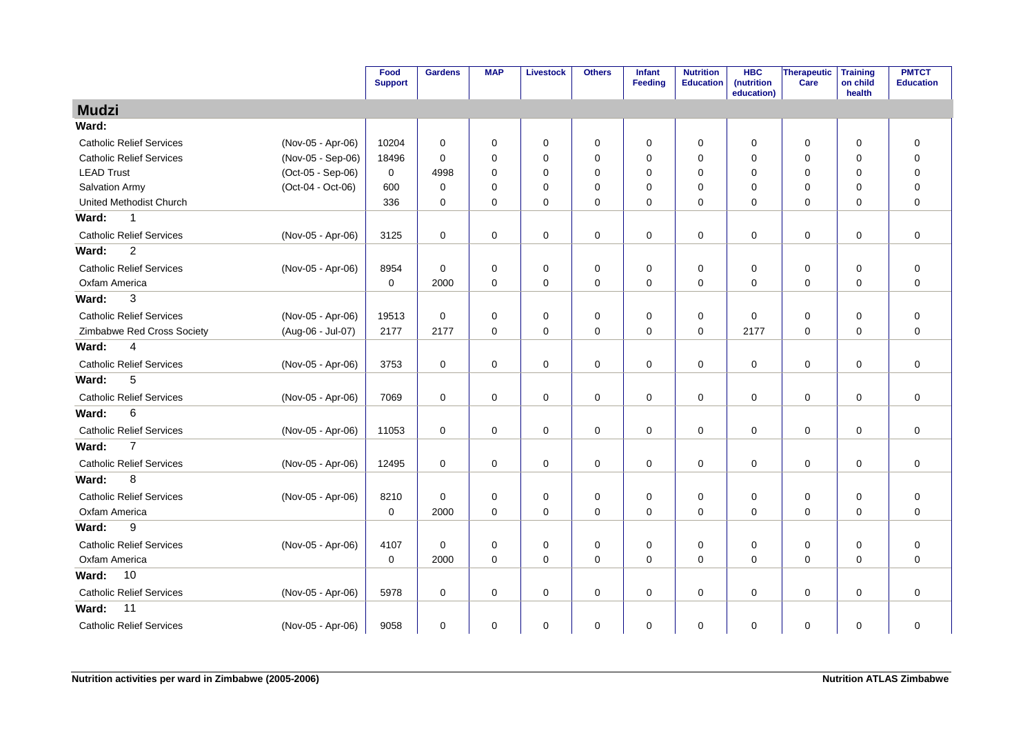| | | Food Support | Gardens | MAP | Livestock | Others | Infant Feeding | Nutrition Education | HBC (nutrition education) | Therapeutic Care | Training on child health | PMTCT Education |
|---|---|---|---|---|---|---|---|---|---|---|---|---|
| **Mudzi** | | | | | | | | | | | | |
| **Ward:** | | | | | | | | | | | | |
| Catholic Relief Services | (Nov-05 - Apr-06) | 10204 | 0 | 0 | 0 | 0 | 0 | 0 | 0 | 0 | 0 | 0 |
| Catholic Relief Services | (Nov-05 - Sep-06) | 18496 | 0 | 0 | 0 | 0 | 0 | 0 | 0 | 0 | 0 | 0 |
| LEAD Trust | (Oct-05 - Sep-06) | 0 | 4998 | 0 | 0 | 0 | 0 | 0 | 0 | 0 | 0 | 0 |
| Salvation Army | (Oct-04 - Oct-06) | 600 | 0 | 0 | 0 | 0 | 0 | 0 | 0 | 0 | 0 | 0 |
| United Methodist Church | | 336 | 0 | 0 | 0 | 0 | 0 | 0 | 0 | 0 | 0 | 0 |
| **Ward: 1** | | | | | | | | | | | | |
| Catholic Relief Services | (Nov-05 - Apr-06) | 3125 | 0 | 0 | 0 | 0 | 0 | 0 | 0 | 0 | 0 | 0 |
| **Ward: 2** | | | | | | | | | | | | |
| Catholic Relief Services | (Nov-05 - Apr-06) | 8954 | 0 | 0 | 0 | 0 | 0 | 0 | 0 | 0 | 0 | 0 |
| Oxfam America | | 0 | 2000 | 0 | 0 | 0 | 0 | 0 | 0 | 0 | 0 | 0 |
| **Ward: 3** | | | | | | | | | | | | |
| Catholic Relief Services | (Nov-05 - Apr-06) | 19513 | 0 | 0 | 0 | 0 | 0 | 0 | 0 | 0 | 0 | 0 |
| Zimbabwe Red Cross Society | (Aug-06 - Jul-07) | 2177 | 2177 | 0 | 0 | 0 | 0 | 0 | 2177 | 0 | 0 | 0 |
| **Ward: 4** | | | | | | | | | | | | |
| Catholic Relief Services | (Nov-05 - Apr-06) | 3753 | 0 | 0 | 0 | 0 | 0 | 0 | 0 | 0 | 0 | 0 |
| **Ward: 5** | | | | | | | | | | | | |
| Catholic Relief Services | (Nov-05 - Apr-06) | 7069 | 0 | 0 | 0 | 0 | 0 | 0 | 0 | 0 | 0 | 0 |
| **Ward: 6** | | | | | | | | | | | | |
| Catholic Relief Services | (Nov-05 - Apr-06) | 11053 | 0 | 0 | 0 | 0 | 0 | 0 | 0 | 0 | 0 | 0 |
| **Ward: 7** | | | | | | | | | | | | |
| Catholic Relief Services | (Nov-05 - Apr-06) | 12495 | 0 | 0 | 0 | 0 | 0 | 0 | 0 | 0 | 0 | 0 |
| **Ward: 8** | | | | | | | | | | | | |
| Catholic Relief Services | (Nov-05 - Apr-06) | 8210 | 0 | 0 | 0 | 0 | 0 | 0 | 0 | 0 | 0 | 0 |
| Oxfam America | | 0 | 2000 | 0 | 0 | 0 | 0 | 0 | 0 | 0 | 0 | 0 |
| **Ward: 9** | | | | | | | | | | | | |
| Catholic Relief Services | (Nov-05 - Apr-06) | 4107 | 0 | 0 | 0 | 0 | 0 | 0 | 0 | 0 | 0 | 0 |
| Oxfam America | | 0 | 2000 | 0 | 0 | 0 | 0 | 0 | 0 | 0 | 0 | 0 |
| **Ward: 10** | | | | | | | | | | | | |
| Catholic Relief Services | (Nov-05 - Apr-06) | 5978 | 0 | 0 | 0 | 0 | 0 | 0 | 0 | 0 | 0 | 0 |
| **Ward: 11** | | | | | | | | | | | | |
| Catholic Relief Services | (Nov-05 - Apr-06) | 9058 | 0 | 0 | 0 | 0 | 0 | 0 | 0 | 0 | 0 | 0 |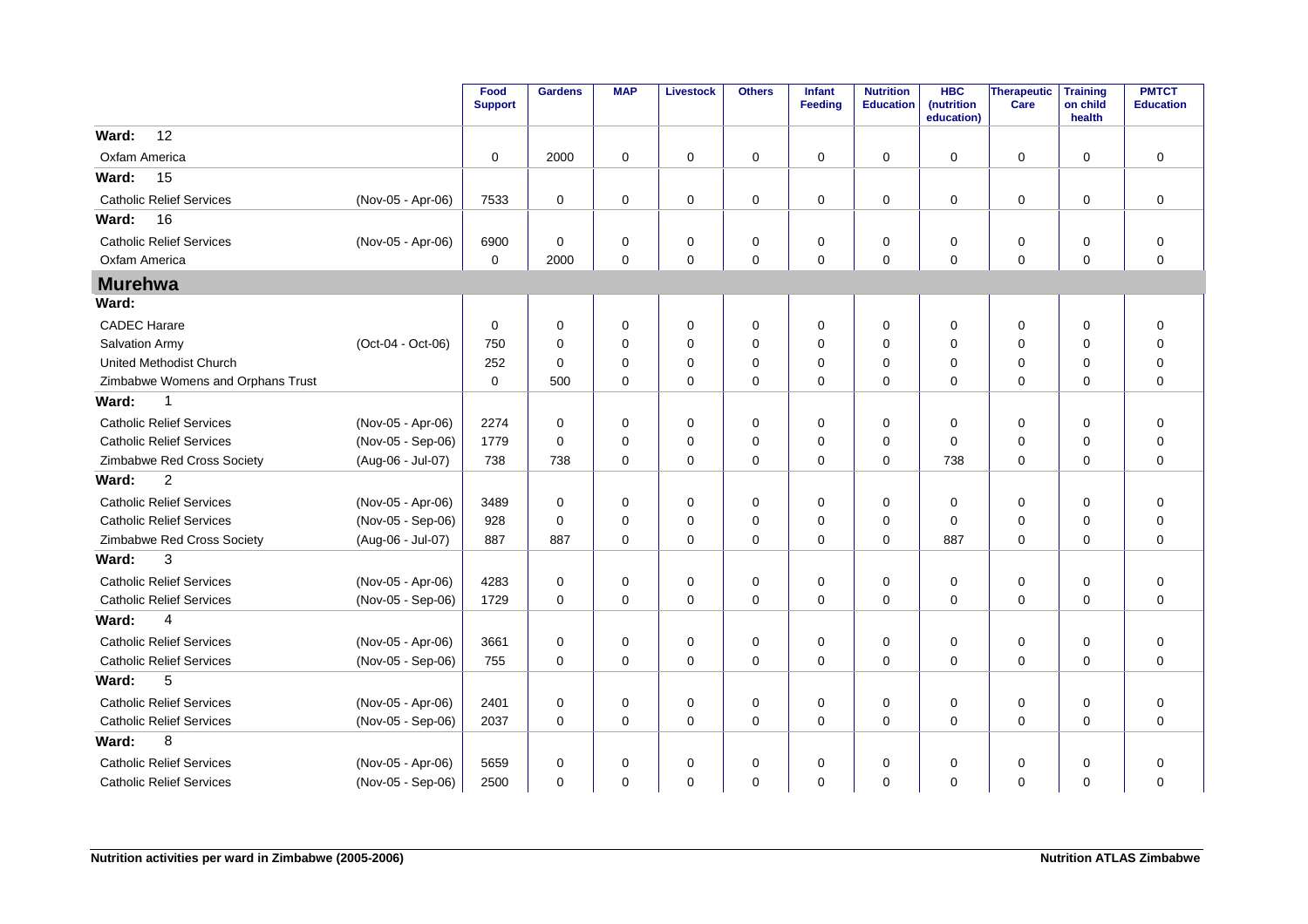| | | Food Support | Gardens | MAP | Livestock | Others | Infant Feeding | Nutrition Education | HBC (nutrition education) | Therapeutic Care | Training on child health | PMTCT Education |
|---|---|---|---|---|---|---|---|---|---|---|---|---|
| **Ward: 12** | | | | | | | | | | | | |
| Oxfam America | | 0 | 2000 | 0 | 0 | 0 | 0 | 0 | 0 | 0 | 0 | 0 |
| **Ward: 15** | | | | | | | | | | | | |
| Catholic Relief Services | (Nov-05 - Apr-06) | 7533 | 0 | 0 | 0 | 0 | 0 | 0 | 0 | 0 | 0 | 0 |
| **Ward: 16** | | | | | | | | | | | | |
| Catholic Relief Services | (Nov-05 - Apr-06) | 6900 | 0 | 0 | 0 | 0 | 0 | 0 | 0 | 0 | 0 | 0 |
| Oxfam America | | 0 | 2000 | 0 | 0 | 0 | 0 | 0 | 0 | 0 | 0 | 0 |
| **Murehwa** | | | | | | | | | | | | |
| **Ward:** | | | | | | | | | | | | |
| CADEC Harare | | 0 | 0 | 0 | 0 | 0 | 0 | 0 | 0 | 0 | 0 | 0 |
| Salvation Army | (Oct-04 - Oct-06) | 750 | 0 | 0 | 0 | 0 | 0 | 0 | 0 | 0 | 0 | 0 |
| United Methodist Church | | 252 | 0 | 0 | 0 | 0 | 0 | 0 | 0 | 0 | 0 | 0 |
| Zimbabwe Womens and Orphans Trust | | 0 | 500 | 0 | 0 | 0 | 0 | 0 | 0 | 0 | 0 | 0 |
| **Ward: 1** | | | | | | | | | | | | |
| Catholic Relief Services | (Nov-05 - Apr-06) | 2274 | 0 | 0 | 0 | 0 | 0 | 0 | 0 | 0 | 0 | 0 |
| Catholic Relief Services | (Nov-05 - Sep-06) | 1779 | 0 | 0 | 0 | 0 | 0 | 0 | 0 | 0 | 0 | 0 |
| Zimbabwe Red Cross Society | (Aug-06 - Jul-07) | 738 | 738 | 0 | 0 | 0 | 0 | 0 | 738 | 0 | 0 | 0 |
| **Ward: 2** | | | | | | | | | | | | |
| Catholic Relief Services | (Nov-05 - Apr-06) | 3489 | 0 | 0 | 0 | 0 | 0 | 0 | 0 | 0 | 0 | 0 |
| Catholic Relief Services | (Nov-05 - Sep-06) | 928 | 0 | 0 | 0 | 0 | 0 | 0 | 0 | 0 | 0 | 0 |
| Zimbabwe Red Cross Society | (Aug-06 - Jul-07) | 887 | 887 | 0 | 0 | 0 | 0 | 0 | 887 | 0 | 0 | 0 |
| **Ward: 3** | | | | | | | | | | | | |
| Catholic Relief Services | (Nov-05 - Apr-06) | 4283 | 0 | 0 | 0 | 0 | 0 | 0 | 0 | 0 | 0 | 0 |
| Catholic Relief Services | (Nov-05 - Sep-06) | 1729 | 0 | 0 | 0 | 0 | 0 | 0 | 0 | 0 | 0 | 0 |
| **Ward: 4** | | | | | | | | | | | | |
| Catholic Relief Services | (Nov-05 - Apr-06) | 3661 | 0 | 0 | 0 | 0 | 0 | 0 | 0 | 0 | 0 | 0 |
| Catholic Relief Services | (Nov-05 - Sep-06) | 755 | 0 | 0 | 0 | 0 | 0 | 0 | 0 | 0 | 0 | 0 |
| **Ward: 5** | | | | | | | | | | | | |
| Catholic Relief Services | (Nov-05 - Apr-06) | 2401 | 0 | 0 | 0 | 0 | 0 | 0 | 0 | 0 | 0 | 0 |
| Catholic Relief Services | (Nov-05 - Sep-06) | 2037 | 0 | 0 | 0 | 0 | 0 | 0 | 0 | 0 | 0 | 0 |
| **Ward: 8** | | | | | | | | | | | | |
| Catholic Relief Services | (Nov-05 - Apr-06) | 5659 | 0 | 0 | 0 | 0 | 0 | 0 | 0 | 0 | 0 | 0 |
| Catholic Relief Services | (Nov-05 - Sep-06) | 2500 | 0 | 0 | 0 | 0 | 0 | 0 | 0 | 0 | 0 | 0 |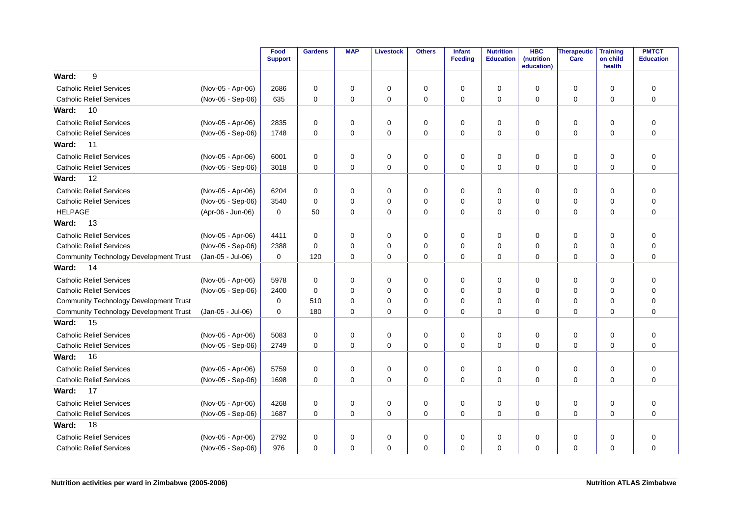| | | Food Support | Gardens | MAP | Livestock | Others | Infant Feeding | Nutrition Education | HBC (nutrition education) | Therapeutic Care | Training on child health | PMTCT Education |
|---|---|---|---|---|---|---|---|---|---|---|---|---|
| **Ward: 9** | | | | | | | | | | | | |
| Catholic Relief Services | (Nov-05 - Apr-06) | 2686 | 0 | 0 | 0 | 0 | 0 | 0 | 0 | 0 | 0 | 0 |
| Catholic Relief Services | (Nov-05 - Sep-06) | 635 | 0 | 0 | 0 | 0 | 0 | 0 | 0 | 0 | 0 | 0 |
| **Ward: 10** | | | | | | | | | | | | |
| Catholic Relief Services | (Nov-05 - Apr-06) | 2835 | 0 | 0 | 0 | 0 | 0 | 0 | 0 | 0 | 0 | 0 |
| Catholic Relief Services | (Nov-05 - Sep-06) | 1748 | 0 | 0 | 0 | 0 | 0 | 0 | 0 | 0 | 0 | 0 |
| **Ward: 11** | | | | | | | | | | | | |
| Catholic Relief Services | (Nov-05 - Apr-06) | 6001 | 0 | 0 | 0 | 0 | 0 | 0 | 0 | 0 | 0 | 0 |
| Catholic Relief Services | (Nov-05 - Sep-06) | 3018 | 0 | 0 | 0 | 0 | 0 | 0 | 0 | 0 | 0 | 0 |
| **Ward: 12** | | | | | | | | | | | | |
| Catholic Relief Services | (Nov-05 - Apr-06) | 6204 | 0 | 0 | 0 | 0 | 0 | 0 | 0 | 0 | 0 | 0 |
| Catholic Relief Services | (Nov-05 - Sep-06) | 3540 | 0 | 0 | 0 | 0 | 0 | 0 | 0 | 0 | 0 | 0 |
| HELPAGE | (Apr-06 - Jun-06) | 0 | 50 | 0 | 0 | 0 | 0 | 0 | 0 | 0 | 0 | 0 |
| **Ward: 13** | | | | | | | | | | | | |
| Catholic Relief Services | (Nov-05 - Apr-06) | 4411 | 0 | 0 | 0 | 0 | 0 | 0 | 0 | 0 | 0 | 0 |
| Catholic Relief Services | (Nov-05 - Sep-06) | 2388 | 0 | 0 | 0 | 0 | 0 | 0 | 0 | 0 | 0 | 0 |
| Community Technology Development Trust | (Jan-05 - Jul-06) | 0 | 120 | 0 | 0 | 0 | 0 | 0 | 0 | 0 | 0 | 0 |
| **Ward: 14** | | | | | | | | | | | | |
| Catholic Relief Services | (Nov-05 - Apr-06) | 5978 | 0 | 0 | 0 | 0 | 0 | 0 | 0 | 0 | 0 | 0 |
| Catholic Relief Services | (Nov-05 - Sep-06) | 2400 | 0 | 0 | 0 | 0 | 0 | 0 | 0 | 0 | 0 | 0 |
| Community Technology Development Trust | | 0 | 510 | 0 | 0 | 0 | 0 | 0 | 0 | 0 | 0 | 0 |
| Community Technology Development Trust | (Jan-05 - Jul-06) | 0 | 180 | 0 | 0 | 0 | 0 | 0 | 0 | 0 | 0 | 0 |
| **Ward: 15** | | | | | | | | | | | | |
| Catholic Relief Services | (Nov-05 - Apr-06) | 5083 | 0 | 0 | 0 | 0 | 0 | 0 | 0 | 0 | 0 | 0 |
| Catholic Relief Services | (Nov-05 - Sep-06) | 2749 | 0 | 0 | 0 | 0 | 0 | 0 | 0 | 0 | 0 | 0 |
| **Ward: 16** | | | | | | | | | | | | |
| Catholic Relief Services | (Nov-05 - Apr-06) | 5759 | 0 | 0 | 0 | 0 | 0 | 0 | 0 | 0 | 0 | 0 |
| Catholic Relief Services | (Nov-05 - Sep-06) | 1698 | 0 | 0 | 0 | 0 | 0 | 0 | 0 | 0 | 0 | 0 |
| **Ward: 17** | | | | | | | | | | | | |
| Catholic Relief Services | (Nov-05 - Apr-06) | 4268 | 0 | 0 | 0 | 0 | 0 | 0 | 0 | 0 | 0 | 0 |
| Catholic Relief Services | (Nov-05 - Sep-06) | 1687 | 0 | 0 | 0 | 0 | 0 | 0 | 0 | 0 | 0 | 0 |
| **Ward: 18** | | | | | | | | | | | | |
| Catholic Relief Services | (Nov-05 - Apr-06) | 2792 | 0 | 0 | 0 | 0 | 0 | 0 | 0 | 0 | 0 | 0 |
| Catholic Relief Services | (Nov-05 - Sep-06) | 976 | 0 | 0 | 0 | 0 | 0 | 0 | 0 | 0 | 0 | 0 |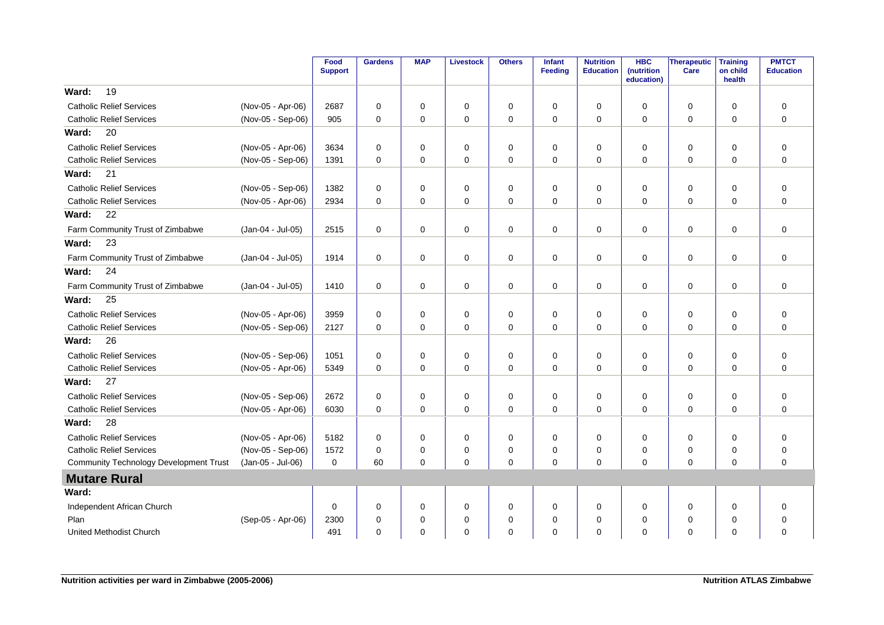| | | Food Support | Gardens | MAP | Livestock | Others | Infant Feeding | Nutrition Education | HBC (nutrition education) | Therapeutic Care | Training on child health | PMTCT Education |
|---|---|---|---|---|---|---|---|---|---|---|---|---|
| **Ward: 19** | | | | | | | | | | | | |
| Catholic Relief Services | (Nov-05 - Apr-06) | 2687 | 0 | 0 | 0 | 0 | 0 | 0 | 0 | 0 | 0 | 0 |
| Catholic Relief Services | (Nov-05 - Sep-06) | 905 | 0 | 0 | 0 | 0 | 0 | 0 | 0 | 0 | 0 | 0 |
| **Ward: 20** | | | | | | | | | | | | |
| Catholic Relief Services | (Nov-05 - Apr-06) | 3634 | 0 | 0 | 0 | 0 | 0 | 0 | 0 | 0 | 0 | 0 |
| Catholic Relief Services | (Nov-05 - Sep-06) | 1391 | 0 | 0 | 0 | 0 | 0 | 0 | 0 | 0 | 0 | 0 |
| **Ward: 21** | | | | | | | | | | | | |
| Catholic Relief Services | (Nov-05 - Sep-06) | 1382 | 0 | 0 | 0 | 0 | 0 | 0 | 0 | 0 | 0 | 0 |
| Catholic Relief Services | (Nov-05 - Apr-06) | 2934 | 0 | 0 | 0 | 0 | 0 | 0 | 0 | 0 | 0 | 0 |
| **Ward: 22** | | | | | | | | | | | | |
| Farm Community Trust of Zimbabwe | (Jan-04 - Jul-05) | 2515 | 0 | 0 | 0 | 0 | 0 | 0 | 0 | 0 | 0 | 0 |
| **Ward: 23** | | | | | | | | | | | | |
| Farm Community Trust of Zimbabwe | (Jan-04 - Jul-05) | 1914 | 0 | 0 | 0 | 0 | 0 | 0 | 0 | 0 | 0 | 0 |
| **Ward: 24** | | | | | | | | | | | | |
| Farm Community Trust of Zimbabwe | (Jan-04 - Jul-05) | 1410 | 0 | 0 | 0 | 0 | 0 | 0 | 0 | 0 | 0 | 0 |
| **Ward: 25** | | | | | | | | | | | | |
| Catholic Relief Services | (Nov-05 - Apr-06) | 3959 | 0 | 0 | 0 | 0 | 0 | 0 | 0 | 0 | 0 | 0 |
| Catholic Relief Services | (Nov-05 - Sep-06) | 2127 | 0 | 0 | 0 | 0 | 0 | 0 | 0 | 0 | 0 | 0 |
| **Ward: 26** | | | | | | | | | | | | |
| Catholic Relief Services | (Nov-05 - Sep-06) | 1051 | 0 | 0 | 0 | 0 | 0 | 0 | 0 | 0 | 0 | 0 |
| Catholic Relief Services | (Nov-05 - Apr-06) | 5349 | 0 | 0 | 0 | 0 | 0 | 0 | 0 | 0 | 0 | 0 |
| **Ward: 27** | | | | | | | | | | | | |
| Catholic Relief Services | (Nov-05 - Sep-06) | 2672 | 0 | 0 | 0 | 0 | 0 | 0 | 0 | 0 | 0 | 0 |
| Catholic Relief Services | (Nov-05 - Apr-06) | 6030 | 0 | 0 | 0 | 0 | 0 | 0 | 0 | 0 | 0 | 0 |
| **Ward: 28** | | | | | | | | | | | | |
| Catholic Relief Services | (Nov-05 - Apr-06) | 5182 | 0 | 0 | 0 | 0 | 0 | 0 | 0 | 0 | 0 | 0 |
| Catholic Relief Services | (Nov-05 - Sep-06) | 1572 | 0 | 0 | 0 | 0 | 0 | 0 | 0 | 0 | 0 | 0 |
| Community Technology Development Trust | (Jan-05 - Jul-06) | 0 | 60 | 0 | 0 | 0 | 0 | 0 | 0 | 0 | 0 | 0 |
| **Mutare Rural** | | | | | | | | | | | | |
| **Ward:** | | | | | | | | | | | | |
| Independent African Church | | 0 | 0 | 0 | 0 | 0 | 0 | 0 | 0 | 0 | 0 | 0 |
| Plan | (Sep-05 - Apr-06) | 2300 | 0 | 0 | 0 | 0 | 0 | 0 | 0 | 0 | 0 | 0 |
| United Methodist Church | | 491 | 0 | 0 | 0 | 0 | 0 | 0 | 0 | 0 | 0 | 0 |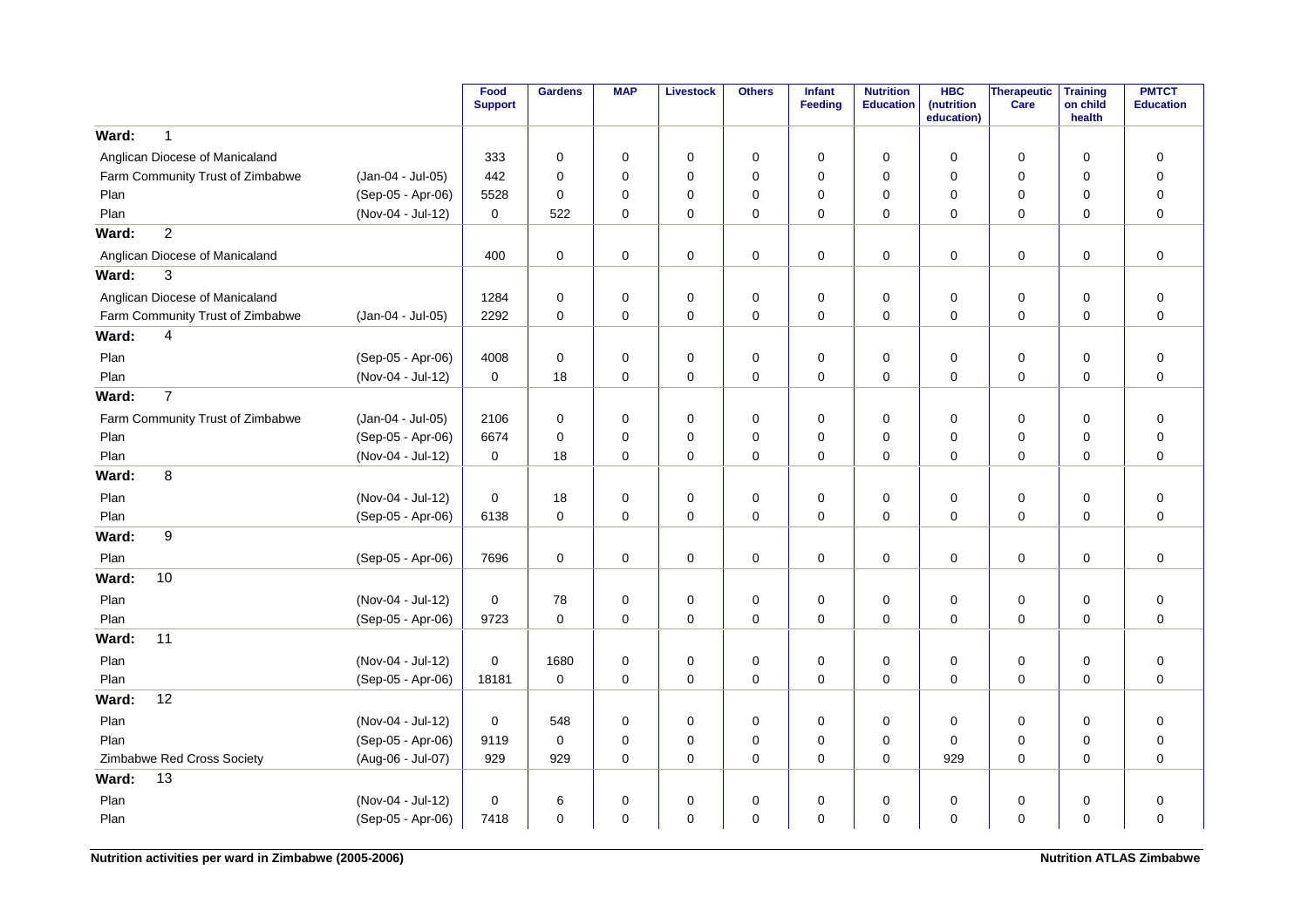| | | Food Support | Gardens | MAP | Livestock | Others | Infant Feeding | Nutrition Education | HBC (nutrition education) | Therapeutic Care | Training on child health | PMTCT Education |
|---|---|---|---|---|---|---|---|---|---|---|---|---|
| **Ward: 1** | | | | | | | | | | | | |
| Anglican Diocese of Manicaland | | 333 | 0 | 0 | 0 | 0 | 0 | 0 | 0 | 0 | 0 | 0 |
| Farm Community Trust of Zimbabwe | (Jan-04 - Jul-05) | 442 | 0 | 0 | 0 | 0 | 0 | 0 | 0 | 0 | 0 | 0 |
| Plan | (Sep-05 - Apr-06) | 5528 | 0 | 0 | 0 | 0 | 0 | 0 | 0 | 0 | 0 | 0 |
| Plan | (Nov-04 - Jul-12) | 0 | 522 | 0 | 0 | 0 | 0 | 0 | 0 | 0 | 0 | 0 |
| **Ward: 2** | | | | | | | | | | | | |
| Anglican Diocese of Manicaland | | 400 | 0 | 0 | 0 | 0 | 0 | 0 | 0 | 0 | 0 | 0 |
| **Ward: 3** | | | | | | | | | | | | |
| Anglican Diocese of Manicaland | | 1284 | 0 | 0 | 0 | 0 | 0 | 0 | 0 | 0 | 0 | 0 |
| Farm Community Trust of Zimbabwe | (Jan-04 - Jul-05) | 2292 | 0 | 0 | 0 | 0 | 0 | 0 | 0 | 0 | 0 | 0 |
| **Ward: 4** | | | | | | | | | | | | |
| Plan | (Sep-05 - Apr-06) | 4008 | 0 | 0 | 0 | 0 | 0 | 0 | 0 | 0 | 0 | 0 |
| Plan | (Nov-04 - Jul-12) | 0 | 18 | 0 | 0 | 0 | 0 | 0 | 0 | 0 | 0 | 0 |
| **Ward: 7** | | | | | | | | | | | | |
| Farm Community Trust of Zimbabwe | (Jan-04 - Jul-05) | 2106 | 0 | 0 | 0 | 0 | 0 | 0 | 0 | 0 | 0 | 0 |
| Plan | (Sep-05 - Apr-06) | 6674 | 0 | 0 | 0 | 0 | 0 | 0 | 0 | 0 | 0 | 0 |
| Plan | (Nov-04 - Jul-12) | 0 | 18 | 0 | 0 | 0 | 0 | 0 | 0 | 0 | 0 | 0 |
| **Ward: 8** | | | | | | | | | | | | |
| Plan | (Nov-04 - Jul-12) | 0 | 18 | 0 | 0 | 0 | 0 | 0 | 0 | 0 | 0 | 0 |
| Plan | (Sep-05 - Apr-06) | 6138 | 0 | 0 | 0 | 0 | 0 | 0 | 0 | 0 | 0 | 0 |
| **Ward: 9** | | | | | | | | | | | | |
| Plan | (Sep-05 - Apr-06) | 7696 | 0 | 0 | 0 | 0 | 0 | 0 | 0 | 0 | 0 | 0 |
| **Ward: 10** | | | | | | | | | | | | |
| Plan | (Nov-04 - Jul-12) | 0 | 78 | 0 | 0 | 0 | 0 | 0 | 0 | 0 | 0 | 0 |
| Plan | (Sep-05 - Apr-06) | 9723 | 0 | 0 | 0 | 0 | 0 | 0 | 0 | 0 | 0 | 0 |
| **Ward: 11** | | | | | | | | | | | | |
| Plan | (Nov-04 - Jul-12) | 0 | 1680 | 0 | 0 | 0 | 0 | 0 | 0 | 0 | 0 | 0 |
| Plan | (Sep-05 - Apr-06) | 18181 | 0 | 0 | 0 | 0 | 0 | 0 | 0 | 0 | 0 | 0 |
| **Ward: 12** | | | | | | | | | | | | |
| Plan | (Nov-04 - Jul-12) | 0 | 548 | 0 | 0 | 0 | 0 | 0 | 0 | 0 | 0 | 0 |
| Plan | (Sep-05 - Apr-06) | 9119 | 0 | 0 | 0 | 0 | 0 | 0 | 0 | 0 | 0 | 0 |
| Zimbabwe Red Cross Society | (Aug-06 - Jul-07) | 929 | 929 | 0 | 0 | 0 | 0 | 0 | 929 | 0 | 0 | 0 |
| **Ward: 13** | | | | | | | | | | | | |
| Plan | (Nov-04 - Jul-12) | 0 | 6 | 0 | 0 | 0 | 0 | 0 | 0 | 0 | 0 | 0 |
| Plan | (Sep-05 - Apr-06) | 7418 | 0 | 0 | 0 | 0 | 0 | 0 | 0 | 0 | 0 | 0 |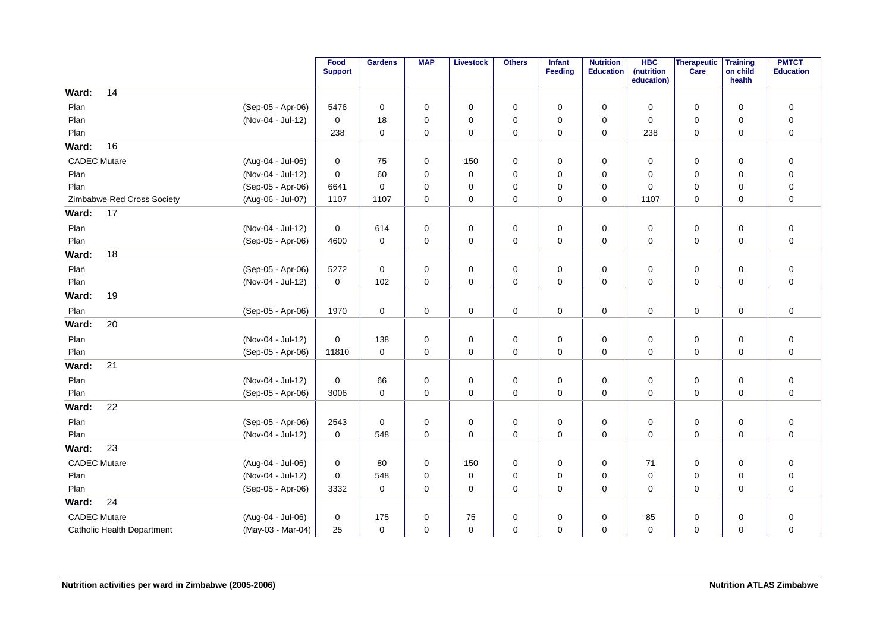| | | Food Support | Gardens | MAP | Livestock | Others | Infant Feeding | Nutrition Education | HBC (nutrition education) | Therapeutic Care | Training on child health | PMTCT Education |
|---|---|---|---|---|---|---|---|---|---|---|---|---|
| **Ward: 14** | | | | | | | | | | | | |
| Plan | (Sep-05 - Apr-06) | 5476 | 0 | 0 | 0 | 0 | 0 | 0 | 0 | 0 | 0 | 0 |
| Plan | (Nov-04 - Jul-12) | 0 | 18 | 0 | 0 | 0 | 0 | 0 | 0 | 0 | 0 | 0 |
| Plan | | 238 | 0 | 0 | 0 | 0 | 0 | 0 | 238 | 0 | 0 | 0 |
| **Ward: 16** | | | | | | | | | | | | |
| CADEC Mutare | (Aug-04 - Jul-06) | 0 | 75 | 0 | 150 | 0 | 0 | 0 | 0 | 0 | 0 | 0 |
| Plan | (Nov-04 - Jul-12) | 0 | 60 | 0 | 0 | 0 | 0 | 0 | 0 | 0 | 0 | 0 |
| Plan | (Sep-05 - Apr-06) | 6641 | 0 | 0 | 0 | 0 | 0 | 0 | 0 | 0 | 0 | 0 |
| Zimbabwe Red Cross Society | (Aug-06 - Jul-07) | 1107 | 1107 | 0 | 0 | 0 | 0 | 0 | 1107 | 0 | 0 | 0 |
| **Ward: 17** | | | | | | | | | | | | |
| Plan | (Nov-04 - Jul-12) | 0 | 614 | 0 | 0 | 0 | 0 | 0 | 0 | 0 | 0 | 0 |
| Plan | (Sep-05 - Apr-06) | 4600 | 0 | 0 | 0 | 0 | 0 | 0 | 0 | 0 | 0 | 0 |
| **Ward: 18** | | | | | | | | | | | | |
| Plan | (Sep-05 - Apr-06) | 5272 | 0 | 0 | 0 | 0 | 0 | 0 | 0 | 0 | 0 | 0 |
| Plan | (Nov-04 - Jul-12) | 0 | 102 | 0 | 0 | 0 | 0 | 0 | 0 | 0 | 0 | 0 |
| **Ward: 19** | | | | | | | | | | | | |
| Plan | (Sep-05 - Apr-06) | 1970 | 0 | 0 | 0 | 0 | 0 | 0 | 0 | 0 | 0 | 0 |
| **Ward: 20** | | | | | | | | | | | | |
| Plan | (Nov-04 - Jul-12) | 0 | 138 | 0 | 0 | 0 | 0 | 0 | 0 | 0 | 0 | 0 |
| Plan | (Sep-05 - Apr-06) | 11810 | 0 | 0 | 0 | 0 | 0 | 0 | 0 | 0 | 0 | 0 |
| **Ward: 21** | | | | | | | | | | | | |
| Plan | (Nov-04 - Jul-12) | 0 | 66 | 0 | 0 | 0 | 0 | 0 | 0 | 0 | 0 | 0 |
| Plan | (Sep-05 - Apr-06) | 3006 | 0 | 0 | 0 | 0 | 0 | 0 | 0 | 0 | 0 | 0 |
| **Ward: 22** | | | | | | | | | | | | |
| Plan | (Sep-05 - Apr-06) | 2543 | 0 | 0 | 0 | 0 | 0 | 0 | 0 | 0 | 0 | 0 |
| Plan | (Nov-04 - Jul-12) | 0 | 548 | 0 | 0 | 0 | 0 | 0 | 0 | 0 | 0 | 0 |
| **Ward: 23** | | | | | | | | | | | | |
| CADEC Mutare | (Aug-04 - Jul-06) | 0 | 80 | 0 | 150 | 0 | 0 | 0 | 71 | 0 | 0 | 0 |
| Plan | (Nov-04 - Jul-12) | 0 | 548 | 0 | 0 | 0 | 0 | 0 | 0 | 0 | 0 | 0 |
| Plan | (Sep-05 - Apr-06) | 3332 | 0 | 0 | 0 | 0 | 0 | 0 | 0 | 0 | 0 | 0 |
| **Ward: 24** | | | | | | | | | | | | |
| CADEC Mutare | (Aug-04 - Jul-06) | 0 | 175 | 0 | 75 | 0 | 0 | 0 | 85 | 0 | 0 | 0 |
| Catholic Health Department | (May-03 - Mar-04) | 25 | 0 | 0 | 0 | 0 | 0 | 0 | 0 | 0 | 0 | 0 |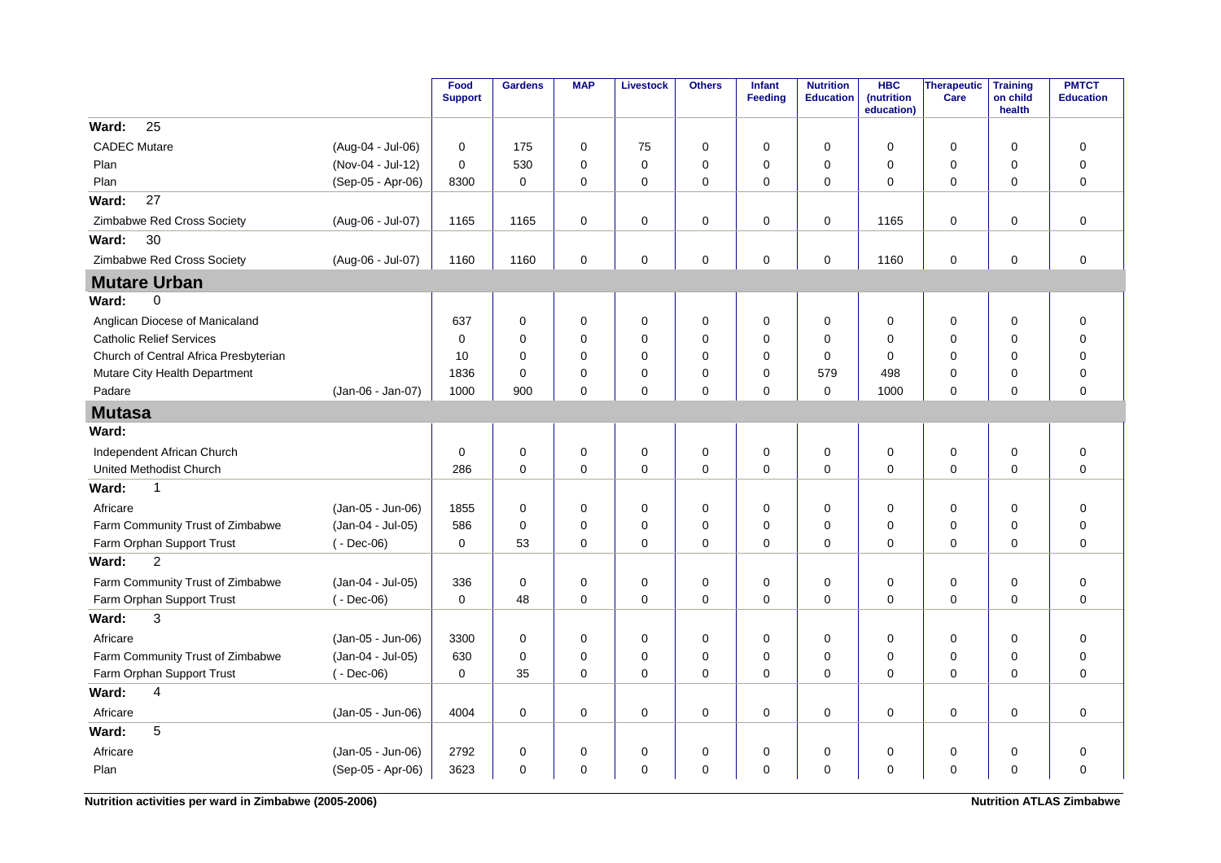| | | Food Support | Gardens | MAP | Livestock | Others | Infant Feeding | Nutrition Education | HBC (nutrition education) | Therapeutic Care | Training on child health | PMTCT Education |
|---|---|---|---|---|---|---|---|---|---|---|---|---|
| **Ward: 25** | | | | | | | | | | | | |
| CADEC Mutare | (Aug-04 - Jul-06) | 0 | 175 | 0 | 75 | 0 | 0 | 0 | 0 | 0 | 0 | 0 |
| Plan | (Nov-04 - Jul-12) | 0 | 530 | 0 | 0 | 0 | 0 | 0 | 0 | 0 | 0 | 0 |
| Plan | (Sep-05 - Apr-06) | 8300 | 0 | 0 | 0 | 0 | 0 | 0 | 0 | 0 | 0 | 0 |
| **Ward: 27** | | | | | | | | | | | | |
| Zimbabwe Red Cross Society | (Aug-06 - Jul-07) | 1165 | 1165 | 0 | 0 | 0 | 0 | 0 | 1165 | 0 | 0 | 0 |
| **Ward: 30** | | | | | | | | | | | | |
| Zimbabwe Red Cross Society | (Aug-06 - Jul-07) | 1160 | 1160 | 0 | 0 | 0 | 0 | 0 | 1160 | 0 | 0 | 0 |
| **Mutare Urban** | | | | | | | | | | | | |
| **Ward: 0** | | | | | | | | | | | | |
| Anglican Diocese of Manicaland | | 637 | 0 | 0 | 0 | 0 | 0 | 0 | 0 | 0 | 0 | 0 |
| Catholic Relief Services | | 0 | 0 | 0 | 0 | 0 | 0 | 0 | 0 | 0 | 0 | 0 |
| Church of Central Africa Presbyterian | | 10 | 0 | 0 | 0 | 0 | 0 | 0 | 0 | 0 | 0 | 0 |
| Mutare City Health Department | | 1836 | 0 | 0 | 0 | 0 | 0 | 579 | 498 | 0 | 0 | 0 |
| Padare | (Jan-06 - Jan-07) | 1000 | 900 | 0 | 0 | 0 | 0 | 0 | 1000 | 0 | 0 | 0 |
| **Mutasa** | | | | | | | | | | | | |
| **Ward:** | | | | | | | | | | | | |
| Independent African Church | | 0 | 0 | 0 | 0 | 0 | 0 | 0 | 0 | 0 | 0 | 0 |
| United Methodist Church | | 286 | 0 | 0 | 0 | 0 | 0 | 0 | 0 | 0 | 0 | 0 |
| **Ward: 1** | | | | | | | | | | | | |
| Africare | (Jan-05 - Jun-06) | 1855 | 0 | 0 | 0 | 0 | 0 | 0 | 0 | 0 | 0 | 0 |
| Farm Community Trust of Zimbabwe | (Jan-04 - Jul-05) | 586 | 0 | 0 | 0 | 0 | 0 | 0 | 0 | 0 | 0 | 0 |
| Farm Orphan Support Trust | ( - Dec-06) | 0 | 53 | 0 | 0 | 0 | 0 | 0 | 0 | 0 | 0 | 0 |
| **Ward: 2** | | | | | | | | | | | | |
| Farm Community Trust of Zimbabwe | (Jan-04 - Jul-05) | 336 | 0 | 0 | 0 | 0 | 0 | 0 | 0 | 0 | 0 | 0 |
| Farm Orphan Support Trust | ( - Dec-06) | 0 | 48 | 0 | 0 | 0 | 0 | 0 | 0 | 0 | 0 | 0 |
| **Ward: 3** | | | | | | | | | | | | |
| Africare | (Jan-05 - Jun-06) | 3300 | 0 | 0 | 0 | 0 | 0 | 0 | 0 | 0 | 0 | 0 |
| Farm Community Trust of Zimbabwe | (Jan-04 - Jul-05) | 630 | 0 | 0 | 0 | 0 | 0 | 0 | 0 | 0 | 0 | 0 |
| Farm Orphan Support Trust | ( - Dec-06) | 0 | 35 | 0 | 0 | 0 | 0 | 0 | 0 | 0 | 0 | 0 |
| **Ward: 4** | | | | | | | | | | | | |
| Africare | (Jan-05 - Jun-06) | 4004 | 0 | 0 | 0 | 0 | 0 | 0 | 0 | 0 | 0 | 0 |
| **Ward: 5** | | | | | | | | | | | | |
| Africare | (Jan-05 - Jun-06) | 2792 | 0 | 0 | 0 | 0 | 0 | 0 | 0 | 0 | 0 | 0 |
| Plan | (Sep-05 - Apr-06) | 3623 | 0 | 0 | 0 | 0 | 0 | 0 | 0 | 0 | 0 | 0 |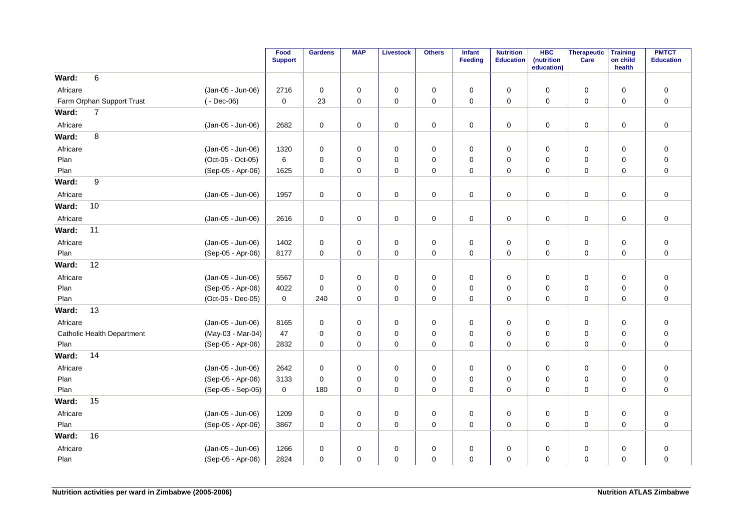| | | Food Support | Gardens | MAP | Livestock | Others | Infant Feeding | Nutrition Education | HBC (nutrition education) | Therapeutic Care | Training on child health | PMTCT Education |
|---|---|---|---|---|---|---|---|---|---|---|---|---|
| **Ward: 6** | | | | | | | | | | | | |
| Africare | (Jan-05 - Jun-06) | 2716 | 0 | 0 | 0 | 0 | 0 | 0 | 0 | 0 | 0 | 0 |
| Farm Orphan Support Trust | ( - Dec-06) | 0 | 23 | 0 | 0 | 0 | 0 | 0 | 0 | 0 | 0 | 0 |
| **Ward: 7** | | | | | | | | | | | | |
| Africare | (Jan-05 - Jun-06) | 2682 | 0 | 0 | 0 | 0 | 0 | 0 | 0 | 0 | 0 | 0 |
| **Ward: 8** | | | | | | | | | | | | |
| Africare | (Jan-05 - Jun-06) | 1320 | 0 | 0 | 0 | 0 | 0 | 0 | 0 | 0 | 0 | 0 |
| Plan | (Oct-05 - Oct-05) | 6 | 0 | 0 | 0 | 0 | 0 | 0 | 0 | 0 | 0 | 0 |
| Plan | (Sep-05 - Apr-06) | 1625 | 0 | 0 | 0 | 0 | 0 | 0 | 0 | 0 | 0 | 0 |
| **Ward: 9** | | | | | | | | | | | | |
| Africare | (Jan-05 - Jun-06) | 1957 | 0 | 0 | 0 | 0 | 0 | 0 | 0 | 0 | 0 | 0 |
| **Ward: 10** | | | | | | | | | | | | |
| Africare | (Jan-05 - Jun-06) | 2616 | 0 | 0 | 0 | 0 | 0 | 0 | 0 | 0 | 0 | 0 |
| **Ward: 11** | | | | | | | | | | | | |
| Africare | (Jan-05 - Jun-06) | 1402 | 0 | 0 | 0 | 0 | 0 | 0 | 0 | 0 | 0 | 0 |
| Plan | (Sep-05 - Apr-06) | 8177 | 0 | 0 | 0 | 0 | 0 | 0 | 0 | 0 | 0 | 0 |
| **Ward: 12** | | | | | | | | | | | | |
| Africare | (Jan-05 - Jun-06) | 5567 | 0 | 0 | 0 | 0 | 0 | 0 | 0 | 0 | 0 | 0 |
| Plan | (Sep-05 - Apr-06) | 4022 | 0 | 0 | 0 | 0 | 0 | 0 | 0 | 0 | 0 | 0 |
| Plan | (Oct-05 - Dec-05) | 0 | 240 | 0 | 0 | 0 | 0 | 0 | 0 | 0 | 0 | 0 |
| **Ward: 13** | | | | | | | | | | | | |
| Africare | (Jan-05 - Jun-06) | 8165 | 0 | 0 | 0 | 0 | 0 | 0 | 0 | 0 | 0 | 0 |
| Catholic Health Department | (May-03 - Mar-04) | 47 | 0 | 0 | 0 | 0 | 0 | 0 | 0 | 0 | 0 | 0 |
| Plan | (Sep-05 - Apr-06) | 2832 | 0 | 0 | 0 | 0 | 0 | 0 | 0 | 0 | 0 | 0 |
| **Ward: 14** | | | | | | | | | | | | |
| Africare | (Jan-05 - Jun-06) | 2642 | 0 | 0 | 0 | 0 | 0 | 0 | 0 | 0 | 0 | 0 |
| Plan | (Sep-05 - Apr-06) | 3133 | 0 | 0 | 0 | 0 | 0 | 0 | 0 | 0 | 0 | 0 |
| Plan | (Sep-05 - Sep-05) | 0 | 180 | 0 | 0 | 0 | 0 | 0 | 0 | 0 | 0 | 0 |
| **Ward: 15** | | | | | | | | | | | | |
| Africare | (Jan-05 - Jun-06) | 1209 | 0 | 0 | 0 | 0 | 0 | 0 | 0 | 0 | 0 | 0 |
| Plan | (Sep-05 - Apr-06) | 3867 | 0 | 0 | 0 | 0 | 0 | 0 | 0 | 0 | 0 | 0 |
| **Ward: 16** | | | | | | | | | | | | |
| Africare | (Jan-05 - Jun-06) | 1266 | 0 | 0 | 0 | 0 | 0 | 0 | 0 | 0 | 0 | 0 |
| Plan | (Sep-05 - Apr-06) | 2824 | 0 | 0 | 0 | 0 | 0 | 0 | 0 | 0 | 0 | 0 |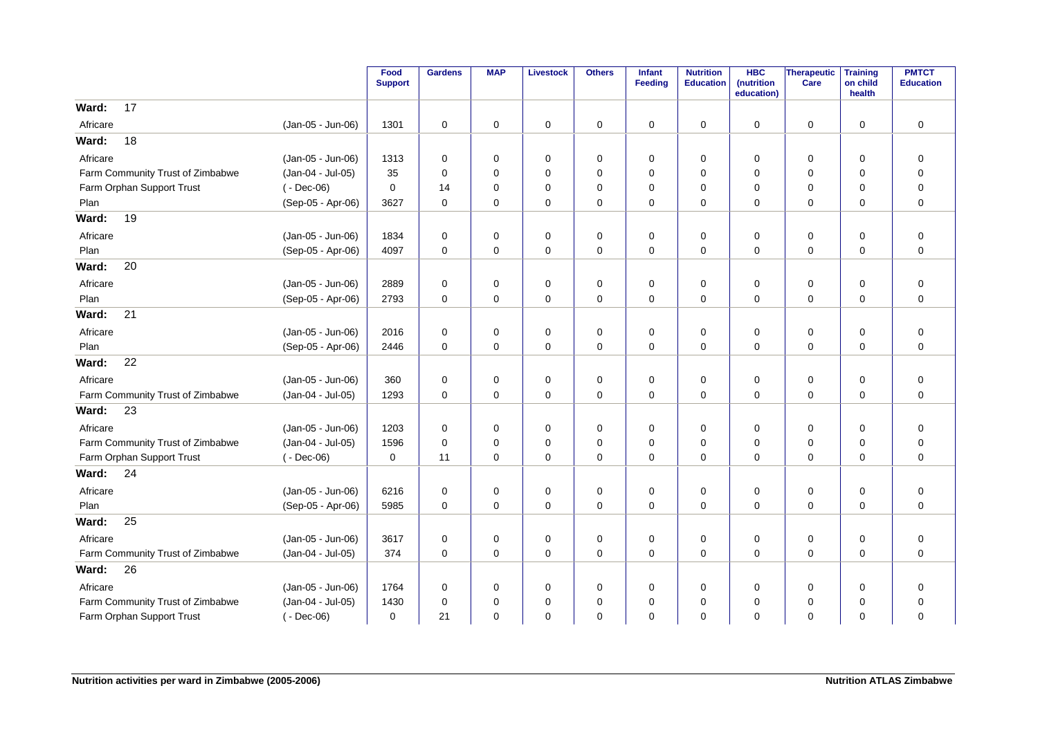| | | Food Support | Gardens | MAP | Livestock | Others | Infant Feeding | Nutrition Education | HBC (nutrition education) | Therapeutic Care | Training on child health | PMTCT Education |
|---|---|---|---|---|---|---|---|---|---|---|---|---|
| **Ward: 17** | | | | | | | | | | | | |
| Africare | (Jan-05 - Jun-06) | 1301 | 0 | 0 | 0 | 0 | 0 | 0 | 0 | 0 | 0 | 0 |
| **Ward: 18** | | | | | | | | | | | | |
| Africare | (Jan-05 - Jun-06) | 1313 | 0 | 0 | 0 | 0 | 0 | 0 | 0 | 0 | 0 | 0 |
| Farm Community Trust of Zimbabwe | (Jan-04 - Jul-05) | 35 | 0 | 0 | 0 | 0 | 0 | 0 | 0 | 0 | 0 | 0 |
| Farm Orphan Support Trust | ( - Dec-06) | 0 | 14 | 0 | 0 | 0 | 0 | 0 | 0 | 0 | 0 | 0 |
| Plan | (Sep-05 - Apr-06) | 3627 | 0 | 0 | 0 | 0 | 0 | 0 | 0 | 0 | 0 | 0 |
| **Ward: 19** | | | | | | | | | | | | |
| Africare | (Jan-05 - Jun-06) | 1834 | 0 | 0 | 0 | 0 | 0 | 0 | 0 | 0 | 0 | 0 |
| Plan | (Sep-05 - Apr-06) | 4097 | 0 | 0 | 0 | 0 | 0 | 0 | 0 | 0 | 0 | 0 |
| **Ward: 20** | | | | | | | | | | | | |
| Africare | (Jan-05 - Jun-06) | 2889 | 0 | 0 | 0 | 0 | 0 | 0 | 0 | 0 | 0 | 0 |
| Plan | (Sep-05 - Apr-06) | 2793 | 0 | 0 | 0 | 0 | 0 | 0 | 0 | 0 | 0 | 0 |
| **Ward: 21** | | | | | | | | | | | | |
| Africare | (Jan-05 - Jun-06) | 2016 | 0 | 0 | 0 | 0 | 0 | 0 | 0 | 0 | 0 | 0 |
| Plan | (Sep-05 - Apr-06) | 2446 | 0 | 0 | 0 | 0 | 0 | 0 | 0 | 0 | 0 | 0 |
| **Ward: 22** | | | | | | | | | | | | |
| Africare | (Jan-05 - Jun-06) | 360 | 0 | 0 | 0 | 0 | 0 | 0 | 0 | 0 | 0 | 0 |
| Farm Community Trust of Zimbabwe | (Jan-04 - Jul-05) | 1293 | 0 | 0 | 0 | 0 | 0 | 0 | 0 | 0 | 0 | 0 |
| **Ward: 23** | | | | | | | | | | | | |
| Africare | (Jan-05 - Jun-06) | 1203 | 0 | 0 | 0 | 0 | 0 | 0 | 0 | 0 | 0 | 0 |
| Farm Community Trust of Zimbabwe | (Jan-04 - Jul-05) | 1596 | 0 | 0 | 0 | 0 | 0 | 0 | 0 | 0 | 0 | 0 |
| Farm Orphan Support Trust | ( - Dec-06) | 0 | 11 | 0 | 0 | 0 | 0 | 0 | 0 | 0 | 0 | 0 |
| **Ward: 24** | | | | | | | | | | | | |
| Africare | (Jan-05 - Jun-06) | 6216 | 0 | 0 | 0 | 0 | 0 | 0 | 0 | 0 | 0 | 0 |
| Plan | (Sep-05 - Apr-06) | 5985 | 0 | 0 | 0 | 0 | 0 | 0 | 0 | 0 | 0 | 0 |
| **Ward: 25** | | | | | | | | | | | | |
| Africare | (Jan-05 - Jun-06) | 3617 | 0 | 0 | 0 | 0 | 0 | 0 | 0 | 0 | 0 | 0 |
| Farm Community Trust of Zimbabwe | (Jan-04 - Jul-05) | 374 | 0 | 0 | 0 | 0 | 0 | 0 | 0 | 0 | 0 | 0 |
| **Ward: 26** | | | | | | | | | | | | |
| Africare | (Jan-05 - Jun-06) | 1764 | 0 | 0 | 0 | 0 | 0 | 0 | 0 | 0 | 0 | 0 |
| Farm Community Trust of Zimbabwe | (Jan-04 - Jul-05) | 1430 | 0 | 0 | 0 | 0 | 0 | 0 | 0 | 0 | 0 | 0 |
| Farm Orphan Support Trust | ( - Dec-06) | 0 | 21 | 0 | 0 | 0 | 0 | 0 | 0 | 0 | 0 | 0 |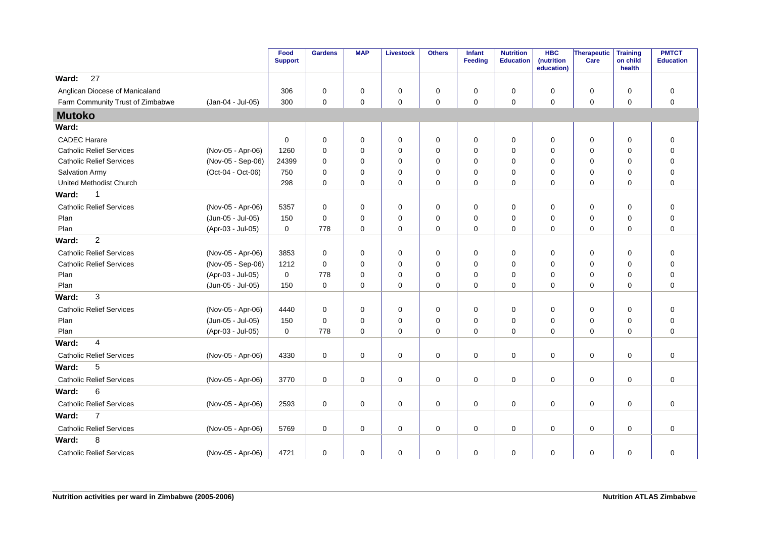| | | Food Support | Gardens | MAP | Livestock | Others | Infant Feeding | Nutrition Education | HBC (nutrition education) | Therapeutic Care | Training on child health | PMTCT Education |
|---|---|---|---|---|---|---|---|---|---|---|---|---|
| **Ward: 27** | | | | | | | | | | | | |
| Anglican Diocese of Manicaland | | 306 | 0 | 0 | 0 | 0 | 0 | 0 | 0 | 0 | 0 | 0 |
| Farm Community Trust of Zimbabwe | (Jan-04 - Jul-05) | 300 | 0 | 0 | 0 | 0 | 0 | 0 | 0 | 0 | 0 | 0 |
| **Mutoko** | | | | | | | | | | | | |
| **Ward:** | | | | | | | | | | | | |
| CADEC Harare | | 0 | 0 | 0 | 0 | 0 | 0 | 0 | 0 | 0 | 0 | 0 |
| Catholic Relief Services | (Nov-05 - Apr-06) | 1260 | 0 | 0 | 0 | 0 | 0 | 0 | 0 | 0 | 0 | 0 |
| Catholic Relief Services | (Nov-05 - Sep-06) | 24399 | 0 | 0 | 0 | 0 | 0 | 0 | 0 | 0 | 0 | 0 |
| Salvation Army | (Oct-04 - Oct-06) | 750 | 0 | 0 | 0 | 0 | 0 | 0 | 0 | 0 | 0 | 0 |
| United Methodist Church | | 298 | 0 | 0 | 0 | 0 | 0 | 0 | 0 | 0 | 0 | 0 |
| **Ward: 1** | | | | | | | | | | | | |
| Catholic Relief Services | (Nov-05 - Apr-06) | 5357 | 0 | 0 | 0 | 0 | 0 | 0 | 0 | 0 | 0 | 0 |
| Plan | (Jun-05 - Jul-05) | 150 | 0 | 0 | 0 | 0 | 0 | 0 | 0 | 0 | 0 | 0 |
| Plan | (Apr-03 - Jul-05) | 0 | 778 | 0 | 0 | 0 | 0 | 0 | 0 | 0 | 0 | 0 |
| **Ward: 2** | | | | | | | | | | | | |
| Catholic Relief Services | (Nov-05 - Apr-06) | 3853 | 0 | 0 | 0 | 0 | 0 | 0 | 0 | 0 | 0 | 0 |
| Catholic Relief Services | (Nov-05 - Sep-06) | 1212 | 0 | 0 | 0 | 0 | 0 | 0 | 0 | 0 | 0 | 0 |
| Plan | (Apr-03 - Jul-05) | 0 | 778 | 0 | 0 | 0 | 0 | 0 | 0 | 0 | 0 | 0 |
| Plan | (Jun-05 - Jul-05) | 150 | 0 | 0 | 0 | 0 | 0 | 0 | 0 | 0 | 0 | 0 |
| **Ward: 3** | | | | | | | | | | | | |
| Catholic Relief Services | (Nov-05 - Apr-06) | 4440 | 0 | 0 | 0 | 0 | 0 | 0 | 0 | 0 | 0 | 0 |
| Plan | (Jun-05 - Jul-05) | 150 | 0 | 0 | 0 | 0 | 0 | 0 | 0 | 0 | 0 | 0 |
| Plan | (Apr-03 - Jul-05) | 0 | 778 | 0 | 0 | 0 | 0 | 0 | 0 | 0 | 0 | 0 |
| **Ward: 4** | | | | | | | | | | | | |
| Catholic Relief Services | (Nov-05 - Apr-06) | 4330 | 0 | 0 | 0 | 0 | 0 | 0 | 0 | 0 | 0 | 0 |
| **Ward: 5** | | | | | | | | | | | | |
| Catholic Relief Services | (Nov-05 - Apr-06) | 3770 | 0 | 0 | 0 | 0 | 0 | 0 | 0 | 0 | 0 | 0 |
| **Ward: 6** | | | | | | | | | | | | |
| Catholic Relief Services | (Nov-05 - Apr-06) | 2593 | 0 | 0 | 0 | 0 | 0 | 0 | 0 | 0 | 0 | 0 |
| **Ward: 7** | | | | | | | | | | | | |
| Catholic Relief Services | (Nov-05 - Apr-06) | 5769 | 0 | 0 | 0 | 0 | 0 | 0 | 0 | 0 | 0 | 0 |
| **Ward: 8** | | | | | | | | | | | | |
| Catholic Relief Services | (Nov-05 - Apr-06) | 4721 | 0 | 0 | 0 | 0 | 0 | 0 | 0 | 0 | 0 | 0 |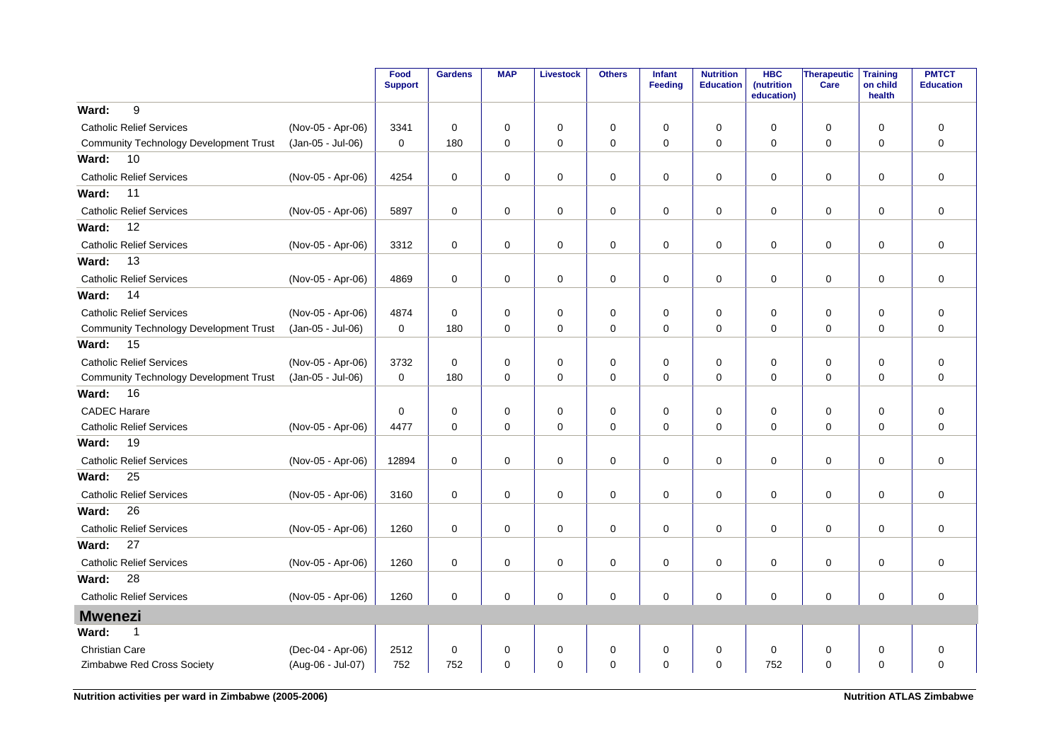| | | Food Support | Gardens | MAP | Livestock | Others | Infant Feeding | Nutrition Education | HBC (nutrition education) | Therapeutic Care | Training on child health | PMTCT Education |
|---|---|---|---|---|---|---|---|---|---|---|---|---|
| **Ward: 9** | | | | | | | | | | | | |
| Catholic Relief Services | (Nov-05 - Apr-06) | 3341 | 0 | 0 | 0 | 0 | 0 | 0 | 0 | 0 | 0 | 0 |
| Community Technology Development Trust | (Jan-05 - Jul-06) | 0 | 180 | 0 | 0 | 0 | 0 | 0 | 0 | 0 | 0 | 0 |
| **Ward: 10** | | | | | | | | | | | | |
| Catholic Relief Services | (Nov-05 - Apr-06) | 4254 | 0 | 0 | 0 | 0 | 0 | 0 | 0 | 0 | 0 | 0 |
| **Ward: 11** | | | | | | | | | | | | |
| Catholic Relief Services | (Nov-05 - Apr-06) | 5897 | 0 | 0 | 0 | 0 | 0 | 0 | 0 | 0 | 0 | 0 |
| **Ward: 12** | | | | | | | | | | | | |
| Catholic Relief Services | (Nov-05 - Apr-06) | 3312 | 0 | 0 | 0 | 0 | 0 | 0 | 0 | 0 | 0 | 0 |
| **Ward: 13** | | | | | | | | | | | | |
| Catholic Relief Services | (Nov-05 - Apr-06) | 4869 | 0 | 0 | 0 | 0 | 0 | 0 | 0 | 0 | 0 | 0 |
| **Ward: 14** | | | | | | | | | | | | |
| Catholic Relief Services | (Nov-05 - Apr-06) | 4874 | 0 | 0 | 0 | 0 | 0 | 0 | 0 | 0 | 0 | 0 |
| Community Technology Development Trust | (Jan-05 - Jul-06) | 0 | 180 | 0 | 0 | 0 | 0 | 0 | 0 | 0 | 0 | 0 |
| **Ward: 15** | | | | | | | | | | | | |
| Catholic Relief Services | (Nov-05 - Apr-06) | 3732 | 0 | 0 | 0 | 0 | 0 | 0 | 0 | 0 | 0 | 0 |
| Community Technology Development Trust | (Jan-05 - Jul-06) | 0 | 180 | 0 | 0 | 0 | 0 | 0 | 0 | 0 | 0 | 0 |
| **Ward: 16** | | | | | | | | | | | | |
| CADEC Harare | | 0 | 0 | 0 | 0 | 0 | 0 | 0 | 0 | 0 | 0 | 0 |
| Catholic Relief Services | (Nov-05 - Apr-06) | 4477 | 0 | 0 | 0 | 0 | 0 | 0 | 0 | 0 | 0 | 0 |
| **Ward: 19** | | | | | | | | | | | | |
| Catholic Relief Services | (Nov-05 - Apr-06) | 12894 | 0 | 0 | 0 | 0 | 0 | 0 | 0 | 0 | 0 | 0 |
| **Ward: 25** | | | | | | | | | | | | |
| Catholic Relief Services | (Nov-05 - Apr-06) | 3160 | 0 | 0 | 0 | 0 | 0 | 0 | 0 | 0 | 0 | 0 |
| **Ward: 26** | | | | | | | | | | | | |
| Catholic Relief Services | (Nov-05 - Apr-06) | 1260 | 0 | 0 | 0 | 0 | 0 | 0 | 0 | 0 | 0 | 0 |
| **Ward: 27** | | | | | | | | | | | | |
| Catholic Relief Services | (Nov-05 - Apr-06) | 1260 | 0 | 0 | 0 | 0 | 0 | 0 | 0 | 0 | 0 | 0 |
| **Ward: 28** | | | | | | | | | | | | |
| Catholic Relief Services | (Nov-05 - Apr-06) | 1260 | 0 | 0 | 0 | 0 | 0 | 0 | 0 | 0 | 0 | 0 |
| **Mwenezi** | | | | | | | | | | | | |
| **Ward: 1** | | | | | | | | | | | | |
| Christian Care | (Dec-04 - Apr-06) | 2512 | 0 | 0 | 0 | 0 | 0 | 0 | 0 | 0 | 0 | 0 |
| Zimbabwe Red Cross Society | (Aug-06 - Jul-07) | 752 | 752 | 0 | 0 | 0 | 0 | 0 | 752 | 0 | 0 | 0 |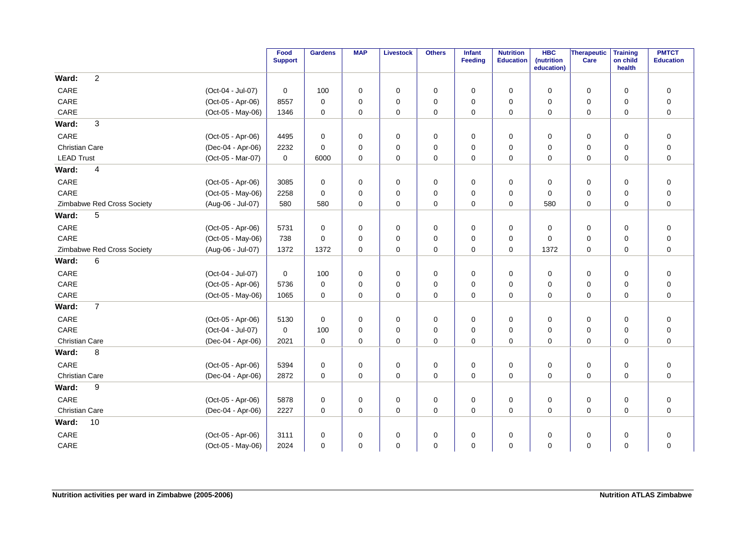| | | Food Support | Gardens | MAP | Livestock | Others | Infant Feeding | Nutrition Education | HBC (nutrition education) | Therapeutic Care | Training on child health | PMTCT Education |
|---|---|---|---|---|---|---|---|---|---|---|---|---|
| **Ward: 2** | | | | | | | | | | | | |
| CARE | (Oct-04 - Jul-07) | 0 | 100 | 0 | 0 | 0 | 0 | 0 | 0 | 0 | 0 | 0 |
| CARE | (Oct-05 - Apr-06) | 8557 | 0 | 0 | 0 | 0 | 0 | 0 | 0 | 0 | 0 | 0 |
| CARE | (Oct-05 - May-06) | 1346 | 0 | 0 | 0 | 0 | 0 | 0 | 0 | 0 | 0 | 0 |
| **Ward: 3** | | | | | | | | | | | | |
| CARE | (Oct-05 - Apr-06) | 4495 | 0 | 0 | 0 | 0 | 0 | 0 | 0 | 0 | 0 | 0 |
| Christian Care | (Dec-04 - Apr-06) | 2232 | 0 | 0 | 0 | 0 | 0 | 0 | 0 | 0 | 0 | 0 |
| LEAD Trust | (Oct-05 - Mar-07) | 0 | 6000 | 0 | 0 | 0 | 0 | 0 | 0 | 0 | 0 | 0 |
| **Ward: 4** | | | | | | | | | | | | |
| CARE | (Oct-05 - Apr-06) | 3085 | 0 | 0 | 0 | 0 | 0 | 0 | 0 | 0 | 0 | 0 |
| CARE | (Oct-05 - May-06) | 2258 | 0 | 0 | 0 | 0 | 0 | 0 | 0 | 0 | 0 | 0 |
| Zimbabwe Red Cross Society | (Aug-06 - Jul-07) | 580 | 580 | 0 | 0 | 0 | 0 | 0 | 580 | 0 | 0 | 0 |
| **Ward: 5** | | | | | | | | | | | | |
| CARE | (Oct-05 - Apr-06) | 5731 | 0 | 0 | 0 | 0 | 0 | 0 | 0 | 0 | 0 | 0 |
| CARE | (Oct-05 - May-06) | 738 | 0 | 0 | 0 | 0 | 0 | 0 | 0 | 0 | 0 | 0 |
| Zimbabwe Red Cross Society | (Aug-06 - Jul-07) | 1372 | 1372 | 0 | 0 | 0 | 0 | 0 | 1372 | 0 | 0 | 0 |
| **Ward: 6** | | | | | | | | | | | | |
| CARE | (Oct-04 - Jul-07) | 0 | 100 | 0 | 0 | 0 | 0 | 0 | 0 | 0 | 0 | 0 |
| CARE | (Oct-05 - Apr-06) | 5736 | 0 | 0 | 0 | 0 | 0 | 0 | 0 | 0 | 0 | 0 |
| CARE | (Oct-05 - May-06) | 1065 | 0 | 0 | 0 | 0 | 0 | 0 | 0 | 0 | 0 | 0 |
| **Ward: 7** | | | | | | | | | | | | |
| CARE | (Oct-05 - Apr-06) | 5130 | 0 | 0 | 0 | 0 | 0 | 0 | 0 | 0 | 0 | 0 |
| CARE | (Oct-04 - Jul-07) | 0 | 100 | 0 | 0 | 0 | 0 | 0 | 0 | 0 | 0 | 0 |
| Christian Care | (Dec-04 - Apr-06) | 2021 | 0 | 0 | 0 | 0 | 0 | 0 | 0 | 0 | 0 | 0 |
| **Ward: 8** | | | | | | | | | | | | |
| CARE | (Oct-05 - Apr-06) | 5394 | 0 | 0 | 0 | 0 | 0 | 0 | 0 | 0 | 0 | 0 |
| Christian Care | (Dec-04 - Apr-06) | 2872 | 0 | 0 | 0 | 0 | 0 | 0 | 0 | 0 | 0 | 0 |
| **Ward: 9** | | | | | | | | | | | | |
| CARE | (Oct-05 - Apr-06) | 5878 | 0 | 0 | 0 | 0 | 0 | 0 | 0 | 0 | 0 | 0 |
| Christian Care | (Dec-04 - Apr-06) | 2227 | 0 | 0 | 0 | 0 | 0 | 0 | 0 | 0 | 0 | 0 |
| **Ward: 10** | | | | | | | | | | | | |
| CARE | (Oct-05 - Apr-06) | 3111 | 0 | 0 | 0 | 0 | 0 | 0 | 0 | 0 | 0 | 0 |
| CARE | (Oct-05 - May-06) | 2024 | 0 | 0 | 0 | 0 | 0 | 0 | 0 | 0 | 0 | 0 |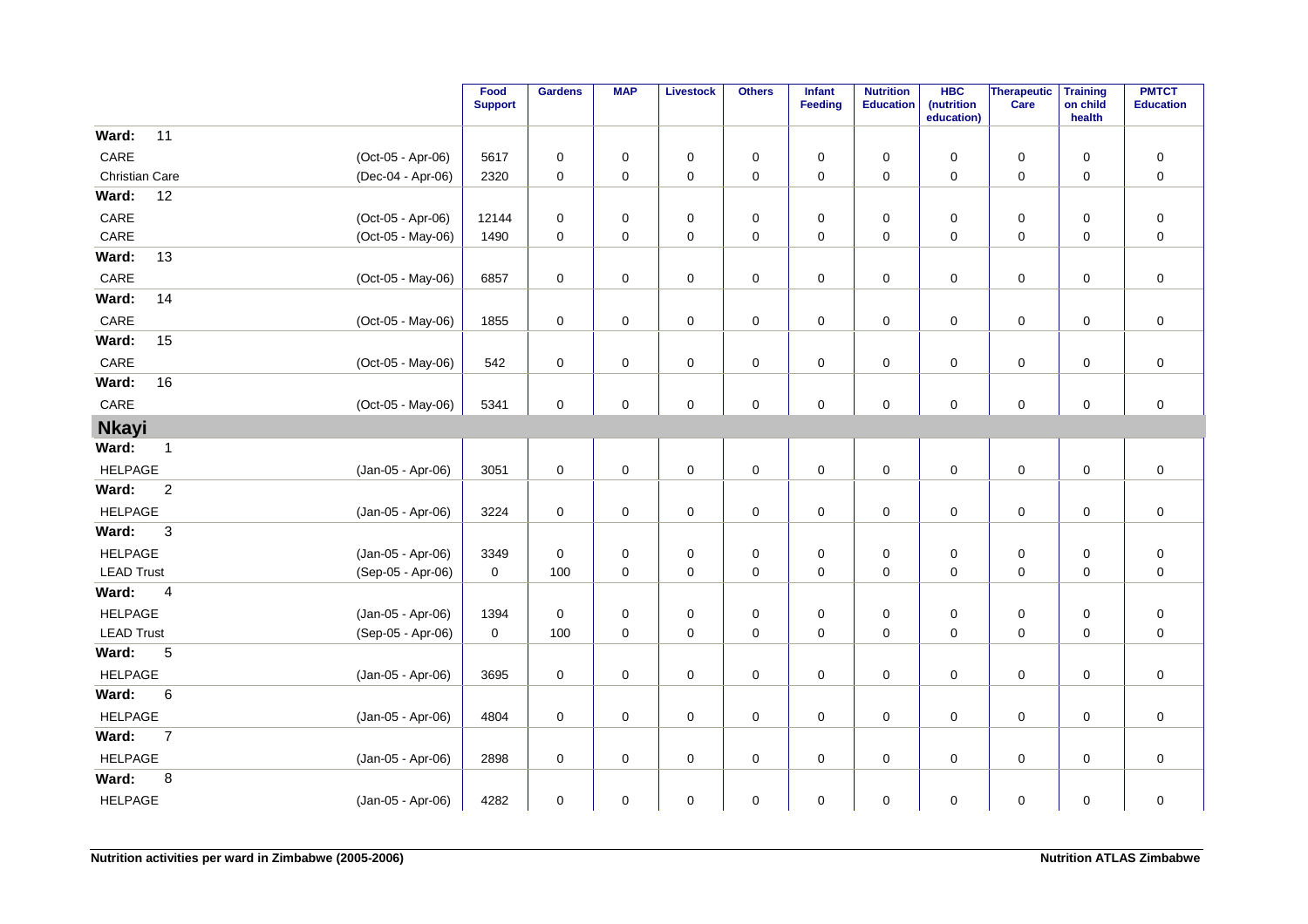| | | Food Support | Gardens | MAP | Livestock | Others | Infant Feeding | Nutrition Education | HBC (nutrition education) | Therapeutic Care | Training on child health | PMTCT Education |
|---|---|---|---|---|---|---|---|---|---|---|---|---|
| **Ward: 11** | | | | | | | | | | | | |
| CARE | (Oct-05 - Apr-06) | 5617 | 0 | 0 | 0 | 0 | 0 | 0 | 0 | 0 | 0 | 0 |
| Christian Care | (Dec-04 - Apr-06) | 2320 | 0 | 0 | 0 | 0 | 0 | 0 | 0 | 0 | 0 | 0 |
| **Ward: 12** | | | | | | | | | | | | |
| CARE | (Oct-05 - Apr-06) | 12144 | 0 | 0 | 0 | 0 | 0 | 0 | 0 | 0 | 0 | 0 |
| CARE | (Oct-05 - May-06) | 1490 | 0 | 0 | 0 | 0 | 0 | 0 | 0 | 0 | 0 | 0 |
| **Ward: 13** | | | | | | | | | | | | |
| CARE | (Oct-05 - May-06) | 6857 | 0 | 0 | 0 | 0 | 0 | 0 | 0 | 0 | 0 | 0 |
| **Ward: 14** | | | | | | | | | | | | |
| CARE | (Oct-05 - May-06) | 1855 | 0 | 0 | 0 | 0 | 0 | 0 | 0 | 0 | 0 | 0 |
| **Ward: 15** | | | | | | | | | | | | |
| CARE | (Oct-05 - May-06) | 542 | 0 | 0 | 0 | 0 | 0 | 0 | 0 | 0 | 0 | 0 |
| **Ward: 16** | | | | | | | | | | | | |
| CARE | (Oct-05 - May-06) | 5341 | 0 | 0 | 0 | 0 | 0 | 0 | 0 | 0 | 0 | 0 |
| **Nkayi** | | | | | | | | | | | | |
| **Ward: 1** | | | | | | | | | | | | |
| HELPAGE | (Jan-05 - Apr-06) | 3051 | 0 | 0 | 0 | 0 | 0 | 0 | 0 | 0 | 0 | 0 |
| **Ward: 2** | | | | | | | | | | | | |
| HELPAGE | (Jan-05 - Apr-06) | 3224 | 0 | 0 | 0 | 0 | 0 | 0 | 0 | 0 | 0 | 0 |
| **Ward: 3** | | | | | | | | | | | | |
| HELPAGE | (Jan-05 - Apr-06) | 3349 | 0 | 0 | 0 | 0 | 0 | 0 | 0 | 0 | 0 | 0 |
| LEAD Trust | (Sep-05 - Apr-06) | 0 | 100 | 0 | 0 | 0 | 0 | 0 | 0 | 0 | 0 | 0 |
| **Ward: 4** | | | | | | | | | | | | |
| HELPAGE | (Jan-05 - Apr-06) | 1394 | 0 | 0 | 0 | 0 | 0 | 0 | 0 | 0 | 0 | 0 |
| LEAD Trust | (Sep-05 - Apr-06) | 0 | 100 | 0 | 0 | 0 | 0 | 0 | 0 | 0 | 0 | 0 |
| **Ward: 5** | | | | | | | | | | | | |
| HELPAGE | (Jan-05 - Apr-06) | 3695 | 0 | 0 | 0 | 0 | 0 | 0 | 0 | 0 | 0 | 0 |
| **Ward: 6** | | | | | | | | | | | | |
| HELPAGE | (Jan-05 - Apr-06) | 4804 | 0 | 0 | 0 | 0 | 0 | 0 | 0 | 0 | 0 | 0 |
| **Ward: 7** | | | | | | | | | | | | |
| HELPAGE | (Jan-05 - Apr-06) | 2898 | 0 | 0 | 0 | 0 | 0 | 0 | 0 | 0 | 0 | 0 |
| **Ward: 8** | | | | | | | | | | | | |
| HELPAGE | (Jan-05 - Apr-06) | 4282 | 0 | 0 | 0 | 0 | 0 | 0 | 0 | 0 | 0 | 0 |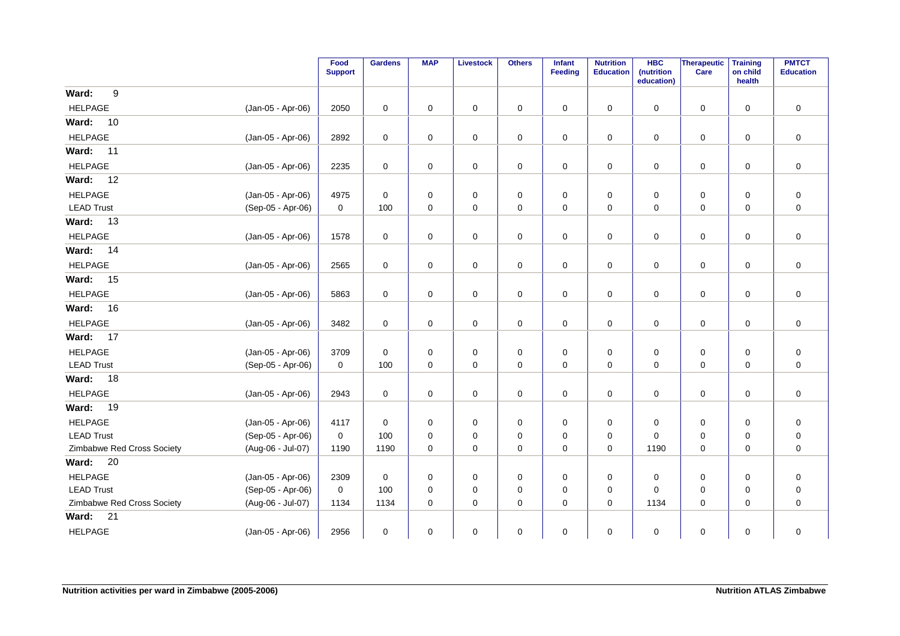| | | Food Support | Gardens | MAP | Livestock | Others | Infant Feeding | Nutrition Education | HBC (nutrition education) | Therapeutic Care | Training on child health | PMTCT Education |
|---|---|---|---|---|---|---|---|---|---|---|---|---|
| **Ward: 9** | | | | | | | | | | | | |
| HELPAGE | (Jan-05 - Apr-06) | 2050 | 0 | 0 | 0 | 0 | 0 | 0 | 0 | 0 | 0 | 0 |
| **Ward: 10** | | | | | | | | | | | | |
| HELPAGE | (Jan-05 - Apr-06) | 2892 | 0 | 0 | 0 | 0 | 0 | 0 | 0 | 0 | 0 | 0 |
| **Ward: 11** | | | | | | | | | | | | |
| HELPAGE | (Jan-05 - Apr-06) | 2235 | 0 | 0 | 0 | 0 | 0 | 0 | 0 | 0 | 0 | 0 |
| **Ward: 12** | | | | | | | | | | | | |
| HELPAGE | (Jan-05 - Apr-06) | 4975 | 0 | 0 | 0 | 0 | 0 | 0 | 0 | 0 | 0 | 0 |
| LEAD Trust | (Sep-05 - Apr-06) | 0 | 100 | 0 | 0 | 0 | 0 | 0 | 0 | 0 | 0 | 0 |
| **Ward: 13** | | | | | | | | | | | | |
| HELPAGE | (Jan-05 - Apr-06) | 1578 | 0 | 0 | 0 | 0 | 0 | 0 | 0 | 0 | 0 | 0 |
| **Ward: 14** | | | | | | | | | | | | |
| HELPAGE | (Jan-05 - Apr-06) | 2565 | 0 | 0 | 0 | 0 | 0 | 0 | 0 | 0 | 0 | 0 |
| **Ward: 15** | | | | | | | | | | | | |
| HELPAGE | (Jan-05 - Apr-06) | 5863 | 0 | 0 | 0 | 0 | 0 | 0 | 0 | 0 | 0 | 0 |
| **Ward: 16** | | | | | | | | | | | | |
| HELPAGE | (Jan-05 - Apr-06) | 3482 | 0 | 0 | 0 | 0 | 0 | 0 | 0 | 0 | 0 | 0 |
| **Ward: 17** | | | | | | | | | | | | |
| HELPAGE | (Jan-05 - Apr-06) | 3709 | 0 | 0 | 0 | 0 | 0 | 0 | 0 | 0 | 0 | 0 |
| LEAD Trust | (Sep-05 - Apr-06) | 0 | 100 | 0 | 0 | 0 | 0 | 0 | 0 | 0 | 0 | 0 |
| **Ward: 18** | | | | | | | | | | | | |
| HELPAGE | (Jan-05 - Apr-06) | 2943 | 0 | 0 | 0 | 0 | 0 | 0 | 0 | 0 | 0 | 0 |
| **Ward: 19** | | | | | | | | | | | | |
| HELPAGE | (Jan-05 - Apr-06) | 4117 | 0 | 0 | 0 | 0 | 0 | 0 | 0 | 0 | 0 | 0 |
| LEAD Trust | (Sep-05 - Apr-06) | 0 | 100 | 0 | 0 | 0 | 0 | 0 | 0 | 0 | 0 | 0 |
| Zimbabwe Red Cross Society | (Aug-06 - Jul-07) | 1190 | 1190 | 0 | 0 | 0 | 0 | 0 | 1190 | 0 | 0 | 0 |
| **Ward: 20** | | | | | | | | | | | | |
| HELPAGE | (Jan-05 - Apr-06) | 2309 | 0 | 0 | 0 | 0 | 0 | 0 | 0 | 0 | 0 | 0 |
| LEAD Trust | (Sep-05 - Apr-06) | 0 | 100 | 0 | 0 | 0 | 0 | 0 | 0 | 0 | 0 | 0 |
| Zimbabwe Red Cross Society | (Aug-06 - Jul-07) | 1134 | 1134 | 0 | 0 | 0 | 0 | 0 | 1134 | 0 | 0 | 0 |
| **Ward: 21** | | | | | | | | | | | | |
| HELPAGE | (Jan-05 - Apr-06) | 2956 | 0 | 0 | 0 | 0 | 0 | 0 | 0 | 0 | 0 | 0 |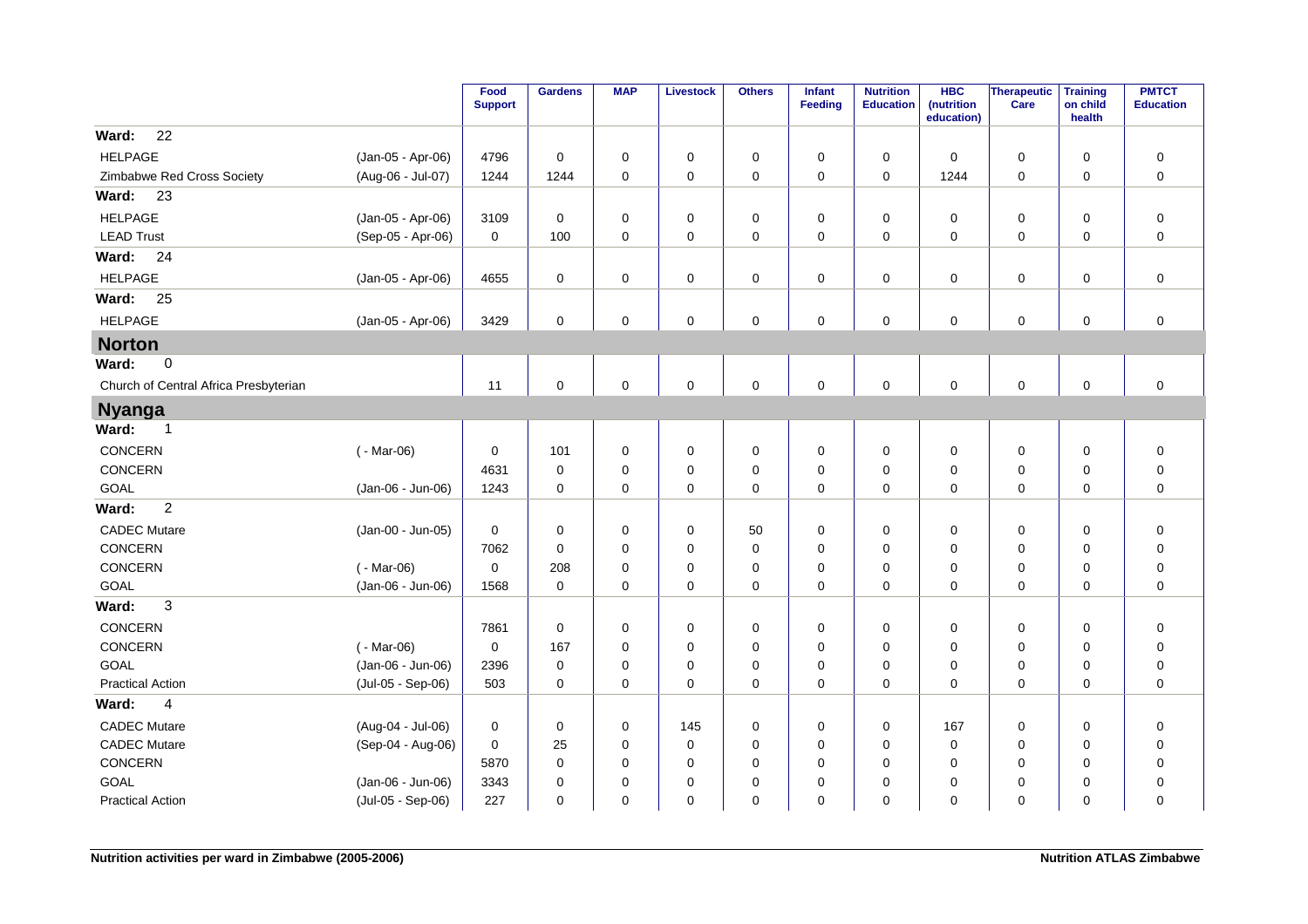| | | Food Support | Gardens | MAP | Livestock | Others | Infant Feeding | Nutrition Education | HBC (nutrition education) | Therapeutic Care | Training on child health | PMTCT Education |
|---|---|---|---|---|---|---|---|---|---|---|---|---|
| **Ward: 22** | | | | | | | | | | | | |
| HELPAGE | (Jan-05 - Apr-06) | 4796 | 0 | 0 | 0 | 0 | 0 | 0 | 0 | 0 | 0 | 0 |
| Zimbabwe Red Cross Society | (Aug-06 - Jul-07) | 1244 | 1244 | 0 | 0 | 0 | 0 | 0 | 1244 | 0 | 0 | 0 |
| **Ward: 23** | | | | | | | | | | | | |
| HELPAGE | (Jan-05 - Apr-06) | 3109 | 0 | 0 | 0 | 0 | 0 | 0 | 0 | 0 | 0 | 0 |
| LEAD Trust | (Sep-05 - Apr-06) | 0 | 100 | 0 | 0 | 0 | 0 | 0 | 0 | 0 | 0 | 0 |
| **Ward: 24** | | | | | | | | | | | | |
| HELPAGE | (Jan-05 - Apr-06) | 4655 | 0 | 0 | 0 | 0 | 0 | 0 | 0 | 0 | 0 | 0 |
| **Ward: 25** | | | | | | | | | | | | |
| HELPAGE | (Jan-05 - Apr-06) | 3429 | 0 | 0 | 0 | 0 | 0 | 0 | 0 | 0 | 0 | 0 |
| **Norton** | | | | | | | | | | | | |
| **Ward: 0** | | | | | | | | | | | | |
| Church of Central Africa Presbyterian | | 11 | 0 | 0 | 0 | 0 | 0 | 0 | 0 | 0 | 0 | 0 |
| **Nyanga** | | | | | | | | | | | | |
| **Ward: 1** | | | | | | | | | | | | |
| CONCERN | ( - Mar-06) | 0 | 101 | 0 | 0 | 0 | 0 | 0 | 0 | 0 | 0 | 0 |
| CONCERN | | 4631 | 0 | 0 | 0 | 0 | 0 | 0 | 0 | 0 | 0 | 0 |
| GOAL | (Jan-06 - Jun-06) | 1243 | 0 | 0 | 0 | 0 | 0 | 0 | 0 | 0 | 0 | 0 |
| **Ward: 2** | | | | | | | | | | | | |
| CADEC Mutare | (Jan-00 - Jun-05) | 0 | 0 | 0 | 0 | 50 | 0 | 0 | 0 | 0 | 0 | 0 |
| CONCERN | | 7062 | 0 | 0 | 0 | 0 | 0 | 0 | 0 | 0 | 0 | 0 |
| CONCERN | ( - Mar-06) | 0 | 208 | 0 | 0 | 0 | 0 | 0 | 0 | 0 | 0 | 0 |
| GOAL | (Jan-06 - Jun-06) | 1568 | 0 | 0 | 0 | 0 | 0 | 0 | 0 | 0 | 0 | 0 |
| **Ward: 3** | | | | | | | | | | | | |
| CONCERN | | 7861 | 0 | 0 | 0 | 0 | 0 | 0 | 0 | 0 | 0 | 0 |
| CONCERN | ( - Mar-06) | 0 | 167 | 0 | 0 | 0 | 0 | 0 | 0 | 0 | 0 | 0 |
| GOAL | (Jan-06 - Jun-06) | 2396 | 0 | 0 | 0 | 0 | 0 | 0 | 0 | 0 | 0 | 0 |
| Practical Action | (Jul-05 - Sep-06) | 503 | 0 | 0 | 0 | 0 | 0 | 0 | 0 | 0 | 0 | 0 |
| **Ward: 4** | | | | | | | | | | | | |
| CADEC Mutare | (Aug-04 - Jul-06) | 0 | 0 | 0 | 145 | 0 | 0 | 0 | 167 | 0 | 0 | 0 |
| CADEC Mutare | (Sep-04 - Aug-06) | 0 | 25 | 0 | 0 | 0 | 0 | 0 | 0 | 0 | 0 | 0 |
| CONCERN | | 5870 | 0 | 0 | 0 | 0 | 0 | 0 | 0 | 0 | 0 | 0 |
| GOAL | (Jan-06 - Jun-06) | 3343 | 0 | 0 | 0 | 0 | 0 | 0 | 0 | 0 | 0 | 0 |
| Practical Action | (Jul-05 - Sep-06) | 227 | 0 | 0 | 0 | 0 | 0 | 0 | 0 | 0 | 0 | 0 |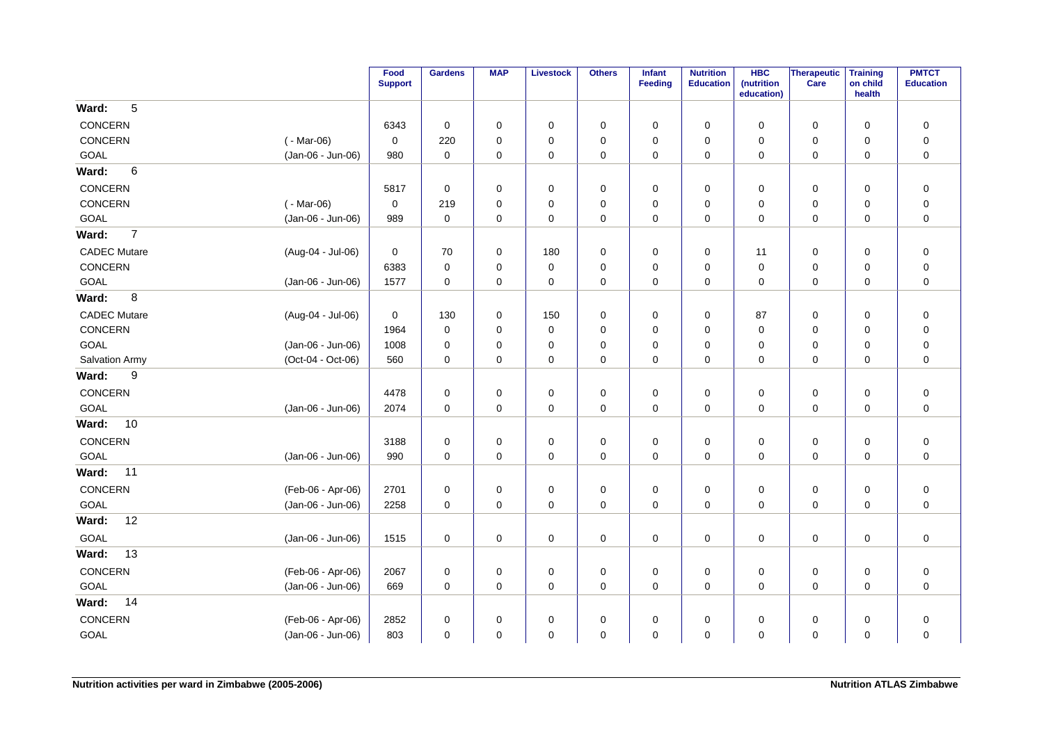| | | Food Support | Gardens | MAP | Livestock | Others | Infant Feeding | Nutrition Education | HBC (nutrition education) | Therapeutic Care | Training on child health | PMTCT Education |
|---|---|---|---|---|---|---|---|---|---|---|---|---|
| **Ward: 5** | | | | | | | | | | | | |
| CONCERN | | 6343 | 0 | 0 | 0 | 0 | 0 | 0 | 0 | 0 | 0 | 0 |
| CONCERN | ( - Mar-06) | 0 | 220 | 0 | 0 | 0 | 0 | 0 | 0 | 0 | 0 | 0 |
| GOAL | (Jan-06 - Jun-06) | 980 | 0 | 0 | 0 | 0 | 0 | 0 | 0 | 0 | 0 | 0 |
| **Ward: 6** | | | | | | | | | | | | |
| CONCERN | | 5817 | 0 | 0 | 0 | 0 | 0 | 0 | 0 | 0 | 0 | 0 |
| CONCERN | ( - Mar-06) | 0 | 219 | 0 | 0 | 0 | 0 | 0 | 0 | 0 | 0 | 0 |
| GOAL | (Jan-06 - Jun-06) | 989 | 0 | 0 | 0 | 0 | 0 | 0 | 0 | 0 | 0 | 0 |
| **Ward: 7** | | | | | | | | | | | | |
| CADEC Mutare | (Aug-04 - Jul-06) | 0 | 70 | 0 | 180 | 0 | 0 | 0 | 11 | 0 | 0 | 0 |
| CONCERN | | 6383 | 0 | 0 | 0 | 0 | 0 | 0 | 0 | 0 | 0 | 0 |
| GOAL | (Jan-06 - Jun-06) | 1577 | 0 | 0 | 0 | 0 | 0 | 0 | 0 | 0 | 0 | 0 |
| **Ward: 8** | | | | | | | | | | | | |
| CADEC Mutare | (Aug-04 - Jul-06) | 0 | 130 | 0 | 150 | 0 | 0 | 0 | 87 | 0 | 0 | 0 |
| CONCERN | | 1964 | 0 | 0 | 0 | 0 | 0 | 0 | 0 | 0 | 0 | 0 |
| GOAL | (Jan-06 - Jun-06) | 1008 | 0 | 0 | 0 | 0 | 0 | 0 | 0 | 0 | 0 | 0 |
| Salvation Army | (Oct-04 - Oct-06) | 560 | 0 | 0 | 0 | 0 | 0 | 0 | 0 | 0 | 0 | 0 |
| **Ward: 9** | | | | | | | | | | | | |
| CONCERN | | 4478 | 0 | 0 | 0 | 0 | 0 | 0 | 0 | 0 | 0 | 0 |
| GOAL | (Jan-06 - Jun-06) | 2074 | 0 | 0 | 0 | 0 | 0 | 0 | 0 | 0 | 0 | 0 |
| **Ward: 10** | | | | | | | | | | | | |
| CONCERN | | 3188 | 0 | 0 | 0 | 0 | 0 | 0 | 0 | 0 | 0 | 0 |
| GOAL | (Jan-06 - Jun-06) | 990 | 0 | 0 | 0 | 0 | 0 | 0 | 0 | 0 | 0 | 0 |
| **Ward: 11** | | | | | | | | | | | | |
| CONCERN | (Feb-06 - Apr-06) | 2701 | 0 | 0 | 0 | 0 | 0 | 0 | 0 | 0 | 0 | 0 |
| GOAL | (Jan-06 - Jun-06) | 2258 | 0 | 0 | 0 | 0 | 0 | 0 | 0 | 0 | 0 | 0 |
| **Ward: 12** | | | | | | | | | | | | |
| GOAL | (Jan-06 - Jun-06) | 1515 | 0 | 0 | 0 | 0 | 0 | 0 | 0 | 0 | 0 | 0 |
| **Ward: 13** | | | | | | | | | | | | |
| CONCERN | (Feb-06 - Apr-06) | 2067 | 0 | 0 | 0 | 0 | 0 | 0 | 0 | 0 | 0 | 0 |
| GOAL | (Jan-06 - Jun-06) | 669 | 0 | 0 | 0 | 0 | 0 | 0 | 0 | 0 | 0 | 0 |
| **Ward: 14** | | | | | | | | | | | | |
| CONCERN | (Feb-06 - Apr-06) | 2852 | 0 | 0 | 0 | 0 | 0 | 0 | 0 | 0 | 0 | 0 |
| GOAL | (Jan-06 - Jun-06) | 803 | 0 | 0 | 0 | 0 | 0 | 0 | 0 | 0 | 0 | 0 |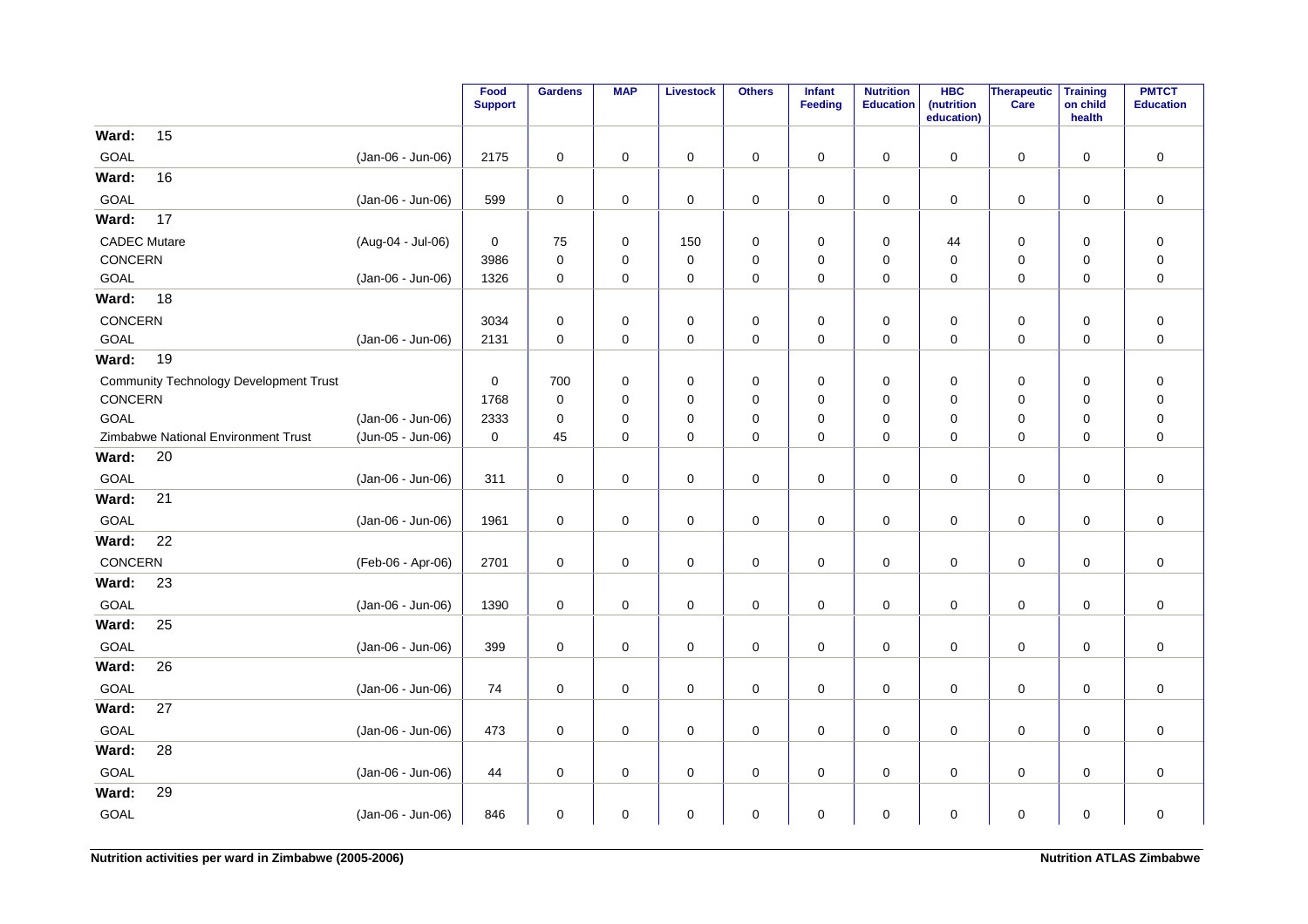| | | Food Support | Gardens | MAP | Livestock | Others | Infant Feeding | Nutrition Education | HBC (nutrition education) | Therapeutic Care | Training on child health | PMTCT Education |
|---|---|---|---|---|---|---|---|---|---|---|---|---|
| **Ward: 15** | | | | | | | | | | | | |
| GOAL | (Jan-06 - Jun-06) | 2175 | 0 | 0 | 0 | 0 | 0 | 0 | 0 | 0 | 0 | 0 |
| **Ward: 16** | | | | | | | | | | | | |
| GOAL | (Jan-06 - Jun-06) | 599 | 0 | 0 | 0 | 0 | 0 | 0 | 0 | 0 | 0 | 0 |
| **Ward: 17** | | | | | | | | | | | | |
| CADEC Mutare | (Aug-04 - Jul-06) | 0 | 75 | 0 | 150 | 0 | 0 | 0 | 44 | 0 | 0 | 0 |
| CONCERN | | 3986 | 0 | 0 | 0 | 0 | 0 | 0 | 0 | 0 | 0 | 0 |
| GOAL | (Jan-06 - Jun-06) | 1326 | 0 | 0 | 0 | 0 | 0 | 0 | 0 | 0 | 0 | 0 |
| **Ward: 18** | | | | | | | | | | | | |
| CONCERN | | 3034 | 0 | 0 | 0 | 0 | 0 | 0 | 0 | 0 | 0 | 0 |
| GOAL | (Jan-06 - Jun-06) | 2131 | 0 | 0 | 0 | 0 | 0 | 0 | 0 | 0 | 0 | 0 |
| **Ward: 19** | | | | | | | | | | | | |
| Community Technology Development Trust | | 0 | 700 | 0 | 0 | 0 | 0 | 0 | 0 | 0 | 0 | 0 |
| CONCERN | | 1768 | 0 | 0 | 0 | 0 | 0 | 0 | 0 | 0 | 0 | 0 |
| GOAL | (Jan-06 - Jun-06) | 2333 | 0 | 0 | 0 | 0 | 0 | 0 | 0 | 0 | 0 | 0 |
| Zimbabwe National Environment Trust | (Jun-05 - Jun-06) | 0 | 45 | 0 | 0 | 0 | 0 | 0 | 0 | 0 | 0 | 0 |
| **Ward: 20** | | | | | | | | | | | | |
| GOAL | (Jan-06 - Jun-06) | 311 | 0 | 0 | 0 | 0 | 0 | 0 | 0 | 0 | 0 | 0 |
| **Ward: 21** | | | | | | | | | | | | |
| GOAL | (Jan-06 - Jun-06) | 1961 | 0 | 0 | 0 | 0 | 0 | 0 | 0 | 0 | 0 | 0 |
| **Ward: 22** | | | | | | | | | | | | |
| CONCERN | (Feb-06 - Apr-06) | 2701 | 0 | 0 | 0 | 0 | 0 | 0 | 0 | 0 | 0 | 0 |
| **Ward: 23** | | | | | | | | | | | | |
| GOAL | (Jan-06 - Jun-06) | 1390 | 0 | 0 | 0 | 0 | 0 | 0 | 0 | 0 | 0 | 0 |
| **Ward: 25** | | | | | | | | | | | | |
| GOAL | (Jan-06 - Jun-06) | 399 | 0 | 0 | 0 | 0 | 0 | 0 | 0 | 0 | 0 | 0 |
| **Ward: 26** | | | | | | | | | | | | |
| GOAL | (Jan-06 - Jun-06) | 74 | 0 | 0 | 0 | 0 | 0 | 0 | 0 | 0 | 0 | 0 |
| **Ward: 27** | | | | | | | | | | | | |
| GOAL | (Jan-06 - Jun-06) | 473 | 0 | 0 | 0 | 0 | 0 | 0 | 0 | 0 | 0 | 0 |
| **Ward: 28** | | | | | | | | | | | | |
| GOAL | (Jan-06 - Jun-06) | 44 | 0 | 0 | 0 | 0 | 0 | 0 | 0 | 0 | 0 | 0 |
| **Ward: 29** | | | | | | | | | | | | |
| GOAL | (Jan-06 - Jun-06) | 846 | 0 | 0 | 0 | 0 | 0 | 0 | 0 | 0 | 0 | 0 |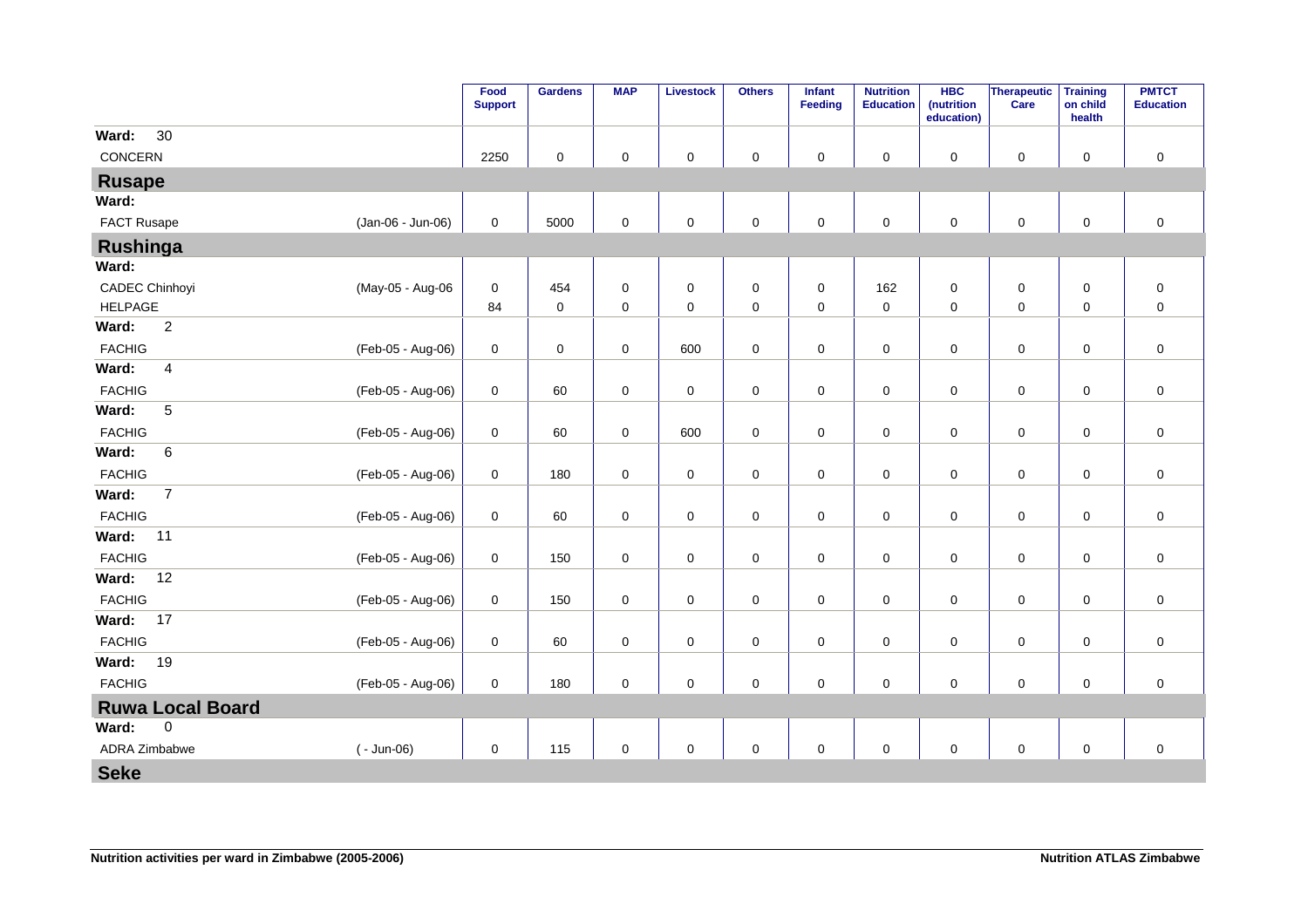| | | Food Support | Gardens | MAP | Livestock | Others | Infant Feeding | Nutrition Education | HBC (nutrition education) | Therapeutic Care | Training on child health | PMTCT Education |
|---|---|---|---|---|---|---|---|---|---|---|---|---|
| **Ward: 30** | | | | | | | | | | | | |
| CONCERN | | 2250 | 0 | 0 | 0 | 0 | 0 | 0 | 0 | 0 | 0 | 0 |
| **Rusape** | | | | | | | | | | | | |
| **Ward:** | | | | | | | | | | | | |
| FACT Rusape | (Jan-06 - Jun-06) | 0 | 5000 | 0 | 0 | 0 | 0 | 0 | 0 | 0 | 0 | 0 |
| **Rushinga** | | | | | | | | | | | | |
| **Ward:** | | | | | | | | | | | | |
| CADEC Chinhoyi | (May-05 - Aug-06 | 0 | 454 | 0 | 0 | 0 | 0 | 162 | 0 | 0 | 0 | 0 |
| HELPAGE | | 84 | 0 | 0 | 0 | 0 | 0 | 0 | 0 | 0 | 0 | 0 |
| **Ward: 2** | | | | | | | | | | | | |
| FACHIG | (Feb-05 - Aug-06) | 0 | 0 | 0 | 600 | 0 | 0 | 0 | 0 | 0 | 0 | 0 |
| **Ward: 4** | | | | | | | | | | | | |
| FACHIG | (Feb-05 - Aug-06) | 0 | 60 | 0 | 0 | 0 | 0 | 0 | 0 | 0 | 0 | 0 |
| **Ward: 5** | | | | | | | | | | | | |
| FACHIG | (Feb-05 - Aug-06) | 0 | 60 | 0 | 600 | 0 | 0 | 0 | 0 | 0 | 0 | 0 |
| **Ward: 6** | | | | | | | | | | | | |
| FACHIG | (Feb-05 - Aug-06) | 0 | 180 | 0 | 0 | 0 | 0 | 0 | 0 | 0 | 0 | 0 |
| **Ward: 7** | | | | | | | | | | | | |
| FACHIG | (Feb-05 - Aug-06) | 0 | 60 | 0 | 0 | 0 | 0 | 0 | 0 | 0 | 0 | 0 |
| **Ward: 11** | | | | | | | | | | | | |
| FACHIG | (Feb-05 - Aug-06) | 0 | 150 | 0 | 0 | 0 | 0 | 0 | 0 | 0 | 0 | 0 |
| **Ward: 12** | | | | | | | | | | | | |
| FACHIG | (Feb-05 - Aug-06) | 0 | 150 | 0 | 0 | 0 | 0 | 0 | 0 | 0 | 0 | 0 |
| **Ward: 17** | | | | | | | | | | | | |
| FACHIG | (Feb-05 - Aug-06) | 0 | 60 | 0 | 0 | 0 | 0 | 0 | 0 | 0 | 0 | 0 |
| **Ward: 19** | | | | | | | | | | | | |
| FACHIG | (Feb-05 - Aug-06) | 0 | 180 | 0 | 0 | 0 | 0 | 0 | 0 | 0 | 0 | 0 |
| **Ruwa Local Board** | | | | | | | | | | | | |
| **Ward: 0** | | | | | | | | | | | | |
| ADRA Zimbabwe | ( - Jun-06) | 0 | 115 | 0 | 0 | 0 | 0 | 0 | 0 | 0 | 0 | 0 |
| **Seke** | | | | | | | | | | | | |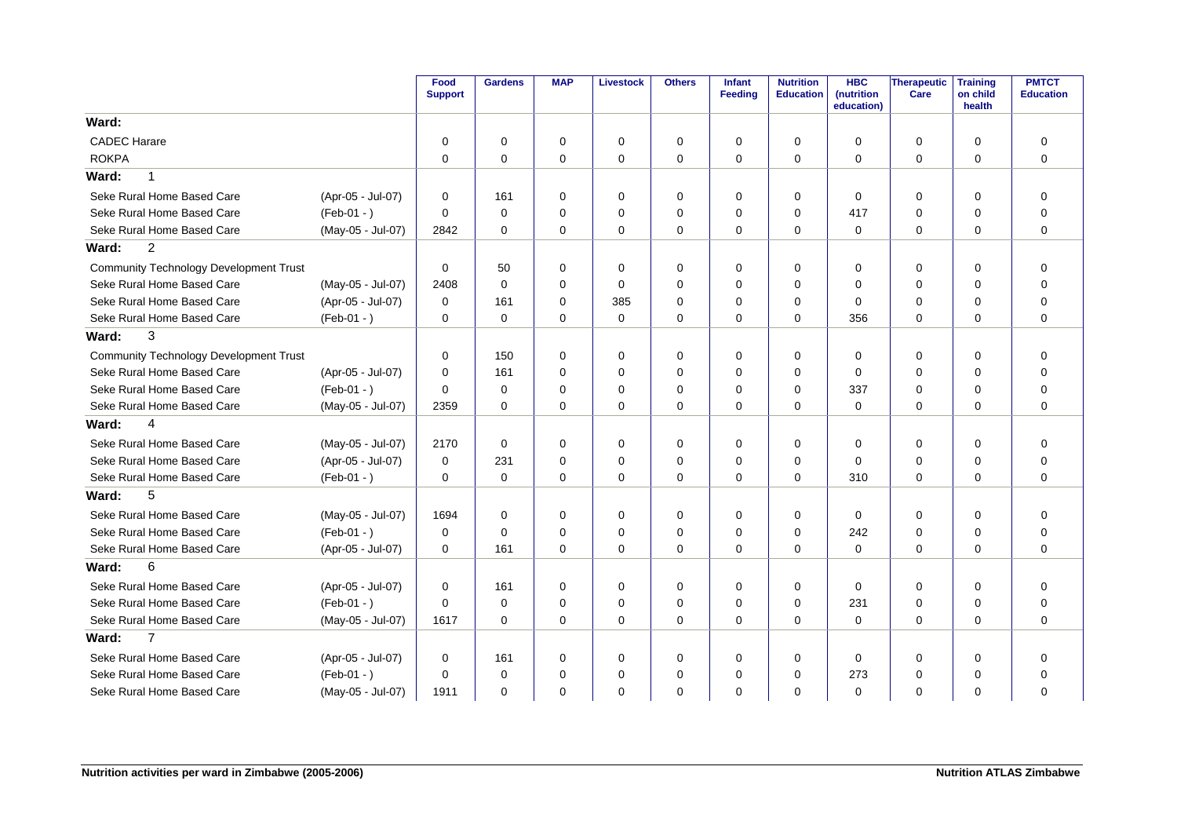| | | Food Support | Gardens | MAP | Livestock | Others | Infant Feeding | Nutrition Education | HBC (nutrition education) | Therapeutic Care | Training on child health | PMTCT Education |
|---|---|---|---|---|---|---|---|---|---|---|---|---|
| **Ward:** | | | | | | | | | | | | |
| CADEC Harare | | 0 | 0 | 0 | 0 | 0 | 0 | 0 | 0 | 0 | 0 | 0 |
| ROKPA | | 0 | 0 | 0 | 0 | 0 | 0 | 0 | 0 | 0 | 0 | 0 |
| **Ward: 1** | | | | | | | | | | | | |
| Seke Rural Home Based Care | (Apr-05 - Jul-07) | 0 | 161 | 0 | 0 | 0 | 0 | 0 | 0 | 0 | 0 | 0 |
| Seke Rural Home Based Care | (Feb-01 - ) | 0 | 0 | 0 | 0 | 0 | 0 | 0 | 417 | 0 | 0 | 0 |
| Seke Rural Home Based Care | (May-05 - Jul-07) | 2842 | 0 | 0 | 0 | 0 | 0 | 0 | 0 | 0 | 0 | 0 |
| **Ward: 2** | | | | | | | | | | | | |
| Community Technology Development Trust | | 0 | 50 | 0 | 0 | 0 | 0 | 0 | 0 | 0 | 0 | 0 |
| Seke Rural Home Based Care | (May-05 - Jul-07) | 2408 | 0 | 0 | 0 | 0 | 0 | 0 | 0 | 0 | 0 | 0 |
| Seke Rural Home Based Care | (Apr-05 - Jul-07) | 0 | 161 | 0 | 385 | 0 | 0 | 0 | 0 | 0 | 0 | 0 |
| Seke Rural Home Based Care | (Feb-01 - ) | 0 | 0 | 0 | 0 | 0 | 0 | 0 | 356 | 0 | 0 | 0 |
| **Ward: 3** | | | | | | | | | | | | |
| Community Technology Development Trust | | 0 | 150 | 0 | 0 | 0 | 0 | 0 | 0 | 0 | 0 | 0 |
| Seke Rural Home Based Care | (Apr-05 - Jul-07) | 0 | 161 | 0 | 0 | 0 | 0 | 0 | 0 | 0 | 0 | 0 |
| Seke Rural Home Based Care | (Feb-01 - ) | 0 | 0 | 0 | 0 | 0 | 0 | 0 | 337 | 0 | 0 | 0 |
| Seke Rural Home Based Care | (May-05 - Jul-07) | 2359 | 0 | 0 | 0 | 0 | 0 | 0 | 0 | 0 | 0 | 0 |
| **Ward: 4** | | | | | | | | | | | | |
| Seke Rural Home Based Care | (May-05 - Jul-07) | 2170 | 0 | 0 | 0 | 0 | 0 | 0 | 0 | 0 | 0 | 0 |
| Seke Rural Home Based Care | (Apr-05 - Jul-07) | 0 | 231 | 0 | 0 | 0 | 0 | 0 | 0 | 0 | 0 | 0 |
| Seke Rural Home Based Care | (Feb-01 - ) | 0 | 0 | 0 | 0 | 0 | 0 | 0 | 310 | 0 | 0 | 0 |
| **Ward: 5** | | | | | | | | | | | | |
| Seke Rural Home Based Care | (May-05 - Jul-07) | 1694 | 0 | 0 | 0 | 0 | 0 | 0 | 0 | 0 | 0 | 0 |
| Seke Rural Home Based Care | (Feb-01 - ) | 0 | 0 | 0 | 0 | 0 | 0 | 0 | 242 | 0 | 0 | 0 |
| Seke Rural Home Based Care | (Apr-05 - Jul-07) | 0 | 161 | 0 | 0 | 0 | 0 | 0 | 0 | 0 | 0 | 0 |
| **Ward: 6** | | | | | | | | | | | | |
| Seke Rural Home Based Care | (Apr-05 - Jul-07) | 0 | 161 | 0 | 0 | 0 | 0 | 0 | 0 | 0 | 0 | 0 |
| Seke Rural Home Based Care | (Feb-01 - ) | 0 | 0 | 0 | 0 | 0 | 0 | 0 | 231 | 0 | 0 | 0 |
| Seke Rural Home Based Care | (May-05 - Jul-07) | 1617 | 0 | 0 | 0 | 0 | 0 | 0 | 0 | 0 | 0 | 0 |
| **Ward: 7** | | | | | | | | | | | | |
| Seke Rural Home Based Care | (Apr-05 - Jul-07) | 0 | 161 | 0 | 0 | 0 | 0 | 0 | 0 | 0 | 0 | 0 |
| Seke Rural Home Based Care | (Feb-01 - ) | 0 | 0 | 0 | 0 | 0 | 0 | 0 | 273 | 0 | 0 | 0 |
| Seke Rural Home Based Care | (May-05 - Jul-07) | 1911 | 0 | 0 | 0 | 0 | 0 | 0 | 0 | 0 | 0 | 0 |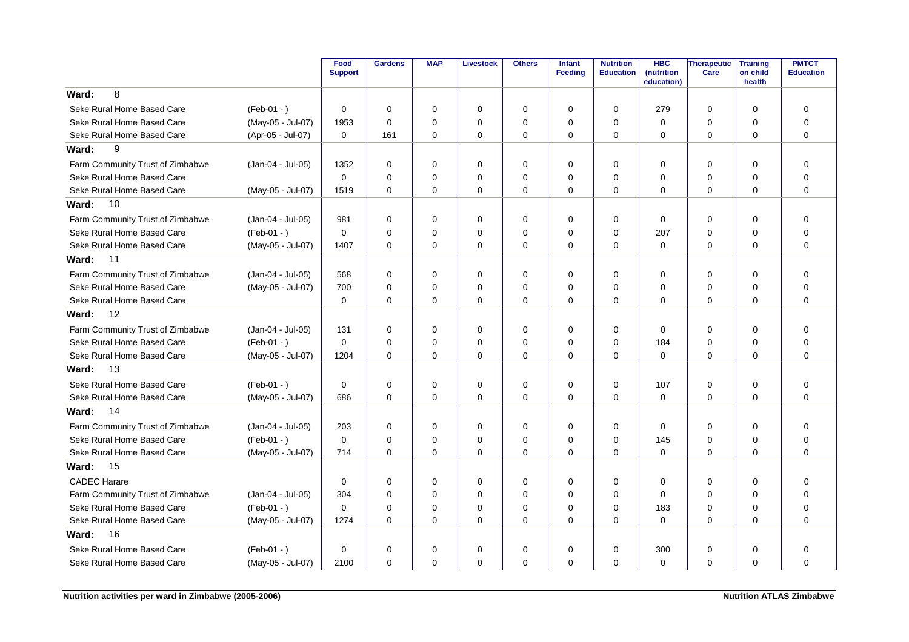| | | Food Support | Gardens | MAP | Livestock | Others | Infant Feeding | Nutrition Education | HBC (nutrition education) | Therapeutic Care | Training on child health | PMTCT Education |
|---|---|---|---|---|---|---|---|---|---|---|---|---|
| **Ward: 8** | | | | | | | | | | | | |
| Seke Rural Home Based Care | (Feb-01 - ) | 0 | 0 | 0 | 0 | 0 | 0 | 0 | 279 | 0 | 0 | 0 |
| Seke Rural Home Based Care | (May-05 - Jul-07) | 1953 | 0 | 0 | 0 | 0 | 0 | 0 | 0 | 0 | 0 | 0 |
| Seke Rural Home Based Care | (Apr-05 - Jul-07) | 0 | 161 | 0 | 0 | 0 | 0 | 0 | 0 | 0 | 0 | 0 |
| **Ward: 9** | | | | | | | | | | | | |
| Farm Community Trust of Zimbabwe | (Jan-04 - Jul-05) | 1352 | 0 | 0 | 0 | 0 | 0 | 0 | 0 | 0 | 0 | 0 |
| Seke Rural Home Based Care | | 0 | 0 | 0 | 0 | 0 | 0 | 0 | 0 | 0 | 0 | 0 |
| Seke Rural Home Based Care | (May-05 - Jul-07) | 1519 | 0 | 0 | 0 | 0 | 0 | 0 | 0 | 0 | 0 | 0 |
| **Ward: 10** | | | | | | | | | | | | |
| Farm Community Trust of Zimbabwe | (Jan-04 - Jul-05) | 981 | 0 | 0 | 0 | 0 | 0 | 0 | 0 | 0 | 0 | 0 |
| Seke Rural Home Based Care | (Feb-01 - ) | 0 | 0 | 0 | 0 | 0 | 0 | 0 | 207 | 0 | 0 | 0 |
| Seke Rural Home Based Care | (May-05 - Jul-07) | 1407 | 0 | 0 | 0 | 0 | 0 | 0 | 0 | 0 | 0 | 0 |
| **Ward: 11** | | | | | | | | | | | | |
| Farm Community Trust of Zimbabwe | (Jan-04 - Jul-05) | 568 | 0 | 0 | 0 | 0 | 0 | 0 | 0 | 0 | 0 | 0 |
| Seke Rural Home Based Care | (May-05 - Jul-07) | 700 | 0 | 0 | 0 | 0 | 0 | 0 | 0 | 0 | 0 | 0 |
| Seke Rural Home Based Care | | 0 | 0 | 0 | 0 | 0 | 0 | 0 | 0 | 0 | 0 | 0 |
| **Ward: 12** | | | | | | | | | | | | |
| Farm Community Trust of Zimbabwe | (Jan-04 - Jul-05) | 131 | 0 | 0 | 0 | 0 | 0 | 0 | 0 | 0 | 0 | 0 |
| Seke Rural Home Based Care | (Feb-01 - ) | 0 | 0 | 0 | 0 | 0 | 0 | 0 | 184 | 0 | 0 | 0 |
| Seke Rural Home Based Care | (May-05 - Jul-07) | 1204 | 0 | 0 | 0 | 0 | 0 | 0 | 0 | 0 | 0 | 0 |
| **Ward: 13** | | | | | | | | | | | | |
| Seke Rural Home Based Care | (Feb-01 - ) | 0 | 0 | 0 | 0 | 0 | 0 | 0 | 107 | 0 | 0 | 0 |
| Seke Rural Home Based Care | (May-05 - Jul-07) | 686 | 0 | 0 | 0 | 0 | 0 | 0 | 0 | 0 | 0 | 0 |
| **Ward: 14** | | | | | | | | | | | | |
| Farm Community Trust of Zimbabwe | (Jan-04 - Jul-05) | 203 | 0 | 0 | 0 | 0 | 0 | 0 | 0 | 0 | 0 | 0 |
| Seke Rural Home Based Care | (Feb-01 - ) | 0 | 0 | 0 | 0 | 0 | 0 | 0 | 145 | 0 | 0 | 0 |
| Seke Rural Home Based Care | (May-05 - Jul-07) | 714 | 0 | 0 | 0 | 0 | 0 | 0 | 0 | 0 | 0 | 0 |
| **Ward: 15** | | | | | | | | | | | | |
| CADEC Harare | | 0 | 0 | 0 | 0 | 0 | 0 | 0 | 0 | 0 | 0 | 0 |
| Farm Community Trust of Zimbabwe | (Jan-04 - Jul-05) | 304 | 0 | 0 | 0 | 0 | 0 | 0 | 0 | 0 | 0 | 0 |
| Seke Rural Home Based Care | (Feb-01 - ) | 0 | 0 | 0 | 0 | 0 | 0 | 0 | 183 | 0 | 0 | 0 |
| Seke Rural Home Based Care | (May-05 - Jul-07) | 1274 | 0 | 0 | 0 | 0 | 0 | 0 | 0 | 0 | 0 | 0 |
| **Ward: 16** | | | | | | | | | | | | |
| Seke Rural Home Based Care | (Feb-01 - ) | 0 | 0 | 0 | 0 | 0 | 0 | 0 | 300 | 0 | 0 | 0 |
| Seke Rural Home Based Care | (May-05 - Jul-07) | 2100 | 0 | 0 | 0 | 0 | 0 | 0 | 0 | 0 | 0 | 0 |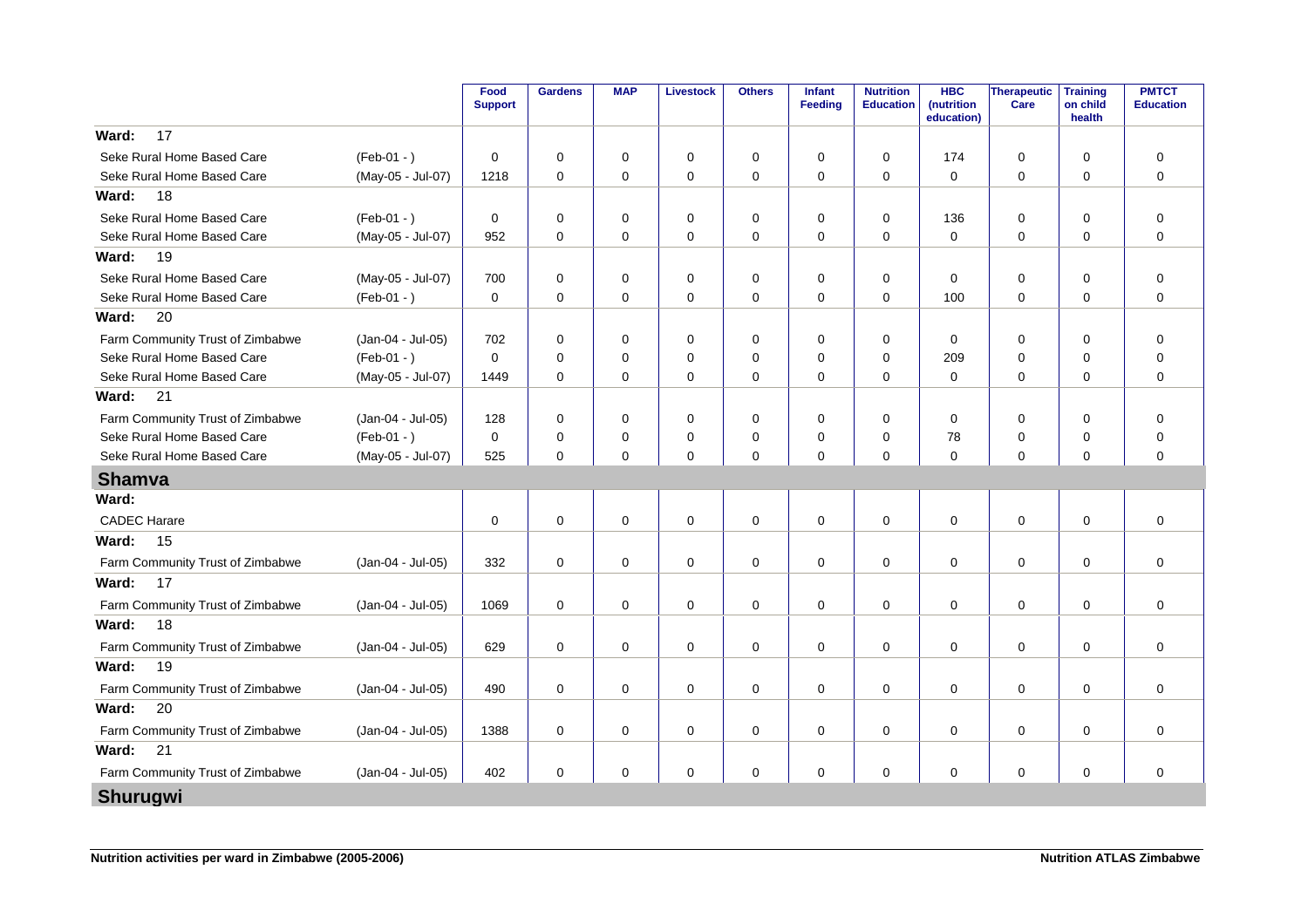| | | Food Support | Gardens | MAP | Livestock | Others | Infant Feeding | Nutrition Education | HBC (nutrition education) | Therapeutic Care | Training on child health | PMTCT Education |
|---|---|---|---|---|---|---|---|---|---|---|---|---|
| **Ward: 17** | | | | | | | | | | | | |
| Seke Rural Home Based Care | (Feb-01 - ) | 0 | 0 | 0 | 0 | 0 | 0 | 0 | 174 | 0 | 0 | 0 |
| Seke Rural Home Based Care | (May-05 - Jul-07) | 1218 | 0 | 0 | 0 | 0 | 0 | 0 | 0 | 0 | 0 | 0 |
| **Ward: 18** | | | | | | | | | | | | |
| Seke Rural Home Based Care | (Feb-01 - ) | 0 | 0 | 0 | 0 | 0 | 0 | 0 | 136 | 0 | 0 | 0 |
| Seke Rural Home Based Care | (May-05 - Jul-07) | 952 | 0 | 0 | 0 | 0 | 0 | 0 | 0 | 0 | 0 | 0 |
| **Ward: 19** | | | | | | | | | | | | |
| Seke Rural Home Based Care | (May-05 - Jul-07) | 700 | 0 | 0 | 0 | 0 | 0 | 0 | 0 | 0 | 0 | 0 |
| Seke Rural Home Based Care | (Feb-01 - ) | 0 | 0 | 0 | 0 | 0 | 0 | 0 | 100 | 0 | 0 | 0 |
| **Ward: 20** | | | | | | | | | | | | |
| Farm Community Trust of Zimbabwe | (Jan-04 - Jul-05) | 702 | 0 | 0 | 0 | 0 | 0 | 0 | 0 | 0 | 0 | 0 |
| Seke Rural Home Based Care | (Feb-01 - ) | 0 | 0 | 0 | 0 | 0 | 0 | 0 | 209 | 0 | 0 | 0 |
| Seke Rural Home Based Care | (May-05 - Jul-07) | 1449 | 0 | 0 | 0 | 0 | 0 | 0 | 0 | 0 | 0 | 0 |
| **Ward: 21** | | | | | | | | | | | | |
| Farm Community Trust of Zimbabwe | (Jan-04 - Jul-05) | 128 | 0 | 0 | 0 | 0 | 0 | 0 | 0 | 0 | 0 | 0 |
| Seke Rural Home Based Care | (Feb-01 - ) | 0 | 0 | 0 | 0 | 0 | 0 | 0 | 78 | 0 | 0 | 0 |
| Seke Rural Home Based Care | (May-05 - Jul-07) | 525 | 0 | 0 | 0 | 0 | 0 | 0 | 0 | 0 | 0 | 0 |
| **Shamva** | | | | | | | | | | | | |
| **Ward:** | | | | | | | | | | | | |
| CADEC Harare | | 0 | 0 | 0 | 0 | 0 | 0 | 0 | 0 | 0 | 0 | 0 |
| **Ward: 15** | | | | | | | | | | | | |
| Farm Community Trust of Zimbabwe | (Jan-04 - Jul-05) | 332 | 0 | 0 | 0 | 0 | 0 | 0 | 0 | 0 | 0 | 0 |
| **Ward: 17** | | | | | | | | | | | | |
| Farm Community Trust of Zimbabwe | (Jan-04 - Jul-05) | 1069 | 0 | 0 | 0 | 0 | 0 | 0 | 0 | 0 | 0 | 0 |
| **Ward: 18** | | | | | | | | | | | | |
| Farm Community Trust of Zimbabwe | (Jan-04 - Jul-05) | 629 | 0 | 0 | 0 | 0 | 0 | 0 | 0 | 0 | 0 | 0 |
| **Ward: 19** | | | | | | | | | | | | |
| Farm Community Trust of Zimbabwe | (Jan-04 - Jul-05) | 490 | 0 | 0 | 0 | 0 | 0 | 0 | 0 | 0 | 0 | 0 |
| **Ward: 20** | | | | | | | | | | | | |
| Farm Community Trust of Zimbabwe | (Jan-04 - Jul-05) | 1388 | 0 | 0 | 0 | 0 | 0 | 0 | 0 | 0 | 0 | 0 |
| **Ward: 21** | | | | | | | | | | | | |
| Farm Community Trust of Zimbabwe | (Jan-04 - Jul-05) | 402 | 0 | 0 | 0 | 0 | 0 | 0 | 0 | 0 | 0 | 0 |
| **Shurugwi** | | | | | | | | | | | | |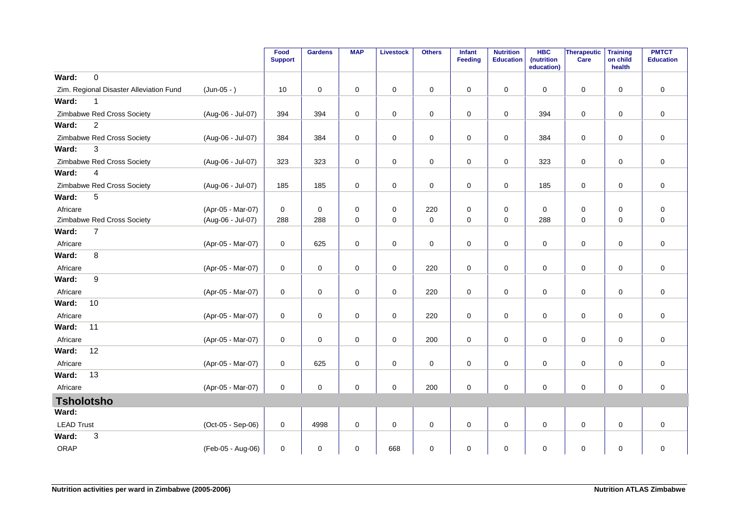| | | Food Support | Gardens | MAP | Livestock | Others | Infant Feeding | Nutrition Education | HBC (nutrition education) | Therapeutic Care | Training on child health | PMTCT Education |
|---|---|---|---|---|---|---|---|---|---|---|---|---|
| **Ward: 0** | | | | | | | | | | | | |
| Zim. Regional Disaster Alleviation Fund | (Jun-05 - ) | 10 | 0 | 0 | 0 | 0 | 0 | 0 | 0 | 0 | 0 | 0 |
| **Ward: 1** | | | | | | | | | | | | |
| Zimbabwe Red Cross Society | (Aug-06 - Jul-07) | 394 | 394 | 0 | 0 | 0 | 0 | 0 | 394 | 0 | 0 | 0 |
| **Ward: 2** | | | | | | | | | | | | |
| Zimbabwe Red Cross Society | (Aug-06 - Jul-07) | 384 | 384 | 0 | 0 | 0 | 0 | 0 | 384 | 0 | 0 | 0 |
| **Ward: 3** | | | | | | | | | | | | |
| Zimbabwe Red Cross Society | (Aug-06 - Jul-07) | 323 | 323 | 0 | 0 | 0 | 0 | 0 | 323 | 0 | 0 | 0 |
| **Ward: 4** | | | | | | | | | | | | |
| Zimbabwe Red Cross Society | (Aug-06 - Jul-07) | 185 | 185 | 0 | 0 | 0 | 0 | 0 | 185 | 0 | 0 | 0 |
| **Ward: 5** | | | | | | | | | | | | |
| Africare | (Apr-05 - Mar-07) | 0 | 0 | 0 | 0 | 220 | 0 | 0 | 0 | 0 | 0 | 0 |
| Zimbabwe Red Cross Society | (Aug-06 - Jul-07) | 288 | 288 | 0 | 0 | 0 | 0 | 0 | 288 | 0 | 0 | 0 |
| **Ward: 7** | | | | | | | | | | | | |
| Africare | (Apr-05 - Mar-07) | 0 | 625 | 0 | 0 | 0 | 0 | 0 | 0 | 0 | 0 | 0 |
| **Ward: 8** | | | | | | | | | | | | |
| Africare | (Apr-05 - Mar-07) | 0 | 0 | 0 | 0 | 220 | 0 | 0 | 0 | 0 | 0 | 0 |
| **Ward: 9** | | | | | | | | | | | | |
| Africare | (Apr-05 - Mar-07) | 0 | 0 | 0 | 0 | 220 | 0 | 0 | 0 | 0 | 0 | 0 |
| **Ward: 10** | | | | | | | | | | | | |
| Africare | (Apr-05 - Mar-07) | 0 | 0 | 0 | 0 | 220 | 0 | 0 | 0 | 0 | 0 | 0 |
| **Ward: 11** | | | | | | | | | | | | |
| Africare | (Apr-05 - Mar-07) | 0 | 0 | 0 | 0 | 200 | 0 | 0 | 0 | 0 | 0 | 0 |
| **Ward: 12** | | | | | | | | | | | | |
| Africare | (Apr-05 - Mar-07) | 0 | 625 | 0 | 0 | 0 | 0 | 0 | 0 | 0 | 0 | 0 |
| **Ward: 13** | | | | | | | | | | | | |
| Africare | (Apr-05 - Mar-07) | 0 | 0 | 0 | 0 | 200 | 0 | 0 | 0 | 0 | 0 | 0 |
| **Tsholotsho** | | | | | | | | | | | | |
| **Ward:** | | | | | | | | | | | | |
| LEAD Trust | (Oct-05 - Sep-06) | 0 | 4998 | 0 | 0 | 0 | 0 | 0 | 0 | 0 | 0 | 0 |
| **Ward: 3** | | | | | | | | | | | | |
| ORAP | (Feb-05 - Aug-06) | 0 | 0 | 0 | 668 | 0 | 0 | 0 | 0 | 0 | 0 | 0 |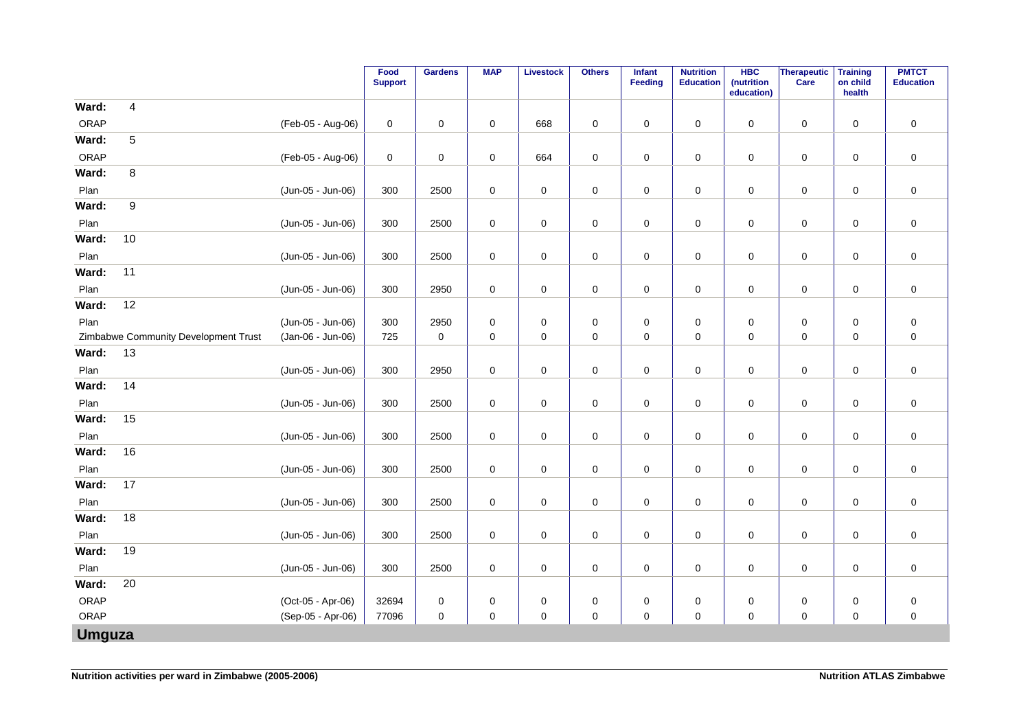| | | Food Support | Gardens | MAP | Livestock | Others | Infant Feeding | Nutrition Education | HBC (nutrition education) | Therapeutic Care | Training on child health | PMTCT Education |
|---|---|---|---|---|---|---|---|---|---|---|---|---|
| **Ward: 4** | | | | | | | | | | | | |
| ORAP | (Feb-05 - Aug-06) | 0 | 0 | 0 | 668 | 0 | 0 | 0 | 0 | 0 | 0 | 0 |
| **Ward: 5** | | | | | | | | | | | | |
| ORAP | (Feb-05 - Aug-06) | 0 | 0 | 0 | 664 | 0 | 0 | 0 | 0 | 0 | 0 | 0 |
| **Ward: 8** | | | | | | | | | | | | |
| Plan | (Jun-05 - Jun-06) | 300 | 2500 | 0 | 0 | 0 | 0 | 0 | 0 | 0 | 0 | 0 |
| **Ward: 9** | | | | | | | | | | | | |
| Plan | (Jun-05 - Jun-06) | 300 | 2500 | 0 | 0 | 0 | 0 | 0 | 0 | 0 | 0 | 0 |
| **Ward: 10** | | | | | | | | | | | | |
| Plan | (Jun-05 - Jun-06) | 300 | 2500 | 0 | 0 | 0 | 0 | 0 | 0 | 0 | 0 | 0 |
| **Ward: 11** | | | | | | | | | | | | |
| Plan | (Jun-05 - Jun-06) | 300 | 2950 | 0 | 0 | 0 | 0 | 0 | 0 | 0 | 0 | 0 |
| **Ward: 12** | | | | | | | | | | | | |
| Plan | (Jun-05 - Jun-06) | 300 | 2950 | 0 | 0 | 0 | 0 | 0 | 0 | 0 | 0 | 0 |
| Zimbabwe Community Development Trust | (Jan-06 - Jun-06) | 725 | 0 | 0 | 0 | 0 | 0 | 0 | 0 | 0 | 0 | 0 |
| **Ward: 13** | | | | | | | | | | | | |
| Plan | (Jun-05 - Jun-06) | 300 | 2950 | 0 | 0 | 0 | 0 | 0 | 0 | 0 | 0 | 0 |
| **Ward: 14** | | | | | | | | | | | | |
| Plan | (Jun-05 - Jun-06) | 300 | 2500 | 0 | 0 | 0 | 0 | 0 | 0 | 0 | 0 | 0 |
| **Ward: 15** | | | | | | | | | | | | |
| Plan | (Jun-05 - Jun-06) | 300 | 2500 | 0 | 0 | 0 | 0 | 0 | 0 | 0 | 0 | 0 |
| **Ward: 16** | | | | | | | | | | | | |
| Plan | (Jun-05 - Jun-06) | 300 | 2500 | 0 | 0 | 0 | 0 | 0 | 0 | 0 | 0 | 0 |
| **Ward: 17** | | | | | | | | | | | | |
| Plan | (Jun-05 - Jun-06) | 300 | 2500 | 0 | 0 | 0 | 0 | 0 | 0 | 0 | 0 | 0 |
| **Ward: 18** | | | | | | | | | | | | |
| Plan | (Jun-05 - Jun-06) | 300 | 2500 | 0 | 0 | 0 | 0 | 0 | 0 | 0 | 0 | 0 |
| **Ward: 19** | | | | | | | | | | | | |
| Plan | (Jun-05 - Jun-06) | 300 | 2500 | 0 | 0 | 0 | 0 | 0 | 0 | 0 | 0 | 0 |
| **Ward: 20** | | | | | | | | | | | | |
| ORAP | (Oct-05 - Apr-06) | 32694 | 0 | 0 | 0 | 0 | 0 | 0 | 0 | 0 | 0 | 0 |
| ORAP | (Sep-05 - Apr-06) | 77096 | 0 | 0 | 0 | 0 | 0 | 0 | 0 | 0 | 0 | 0 |

## Umguza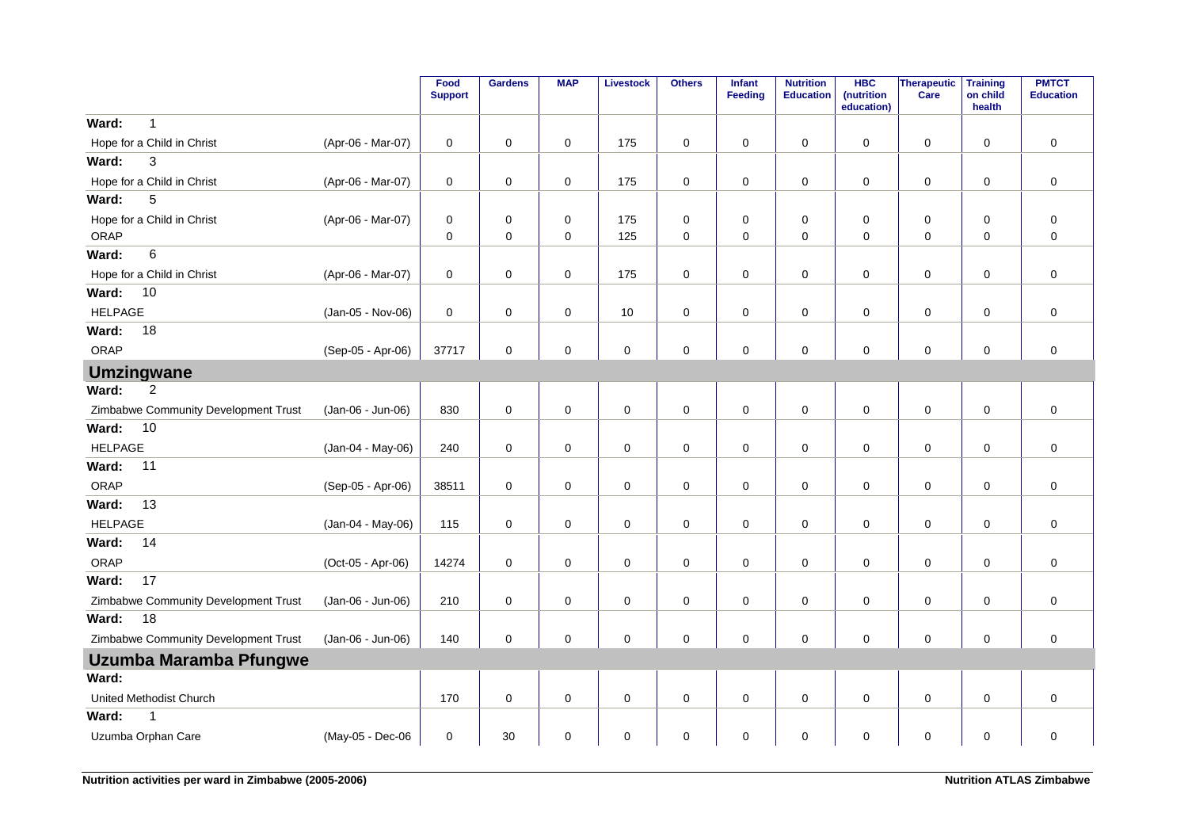| | | Food Support | Gardens | MAP | Livestock | Others | Infant Feeding | Nutrition Education | HBC (nutrition education) | Therapeutic Care | Training on child health | PMTCT Education |
|---|---|---|---|---|---|---|---|---|---|---|---|---|
| **Ward: 1** | | | | | | | | | | | | |
| Hope for a Child in Christ | (Apr-06 - Mar-07) | 0 | 0 | 0 | 175 | 0 | 0 | 0 | 0 | 0 | 0 | 0 |
| **Ward: 3** | | | | | | | | | | | | |
| Hope for a Child in Christ | (Apr-06 - Mar-07) | 0 | 0 | 0 | 175 | 0 | 0 | 0 | 0 | 0 | 0 | 0 |
| **Ward: 5** | | | | | | | | | | | | |
| Hope for a Child in Christ | (Apr-06 - Mar-07) | 0 | 0 | 0 | 175 | 0 | 0 | 0 | 0 | 0 | 0 | 0 |
| ORAP | | 0 | 0 | 0 | 125 | 0 | 0 | 0 | 0 | 0 | 0 | 0 |
| **Ward: 6** | | | | | | | | | | | | |
| Hope for a Child in Christ | (Apr-06 - Mar-07) | 0 | 0 | 0 | 175 | 0 | 0 | 0 | 0 | 0 | 0 | 0 |
| **Ward: 10** | | | | | | | | | | | | |
| HELPAGE | (Jan-05 - Nov-06) | 0 | 0 | 0 | 10 | 0 | 0 | 0 | 0 | 0 | 0 | 0 |
| **Ward: 18** | | | | | | | | | | | | |
| ORAP | (Sep-05 - Apr-06) | 37717 | 0 | 0 | 0 | 0 | 0 | 0 | 0 | 0 | 0 | 0 |
| **Umzingwane** | | | | | | | | | | | | |
| **Ward: 2** | | | | | | | | | | | | |
| Zimbabwe Community Development Trust | (Jan-06 - Jun-06) | 830 | 0 | 0 | 0 | 0 | 0 | 0 | 0 | 0 | 0 | 0 |
| **Ward: 10** | | | | | | | | | | | | |
| HELPAGE | (Jan-04 - May-06) | 240 | 0 | 0 | 0 | 0 | 0 | 0 | 0 | 0 | 0 | 0 |
| **Ward: 11** | | | | | | | | | | | | |
| ORAP | (Sep-05 - Apr-06) | 38511 | 0 | 0 | 0 | 0 | 0 | 0 | 0 | 0 | 0 | 0 |
| **Ward: 13** | | | | | | | | | | | | |
| HELPAGE | (Jan-04 - May-06) | 115 | 0 | 0 | 0 | 0 | 0 | 0 | 0 | 0 | 0 | 0 |
| **Ward: 14** | | | | | | | | | | | | |
| ORAP | (Oct-05 - Apr-06) | 14274 | 0 | 0 | 0 | 0 | 0 | 0 | 0 | 0 | 0 | 0 |
| **Ward: 17** | | | | | | | | | | | | |
| Zimbabwe Community Development Trust | (Jan-06 - Jun-06) | 210 | 0 | 0 | 0 | 0 | 0 | 0 | 0 | 0 | 0 | 0 |
| **Ward: 18** | | | | | | | | | | | | |
| Zimbabwe Community Development Trust | (Jan-06 - Jun-06) | 140 | 0 | 0 | 0 | 0 | 0 | 0 | 0 | 0 | 0 | 0 |
| **Uzumba Maramba Pfungwe** | | | | | | | | | | | | |
| **Ward:** | | | | | | | | | | | | |
| United Methodist Church | | 170 | 0 | 0 | 0 | 0 | 0 | 0 | 0 | 0 | 0 | 0 |
| **Ward: 1** | | | | | | | | | | | | |
| Uzumba Orphan Care | (May-05 - Dec-06 | 0 | 30 | 0 | 0 | 0 | 0 | 0 | 0 | 0 | 0 | 0 |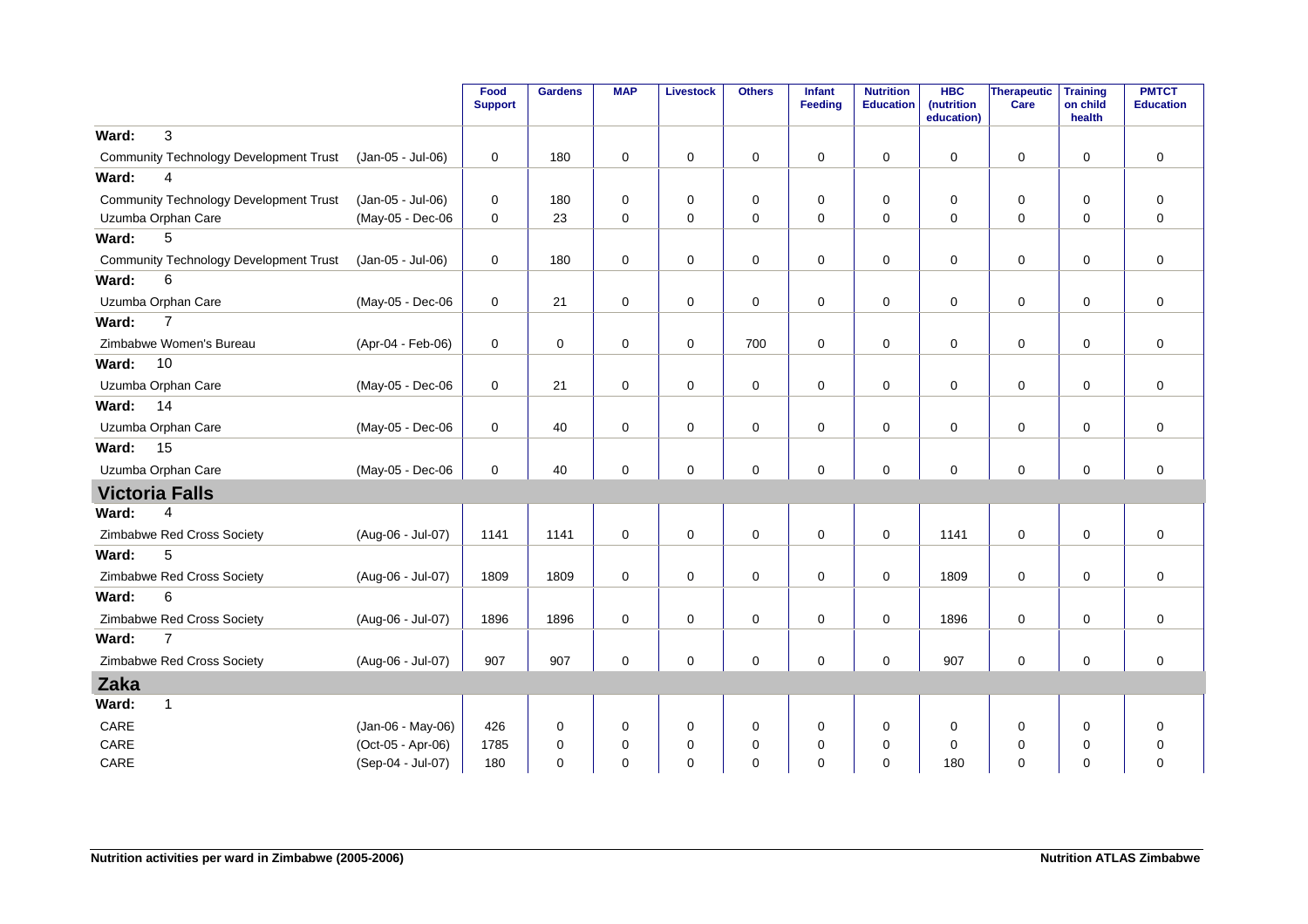| | | Food Support | Gardens | MAP | Livestock | Others | Infant Feeding | Nutrition Education | HBC (nutrition education) | Therapeutic Care | Training on child health | PMTCT Education |
|---|---|---|---|---|---|---|---|---|---|---|---|---|
| **Ward: 3** | | | | | | | | | | | | |
| Community Technology Development Trust | (Jan-05 - Jul-06) | 0 | 180 | 0 | 0 | 0 | 0 | 0 | 0 | 0 | 0 | 0 |
| **Ward: 4** | | | | | | | | | | | | |
| Community Technology Development Trust | (Jan-05 - Jul-06) | 0 | 180 | 0 | 0 | 0 | 0 | 0 | 0 | 0 | 0 | 0 |
| Uzumba Orphan Care | (May-05 - Dec-06 | 0 | 23 | 0 | 0 | 0 | 0 | 0 | 0 | 0 | 0 | 0 |
| **Ward: 5** | | | | | | | | | | | | |
| Community Technology Development Trust | (Jan-05 - Jul-06) | 0 | 180 | 0 | 0 | 0 | 0 | 0 | 0 | 0 | 0 | 0 |
| **Ward: 6** | | | | | | | | | | | | |
| Uzumba Orphan Care | (May-05 - Dec-06 | 0 | 21 | 0 | 0 | 0 | 0 | 0 | 0 | 0 | 0 | 0 |
| **Ward: 7** | | | | | | | | | | | | |
| Zimbabwe Women's Bureau | (Apr-04 - Feb-06) | 0 | 0 | 0 | 0 | 700 | 0 | 0 | 0 | 0 | 0 | 0 |
| **Ward: 10** | | | | | | | | | | | | |
| Uzumba Orphan Care | (May-05 - Dec-06 | 0 | 21 | 0 | 0 | 0 | 0 | 0 | 0 | 0 | 0 | 0 |
| **Ward: 14** | | | | | | | | | | | | |
| Uzumba Orphan Care | (May-05 - Dec-06 | 0 | 40 | 0 | 0 | 0 | 0 | 0 | 0 | 0 | 0 | 0 |
| **Ward: 15** | | | | | | | | | | | | |
| Uzumba Orphan Care | (May-05 - Dec-06 | 0 | 40 | 0 | 0 | 0 | 0 | 0 | 0 | 0 | 0 | 0 |
| **Victoria Falls** | | | | | | | | | | | | |
| **Ward: 4** | | | | | | | | | | | | |
| Zimbabwe Red Cross Society | (Aug-06 - Jul-07) | 1141 | 1141 | 0 | 0 | 0 | 0 | 0 | 1141 | 0 | 0 | 0 |
| **Ward: 5** | | | | | | | | | | | | |
| Zimbabwe Red Cross Society | (Aug-06 - Jul-07) | 1809 | 1809 | 0 | 0 | 0 | 0 | 0 | 1809 | 0 | 0 | 0 |
| **Ward: 6** | | | | | | | | | | | | |
| Zimbabwe Red Cross Society | (Aug-06 - Jul-07) | 1896 | 1896 | 0 | 0 | 0 | 0 | 0 | 1896 | 0 | 0 | 0 |
| **Ward: 7** | | | | | | | | | | | | |
| Zimbabwe Red Cross Society | (Aug-06 - Jul-07) | 907 | 907 | 0 | 0 | 0 | 0 | 0 | 907 | 0 | 0 | 0 |
| **Zaka** | | | | | | | | | | | | |
| **Ward: 1** | | | | | | | | | | | | |
| CARE | (Jan-06 - May-06) | 426 | 0 | 0 | 0 | 0 | 0 | 0 | 0 | 0 | 0 | 0 |
| CARE | (Oct-05 - Apr-06) | 1785 | 0 | 0 | 0 | 0 | 0 | 0 | 0 | 0 | 0 | 0 |
| CARE | (Sep-04 - Jul-07) | 180 | 0 | 0 | 0 | 0 | 0 | 0 | 180 | 0 | 0 | 0 |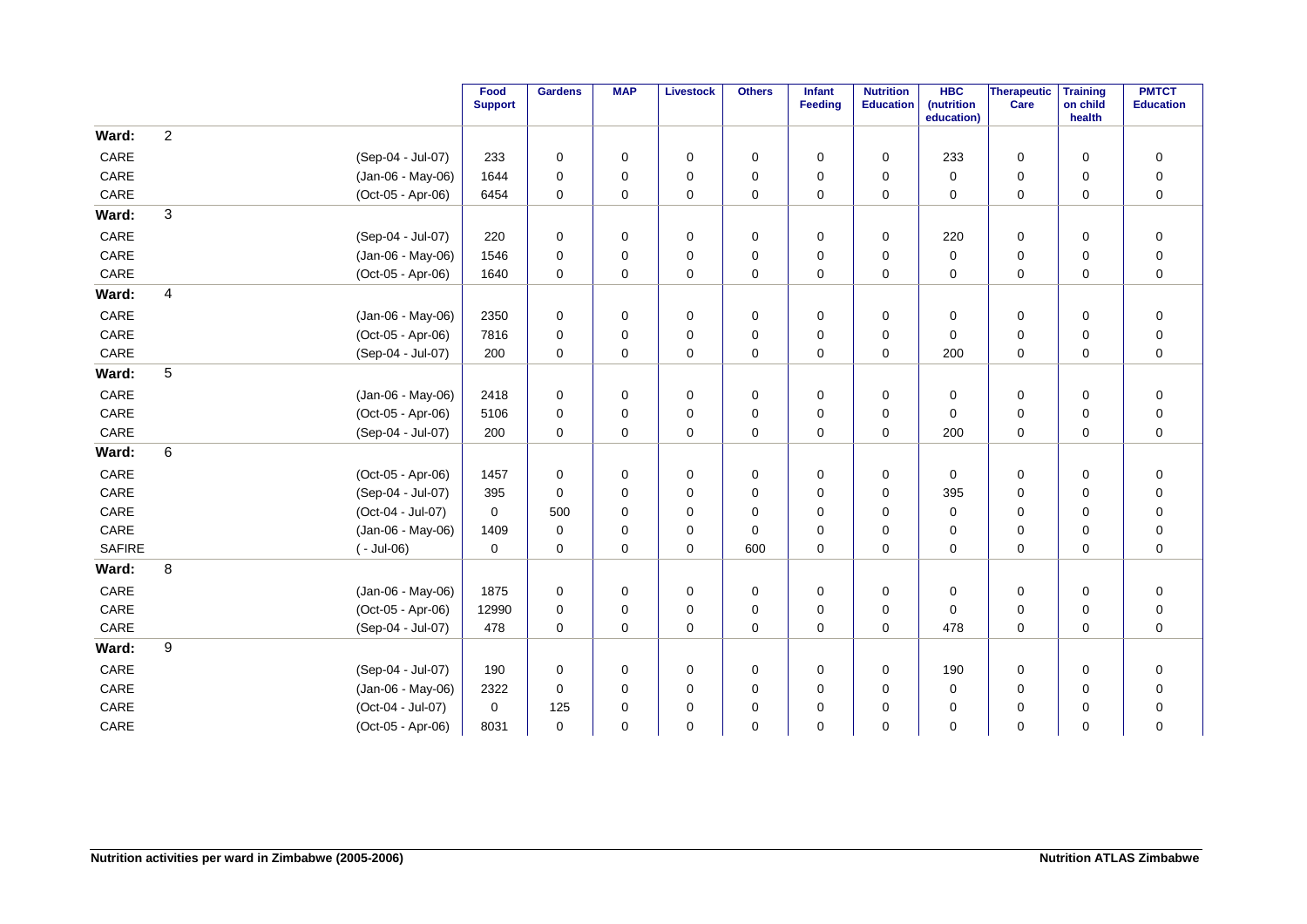| | | | Food Support | Gardens | MAP | Livestock | Others | Infant Feeding | Nutrition Education | HBC (nutrition education) | Therapeutic Care | Training on child health | PMTCT Education |
|---|---|---|---|---|---|---|---|---|---|---|---|---|---|
| **Ward:** | 2 | | | | | | | | | | | | |
| CARE | | (Sep-04 - Jul-07) | 233 | 0 | 0 | 0 | 0 | 0 | 0 | 233 | 0 | 0 | 0 |
| CARE | | (Jan-06 - May-06) | 1644 | 0 | 0 | 0 | 0 | 0 | 0 | 0 | 0 | 0 | 0 |
| CARE | | (Oct-05 - Apr-06) | 6454 | 0 | 0 | 0 | 0 | 0 | 0 | 0 | 0 | 0 | 0 |
| **Ward:** | 3 | | | | | | | | | | | | |
| CARE | | (Sep-04 - Jul-07) | 220 | 0 | 0 | 0 | 0 | 0 | 0 | 220 | 0 | 0 | 0 |
| CARE | | (Jan-06 - May-06) | 1546 | 0 | 0 | 0 | 0 | 0 | 0 | 0 | 0 | 0 | 0 |
| CARE | | (Oct-05 - Apr-06) | 1640 | 0 | 0 | 0 | 0 | 0 | 0 | 0 | 0 | 0 | 0 |
| **Ward:** | 4 | | | | | | | | | | | | |
| CARE | | (Jan-06 - May-06) | 2350 | 0 | 0 | 0 | 0 | 0 | 0 | 0 | 0 | 0 | 0 |
| CARE | | (Oct-05 - Apr-06) | 7816 | 0 | 0 | 0 | 0 | 0 | 0 | 0 | 0 | 0 | 0 |
| CARE | | (Sep-04 - Jul-07) | 200 | 0 | 0 | 0 | 0 | 0 | 0 | 200 | 0 | 0 | 0 |
| **Ward:** | 5 | | | | | | | | | | | | |
| CARE | | (Jan-06 - May-06) | 2418 | 0 | 0 | 0 | 0 | 0 | 0 | 0 | 0 | 0 | 0 |
| CARE | | (Oct-05 - Apr-06) | 5106 | 0 | 0 | 0 | 0 | 0 | 0 | 0 | 0 | 0 | 0 |
| CARE | | (Sep-04 - Jul-07) | 200 | 0 | 0 | 0 | 0 | 0 | 0 | 200 | 0 | 0 | 0 |
| **Ward:** | 6 | | | | | | | | | | | | |
| CARE | | (Oct-05 - Apr-06) | 1457 | 0 | 0 | 0 | 0 | 0 | 0 | 0 | 0 | 0 | 0 |
| CARE | | (Sep-04 - Jul-07) | 395 | 0 | 0 | 0 | 0 | 0 | 0 | 395 | 0 | 0 | 0 |
| CARE | | (Oct-04 - Jul-07) | 0 | 500 | 0 | 0 | 0 | 0 | 0 | 0 | 0 | 0 | 0 |
| CARE | | (Jan-06 - May-06) | 1409 | 0 | 0 | 0 | 0 | 0 | 0 | 0 | 0 | 0 | 0 |
| SAFIRE | | ( - Jul-06) | 0 | 0 | 0 | 0 | 600 | 0 | 0 | 0 | 0 | 0 | 0 |
| **Ward:** | 8 | | | | | | | | | | | | |
| CARE | | (Jan-06 - May-06) | 1875 | 0 | 0 | 0 | 0 | 0 | 0 | 0 | 0 | 0 | 0 |
| CARE | | (Oct-05 - Apr-06) | 12990 | 0 | 0 | 0 | 0 | 0 | 0 | 0 | 0 | 0 | 0 |
| CARE | | (Sep-04 - Jul-07) | 478 | 0 | 0 | 0 | 0 | 0 | 0 | 478 | 0 | 0 | 0 |
| **Ward:** | 9 | | | | | | | | | | | | |
| CARE | | (Sep-04 - Jul-07) | 190 | 0 | 0 | 0 | 0 | 0 | 0 | 190 | 0 | 0 | 0 |
| CARE | | (Jan-06 - May-06) | 2322 | 0 | 0 | 0 | 0 | 0 | 0 | 0 | 0 | 0 | 0 |
| CARE | | (Oct-04 - Jul-07) | 0 | 125 | 0 | 0 | 0 | 0 | 0 | 0 | 0 | 0 | 0 |
| CARE | | (Oct-05 - Apr-06) | 8031 | 0 | 0 | 0 | 0 | 0 | 0 | 0 | 0 | 0 | 0 |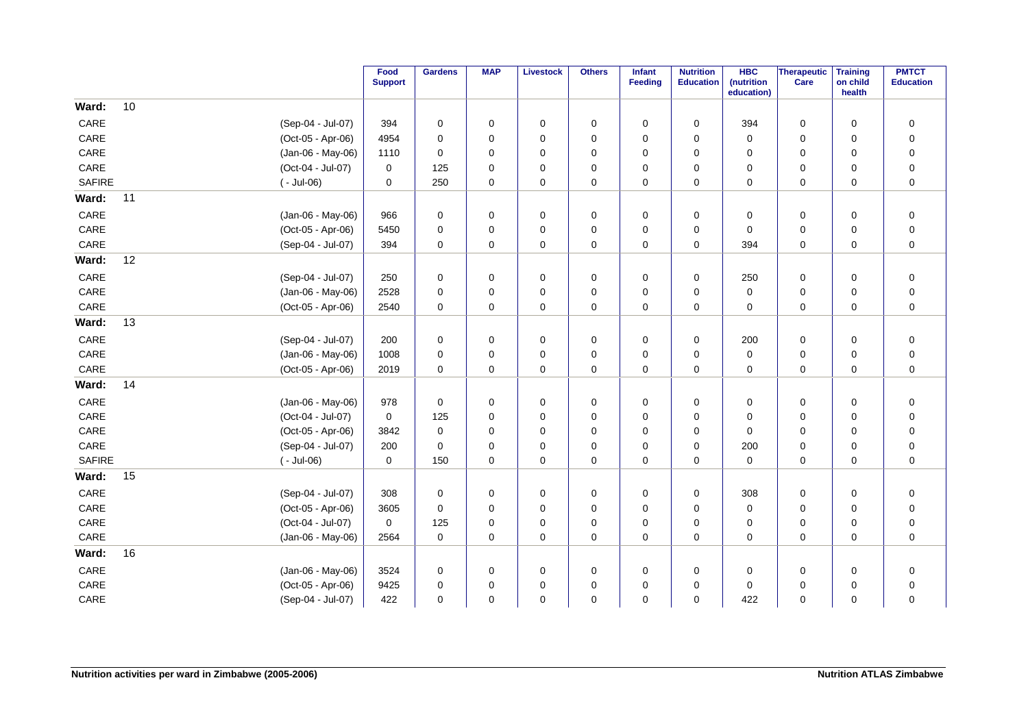| | | | Food Support | Gardens | MAP | Livestock | Others | Infant Feeding | Nutrition Education | HBC (nutrition education) | Therapeutic Care | Training on child health | PMTCT Education |
|---|---|---|---|---|---|---|---|---|---|---|---|---|---|
| **Ward:** | 10 | | | | | | | | | | | | |
| CARE | | (Sep-04 - Jul-07) | 394 | 0 | 0 | 0 | 0 | 0 | 0 | 394 | 0 | 0 | 0 |
| CARE | | (Oct-05 - Apr-06) | 4954 | 0 | 0 | 0 | 0 | 0 | 0 | 0 | 0 | 0 | 0 |
| CARE | | (Jan-06 - May-06) | 1110 | 0 | 0 | 0 | 0 | 0 | 0 | 0 | 0 | 0 | 0 |
| CARE | | (Oct-04 - Jul-07) | 0 | 125 | 0 | 0 | 0 | 0 | 0 | 0 | 0 | 0 | 0 |
| SAFIRE | | ( - Jul-06) | 0 | 250 | 0 | 0 | 0 | 0 | 0 | 0 | 0 | 0 | 0 |
| **Ward:** | 11 | | | | | | | | | | | | |
| CARE | | (Jan-06 - May-06) | 966 | 0 | 0 | 0 | 0 | 0 | 0 | 0 | 0 | 0 | 0 |
| CARE | | (Oct-05 - Apr-06) | 5450 | 0 | 0 | 0 | 0 | 0 | 0 | 0 | 0 | 0 | 0 |
| CARE | | (Sep-04 - Jul-07) | 394 | 0 | 0 | 0 | 0 | 0 | 0 | 394 | 0 | 0 | 0 |
| **Ward:** | 12 | | | | | | | | | | | | |
| CARE | | (Sep-04 - Jul-07) | 250 | 0 | 0 | 0 | 0 | 0 | 0 | 250 | 0 | 0 | 0 |
| CARE | | (Jan-06 - May-06) | 2528 | 0 | 0 | 0 | 0 | 0 | 0 | 0 | 0 | 0 | 0 |
| CARE | | (Oct-05 - Apr-06) | 2540 | 0 | 0 | 0 | 0 | 0 | 0 | 0 | 0 | 0 | 0 |
| **Ward:** | 13 | | | | | | | | | | | | |
| CARE | | (Sep-04 - Jul-07) | 200 | 0 | 0 | 0 | 0 | 0 | 0 | 200 | 0 | 0 | 0 |
| CARE | | (Jan-06 - May-06) | 1008 | 0 | 0 | 0 | 0 | 0 | 0 | 0 | 0 | 0 | 0 |
| CARE | | (Oct-05 - Apr-06) | 2019 | 0 | 0 | 0 | 0 | 0 | 0 | 0 | 0 | 0 | 0 |
| **Ward:** | 14 | | | | | | | | | | | | |
| CARE | | (Jan-06 - May-06) | 978 | 0 | 0 | 0 | 0 | 0 | 0 | 0 | 0 | 0 | 0 |
| CARE | | (Oct-04 - Jul-07) | 0 | 125 | 0 | 0 | 0 | 0 | 0 | 0 | 0 | 0 | 0 |
| CARE | | (Oct-05 - Apr-06) | 3842 | 0 | 0 | 0 | 0 | 0 | 0 | 0 | 0 | 0 | 0 |
| CARE | | (Sep-04 - Jul-07) | 200 | 0 | 0 | 0 | 0 | 0 | 0 | 200 | 0 | 0 | 0 |
| SAFIRE | | ( - Jul-06) | 0 | 150 | 0 | 0 | 0 | 0 | 0 | 0 | 0 | 0 | 0 |
| **Ward:** | 15 | | | | | | | | | | | | |
| CARE | | (Sep-04 - Jul-07) | 308 | 0 | 0 | 0 | 0 | 0 | 0 | 308 | 0 | 0 | 0 |
| CARE | | (Oct-05 - Apr-06) | 3605 | 0 | 0 | 0 | 0 | 0 | 0 | 0 | 0 | 0 | 0 |
| CARE | | (Oct-04 - Jul-07) | 0 | 125 | 0 | 0 | 0 | 0 | 0 | 0 | 0 | 0 | 0 |
| CARE | | (Jan-06 - May-06) | 2564 | 0 | 0 | 0 | 0 | 0 | 0 | 0 | 0 | 0 | 0 |
| **Ward:** | 16 | | | | | | | | | | | | |
| CARE | | (Jan-06 - May-06) | 3524 | 0 | 0 | 0 | 0 | 0 | 0 | 0 | 0 | 0 | 0 |
| CARE | | (Oct-05 - Apr-06) | 9425 | 0 | 0 | 0 | 0 | 0 | 0 | 0 | 0 | 0 | 0 |
| CARE | | (Sep-04 - Jul-07) | 422 | 0 | 0 | 0 | 0 | 0 | 0 | 422 | 0 | 0 | 0 |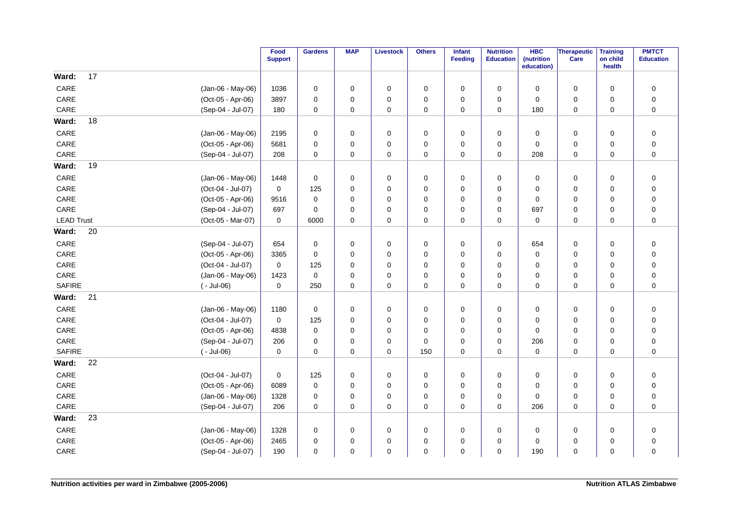| | | Food Support | Gardens | MAP | Livestock | Others | Infant Feeding | Nutrition Education | HBC (nutrition education) | Therapeutic Care | Training on child health | PMTCT Education |
|---|---|---|---|---|---|---|---|---|---|---|---|---|
| **Ward: 17** | | | | | | | | | | | | |
| CARE | (Jan-06 - May-06) | 1036 | 0 | 0 | 0 | 0 | 0 | 0 | 0 | 0 | 0 | 0 |
| CARE | (Oct-05 - Apr-06) | 3897 | 0 | 0 | 0 | 0 | 0 | 0 | 0 | 0 | 0 | 0 |
| CARE | (Sep-04 - Jul-07) | 180 | 0 | 0 | 0 | 0 | 0 | 0 | 180 | 0 | 0 | 0 |
| **Ward: 18** | | | | | | | | | | | | |
| CARE | (Jan-06 - May-06) | 2195 | 0 | 0 | 0 | 0 | 0 | 0 | 0 | 0 | 0 | 0 |
| CARE | (Oct-05 - Apr-06) | 5681 | 0 | 0 | 0 | 0 | 0 | 0 | 0 | 0 | 0 | 0 |
| CARE | (Sep-04 - Jul-07) | 208 | 0 | 0 | 0 | 0 | 0 | 0 | 208 | 0 | 0 | 0 |
| **Ward: 19** | | | | | | | | | | | | |
| CARE | (Jan-06 - May-06) | 1448 | 0 | 0 | 0 | 0 | 0 | 0 | 0 | 0 | 0 | 0 |
| CARE | (Oct-04 - Jul-07) | 0 | 125 | 0 | 0 | 0 | 0 | 0 | 0 | 0 | 0 | 0 |
| CARE | (Oct-05 - Apr-06) | 9516 | 0 | 0 | 0 | 0 | 0 | 0 | 0 | 0 | 0 | 0 |
| CARE | (Sep-04 - Jul-07) | 697 | 0 | 0 | 0 | 0 | 0 | 0 | 697 | 0 | 0 | 0 |
| LEAD Trust | (Oct-05 - Mar-07) | 0 | 6000 | 0 | 0 | 0 | 0 | 0 | 0 | 0 | 0 | 0 |
| **Ward: 20** | | | | | | | | | | | | |
| CARE | (Sep-04 - Jul-07) | 654 | 0 | 0 | 0 | 0 | 0 | 0 | 654 | 0 | 0 | 0 |
| CARE | (Oct-05 - Apr-06) | 3365 | 0 | 0 | 0 | 0 | 0 | 0 | 0 | 0 | 0 | 0 |
| CARE | (Oct-04 - Jul-07) | 0 | 125 | 0 | 0 | 0 | 0 | 0 | 0 | 0 | 0 | 0 |
| CARE | (Jan-06 - May-06) | 1423 | 0 | 0 | 0 | 0 | 0 | 0 | 0 | 0 | 0 | 0 |
| SAFIRE | ( - Jul-06) | 0 | 250 | 0 | 0 | 0 | 0 | 0 | 0 | 0 | 0 | 0 |
| **Ward: 21** | | | | | | | | | | | | |
| CARE | (Jan-06 - May-06) | 1180 | 0 | 0 | 0 | 0 | 0 | 0 | 0 | 0 | 0 | 0 |
| CARE | (Oct-04 - Jul-07) | 0 | 125 | 0 | 0 | 0 | 0 | 0 | 0 | 0 | 0 | 0 |
| CARE | (Oct-05 - Apr-06) | 4838 | 0 | 0 | 0 | 0 | 0 | 0 | 0 | 0 | 0 | 0 |
| CARE | (Sep-04 - Jul-07) | 206 | 0 | 0 | 0 | 0 | 0 | 0 | 206 | 0 | 0 | 0 |
| SAFIRE | ( - Jul-06) | 0 | 0 | 0 | 0 | 150 | 0 | 0 | 0 | 0 | 0 | 0 |
| **Ward: 22** | | | | | | | | | | | | |
| CARE | (Oct-04 - Jul-07) | 0 | 125 | 0 | 0 | 0 | 0 | 0 | 0 | 0 | 0 | 0 |
| CARE | (Oct-05 - Apr-06) | 6089 | 0 | 0 | 0 | 0 | 0 | 0 | 0 | 0 | 0 | 0 |
| CARE | (Jan-06 - May-06) | 1328 | 0 | 0 | 0 | 0 | 0 | 0 | 0 | 0 | 0 | 0 |
| CARE | (Sep-04 - Jul-07) | 206 | 0 | 0 | 0 | 0 | 0 | 0 | 206 | 0 | 0 | 0 |
| **Ward: 23** | | | | | | | | | | | | |
| CARE | (Jan-06 - May-06) | 1328 | 0 | 0 | 0 | 0 | 0 | 0 | 0 | 0 | 0 | 0 |
| CARE | (Oct-05 - Apr-06) | 2465 | 0 | 0 | 0 | 0 | 0 | 0 | 0 | 0 | 0 | 0 |
| CARE | (Sep-04 - Jul-07) | 190 | 0 | 0 | 0 | 0 | 0 | 0 | 190 | 0 | 0 | 0 |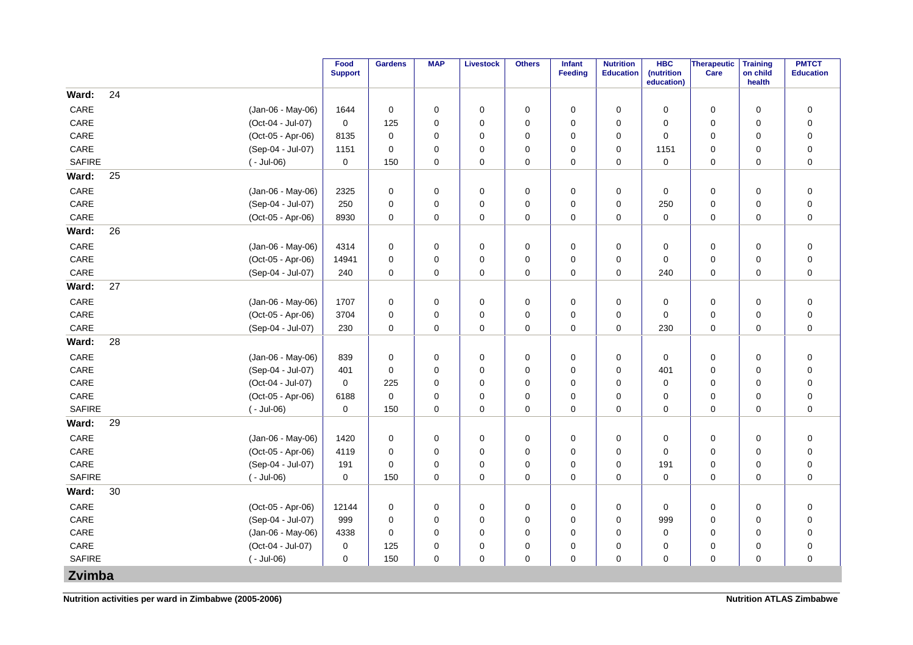| | | Food Support | Gardens | MAP | Livestock | Others | Infant Feeding | Nutrition Education | HBC (nutrition education) | Therapeutic Care | Training on child health | PMTCT Education |
|---|---|---|---|---|---|---|---|---|---|---|---|---|
| **Ward: 24** | | | | | | | | | | | | |
| CARE | (Jan-06 - May-06) | 1644 | 0 | 0 | 0 | 0 | 0 | 0 | 0 | 0 | 0 | 0 |
| CARE | (Oct-04 - Jul-07) | 0 | 125 | 0 | 0 | 0 | 0 | 0 | 0 | 0 | 0 | 0 |
| CARE | (Oct-05 - Apr-06) | 8135 | 0 | 0 | 0 | 0 | 0 | 0 | 0 | 0 | 0 | 0 |
| CARE | (Sep-04 - Jul-07) | 1151 | 0 | 0 | 0 | 0 | 0 | 0 | 1151 | 0 | 0 | 0 |
| SAFIRE | ( - Jul-06) | 0 | 150 | 0 | 0 | 0 | 0 | 0 | 0 | 0 | 0 | 0 |
| **Ward: 25** | | | | | | | | | | | | |
| CARE | (Jan-06 - May-06) | 2325 | 0 | 0 | 0 | 0 | 0 | 0 | 0 | 0 | 0 | 0 |
| CARE | (Sep-04 - Jul-07) | 250 | 0 | 0 | 0 | 0 | 0 | 0 | 250 | 0 | 0 | 0 |
| CARE | (Oct-05 - Apr-06) | 8930 | 0 | 0 | 0 | 0 | 0 | 0 | 0 | 0 | 0 | 0 |
| **Ward: 26** | | | | | | | | | | | | |
| CARE | (Jan-06 - May-06) | 4314 | 0 | 0 | 0 | 0 | 0 | 0 | 0 | 0 | 0 | 0 |
| CARE | (Oct-05 - Apr-06) | 14941 | 0 | 0 | 0 | 0 | 0 | 0 | 0 | 0 | 0 | 0 |
| CARE | (Sep-04 - Jul-07) | 240 | 0 | 0 | 0 | 0 | 0 | 0 | 240 | 0 | 0 | 0 |
| **Ward: 27** | | | | | | | | | | | | |
| CARE | (Jan-06 - May-06) | 1707 | 0 | 0 | 0 | 0 | 0 | 0 | 0 | 0 | 0 | 0 |
| CARE | (Oct-05 - Apr-06) | 3704 | 0 | 0 | 0 | 0 | 0 | 0 | 0 | 0 | 0 | 0 |
| CARE | (Sep-04 - Jul-07) | 230 | 0 | 0 | 0 | 0 | 0 | 0 | 230 | 0 | 0 | 0 |
| **Ward: 28** | | | | | | | | | | | | |
| CARE | (Jan-06 - May-06) | 839 | 0 | 0 | 0 | 0 | 0 | 0 | 0 | 0 | 0 | 0 |
| CARE | (Sep-04 - Jul-07) | 401 | 0 | 0 | 0 | 0 | 0 | 0 | 401 | 0 | 0 | 0 |
| CARE | (Oct-04 - Jul-07) | 0 | 225 | 0 | 0 | 0 | 0 | 0 | 0 | 0 | 0 | 0 |
| CARE | (Oct-05 - Apr-06) | 6188 | 0 | 0 | 0 | 0 | 0 | 0 | 0 | 0 | 0 | 0 |
| SAFIRE | ( - Jul-06) | 0 | 150 | 0 | 0 | 0 | 0 | 0 | 0 | 0 | 0 | 0 |
| **Ward: 29** | | | | | | | | | | | | |
| CARE | (Jan-06 - May-06) | 1420 | 0 | 0 | 0 | 0 | 0 | 0 | 0 | 0 | 0 | 0 |
| CARE | (Oct-05 - Apr-06) | 4119 | 0 | 0 | 0 | 0 | 0 | 0 | 0 | 0 | 0 | 0 |
| CARE | (Sep-04 - Jul-07) | 191 | 0 | 0 | 0 | 0 | 0 | 0 | 191 | 0 | 0 | 0 |
| SAFIRE | ( - Jul-06) | 0 | 150 | 0 | 0 | 0 | 0 | 0 | 0 | 0 | 0 | 0 |
| **Ward: 30** | | | | | | | | | | | | |
| CARE | (Oct-05 - Apr-06) | 12144 | 0 | 0 | 0 | 0 | 0 | 0 | 0 | 0 | 0 | 0 |
| CARE | (Sep-04 - Jul-07) | 999 | 0 | 0 | 0 | 0 | 0 | 0 | 999 | 0 | 0 | 0 |
| CARE | (Jan-06 - May-06) | 4338 | 0 | 0 | 0 | 0 | 0 | 0 | 0 | 0 | 0 | 0 |
| CARE | (Oct-04 - Jul-07) | 0 | 125 | 0 | 0 | 0 | 0 | 0 | 0 | 0 | 0 | 0 |
| SAFIRE | ( - Jul-06) | 0 | 150 | 0 | 0 | 0 | 0 | 0 | 0 | 0 | 0 | 0 |

## Zvimba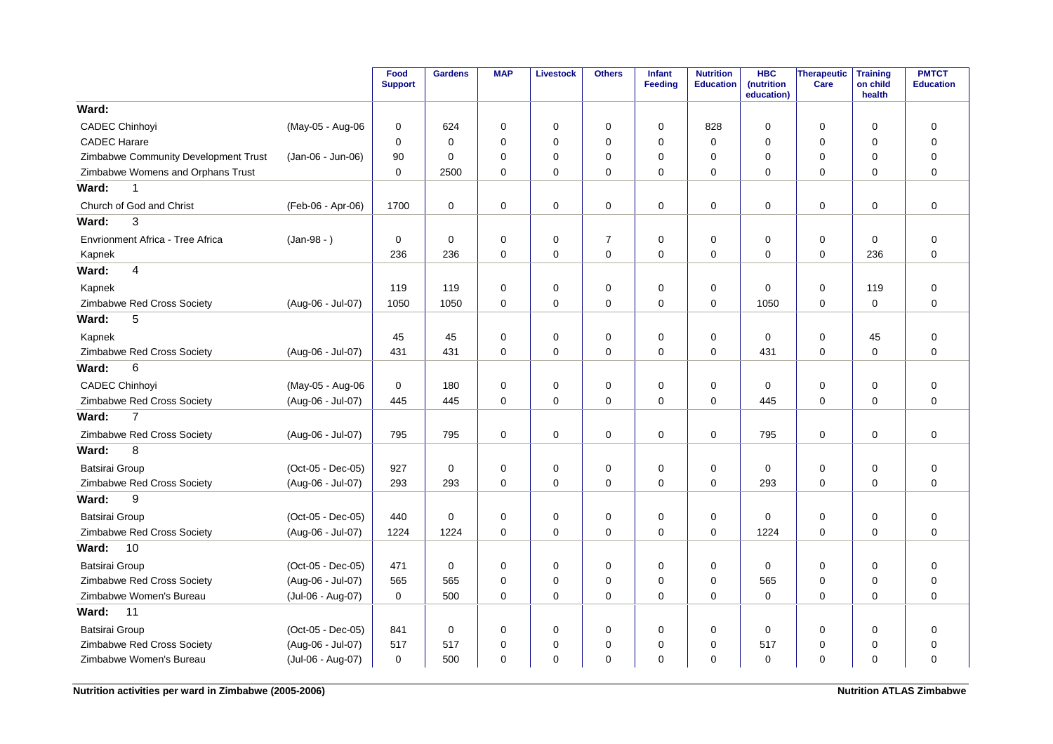| | | Food Support | Gardens | MAP | Livestock | Others | Infant Feeding | Nutrition Education | HBC (nutrition education) | Therapeutic Care | Training on child health | PMTCT Education |
|---|---|---|---|---|---|---|---|---|---|---|---|---|
| **Ward:** | | | | | | | | | | | | |
| CADEC Chinhoyi | (May-05 - Aug-06 | 0 | 624 | 0 | 0 | 0 | 0 | 828 | 0 | 0 | 0 | 0 |
| CADEC Harare | | 0 | 0 | 0 | 0 | 0 | 0 | 0 | 0 | 0 | 0 | 0 |
| Zimbabwe Community Development Trust | (Jan-06 - Jun-06) | 90 | 0 | 0 | 0 | 0 | 0 | 0 | 0 | 0 | 0 | 0 |
| Zimbabwe Womens and Orphans Trust | | 0 | 2500 | 0 | 0 | 0 | 0 | 0 | 0 | 0 | 0 | 0 |
| **Ward: 1** | | | | | | | | | | | | |
| Church of God and Christ | (Feb-06 - Apr-06) | 1700 | 0 | 0 | 0 | 0 | 0 | 0 | 0 | 0 | 0 | 0 |
| **Ward: 3** | | | | | | | | | | | | |
| Envrionment Africa - Tree Africa | (Jan-98 - ) | 0 | 0 | 0 | 0 | 7 | 0 | 0 | 0 | 0 | 0 | 0 |
| Kapnek | | 236 | 236 | 0 | 0 | 0 | 0 | 0 | 0 | 0 | 236 | 0 |
| **Ward: 4** | | | | | | | | | | | | |
| Kapnek | | 119 | 119 | 0 | 0 | 0 | 0 | 0 | 0 | 0 | 119 | 0 |
| Zimbabwe Red Cross Society | (Aug-06 - Jul-07) | 1050 | 1050 | 0 | 0 | 0 | 0 | 0 | 1050 | 0 | 0 | 0 |
| **Ward: 5** | | | | | | | | | | | | |
| Kapnek | | 45 | 45 | 0 | 0 | 0 | 0 | 0 | 0 | 0 | 45 | 0 |
| Zimbabwe Red Cross Society | (Aug-06 - Jul-07) | 431 | 431 | 0 | 0 | 0 | 0 | 0 | 431 | 0 | 0 | 0 |
| **Ward: 6** | | | | | | | | | | | | |
| CADEC Chinhoyi | (May-05 - Aug-06 | 0 | 180 | 0 | 0 | 0 | 0 | 0 | 0 | 0 | 0 | 0 |
| Zimbabwe Red Cross Society | (Aug-06 - Jul-07) | 445 | 445 | 0 | 0 | 0 | 0 | 0 | 445 | 0 | 0 | 0 |
| **Ward: 7** | | | | | | | | | | | | |
| Zimbabwe Red Cross Society | (Aug-06 - Jul-07) | 795 | 795 | 0 | 0 | 0 | 0 | 0 | 795 | 0 | 0 | 0 |
| **Ward: 8** | | | | | | | | | | | | |
| Batsirai Group | (Oct-05 - Dec-05) | 927 | 0 | 0 | 0 | 0 | 0 | 0 | 0 | 0 | 0 | 0 |
| Zimbabwe Red Cross Society | (Aug-06 - Jul-07) | 293 | 293 | 0 | 0 | 0 | 0 | 0 | 293 | 0 | 0 | 0 |
| **Ward: 9** | | | | | | | | | | | | |
| Batsirai Group | (Oct-05 - Dec-05) | 440 | 0 | 0 | 0 | 0 | 0 | 0 | 0 | 0 | 0 | 0 |
| Zimbabwe Red Cross Society | (Aug-06 - Jul-07) | 1224 | 1224 | 0 | 0 | 0 | 0 | 0 | 1224 | 0 | 0 | 0 |
| **Ward: 10** | | | | | | | | | | | | |
| Batsirai Group | (Oct-05 - Dec-05) | 471 | 0 | 0 | 0 | 0 | 0 | 0 | 0 | 0 | 0 | 0 |
| Zimbabwe Red Cross Society | (Aug-06 - Jul-07) | 565 | 565 | 0 | 0 | 0 | 0 | 0 | 565 | 0 | 0 | 0 |
| Zimbabwe Women's Bureau | (Jul-06 - Aug-07) | 0 | 500 | 0 | 0 | 0 | 0 | 0 | 0 | 0 | 0 | 0 |
| **Ward: 11** | | | | | | | | | | | | |
| Batsirai Group | (Oct-05 - Dec-05) | 841 | 0 | 0 | 0 | 0 | 0 | 0 | 0 | 0 | 0 | 0 |
| Zimbabwe Red Cross Society | (Aug-06 - Jul-07) | 517 | 517 | 0 | 0 | 0 | 0 | 0 | 517 | 0 | 0 | 0 |
| Zimbabwe Women's Bureau | (Jul-06 - Aug-07) | 0 | 500 | 0 | 0 | 0 | 0 | 0 | 0 | 0 | 0 | 0 |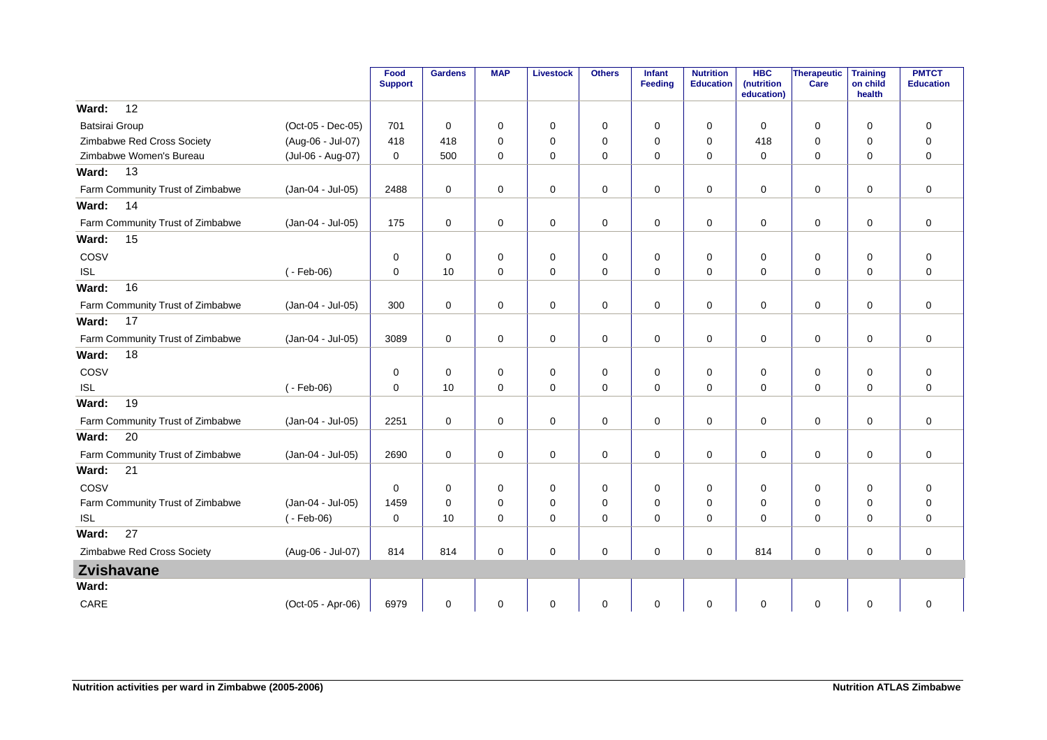| | | Food Support | Gardens | MAP | Livestock | Others | Infant Feeding | Nutrition Education | HBC (nutrition education) | Therapeutic Care | Training on child health | PMTCT Education |
|---|---|---|---|---|---|---|---|---|---|---|---|---|
| **Ward: 12** | | | | | | | | | | | | |
| Batsirai Group | (Oct-05 - Dec-05) | 701 | 0 | 0 | 0 | 0 | 0 | 0 | 0 | 0 | 0 | 0 |
| Zimbabwe Red Cross Society | (Aug-06 - Jul-07) | 418 | 418 | 0 | 0 | 0 | 0 | 0 | 418 | 0 | 0 | 0 |
| Zimbabwe Women's Bureau | (Jul-06 - Aug-07) | 0 | 500 | 0 | 0 | 0 | 0 | 0 | 0 | 0 | 0 | 0 |
| **Ward: 13** | | | | | | | | | | | | |
| Farm Community Trust of Zimbabwe | (Jan-04 - Jul-05) | 2488 | 0 | 0 | 0 | 0 | 0 | 0 | 0 | 0 | 0 | 0 |
| **Ward: 14** | | | | | | | | | | | | |
| Farm Community Trust of Zimbabwe | (Jan-04 - Jul-05) | 175 | 0 | 0 | 0 | 0 | 0 | 0 | 0 | 0 | 0 | 0 |
| **Ward: 15** | | | | | | | | | | | | |
| COSV | | 0 | 0 | 0 | 0 | 0 | 0 | 0 | 0 | 0 | 0 | 0 |
| ISL | ( - Feb-06) | 0 | 10 | 0 | 0 | 0 | 0 | 0 | 0 | 0 | 0 | 0 |
| **Ward: 16** | | | | | | | | | | | | |
| Farm Community Trust of Zimbabwe | (Jan-04 - Jul-05) | 300 | 0 | 0 | 0 | 0 | 0 | 0 | 0 | 0 | 0 | 0 |
| **Ward: 17** | | | | | | | | | | | | |
| Farm Community Trust of Zimbabwe | (Jan-04 - Jul-05) | 3089 | 0 | 0 | 0 | 0 | 0 | 0 | 0 | 0 | 0 | 0 |
| **Ward: 18** | | | | | | | | | | | | |
| COSV | | 0 | 0 | 0 | 0 | 0 | 0 | 0 | 0 | 0 | 0 | 0 |
| ISL | ( - Feb-06) | 0 | 10 | 0 | 0 | 0 | 0 | 0 | 0 | 0 | 0 | 0 |
| **Ward: 19** | | | | | | | | | | | | |
| Farm Community Trust of Zimbabwe | (Jan-04 - Jul-05) | 2251 | 0 | 0 | 0 | 0 | 0 | 0 | 0 | 0 | 0 | 0 |
| **Ward: 20** | | | | | | | | | | | | |
| Farm Community Trust of Zimbabwe | (Jan-04 - Jul-05) | 2690 | 0 | 0 | 0 | 0 | 0 | 0 | 0 | 0 | 0 | 0 |
| **Ward: 21** | | | | | | | | | | | | |
| COSV | | 0 | 0 | 0 | 0 | 0 | 0 | 0 | 0 | 0 | 0 | 0 |
| Farm Community Trust of Zimbabwe | (Jan-04 - Jul-05) | 1459 | 0 | 0 | 0 | 0 | 0 | 0 | 0 | 0 | 0 | 0 |
| ISL | ( - Feb-06) | 0 | 10 | 0 | 0 | 0 | 0 | 0 | 0 | 0 | 0 | 0 |
| **Ward: 27** | | | | | | | | | | | | |
| Zimbabwe Red Cross Society | (Aug-06 - Jul-07) | 814 | 814 | 0 | 0 | 0 | 0 | 0 | 814 | 0 | 0 | 0 |
| **Zvishavane** | | | | | | | | | | | | |
| **Ward:** | | | | | | | | | | | | |
| CARE | (Oct-05 - Apr-06) | 6979 | 0 | 0 | 0 | 0 | 0 | 0 | 0 | 0 | 0 | 0 |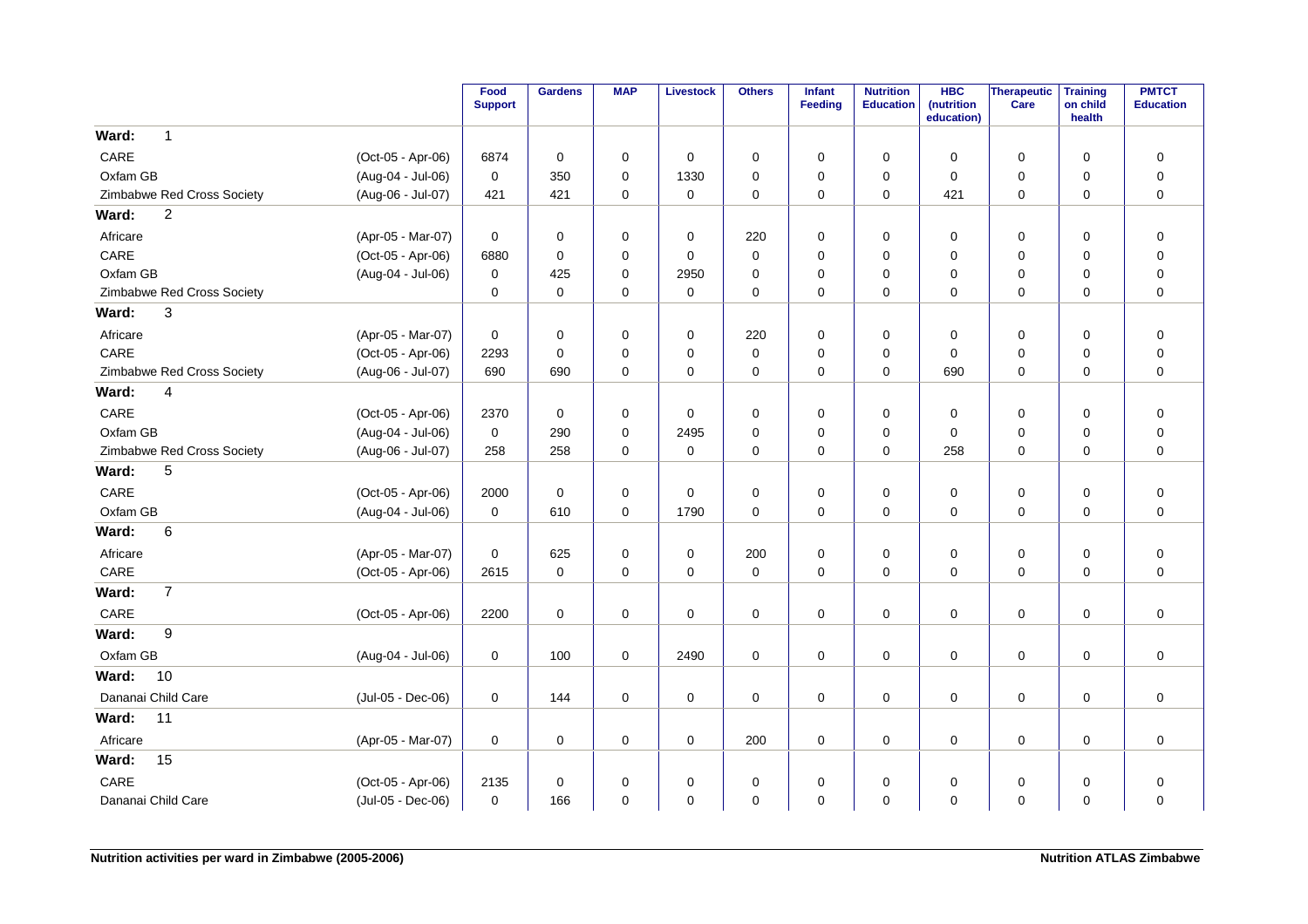| | | Food Support | Gardens | MAP | Livestock | Others | Infant Feeding | Nutrition Education | HBC (nutrition education) | Therapeutic Care | Training on child health | PMTCT Education |
|---|---|---|---|---|---|---|---|---|---|---|---|---|
| **Ward: 1** | | | | | | | | | | | | |
| CARE | (Oct-05 - Apr-06) | 6874 | 0 | 0 | 0 | 0 | 0 | 0 | 0 | 0 | 0 | 0 |
| Oxfam GB | (Aug-04 - Jul-06) | 0 | 350 | 0 | 1330 | 0 | 0 | 0 | 0 | 0 | 0 | 0 |
| Zimbabwe Red Cross Society | (Aug-06 - Jul-07) | 421 | 421 | 0 | 0 | 0 | 0 | 0 | 421 | 0 | 0 | 0 |
| **Ward: 2** | | | | | | | | | | | | |
| Africare | (Apr-05 - Mar-07) | 0 | 0 | 0 | 0 | 220 | 0 | 0 | 0 | 0 | 0 | 0 |
| CARE | (Oct-05 - Apr-06) | 6880 | 0 | 0 | 0 | 0 | 0 | 0 | 0 | 0 | 0 | 0 |
| Oxfam GB | (Aug-04 - Jul-06) | 0 | 425 | 0 | 2950 | 0 | 0 | 0 | 0 | 0 | 0 | 0 |
| Zimbabwe Red Cross Society | | 0 | 0 | 0 | 0 | 0 | 0 | 0 | 0 | 0 | 0 | 0 |
| **Ward: 3** | | | | | | | | | | | | |
| Africare | (Apr-05 - Mar-07) | 0 | 0 | 0 | 0 | 220 | 0 | 0 | 0 | 0 | 0 | 0 |
| CARE | (Oct-05 - Apr-06) | 2293 | 0 | 0 | 0 | 0 | 0 | 0 | 0 | 0 | 0 | 0 |
| Zimbabwe Red Cross Society | (Aug-06 - Jul-07) | 690 | 690 | 0 | 0 | 0 | 0 | 0 | 690 | 0 | 0 | 0 |
| **Ward: 4** | | | | | | | | | | | | |
| CARE | (Oct-05 - Apr-06) | 2370 | 0 | 0 | 0 | 0 | 0 | 0 | 0 | 0 | 0 | 0 |
| Oxfam GB | (Aug-04 - Jul-06) | 0 | 290 | 0 | 2495 | 0 | 0 | 0 | 0 | 0 | 0 | 0 |
| Zimbabwe Red Cross Society | (Aug-06 - Jul-07) | 258 | 258 | 0 | 0 | 0 | 0 | 0 | 258 | 0 | 0 | 0 |
| **Ward: 5** | | | | | | | | | | | | |
| CARE | (Oct-05 - Apr-06) | 2000 | 0 | 0 | 0 | 0 | 0 | 0 | 0 | 0 | 0 | 0 |
| Oxfam GB | (Aug-04 - Jul-06) | 0 | 610 | 0 | 1790 | 0 | 0 | 0 | 0 | 0 | 0 | 0 |
| **Ward: 6** | | | | | | | | | | | | |
| Africare | (Apr-05 - Mar-07) | 0 | 625 | 0 | 0 | 200 | 0 | 0 | 0 | 0 | 0 | 0 |
| CARE | (Oct-05 - Apr-06) | 2615 | 0 | 0 | 0 | 0 | 0 | 0 | 0 | 0 | 0 | 0 |
| **Ward: 7** | | | | | | | | | | | | |
| CARE | (Oct-05 - Apr-06) | 2200 | 0 | 0 | 0 | 0 | 0 | 0 | 0 | 0 | 0 | 0 |
| **Ward: 9** | | | | | | | | | | | | |
| Oxfam GB | (Aug-04 - Jul-06) | 0 | 100 | 0 | 2490 | 0 | 0 | 0 | 0 | 0 | 0 | 0 |
| **Ward: 10** | | | | | | | | | | | | |
| Dananai Child Care | (Jul-05 - Dec-06) | 0 | 144 | 0 | 0 | 0 | 0 | 0 | 0 | 0 | 0 | 0 |
| **Ward: 11** | | | | | | | | | | | | |
| Africare | (Apr-05 - Mar-07) | 0 | 0 | 0 | 0 | 200 | 0 | 0 | 0 | 0 | 0 | 0 |
| **Ward: 15** | | | | | | | | | | | | |
| CARE | (Oct-05 - Apr-06) | 2135 | 0 | 0 | 0 | 0 | 0 | 0 | 0 | 0 | 0 | 0 |
| Dananai Child Care | (Jul-05 - Dec-06) | 0 | 166 | 0 | 0 | 0 | 0 | 0 | 0 | 0 | 0 | 0 |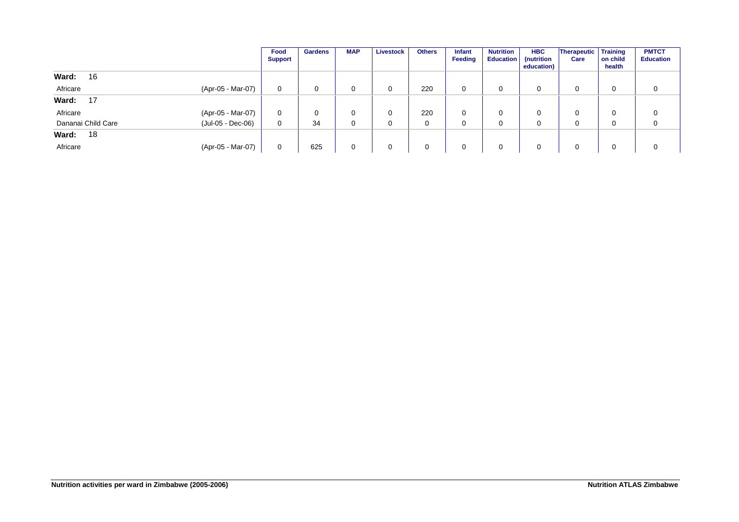| | | Food Support | Gardens | MAP | Livestock | Others | Infant Feeding | Nutrition Education | HBC (nutrition education) | Therapeutic Care | Training on child health | PMTCT Education |
|---|---|---|---|---|---|---|---|---|---|---|---|---|
| **Ward: 16** | | | | | | | | | | | | |
| Africare | (Apr-05 - Mar-07) | 0 | 0 | 0 | 0 | 220 | 0 | 0 | 0 | 0 | 0 | 0 |
| **Ward: 17** | | | | | | | | | | | | |
| Africare | (Apr-05 - Mar-07) | 0 | 0 | 0 | 0 | 220 | 0 | 0 | 0 | 0 | 0 | 0 |
| Dananai Child Care | (Jul-05 - Dec-06) | 0 | 34 | 0 | 0 | 0 | 0 | 0 | 0 | 0 | 0 | 0 |
| **Ward: 18** | | | | | | | | | | | | |
| Africare | (Apr-05 - Mar-07) | 0 | 625 | 0 | 0 | 0 | 0 | 0 | 0 | 0 | 0 | 0 |